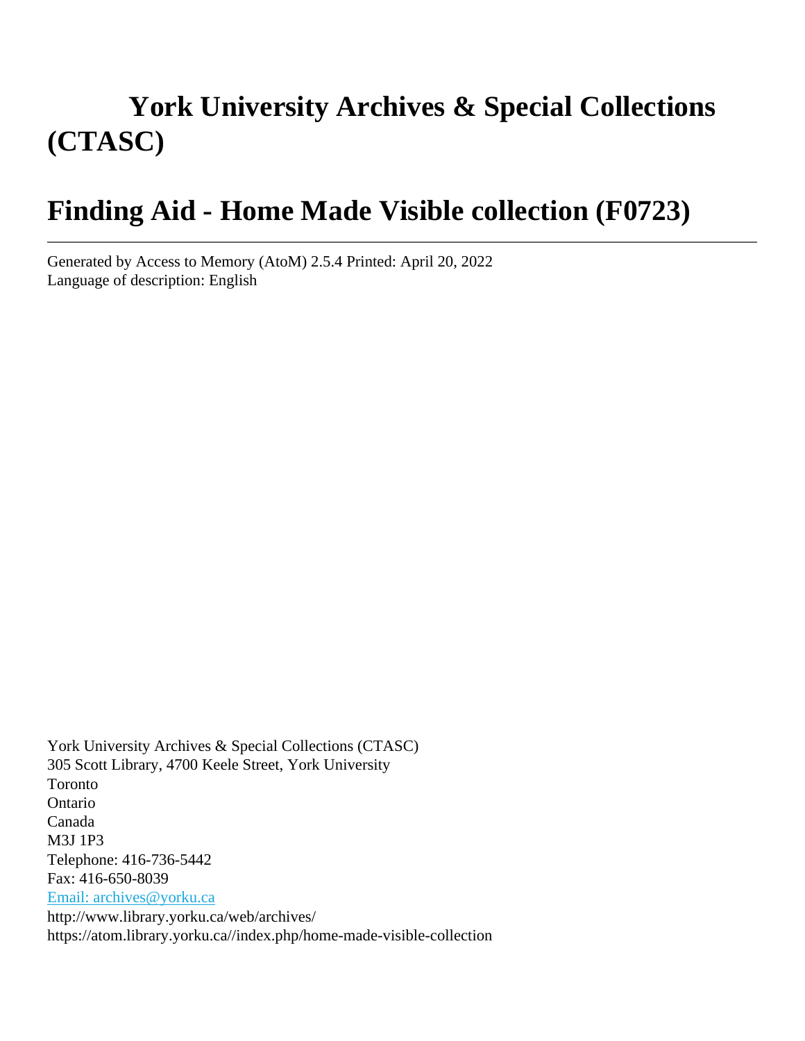# York University Archives & Special Collections (CTASC)

# Finding Aid - Home Made Visible collection (F0723)

---

Generated by Access to Memory (AtoM) 2.5.4 Printed: April 20, 2022
Language of description: English

York University Archives & Special Collections (CTASC)
305 Scott Library, 4700 Keele Street, York University
Toronto
Ontario
Canada
M3J 1P3
Telephone: 416-736-5442
Fax: 416-650-8039
[Email: archives@yorku.ca](mailto:archives@yorku.ca)
http://www.library.yorku.ca/web/archives/
https://atom.library.yorku.ca//index.php/home-made-visible-collection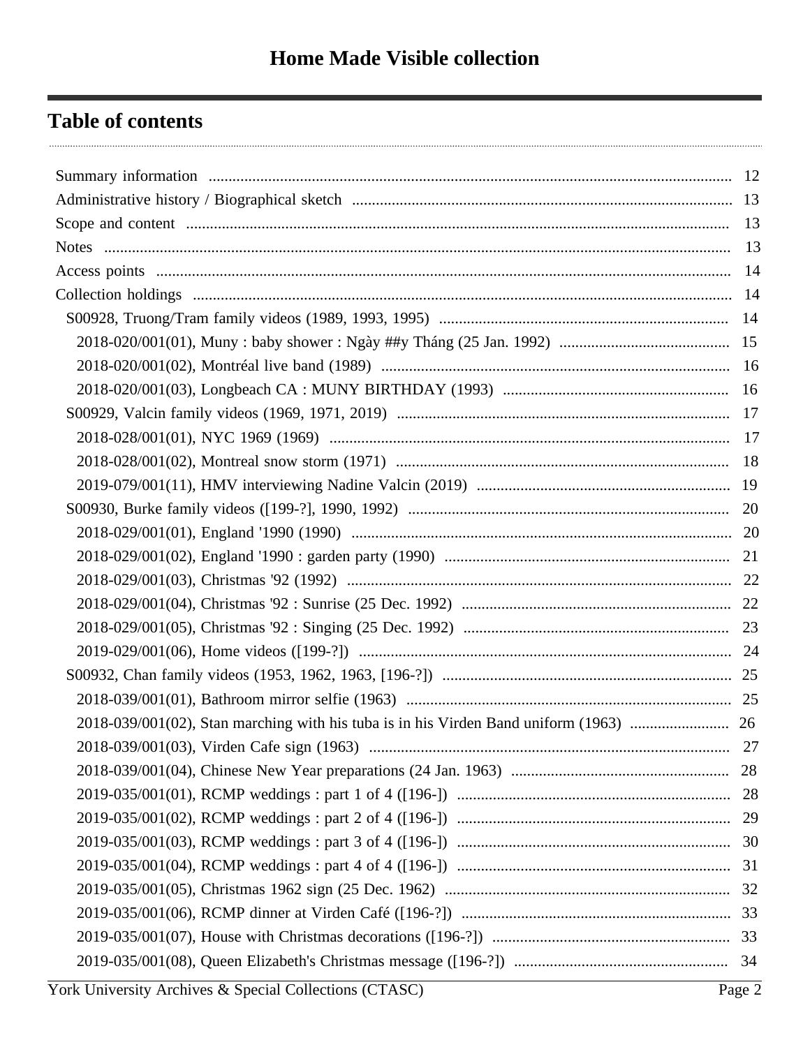# Home Made Visible collection

## Table of contents

- Summary information ... 12
- Administrative history / Biographical sketch ... 13
- Scope and content ... 13
- Notes ... 13
- Access points ... 14
- Collection holdings ... 14
  - S00928, Truong/Tram family videos (1989, 1993, 1995) ... 14
    - 2018-020/001(01), Muny : baby shower : Ngày ##y Tháng (25 Jan. 1992) ... 15
    - 2018-020/001(02), Montréal live band (1989) ... 16
    - 2018-020/001(03), Longbeach CA : MUNY BIRTHDAY (1993) ... 16
  - S00929, Valcin family videos (1969, 1971, 2019) ... 17
    - 2018-028/001(01), NYC 1969 (1969) ... 17
    - 2018-028/001(02), Montreal snow storm (1971) ... 18
    - 2019-079/001(11), HMV interviewing Nadine Valcin (2019) ... 19
  - S00930, Burke family videos ([199-?], 1990, 1992) ... 20
    - 2018-029/001(01), England '1990 (1990) ... 20
    - 2018-029/001(02), England '1990 : garden party (1990) ... 21
    - 2018-029/001(03), Christmas '92 (1992) ... 22
    - 2018-029/001(04), Christmas '92 : Sunrise (25 Dec. 1992) ... 22
    - 2018-029/001(05), Christmas '92 : Singing (25 Dec. 1992) ... 23
    - 2019-029/001(06), Home videos ([199-?]) ... 24
  - S00932, Chan family videos (1953, 1962, 1963, [196-?]) ... 25
    - 2018-039/001(01), Bathroom mirror selfie (1963) ... 25
    - 2018-039/001(02), Stan marching with his tuba is in his Virden Band uniform (1963) ... 26
    - 2018-039/001(03), Virden Cafe sign (1963) ... 27
    - 2018-039/001(04), Chinese New Year preparations (24 Jan. 1963) ... 28
    - 2019-035/001(01), RCMP weddings : part 1 of 4 ([196-]) ... 28
    - 2019-035/001(02), RCMP weddings : part 2 of 4 ([196-]) ... 29
    - 2019-035/001(03), RCMP weddings : part 3 of 4 ([196-]) ... 30
    - 2019-035/001(04), RCMP weddings : part 4 of 4 ([196-]) ... 31
    - 2019-035/001(05), Christmas 1962 sign (25 Dec. 1962) ... 32
    - 2019-035/001(06), RCMP dinner at Virden Café ([196-?]) ... 33
    - 2019-035/001(07), House with Christmas decorations ([196-?]) ... 33
    - 2019-035/001(08), Queen Elizabeth's Christmas message ([196-?]) ... 34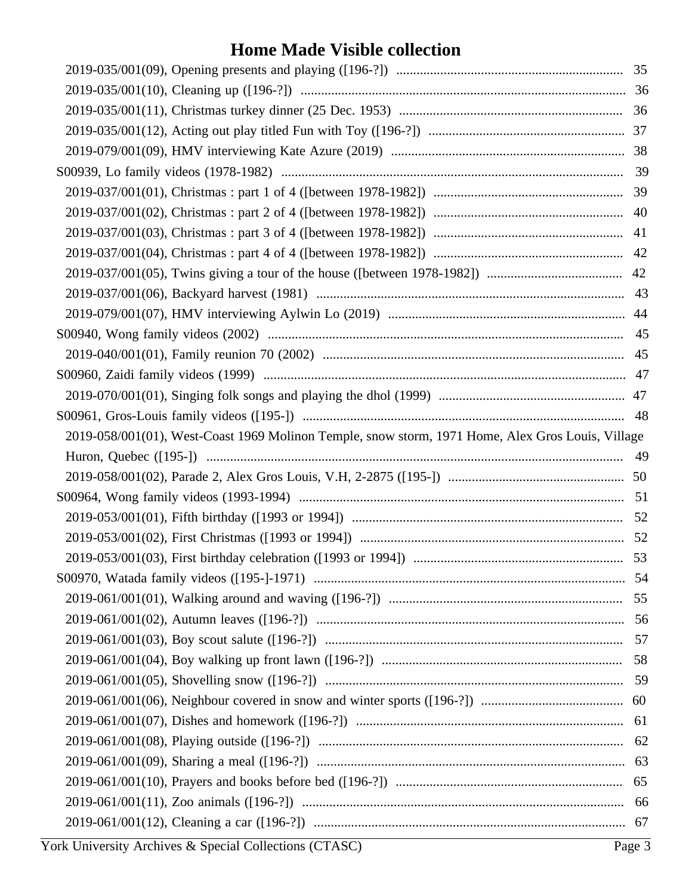# Home Made Visible collection

- 2019-035/001(09), Opening presents and playing ([196-?]) .................................................................. 35
- 2019-035/001(10), Cleaning up ([196-?]) ............................................................................................... 36
- 2019-035/001(11), Christmas turkey dinner (25 Dec. 1953) ................................................................. 36
- 2019-035/001(12), Acting out play titled Fun with Toy ([196-?]) ......................................................... 37
- 2019-079/001(09), HMV interviewing Kate Azure (2019) .................................................................... 38

S00939, Lo family videos (1978-1982) ..................................................................................................... 39

- 2019-037/001(01), Christmas : part 1 of 4 ([between 1978-1982]) ....................................................... 39
- 2019-037/001(02), Christmas : part 2 of 4 ([between 1978-1982]) ....................................................... 40
- 2019-037/001(03), Christmas : part 3 of 4 ([between 1978-1982]) ....................................................... 41
- 2019-037/001(04), Christmas : part 4 of 4 ([between 1978-1982]) ....................................................... 42
- 2019-037/001(05), Twins giving a tour of the house ([between 1978-1982]) ........................................ 42
- 2019-037/001(06), Backyard harvest (1981) .......................................................................................... 43
- 2019-079/001(07), HMV interviewing Aylwin Lo (2019) ...................................................................... 44

S00940, Wong family videos (2002) ........................................................................................................ 45

- 2019-040/001(01), Family reunion 70 (2002) ........................................................................................ 45

S00960, Zaidi family videos (1999) ......................................................................................................... 47

- 2019-070/001(01), Singing folk songs and playing the dhol (1999) ...................................................... 47

S00961, Gros-Louis family videos ([195-]) .............................................................................................. 48

- 2019-058/001(01), West-Coast 1969 Molinon Temple, snow storm, 1971 Home, Alex Gros Louis, Village Huron, Quebec ([195-]) .......................................................................................................... 49
- 2019-058/001(02), Parade 2, Alex Gros Louis, V.H, 2-2875 ([195-]) ................................................... 50

S00964, Wong family videos (1993-1994) ............................................................................................... 51

- 2019-053/001(01), Fifth birthday ([1993 or 1994]) ............................................................................... 52
- 2019-053/001(02), First Christmas ([1993 or 1994]) ............................................................................. 52
- 2019-053/001(03), First birthday celebration ([1993 or 1994]) ............................................................ 53

S00970, Watada family videos ([195-]-1971) ........................................................................................... 54

- 2019-061/001(01), Walking around and waving ([196-?]) .................................................................... 55
- 2019-061/001(02), Autumn leaves ([196-?]) .......................................................................................... 56
- 2019-061/001(03), Boy scout salute ([196-?]) ........................................................................................ 57
- 2019-061/001(04), Boy walking up front lawn ([196-?]) ...................................................................... 58
- 2019-061/001(05), Shovelling snow ([196-?]) ....................................................................................... 59
- 2019-061/001(06), Neighbour covered in snow and winter sports ([196-?]) ......................................... 60
- 2019-061/001(07), Dishes and homework ([196-?]) .............................................................................. 61
- 2019-061/001(08), Playing outside ([196-?]) ......................................................................................... 62
- 2019-061/001(09), Sharing a meal ([196-?]) .......................................................................................... 63
- 2019-061/001(10), Prayers and books before bed ([196-?]) .................................................................. 65
- 2019-061/001(11), Zoo animals ([196-?]) .............................................................................................. 66
- 2019-061/001(12), Cleaning a car ([196-?]) ........................................................................................... 67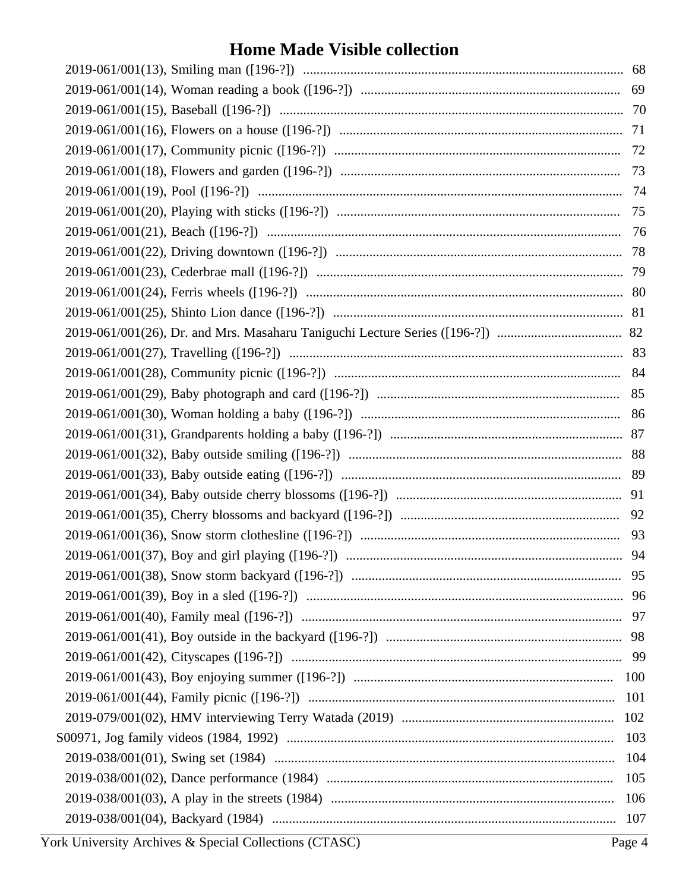# Home Made Visible collection

2019-061/001(13), Smiling man ([196-?]) .......... 68
2019-061/001(14), Woman reading a book ([196-?]) .......... 69
2019-061/001(15), Baseball ([196-?]) .......... 70
2019-061/001(16), Flowers on a house ([196-?]) .......... 71
2019-061/001(17), Community picnic ([196-?]) .......... 72
2019-061/001(18), Flowers and garden ([196-?]) .......... 73
2019-061/001(19), Pool ([196-?]) .......... 74
2019-061/001(20), Playing with sticks ([196-?]) .......... 75
2019-061/001(21), Beach ([196-?]) .......... 76
2019-061/001(22), Driving downtown ([196-?]) .......... 78
2019-061/001(23), Cederbrae mall ([196-?]) .......... 79
2019-061/001(24), Ferris wheels ([196-?]) .......... 80
2019-061/001(25), Shinto Lion dance ([196-?]) .......... 81
2019-061/001(26), Dr. and Mrs. Masaharu Taniguchi Lecture Series ([196-?]) .......... 82
2019-061/001(27), Travelling ([196-?]) .......... 83
2019-061/001(28), Community picnic ([196-?]) .......... 84
2019-061/001(29), Baby photograph and card ([196-?]) .......... 85
2019-061/001(30), Woman holding a baby ([196-?]) .......... 86
2019-061/001(31), Grandparents holding a baby ([196-?]) .......... 87
2019-061/001(32), Baby outside smiling ([196-?]) .......... 88
2019-061/001(33), Baby outside eating ([196-?]) .......... 89
2019-061/001(34), Baby outside cherry blossoms ([196-?]) .......... 91
2019-061/001(35), Cherry blossoms and backyard ([196-?]) .......... 92
2019-061/001(36), Snow storm clothesline ([196-?]) .......... 93
2019-061/001(37), Boy and girl playing ([196-?]) .......... 94
2019-061/001(38), Snow storm backyard ([196-?]) .......... 95
2019-061/001(39), Boy in a sled ([196-?]) .......... 96
2019-061/001(40), Family meal ([196-?]) .......... 97
2019-061/001(41), Boy outside in the backyard ([196-?]) .......... 98
2019-061/001(42), Cityscapes ([196-?]) .......... 99
2019-061/001(43), Boy enjoying summer ([196-?]) .......... 100
2019-061/001(44), Family picnic ([196-?]) .......... 101
2019-079/001(02), HMV interviewing Terry Watada (2019) .......... 102
S00971, Jog family videos (1984, 1992) .......... 103
2019-038/001(01), Swing set (1984) .......... 104
2019-038/001(02), Dance performance (1984) .......... 105
2019-038/001(03), A play in the streets (1984) .......... 106
2019-038/001(04), Backyard (1984) .......... 107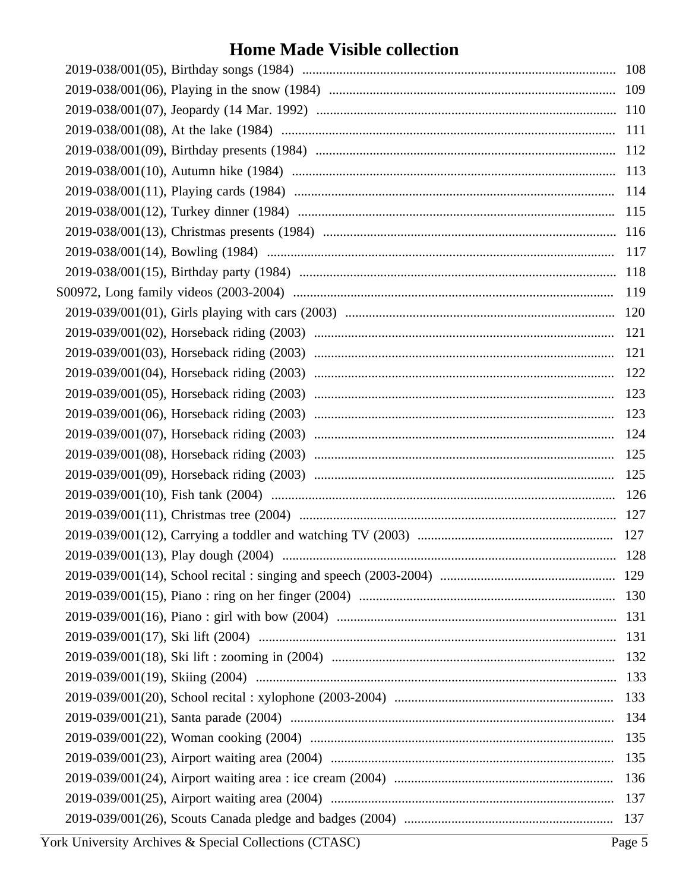# Home Made Visible collection

- 2019-038/001(05), Birthday songs (1984) ........ 108
- 2019-038/001(06), Playing in the snow (1984) ........ 109
- 2019-038/001(07), Jeopardy (14 Mar. 1992) ........ 110
- 2019-038/001(08), At the lake (1984) ........ 111
- 2019-038/001(09), Birthday presents (1984) ........ 112
- 2019-038/001(10), Autumn hike (1984) ........ 113
- 2019-038/001(11), Playing cards (1984) ........ 114
- 2019-038/001(12), Turkey dinner (1984) ........ 115
- 2019-038/001(13), Christmas presents (1984) ........ 116
- 2019-038/001(14), Bowling (1984) ........ 117
- 2019-038/001(15), Birthday party (1984) ........ 118

S00972, Long family videos (2003-2004) ........ 119

- 2019-039/001(01), Girls playing with cars (2003) ........ 120
- 2019-039/001(02), Horseback riding (2003) ........ 121
- 2019-039/001(03), Horseback riding (2003) ........ 121
- 2019-039/001(04), Horseback riding (2003) ........ 122
- 2019-039/001(05), Horseback riding (2003) ........ 123
- 2019-039/001(06), Horseback riding (2003) ........ 123
- 2019-039/001(07), Horseback riding (2003) ........ 124
- 2019-039/001(08), Horseback riding (2003) ........ 125
- 2019-039/001(09), Horseback riding (2003) ........ 125
- 2019-039/001(10), Fish tank (2004) ........ 126
- 2019-039/001(11), Christmas tree (2004) ........ 127
- 2019-039/001(12), Carrying a toddler and watching TV (2003) ........ 127
- 2019-039/001(13), Play dough (2004) ........ 128
- 2019-039/001(14), School recital : singing and speech (2003-2004) ........ 129
- 2019-039/001(15), Piano : ring on her finger (2004) ........ 130
- 2019-039/001(16), Piano : girl with bow (2004) ........ 131
- 2019-039/001(17), Ski lift (2004) ........ 131
- 2019-039/001(18), Ski lift : zooming in (2004) ........ 132
- 2019-039/001(19), Skiing (2004) ........ 133
- 2019-039/001(20), School recital : xylophone (2003-2004) ........ 133
- 2019-039/001(21), Santa parade (2004) ........ 134
- 2019-039/001(22), Woman cooking (2004) ........ 135
- 2019-039/001(23), Airport waiting area (2004) ........ 135
- 2019-039/001(24), Airport waiting area : ice cream (2004) ........ 136
- 2019-039/001(25), Airport waiting area (2004) ........ 137
- 2019-039/001(26), Scouts Canada pledge and badges (2004) ........ 137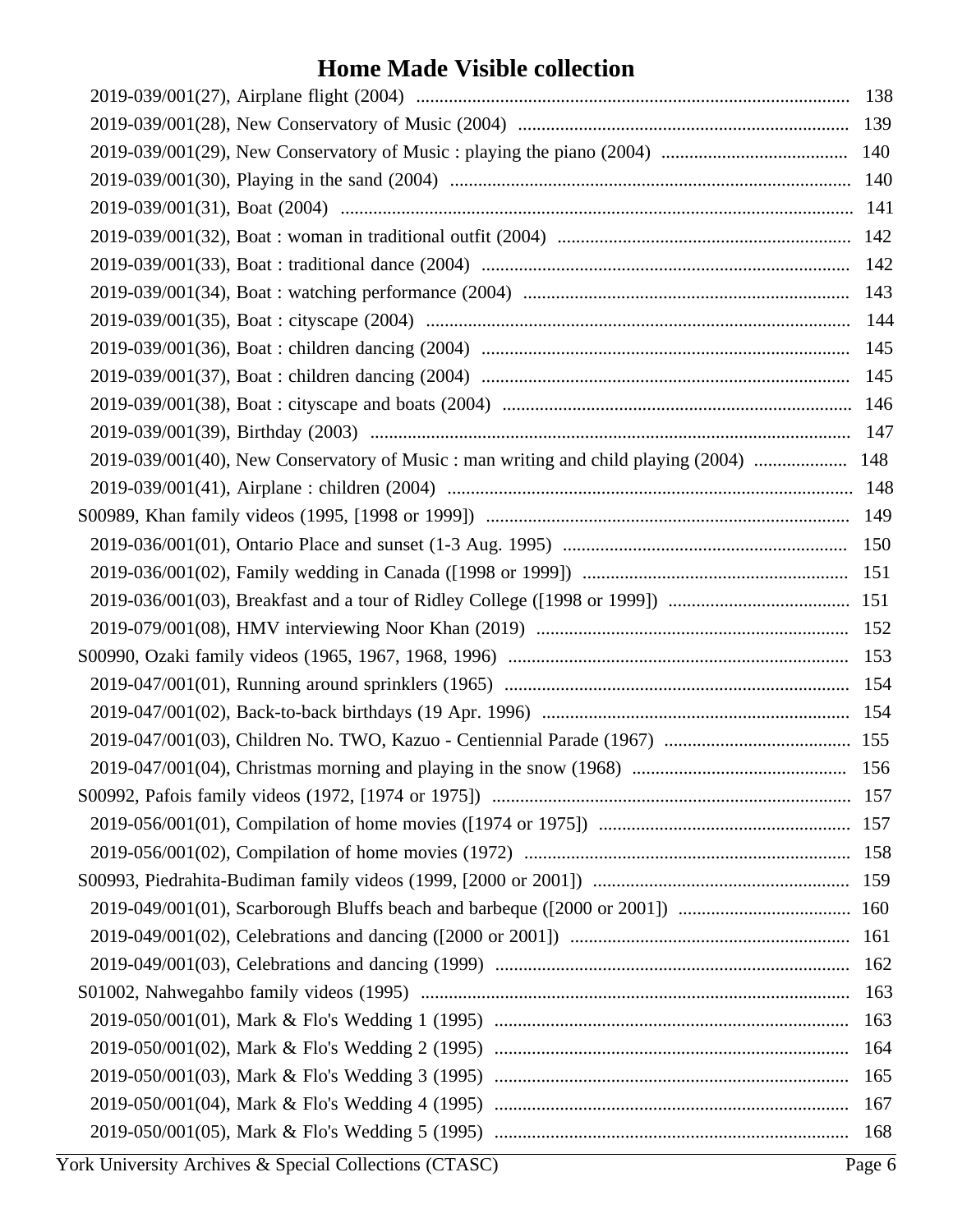# Home Made Visible collection

- 2019-039/001(27), Airplane flight (2004) ..... 138
- 2019-039/001(28), New Conservatory of Music (2004) ..... 139
- 2019-039/001(29), New Conservatory of Music : playing the piano (2004) ..... 140
- 2019-039/001(30), Playing in the sand (2004) ..... 140
- 2019-039/001(31), Boat (2004) ..... 141
- 2019-039/001(32), Boat : woman in traditional outfit (2004) ..... 142
- 2019-039/001(33), Boat : traditional dance (2004) ..... 142
- 2019-039/001(34), Boat : watching performance (2004) ..... 143
- 2019-039/001(35), Boat : cityscape (2004) ..... 144
- 2019-039/001(36), Boat : children dancing (2004) ..... 145
- 2019-039/001(37), Boat : children dancing (2004) ..... 145
- 2019-039/001(38), Boat : cityscape and boats (2004) ..... 146
- 2019-039/001(39), Birthday (2003) ..... 147
- 2019-039/001(40), New Conservatory of Music : man writing and child playing (2004) ..... 148
- 2019-039/001(41), Airplane : children (2004) ..... 148

S00989, Khan family videos (1995, [1998 or 1999]) ..... 149

- 2019-036/001(01), Ontario Place and sunset (1-3 Aug. 1995) ..... 150
- 2019-036/001(02), Family wedding in Canada ([1998 or 1999]) ..... 151
- 2019-036/001(03), Breakfast and a tour of Ridley College ([1998 or 1999]) ..... 151
- 2019-079/001(08), HMV interviewing Noor Khan (2019) ..... 152

S00990, Ozaki family videos (1965, 1967, 1968, 1996) ..... 153

- 2019-047/001(01), Running around sprinklers (1965) ..... 154
- 2019-047/001(02), Back-to-back birthdays (19 Apr. 1996) ..... 154
- 2019-047/001(03), Children No. TWO, Kazuo - Centiennial Parade (1967) ..... 155
- 2019-047/001(04), Christmas morning and playing in the snow (1968) ..... 156

S00992, Pafois family videos (1972, [1974 or 1975]) ..... 157

- 2019-056/001(01), Compilation of home movies ([1974 or 1975]) ..... 157
- 2019-056/001(02), Compilation of home movies (1972) ..... 158

S00993, Piedrahita-Budiman family videos (1999, [2000 or 2001]) ..... 159

- 2019-049/001(01), Scarborough Bluffs beach and barbeque ([2000 or 2001]) ..... 160
- 2019-049/001(02), Celebrations and dancing ([2000 or 2001]) ..... 161
- 2019-049/001(03), Celebrations and dancing (1999) ..... 162

S01002, Nahwegahbo family videos (1995) ..... 163

- 2019-050/001(01), Mark & Flo's Wedding 1 (1995) ..... 163
- 2019-050/001(02), Mark & Flo's Wedding 2 (1995) ..... 164
- 2019-050/001(03), Mark & Flo's Wedding 3 (1995) ..... 165
- 2019-050/001(04), Mark & Flo's Wedding 4 (1995) ..... 167
- 2019-050/001(05), Mark & Flo's Wedding 5 (1995) ..... 168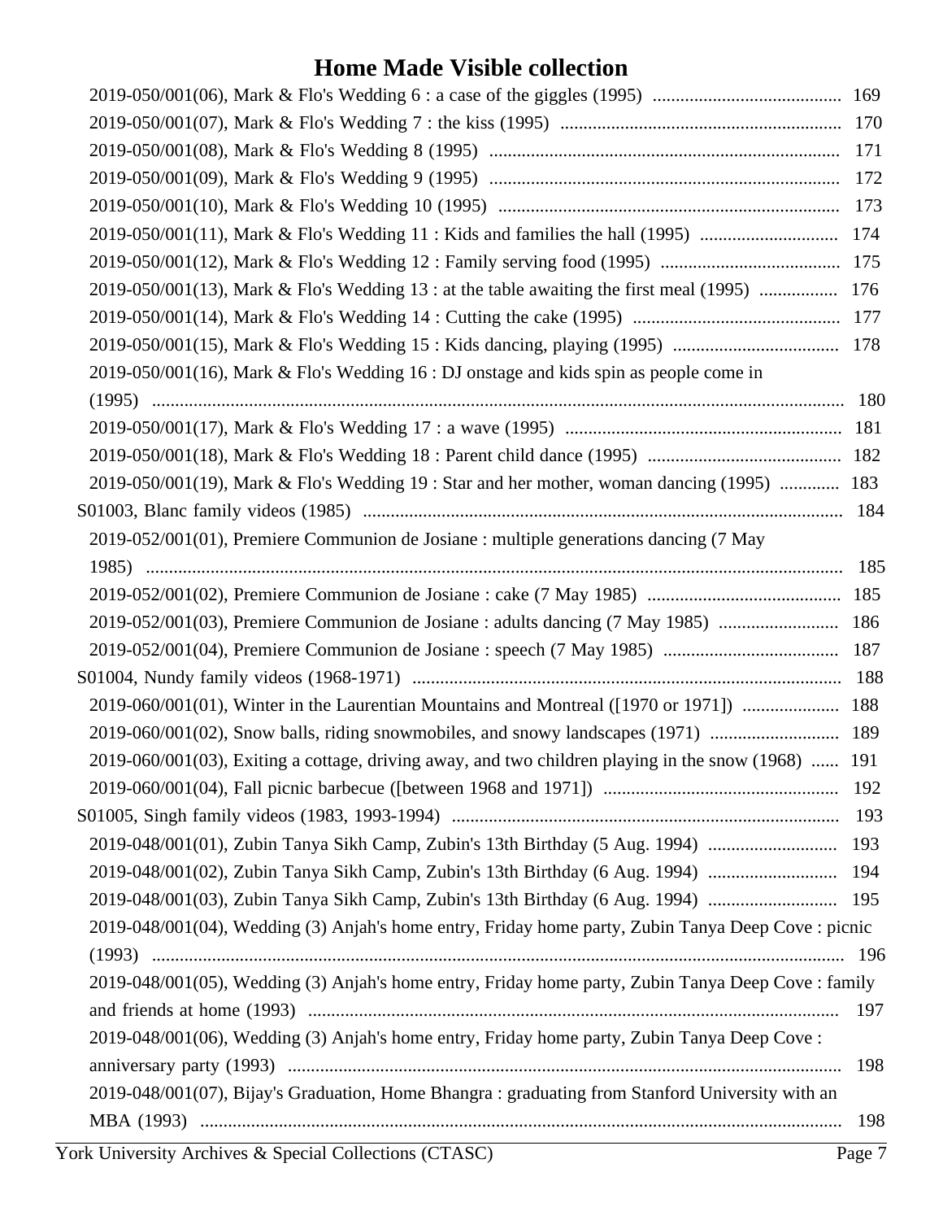# Home Made Visible collection

- 2019-050/001(06), Mark & Flo's Wedding 6 : a case of the giggles (1995) ........................................ 169
- 2019-050/001(07), Mark & Flo's Wedding 7 : the kiss (1995) ........................................................... 170
- 2019-050/001(08), Mark & Flo's Wedding 8 (1995) ........................................................................... 171
- 2019-050/001(09), Mark & Flo's Wedding 9 (1995) ........................................................................... 172
- 2019-050/001(10), Mark & Flo's Wedding 10 (1995) ......................................................................... 173
- 2019-050/001(11), Mark & Flo's Wedding 11 : Kids and families the hall (1995) ............................. 174
- 2019-050/001(12), Mark & Flo's Wedding 12 : Family serving food (1995) ...................................... 175
- 2019-050/001(13), Mark & Flo's Wedding 13 : at the table awaiting the first meal (1995) ................ 176
- 2019-050/001(14), Mark & Flo's Wedding 14 : Cutting the cake (1995) ............................................ 177
- 2019-050/001(15), Mark & Flo's Wedding 15 : Kids dancing, playing (1995) ................................... 178
- 2019-050/001(16), Mark & Flo's Wedding 16 : DJ onstage and kids spin as people come in (1995) ........................................................................................................................................ 180
- 2019-050/001(17), Mark & Flo's Wedding 17 : a wave (1995) ........................................................... 181
- 2019-050/001(18), Mark & Flo's Wedding 18 : Parent child dance (1995) ......................................... 182
- 2019-050/001(19), Mark & Flo's Wedding 19 : Star and her mother, woman dancing (1995) ............ 183

S01003, Blanc family videos (1985) ...................................................................................................... 184

- 2019-052/001(01), Premiere Communion de Josiane : multiple generations dancing (7 May 1985) ........................................................................................................................................ 185
- 2019-052/001(02), Premiere Communion de Josiane : cake (7 May 1985) ......................................... 185
- 2019-052/001(03), Premiere Communion de Josiane : adults dancing (7 May 1985) ......................... 186
- 2019-052/001(04), Premiere Communion de Josiane : speech (7 May 1985) ..................................... 187

S01004, Nundy family videos (1968-1971) ............................................................................................ 188

- 2019-060/001(01), Winter in the Laurentian Mountains and Montreal ([1970 or 1971]) .................... 188
- 2019-060/001(02), Snow balls, riding snowmobiles, and snowy landscapes (1971) ........................... 189
- 2019-060/001(03), Exiting a cottage, driving away, and two children playing in the snow (1968) ...... 191
- 2019-060/001(04), Fall picnic barbecue ([between 1968 and 1971]) .................................................. 192

S01005, Singh family videos (1983, 1993-1994) ................................................................................... 193

- 2019-048/001(01), Zubin Tanya Sikh Camp, Zubin's 13th Birthday (5 Aug. 1994) ........................... 193
- 2019-048/001(02), Zubin Tanya Sikh Camp, Zubin's 13th Birthday (6 Aug. 1994) ........................... 194
- 2019-048/001(03), Zubin Tanya Sikh Camp, Zubin's 13th Birthday (6 Aug. 1994) ........................... 195
- 2019-048/001(04), Wedding (3) Anjah's home entry, Friday home party, Zubin Tanya Deep Cove : picnic (1993) .................................................................................................................................... 196
- 2019-048/001(05), Wedding (3) Anjah's home entry, Friday home party, Zubin Tanya Deep Cove : family and friends at home (1993) .................................................................................................. 197
- 2019-048/001(06), Wedding (3) Anjah's home entry, Friday home party, Zubin Tanya Deep Cove : anniversary party (1993) ....................................................................................................... 198
- 2019-048/001(07), Bijay's Graduation, Home Bhangra : graduating from Stanford University with an MBA (1993) ......................................................................................................................... 198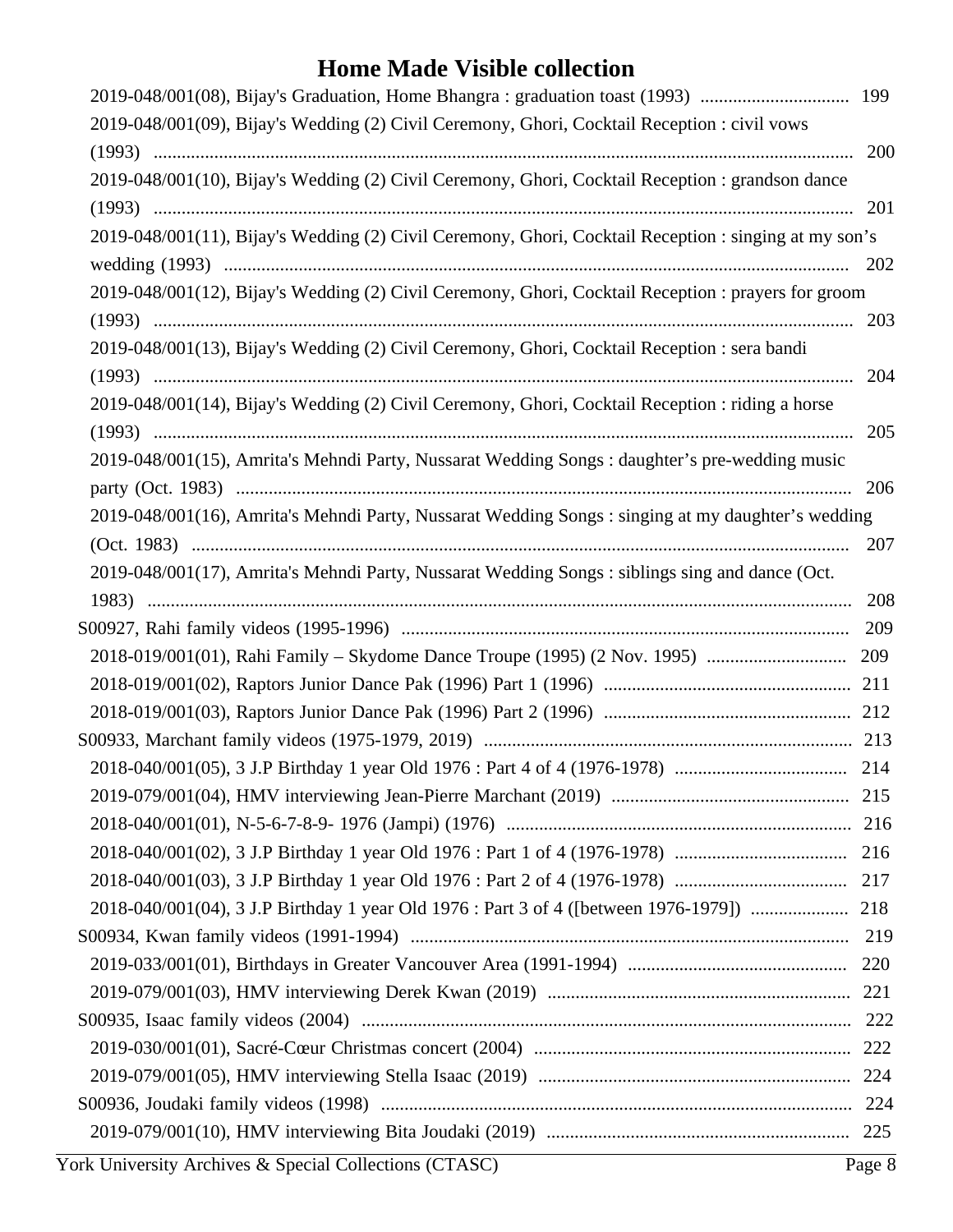# Home Made Visible collection

- 2019-048/001(08), Bijay's Graduation, Home Bhangra : graduation toast (1993) ................................ 199
- 2019-048/001(09), Bijay's Wedding (2) Civil Ceremony, Ghori, Cocktail Reception : civil vows (1993) ........................................................................................................................................ 200
- 2019-048/001(10), Bijay's Wedding (2) Civil Ceremony, Ghori, Cocktail Reception : grandson dance (1993) ........................................................................................................................................ 201
- 2019-048/001(11), Bijay's Wedding (2) Civil Ceremony, Ghori, Cocktail Reception : singing at my son's wedding (1993) ........................................................................................................................ 202
- 2019-048/001(12), Bijay's Wedding (2) Civil Ceremony, Ghori, Cocktail Reception : prayers for groom (1993) ........................................................................................................................................ 203
- 2019-048/001(13), Bijay's Wedding (2) Civil Ceremony, Ghori, Cocktail Reception : sera bandi (1993) ........................................................................................................................................ 204
- 2019-048/001(14), Bijay's Wedding (2) Civil Ceremony, Ghori, Cocktail Reception : riding a horse (1993) ........................................................................................................................................ 205
- 2019-048/001(15), Amrita's Mehndi Party, Nussarat Wedding Songs : daughter's pre-wedding music party (Oct. 1983) ...................................................................................................................... 206
- 2019-048/001(16), Amrita's Mehndi Party, Nussarat Wedding Songs : singing at my daughter's wedding (Oct. 1983) ............................................................................................................................... 207
- 2019-048/001(17), Amrita's Mehndi Party, Nussarat Wedding Songs : siblings sing and dance (Oct. 1983) ........................................................................................................................................ 208

S00927, Rahi family videos (1995-1996) ................................................................................................ 209

- 2018-019/001(01), Rahi Family – Skydome Dance Troupe (1995) (2 Nov. 1995) ............................. 209
- 2018-019/001(02), Raptors Junior Dance Pak (1996) Part 1 (1996) ..................................................... 211
- 2018-019/001(03), Raptors Junior Dance Pak (1996) Part 2 (1996) ..................................................... 212

S00933, Marchant family videos (1975-1979, 2019) ............................................................................... 213

- 2018-040/001(05), 3 J.P Birthday 1 year Old 1976 : Part 4 of 4 (1976-1978) ..................................... 214
- 2019-079/001(04), HMV interviewing Jean-Pierre Marchant (2019) ................................................... 215
- 2018-040/001(01), N-5-6-7-8-9- 1976 (Jampi) (1976) .......................................................................... 216
- 2018-040/001(02), 3 J.P Birthday 1 year Old 1976 : Part 1 of 4 (1976-1978) ..................................... 216
- 2018-040/001(03), 3 J.P Birthday 1 year Old 1976 : Part 2 of 4 (1976-1978) ..................................... 217
- 2018-040/001(04), 3 J.P Birthday 1 year Old 1976 : Part 3 of 4 ([between 1976-1979]) ..................... 218

S00934, Kwan family videos (1991-1994) .............................................................................................. 219

- 2019-033/001(01), Birthdays in Greater Vancouver Area (1991-1994) ............................................... 220
- 2019-079/001(03), HMV interviewing Derek Kwan (2019) ................................................................. 221

S00935, Isaac family videos (2004) ........................................................................................................ 222

- 2019-030/001(01), Sacré-Cœur Christmas concert (2004) .................................................................... 222
- 2019-079/001(05), HMV interviewing Stella Isaac (2019) ................................................................... 224

S00936, Joudaki family videos (1998) .................................................................................................... 224

- 2019-079/001(10), HMV interviewing Bita Joudaki (2019) ................................................................. 225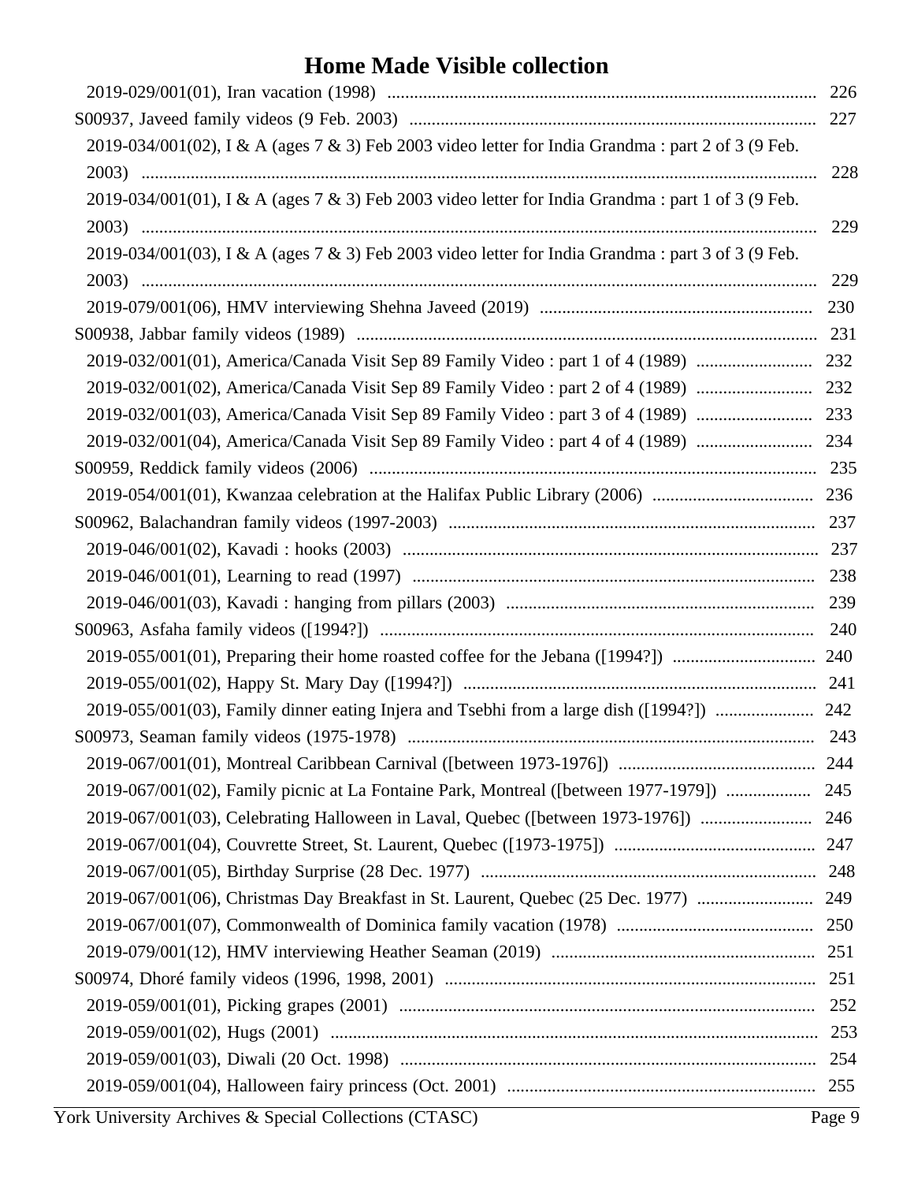# Home Made Visible collection

- 2019-029/001(01), Iran vacation (1998) ........ 226
- S00937, Javeed family videos (9 Feb. 2003) ........ 227
  - 2019-034/001(02), I & A (ages 7 & 3) Feb 2003 video letter for India Grandma : part 2 of 3 (9 Feb. 2003) ........ 228
  - 2019-034/001(01), I & A (ages 7 & 3) Feb 2003 video letter for India Grandma : part 1 of 3 (9 Feb. 2003) ........ 229
  - 2019-034/001(03), I & A (ages 7 & 3) Feb 2003 video letter for India Grandma : part 3 of 3 (9 Feb. 2003) ........ 229
  - 2019-079/001(06), HMV interviewing Shehna Javeed (2019) ........ 230
- S00938, Jabbar family videos (1989) ........ 231
  - 2019-032/001(01), America/Canada Visit Sep 89 Family Video : part 1 of 4 (1989) ........ 232
  - 2019-032/001(02), America/Canada Visit Sep 89 Family Video : part 2 of 4 (1989) ........ 232
  - 2019-032/001(03), America/Canada Visit Sep 89 Family Video : part 3 of 4 (1989) ........ 233
  - 2019-032/001(04), America/Canada Visit Sep 89 Family Video : part 4 of 4 (1989) ........ 234
- S00959, Reddick family videos (2006) ........ 235
  - 2019-054/001(01), Kwanzaa celebration at the Halifax Public Library (2006) ........ 236
- S00962, Balachandran family videos (1997-2003) ........ 237
  - 2019-046/001(02), Kavadi : hooks (2003) ........ 237
  - 2019-046/001(01), Learning to read (1997) ........ 238
  - 2019-046/001(03), Kavadi : hanging from pillars (2003) ........ 239
- S00963, Asfaha family videos ([1994?]) ........ 240
  - 2019-055/001(01), Preparing their home roasted coffee for the Jebana ([1994?]) ........ 240
  - 2019-055/001(02), Happy St. Mary Day ([1994?]) ........ 241
  - 2019-055/001(03), Family dinner eating Injera and Tsebhi from a large dish ([1994?]) ........ 242
- S00973, Seaman family videos (1975-1978) ........ 243
  - 2019-067/001(01), Montreal Caribbean Carnival ([between 1973-1976]) ........ 244
  - 2019-067/001(02), Family picnic at La Fontaine Park, Montreal ([between 1977-1979]) ........ 245
  - 2019-067/001(03), Celebrating Halloween in Laval, Quebec ([between 1973-1976]) ........ 246
  - 2019-067/001(04), Couvrette Street, St. Laurent, Quebec ([1973-1975]) ........ 247
  - 2019-067/001(05), Birthday Surprise (28 Dec. 1977) ........ 248
  - 2019-067/001(06), Christmas Day Breakfast in St. Laurent, Quebec (25 Dec. 1977) ........ 249
  - 2019-067/001(07), Commonwealth of Dominica family vacation (1978) ........ 250
  - 2019-079/001(12), HMV interviewing Heather Seaman (2019) ........ 251
- S00974, Dhoré family videos (1996, 1998, 2001) ........ 251
  - 2019-059/001(01), Picking grapes (2001) ........ 252
  - 2019-059/001(02), Hugs (2001) ........ 253
  - 2019-059/001(03), Diwali (20 Oct. 1998) ........ 254
  - 2019-059/001(04), Halloween fairy princess (Oct. 2001) ........ 255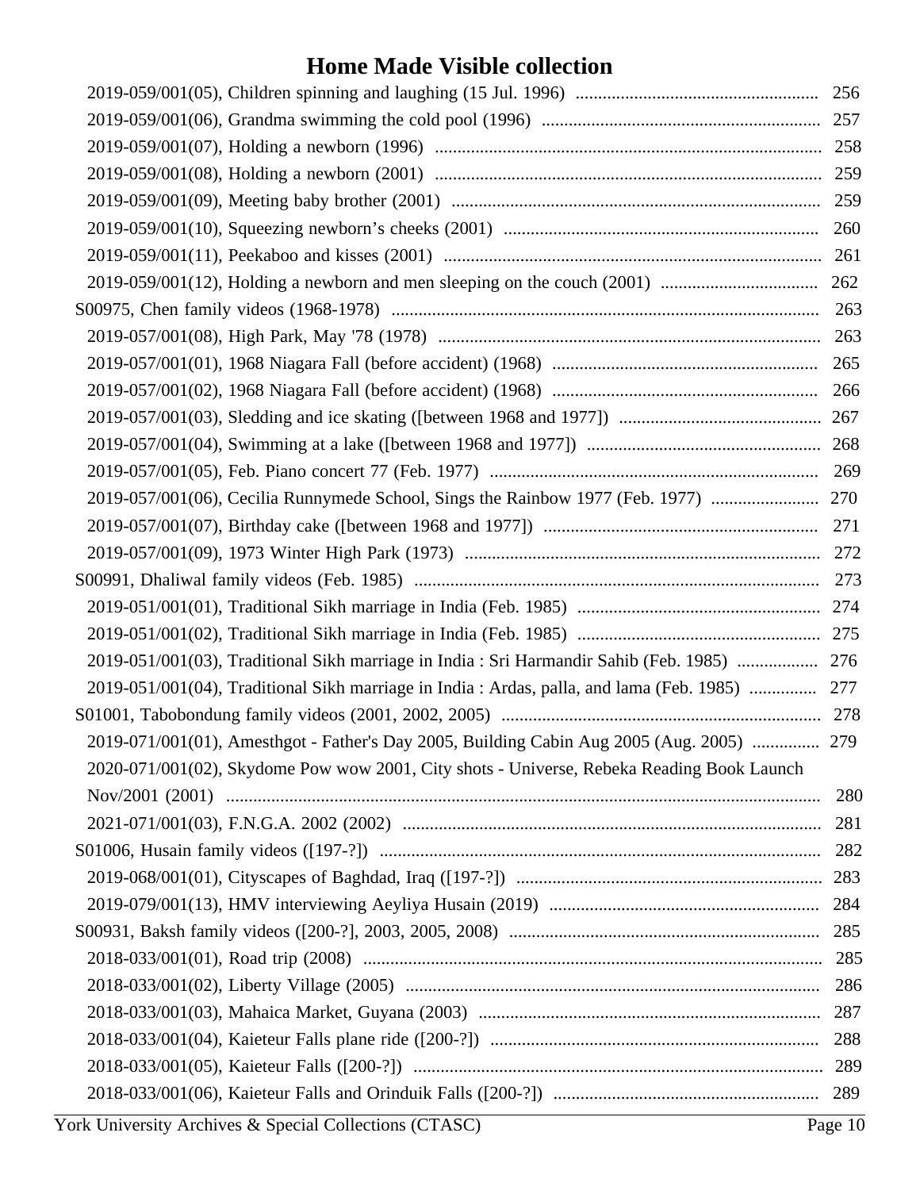# Home Made Visible collection

- 2019-059/001(05), Children spinning and laughing (15 Jul. 1996) ...................................................... 256
- 2019-059/001(06), Grandma swimming the cold pool (1996) ............................................................. 257
- 2019-059/001(07), Holding a newborn (1996) ....................................................................................... 258
- 2019-059/001(08), Holding a newborn (2001) ....................................................................................... 259
- 2019-059/001(09), Meeting baby brother (2001) .................................................................................. 259
- 2019-059/001(10), Squeezing newborn’s cheeks (2001) ...................................................................... 260
- 2019-059/001(11), Peekaboo and kisses (2001) .................................................................................... 261
- 2019-059/001(12), Holding a newborn and men sleeping on the couch (2001) ................................... 262

S00975, Chen family videos (1968-1978) ................................................................................................ 263

- 2019-057/001(08), High Park, May '78 (1978) ..................................................................................... 263
- 2019-057/001(01), 1968 Niagara Fall (before accident) (1968) ........................................................... 265
- 2019-057/001(02), 1968 Niagara Fall (before accident) (1968) ........................................................... 266
- 2019-057/001(03), Sledding and ice skating ([between 1968 and 1977]) ............................................. 267
- 2019-057/001(04), Swimming at a lake ([between 1968 and 1977]) .................................................... 268
- 2019-057/001(05), Feb. Piano concert 77 (Feb. 1977) ......................................................................... 269
- 2019-057/001(06), Cecilia Runnymede School, Sings the Rainbow 1977 (Feb. 1977) ........................ 270
- 2019-057/001(07), Birthday cake ([between 1968 and 1977]) ............................................................. 271
- 2019-057/001(09), 1973 Winter High Park (1973) ............................................................................... 272

S00991, Dhaliwal family videos (Feb. 1985) ........................................................................................... 273

- 2019-051/001(01), Traditional Sikh marriage in India (Feb. 1985) ...................................................... 274
- 2019-051/001(02), Traditional Sikh marriage in India (Feb. 1985) ...................................................... 275
- 2019-051/001(03), Traditional Sikh marriage in India : Sri Harmandir Sahib (Feb. 1985) .................. 276
- 2019-051/001(04), Traditional Sikh marriage in India : Ardas, palla, and lama (Feb. 1985) ............... 277

S01001, Tabobondung family videos (2001, 2002, 2005) ....................................................................... 278

- 2019-071/001(01), Amesthgot - Father's Day 2005, Building Cabin Aug 2005 (Aug. 2005) ............... 279
- 2020-071/001(02), Skydome Pow wow 2001, City shots - Universe, Rebeka Reading Book Launch Nov/2001 (2001) ..................................................................................................................................... 280
- 2021-071/001(03), F.N.G.A. 2002 (2002) ............................................................................................. 281

S01006, Husain family videos ([197-?]) .................................................................................................. 282

- 2019-068/001(01), Cityscapes of Baghdad, Iraq ([197-?]) .................................................................... 283
- 2019-079/001(13), HMV interviewing Aeyliya Husain (2019) ............................................................ 284

S00931, Baksh family videos ([200-?], 2003, 2005, 2008) ..................................................................... 285

- 2018-033/001(01), Road trip (2008) ...................................................................................................... 285
- 2018-033/001(02), Liberty Village (2005) ............................................................................................ 286
- 2018-033/001(03), Mahaica Market, Guyana (2003) ............................................................................ 287
- 2018-033/001(04), Kaieteur Falls plane ride ([200-?]) ......................................................................... 288
- 2018-033/001(05), Kaieteur Falls ([200-?]) .......................................................................................... 289
- 2018-033/001(06), Kaieteur Falls and Orinduik Falls ([200-?]) ........................................................... 289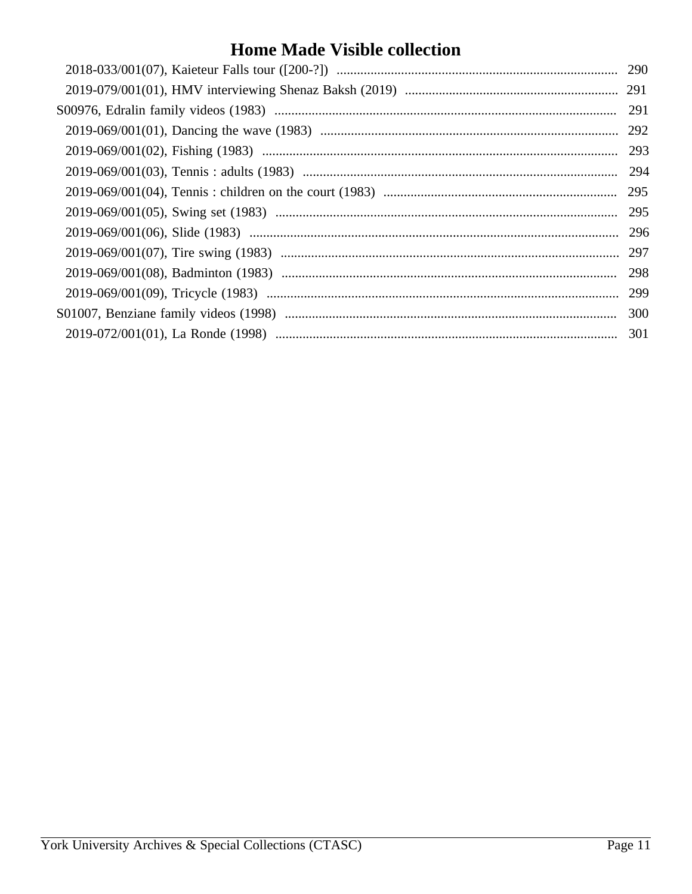# Home Made Visible collection

- 2018-033/001(07), Kaieteur Falls tour ([200-?]) .......... 290
- 2019-079/001(01), HMV interviewing Shenaz Baksh (2019) .......... 291

S00976, Edralin family videos (1983) .......... 291

- 2019-069/001(01), Dancing the wave (1983) .......... 292
- 2019-069/001(02), Fishing (1983) .......... 293
- 2019-069/001(03), Tennis : adults (1983) .......... 294
- 2019-069/001(04), Tennis : children on the court (1983) .......... 295
- 2019-069/001(05), Swing set (1983) .......... 295
- 2019-069/001(06), Slide (1983) .......... 296
- 2019-069/001(07), Tire swing (1983) .......... 297
- 2019-069/001(08), Badminton (1983) .......... 298
- 2019-069/001(09), Tricycle (1983) .......... 299

S01007, Benziane family videos (1998) .......... 300

- 2019-072/001(01), La Ronde (1998) .......... 301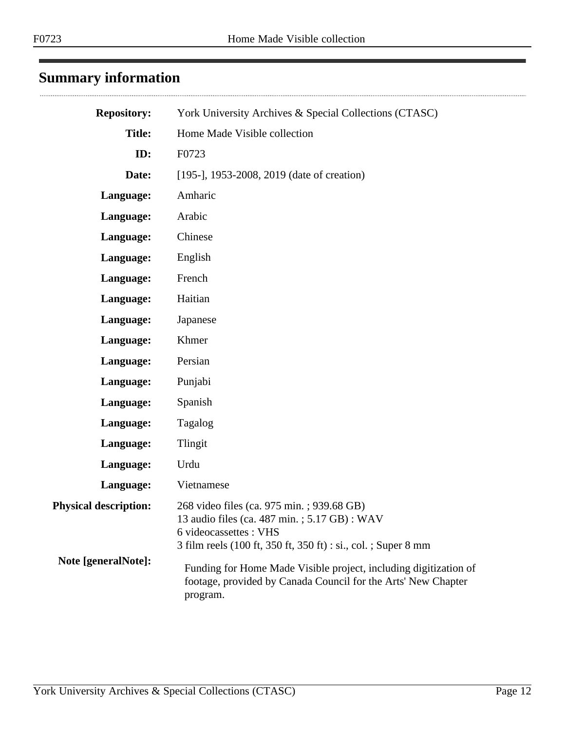## Summary information

**Repository:** York University Archives & Special Collections (CTASC)

**Title:** Home Made Visible collection

**ID:** F0723

**Date:** [195-], 1953-2008, 2019 (date of creation)

**Language:** Amharic

**Language:** Arabic

**Language:** Chinese

**Language:** English

**Language:** French

**Language:** Haitian

**Language:** Japanese

**Language:** Khmer

**Language:** Persian

**Language:** Punjabi

**Language:** Spanish

**Language:** Tagalog

**Language:** Tlingit

**Language:** Urdu

**Language:** Vietnamese

**Physical description:** 268 video files (ca. 975 min. ; 939.68 GB)
13 audio files (ca. 487 min. ; 5.17 GB) : WAV
6 videocassettes : VHS
3 film reels (100 ft, 350 ft, 350 ft) : si., col. ; Super 8 mm

**Note [generalNote]:** Funding for Home Made Visible project, including digitization of footage, provided by Canada Council for the Arts' New Chapter program.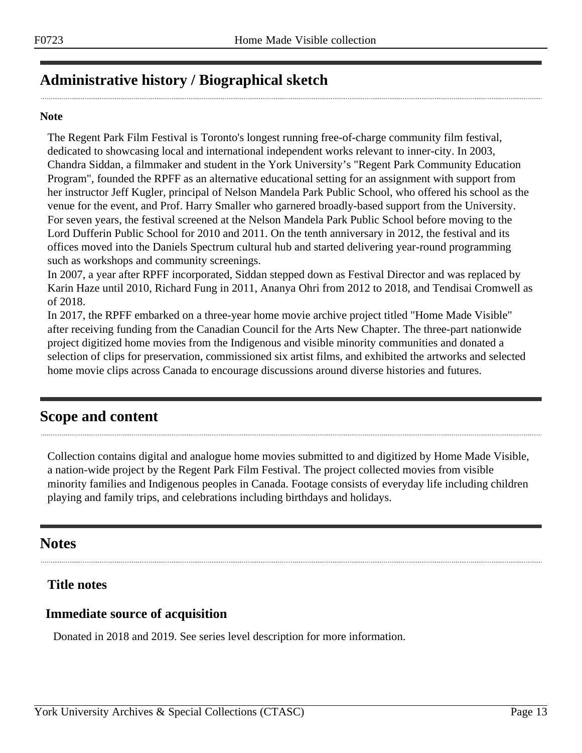## Administrative history / Biographical sketch

**Note**

The Regent Park Film Festival is Toronto's longest running free-of-charge community film festival, dedicated to showcasing local and international independent works relevant to inner-city. In 2003, Chandra Siddan, a filmmaker and student in the York University's "Regent Park Community Education Program", founded the RPFF as an alternative educational setting for an assignment with support from her instructor Jeff Kugler, principal of Nelson Mandela Park Public School, who offered his school as the venue for the event, and Prof. Harry Smaller who garnered broadly-based support from the University. For seven years, the festival screened at the Nelson Mandela Park Public School before moving to the Lord Dufferin Public School for 2010 and 2011. On the tenth anniversary in 2012, the festival and its offices moved into the Daniels Spectrum cultural hub and started delivering year-round programming such as workshops and community screenings.
In 2007, a year after RPFF incorporated, Siddan stepped down as Festival Director and was replaced by Karin Haze until 2010, Richard Fung in 2011, Ananya Ohri from 2012 to 2018, and Tendisai Cromwell as of 2018.
In 2017, the RPFF embarked on a three-year home movie archive project titled "Home Made Visible" after receiving funding from the Canadian Council for the Arts New Chapter. The three-part nationwide project digitized home movies from the Indigenous and visible minority communities and donated a selection of clips for preservation, commissioned six artist films, and exhibited the artworks and selected home movie clips across Canada to encourage discussions around diverse histories and futures.

## Scope and content

Collection contains digital and analogue home movies submitted to and digitized by Home Made Visible, a nation-wide project by the Regent Park Film Festival. The project collected movies from visible minority families and Indigenous peoples in Canada. Footage consists of everyday life including children playing and family trips, and celebrations including birthdays and holidays.

## Notes

### Title notes

### Immediate source of acquisition

Donated in 2018 and 2019. See series level description for more information.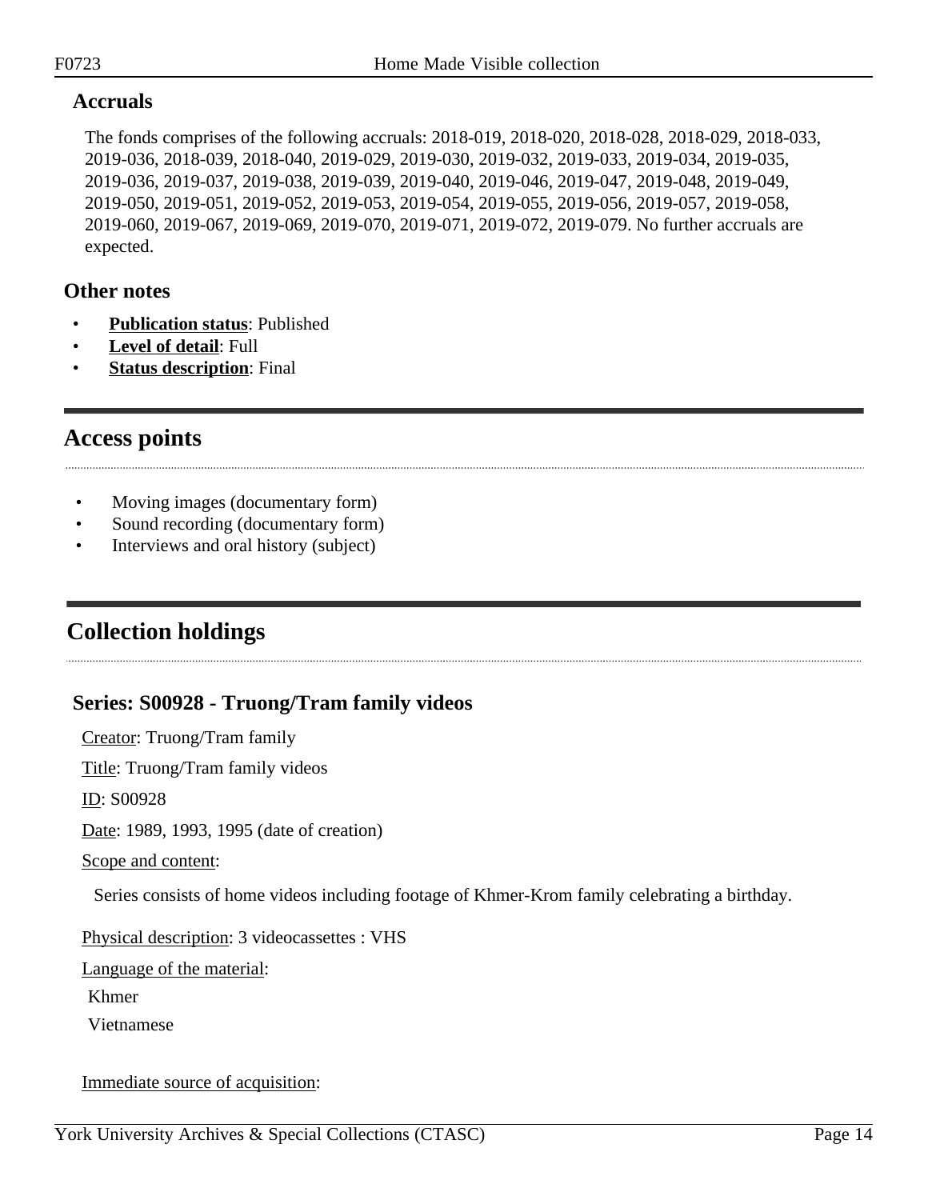### Accruals

The fonds comprises of the following accruals: 2018-019, 2018-020, 2018-028, 2018-029, 2018-033, 2019-036, 2018-039, 2018-040, 2019-029, 2019-030, 2019-032, 2019-033, 2019-034, 2019-035, 2019-036, 2019-037, 2019-038, 2019-039, 2019-040, 2019-046, 2019-047, 2019-048, 2019-049, 2019-050, 2019-051, 2019-052, 2019-053, 2019-054, 2019-055, 2019-056, 2019-057, 2019-058, 2019-060, 2019-067, 2019-069, 2019-070, 2019-071, 2019-072, 2019-079. No further accruals are expected.

### Other notes

- **Publication status**: Published
- **Level of detail**: Full
- **Status description**: Final

## Access points

- Moving images (documentary form)
- Sound recording (documentary form)
- Interviews and oral history (subject)

## Collection holdings

### Series: S00928 - Truong/Tram family videos

Creator: Truong/Tram family

Title: Truong/Tram family videos

ID: S00928

Date: 1989, 1993, 1995 (date of creation)

Scope and content:

Series consists of home videos including footage of Khmer-Krom family celebrating a birthday.

Physical description: 3 videocassettes : VHS

Language of the material:

Khmer

Vietnamese

Immediate source of acquisition: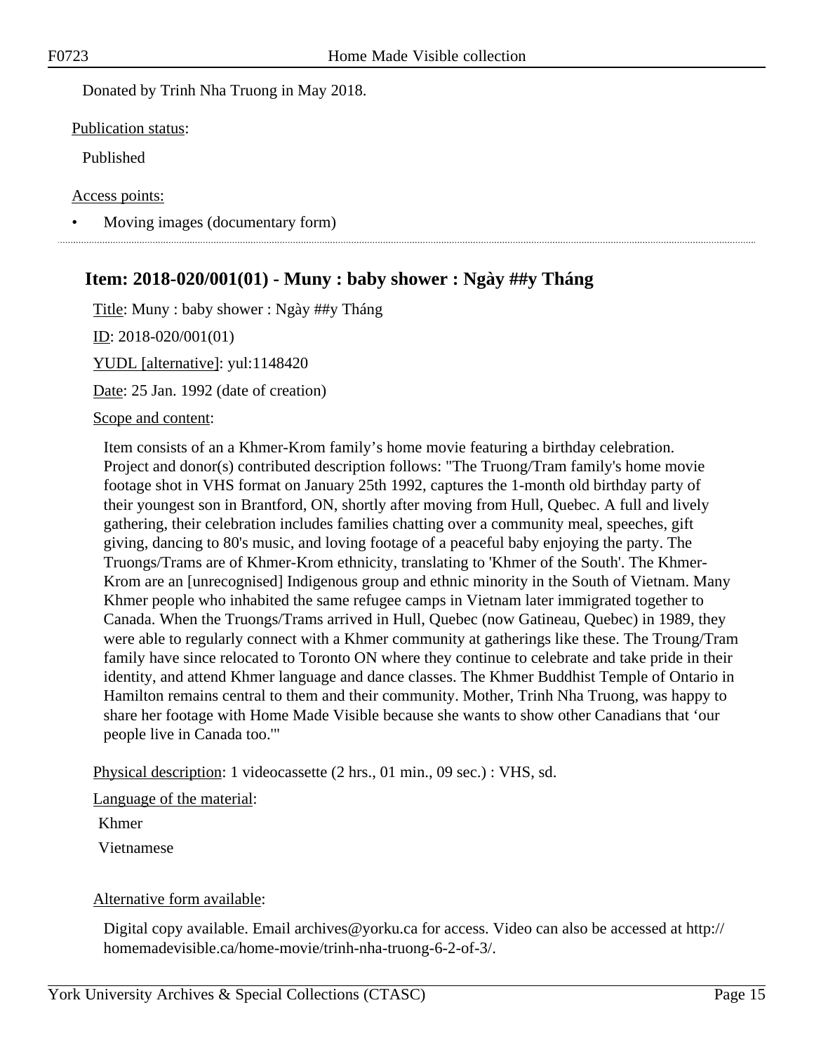Donated by Trinh Nha Truong in May 2018.

Publication status:

Published

Access points:

- Moving images (documentary form)

## Item: 2018-020/001(01) - Muny : baby shower : Ngày ##y Tháng

Title: Muny : baby shower : Ngày ##y Tháng

ID: 2018-020/001(01)

YUDL [alternative]: yul:1148420

Date: 25 Jan. 1992 (date of creation)

Scope and content:

Item consists of an a Khmer-Krom family’s home movie featuring a birthday celebration. Project and donor(s) contributed description follows: "The Truong/Tram family's home movie footage shot in VHS format on January 25th 1992, captures the 1-month old birthday party of their youngest son in Brantford, ON, shortly after moving from Hull, Quebec. A full and lively gathering, their celebration includes families chatting over a community meal, speeches, gift giving, dancing to 80's music, and loving footage of a peaceful baby enjoying the party. The Truongs/Trams are of Khmer-Krom ethnicity, translating to 'Khmer of the South'. The Khmer-Krom are an [unrecognised] Indigenous group and ethnic minority in the South of Vietnam. Many Khmer people who inhabited the same refugee camps in Vietnam later immigrated together to Canada. When the Truongs/Trams arrived in Hull, Quebec (now Gatineau, Quebec) in 1989, they were able to regularly connect with a Khmer community at gatherings like these. The Troung/Tram family have since relocated to Toronto ON where they continue to celebrate and take pride in their identity, and attend Khmer language and dance classes. The Khmer Buddhist Temple of Ontario in Hamilton remains central to them and their community. Mother, Trinh Nha Truong, was happy to share her footage with Home Made Visible because she wants to show other Canadians that ‘our people live in Canada too.'"

Physical description: 1 videocassette (2 hrs., 01 min., 09 sec.) : VHS, sd.

Language of the material:

Khmer

Vietnamese

Alternative form available:

Digital copy available. Email archives@yorku.ca for access. Video can also be accessed at http://homemadevisible.ca/home-movie/trinh-nha-truong-6-2-of-3/.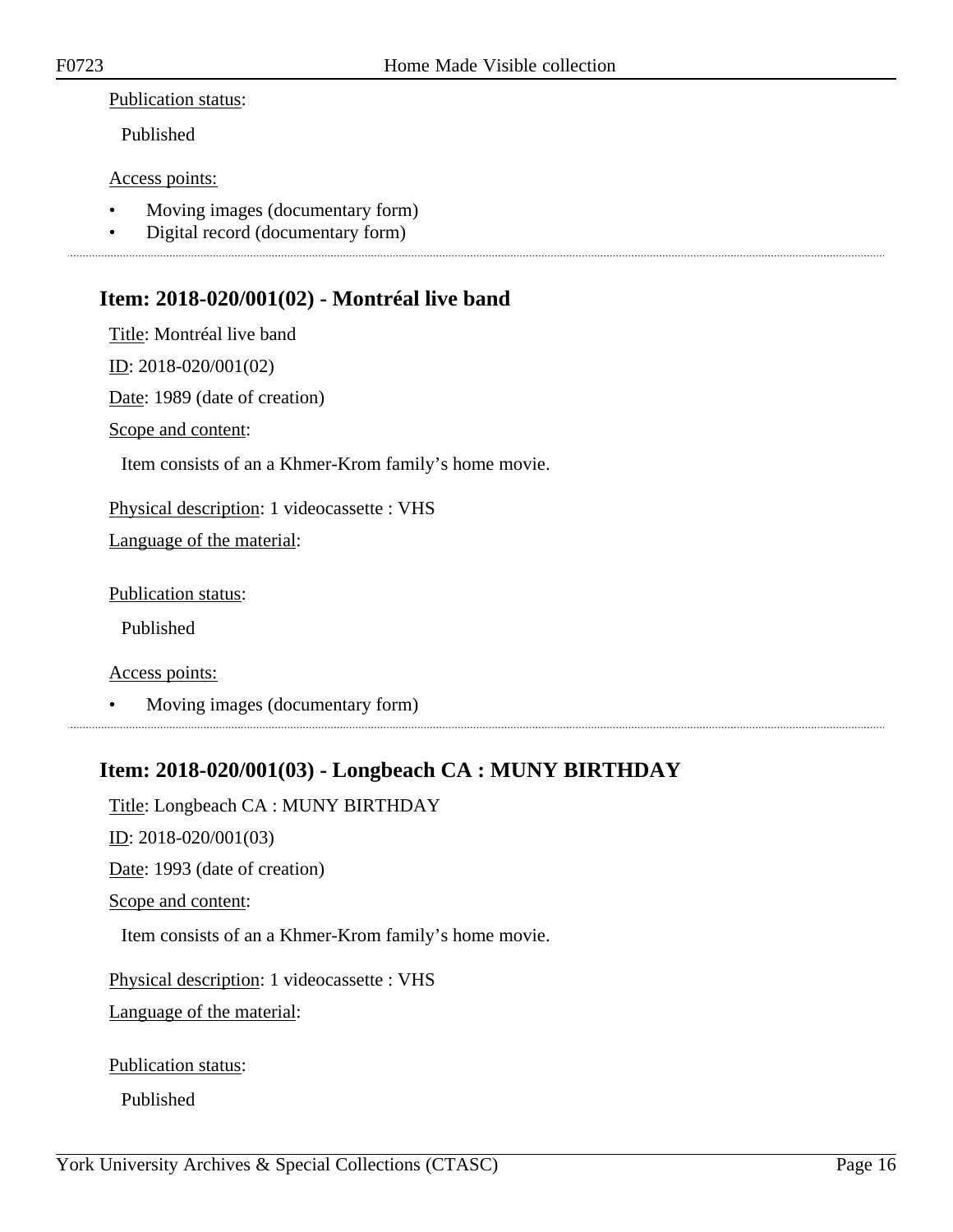Publication status:

Published

Access points:

- Moving images (documentary form)
- Digital record (documentary form)

---

## Item: 2018-020/001(02) - Montréal live band

Title: Montréal live band

ID: 2018-020/001(02)

Date: 1989 (date of creation)

Scope and content:

Item consists of an a Khmer-Krom family's home movie.

Physical description: 1 videocassette : VHS

Language of the material:

Publication status:

Published

Access points:

- Moving images (documentary form)

---

## Item: 2018-020/001(03) - Longbeach CA : MUNY BIRTHDAY

Title: Longbeach CA : MUNY BIRTHDAY

ID: 2018-020/001(03)

Date: 1993 (date of creation)

Scope and content:

Item consists of an a Khmer-Krom family's home movie.

Physical description: 1 videocassette : VHS

Language of the material:

Publication status:

Published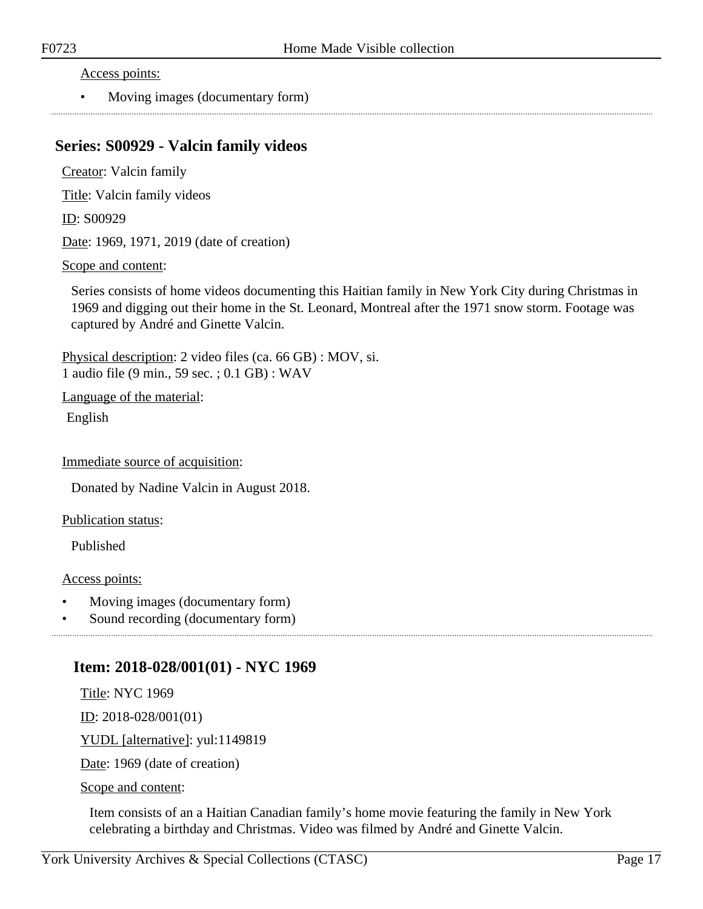Access points:

- Moving images (documentary form)

---

## Series: S00929 - Valcin family videos

Creator: Valcin family

Title: Valcin family videos

ID: S00929

Date: 1969, 1971, 2019 (date of creation)

Scope and content:

Series consists of home videos documenting this Haitian family in New York City during Christmas in 1969 and digging out their home in the St. Leonard, Montreal after the 1971 snow storm. Footage was captured by André and Ginette Valcin.

Physical description: 2 video files (ca. 66 GB) : MOV, si.
1 audio file (9 min., 59 sec. ; 0.1 GB) : WAV

Language of the material:

English

Immediate source of acquisition:

Donated by Nadine Valcin in August 2018.

Publication status:

Published

Access points:

- Moving images (documentary form)
- Sound recording (documentary form)

---

### Item: 2018-028/001(01) - NYC 1969

Title: NYC 1969

ID: 2018-028/001(01)

YUDL [alternative]: yul:1149819

Date: 1969 (date of creation)

Scope and content:

Item consists of an a Haitian Canadian family's home movie featuring the family in New York celebrating a birthday and Christmas. Video was filmed by André and Ginette Valcin.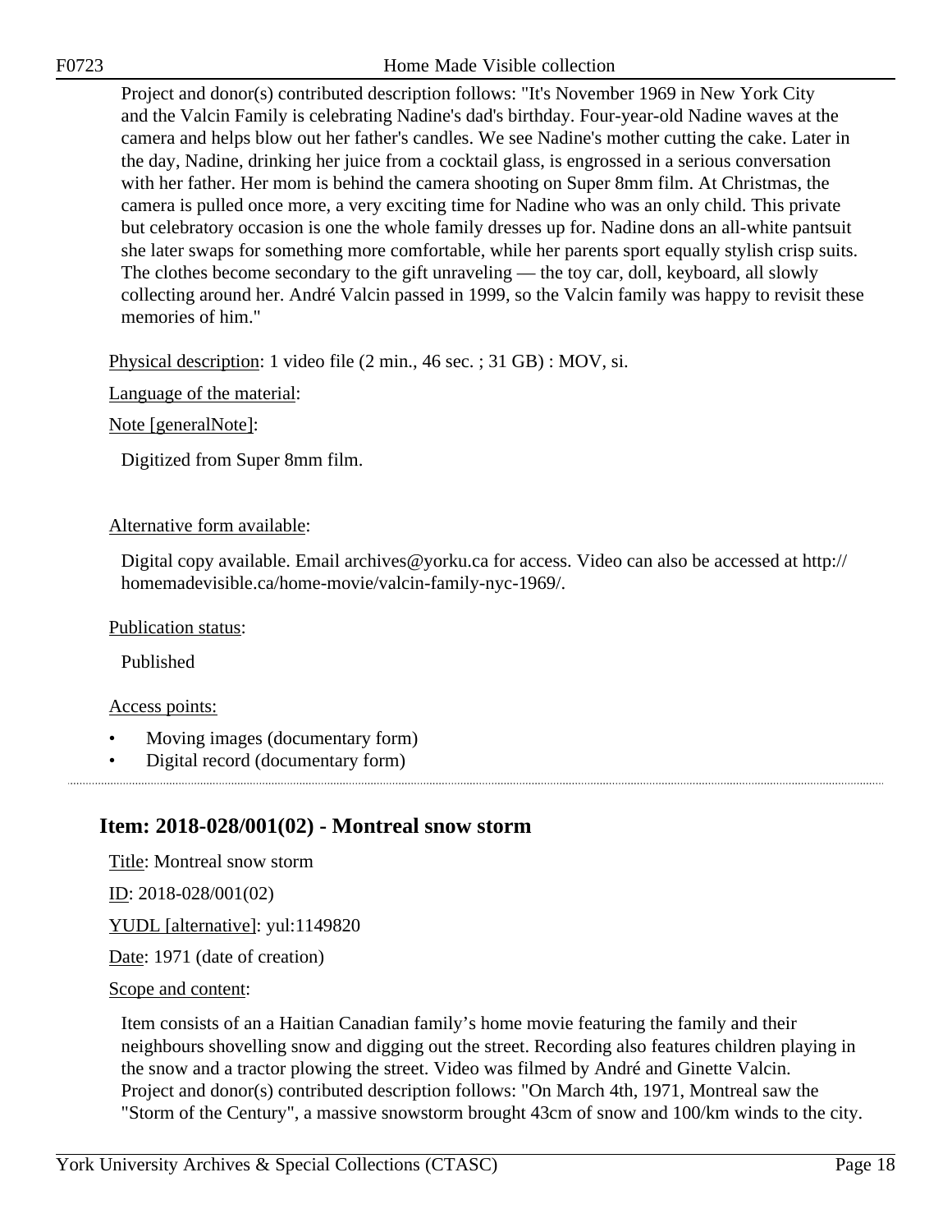Project and donor(s) contributed description follows: "It's November 1969 in New York City and the Valcin Family is celebrating Nadine's dad's birthday. Four-year-old Nadine waves at the camera and helps blow out her father's candles. We see Nadine's mother cutting the cake. Later in the day, Nadine, drinking her juice from a cocktail glass, is engrossed in a serious conversation with her father. Her mom is behind the camera shooting on Super 8mm film. At Christmas, the camera is pulled once more, a very exciting time for Nadine who was an only child. This private but celebratory occasion is one the whole family dresses up for. Nadine dons an all-white pantsuit she later swaps for something more comfortable, while her parents sport equally stylish crisp suits. The clothes become secondary to the gift unraveling — the toy car, doll, keyboard, all slowly collecting around her. André Valcin passed in 1999, so the Valcin family was happy to revisit these memories of him."

Physical description: 1 video file (2 min., 46 sec. ; 31 GB) : MOV, si.

Language of the material:

Note [generalNote]:

Digitized from Super 8mm film.

Alternative form available:

Digital copy available. Email archives@yorku.ca for access. Video can also be accessed at http://homemadevisible.ca/home-movie/valcin-family-nyc-1969/.

Publication status:

Published

Access points:

- Moving images (documentary form)
- Digital record (documentary form)

## Item: 2018-028/001(02) - Montreal snow storm

Title: Montreal snow storm

ID: 2018-028/001(02)

YUDL [alternative]: yul:1149820

Date: 1971 (date of creation)

Scope and content:

Item consists of an a Haitian Canadian family's home movie featuring the family and their neighbours shovelling snow and digging out the street. Recording also features children playing in the snow and a tractor plowing the street. Video was filmed by André and Ginette Valcin. Project and donor(s) contributed description follows: "On March 4th, 1971, Montreal saw the "Storm of the Century", a massive snowstorm brought 43cm of snow and 100/km winds to the city.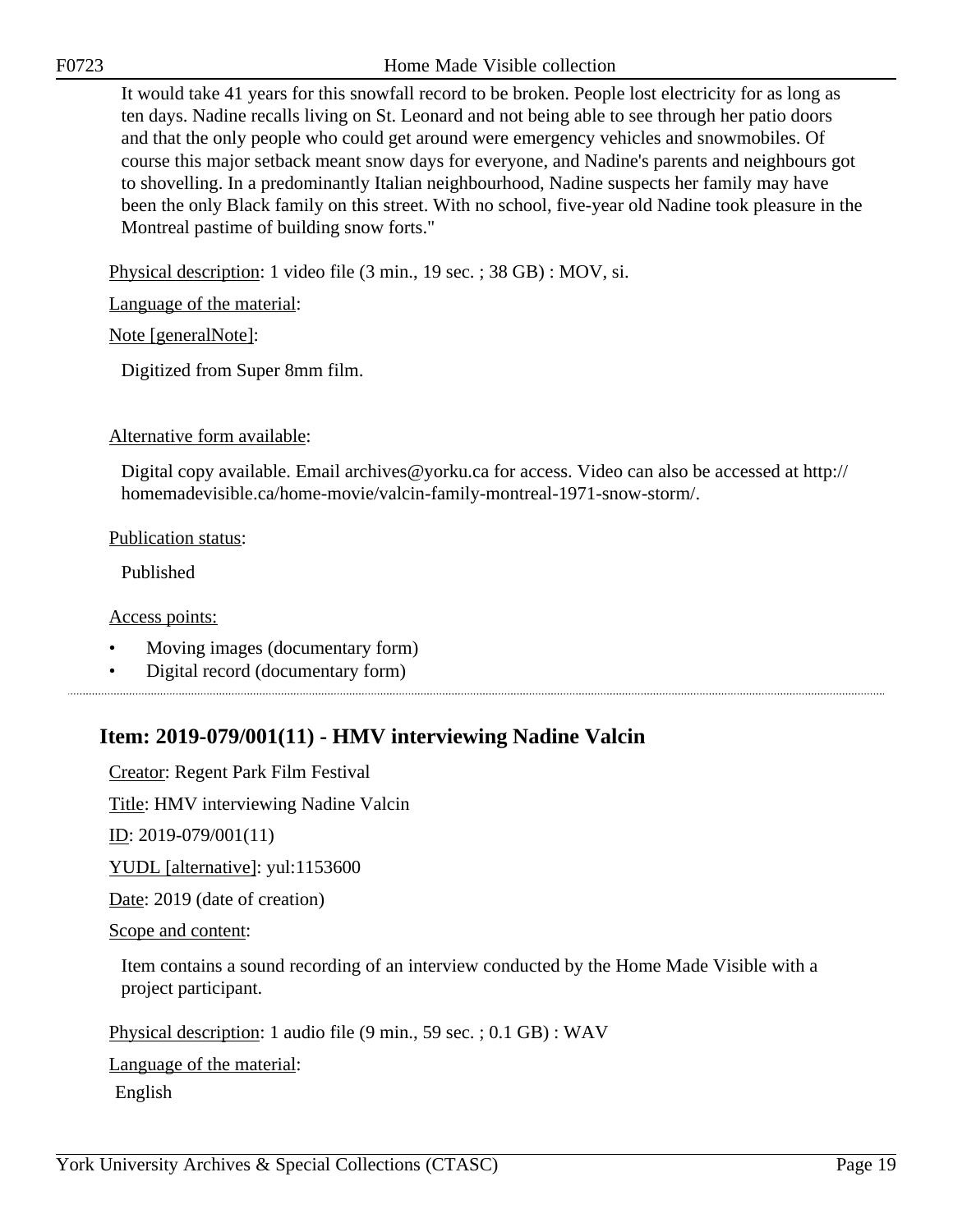It would take 41 years for this snowfall record to be broken. People lost electricity for as long as ten days. Nadine recalls living on St. Leonard and not being able to see through her patio doors and that the only people who could get around were emergency vehicles and snowmobiles. Of course this major setback meant snow days for everyone, and Nadine's parents and neighbours got to shovelling. In a predominantly Italian neighbourhood, Nadine suspects her family may have been the only Black family on this street. With no school, five-year old Nadine took pleasure in the Montreal pastime of building snow forts."

Physical description: 1 video file (3 min., 19 sec. ; 38 GB) : MOV, si.

Language of the material:

Note [generalNote]:

Digitized from Super 8mm film.

Alternative form available:

Digital copy available. Email archives@yorku.ca for access. Video can also be accessed at http://homemadevisible.ca/home-movie/valcin-family-montreal-1971-snow-storm/.

Publication status:

Published

Access points:

- Moving images (documentary form)
- Digital record (documentary form)

## Item: 2019-079/001(11) - HMV interviewing Nadine Valcin

Creator: Regent Park Film Festival

Title: HMV interviewing Nadine Valcin

ID: 2019-079/001(11)

YUDL [alternative]: yul:1153600

Date: 2019 (date of creation)

Scope and content:

Item contains a sound recording of an interview conducted by the Home Made Visible with a project participant.

Physical description: 1 audio file (9 min., 59 sec. ; 0.1 GB) : WAV

Language of the material:

English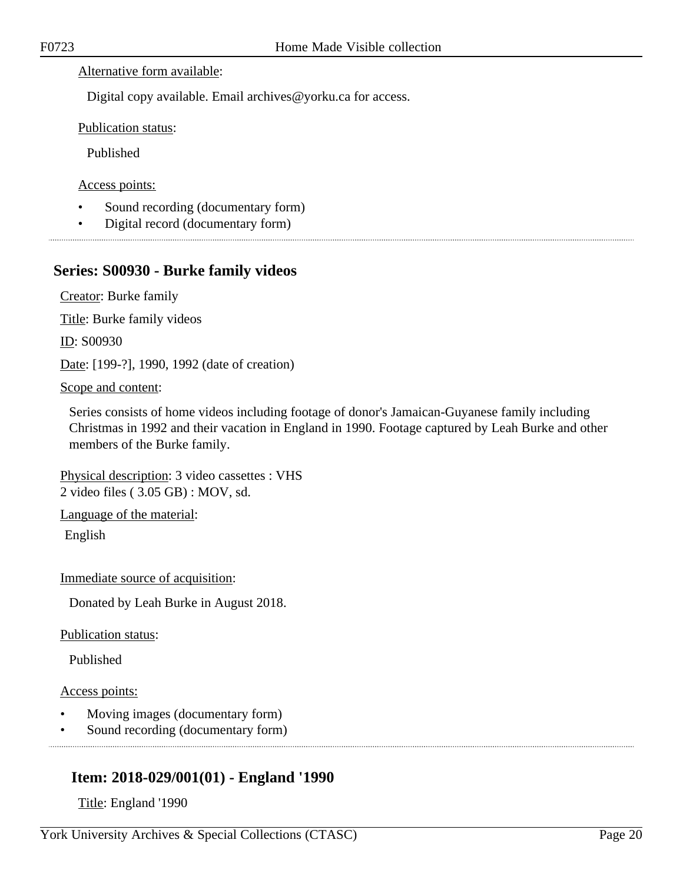Alternative form available:

Digital copy available. Email archives@yorku.ca for access.

Publication status:

Published

Access points:

- Sound recording (documentary form)
- Digital record (documentary form)

## Series: S00930 - Burke family videos

Creator: Burke family

Title: Burke family videos

ID: S00930

Date: [199-?], 1990, 1992 (date of creation)

Scope and content:

Series consists of home videos including footage of donor's Jamaican-Guyanese family including Christmas in 1992 and their vacation in England in 1990. Footage captured by Leah Burke and other members of the Burke family.

Physical description: 3 video cassettes : VHS
2 video files ( 3.05 GB) : MOV, sd.

Language of the material:

English

Immediate source of acquisition:

Donated by Leah Burke in August 2018.

Publication status:

Published

Access points:

- Moving images (documentary form)
- Sound recording (documentary form)

### Item: 2018-029/001(01) - England '1990

Title: England '1990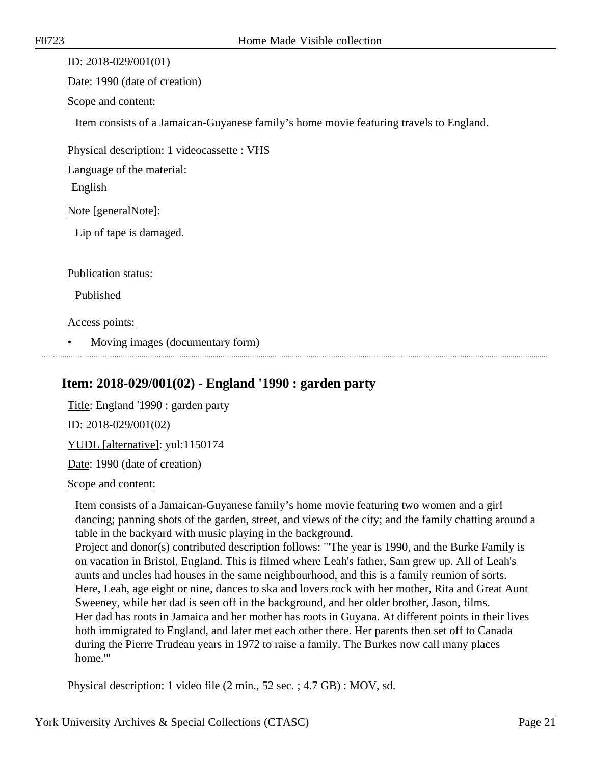ID: 2018-029/001(01)

Date: 1990 (date of creation)

Scope and content:

Item consists of a Jamaican-Guyanese family's home movie featuring travels to England.

Physical description: 1 videocassette : VHS

Language of the material:

English

Note [generalNote]:

Lip of tape is damaged.

Publication status:

Published

Access points:

- Moving images (documentary form)

## Item: 2018-029/001(02) - England '1990 : garden party

Title: England '1990 : garden party

ID: 2018-029/001(02)

YUDL [alternative]: yul:1150174

Date: 1990 (date of creation)

Scope and content:

Item consists of a Jamaican-Guyanese family's home movie featuring two women and a girl dancing; panning shots of the garden, street, and views of the city; and the family chatting around a table in the backyard with music playing in the background.
Project and donor(s) contributed description follows: "'The year is 1990, and the Burke Family is on vacation in Bristol, England. This is filmed where Leah's father, Sam grew up. All of Leah's aunts and uncles had houses in the same neighbourhood, and this is a family reunion of sorts. Here, Leah, age eight or nine, dances to ska and lovers rock with her mother, Rita and Great Aunt Sweeney, while her dad is seen off in the background, and her older brother, Jason, films.
Her dad has roots in Jamaica and her mother has roots in Guyana. At different points in their lives both immigrated to England, and later met each other there. Her parents then set off to Canada during the Pierre Trudeau years in 1972 to raise a family. The Burkes now call many places home.'"

Physical description: 1 video file (2 min., 52 sec. ; 4.7 GB) : MOV, sd.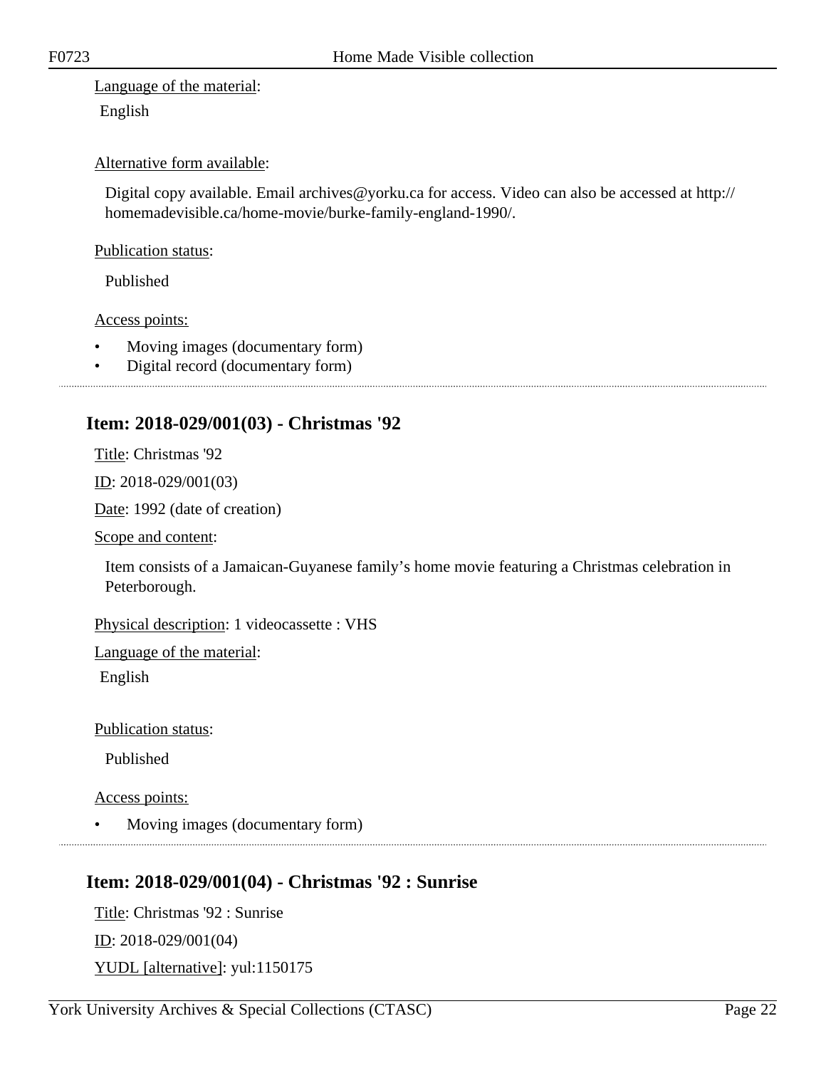Language of the material:

English

Alternative form available:

Digital copy available. Email archives@yorku.ca for access. Video can also be accessed at http://homemadevisible.ca/home-movie/burke-family-england-1990/.

Publication status:

Published

Access points:

- Moving images (documentary form)
- Digital record (documentary form)

---

## Item: 2018-029/001(03) - Christmas '92

Title: Christmas '92

ID: 2018-029/001(03)

Date: 1992 (date of creation)

Scope and content:

Item consists of a Jamaican-Guyanese family's home movie featuring a Christmas celebration in Peterborough.

Physical description: 1 videocassette : VHS

Language of the material:

English

Publication status:

Published

Access points:

- Moving images (documentary form)

---

## Item: 2018-029/001(04) - Christmas '92 : Sunrise

Title: Christmas '92 : Sunrise

ID: 2018-029/001(04)

YUDL [alternative]: yul:1150175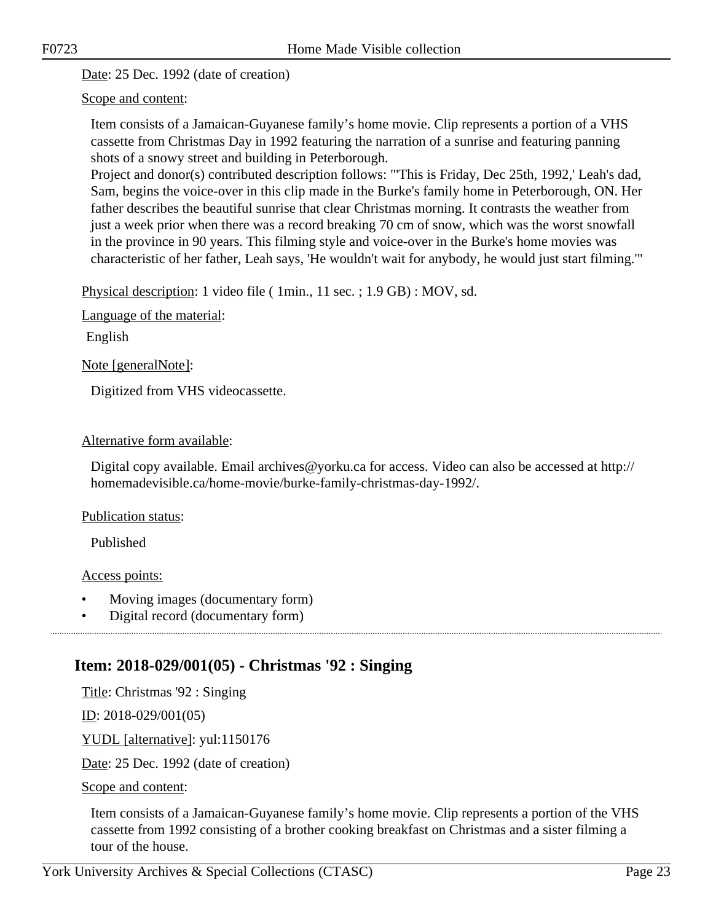Date: 25 Dec. 1992 (date of creation)

Scope and content:

Item consists of a Jamaican-Guyanese family's home movie. Clip represents a portion of a VHS cassette from Christmas Day in 1992 featuring the narration of a sunrise and featuring panning shots of a snowy street and building in Peterborough.
Project and donor(s) contributed description follows: "'This is Friday, Dec 25th, 1992,' Leah's dad, Sam, begins the voice-over in this clip made in the Burke's family home in Peterborough, ON. Her father describes the beautiful sunrise that clear Christmas morning. It contrasts the weather from just a week prior when there was a record breaking 70 cm of snow, which was the worst snowfall in the province in 90 years. This filming style and voice-over in the Burke's home movies was characteristic of her father, Leah says, 'He wouldn't wait for anybody, he would just start filming.'"

Physical description: 1 video file ( 1min., 11 sec. ; 1.9 GB) : MOV, sd.

Language of the material:

English

Note [generalNote]:

Digitized from VHS videocassette.

Alternative form available:

Digital copy available. Email archives@yorku.ca for access. Video can also be accessed at http://homemadevisible.ca/home-movie/burke-family-christmas-day-1992/.

Publication status:

Published

Access points:

- Moving images (documentary form)
- Digital record (documentary form)

---

## Item: 2018-029/001(05) - Christmas '92 : Singing

Title: Christmas '92 : Singing

ID: 2018-029/001(05)

YUDL [alternative]: yul:1150176

Date: 25 Dec. 1992 (date of creation)

Scope and content:

Item consists of a Jamaican-Guyanese family's home movie. Clip represents a portion of the VHS cassette from 1992 consisting of a brother cooking breakfast on Christmas and a sister filming a tour of the house.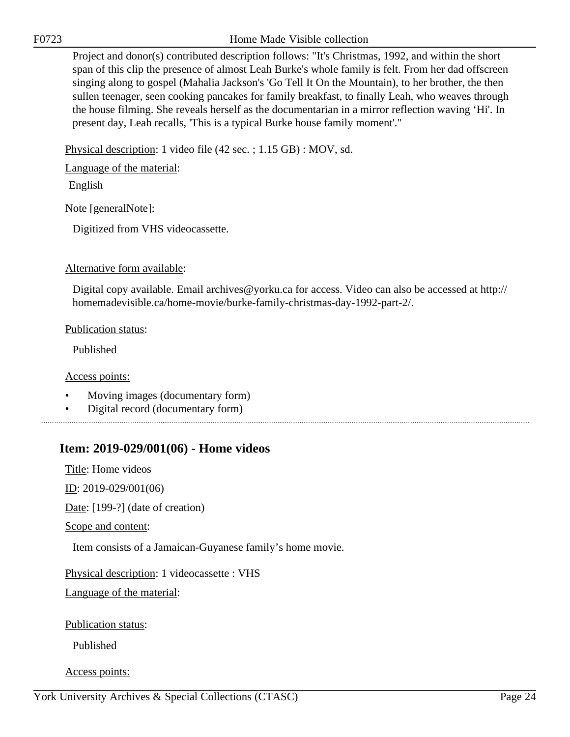Project and donor(s) contributed description follows: "It's Christmas, 1992, and within the short span of this clip the presence of almost Leah Burke's whole family is felt. From her dad offscreen singing along to gospel (Mahalia Jackson's 'Go Tell It On the Mountain), to her brother, the then sullen teenager, seen cooking pancakes for family breakfast, to finally Leah, who weaves through the house filming. She reveals herself as the documentarian in a mirror reflection waving ‘Hi'. In present day, Leah recalls, 'This is a typical Burke house family moment'."

Physical description: 1 video file (42 sec. ; 1.15 GB) : MOV, sd.

Language of the material:

English

Note [generalNote]:

Digitized from VHS videocassette.

Alternative form available:

Digital copy available. Email archives@yorku.ca for access. Video can also be accessed at http://homemadevisible.ca/home-movie/burke-family-christmas-day-1992-part-2/.

Publication status:

Published

Access points:

- Moving images (documentary form)
- Digital record (documentary form)

## Item: 2019-029/001(06) - Home videos

Title: Home videos

ID: 2019-029/001(06)

Date: [199-?] (date of creation)

Scope and content:

Item consists of a Jamaican-Guyanese family’s home movie.

Physical description: 1 videocassette : VHS

Language of the material:

Publication status:

Published

Access points: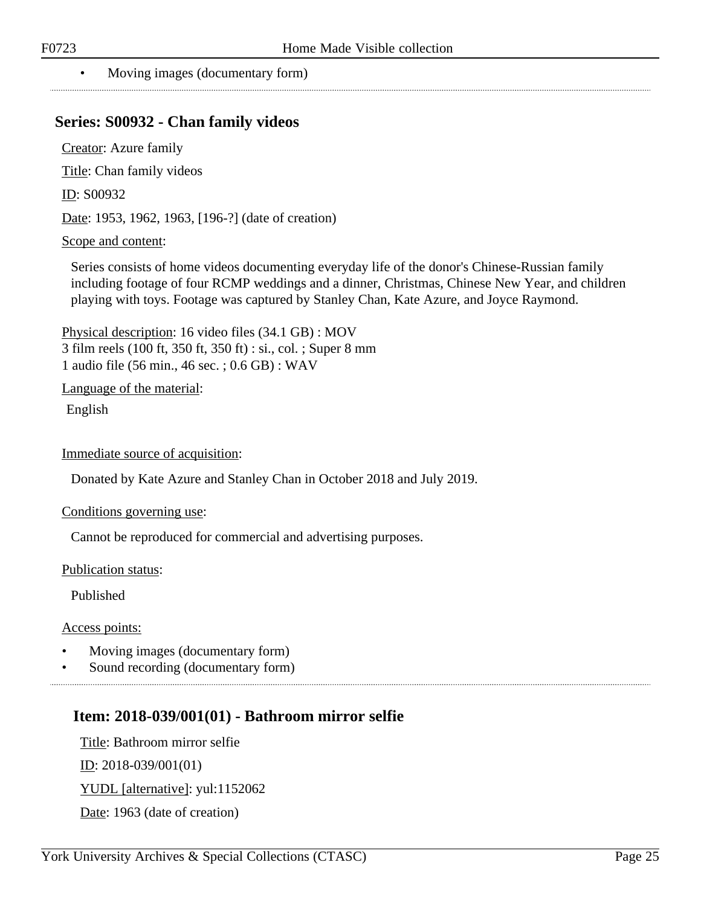- Moving images (documentary form)

## Series: S00932 - Chan family videos

Creator: Azure family

Title: Chan family videos

ID: S00932

Date: 1953, 1962, 1963, [196-?] (date of creation)

Scope and content:

Series consists of home videos documenting everyday life of the donor's Chinese-Russian family including footage of four RCMP weddings and a dinner, Christmas, Chinese New Year, and children playing with toys. Footage was captured by Stanley Chan, Kate Azure, and Joyce Raymond.

Physical description: 16 video files (34.1 GB) : MOV
3 film reels (100 ft, 350 ft, 350 ft) : si., col. ; Super 8 mm
1 audio file (56 min., 46 sec. ; 0.6 GB) : WAV

Language of the material:

English

Immediate source of acquisition:

Donated by Kate Azure and Stanley Chan in October 2018 and July 2019.

Conditions governing use:

Cannot be reproduced for commercial and advertising purposes.

Publication status:

Published

Access points:

- Moving images (documentary form)
- Sound recording (documentary form)

### Item: 2018-039/001(01) - Bathroom mirror selfie

Title: Bathroom mirror selfie

ID: 2018-039/001(01)

YUDL [alternative]: yul:1152062

Date: 1963 (date of creation)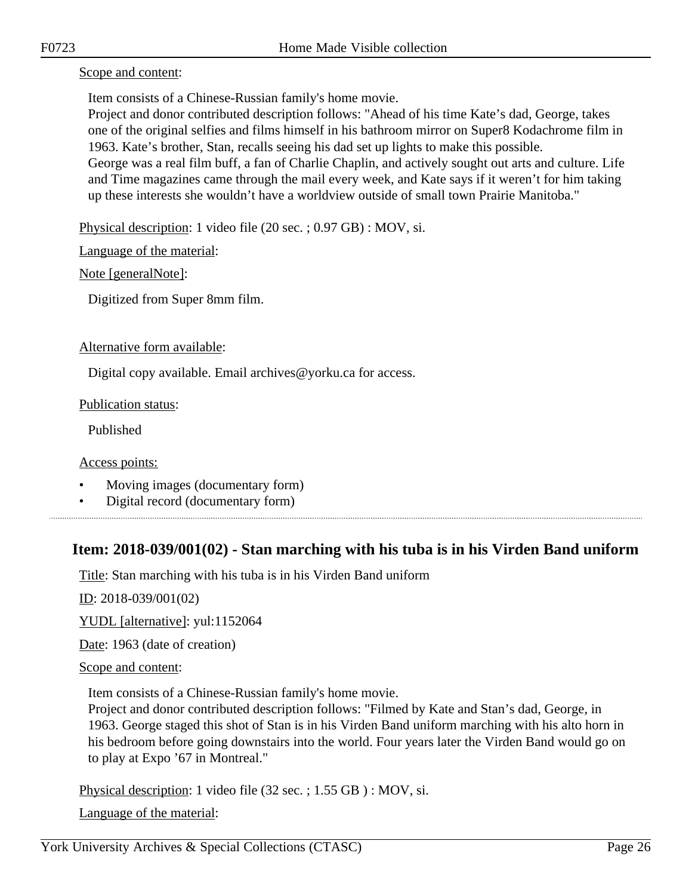Scope and content:

Item consists of a Chinese-Russian family's home movie.
Project and donor contributed description follows: "Ahead of his time Kate's dad, George, takes one of the original selfies and films himself in his bathroom mirror on Super8 Kodachrome film in 1963. Kate's brother, Stan, recalls seeing his dad set up lights to make this possible.
George was a real film buff, a fan of Charlie Chaplin, and actively sought out arts and culture. Life and Time magazines came through the mail every week, and Kate says if it weren't for him taking up these interests she wouldn't have a worldview outside of small town Prairie Manitoba."

Physical description: 1 video file (20 sec. ; 0.97 GB) : MOV, si.

Language of the material:

Note [generalNote]:

Digitized from Super 8mm film.

Alternative form available:

Digital copy available. Email archives@yorku.ca for access.

Publication status:

Published

Access points:

- Moving images (documentary form)
- Digital record (documentary form)

## Item: 2018-039/001(02) - Stan marching with his tuba is in his Virden Band uniform

Title: Stan marching with his tuba is in his Virden Band uniform

ID: 2018-039/001(02)

YUDL [alternative]: yul:1152064

Date: 1963 (date of creation)

Scope and content:

Item consists of a Chinese-Russian family's home movie.
Project and donor contributed description follows: "Filmed by Kate and Stan's dad, George, in 1963. George staged this shot of Stan is in his Virden Band uniform marching with his alto horn in his bedroom before going downstairs into the world. Four years later the Virden Band would go on to play at Expo '67 in Montreal."

Physical description: 1 video file (32 sec. ; 1.55 GB ) : MOV, si.

Language of the material: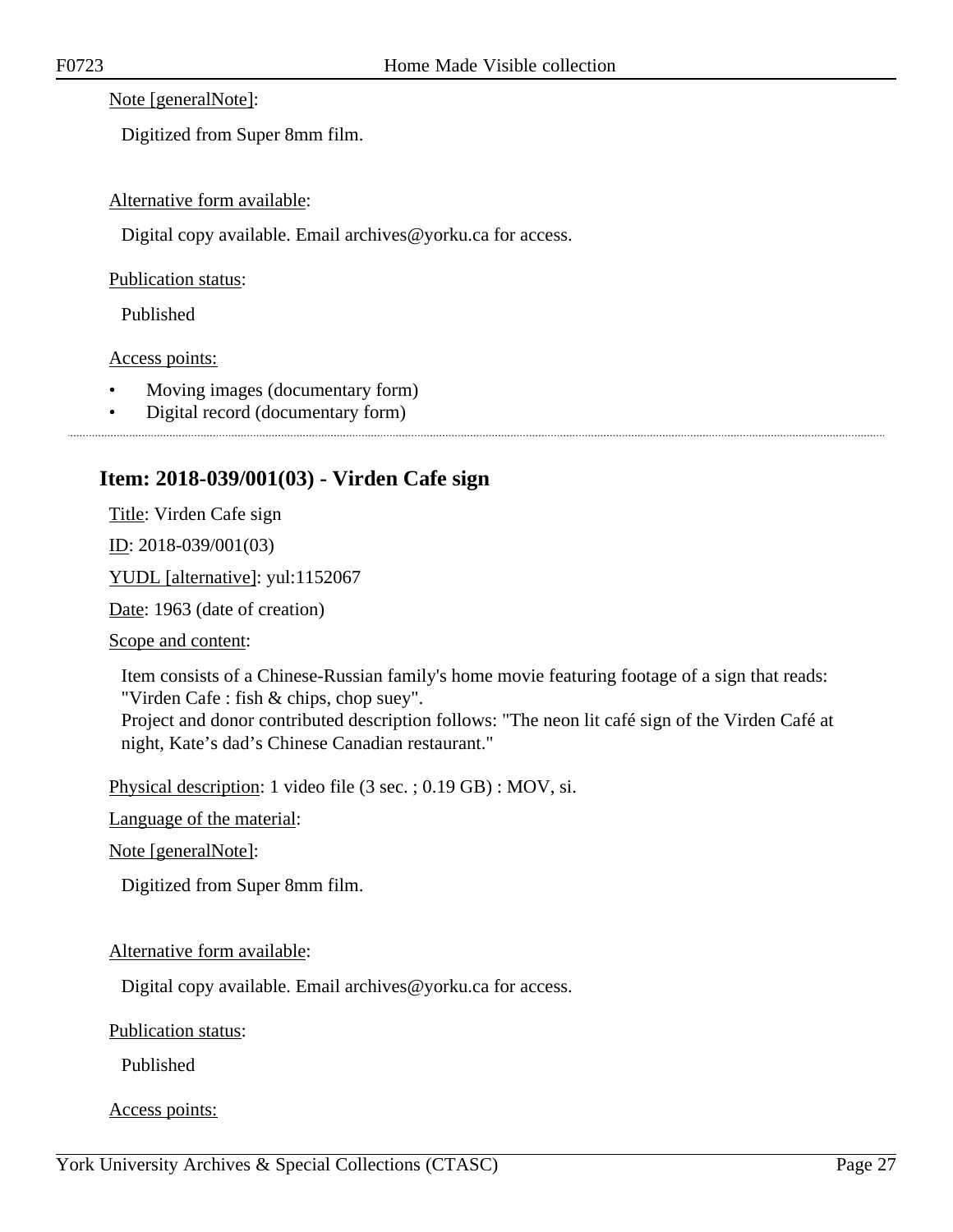Note [generalNote]:

Digitized from Super 8mm film.

Alternative form available:

Digital copy available. Email archives@yorku.ca for access.

Publication status:

Published

Access points:

- Moving images (documentary form)
- Digital record (documentary form)

---

## Item: 2018-039/001(03) - Virden Cafe sign

Title: Virden Cafe sign

ID: 2018-039/001(03)

YUDL [alternative]: yul:1152067

Date: 1963 (date of creation)

Scope and content:

Item consists of a Chinese-Russian family's home movie featuring footage of a sign that reads: "Virden Cafe : fish & chips, chop suey".
Project and donor contributed description follows: "The neon lit café sign of the Virden Café at night, Kate's dad's Chinese Canadian restaurant."

Physical description: 1 video file (3 sec. ; 0.19 GB) : MOV, si.

Language of the material:

Note [generalNote]:

Digitized from Super 8mm film.

Alternative form available:

Digital copy available. Email archives@yorku.ca for access.

Publication status:

Published

Access points: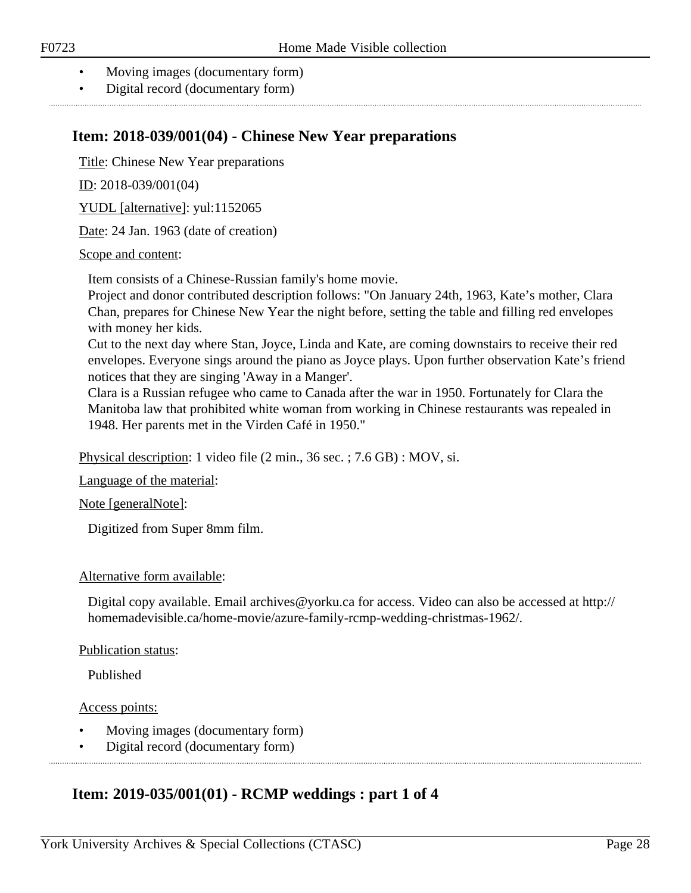- Moving images (documentary form)
- Digital record (documentary form)

## Item: 2018-039/001(04) - Chinese New Year preparations

Title: Chinese New Year preparations

ID: 2018-039/001(04)

YUDL [alternative]: yul:1152065

Date: 24 Jan. 1963 (date of creation)

Scope and content:

Item consists of a Chinese-Russian family's home movie.
Project and donor contributed description follows: "On January 24th, 1963, Kate’s mother, Clara Chan, prepares for Chinese New Year the night before, setting the table and filling red envelopes with money her kids.
Cut to the next day where Stan, Joyce, Linda and Kate, are coming downstairs to receive their red envelopes. Everyone sings around the piano as Joyce plays. Upon further observation Kate’s friend notices that they are singing 'Away in a Manger'.
Clara is a Russian refugee who came to Canada after the war in 1950. Fortunately for Clara the Manitoba law that prohibited white woman from working in Chinese restaurants was repealed in 1948. Her parents met in the Virden Café in 1950."

Physical description: 1 video file (2 min., 36 sec. ; 7.6 GB) : MOV, si.

Language of the material:

Note [generalNote]:

Digitized from Super 8mm film.

Alternative form available:

Digital copy available. Email archives@yorku.ca for access. Video can also be accessed at http://homemadevisible.ca/home-movie/azure-family-rcmp-wedding-christmas-1962/.

Publication status:

Published

Access points:

- Moving images (documentary form)
- Digital record (documentary form)

## Item: 2019-035/001(01) - RCMP weddings : part 1 of 4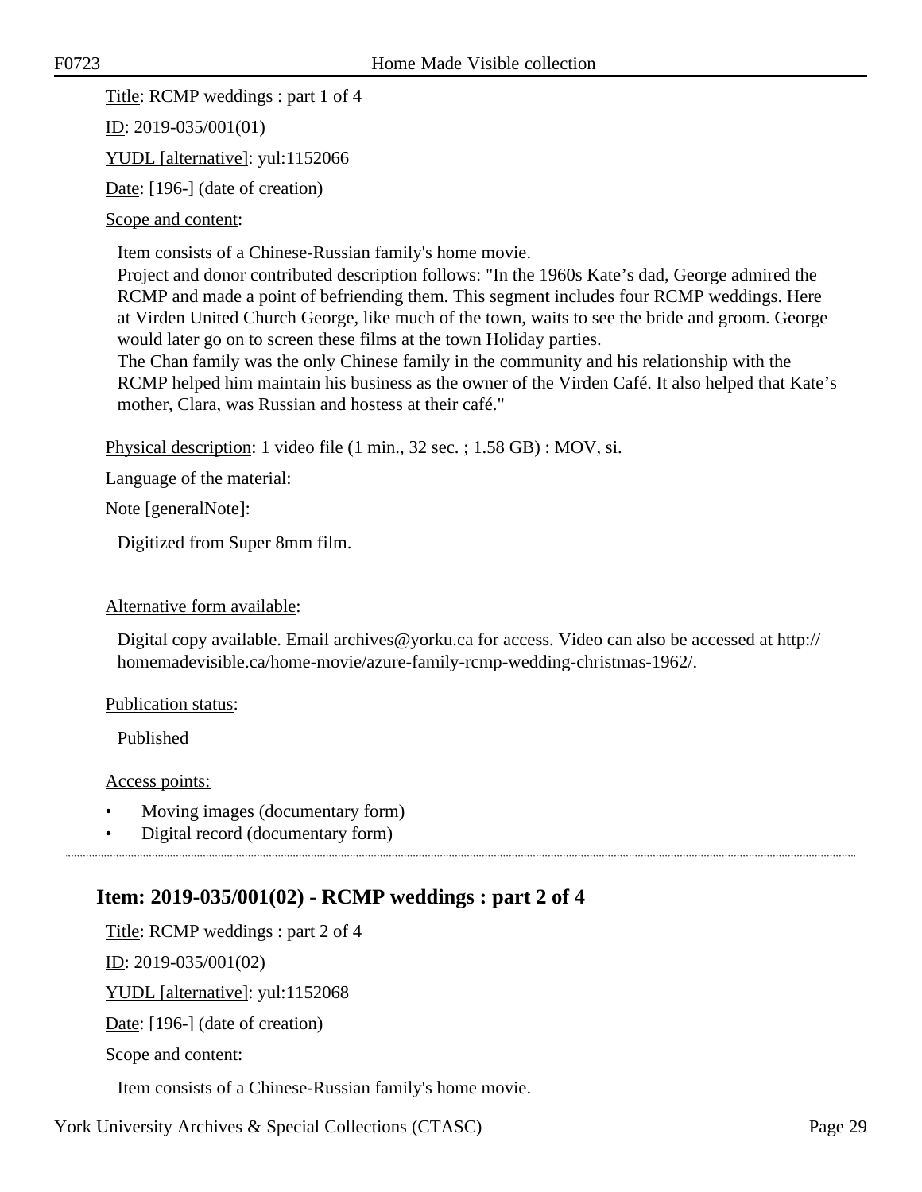Title: RCMP weddings : part 1 of 4

ID: 2019-035/001(01)

YUDL [alternative]: yul:1152066

Date: [196-] (date of creation)

Scope and content:

Item consists of a Chinese-Russian family's home movie.
Project and donor contributed description follows: "In the 1960s Kate's dad, George admired the RCMP and made a point of befriending them. This segment includes four RCMP weddings. Here at Virden United Church George, like much of the town, waits to see the bride and groom. George would later go on to screen these films at the town Holiday parties.
The Chan family was the only Chinese family in the community and his relationship with the RCMP helped him maintain his business as the owner of the Virden Café. It also helped that Kate's mother, Clara, was Russian and hostess at their café."

Physical description: 1 video file (1 min., 32 sec. ; 1.58 GB) : MOV, si.

Language of the material:

Note [generalNote]:

Digitized from Super 8mm film.

Alternative form available:

Digital copy available. Email archives@yorku.ca for access. Video can also be accessed at http://homemadevisible.ca/home-movie/azure-family-rcmp-wedding-christmas-1962/.

Publication status:

Published

Access points:

- Moving images (documentary form)
- Digital record (documentary form)

## Item: 2019-035/001(02) - RCMP weddings : part 2 of 4

Title: RCMP weddings : part 2 of 4

ID: 2019-035/001(02)

YUDL [alternative]: yul:1152068

Date: [196-] (date of creation)

Scope and content:

Item consists of a Chinese-Russian family's home movie.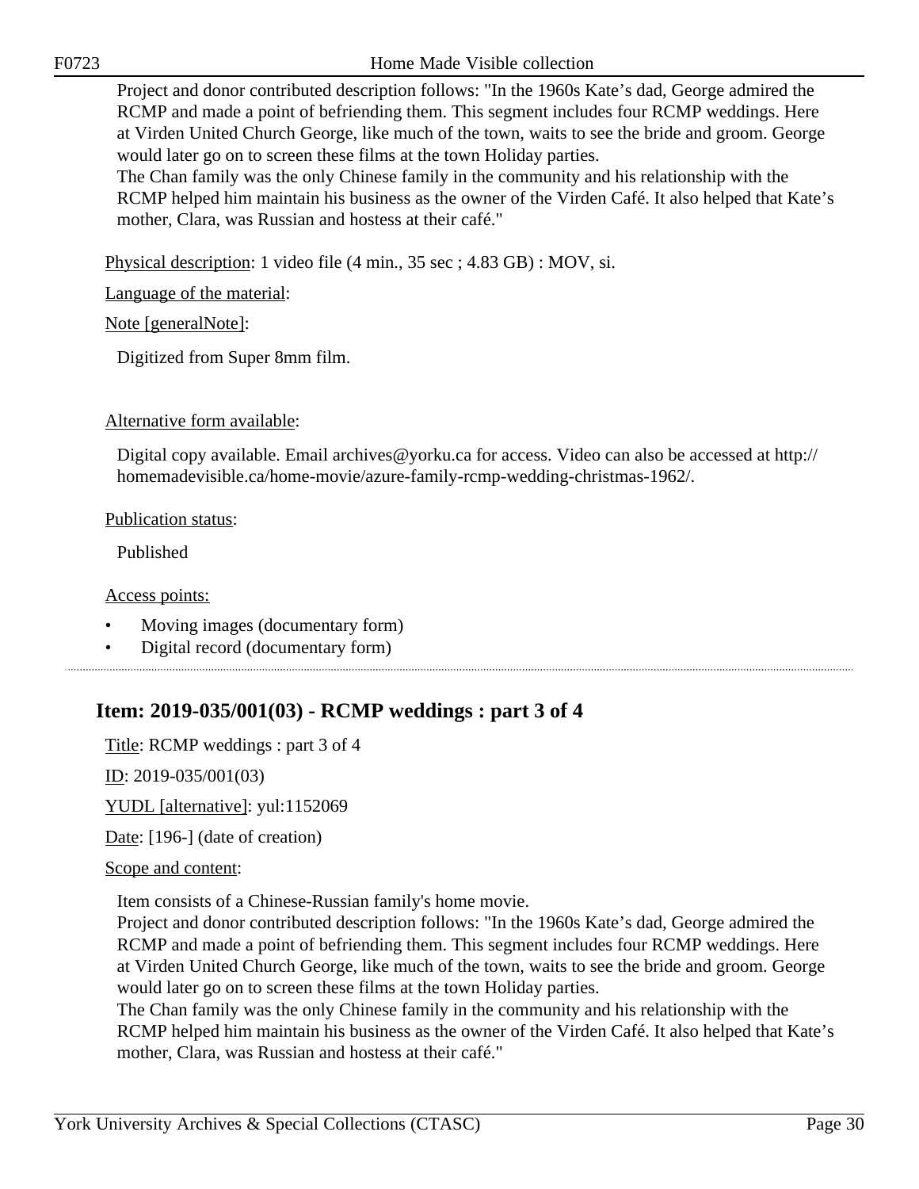Project and donor contributed description follows: "In the 1960s Kate's dad, George admired the RCMP and made a point of befriending them. This segment includes four RCMP weddings. Here at Virden United Church George, like much of the town, waits to see the bride and groom. George would later go on to screen these films at the town Holiday parties.
The Chan family was the only Chinese family in the community and his relationship with the RCMP helped him maintain his business as the owner of the Virden Café. It also helped that Kate's mother, Clara, was Russian and hostess at their café."

Physical description: 1 video file (4 min., 35 sec ; 4.83 GB) : MOV, si.

Language of the material:

Note [generalNote]:

Digitized from Super 8mm film.

Alternative form available:

Digital copy available. Email archives@yorku.ca for access. Video can also be accessed at http://homemadevisible.ca/home-movie/azure-family-rcmp-wedding-christmas-1962/.

Publication status:

Published

Access points:

- Moving images (documentary form)
- Digital record (documentary form)

## Item: 2019-035/001(03) - RCMP weddings : part 3 of 4

Title: RCMP weddings : part 3 of 4

ID: 2019-035/001(03)

YUDL [alternative]: yul:1152069

Date: [196-] (date of creation)

Scope and content:

Item consists of a Chinese-Russian family's home movie.
Project and donor contributed description follows: "In the 1960s Kate's dad, George admired the RCMP and made a point of befriending them. This segment includes four RCMP weddings. Here at Virden United Church George, like much of the town, waits to see the bride and groom. George would later go on to screen these films at the town Holiday parties.
The Chan family was the only Chinese family in the community and his relationship with the RCMP helped him maintain his business as the owner of the Virden Café. It also helped that Kate's mother, Clara, was Russian and hostess at their café."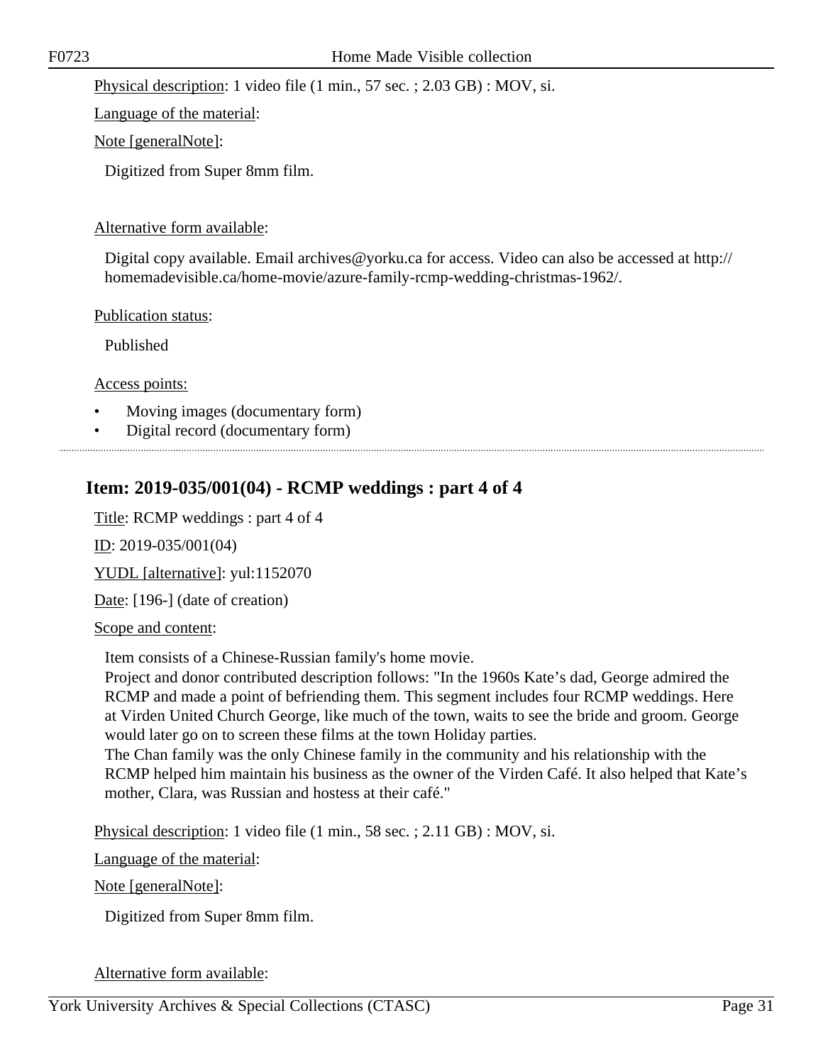Physical description: 1 video file (1 min., 57 sec. ; 2.03 GB) : MOV, si.

Language of the material:

Note [generalNote]:

Digitized from Super 8mm film.

Alternative form available:

Digital copy available. Email archives@yorku.ca for access. Video can also be accessed at http://homemadevisible.ca/home-movie/azure-family-rcmp-wedding-christmas-1962/.

Publication status:

Published

Access points:

- Moving images (documentary form)
- Digital record (documentary form)

## Item: 2019-035/001(04) - RCMP weddings : part 4 of 4

Title: RCMP weddings : part 4 of 4

ID: 2019-035/001(04)

YUDL [alternative]: yul:1152070

Date: [196-] (date of creation)

Scope and content:

Item consists of a Chinese-Russian family's home movie.
Project and donor contributed description follows: "In the 1960s Kate's dad, George admired the RCMP and made a point of befriending them. This segment includes four RCMP weddings. Here at Virden United Church George, like much of the town, waits to see the bride and groom. George would later go on to screen these films at the town Holiday parties.
The Chan family was the only Chinese family in the community and his relationship with the RCMP helped him maintain his business as the owner of the Virden Café. It also helped that Kate's mother, Clara, was Russian and hostess at their café."

Physical description: 1 video file (1 min., 58 sec. ; 2.11 GB) : MOV, si.

Language of the material:

Note [generalNote]:

Digitized from Super 8mm film.

Alternative form available: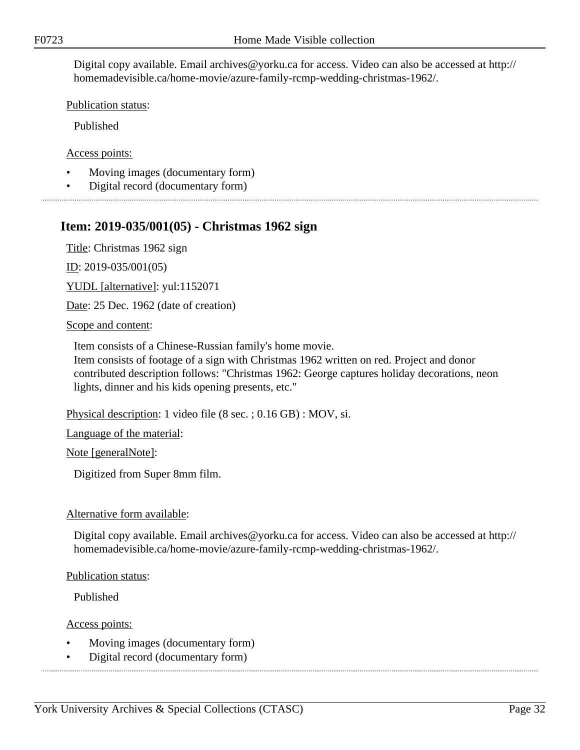Digital copy available. Email archives@yorku.ca for access. Video can also be accessed at http://homemadevisible.ca/home-movie/azure-family-rcmp-wedding-christmas-1962/.

Publication status:

Published

Access points:

- Moving images (documentary form)
- Digital record (documentary form)

## Item: 2019-035/001(05) - Christmas 1962 sign

Title: Christmas 1962 sign

ID: 2019-035/001(05)

YUDL [alternative]: yul:1152071

Date: 25 Dec. 1962 (date of creation)

Scope and content:

Item consists of a Chinese-Russian family's home movie.
Item consists of footage of a sign with Christmas 1962 written on red. Project and donor contributed description follows: "Christmas 1962: George captures holiday decorations, neon lights, dinner and his kids opening presents, etc."

Physical description: 1 video file (8 sec. ; 0.16 GB) : MOV, si.

Language of the material:

Note [generalNote]:

Digitized from Super 8mm film.

Alternative form available:

Digital copy available. Email archives@yorku.ca for access. Video can also be accessed at http://homemadevisible.ca/home-movie/azure-family-rcmp-wedding-christmas-1962/.

Publication status:

Published

Access points:

- Moving images (documentary form)
- Digital record (documentary form)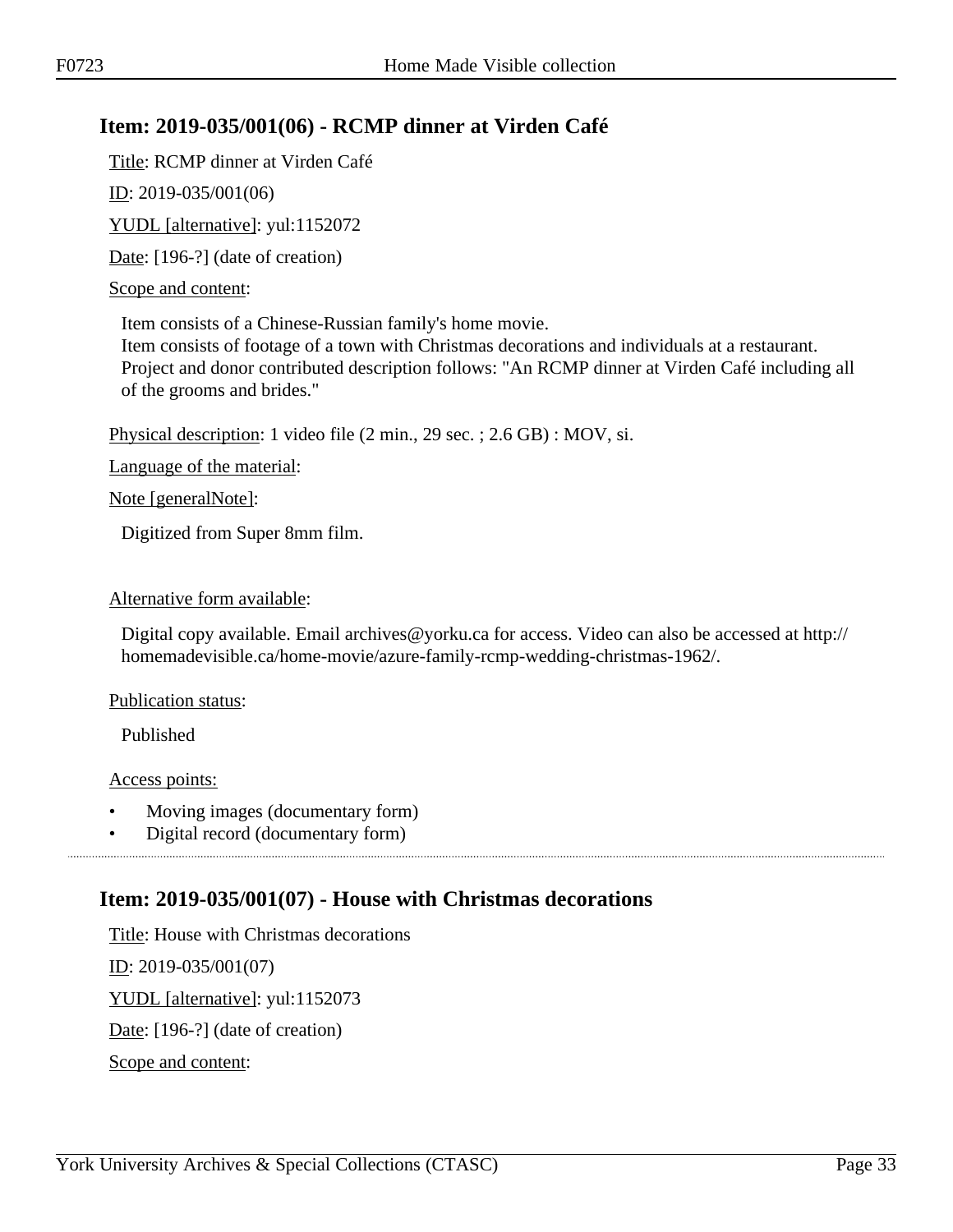## Item: 2019-035/001(06) - RCMP dinner at Virden Café

Title: RCMP dinner at Virden Café

ID: 2019-035/001(06)

YUDL [alternative]: yul:1152072

Date: [196-?] (date of creation)

Scope and content:

Item consists of a Chinese-Russian family's home movie.
Item consists of footage of a town with Christmas decorations and individuals at a restaurant.
Project and donor contributed description follows: "An RCMP dinner at Virden Café including all of the grooms and brides."

Physical description: 1 video file (2 min., 29 sec. ; 2.6 GB) : MOV, si.

Language of the material:

Note [generalNote]:

Digitized from Super 8mm film.

Alternative form available:

Digital copy available. Email archives@yorku.ca for access. Video can also be accessed at http://homemadevisible.ca/home-movie/azure-family-rcmp-wedding-christmas-1962/.

Publication status:

Published

Access points:

- Moving images (documentary form)
- Digital record (documentary form)

## Item: 2019-035/001(07) - House with Christmas decorations

Title: House with Christmas decorations

ID: 2019-035/001(07)

YUDL [alternative]: yul:1152073

Date: [196-?] (date of creation)

Scope and content: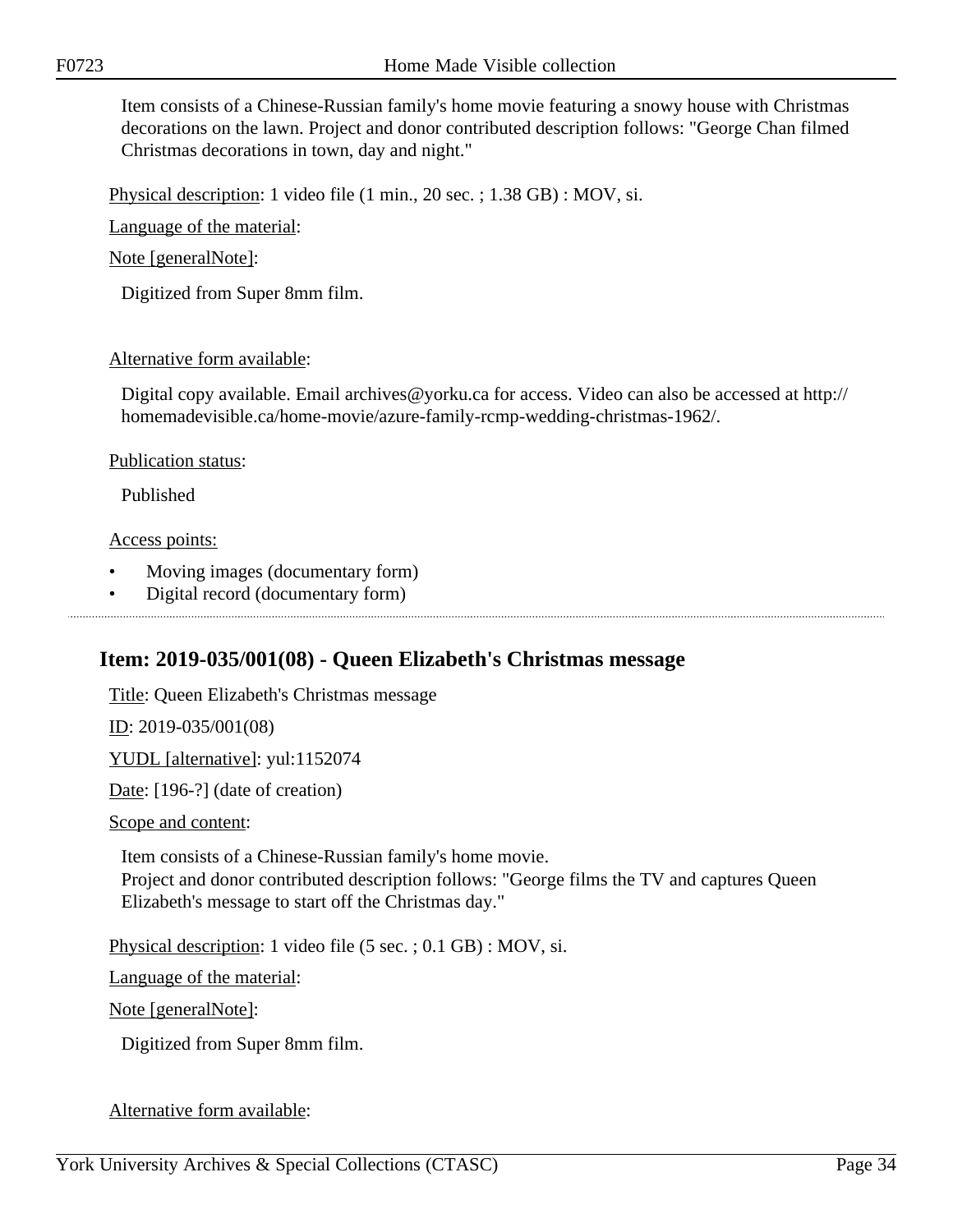Item consists of a Chinese-Russian family's home movie featuring a snowy house with Christmas decorations on the lawn. Project and donor contributed description follows: "George Chan filmed Christmas decorations in town, day and night."

Physical description: 1 video file (1 min., 20 sec. ; 1.38 GB) : MOV, si.

Language of the material:

Note [generalNote]:

Digitized from Super 8mm film.

Alternative form available:

Digital copy available. Email archives@yorku.ca for access. Video can also be accessed at http://homemadevisible.ca/home-movie/azure-family-rcmp-wedding-christmas-1962/.

Publication status:

Published

Access points:

- Moving images (documentary form)
- Digital record (documentary form)

---

## Item: 2019-035/001(08) - Queen Elizabeth's Christmas message

Title: Queen Elizabeth's Christmas message

ID: 2019-035/001(08)

YUDL [alternative]: yul:1152074

Date: [196-?] (date of creation)

Scope and content:

Item consists of a Chinese-Russian family's home movie.
Project and donor contributed description follows: "George films the TV and captures Queen Elizabeth's message to start off the Christmas day."

Physical description: 1 video file (5 sec. ; 0.1 GB) : MOV, si.

Language of the material:

Note [generalNote]:

Digitized from Super 8mm film.

Alternative form available: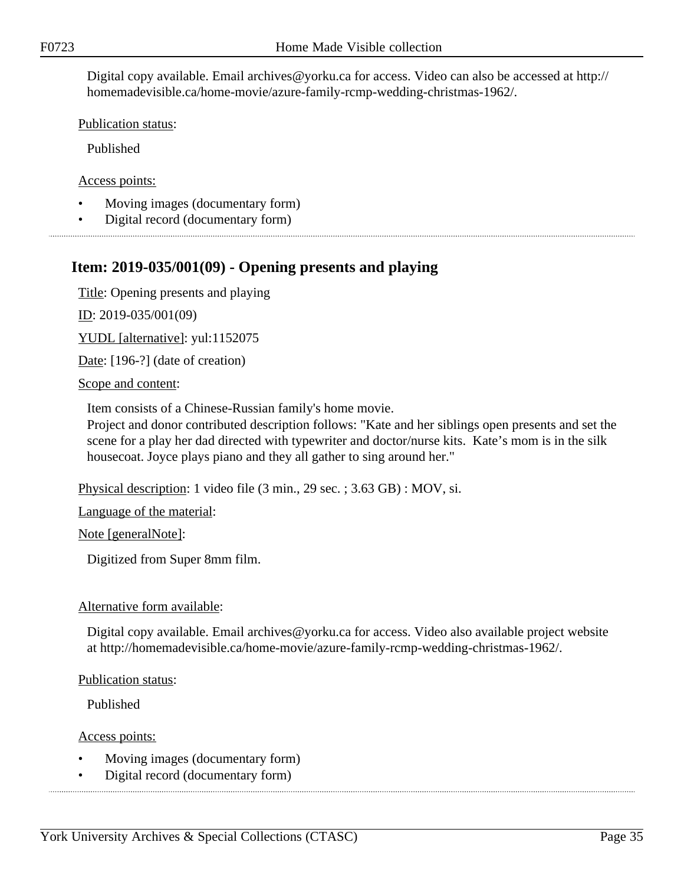Digital copy available. Email archives@yorku.ca for access. Video can also be accessed at http://homemadevisible.ca/home-movie/azure-family-rcmp-wedding-christmas-1962/.

Publication status:

Published

Access points:

- Moving images (documentary form)
- Digital record (documentary form)

## Item: 2019-035/001(09) - Opening presents and playing

Title: Opening presents and playing

ID: 2019-035/001(09)

YUDL [alternative]: yul:1152075

Date: [196-?] (date of creation)

Scope and content:

Item consists of a Chinese-Russian family's home movie.
Project and donor contributed description follows: "Kate and her siblings open presents and set the scene for a play her dad directed with typewriter and doctor/nurse kits.  Kate's mom is in the silk housecoat. Joyce plays piano and they all gather to sing around her."

Physical description: 1 video file (3 min., 29 sec. ; 3.63 GB) : MOV, si.

Language of the material:

Note [generalNote]:

Digitized from Super 8mm film.

Alternative form available:

Digital copy available. Email archives@yorku.ca for access. Video also available project website at http://homemadevisible.ca/home-movie/azure-family-rcmp-wedding-christmas-1962/.

Publication status:

Published

Access points:

- Moving images (documentary form)
- Digital record (documentary form)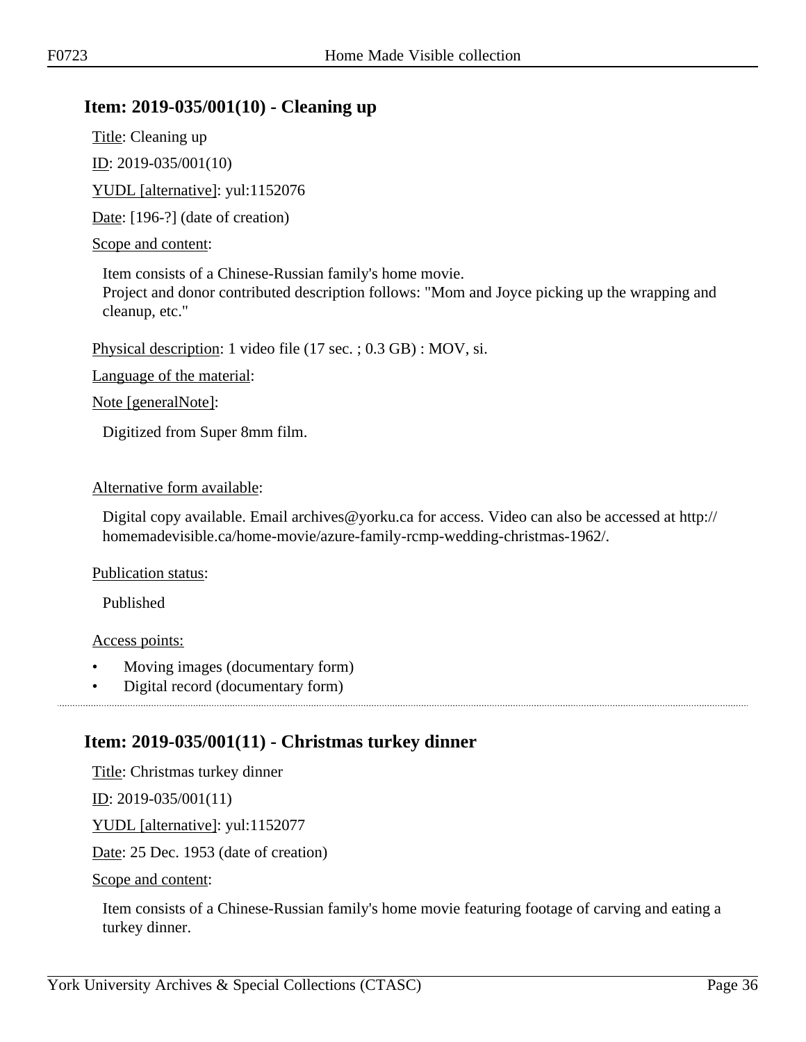## Item: 2019-035/001(10) - Cleaning up

Title: Cleaning up

ID: 2019-035/001(10)

YUDL [alternative]: yul:1152076

Date: [196-?] (date of creation)

Scope and content:

Item consists of a Chinese-Russian family's home movie.
Project and donor contributed description follows: "Mom and Joyce picking up the wrapping and cleanup, etc."

Physical description: 1 video file (17 sec. ; 0.3 GB) : MOV, si.

Language of the material:

Note [generalNote]:

Digitized from Super 8mm film.

Alternative form available:

Digital copy available. Email archives@yorku.ca for access. Video can also be accessed at http://homemadevisible.ca/home-movie/azure-family-rcmp-wedding-christmas-1962/.

Publication status:

Published

Access points:

- Moving images (documentary form)
- Digital record (documentary form)

## Item: 2019-035/001(11) - Christmas turkey dinner

Title: Christmas turkey dinner

ID: 2019-035/001(11)

YUDL [alternative]: yul:1152077

Date: 25 Dec. 1953 (date of creation)

Scope and content:

Item consists of a Chinese-Russian family's home movie featuring footage of carving and eating a turkey dinner.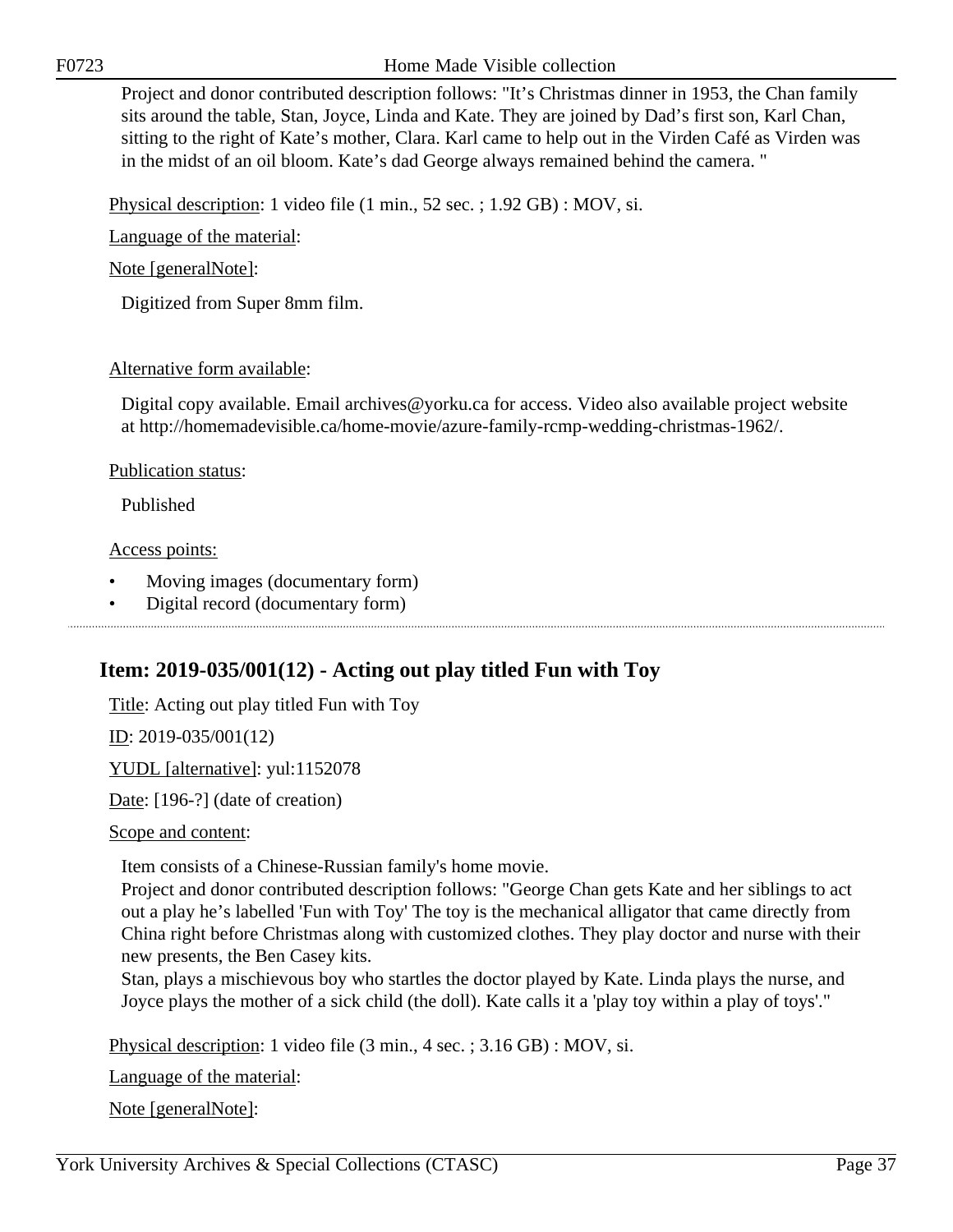Project and donor contributed description follows: "It's Christmas dinner in 1953, the Chan family sits around the table, Stan, Joyce, Linda and Kate. They are joined by Dad's first son, Karl Chan, sitting to the right of Kate's mother, Clara. Karl came to help out in the Virden Café as Virden was in the midst of an oil bloom. Kate's dad George always remained behind the camera. "

Physical description: 1 video file (1 min., 52 sec. ; 1.92 GB) : MOV, si.

Language of the material:

Note [generalNote]:

Digitized from Super 8mm film.

Alternative form available:

Digital copy available. Email archives@yorku.ca for access. Video also available project website at http://homemadevisible.ca/home-movie/azure-family-rcmp-wedding-christmas-1962/.

Publication status:

Published

Access points:

- Moving images (documentary form)
- Digital record (documentary form)

---

## Item: 2019-035/001(12) - Acting out play titled Fun with Toy

Title: Acting out play titled Fun with Toy

ID: 2019-035/001(12)

YUDL [alternative]: yul:1152078

Date: [196-?] (date of creation)

Scope and content:

Item consists of a Chinese-Russian family's home movie.
Project and donor contributed description follows: "George Chan gets Kate and her siblings to act out a play he's labelled 'Fun with Toy' The toy is the mechanical alligator that came directly from China right before Christmas along with customized clothes. They play doctor and nurse with their new presents, the Ben Casey kits.
Stan, plays a mischievous boy who startles the doctor played by Kate. Linda plays the nurse, and Joyce plays the mother of a sick child (the doll). Kate calls it a 'play toy within a play of toys'."

Physical description: 1 video file (3 min., 4 sec. ; 3.16 GB) : MOV, si.

Language of the material:

Note [generalNote]: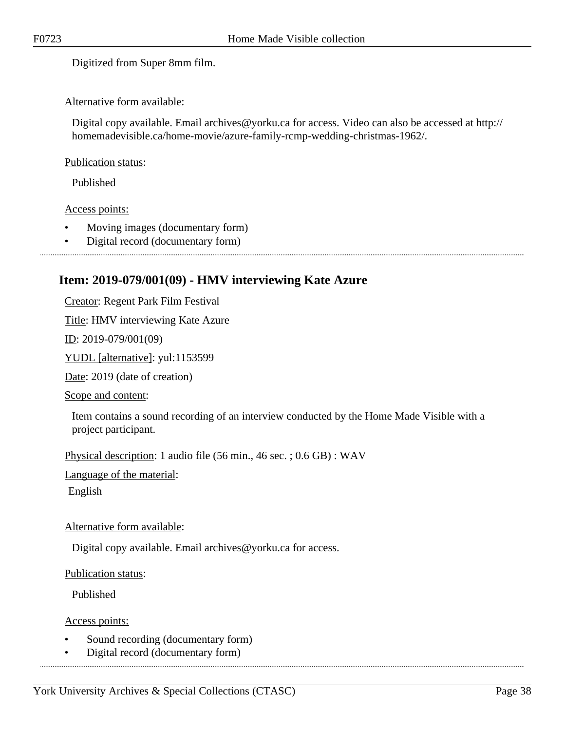Digitized from Super 8mm film.

Alternative form available:

Digital copy available. Email archives@yorku.ca for access. Video can also be accessed at http://homemadevisible.ca/home-movie/azure-family-rcmp-wedding-christmas-1962/.

Publication status:

Published

Access points:

- Moving images (documentary form)
- Digital record (documentary form)

---

## Item: 2019-079/001(09) - HMV interviewing Kate Azure

Creator: Regent Park Film Festival

Title: HMV interviewing Kate Azure

ID: 2019-079/001(09)

YUDL [alternative]: yul:1153599

Date: 2019 (date of creation)

Scope and content:

Item contains a sound recording of an interview conducted by the Home Made Visible with a project participant.

Physical description: 1 audio file (56 min., 46 sec. ; 0.6 GB) : WAV

Language of the material:

English

Alternative form available:

Digital copy available. Email archives@yorku.ca for access.

Publication status:

Published

Access points:

- Sound recording (documentary form)
- Digital record (documentary form)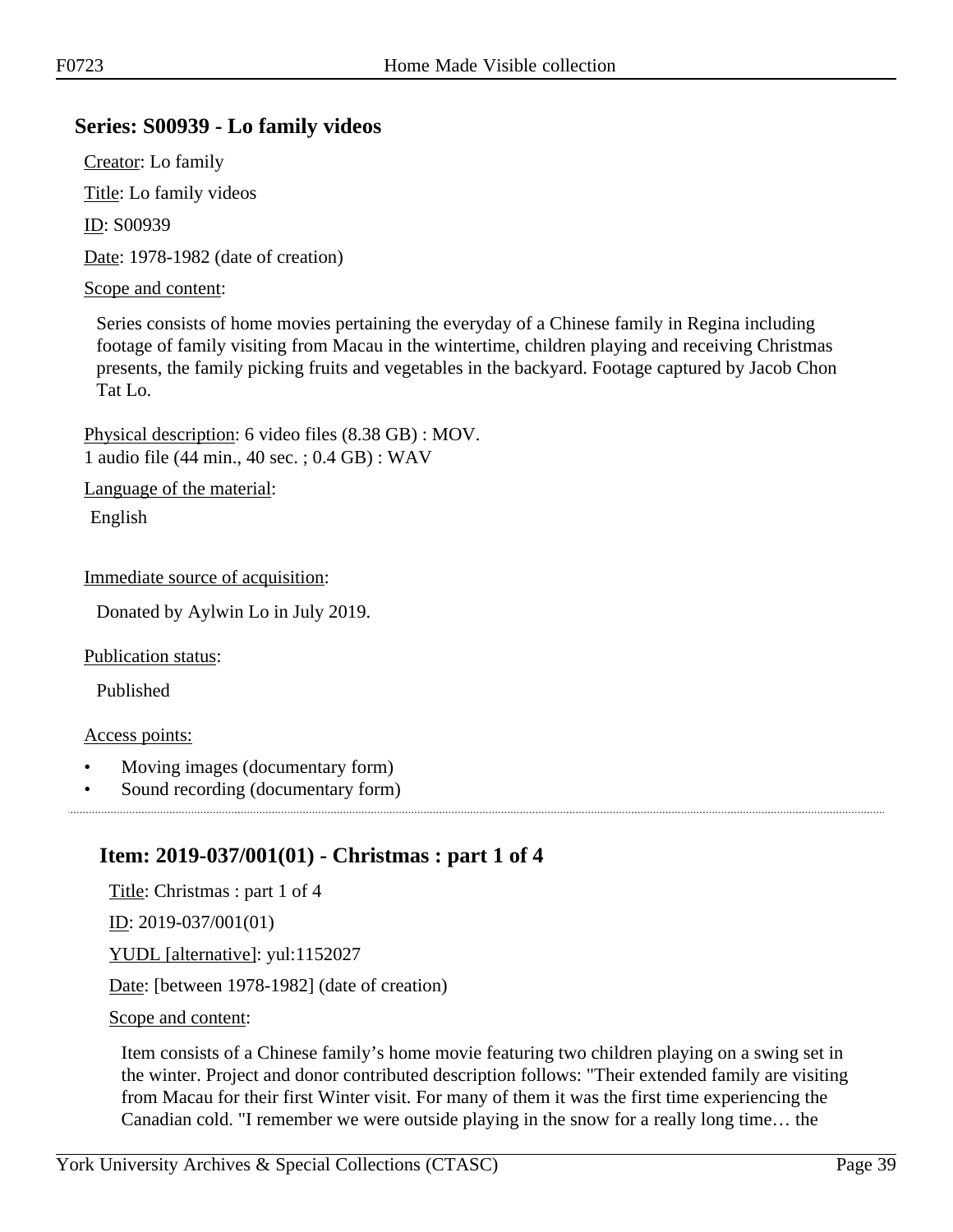## Series: S00939 - Lo family videos

Creator: Lo family

Title: Lo family videos

ID: S00939

Date: 1978-1982 (date of creation)

Scope and content:

Series consists of home movies pertaining the everyday of a Chinese family in Regina including footage of family visiting from Macau in the wintertime, children playing and receiving Christmas presents, the family picking fruits and vegetables in the backyard. Footage captured by Jacob Chon Tat Lo.

Physical description: 6 video files (8.38 GB) : MOV.
1 audio file (44 min., 40 sec. ; 0.4 GB) : WAV

Language of the material:

English

Immediate source of acquisition:

Donated by Aylwin Lo in July 2019.

Publication status:

Published

Access points:

- Moving images (documentary form)
- Sound recording (documentary form)

---

### Item: 2019-037/001(01) - Christmas : part 1 of 4

Title: Christmas : part 1 of 4

ID: 2019-037/001(01)

YUDL [alternative]: yul:1152027

Date: [between 1978-1982] (date of creation)

Scope and content:

Item consists of a Chinese family's home movie featuring two children playing on a swing set in the winter. Project and donor contributed description follows: "Their extended family are visiting from Macau for their first Winter visit. For many of them it was the first time experiencing the Canadian cold. "I remember we were outside playing in the snow for a really long time… the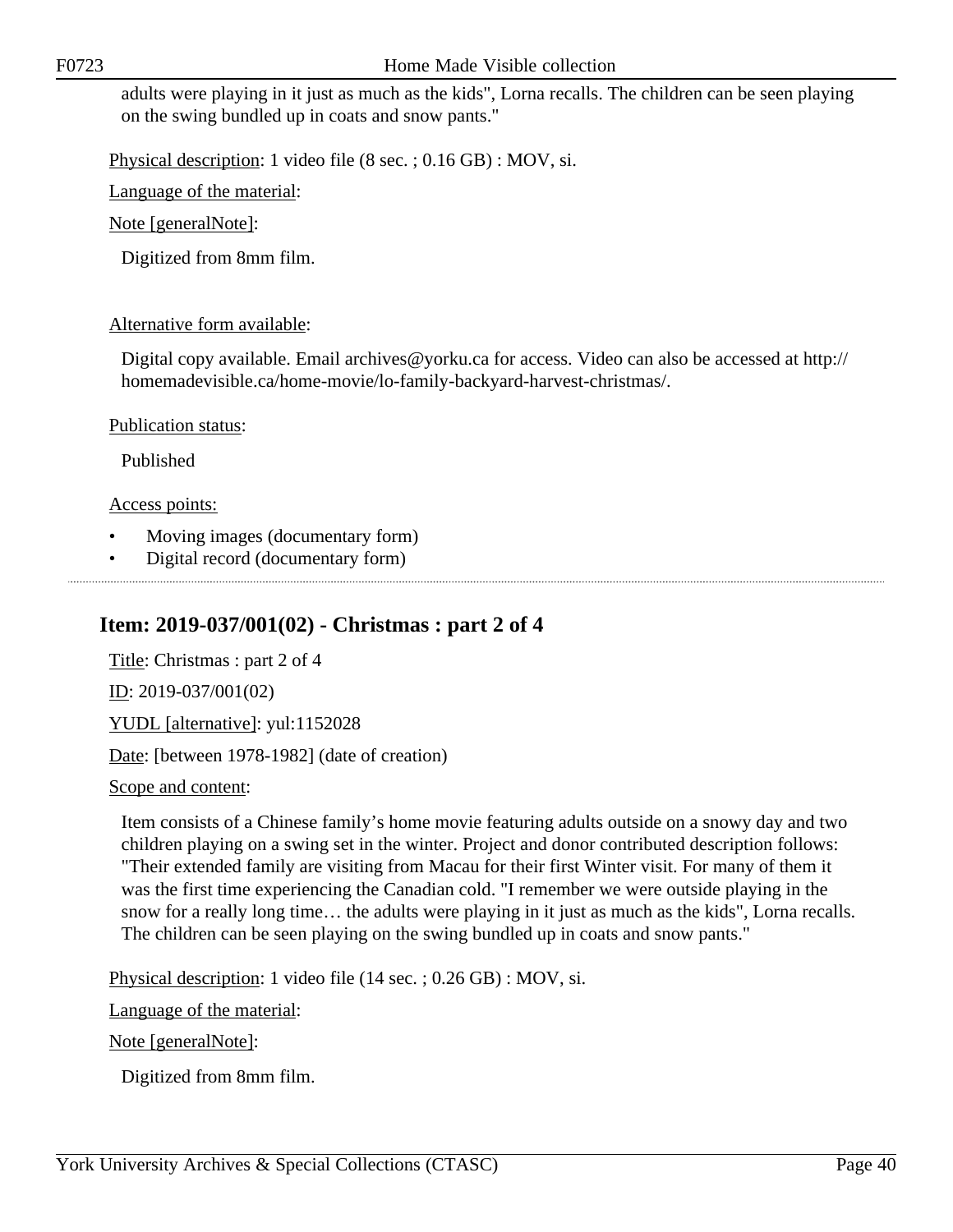adults were playing in it just as much as the kids", Lorna recalls. The children can be seen playing on the swing bundled up in coats and snow pants."

Physical description: 1 video file (8 sec. ; 0.16 GB) : MOV, si.

Language of the material:

Note [generalNote]:

Digitized from 8mm film.

Alternative form available:

Digital copy available. Email archives@yorku.ca for access. Video can also be accessed at http://homemadevisible.ca/home-movie/lo-family-backyard-harvest-christmas/.

Publication status:

Published

Access points:

- Moving images (documentary form)
- Digital record (documentary form)

## Item: 2019-037/001(02) - Christmas : part 2 of 4

Title: Christmas : part 2 of 4

ID: 2019-037/001(02)

YUDL [alternative]: yul:1152028

Date: [between 1978-1982] (date of creation)

Scope and content:

Item consists of a Chinese family's home movie featuring adults outside on a snowy day and two children playing on a swing set in the winter. Project and donor contributed description follows: "Their extended family are visiting from Macau for their first Winter visit. For many of them it was the first time experiencing the Canadian cold. "I remember we were outside playing in the snow for a really long time… the adults were playing in it just as much as the kids", Lorna recalls. The children can be seen playing on the swing bundled up in coats and snow pants."

Physical description: 1 video file (14 sec. ; 0.26 GB) : MOV, si.

Language of the material:

Note [generalNote]:

Digitized from 8mm film.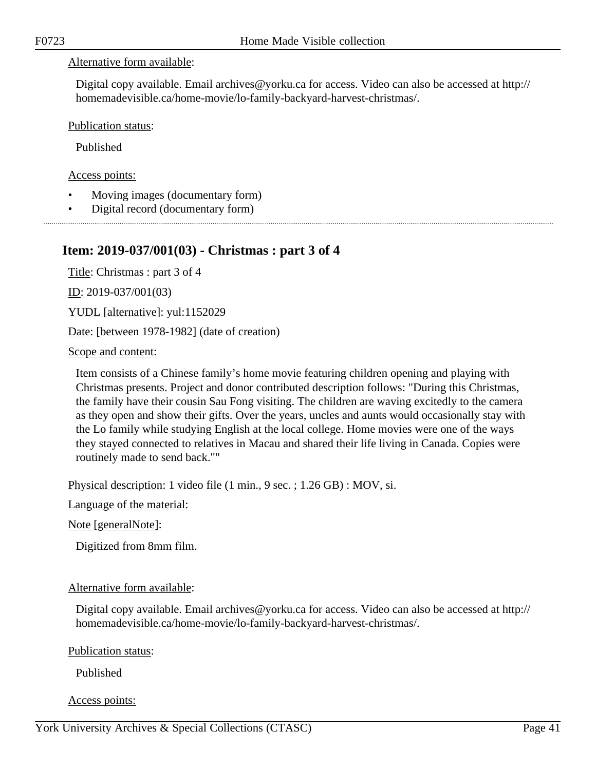Alternative form available:

Digital copy available. Email archives@yorku.ca for access. Video can also be accessed at http://homemadevisible.ca/home-movie/lo-family-backyard-harvest-christmas/.

Publication status:

Published

Access points:

- Moving images (documentary form)
- Digital record (documentary form)

## Item: 2019-037/001(03) - Christmas : part 3 of 4

Title: Christmas : part 3 of 4

ID: 2019-037/001(03)

YUDL [alternative]: yul:1152029

Date: [between 1978-1982] (date of creation)

Scope and content:

Item consists of a Chinese family's home movie featuring children opening and playing with Christmas presents. Project and donor contributed description follows: "During this Christmas, the family have their cousin Sau Fong visiting. The children are waving excitedly to the camera as they open and show their gifts. Over the years, uncles and aunts would occasionally stay with the Lo family while studying English at the local college. Home movies were one of the ways they stayed connected to relatives in Macau and shared their life living in Canada. Copies were routinely made to send back.""

Physical description: 1 video file (1 min., 9 sec. ; 1.26 GB) : MOV, si.

Language of the material:

Note [generalNote]:

Digitized from 8mm film.

Alternative form available:

Digital copy available. Email archives@yorku.ca for access. Video can also be accessed at http://homemadevisible.ca/home-movie/lo-family-backyard-harvest-christmas/.

Publication status:

Published

Access points: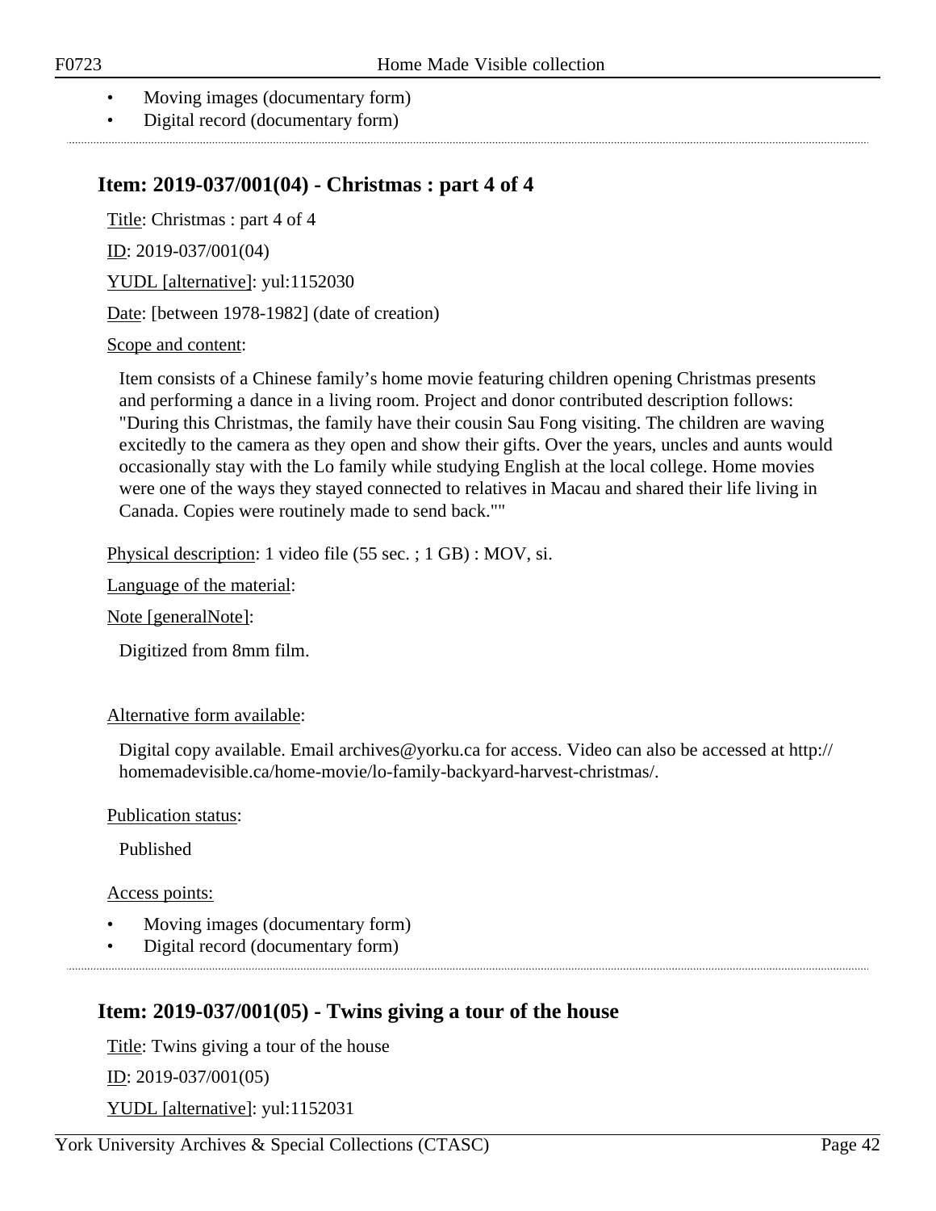- Moving images (documentary form)
- Digital record (documentary form)

## Item: 2019-037/001(04) - Christmas : part 4 of 4

Title: Christmas : part 4 of 4

ID: 2019-037/001(04)

YUDL [alternative]: yul:1152030

Date: [between 1978-1982] (date of creation)

Scope and content:

Item consists of a Chinese family's home movie featuring children opening Christmas presents and performing a dance in a living room. Project and donor contributed description follows: "During this Christmas, the family have their cousin Sau Fong visiting. The children are waving excitedly to the camera as they open and show their gifts. Over the years, uncles and aunts would occasionally stay with the Lo family while studying English at the local college. Home movies were one of the ways they stayed connected to relatives in Macau and shared their life living in Canada. Copies were routinely made to send back.""

Physical description: 1 video file (55 sec. ; 1 GB) : MOV, si.

Language of the material:

Note [generalNote]:

Digitized from 8mm film.

Alternative form available:

Digital copy available. Email archives@yorku.ca for access. Video can also be accessed at http://homemadevisible.ca/home-movie/lo-family-backyard-harvest-christmas/.

Publication status:

Published

Access points:

- Moving images (documentary form)
- Digital record (documentary form)

## Item: 2019-037/001(05) - Twins giving a tour of the house

Title: Twins giving a tour of the house

ID: 2019-037/001(05)

YUDL [alternative]: yul:1152031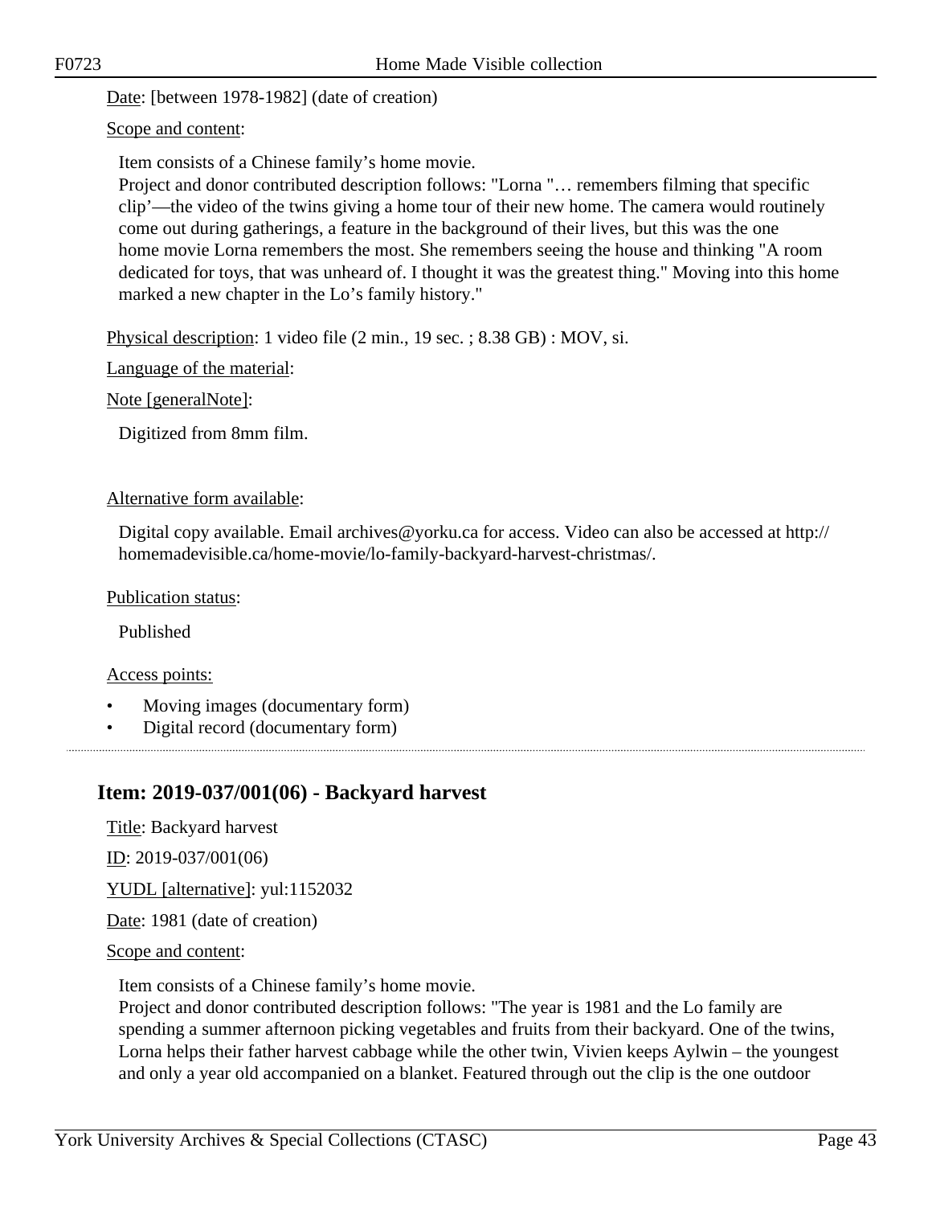Date: [between 1978-1982] (date of creation)

Scope and content:

Item consists of a Chinese family's home movie.
Project and donor contributed description follows: "Lorna "… remembers filming that specific clip'—the video of the twins giving a home tour of their new home. The camera would routinely come out during gatherings, a feature in the background of their lives, but this was the one home movie Lorna remembers the most. She remembers seeing the house and thinking "A room dedicated for toys, that was unheard of. I thought it was the greatest thing." Moving into this home marked a new chapter in the Lo's family history."

Physical description: 1 video file (2 min., 19 sec. ; 8.38 GB) : MOV, si.

Language of the material:

Note [generalNote]:

Digitized from 8mm film.

Alternative form available:

Digital copy available. Email archives@yorku.ca for access. Video can also be accessed at http://homemadevisible.ca/home-movie/lo-family-backyard-harvest-christmas/.

Publication status:

Published

Access points:

- Moving images (documentary form)
- Digital record (documentary form)

## Item: 2019-037/001(06) - Backyard harvest

Title: Backyard harvest

ID: 2019-037/001(06)

YUDL [alternative]: yul:1152032

Date: 1981 (date of creation)

Scope and content:

Item consists of a Chinese family's home movie.
Project and donor contributed description follows: "The year is 1981 and the Lo family are spending a summer afternoon picking vegetables and fruits from their backyard. One of the twins, Lorna helps their father harvest cabbage while the other twin, Vivien keeps Aylwin – the youngest and only a year old accompanied on a blanket. Featured through out the clip is the one outdoor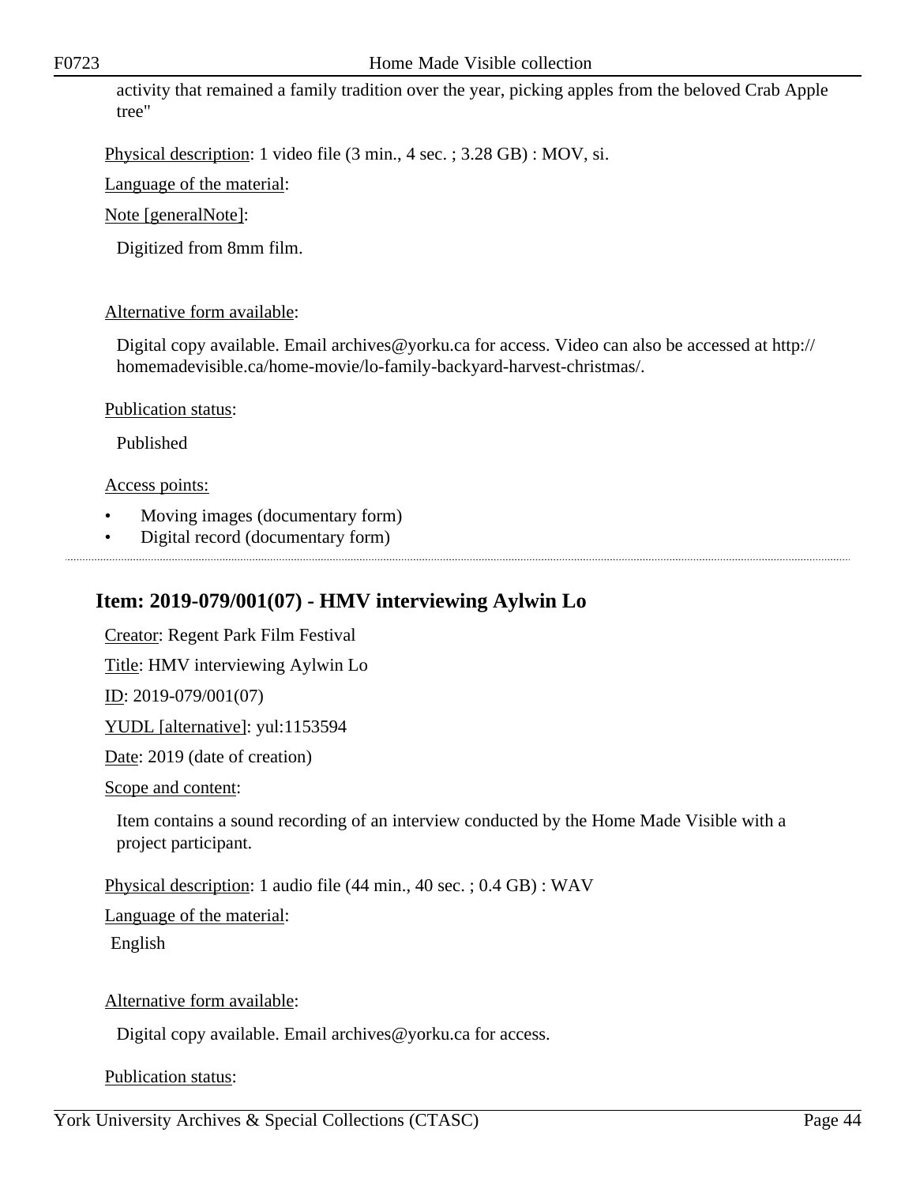activity that remained a family tradition over the year, picking apples from the beloved Crab Apple tree"

Physical description: 1 video file (3 min., 4 sec. ; 3.28 GB) : MOV, si.

Language of the material:

Note [generalNote]:

Digitized from 8mm film.

Alternative form available:

Digital copy available. Email archives@yorku.ca for access. Video can also be accessed at http://homemadevisible.ca/home-movie/lo-family-backyard-harvest-christmas/.

Publication status:

Published

Access points:

- Moving images (documentary form)
- Digital record (documentary form)

---

## Item: 2019-079/001(07) - HMV interviewing Aylwin Lo

Creator: Regent Park Film Festival

Title: HMV interviewing Aylwin Lo

ID: 2019-079/001(07)

YUDL [alternative]: yul:1153594

Date: 2019 (date of creation)

Scope and content:

Item contains a sound recording of an interview conducted by the Home Made Visible with a project participant.

Physical description: 1 audio file (44 min., 40 sec. ; 0.4 GB) : WAV

Language of the material:

English

Alternative form available:

Digital copy available. Email archives@yorku.ca for access.

Publication status: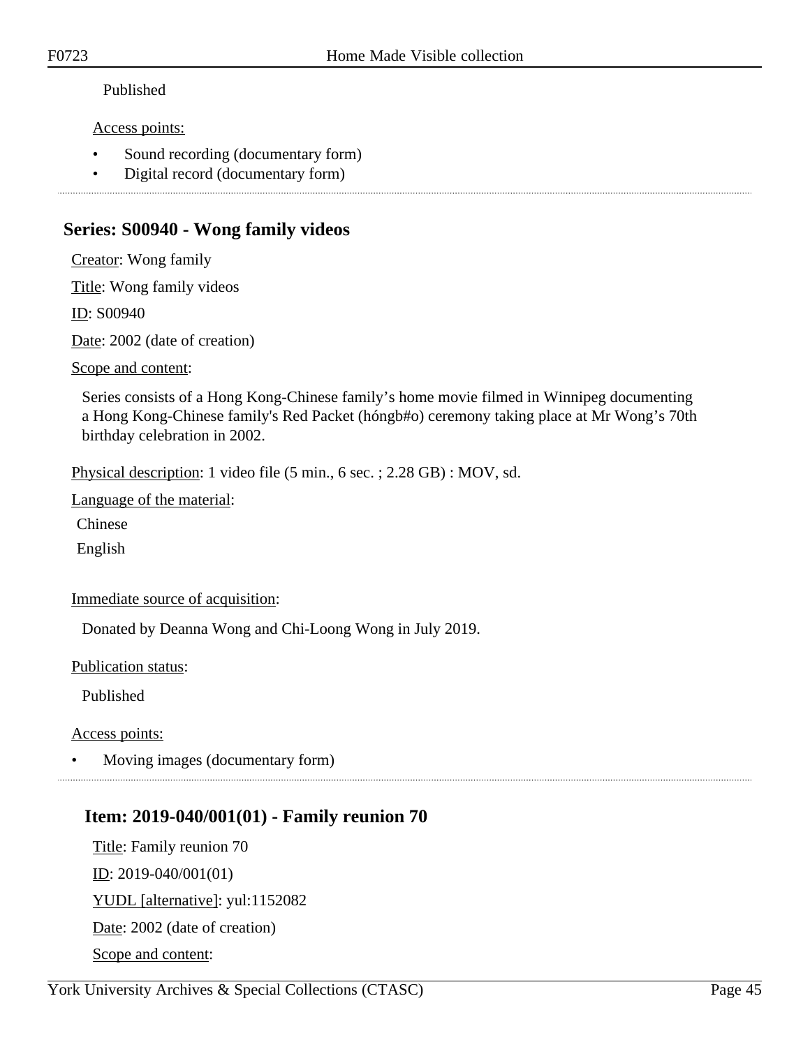Published

Access points:

- Sound recording (documentary form)
- Digital record (documentary form)

## Series: S00940 - Wong family videos

Creator: Wong family

Title: Wong family videos

ID: S00940

Date: 2002 (date of creation)

Scope and content:

Series consists of a Hong Kong-Chinese family's home movie filmed in Winnipeg documenting a Hong Kong-Chinese family's Red Packet (hóngb#o) ceremony taking place at Mr Wong's 70th birthday celebration in 2002.

Physical description: 1 video file (5 min., 6 sec. ; 2.28 GB) : MOV, sd.

Language of the material:

Chinese

English

Immediate source of acquisition:

Donated by Deanna Wong and Chi-Loong Wong in July 2019.

Publication status:

Published

Access points:

- Moving images (documentary form)

### Item: 2019-040/001(01) - Family reunion 70

Title: Family reunion 70

ID: 2019-040/001(01)

YUDL [alternative]: yul:1152082

Date: 2002 (date of creation)

Scope and content: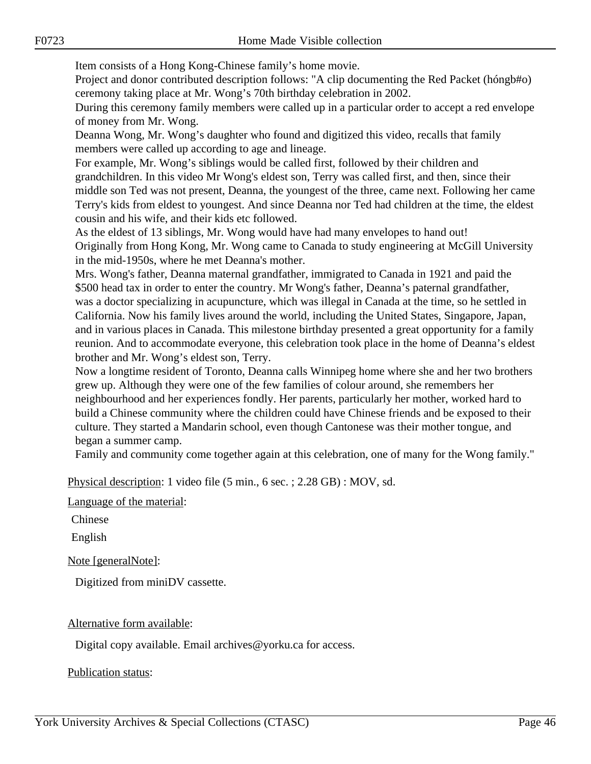Item consists of a Hong Kong-Chinese family's home movie.
Project and donor contributed description follows: "A clip documenting the Red Packet (hóngb#o) ceremony taking place at Mr. Wong's 70th birthday celebration in 2002.
During this ceremony family members were called up in a particular order to accept a red envelope of money from Mr. Wong.
Deanna Wong, Mr. Wong's daughter who found and digitized this video, recalls that family members were called up according to age and lineage.
For example, Mr. Wong's siblings would be called first, followed by their children and grandchildren. In this video Mr Wong's eldest son, Terry was called first, and then, since their middle son Ted was not present, Deanna, the youngest of the three, came next. Following her came Terry's kids from eldest to youngest. And since Deanna nor Ted had children at the time, the eldest cousin and his wife, and their kids etc followed.
As the eldest of 13 siblings, Mr. Wong would have had many envelopes to hand out!
Originally from Hong Kong, Mr. Wong came to Canada to study engineering at McGill University in the mid-1950s, where he met Deanna's mother.
Mrs. Wong's father, Deanna maternal grandfather, immigrated to Canada in 1921 and paid the $500 head tax in order to enter the country. Mr Wong's father, Deanna's paternal grandfather, was a doctor specializing in acupuncture, which was illegal in Canada at the time, so he settled in California. Now his family lives around the world, including the United States, Singapore, Japan, and in various places in Canada. This milestone birthday presented a great opportunity for a family reunion. And to accommodate everyone, this celebration took place in the home of Deanna's eldest brother and Mr. Wong's eldest son, Terry.
Now a longtime resident of Toronto, Deanna calls Winnipeg home where she and her two brothers grew up. Although they were one of the few families of colour around, she remembers her neighbourhood and her experiences fondly. Her parents, particularly her mother, worked hard to build a Chinese community where the children could have Chinese friends and be exposed to their culture. They started a Mandarin school, even though Cantonese was their mother tongue, and began a summer camp.
Family and community come together again at this celebration, one of many for the Wong family."

Physical description: 1 video file (5 min., 6 sec. ; 2.28 GB) : MOV, sd.

Language of the material:

Chinese

English

Note [generalNote]:

Digitized from miniDV cassette.

Alternative form available:

Digital copy available. Email archives@yorku.ca for access.

Publication status: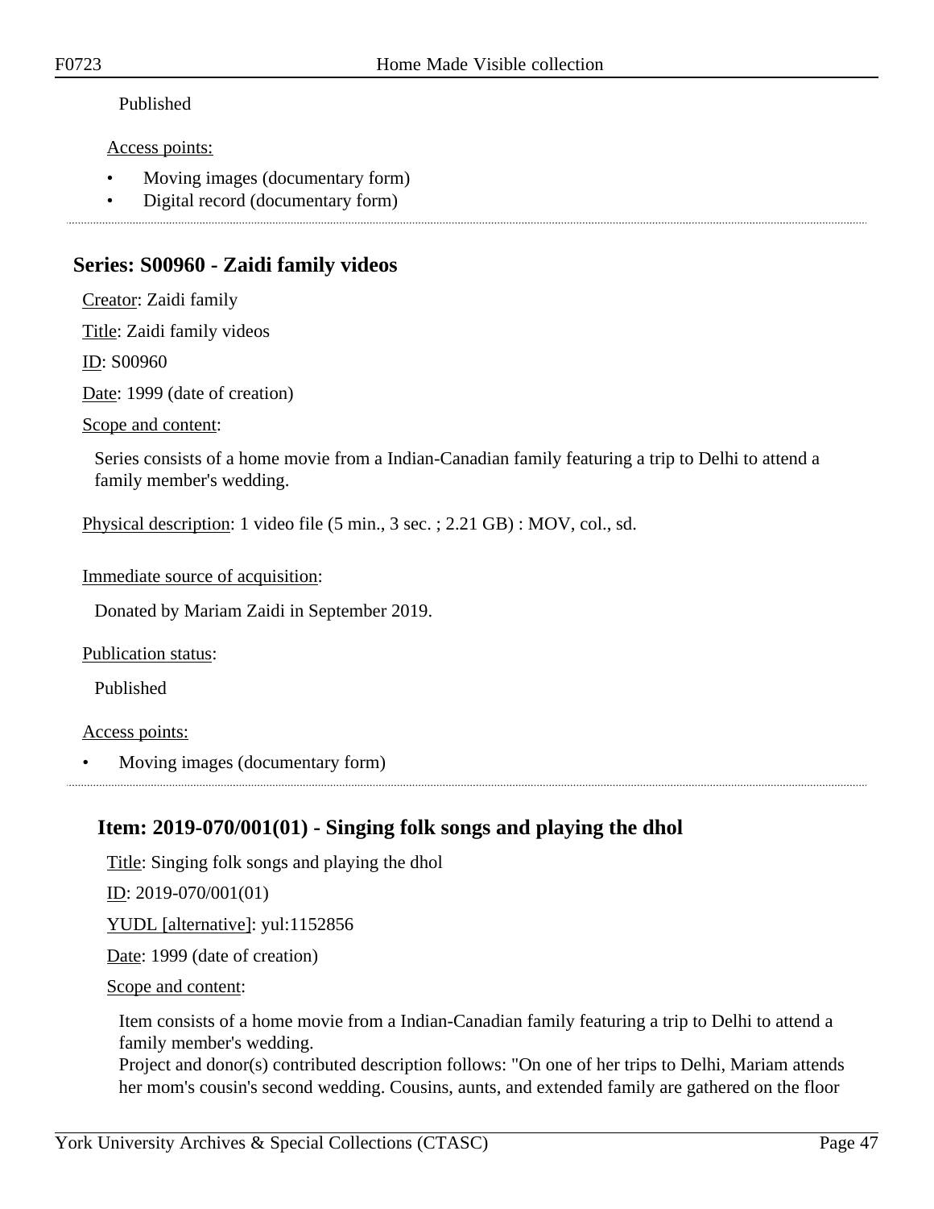Published

Access points:

- Moving images (documentary form)
- Digital record (documentary form)

## Series: S00960 - Zaidi family videos

Creator: Zaidi family

Title: Zaidi family videos

ID: S00960

Date: 1999 (date of creation)

Scope and content:

Series consists of a home movie from a Indian-Canadian family featuring a trip to Delhi to attend a family member's wedding.

Physical description: 1 video file (5 min., 3 sec. ; 2.21 GB) : MOV, col., sd.

Immediate source of acquisition:

Donated by Mariam Zaidi in September 2019.

Publication status:

Published

Access points:

- Moving images (documentary form)

### Item: 2019-070/001(01) - Singing folk songs and playing the dhol

Title: Singing folk songs and playing the dhol

ID: 2019-070/001(01)

YUDL [alternative]: yul:1152856

Date: 1999 (date of creation)

Scope and content:

Item consists of a home movie from a Indian-Canadian family featuring a trip to Delhi to attend a family member's wedding.
Project and donor(s) contributed description follows: "On one of her trips to Delhi, Mariam attends her mom's cousin's second wedding. Cousins, aunts, and extended family are gathered on the floor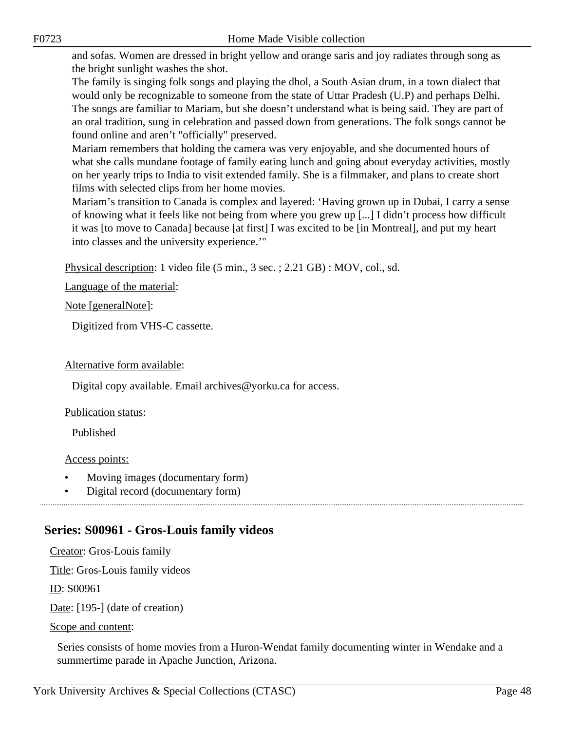and sofas. Women are dressed in bright yellow and orange saris and joy radiates through song as the bright sunlight washes the shot.

The family is singing folk songs and playing the dhol, a South Asian drum, in a town dialect that would only be recognizable to someone from the state of Uttar Pradesh (U.P) and perhaps Delhi. The songs are familiar to Mariam, but she doesn't understand what is being said. They are part of an oral tradition, sung in celebration and passed down from generations. The folk songs cannot be found online and aren't "officially" preserved.

Mariam remembers that holding the camera was very enjoyable, and she documented hours of what she calls mundane footage of family eating lunch and going about everyday activities, mostly on her yearly trips to India to visit extended family. She is a filmmaker, and plans to create short films with selected clips from her home movies.

Mariam's transition to Canada is complex and layered: 'Having grown up in Dubai, I carry a sense of knowing what it feels like not being from where you grew up [...] I didn't process how difficult it was [to move to Canada] because [at first] I was excited to be [in Montreal], and put my heart into classes and the university experience.'"

Physical description: 1 video file (5 min., 3 sec. ; 2.21 GB) : MOV, col., sd.

Language of the material:

Note [generalNote]:

Digitized from VHS-C cassette.

Alternative form available:

Digital copy available. Email archives@yorku.ca for access.

Publication status:

Published

Access points:

- Moving images (documentary form)
- Digital record (documentary form)

## Series: S00961 - Gros-Louis family videos

Creator: Gros-Louis family

Title: Gros-Louis family videos

ID: S00961

Date: [195-] (date of creation)

Scope and content:

Series consists of home movies from a Huron-Wendat family documenting winter in Wendake and a summertime parade in Apache Junction, Arizona.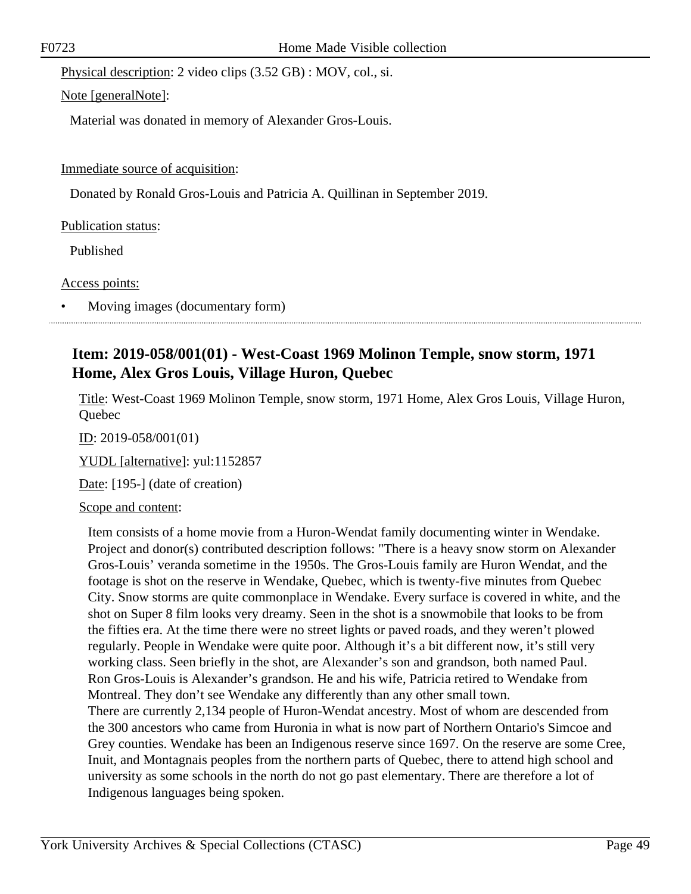Physical description: 2 video clips (3.52 GB) : MOV, col., si.

Note [generalNote]:

Material was donated in memory of Alexander Gros-Louis.

Immediate source of acquisition:

Donated by Ronald Gros-Louis and Patricia A. Quillinan in September 2019.

Publication status:

Published

Access points:

- Moving images (documentary form)

## Item: 2019-058/001(01) - West-Coast 1969 Molinon Temple, snow storm, 1971 Home, Alex Gros Louis, Village Huron, Quebec

Title: West-Coast 1969 Molinon Temple, snow storm, 1971 Home, Alex Gros Louis, Village Huron, Quebec

ID: 2019-058/001(01)

YUDL [alternative]: yul:1152857

Date: [195-] (date of creation)

Scope and content:

Item consists of a home movie from a Huron-Wendat family documenting winter in Wendake. Project and donor(s) contributed description follows: "There is a heavy snow storm on Alexander Gros-Louis' veranda sometime in the 1950s. The Gros-Louis family are Huron Wendat, and the footage is shot on the reserve in Wendake, Quebec, which is twenty-five minutes from Quebec City. Snow storms are quite commonplace in Wendake. Every surface is covered in white, and the shot on Super 8 film looks very dreamy. Seen in the shot is a snowmobile that looks to be from the fifties era. At the time there were no street lights or paved roads, and they weren't plowed regularly. People in Wendake were quite poor. Although it's a bit different now, it's still very working class. Seen briefly in the shot, are Alexander's son and grandson, both named Paul. Ron Gros-Louis is Alexander's grandson. He and his wife, Patricia retired to Wendake from Montreal. They don't see Wendake any differently than any other small town.
There are currently 2,134 people of Huron-Wendat ancestry. Most of whom are descended from the 300 ancestors who came from Huronia in what is now part of Northern Ontario's Simcoe and Grey counties. Wendake has been an Indigenous reserve since 1697. On the reserve are some Cree, Inuit, and Montagnais peoples from the northern parts of Quebec, there to attend high school and university as some schools in the north do not go past elementary. There are therefore a lot of Indigenous languages being spoken.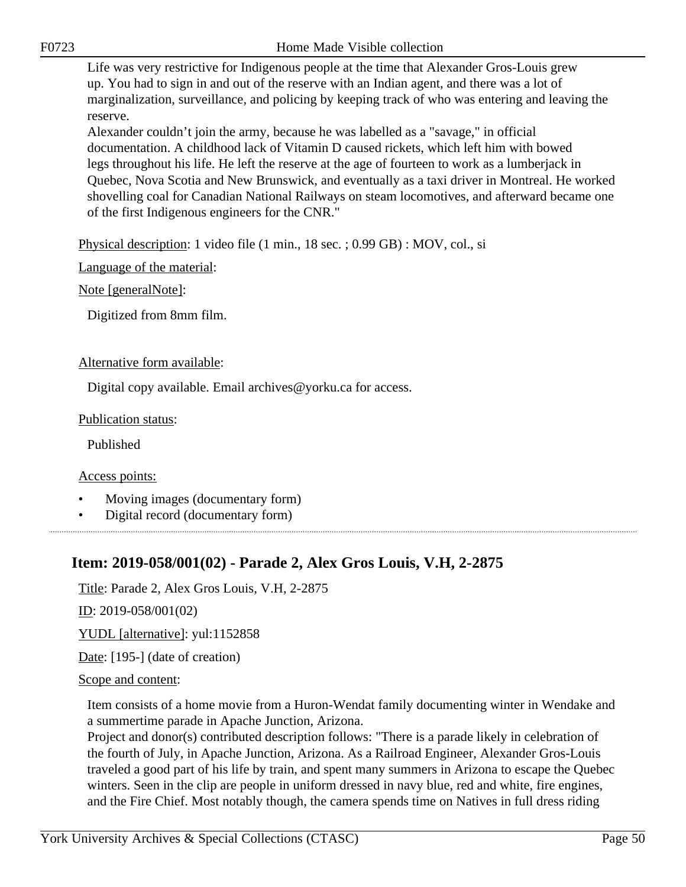Life was very restrictive for Indigenous people at the time that Alexander Gros-Louis grew up. You had to sign in and out of the reserve with an Indian agent, and there was a lot of marginalization, surveillance, and policing by keeping track of who was entering and leaving the reserve.
Alexander couldn't join the army, because he was labelled as a "savage," in official documentation. A childhood lack of Vitamin D caused rickets, which left him with bowed legs throughout his life. He left the reserve at the age of fourteen to work as a lumberjack in Quebec, Nova Scotia and New Brunswick, and eventually as a taxi driver in Montreal. He worked shovelling coal for Canadian National Railways on steam locomotives, and afterward became one of the first Indigenous engineers for the CNR."

Physical description: 1 video file (1 min., 18 sec. ; 0.99 GB) : MOV, col., si

Language of the material:

Note [generalNote]:

Digitized from 8mm film.

Alternative form available:

Digital copy available. Email archives@yorku.ca for access.

Publication status:

Published

Access points:

- Moving images (documentary form)
- Digital record (documentary form)

## Item: 2019-058/001(02) - Parade 2, Alex Gros Louis, V.H, 2-2875

Title: Parade 2, Alex Gros Louis, V.H, 2-2875

ID: 2019-058/001(02)

YUDL [alternative]: yul:1152858

Date: [195-] (date of creation)

Scope and content:

Item consists of a home movie from a Huron-Wendat family documenting winter in Wendake and a summertime parade in Apache Junction, Arizona.
Project and donor(s) contributed description follows: "There is a parade likely in celebration of the fourth of July, in Apache Junction, Arizona. As a Railroad Engineer, Alexander Gros-Louis traveled a good part of his life by train, and spent many summers in Arizona to escape the Quebec winters. Seen in the clip are people in uniform dressed in navy blue, red and white, fire engines, and the Fire Chief. Most notably though, the camera spends time on Natives in full dress riding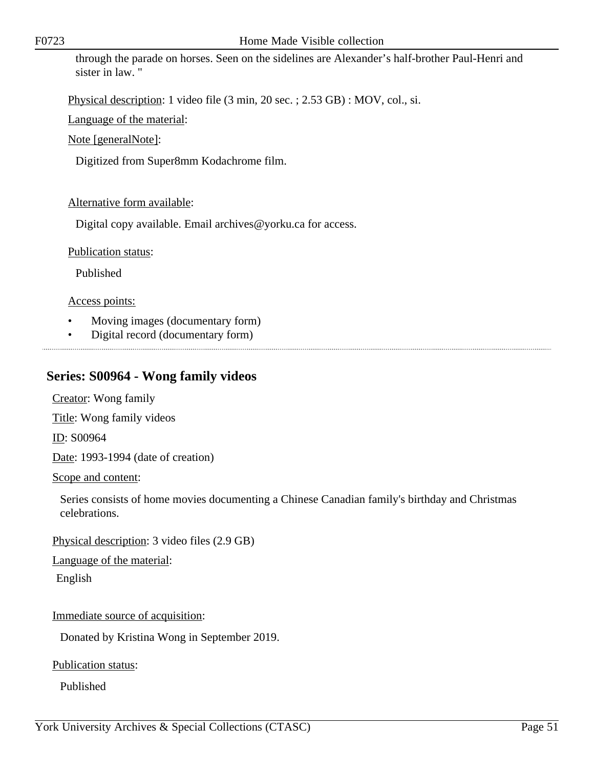through the parade on horses. Seen on the sidelines are Alexander’s half-brother Paul-Henri and sister in law. "

Physical description: 1 video file (3 min, 20 sec. ; 2.53 GB) : MOV, col., si.

Language of the material:

Note [generalNote]:

Digitized from Super8mm Kodachrome film.

Alternative form available:

Digital copy available. Email archives@yorku.ca for access.

Publication status:

Published

Access points:

- Moving images (documentary form)
- Digital record (documentary form)

---

## Series: S00964 - Wong family videos

Creator: Wong family

Title: Wong family videos

ID: S00964

Date: 1993-1994 (date of creation)

Scope and content:

Series consists of home movies documenting a Chinese Canadian family's birthday and Christmas celebrations.

Physical description: 3 video files (2.9 GB)

Language of the material:

English

Immediate source of acquisition:

Donated by Kristina Wong in September 2019.

Publication status:

Published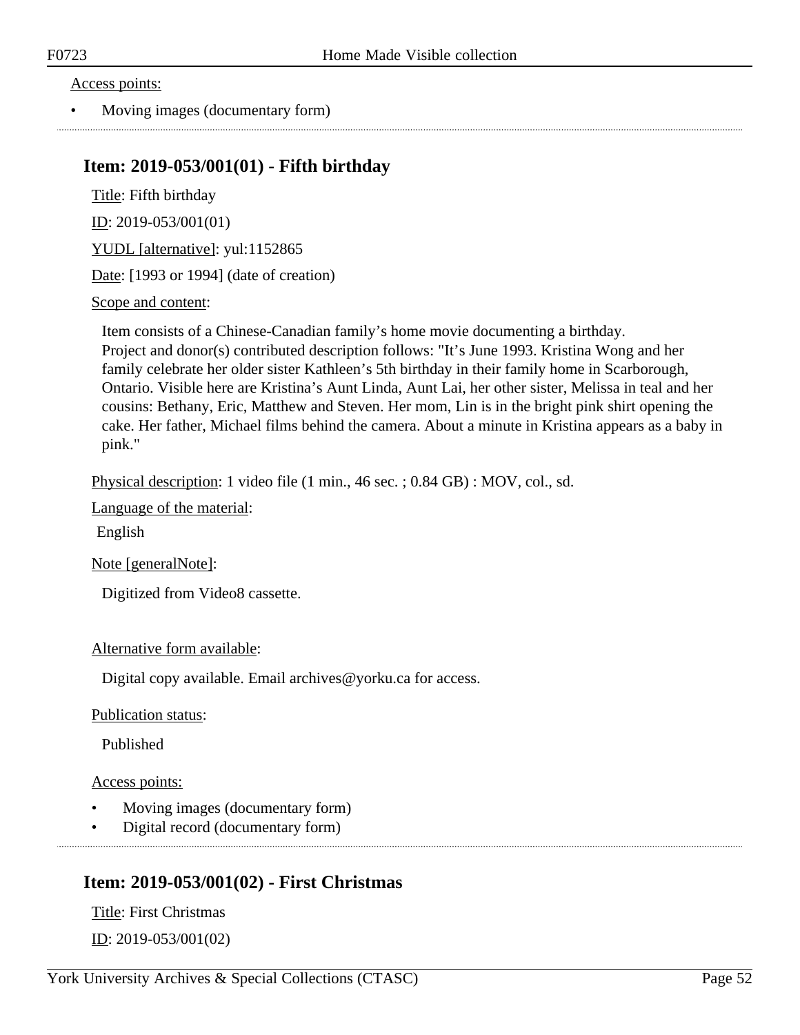Access points:

- Moving images (documentary form)

---

## Item: 2019-053/001(01) - Fifth birthday

Title: Fifth birthday

ID: 2019-053/001(01)

YUDL [alternative]: yul:1152865

Date: [1993 or 1994] (date of creation)

Scope and content:

Item consists of a Chinese-Canadian family's home movie documenting a birthday.
Project and donor(s) contributed description follows: "It's June 1993. Kristina Wong and her family celebrate her older sister Kathleen's 5th birthday in their family home in Scarborough, Ontario. Visible here are Kristina's Aunt Linda, Aunt Lai, her other sister, Melissa in teal and her cousins: Bethany, Eric, Matthew and Steven. Her mom, Lin is in the bright pink shirt opening the cake. Her father, Michael films behind the camera. About a minute in Kristina appears as a baby in pink."

Physical description: 1 video file (1 min., 46 sec. ; 0.84 GB) : MOV, col., sd.

Language of the material:

English

Note [generalNote]:

Digitized from Video8 cassette.

Alternative form available:

Digital copy available. Email archives@yorku.ca for access.

Publication status:

Published

Access points:

- Moving images (documentary form)
- Digital record (documentary form)

---

## Item: 2019-053/001(02) - First Christmas

Title: First Christmas

ID: 2019-053/001(02)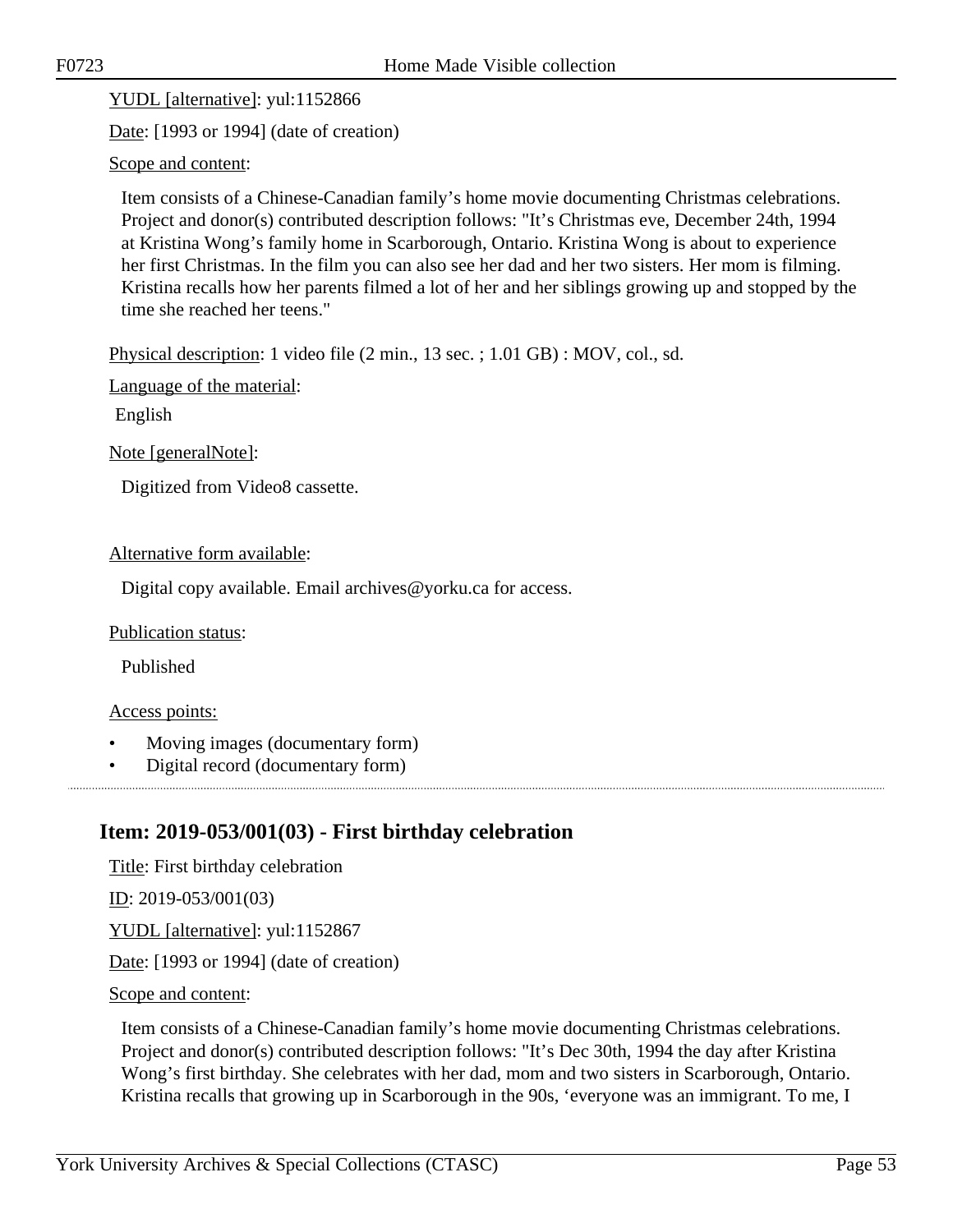YUDL [alternative]: yul:1152866

Date: [1993 or 1994] (date of creation)

Scope and content:

Item consists of a Chinese-Canadian family’s home movie documenting Christmas celebrations. Project and donor(s) contributed description follows: "It’s Christmas eve, December 24th, 1994 at Kristina Wong’s family home in Scarborough, Ontario. Kristina Wong is about to experience her first Christmas. In the film you can also see her dad and her two sisters. Her mom is filming. Kristina recalls how her parents filmed a lot of her and her siblings growing up and stopped by the time she reached her teens."

Physical description: 1 video file (2 min., 13 sec. ; 1.01 GB) : MOV, col., sd.

Language of the material:

English

Note [generalNote]:

Digitized from Video8 cassette.

Alternative form available:

Digital copy available. Email archives@yorku.ca for access.

Publication status:

Published

Access points:

- Moving images (documentary form)
- Digital record (documentary form)

## Item: 2019-053/001(03) - First birthday celebration

Title: First birthday celebration

ID: 2019-053/001(03)

YUDL [alternative]: yul:1152867

Date: [1993 or 1994] (date of creation)

Scope and content:

Item consists of a Chinese-Canadian family’s home movie documenting Christmas celebrations. Project and donor(s) contributed description follows: "It’s Dec 30th, 1994 the day after Kristina Wong’s first birthday. She celebrates with her dad, mom and two sisters in Scarborough, Ontario. Kristina recalls that growing up in Scarborough in the 90s, ‘everyone was an immigrant. To me, I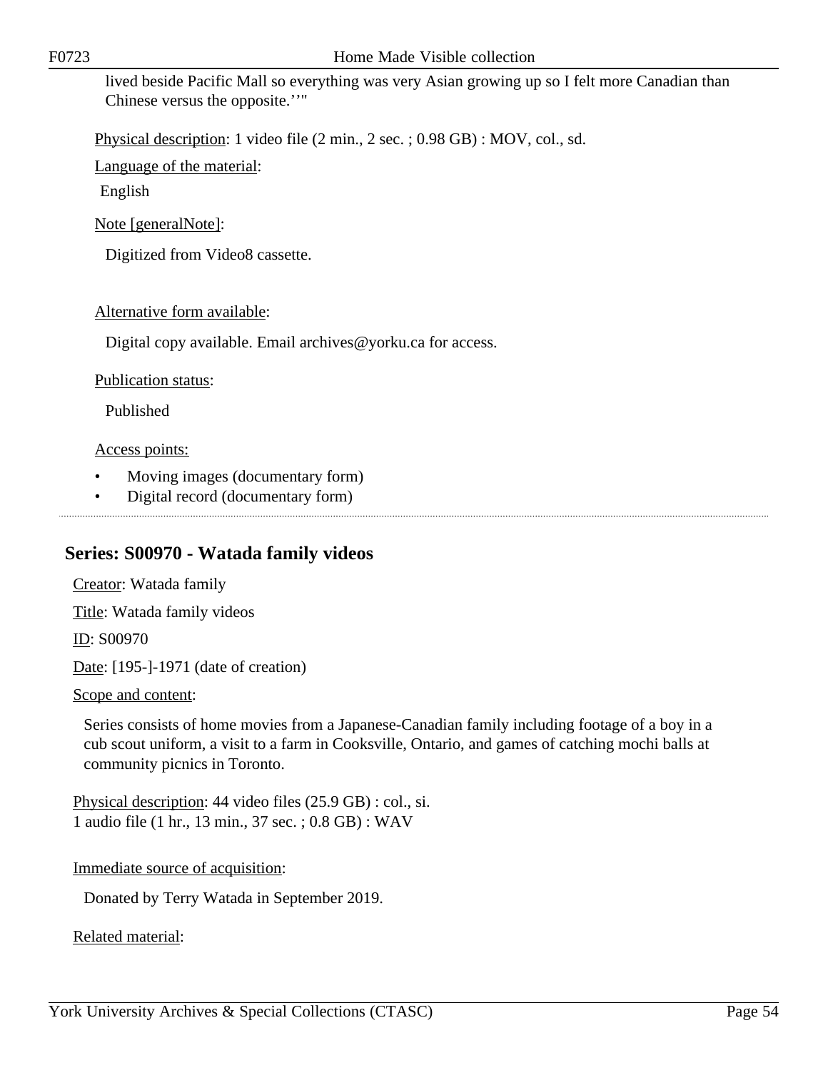lived beside Pacific Mall so everything was very Asian growing up so I felt more Canadian than Chinese versus the opposite.’’"

Physical description: 1 video file (2 min., 2 sec. ; 0.98 GB) : MOV, col., sd.

Language of the material:

English

Note [generalNote]:

Digitized from Video8 cassette.

Alternative form available:

Digital copy available. Email archives@yorku.ca for access.

Publication status:

Published

Access points:

- Moving images (documentary form)
- Digital record (documentary form)

## Series: S00970 - Watada family videos

Creator: Watada family

Title: Watada family videos

ID: S00970

Date: [195-]-1971 (date of creation)

Scope and content:

Series consists of home movies from a Japanese-Canadian family including footage of a boy in a cub scout uniform, a visit to a farm in Cooksville, Ontario, and games of catching mochi balls at community picnics in Toronto.

Physical description: 44 video files (25.9 GB) : col., si.
1 audio file (1 hr., 13 min., 37 sec. ; 0.8 GB) : WAV

Immediate source of acquisition:

Donated by Terry Watada in September 2019.

Related material: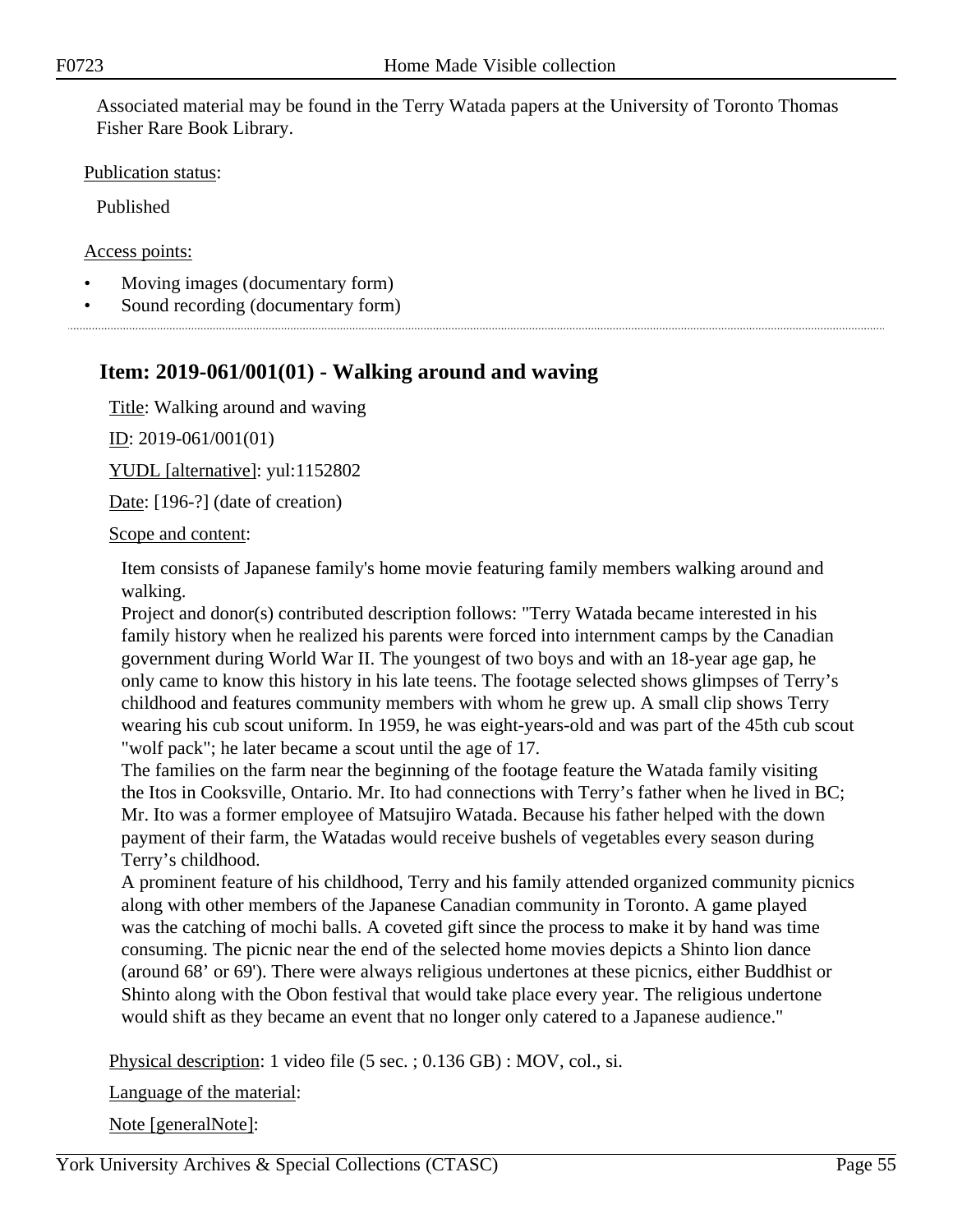Associated material may be found in the Terry Watada papers at the University of Toronto Thomas Fisher Rare Book Library.

Publication status:

Published

Access points:

- Moving images (documentary form)
- Sound recording (documentary form)

## Item: 2019-061/001(01) - Walking around and waving

Title: Walking around and waving

ID: 2019-061/001(01)

YUDL [alternative]: yul:1152802

Date: [196-?] (date of creation)

Scope and content:

Item consists of Japanese family's home movie featuring family members walking around and walking.
Project and donor(s) contributed description follows: "Terry Watada became interested in his family history when he realized his parents were forced into internment camps by the Canadian government during World War II. The youngest of two boys and with an 18-year age gap, he only came to know this history in his late teens. The footage selected shows glimpses of Terry's childhood and features community members with whom he grew up. A small clip shows Terry wearing his cub scout uniform. In 1959, he was eight-years-old and was part of the 45th cub scout "wolf pack"; he later became a scout until the age of 17.
The families on the farm near the beginning of the footage feature the Watada family visiting the Itos in Cooksville, Ontario. Mr. Ito had connections with Terry's father when he lived in BC; Mr. Ito was a former employee of Matsujiro Watada. Because his father helped with the down payment of their farm, the Watadas would receive bushels of vegetables every season during Terry's childhood.
A prominent feature of his childhood, Terry and his family attended organized community picnics along with other members of the Japanese Canadian community in Toronto. A game played was the catching of mochi balls. A coveted gift since the process to make it by hand was time consuming. The picnic near the end of the selected home movies depicts a Shinto lion dance (around 68' or 69'). There were always religious undertones at these picnics, either Buddhist or Shinto along with the Obon festival that would take place every year. The religious undertone would shift as they became an event that no longer only catered to a Japanese audience."

Physical description: 1 video file (5 sec. ; 0.136 GB) : MOV, col., si.

Language of the material:

Note [generalNote]: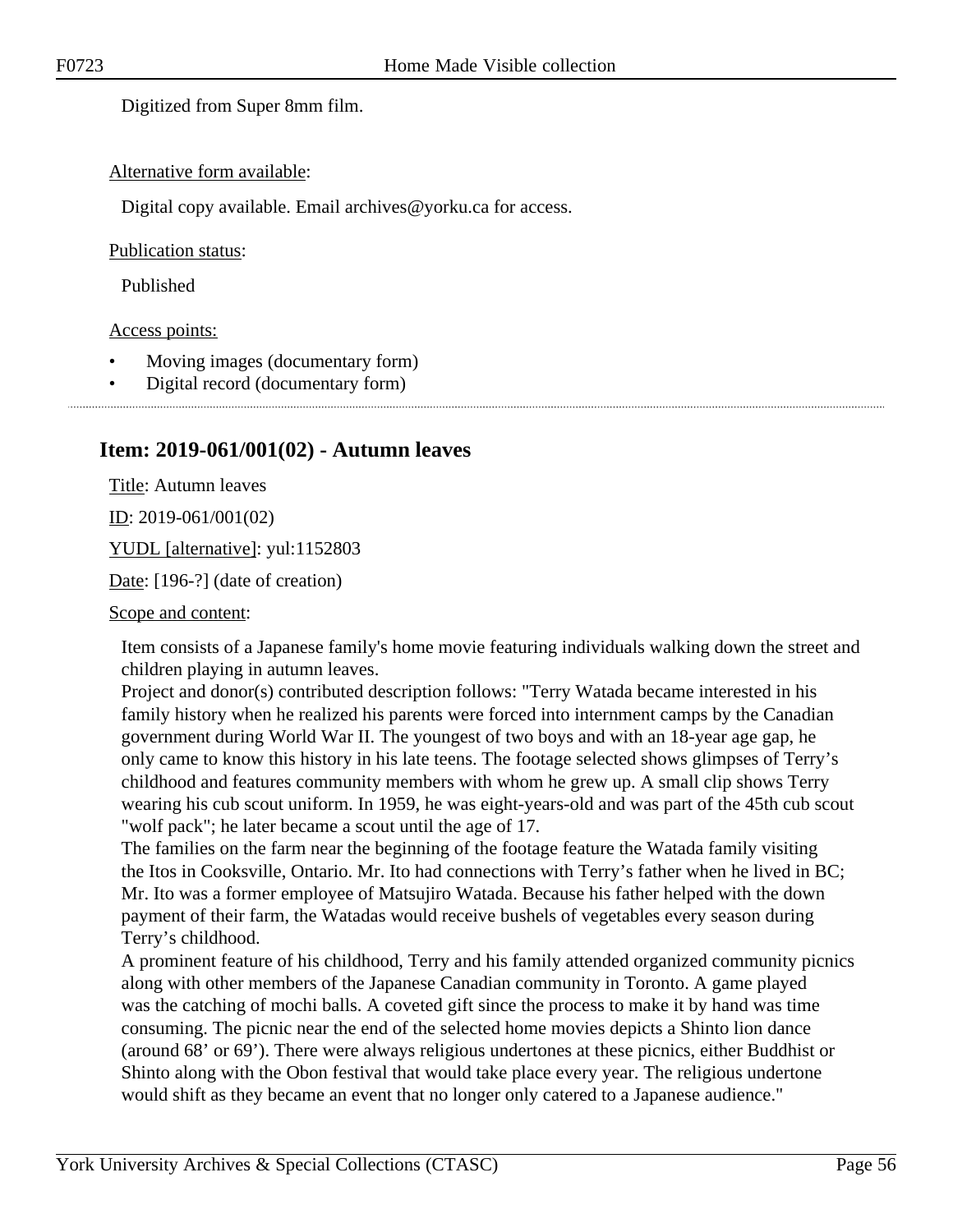Digitized from Super 8mm film.

Alternative form available:

Digital copy available. Email archives@yorku.ca for access.

Publication status:

Published

Access points:

- Moving images (documentary form)
- Digital record (documentary form)

---

## Item: 2019-061/001(02) - Autumn leaves

Title: Autumn leaves

ID: 2019-061/001(02)

YUDL [alternative]: yul:1152803

Date: [196-?] (date of creation)

Scope and content:

Item consists of a Japanese family's home movie featuring individuals walking down the street and children playing in autumn leaves.
Project and donor(s) contributed description follows: "Terry Watada became interested in his family history when he realized his parents were forced into internment camps by the Canadian government during World War II. The youngest of two boys and with an 18-year age gap, he only came to know this history in his late teens. The footage selected shows glimpses of Terry's childhood and features community members with whom he grew up. A small clip shows Terry wearing his cub scout uniform. In 1959, he was eight-years-old and was part of the 45th cub scout "wolf pack"; he later became a scout until the age of 17.
The families on the farm near the beginning of the footage feature the Watada family visiting the Itos in Cooksville, Ontario. Mr. Ito had connections with Terry's father when he lived in BC; Mr. Ito was a former employee of Matsujiro Watada. Because his father helped with the down payment of their farm, the Watadas would receive bushels of vegetables every season during Terry's childhood.
A prominent feature of his childhood, Terry and his family attended organized community picnics along with other members of the Japanese Canadian community in Toronto. A game played was the catching of mochi balls. A coveted gift since the process to make it by hand was time consuming. The picnic near the end of the selected home movies depicts a Shinto lion dance (around 68' or 69'). There were always religious undertones at these picnics, either Buddhist or Shinto along with the Obon festival that would take place every year. The religious undertone would shift as they became an event that no longer only catered to a Japanese audience."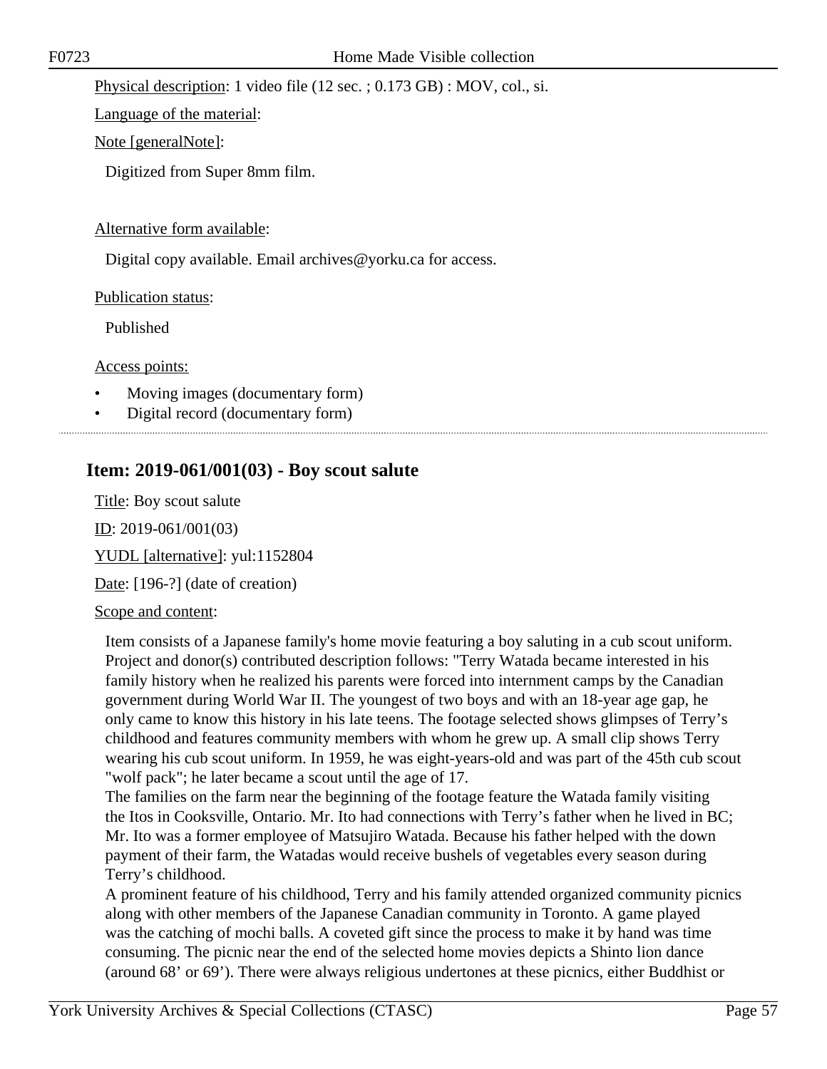Physical description: 1 video file (12 sec. ; 0.173 GB) : MOV, col., si.

Language of the material:

Note [generalNote]:

Digitized from Super 8mm film.

Alternative form available:

Digital copy available. Email archives@yorku.ca for access.

Publication status:

Published

Access points:

- Moving images (documentary form)
- Digital record (documentary form)

## Item: 2019-061/001(03) - Boy scout salute

Title: Boy scout salute

ID: 2019-061/001(03)

YUDL [alternative]: yul:1152804

Date: [196-?] (date of creation)

Scope and content:

Item consists of a Japanese family's home movie featuring a boy saluting in a cub scout uniform. Project and donor(s) contributed description follows: "Terry Watada became interested in his family history when he realized his parents were forced into internment camps by the Canadian government during World War II. The youngest of two boys and with an 18-year age gap, he only came to know this history in his late teens. The footage selected shows glimpses of Terry's childhood and features community members with whom he grew up. A small clip shows Terry wearing his cub scout uniform. In 1959, he was eight-years-old and was part of the 45th cub scout "wolf pack"; he later became a scout until the age of 17.
The families on the farm near the beginning of the footage feature the Watada family visiting the Itos in Cooksville, Ontario. Mr. Ito had connections with Terry's father when he lived in BC; Mr. Ito was a former employee of Matsujiro Watada. Because his father helped with the down payment of their farm, the Watadas would receive bushels of vegetables every season during Terry's childhood.
A prominent feature of his childhood, Terry and his family attended organized community picnics along with other members of the Japanese Canadian community in Toronto. A game played was the catching of mochi balls. A coveted gift since the process to make it by hand was time consuming. The picnic near the end of the selected home movies depicts a Shinto lion dance (around 68' or 69'). There were always religious undertones at these picnics, either Buddhist or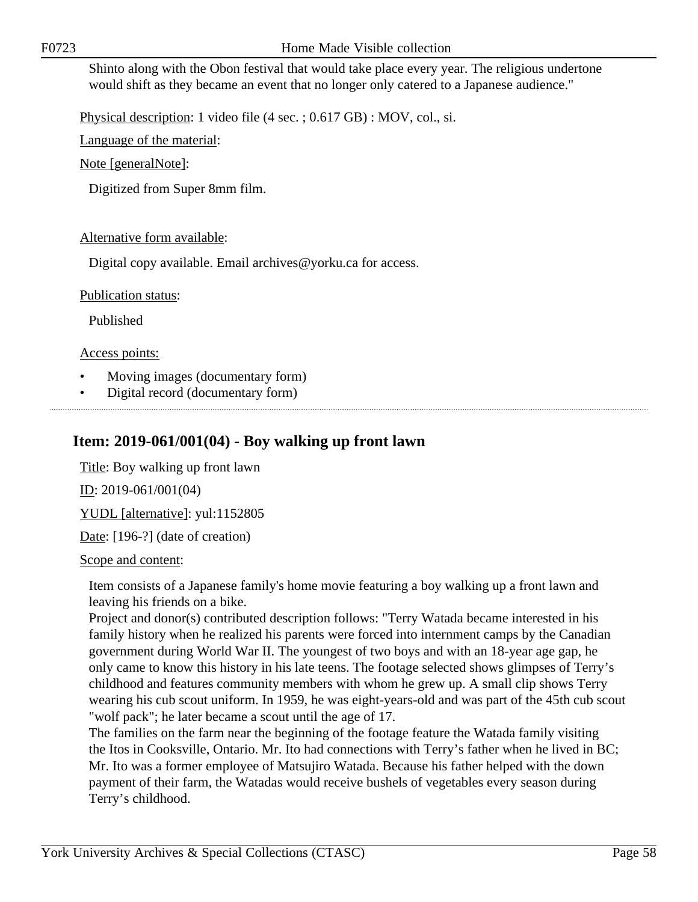Shinto along with the Obon festival that would take place every year. The religious undertone would shift as they became an event that no longer only catered to a Japanese audience."

Physical description: 1 video file (4 sec. ; 0.617 GB) : MOV, col., si.

Language of the material:

Note [generalNote]:

Digitized from Super 8mm film.

Alternative form available:

Digital copy available. Email archives@yorku.ca for access.

Publication status:

Published

Access points:

- Moving images (documentary form)
- Digital record (documentary form)

---

## Item: 2019-061/001(04) - Boy walking up front lawn

Title: Boy walking up front lawn

ID: 2019-061/001(04)

YUDL [alternative]: yul:1152805

Date: [196-?] (date of creation)

Scope and content:

Item consists of a Japanese family's home movie featuring a boy walking up a front lawn and leaving his friends on a bike.
Project and donor(s) contributed description follows: "Terry Watada became interested in his family history when he realized his parents were forced into internment camps by the Canadian government during World War II. The youngest of two boys and with an 18-year age gap, he only came to know this history in his late teens. The footage selected shows glimpses of Terry's childhood and features community members with whom he grew up. A small clip shows Terry wearing his cub scout uniform. In 1959, he was eight-years-old and was part of the 45th cub scout "wolf pack"; he later became a scout until the age of 17.
The families on the farm near the beginning of the footage feature the Watada family visiting the Itos in Cooksville, Ontario. Mr. Ito had connections with Terry's father when he lived in BC; Mr. Ito was a former employee of Matsujiro Watada. Because his father helped with the down payment of their farm, the Watadas would receive bushels of vegetables every season during Terry's childhood.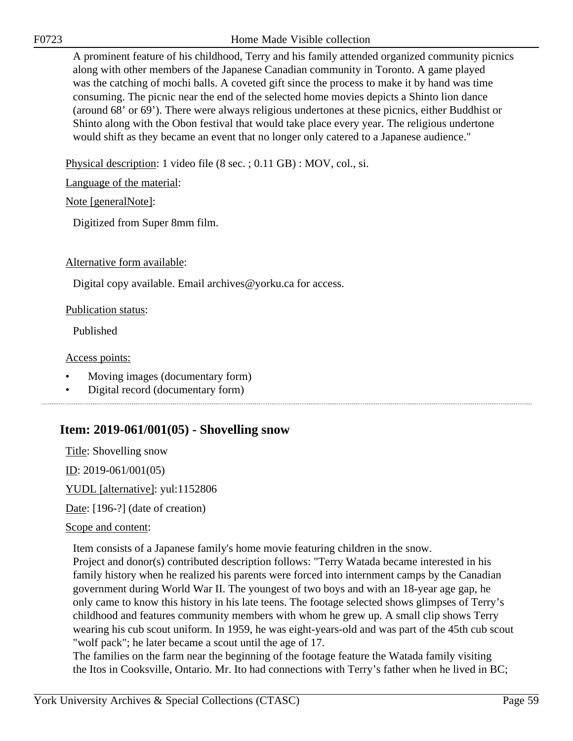A prominent feature of his childhood, Terry and his family attended organized community picnics along with other members of the Japanese Canadian community in Toronto. A game played was the catching of mochi balls. A coveted gift since the process to make it by hand was time consuming. The picnic near the end of the selected home movies depicts a Shinto lion dance (around 68’ or 69’). There were always religious undertones at these picnics, either Buddhist or Shinto along with the Obon festival that would take place every year. The religious undertone would shift as they became an event that no longer only catered to a Japanese audience."

Physical description: 1 video file (8 sec. ; 0.11 GB) : MOV, col., si.

Language of the material:

Note [generalNote]:

Digitized from Super 8mm film.

Alternative form available:

Digital copy available. Email archives@yorku.ca for access.

Publication status:

Published

Access points:

- Moving images (documentary form)
- Digital record (documentary form)

## Item: 2019-061/001(05) - Shovelling snow

Title: Shovelling snow

ID: 2019-061/001(05)

YUDL [alternative]: yul:1152806

Date: [196-?] (date of creation)

Scope and content:

Item consists of a Japanese family's home movie featuring children in the snow.
Project and donor(s) contributed description follows: "Terry Watada became interested in his family history when he realized his parents were forced into internment camps by the Canadian government during World War II. The youngest of two boys and with an 18-year age gap, he only came to know this history in his late teens. The footage selected shows glimpses of Terry’s childhood and features community members with whom he grew up. A small clip shows Terry wearing his cub scout uniform. In 1959, he was eight-years-old and was part of the 45th cub scout "wolf pack"; he later became a scout until the age of 17.
The families on the farm near the beginning of the footage feature the Watada family visiting the Itos in Cooksville, Ontario. Mr. Ito had connections with Terry’s father when he lived in BC;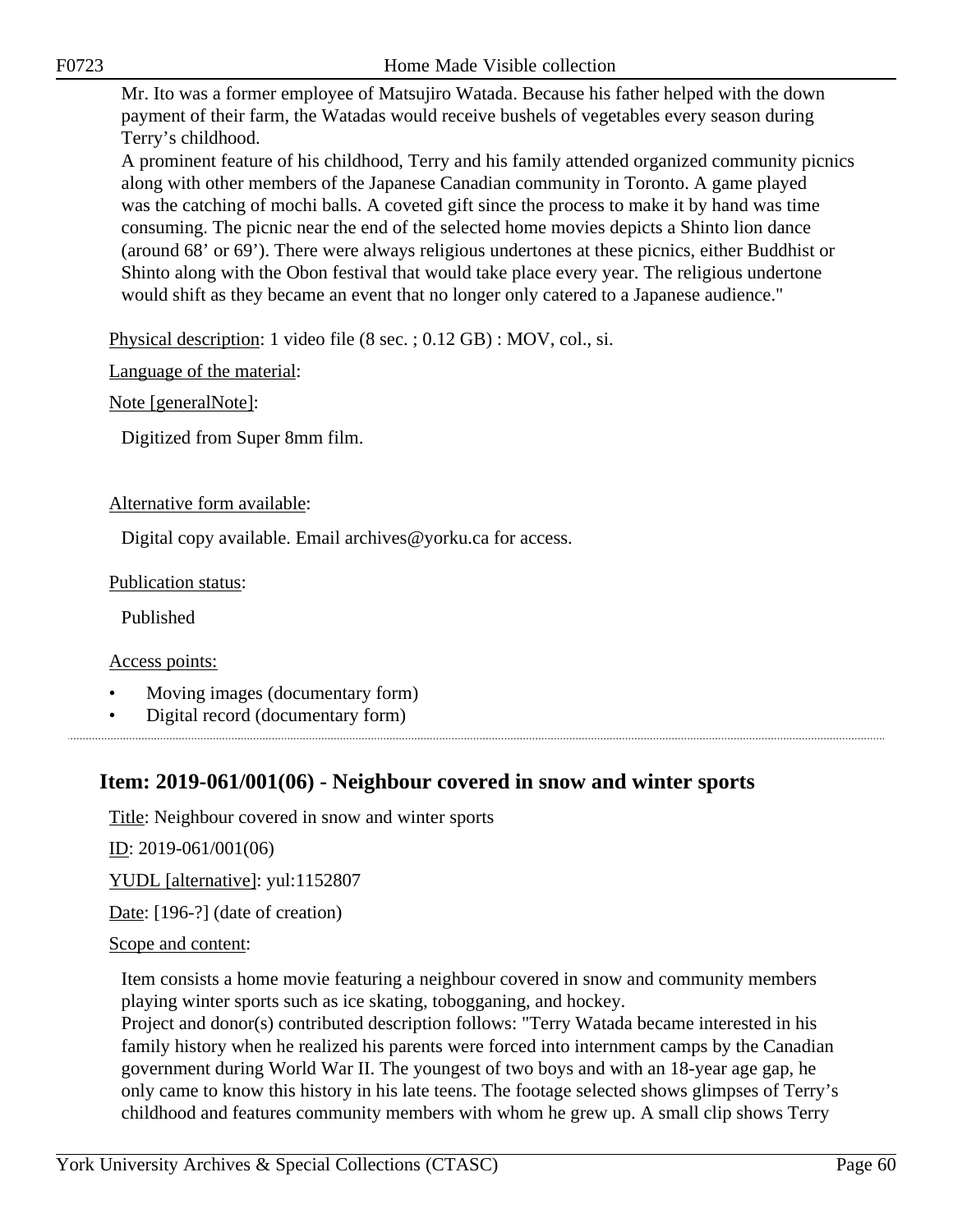Mr. Ito was a former employee of Matsujiro Watada. Because his father helped with the down payment of their farm, the Watadas would receive bushels of vegetables every season during Terry's childhood.
A prominent feature of his childhood, Terry and his family attended organized community picnics along with other members of the Japanese Canadian community in Toronto. A game played was the catching of mochi balls. A coveted gift since the process to make it by hand was time consuming. The picnic near the end of the selected home movies depicts a Shinto lion dance (around 68' or 69'). There were always religious undertones at these picnics, either Buddhist or Shinto along with the Obon festival that would take place every year. The religious undertone would shift as they became an event that no longer only catered to a Japanese audience."

Physical description: 1 video file (8 sec. ; 0.12 GB) : MOV, col., si.

Language of the material:

Note [generalNote]:

Digitized from Super 8mm film.

Alternative form available:

Digital copy available. Email archives@yorku.ca for access.

Publication status:

Published

Access points:

- Moving images (documentary form)
- Digital record (documentary form)

## Item: 2019-061/001(06) - Neighbour covered in snow and winter sports

Title: Neighbour covered in snow and winter sports

ID: 2019-061/001(06)

YUDL [alternative]: yul:1152807

Date: [196-?] (date of creation)

Scope and content:

Item consists a home movie featuring a neighbour covered in snow and community members playing winter sports such as ice skating, tobogganing, and hockey.
Project and donor(s) contributed description follows: "Terry Watada became interested in his family history when he realized his parents were forced into internment camps by the Canadian government during World War II. The youngest of two boys and with an 18-year age gap, he only came to know this history in his late teens. The footage selected shows glimpses of Terry's childhood and features community members with whom he grew up. A small clip shows Terry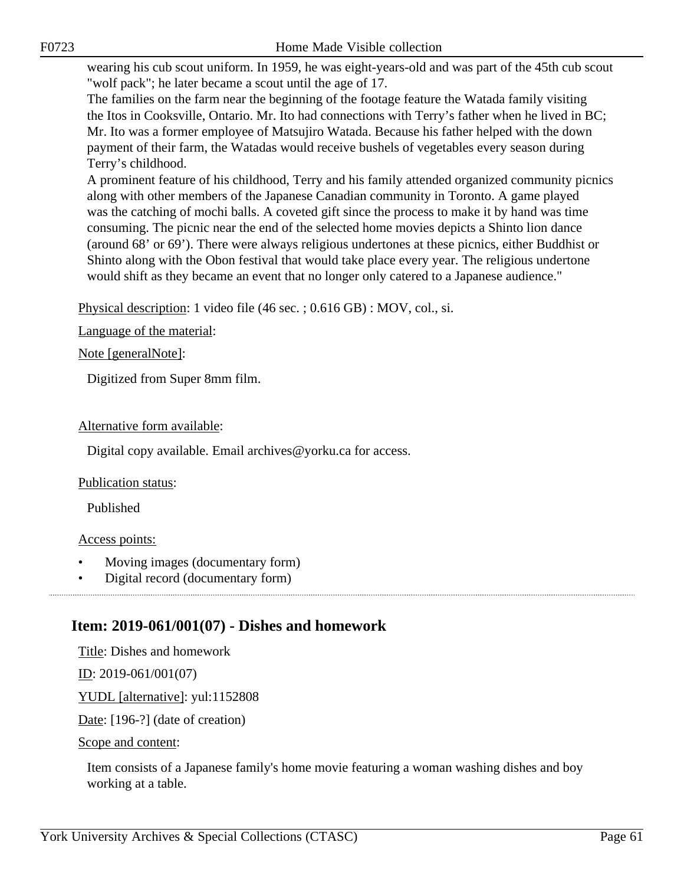wearing his cub scout uniform. In 1959, he was eight-years-old and was part of the 45th cub scout "wolf pack"; he later became a scout until the age of 17.
The families on the farm near the beginning of the footage feature the Watada family visiting the Itos in Cooksville, Ontario. Mr. Ito had connections with Terry's father when he lived in BC; Mr. Ito was a former employee of Matsujiro Watada. Because his father helped with the down payment of their farm, the Watadas would receive bushels of vegetables every season during Terry's childhood.
A prominent feature of his childhood, Terry and his family attended organized community picnics along with other members of the Japanese Canadian community in Toronto. A game played was the catching of mochi balls. A coveted gift since the process to make it by hand was time consuming. The picnic near the end of the selected home movies depicts a Shinto lion dance (around 68' or 69'). There were always religious undertones at these picnics, either Buddhist or Shinto along with the Obon festival that would take place every year. The religious undertone would shift as they became an event that no longer only catered to a Japanese audience."

Physical description: 1 video file (46 sec. ; 0.616 GB) : MOV, col., si.

Language of the material:

Note [generalNote]:

Digitized from Super 8mm film.

Alternative form available:

Digital copy available. Email archives@yorku.ca for access.

Publication status:

Published

Access points:

- Moving images (documentary form)
- Digital record (documentary form)

## Item: 2019-061/001(07) - Dishes and homework

Title: Dishes and homework

ID: 2019-061/001(07)

YUDL [alternative]: yul:1152808

Date: [196-?] (date of creation)

Scope and content:

Item consists of a Japanese family's home movie featuring a woman washing dishes and boy working at a table.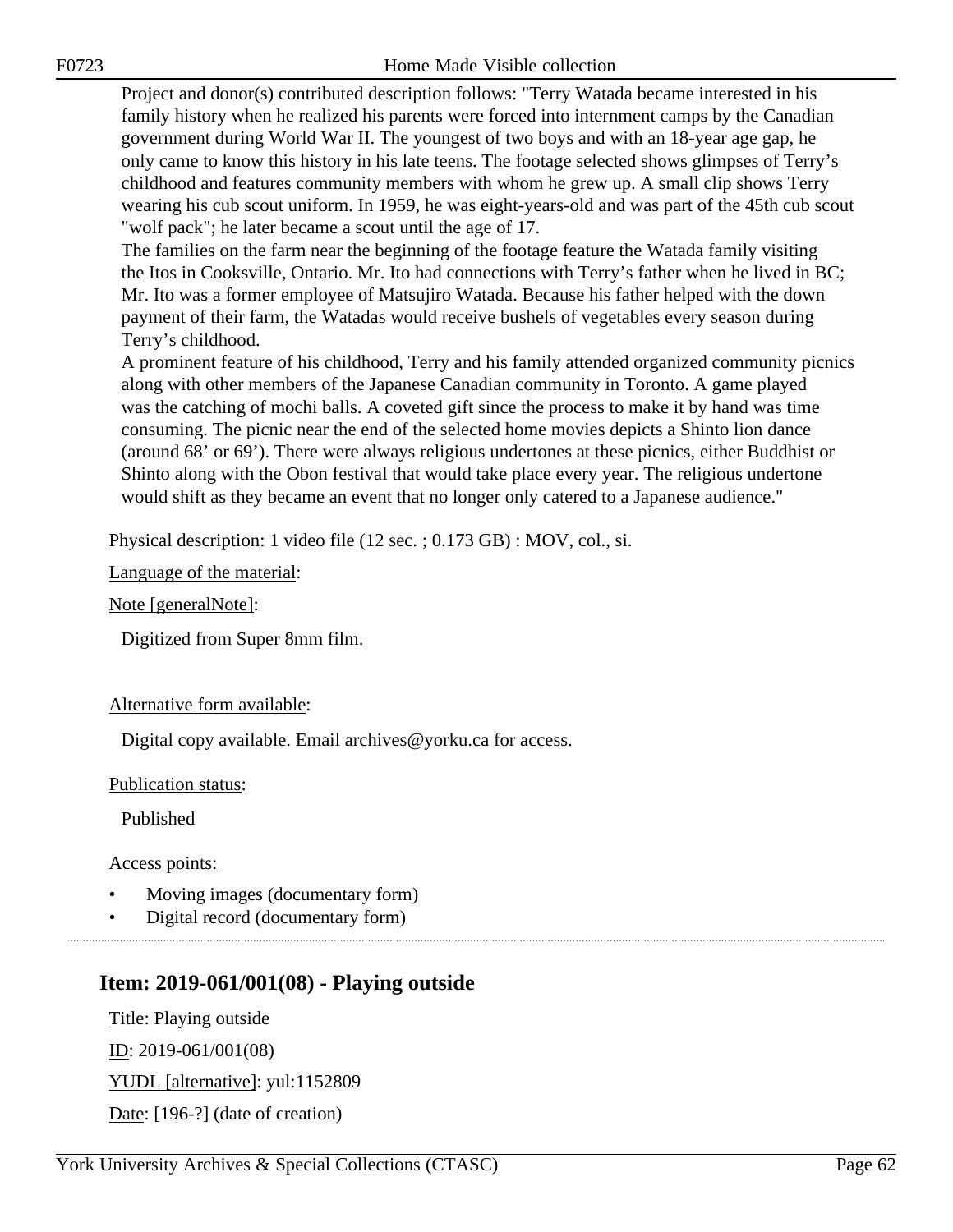Project and donor(s) contributed description follows: "Terry Watada became interested in his family history when he realized his parents were forced into internment camps by the Canadian government during World War II. The youngest of two boys and with an 18-year age gap, he only came to know this history in his late teens. The footage selected shows glimpses of Terry's childhood and features community members with whom he grew up. A small clip shows Terry wearing his cub scout uniform. In 1959, he was eight-years-old and was part of the 45th cub scout "wolf pack"; he later became a scout until the age of 17.
The families on the farm near the beginning of the footage feature the Watada family visiting the Itos in Cooksville, Ontario. Mr. Ito had connections with Terry's father when he lived in BC; Mr. Ito was a former employee of Matsujiro Watada. Because his father helped with the down payment of their farm, the Watadas would receive bushels of vegetables every season during Terry's childhood.
A prominent feature of his childhood, Terry and his family attended organized community picnics along with other members of the Japanese Canadian community in Toronto. A game played was the catching of mochi balls. A coveted gift since the process to make it by hand was time consuming. The picnic near the end of the selected home movies depicts a Shinto lion dance (around 68' or 69'). There were always religious undertones at these picnics, either Buddhist or Shinto along with the Obon festival that would take place every year. The religious undertone would shift as they became an event that no longer only catered to a Japanese audience."

Physical description: 1 video file (12 sec. ; 0.173 GB) : MOV, col., si.

Language of the material:

Note [generalNote]:

Digitized from Super 8mm film.

Alternative form available:

Digital copy available. Email archives@yorku.ca for access.

Publication status:

Published

Access points:

- Moving images (documentary form)
- Digital record (documentary form)

## Item: 2019-061/001(08) - Playing outside

Title: Playing outside

ID: 2019-061/001(08)

YUDL [alternative]: yul:1152809

Date: [196-?] (date of creation)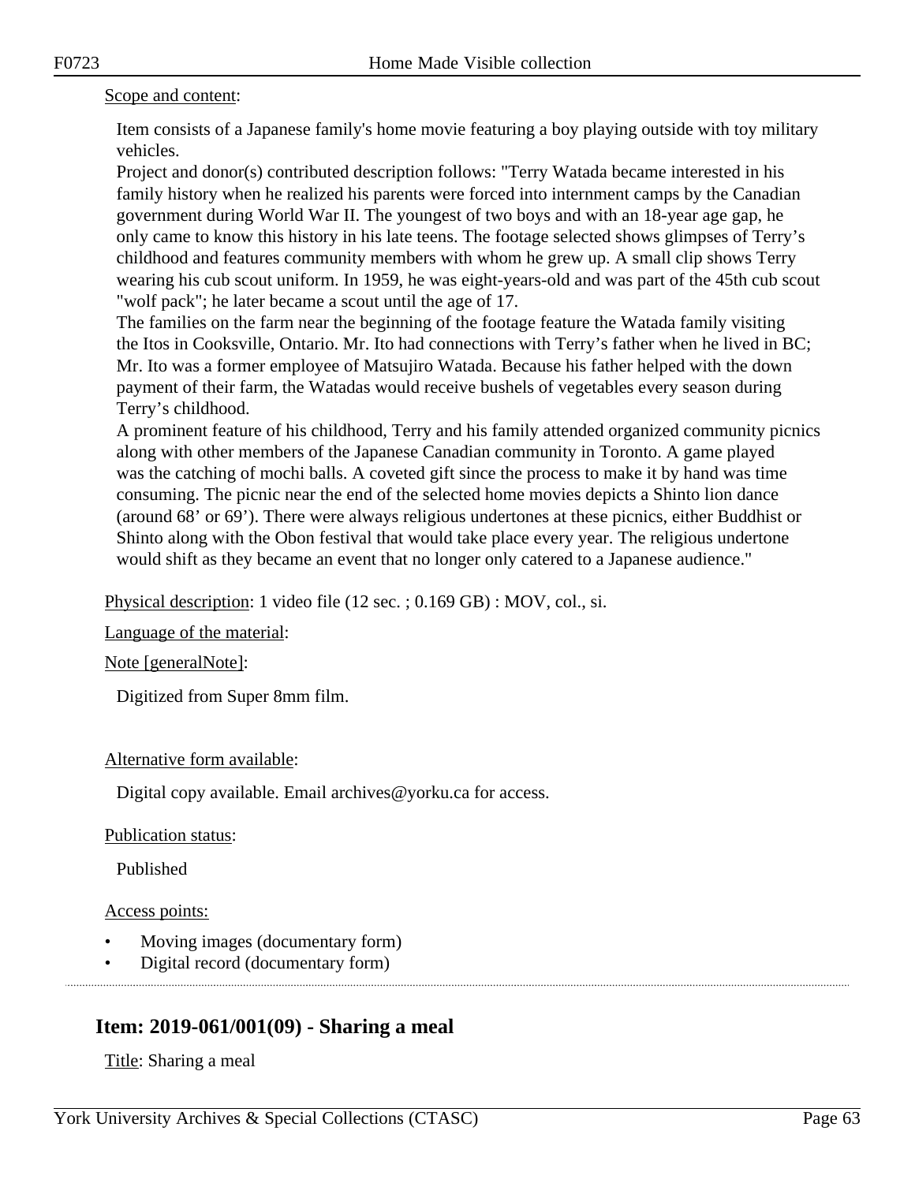Scope and content:

Item consists of a Japanese family's home movie featuring a boy playing outside with toy military vehicles.
Project and donor(s) contributed description follows: "Terry Watada became interested in his family history when he realized his parents were forced into internment camps by the Canadian government during World War II. The youngest of two boys and with an 18-year age gap, he only came to know this history in his late teens. The footage selected shows glimpses of Terry's childhood and features community members with whom he grew up. A small clip shows Terry wearing his cub scout uniform. In 1959, he was eight-years-old and was part of the 45th cub scout "wolf pack"; he later became a scout until the age of 17.
The families on the farm near the beginning of the footage feature the Watada family visiting the Itos in Cooksville, Ontario. Mr. Ito had connections with Terry's father when he lived in BC; Mr. Ito was a former employee of Matsujiro Watada. Because his father helped with the down payment of their farm, the Watadas would receive bushels of vegetables every season during Terry's childhood.
A prominent feature of his childhood, Terry and his family attended organized community picnics along with other members of the Japanese Canadian community in Toronto. A game played was the catching of mochi balls. A coveted gift since the process to make it by hand was time consuming. The picnic near the end of the selected home movies depicts a Shinto lion dance (around 68' or 69'). There were always religious undertones at these picnics, either Buddhist or Shinto along with the Obon festival that would take place every year. The religious undertone would shift as they became an event that no longer only catered to a Japanese audience."

Physical description: 1 video file (12 sec. ; 0.169 GB) : MOV, col., si.

Language of the material:

Note [generalNote]:

Digitized from Super 8mm film.

Alternative form available:

Digital copy available. Email archives@yorku.ca for access.

Publication status:

Published

Access points:

- Moving images (documentary form)
- Digital record (documentary form)

## Item: 2019-061/001(09) - Sharing a meal

Title: Sharing a meal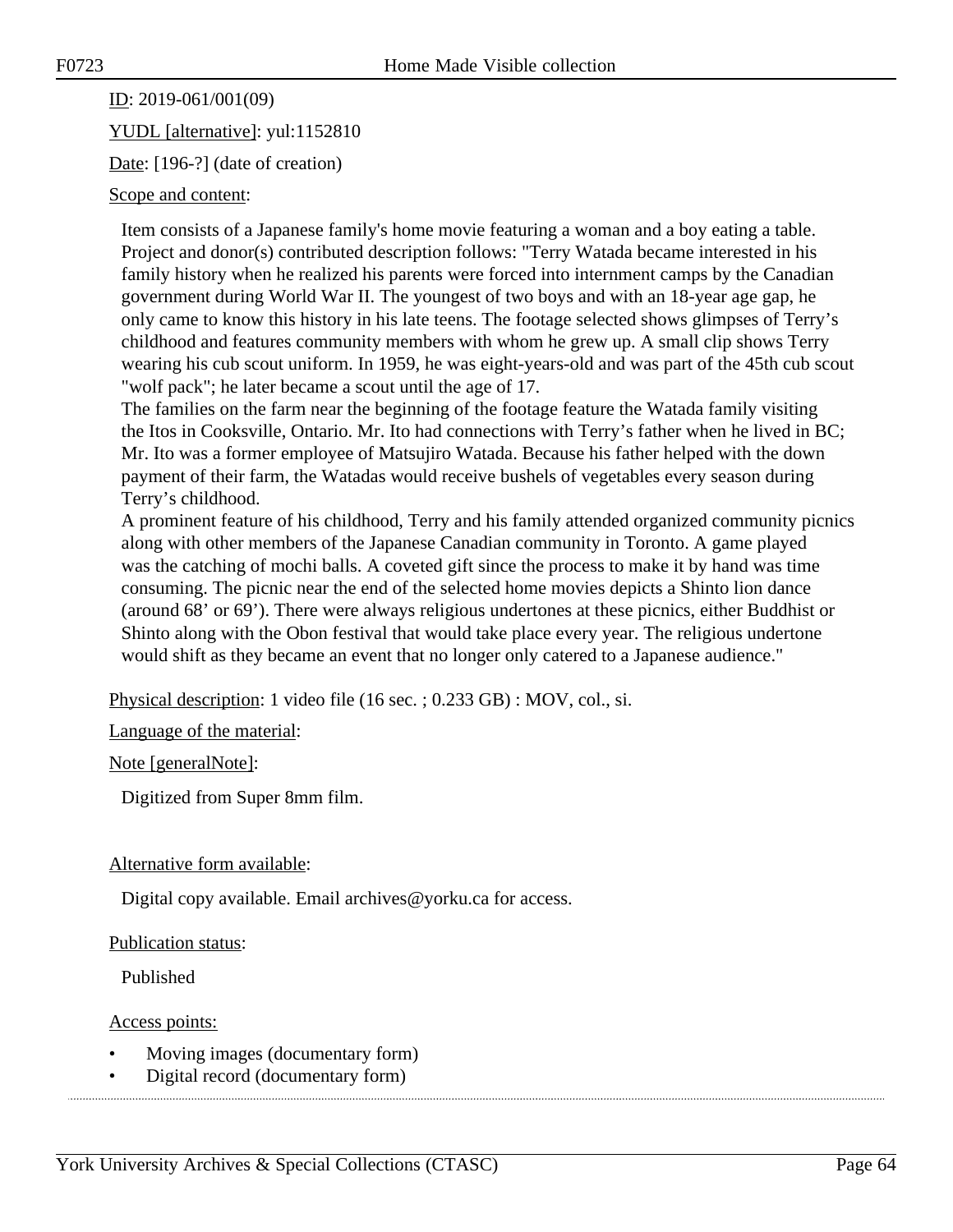ID: 2019-061/001(09)

YUDL [alternative]: yul:1152810

Date: [196-?] (date of creation)

Scope and content:

Item consists of a Japanese family's home movie featuring a woman and a boy eating a table. Project and donor(s) contributed description follows: "Terry Watada became interested in his family history when he realized his parents were forced into internment camps by the Canadian government during World War II. The youngest of two boys and with an 18-year age gap, he only came to know this history in his late teens. The footage selected shows glimpses of Terry's childhood and features community members with whom he grew up. A small clip shows Terry wearing his cub scout uniform. In 1959, he was eight-years-old and was part of the 45th cub scout "wolf pack"; he later became a scout until the age of 17.
The families on the farm near the beginning of the footage feature the Watada family visiting the Itos in Cooksville, Ontario. Mr. Ito had connections with Terry's father when he lived in BC; Mr. Ito was a former employee of Matsujiro Watada. Because his father helped with the down payment of their farm, the Watadas would receive bushels of vegetables every season during Terry's childhood.
A prominent feature of his childhood, Terry and his family attended organized community picnics along with other members of the Japanese Canadian community in Toronto. A game played was the catching of mochi balls. A coveted gift since the process to make it by hand was time consuming. The picnic near the end of the selected home movies depicts a Shinto lion dance (around 68' or 69'). There were always religious undertones at these picnics, either Buddhist or Shinto along with the Obon festival that would take place every year. The religious undertone would shift as they became an event that no longer only catered to a Japanese audience."

Physical description: 1 video file (16 sec. ; 0.233 GB) : MOV, col., si.

Language of the material:

Note [generalNote]:

Digitized from Super 8mm film.

Alternative form available:

Digital copy available. Email archives@yorku.ca for access.

Publication status:

Published

Access points:

- Moving images (documentary form)
- Digital record (documentary form)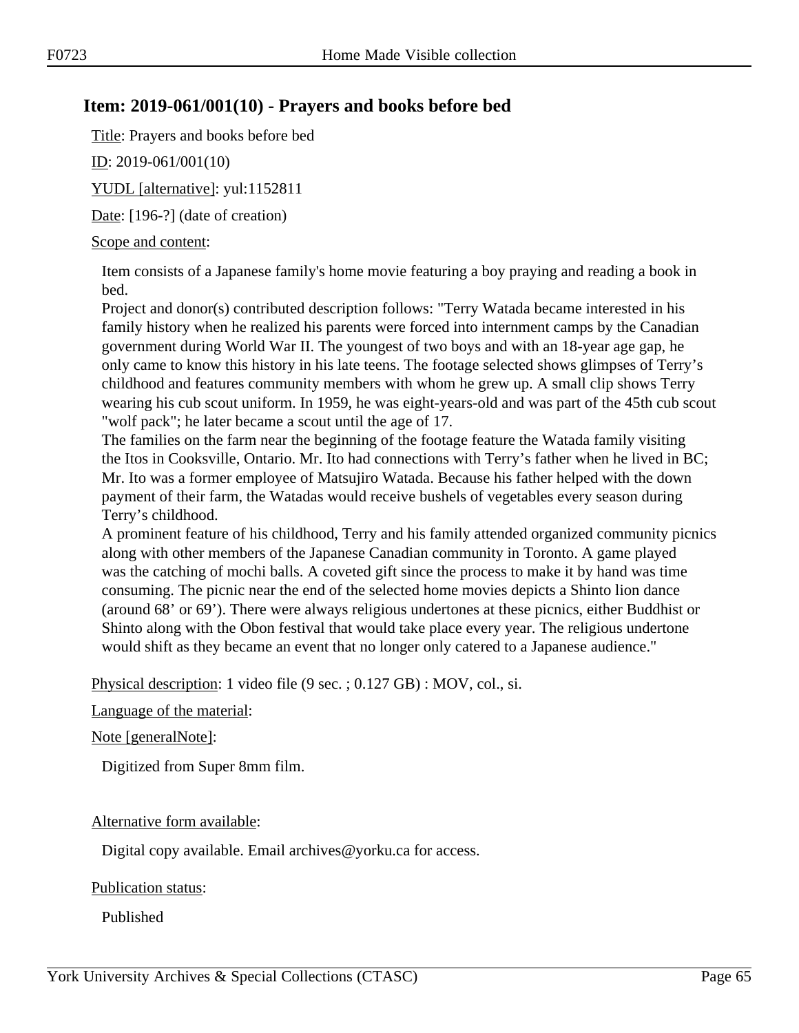## Item: 2019-061/001(10) - Prayers and books before bed

Title: Prayers and books before bed

ID: 2019-061/001(10)

YUDL [alternative]: yul:1152811

Date: [196-?] (date of creation)

Scope and content:

Item consists of a Japanese family's home movie featuring a boy praying and reading a book in bed.
Project and donor(s) contributed description follows: "Terry Watada became interested in his family history when he realized his parents were forced into internment camps by the Canadian government during World War II. The youngest of two boys and with an 18-year age gap, he only came to know this history in his late teens. The footage selected shows glimpses of Terry's childhood and features community members with whom he grew up. A small clip shows Terry wearing his cub scout uniform. In 1959, he was eight-years-old and was part of the 45th cub scout "wolf pack"; he later became a scout until the age of 17.
The families on the farm near the beginning of the footage feature the Watada family visiting the Itos in Cooksville, Ontario. Mr. Ito had connections with Terry's father when he lived in BC; Mr. Ito was a former employee of Matsujiro Watada. Because his father helped with the down payment of their farm, the Watadas would receive bushels of vegetables every season during Terry's childhood.
A prominent feature of his childhood, Terry and his family attended organized community picnics along with other members of the Japanese Canadian community in Toronto. A game played was the catching of mochi balls. A coveted gift since the process to make it by hand was time consuming. The picnic near the end of the selected home movies depicts a Shinto lion dance (around 68' or 69'). There were always religious undertones at these picnics, either Buddhist or Shinto along with the Obon festival that would take place every year. The religious undertone would shift as they became an event that no longer only catered to a Japanese audience."

Physical description: 1 video file (9 sec. ; 0.127 GB) : MOV, col., si.

Language of the material:

Note [generalNote]:

Digitized from Super 8mm film.

Alternative form available:

Digital copy available. Email archives@yorku.ca for access.

Publication status:

Published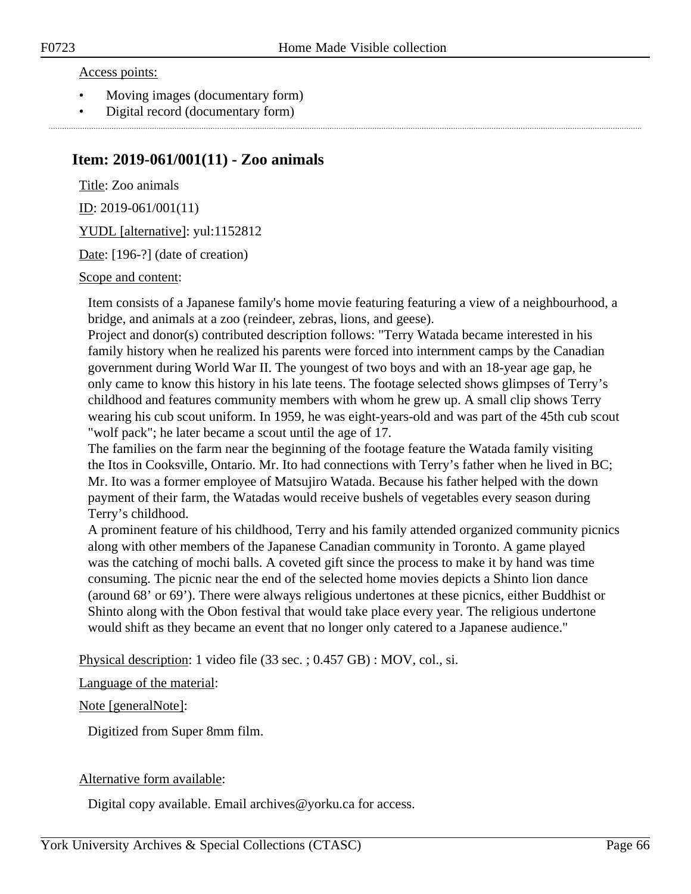Access points:

- Moving images (documentary form)
- Digital record (documentary form)

## Item: 2019-061/001(11) - Zoo animals

Title: Zoo animals

ID: 2019-061/001(11)

YUDL [alternative]: yul:1152812

Date: [196-?] (date of creation)

Scope and content:

Item consists of a Japanese family's home movie featuring featuring a view of a neighbourhood, a bridge, and animals at a zoo (reindeer, zebras, lions, and geese).
Project and donor(s) contributed description follows: "Terry Watada became interested in his family history when he realized his parents were forced into internment camps by the Canadian government during World War II. The youngest of two boys and with an 18-year age gap, he only came to know this history in his late teens. The footage selected shows glimpses of Terry's childhood and features community members with whom he grew up. A small clip shows Terry wearing his cub scout uniform. In 1959, he was eight-years-old and was part of the 45th cub scout "wolf pack"; he later became a scout until the age of 17.
The families on the farm near the beginning of the footage feature the Watada family visiting the Itos in Cooksville, Ontario. Mr. Ito had connections with Terry's father when he lived in BC; Mr. Ito was a former employee of Matsujiro Watada. Because his father helped with the down payment of their farm, the Watadas would receive bushels of vegetables every season during Terry's childhood.
A prominent feature of his childhood, Terry and his family attended organized community picnics along with other members of the Japanese Canadian community in Toronto. A game played was the catching of mochi balls. A coveted gift since the process to make it by hand was time consuming. The picnic near the end of the selected home movies depicts a Shinto lion dance (around 68' or 69'). There were always religious undertones at these picnics, either Buddhist or Shinto along with the Obon festival that would take place every year. The religious undertone would shift as they became an event that no longer only catered to a Japanese audience."

Physical description: 1 video file (33 sec. ; 0.457 GB) : MOV, col., si.

Language of the material:

Note [generalNote]:

Digitized from Super 8mm film.

Alternative form available:

Digital copy available. Email archives@yorku.ca for access.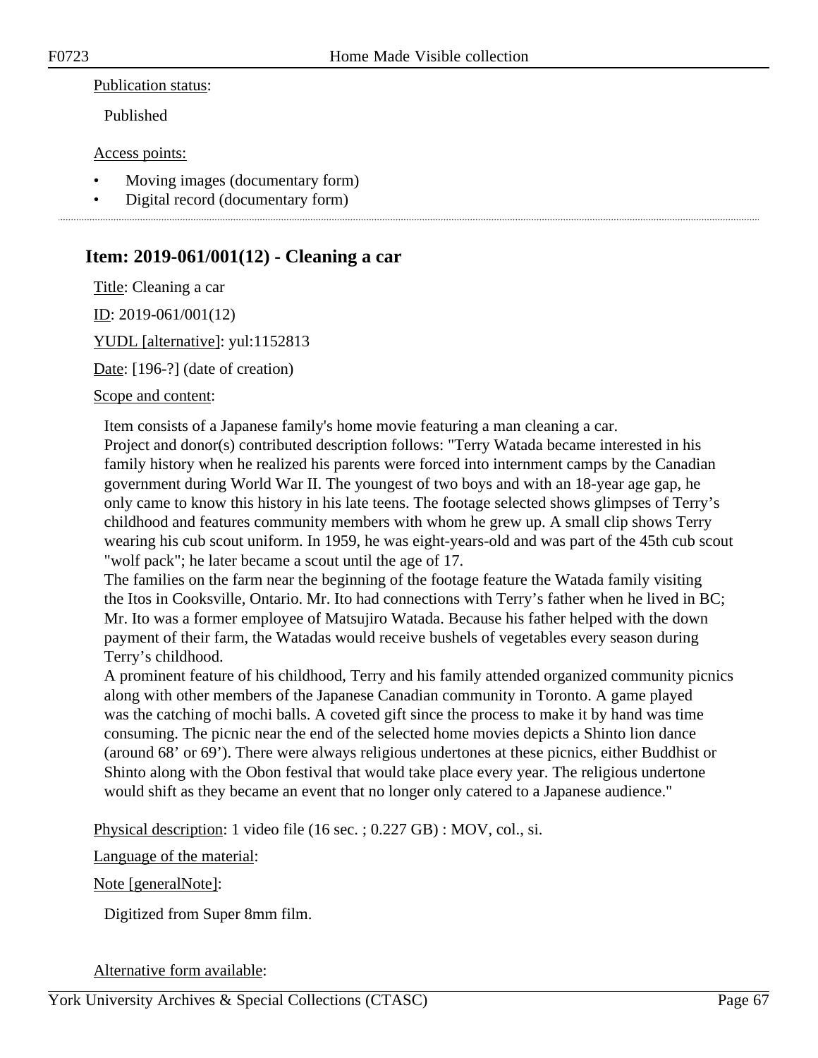Publication status:

Published

Access points:

- Moving images (documentary form)
- Digital record (documentary form)

## Item: 2019-061/001(12) - Cleaning a car

Title: Cleaning a car

ID: 2019-061/001(12)

YUDL [alternative]: yul:1152813

Date: [196-?] (date of creation)

Scope and content:

Item consists of a Japanese family's home movie featuring a man cleaning a car.
Project and donor(s) contributed description follows: "Terry Watada became interested in his family history when he realized his parents were forced into internment camps by the Canadian government during World War II. The youngest of two boys and with an 18-year age gap, he only came to know this history in his late teens. The footage selected shows glimpses of Terry's childhood and features community members with whom he grew up. A small clip shows Terry wearing his cub scout uniform. In 1959, he was eight-years-old and was part of the 45th cub scout "wolf pack"; he later became a scout until the age of 17.
The families on the farm near the beginning of the footage feature the Watada family visiting the Itos in Cooksville, Ontario. Mr. Ito had connections with Terry's father when he lived in BC; Mr. Ito was a former employee of Matsujiro Watada. Because his father helped with the down payment of their farm, the Watadas would receive bushels of vegetables every season during Terry's childhood.
A prominent feature of his childhood, Terry and his family attended organized community picnics along with other members of the Japanese Canadian community in Toronto. A game played was the catching of mochi balls. A coveted gift since the process to make it by hand was time consuming. The picnic near the end of the selected home movies depicts a Shinto lion dance (around 68' or 69'). There were always religious undertones at these picnics, either Buddhist or Shinto along with the Obon festival that would take place every year. The religious undertone would shift as they became an event that no longer only catered to a Japanese audience."

Physical description: 1 video file (16 sec. ; 0.227 GB) : MOV, col., si.

Language of the material:

Note [generalNote]:

Digitized from Super 8mm film.

Alternative form available: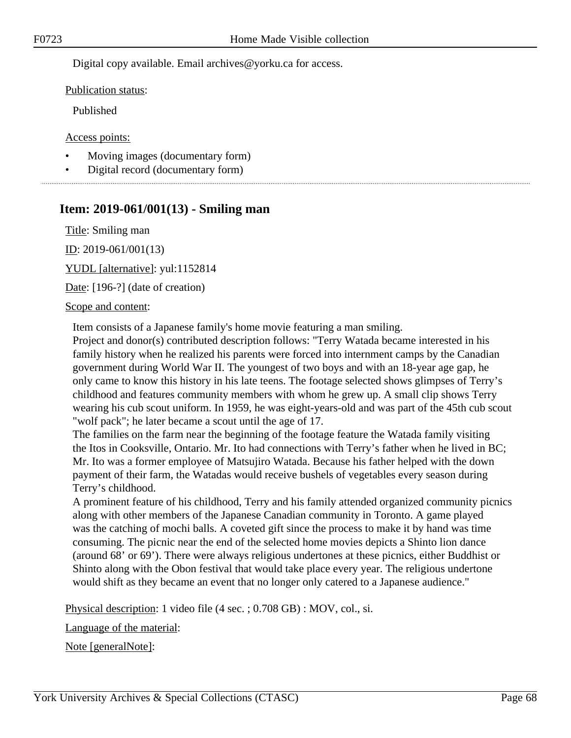Digital copy available. Email archives@yorku.ca for access.

Publication status:

Published

Access points:

- Moving images (documentary form)
- Digital record (documentary form)

---

## Item: 2019-061/001(13) - Smiling man

Title: Smiling man

ID: 2019-061/001(13)

YUDL [alternative]: yul:1152814

Date: [196-?] (date of creation)

Scope and content:

Item consists of a Japanese family's home movie featuring a man smiling.
Project and donor(s) contributed description follows: "Terry Watada became interested in his family history when he realized his parents were forced into internment camps by the Canadian government during World War II. The youngest of two boys and with an 18-year age gap, he only came to know this history in his late teens. The footage selected shows glimpses of Terry's childhood and features community members with whom he grew up. A small clip shows Terry wearing his cub scout uniform. In 1959, he was eight-years-old and was part of the 45th cub scout "wolf pack"; he later became a scout until the age of 17.
The families on the farm near the beginning of the footage feature the Watada family visiting the Itos in Cooksville, Ontario. Mr. Ito had connections with Terry's father when he lived in BC; Mr. Ito was a former employee of Matsujiro Watada. Because his father helped with the down payment of their farm, the Watadas would receive bushels of vegetables every season during Terry's childhood.
A prominent feature of his childhood, Terry and his family attended organized community picnics along with other members of the Japanese Canadian community in Toronto. A game played was the catching of mochi balls. A coveted gift since the process to make it by hand was time consuming. The picnic near the end of the selected home movies depicts a Shinto lion dance (around 68' or 69'). There were always religious undertones at these picnics, either Buddhist or Shinto along with the Obon festival that would take place every year. The religious undertone would shift as they became an event that no longer only catered to a Japanese audience."

Physical description: 1 video file (4 sec. ; 0.708 GB) : MOV, col., si.

Language of the material:

Note [generalNote]: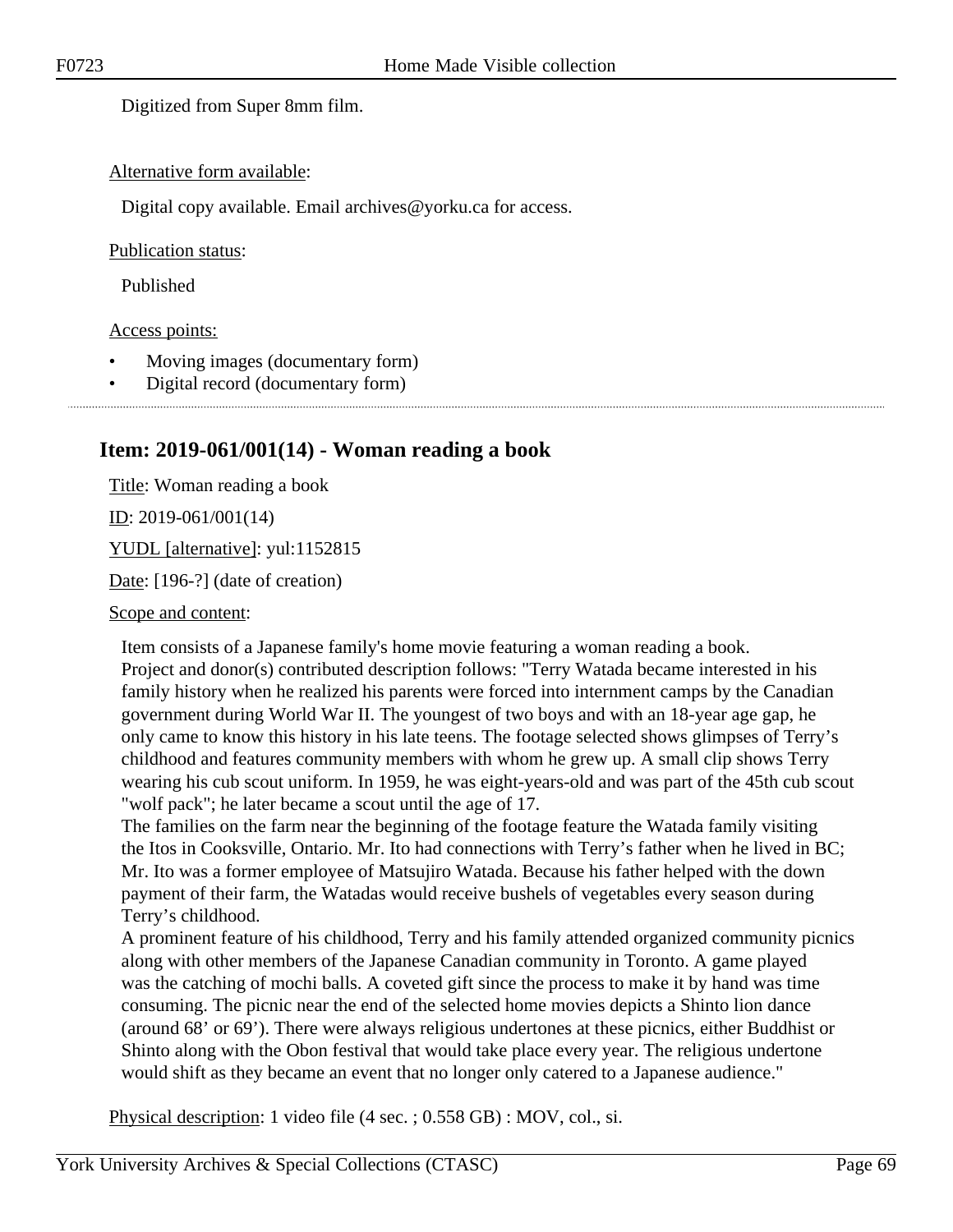Digitized from Super 8mm film.

Alternative form available:

Digital copy available. Email archives@yorku.ca for access.

Publication status:

Published

Access points:

- Moving images (documentary form)
- Digital record (documentary form)

## Item: 2019-061/001(14) - Woman reading a book

Title: Woman reading a book

ID: 2019-061/001(14)

YUDL [alternative]: yul:1152815

Date: [196-?] (date of creation)

Scope and content:

Item consists of a Japanese family's home movie featuring a woman reading a book.
Project and donor(s) contributed description follows: "Terry Watada became interested in his family history when he realized his parents were forced into internment camps by the Canadian government during World War II. The youngest of two boys and with an 18-year age gap, he only came to know this history in his late teens. The footage selected shows glimpses of Terry’s childhood and features community members with whom he grew up. A small clip shows Terry wearing his cub scout uniform. In 1959, he was eight-years-old and was part of the 45th cub scout "wolf pack"; he later became a scout until the age of 17.
The families on the farm near the beginning of the footage feature the Watada family visiting the Itos in Cooksville, Ontario. Mr. Ito had connections with Terry’s father when he lived in BC; Mr. Ito was a former employee of Matsujiro Watada. Because his father helped with the down payment of their farm, the Watadas would receive bushels of vegetables every season during Terry’s childhood.
A prominent feature of his childhood, Terry and his family attended organized community picnics along with other members of the Japanese Canadian community in Toronto. A game played was the catching of mochi balls. A coveted gift since the process to make it by hand was time consuming. The picnic near the end of the selected home movies depicts a Shinto lion dance (around 68’ or 69’). There were always religious undertones at these picnics, either Buddhist or Shinto along with the Obon festival that would take place every year. The religious undertone would shift as they became an event that no longer only catered to a Japanese audience."

Physical description: 1 video file (4 sec. ; 0.558 GB) : MOV, col., si.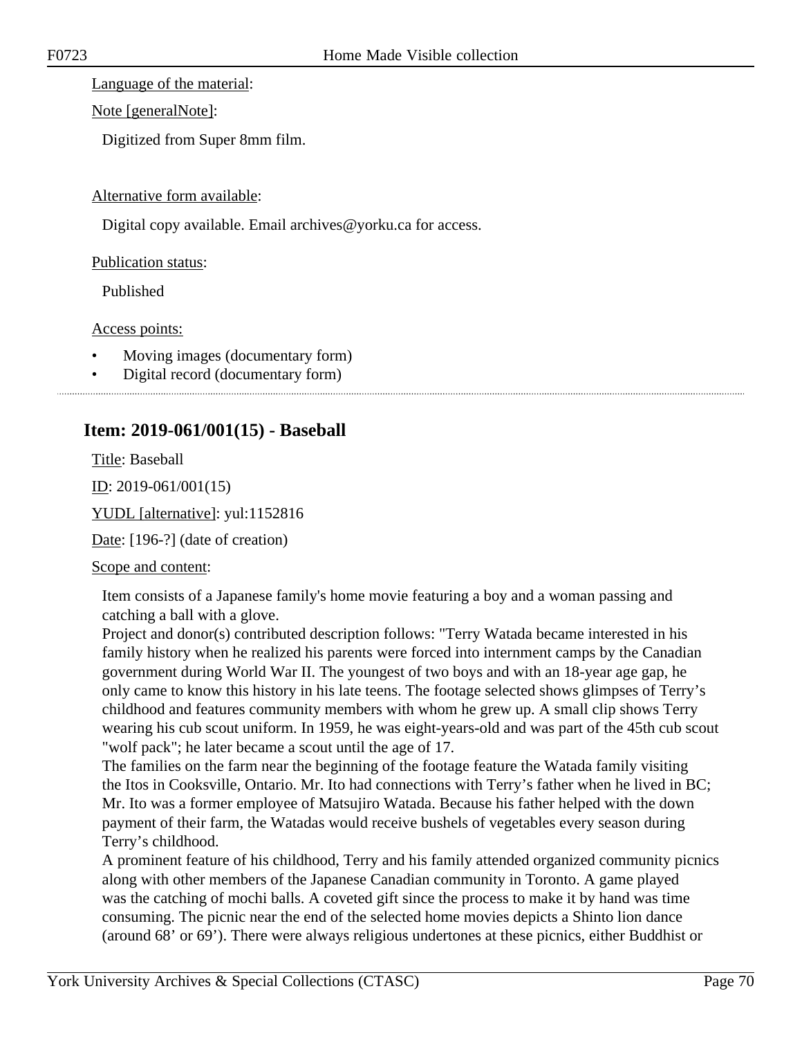Language of the material:

Note [generalNote]:

Digitized from Super 8mm film.

Alternative form available:

Digital copy available. Email archives@yorku.ca for access.

Publication status:

Published

Access points:

- Moving images (documentary form)
- Digital record (documentary form)

## Item: 2019-061/001(15) - Baseball

Title: Baseball

ID: 2019-061/001(15)

YUDL [alternative]: yul:1152816

Date: [196-?] (date of creation)

Scope and content:

Item consists of a Japanese family's home movie featuring a boy and a woman passing and catching a ball with a glove.
Project and donor(s) contributed description follows: "Terry Watada became interested in his family history when he realized his parents were forced into internment camps by the Canadian government during World War II. The youngest of two boys and with an 18-year age gap, he only came to know this history in his late teens. The footage selected shows glimpses of Terry's childhood and features community members with whom he grew up. A small clip shows Terry wearing his cub scout uniform. In 1959, he was eight-years-old and was part of the 45th cub scout "wolf pack"; he later became a scout until the age of 17.
The families on the farm near the beginning of the footage feature the Watada family visiting the Itos in Cooksville, Ontario. Mr. Ito had connections with Terry's father when he lived in BC; Mr. Ito was a former employee of Matsujiro Watada. Because his father helped with the down payment of their farm, the Watadas would receive bushels of vegetables every season during Terry's childhood.
A prominent feature of his childhood, Terry and his family attended organized community picnics along with other members of the Japanese Canadian community in Toronto. A game played was the catching of mochi balls. A coveted gift since the process to make it by hand was time consuming. The picnic near the end of the selected home movies depicts a Shinto lion dance (around 68' or 69'). There were always religious undertones at these picnics, either Buddhist or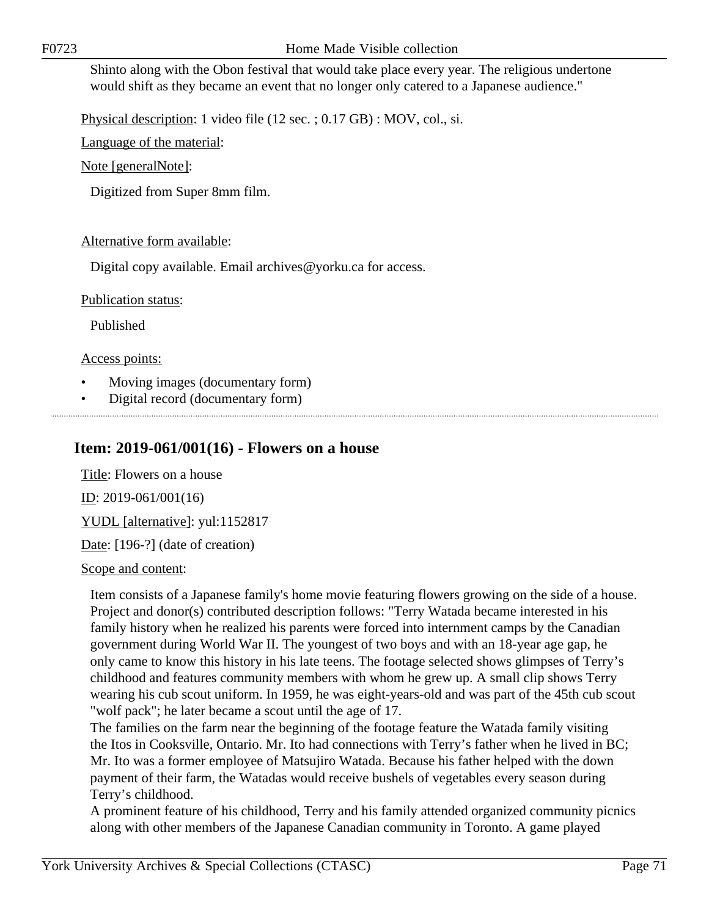Shinto along with the Obon festival that would take place every year. The religious undertone would shift as they became an event that no longer only catered to a Japanese audience."

Physical description: 1 video file (12 sec. ; 0.17 GB) : MOV, col., si.

Language of the material:

Note [generalNote]:

Digitized from Super 8mm film.

Alternative form available:

Digital copy available. Email archives@yorku.ca for access.

Publication status:

Published

Access points:

- Moving images (documentary form)
- Digital record (documentary form)

## Item: 2019-061/001(16) - Flowers on a house

Title: Flowers on a house

ID: 2019-061/001(16)

YUDL [alternative]: yul:1152817

Date: [196-?] (date of creation)

Scope and content:

Item consists of a Japanese family's home movie featuring flowers growing on the side of a house. Project and donor(s) contributed description follows: "Terry Watada became interested in his family history when he realized his parents were forced into internment camps by the Canadian government during World War II. The youngest of two boys and with an 18-year age gap, he only came to know this history in his late teens. The footage selected shows glimpses of Terry's childhood and features community members with whom he grew up. A small clip shows Terry wearing his cub scout uniform. In 1959, he was eight-years-old and was part of the 45th cub scout "wolf pack"; he later became a scout until the age of 17.
The families on the farm near the beginning of the footage feature the Watada family visiting the Itos in Cooksville, Ontario. Mr. Ito had connections with Terry's father when he lived in BC; Mr. Ito was a former employee of Matsujiro Watada. Because his father helped with the down payment of their farm, the Watadas would receive bushels of vegetables every season during Terry's childhood.
A prominent feature of his childhood, Terry and his family attended organized community picnics along with other members of the Japanese Canadian community in Toronto. A game played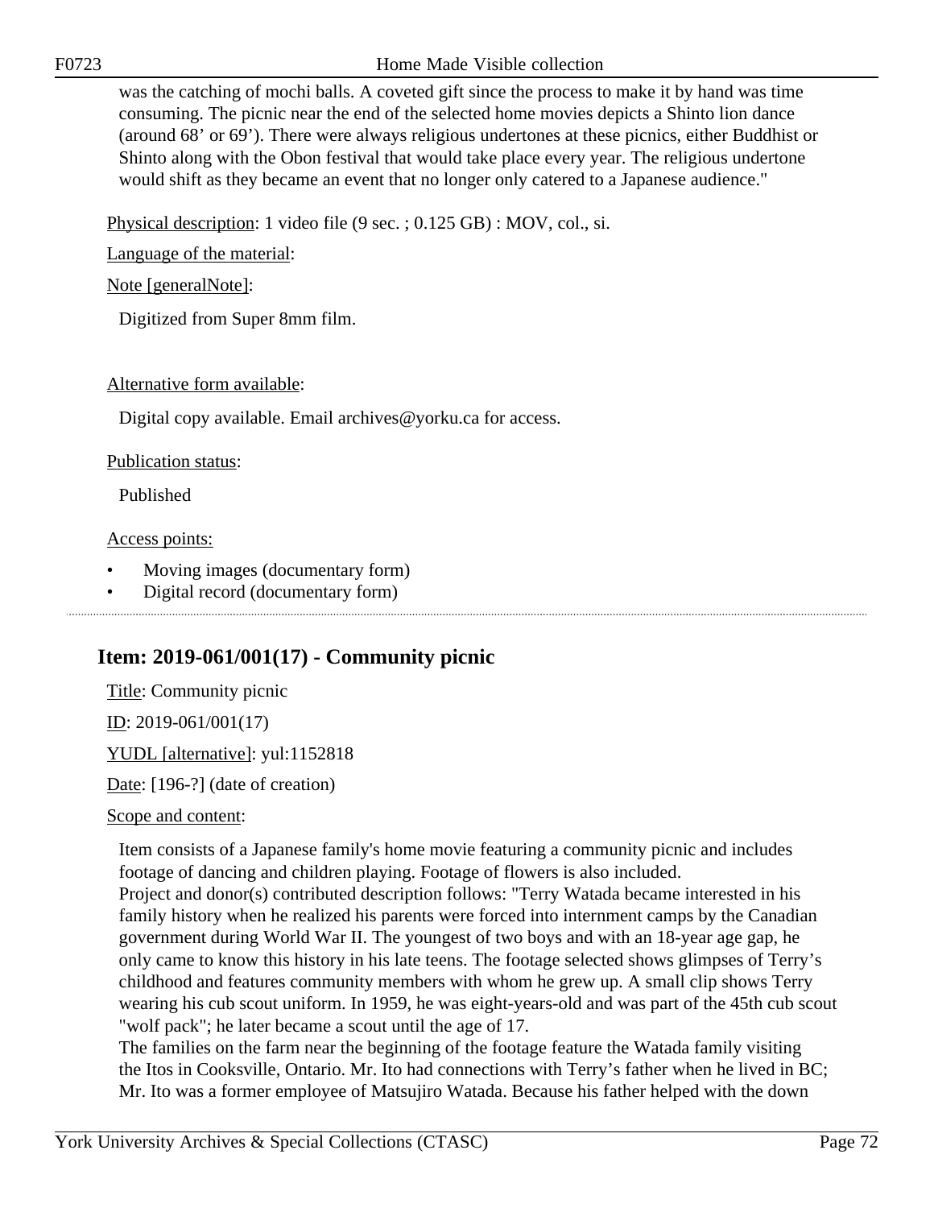was the catching of mochi balls. A coveted gift since the process to make it by hand was time consuming. The picnic near the end of the selected home movies depicts a Shinto lion dance (around 68' or 69'). There were always religious undertones at these picnics, either Buddhist or Shinto along with the Obon festival that would take place every year. The religious undertone would shift as they became an event that no longer only catered to a Japanese audience."

Physical description: 1 video file (9 sec. ; 0.125 GB) : MOV, col., si.

Language of the material:

Note [generalNote]:

Digitized from Super 8mm film.

Alternative form available:

Digital copy available. Email archives@yorku.ca for access.

Publication status:

Published

Access points:

- Moving images (documentary form)
- Digital record (documentary form)

---

## Item: 2019-061/001(17) - Community picnic

Title: Community picnic

ID: 2019-061/001(17)

YUDL [alternative]: yul:1152818

Date: [196-?] (date of creation)

Scope and content:

Item consists of a Japanese family's home movie featuring a community picnic and includes footage of dancing and children playing. Footage of flowers is also included.
Project and donor(s) contributed description follows: "Terry Watada became interested in his family history when he realized his parents were forced into internment camps by the Canadian government during World War II. The youngest of two boys and with an 18-year age gap, he only came to know this history in his late teens. The footage selected shows glimpses of Terry's childhood and features community members with whom he grew up. A small clip shows Terry wearing his cub scout uniform. In 1959, he was eight-years-old and was part of the 45th cub scout "wolf pack"; he later became a scout until the age of 17.
The families on the farm near the beginning of the footage feature the Watada family visiting the Itos in Cooksville, Ontario. Mr. Ito had connections with Terry's father when he lived in BC; Mr. Ito was a former employee of Matsujiro Watada. Because his father helped with the down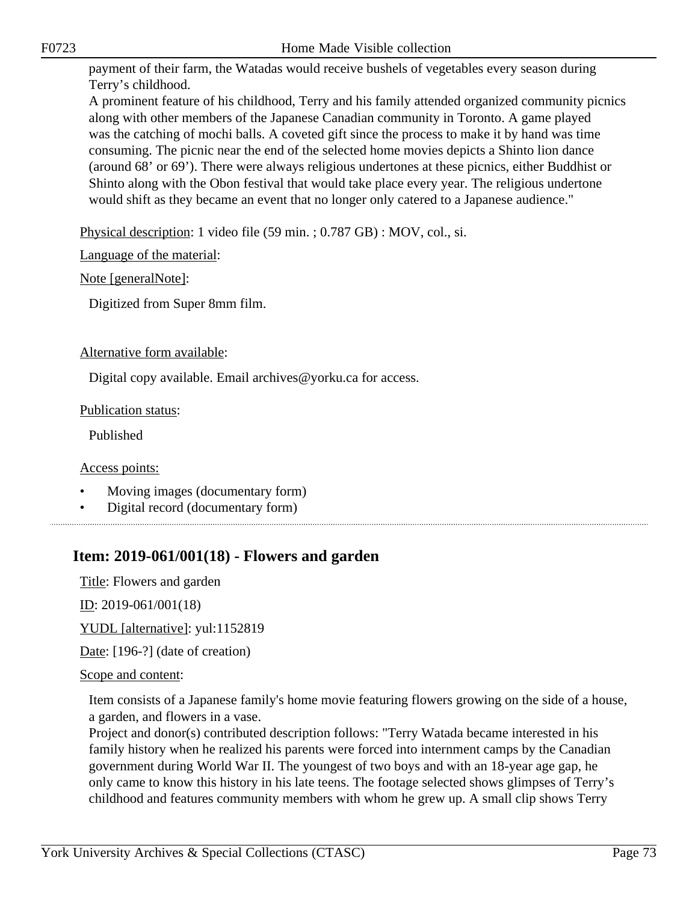payment of their farm, the Watadas would receive bushels of vegetables every season during Terry's childhood.
A prominent feature of his childhood, Terry and his family attended organized community picnics along with other members of the Japanese Canadian community in Toronto. A game played was the catching of mochi balls. A coveted gift since the process to make it by hand was time consuming. The picnic near the end of the selected home movies depicts a Shinto lion dance (around 68' or 69'). There were always religious undertones at these picnics, either Buddhist or Shinto along with the Obon festival that would take place every year. The religious undertone would shift as they became an event that no longer only catered to a Japanese audience."

Physical description: 1 video file (59 min. ; 0.787 GB) : MOV, col., si.

Language of the material:

Note [generalNote]:

Digitized from Super 8mm film.

Alternative form available:

Digital copy available. Email archives@yorku.ca for access.

Publication status:

Published

Access points:

- Moving images (documentary form)
- Digital record (documentary form)

## Item: 2019-061/001(18) - Flowers and garden

Title: Flowers and garden

ID: 2019-061/001(18)

YUDL [alternative]: yul:1152819

Date: [196-?] (date of creation)

Scope and content:

Item consists of a Japanese family's home movie featuring flowers growing on the side of a house, a garden, and flowers in a vase.
Project and donor(s) contributed description follows: "Terry Watada became interested in his family history when he realized his parents were forced into internment camps by the Canadian government during World War II. The youngest of two boys and with an 18-year age gap, he only came to know this history in his late teens. The footage selected shows glimpses of Terry's childhood and features community members with whom he grew up. A small clip shows Terry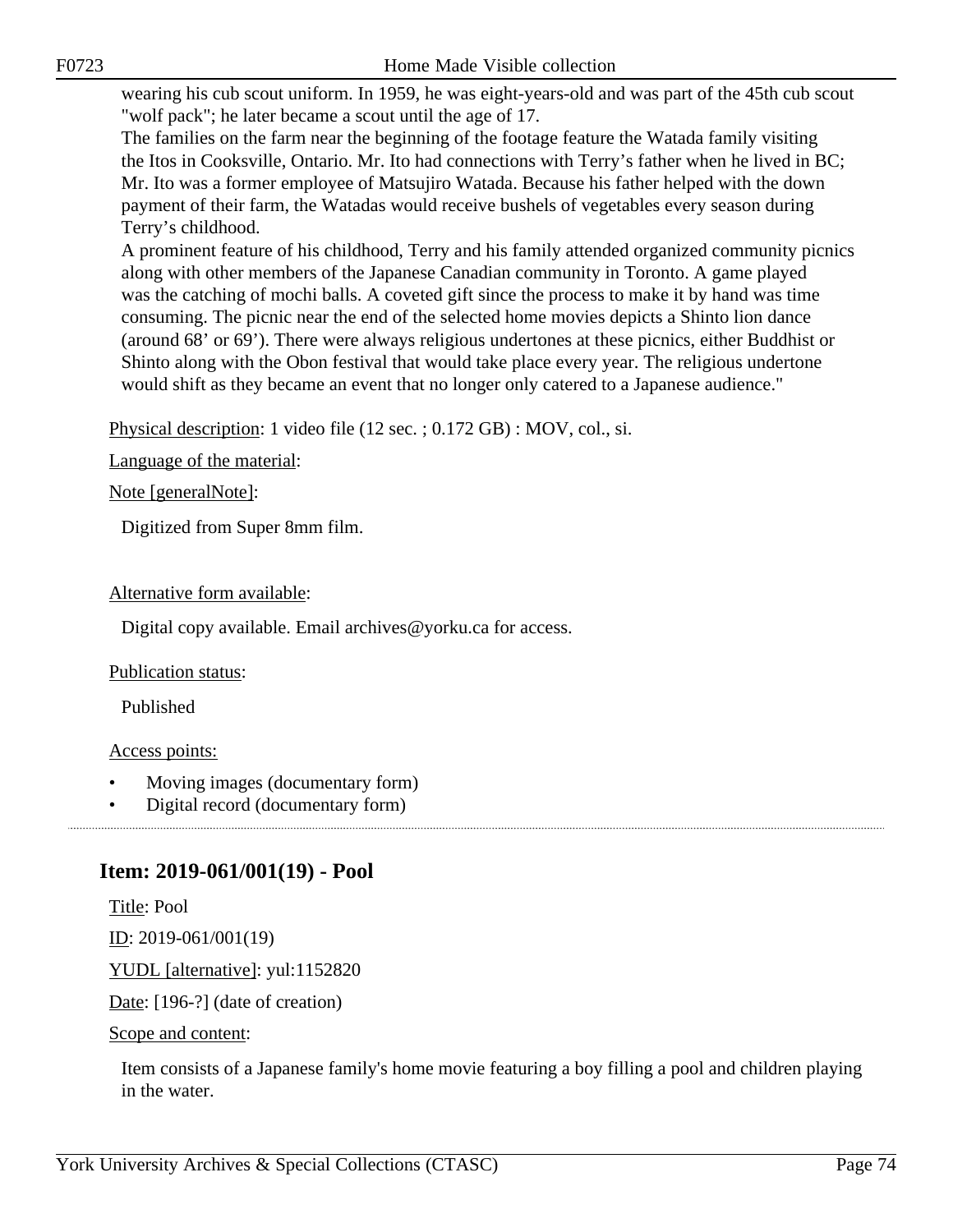wearing his cub scout uniform. In 1959, he was eight-years-old and was part of the 45th cub scout "wolf pack"; he later became a scout until the age of 17.
The families on the farm near the beginning of the footage feature the Watada family visiting the Itos in Cooksville, Ontario. Mr. Ito had connections with Terry's father when he lived in BC; Mr. Ito was a former employee of Matsujiro Watada. Because his father helped with the down payment of their farm, the Watadas would receive bushels of vegetables every season during Terry's childhood.
A prominent feature of his childhood, Terry and his family attended organized community picnics along with other members of the Japanese Canadian community in Toronto. A game played was the catching of mochi balls. A coveted gift since the process to make it by hand was time consuming. The picnic near the end of the selected home movies depicts a Shinto lion dance (around 68' or 69'). There were always religious undertones at these picnics, either Buddhist or Shinto along with the Obon festival that would take place every year. The religious undertone would shift as they became an event that no longer only catered to a Japanese audience."

Physical description: 1 video file (12 sec. ; 0.172 GB) : MOV, col., si.

Language of the material:

Note [generalNote]:

Digitized from Super 8mm film.

Alternative form available:

Digital copy available. Email archives@yorku.ca for access.

Publication status:

Published

Access points:

- Moving images (documentary form)
- Digital record (documentary form)

## Item: 2019-061/001(19) - Pool

Title: Pool

ID: 2019-061/001(19)

YUDL [alternative]: yul:1152820

Date: [196-?] (date of creation)

Scope and content:

Item consists of a Japanese family's home movie featuring a boy filling a pool and children playing in the water.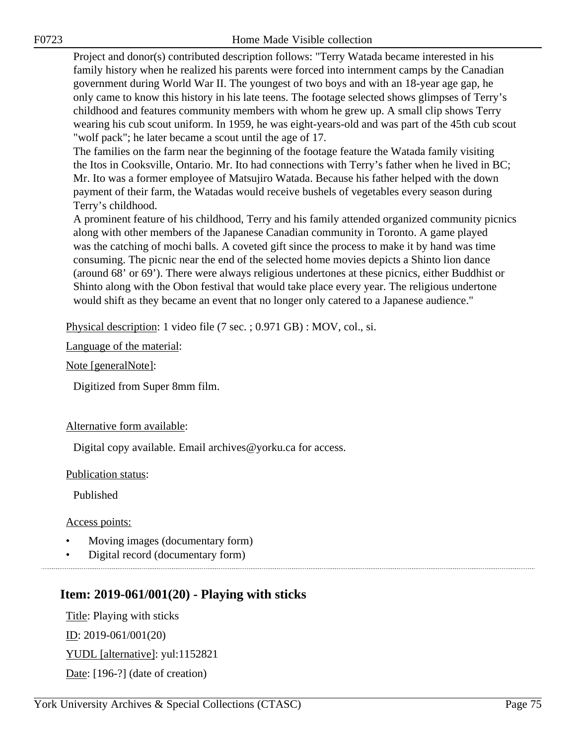Project and donor(s) contributed description follows: "Terry Watada became interested in his family history when he realized his parents were forced into internment camps by the Canadian government during World War II. The youngest of two boys and with an 18-year age gap, he only came to know this history in his late teens. The footage selected shows glimpses of Terry's childhood and features community members with whom he grew up. A small clip shows Terry wearing his cub scout uniform. In 1959, he was eight-years-old and was part of the 45th cub scout "wolf pack"; he later became a scout until the age of 17.
The families on the farm near the beginning of the footage feature the Watada family visiting the Itos in Cooksville, Ontario. Mr. Ito had connections with Terry's father when he lived in BC; Mr. Ito was a former employee of Matsujiro Watada. Because his father helped with the down payment of their farm, the Watadas would receive bushels of vegetables every season during Terry's childhood.
A prominent feature of his childhood, Terry and his family attended organized community picnics along with other members of the Japanese Canadian community in Toronto. A game played was the catching of mochi balls. A coveted gift since the process to make it by hand was time consuming. The picnic near the end of the selected home movies depicts a Shinto lion dance (around 68' or 69'). There were always religious undertones at these picnics, either Buddhist or Shinto along with the Obon festival that would take place every year. The religious undertone would shift as they became an event that no longer only catered to a Japanese audience."

Physical description: 1 video file (7 sec. ; 0.971 GB) : MOV, col., si.

Language of the material:

Note [generalNote]:

Digitized from Super 8mm film.

Alternative form available:

Digital copy available. Email archives@yorku.ca for access.

Publication status:

Published

Access points:

- Moving images (documentary form)
- Digital record (documentary form)

## Item: 2019-061/001(20) - Playing with sticks

Title: Playing with sticks

ID: 2019-061/001(20)

YUDL [alternative]: yul:1152821

Date: [196-?] (date of creation)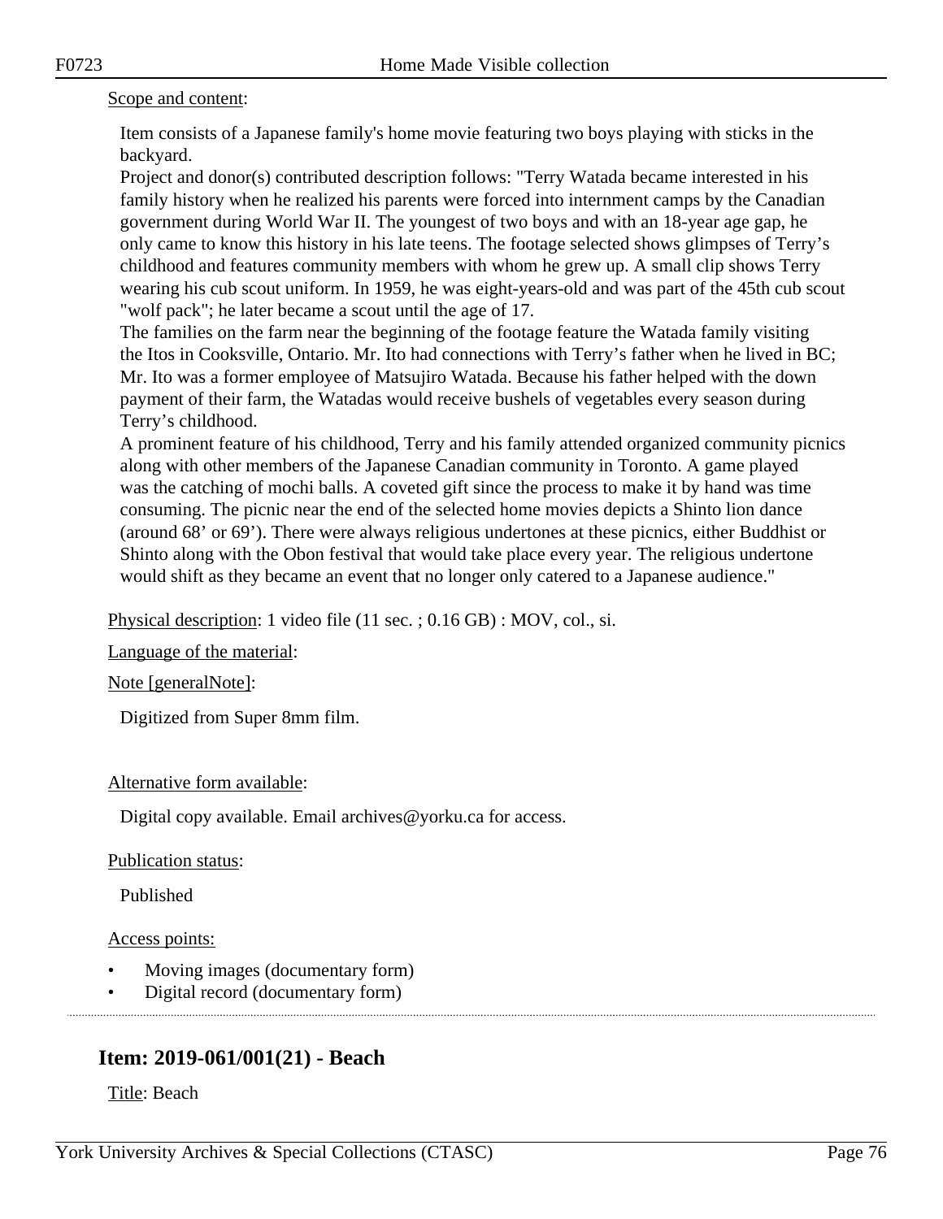Scope and content:

Item consists of a Japanese family's home movie featuring two boys playing with sticks in the backyard.
Project and donor(s) contributed description follows: "Terry Watada became interested in his family history when he realized his parents were forced into internment camps by the Canadian government during World War II. The youngest of two boys and with an 18-year age gap, he only came to know this history in his late teens. The footage selected shows glimpses of Terry's childhood and features community members with whom he grew up. A small clip shows Terry wearing his cub scout uniform. In 1959, he was eight-years-old and was part of the 45th cub scout "wolf pack"; he later became a scout until the age of 17.
The families on the farm near the beginning of the footage feature the Watada family visiting the Itos in Cooksville, Ontario. Mr. Ito had connections with Terry's father when he lived in BC; Mr. Ito was a former employee of Matsujiro Watada. Because his father helped with the down payment of their farm, the Watadas would receive bushels of vegetables every season during Terry's childhood.
A prominent feature of his childhood, Terry and his family attended organized community picnics along with other members of the Japanese Canadian community in Toronto. A game played was the catching of mochi balls. A coveted gift since the process to make it by hand was time consuming. The picnic near the end of the selected home movies depicts a Shinto lion dance (around 68' or 69'). There were always religious undertones at these picnics, either Buddhist or Shinto along with the Obon festival that would take place every year. The religious undertone would shift as they became an event that no longer only catered to a Japanese audience."

Physical description: 1 video file (11 sec. ; 0.16 GB) : MOV, col., si.

Language of the material:

Note [generalNote]:

Digitized from Super 8mm film.

Alternative form available:

Digital copy available. Email archives@yorku.ca for access.

Publication status:

Published

Access points:

- Moving images (documentary form)
- Digital record (documentary form)

## Item: 2019-061/001(21) - Beach

Title: Beach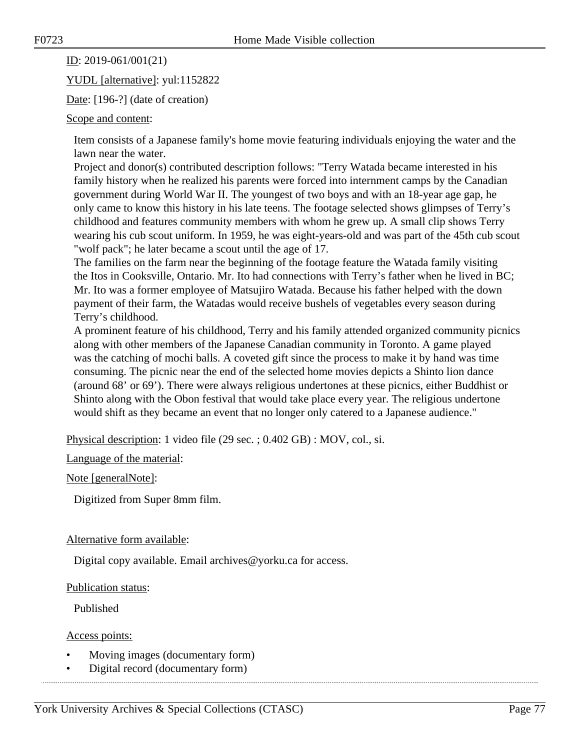ID: 2019-061/001(21)

YUDL [alternative]: yul:1152822

Date: [196-?] (date of creation)

Scope and content:

Item consists of a Japanese family's home movie featuring individuals enjoying the water and the lawn near the water.
Project and donor(s) contributed description follows: "Terry Watada became interested in his family history when he realized his parents were forced into internment camps by the Canadian government during World War II. The youngest of two boys and with an 18-year age gap, he only came to know this history in his late teens. The footage selected shows glimpses of Terry's childhood and features community members with whom he grew up. A small clip shows Terry wearing his cub scout uniform. In 1959, he was eight-years-old and was part of the 45th cub scout "wolf pack"; he later became a scout until the age of 17.
The families on the farm near the beginning of the footage feature the Watada family visiting the Itos in Cooksville, Ontario. Mr. Ito had connections with Terry's father when he lived in BC; Mr. Ito was a former employee of Matsujiro Watada. Because his father helped with the down payment of their farm, the Watadas would receive bushels of vegetables every season during Terry's childhood.
A prominent feature of his childhood, Terry and his family attended organized community picnics along with other members of the Japanese Canadian community in Toronto. A game played was the catching of mochi balls. A coveted gift since the process to make it by hand was time consuming. The picnic near the end of the selected home movies depicts a Shinto lion dance (around 68' or 69'). There were always religious undertones at these picnics, either Buddhist or Shinto along with the Obon festival that would take place every year. The religious undertone would shift as they became an event that no longer only catered to a Japanese audience."

Physical description: 1 video file (29 sec. ; 0.402 GB) : MOV, col., si.

Language of the material:

Note [generalNote]:

Digitized from Super 8mm film.

Alternative form available:

Digital copy available. Email archives@yorku.ca for access.

Publication status:

Published

Access points:

- Moving images (documentary form)
- Digital record (documentary form)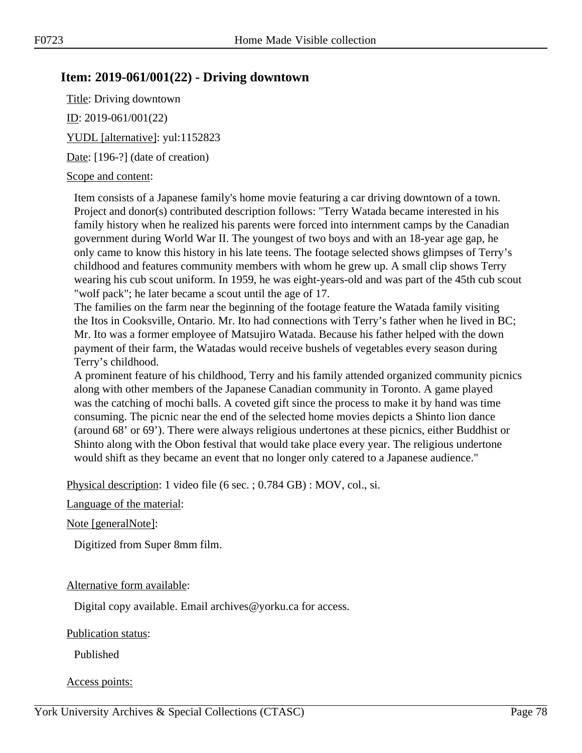## Item: 2019-061/001(22) - Driving downtown

Title: Driving downtown

ID: 2019-061/001(22)

YUDL [alternative]: yul:1152823

Date: [196-?] (date of creation)

Scope and content:

Item consists of a Japanese family's home movie featuring a car driving downtown of a town. Project and donor(s) contributed description follows: "Terry Watada became interested in his family history when he realized his parents were forced into internment camps by the Canadian government during World War II. The youngest of two boys and with an 18-year age gap, he only came to know this history in his late teens. The footage selected shows glimpses of Terry's childhood and features community members with whom he grew up. A small clip shows Terry wearing his cub scout uniform. In 1959, he was eight-years-old and was part of the 45th cub scout "wolf pack"; he later became a scout until the age of 17.
The families on the farm near the beginning of the footage feature the Watada family visiting the Itos in Cooksville, Ontario. Mr. Ito had connections with Terry's father when he lived in BC; Mr. Ito was a former employee of Matsujiro Watada. Because his father helped with the down payment of their farm, the Watadas would receive bushels of vegetables every season during Terry's childhood.
A prominent feature of his childhood, Terry and his family attended organized community picnics along with other members of the Japanese Canadian community in Toronto. A game played was the catching of mochi balls. A coveted gift since the process to make it by hand was time consuming. The picnic near the end of the selected home movies depicts a Shinto lion dance (around 68' or 69'). There were always religious undertones at these picnics, either Buddhist or Shinto along with the Obon festival that would take place every year. The religious undertone would shift as they became an event that no longer only catered to a Japanese audience."

Physical description: 1 video file (6 sec. ; 0.784 GB) : MOV, col., si.

Language of the material:

Note [generalNote]:

Digitized from Super 8mm film.

Alternative form available:

Digital copy available. Email archives@yorku.ca for access.

Publication status:

Published

Access points: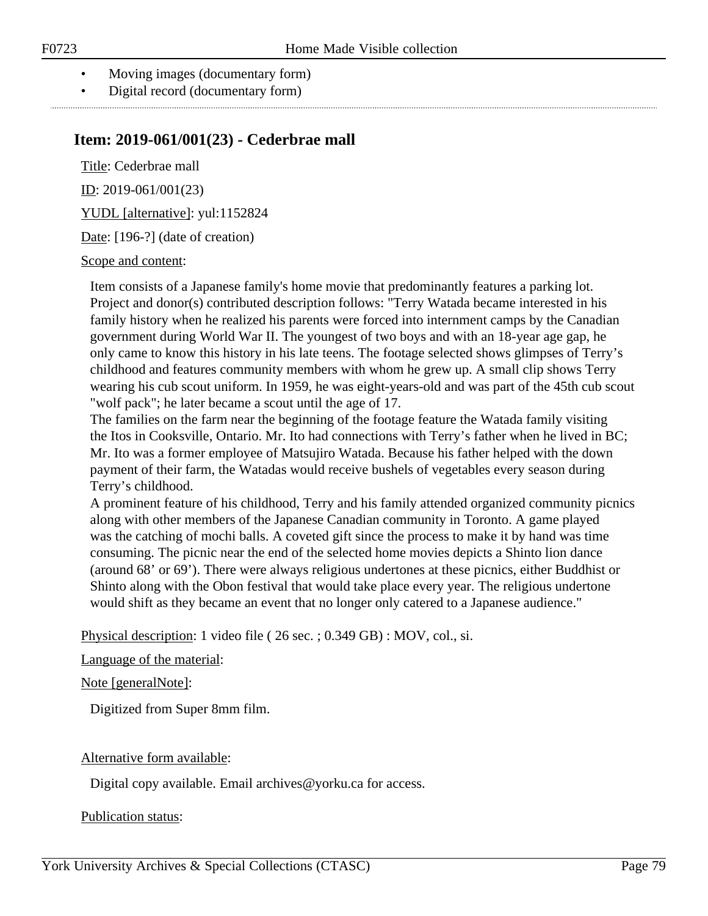- Moving images (documentary form)
- Digital record (documentary form)

## Item: 2019-061/001(23) - Cederbrae mall

Title: Cederbrae mall

ID: 2019-061/001(23)

YUDL [alternative]: yul:1152824

Date: [196-?] (date of creation)

Scope and content:

Item consists of a Japanese family's home movie that predominantly features a parking lot. Project and donor(s) contributed description follows: "Terry Watada became interested in his family history when he realized his parents were forced into internment camps by the Canadian government during World War II. The youngest of two boys and with an 18-year age gap, he only came to know this history in his late teens. The footage selected shows glimpses of Terry's childhood and features community members with whom he grew up. A small clip shows Terry wearing his cub scout uniform. In 1959, he was eight-years-old and was part of the 45th cub scout "wolf pack"; he later became a scout until the age of 17.

The families on the farm near the beginning of the footage feature the Watada family visiting the Itos in Cooksville, Ontario. Mr. Ito had connections with Terry's father when he lived in BC; Mr. Ito was a former employee of Matsujiro Watada. Because his father helped with the down payment of their farm, the Watadas would receive bushels of vegetables every season during Terry's childhood.

A prominent feature of his childhood, Terry and his family attended organized community picnics along with other members of the Japanese Canadian community in Toronto. A game played was the catching of mochi balls. A coveted gift since the process to make it by hand was time consuming. The picnic near the end of the selected home movies depicts a Shinto lion dance (around 68' or 69'). There were always religious undertones at these picnics, either Buddhist or Shinto along with the Obon festival that would take place every year. The religious undertone would shift as they became an event that no longer only catered to a Japanese audience."

Physical description: 1 video file ( 26 sec. ; 0.349 GB) : MOV, col., si.

Language of the material:

Note [generalNote]:

Digitized from Super 8mm film.

Alternative form available:

Digital copy available. Email archives@yorku.ca for access.

Publication status: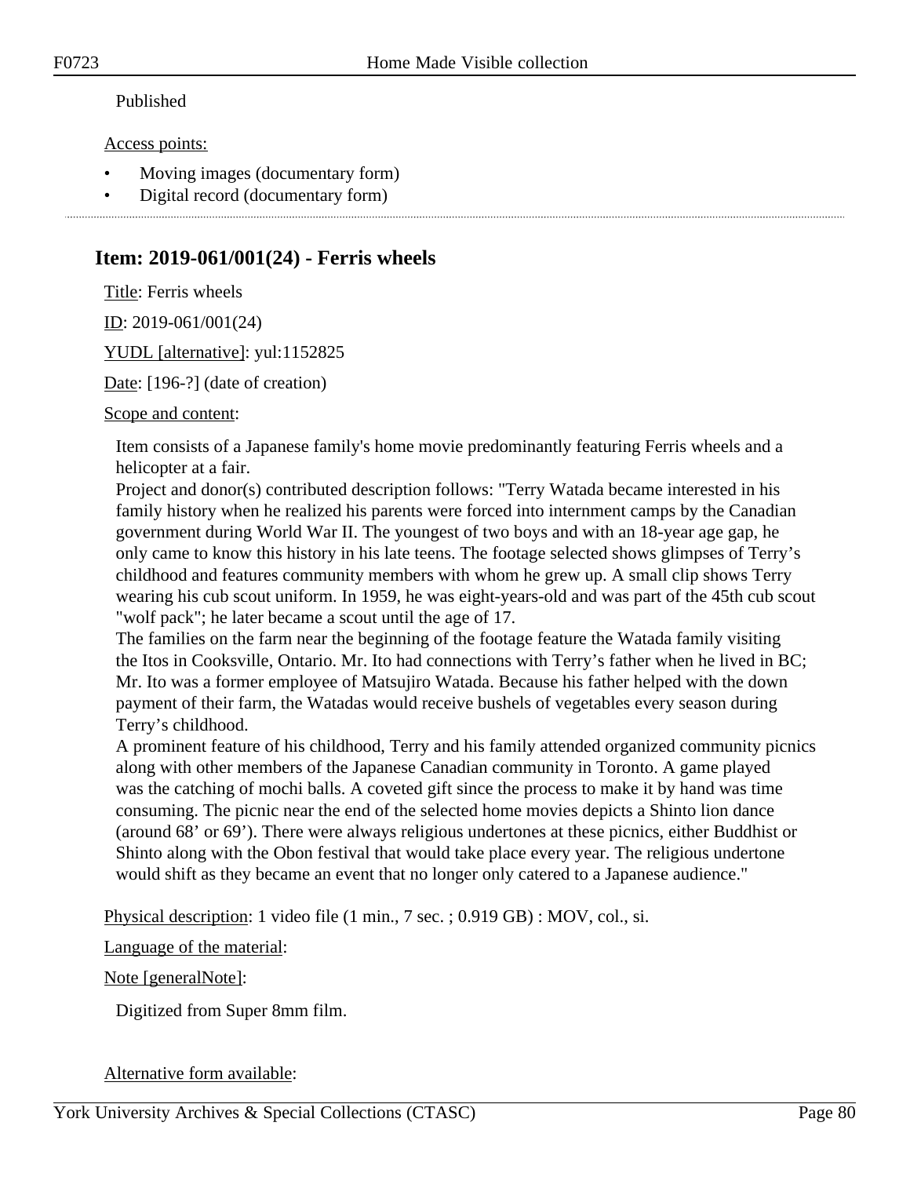Published

Access points:

- Moving images (documentary form)
- Digital record (documentary form)

## Item: 2019-061/001(24) - Ferris wheels

Title: Ferris wheels

ID: 2019-061/001(24)

YUDL [alternative]: yul:1152825

Date: [196-?] (date of creation)

Scope and content:

Item consists of a Japanese family's home movie predominantly featuring Ferris wheels and a helicopter at a fair.
Project and donor(s) contributed description follows: "Terry Watada became interested in his family history when he realized his parents were forced into internment camps by the Canadian government during World War II. The youngest of two boys and with an 18-year age gap, he only came to know this history in his late teens. The footage selected shows glimpses of Terry's childhood and features community members with whom he grew up. A small clip shows Terry wearing his cub scout uniform. In 1959, he was eight-years-old and was part of the 45th cub scout "wolf pack"; he later became a scout until the age of 17.
The families on the farm near the beginning of the footage feature the Watada family visiting the Itos in Cooksville, Ontario. Mr. Ito had connections with Terry's father when he lived in BC; Mr. Ito was a former employee of Matsujiro Watada. Because his father helped with the down payment of their farm, the Watadas would receive bushels of vegetables every season during Terry's childhood.
A prominent feature of his childhood, Terry and his family attended organized community picnics along with other members of the Japanese Canadian community in Toronto. A game played was the catching of mochi balls. A coveted gift since the process to make it by hand was time consuming. The picnic near the end of the selected home movies depicts a Shinto lion dance (around 68' or 69'). There were always religious undertones at these picnics, either Buddhist or Shinto along with the Obon festival that would take place every year. The religious undertone would shift as they became an event that no longer only catered to a Japanese audience."

Physical description: 1 video file (1 min., 7 sec. ; 0.919 GB) : MOV, col., si.

Language of the material:

Note [generalNote]:

Digitized from Super 8mm film.

Alternative form available: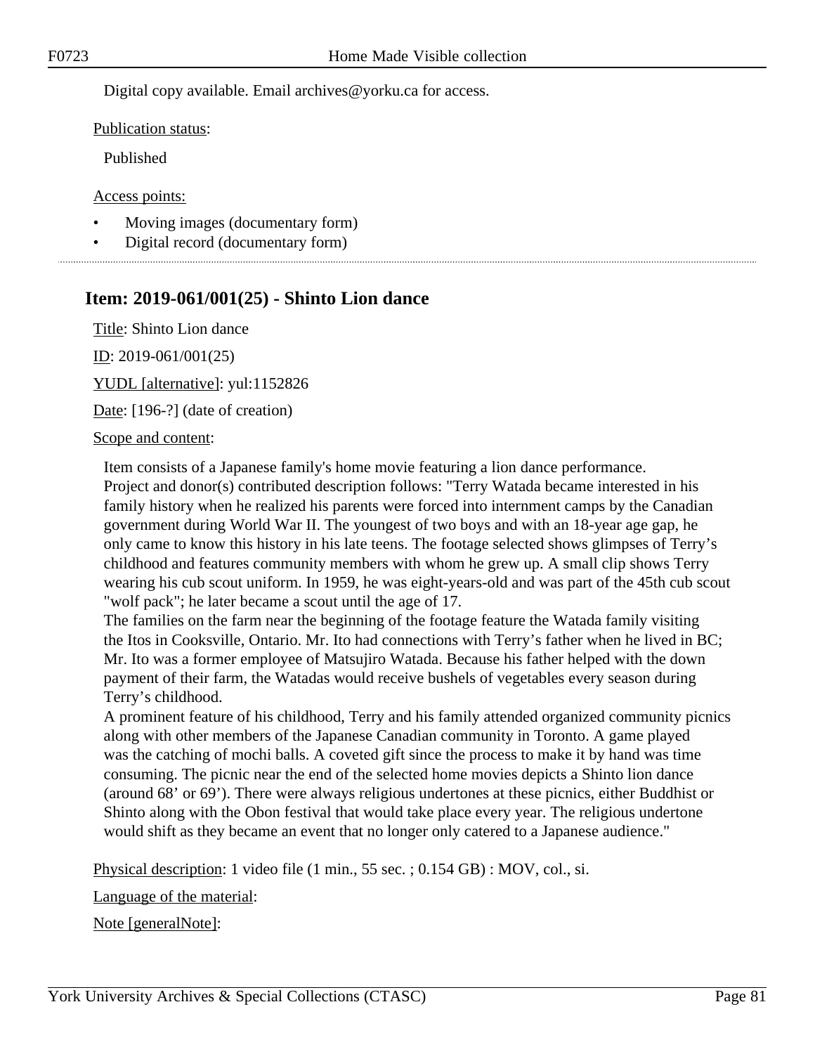Digital copy available. Email archives@yorku.ca for access.

Publication status:

Published

Access points:

- Moving images (documentary form)
- Digital record (documentary form)

## Item: 2019-061/001(25) - Shinto Lion dance

Title: Shinto Lion dance

ID: 2019-061/001(25)

YUDL [alternative]: yul:1152826

Date: [196-?] (date of creation)

Scope and content:

Item consists of a Japanese family's home movie featuring a lion dance performance.
Project and donor(s) contributed description follows: "Terry Watada became interested in his family history when he realized his parents were forced into internment camps by the Canadian government during World War II. The youngest of two boys and with an 18-year age gap, he only came to know this history in his late teens. The footage selected shows glimpses of Terry's childhood and features community members with whom he grew up. A small clip shows Terry wearing his cub scout uniform. In 1959, he was eight-years-old and was part of the 45th cub scout "wolf pack"; he later became a scout until the age of 17.
The families on the farm near the beginning of the footage feature the Watada family visiting the Itos in Cooksville, Ontario. Mr. Ito had connections with Terry's father when he lived in BC; Mr. Ito was a former employee of Matsujiro Watada. Because his father helped with the down payment of their farm, the Watadas would receive bushels of vegetables every season during Terry's childhood.
A prominent feature of his childhood, Terry and his family attended organized community picnics along with other members of the Japanese Canadian community in Toronto. A game played was the catching of mochi balls. A coveted gift since the process to make it by hand was time consuming. The picnic near the end of the selected home movies depicts a Shinto lion dance (around 68' or 69'). There were always religious undertones at these picnics, either Buddhist or Shinto along with the Obon festival that would take place every year. The religious undertone would shift as they became an event that no longer only catered to a Japanese audience."

Physical description: 1 video file (1 min., 55 sec. ; 0.154 GB) : MOV, col., si.

Language of the material:

Note [generalNote]: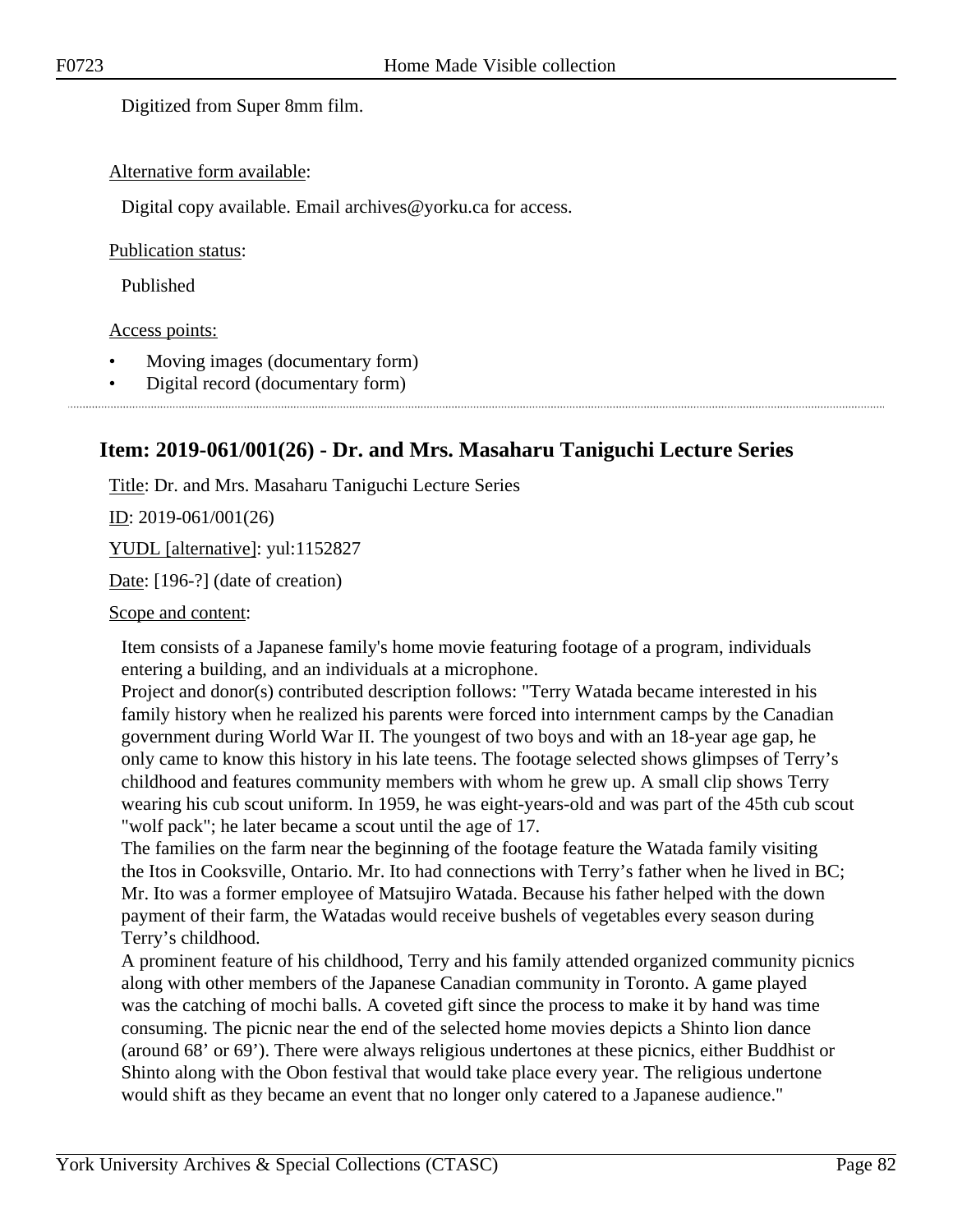Digitized from Super 8mm film.

Alternative form available:

Digital copy available. Email archives@yorku.ca for access.

Publication status:

Published

Access points:

- Moving images (documentary form)
- Digital record (documentary form)

---

## Item: 2019-061/001(26) - Dr. and Mrs. Masaharu Taniguchi Lecture Series

Title: Dr. and Mrs. Masaharu Taniguchi Lecture Series

ID: 2019-061/001(26)

YUDL [alternative]: yul:1152827

Date: [196-?] (date of creation)

Scope and content:

Item consists of a Japanese family's home movie featuring footage of a program, individuals entering a building, and an individuals at a microphone.
Project and donor(s) contributed description follows: "Terry Watada became interested in his family history when he realized his parents were forced into internment camps by the Canadian government during World War II. The youngest of two boys and with an 18-year age gap, he only came to know this history in his late teens. The footage selected shows glimpses of Terry's childhood and features community members with whom he grew up. A small clip shows Terry wearing his cub scout uniform. In 1959, he was eight-years-old and was part of the 45th cub scout "wolf pack"; he later became a scout until the age of 17.
The families on the farm near the beginning of the footage feature the Watada family visiting the Itos in Cooksville, Ontario. Mr. Ito had connections with Terry's father when he lived in BC; Mr. Ito was a former employee of Matsujiro Watada. Because his father helped with the down payment of their farm, the Watadas would receive bushels of vegetables every season during Terry's childhood.
A prominent feature of his childhood, Terry and his family attended organized community picnics along with other members of the Japanese Canadian community in Toronto. A game played was the catching of mochi balls. A coveted gift since the process to make it by hand was time consuming. The picnic near the end of the selected home movies depicts a Shinto lion dance (around 68' or 69'). There were always religious undertones at these picnics, either Buddhist or Shinto along with the Obon festival that would take place every year. The religious undertone would shift as they became an event that no longer only catered to a Japanese audience."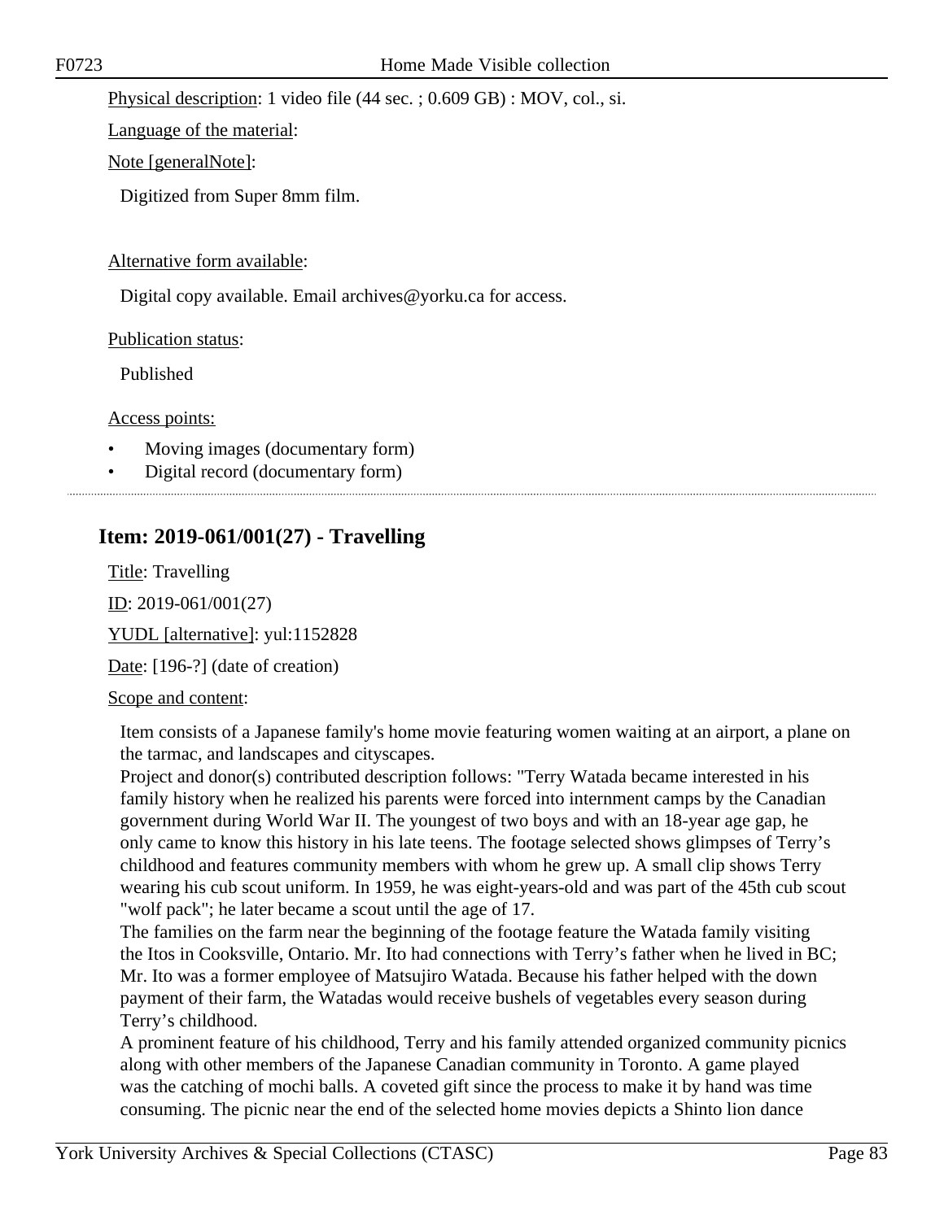Physical description: 1 video file (44 sec. ; 0.609 GB) : MOV, col., si.

Language of the material:

Note [generalNote]:

Digitized from Super 8mm film.

Alternative form available:

Digital copy available. Email archives@yorku.ca for access.

Publication status:

Published

Access points:

- Moving images (documentary form)
- Digital record (documentary form)

---

## Item: 2019-061/001(27) - Travelling

Title: Travelling

ID: 2019-061/001(27)

YUDL [alternative]: yul:1152828

Date: [196-?] (date of creation)

Scope and content:

Item consists of a Japanese family's home movie featuring women waiting at an airport, a plane on the tarmac, and landscapes and cityscapes.
Project and donor(s) contributed description follows: "Terry Watada became interested in his family history when he realized his parents were forced into internment camps by the Canadian government during World War II. The youngest of two boys and with an 18-year age gap, he only came to know this history in his late teens. The footage selected shows glimpses of Terry's childhood and features community members with whom he grew up. A small clip shows Terry wearing his cub scout uniform. In 1959, he was eight-years-old and was part of the 45th cub scout "wolf pack"; he later became a scout until the age of 17.
The families on the farm near the beginning of the footage feature the Watada family visiting the Itos in Cooksville, Ontario. Mr. Ito had connections with Terry's father when he lived in BC; Mr. Ito was a former employee of Matsujiro Watada. Because his father helped with the down payment of their farm, the Watadas would receive bushels of vegetables every season during Terry's childhood.
A prominent feature of his childhood, Terry and his family attended organized community picnics along with other members of the Japanese Canadian community in Toronto. A game played was the catching of mochi balls. A coveted gift since the process to make it by hand was time consuming. The picnic near the end of the selected home movies depicts a Shinto lion dance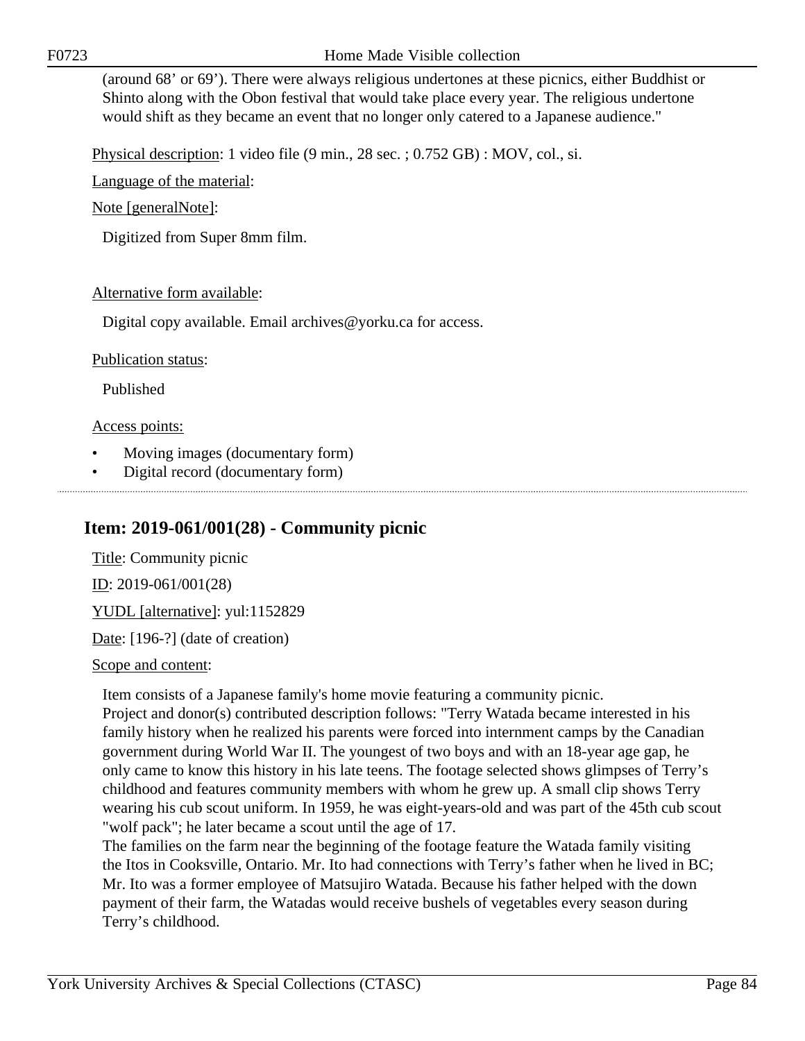(around 68' or 69'). There were always religious undertones at these picnics, either Buddhist or Shinto along with the Obon festival that would take place every year. The religious undertone would shift as they became an event that no longer only catered to a Japanese audience."

Physical description: 1 video file (9 min., 28 sec. ; 0.752 GB) : MOV, col., si.

Language of the material:

Note [generalNote]:

Digitized from Super 8mm film.

Alternative form available:

Digital copy available. Email archives@yorku.ca for access.

Publication status:

Published

Access points:

- Moving images (documentary form)
- Digital record (documentary form)

## Item: 2019-061/001(28) - Community picnic

Title: Community picnic

ID: 2019-061/001(28)

YUDL [alternative]: yul:1152829

Date: [196-?] (date of creation)

Scope and content:

Item consists of a Japanese family's home movie featuring a community picnic.
Project and donor(s) contributed description follows: "Terry Watada became interested in his family history when he realized his parents were forced into internment camps by the Canadian government during World War II. The youngest of two boys and with an 18-year age gap, he only came to know this history in his late teens. The footage selected shows glimpses of Terry's childhood and features community members with whom he grew up. A small clip shows Terry wearing his cub scout uniform. In 1959, he was eight-years-old and was part of the 45th cub scout "wolf pack"; he later became a scout until the age of 17.
The families on the farm near the beginning of the footage feature the Watada family visiting the Itos in Cooksville, Ontario. Mr. Ito had connections with Terry's father when he lived in BC; Mr. Ito was a former employee of Matsujiro Watada. Because his father helped with the down payment of their farm, the Watadas would receive bushels of vegetables every season during Terry's childhood.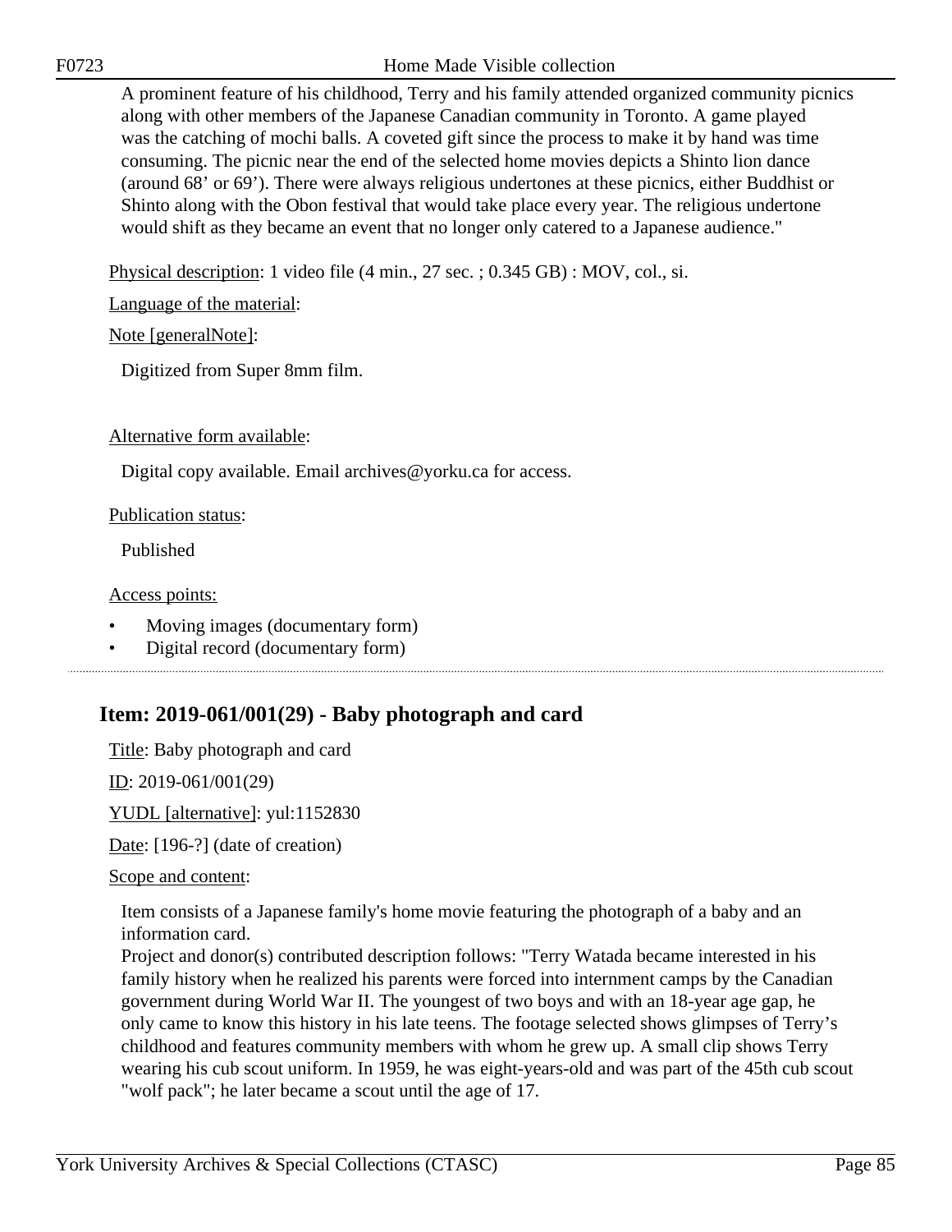A prominent feature of his childhood, Terry and his family attended organized community picnics along with other members of the Japanese Canadian community in Toronto. A game played was the catching of mochi balls. A coveted gift since the process to make it by hand was time consuming. The picnic near the end of the selected home movies depicts a Shinto lion dance (around 68' or 69'). There were always religious undertones at these picnics, either Buddhist or Shinto along with the Obon festival that would take place every year. The religious undertone would shift as they became an event that no longer only catered to a Japanese audience."

Physical description: 1 video file (4 min., 27 sec. ; 0.345 GB) : MOV, col., si.

Language of the material:

Note [generalNote]:

Digitized from Super 8mm film.

Alternative form available:

Digital copy available. Email archives@yorku.ca for access.

Publication status:

Published

Access points:

- Moving images (documentary form)
- Digital record (documentary form)

## Item: 2019-061/001(29) - Baby photograph and card

Title: Baby photograph and card

ID: 2019-061/001(29)

YUDL [alternative]: yul:1152830

Date: [196-?] (date of creation)

Scope and content:

Item consists of a Japanese family's home movie featuring the photograph of a baby and an information card.
Project and donor(s) contributed description follows: "Terry Watada became interested in his family history when he realized his parents were forced into internment camps by the Canadian government during World War II. The youngest of two boys and with an 18-year age gap, he only came to know this history in his late teens. The footage selected shows glimpses of Terry's childhood and features community members with whom he grew up. A small clip shows Terry wearing his cub scout uniform. In 1959, he was eight-years-old and was part of the 45th cub scout "wolf pack"; he later became a scout until the age of 17.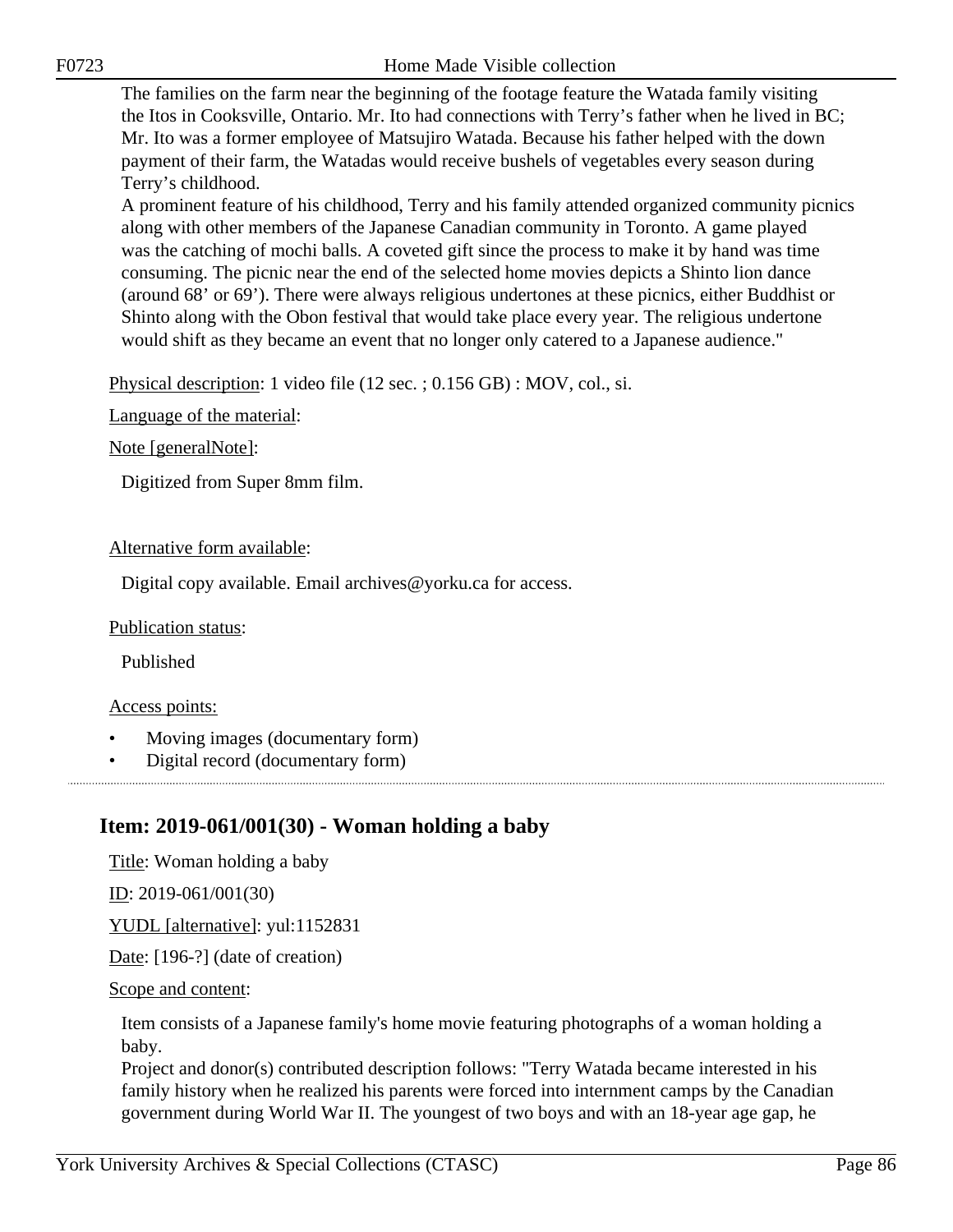The families on the farm near the beginning of the footage feature the Watada family visiting the Itos in Cooksville, Ontario. Mr. Ito had connections with Terry's father when he lived in BC; Mr. Ito was a former employee of Matsujiro Watada. Because his father helped with the down payment of their farm, the Watadas would receive bushels of vegetables every season during Terry's childhood.
A prominent feature of his childhood, Terry and his family attended organized community picnics along with other members of the Japanese Canadian community in Toronto. A game played was the catching of mochi balls. A coveted gift since the process to make it by hand was time consuming. The picnic near the end of the selected home movies depicts a Shinto lion dance (around 68' or 69'). There were always religious undertones at these picnics, either Buddhist or Shinto along with the Obon festival that would take place every year. The religious undertone would shift as they became an event that no longer only catered to a Japanese audience."

Physical description: 1 video file (12 sec. ; 0.156 GB) : MOV, col., si.

Language of the material:

Note [generalNote]:

Digitized from Super 8mm film.

Alternative form available:

Digital copy available. Email archives@yorku.ca for access.

Publication status:

Published

Access points:

- Moving images (documentary form)
- Digital record (documentary form)

## Item: 2019-061/001(30) - Woman holding a baby

Title: Woman holding a baby

ID: 2019-061/001(30)

YUDL [alternative]: yul:1152831

Date: [196-?] (date of creation)

Scope and content:

Item consists of a Japanese family's home movie featuring photographs of a woman holding a baby.
Project and donor(s) contributed description follows: "Terry Watada became interested in his family history when he realized his parents were forced into internment camps by the Canadian government during World War II. The youngest of two boys and with an 18-year age gap, he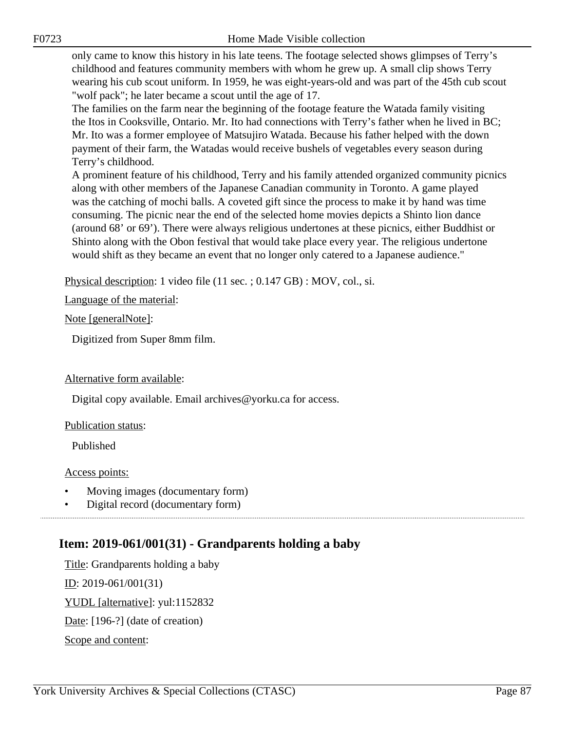only came to know this history in his late teens. The footage selected shows glimpses of Terry's childhood and features community members with whom he grew up. A small clip shows Terry wearing his cub scout uniform. In 1959, he was eight-years-old and was part of the 45th cub scout "wolf pack"; he later became a scout until the age of 17.
The families on the farm near the beginning of the footage feature the Watada family visiting the Itos in Cooksville, Ontario. Mr. Ito had connections with Terry's father when he lived in BC; Mr. Ito was a former employee of Matsujiro Watada. Because his father helped with the down payment of their farm, the Watadas would receive bushels of vegetables every season during Terry's childhood.
A prominent feature of his childhood, Terry and his family attended organized community picnics along with other members of the Japanese Canadian community in Toronto. A game played was the catching of mochi balls. A coveted gift since the process to make it by hand was time consuming. The picnic near the end of the selected home movies depicts a Shinto lion dance (around 68' or 69'). There were always religious undertones at these picnics, either Buddhist or Shinto along with the Obon festival that would take place every year. The religious undertone would shift as they became an event that no longer only catered to a Japanese audience."

Physical description: 1 video file (11 sec. ; 0.147 GB) : MOV, col., si.

Language of the material:

Note [generalNote]:

Digitized from Super 8mm film.

Alternative form available:

Digital copy available. Email archives@yorku.ca for access.

Publication status:

Published

Access points:

- Moving images (documentary form)
- Digital record (documentary form)

## Item: 2019-061/001(31) - Grandparents holding a baby

Title: Grandparents holding a baby

ID: 2019-061/001(31)

YUDL [alternative]: yul:1152832

Date: [196-?] (date of creation)

Scope and content: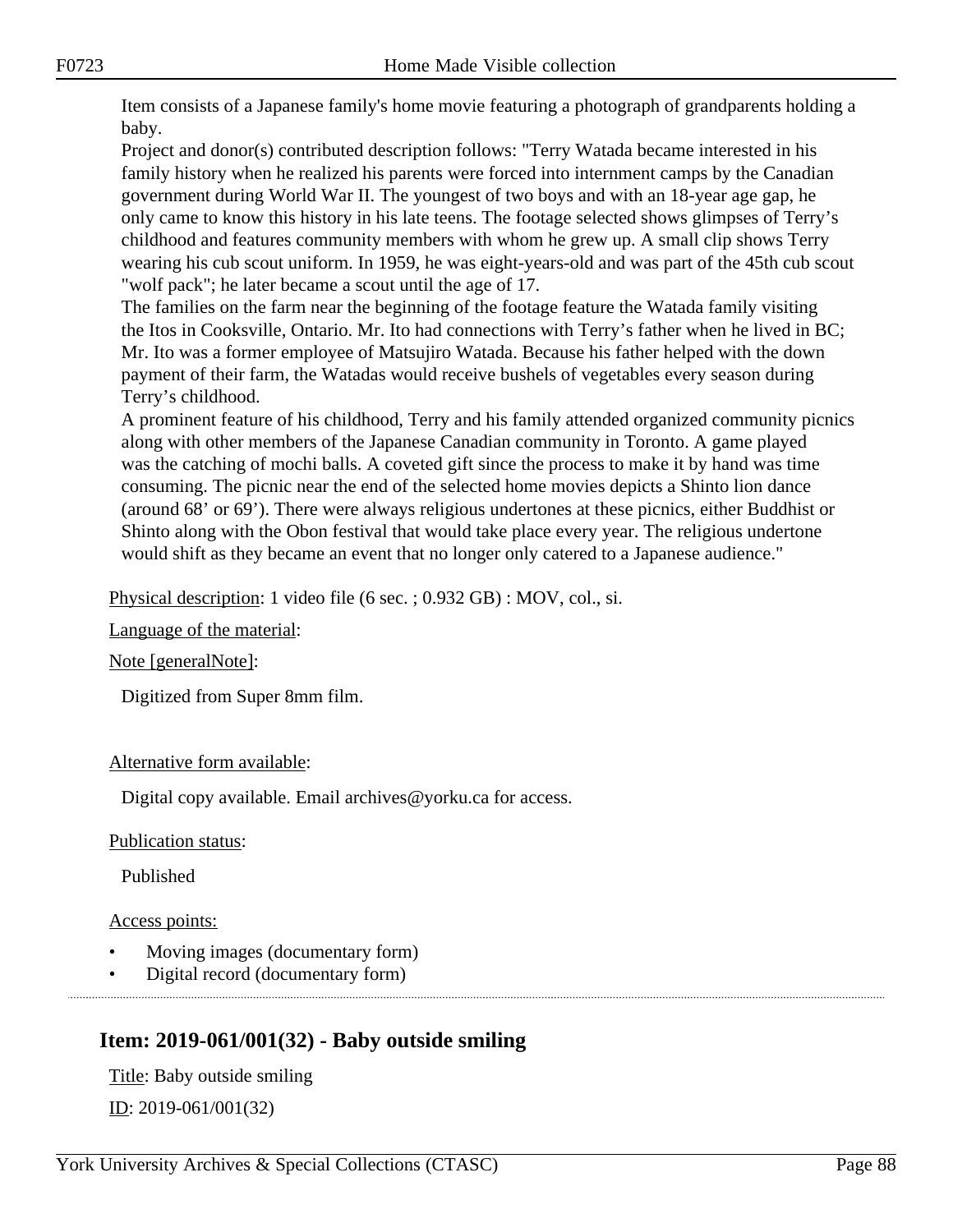Item consists of a Japanese family's home movie featuring a photograph of grandparents holding a baby.

Project and donor(s) contributed description follows: "Terry Watada became interested in his family history when he realized his parents were forced into internment camps by the Canadian government during World War II. The youngest of two boys and with an 18-year age gap, he only came to know this history in his late teens. The footage selected shows glimpses of Terry's childhood and features community members with whom he grew up. A small clip shows Terry wearing his cub scout uniform. In 1959, he was eight-years-old and was part of the 45th cub scout "wolf pack"; he later became a scout until the age of 17.

The families on the farm near the beginning of the footage feature the Watada family visiting the Itos in Cooksville, Ontario. Mr. Ito had connections with Terry's father when he lived in BC; Mr. Ito was a former employee of Matsujiro Watada. Because his father helped with the down payment of their farm, the Watadas would receive bushels of vegetables every season during Terry's childhood.

A prominent feature of his childhood, Terry and his family attended organized community picnics along with other members of the Japanese Canadian community in Toronto. A game played was the catching of mochi balls. A coveted gift since the process to make it by hand was time consuming. The picnic near the end of the selected home movies depicts a Shinto lion dance (around 68' or 69'). There were always religious undertones at these picnics, either Buddhist or Shinto along with the Obon festival that would take place every year. The religious undertone would shift as they became an event that no longer only catered to a Japanese audience."

Physical description: 1 video file (6 sec. ; 0.932 GB) : MOV, col., si.

Language of the material:

Note [generalNote]:

Digitized from Super 8mm film.

Alternative form available:

Digital copy available. Email archives@yorku.ca for access.

Publication status:

Published

Access points:

- Moving images (documentary form)
- Digital record (documentary form)

## Item: 2019-061/001(32) - Baby outside smiling

Title: Baby outside smiling

ID: 2019-061/001(32)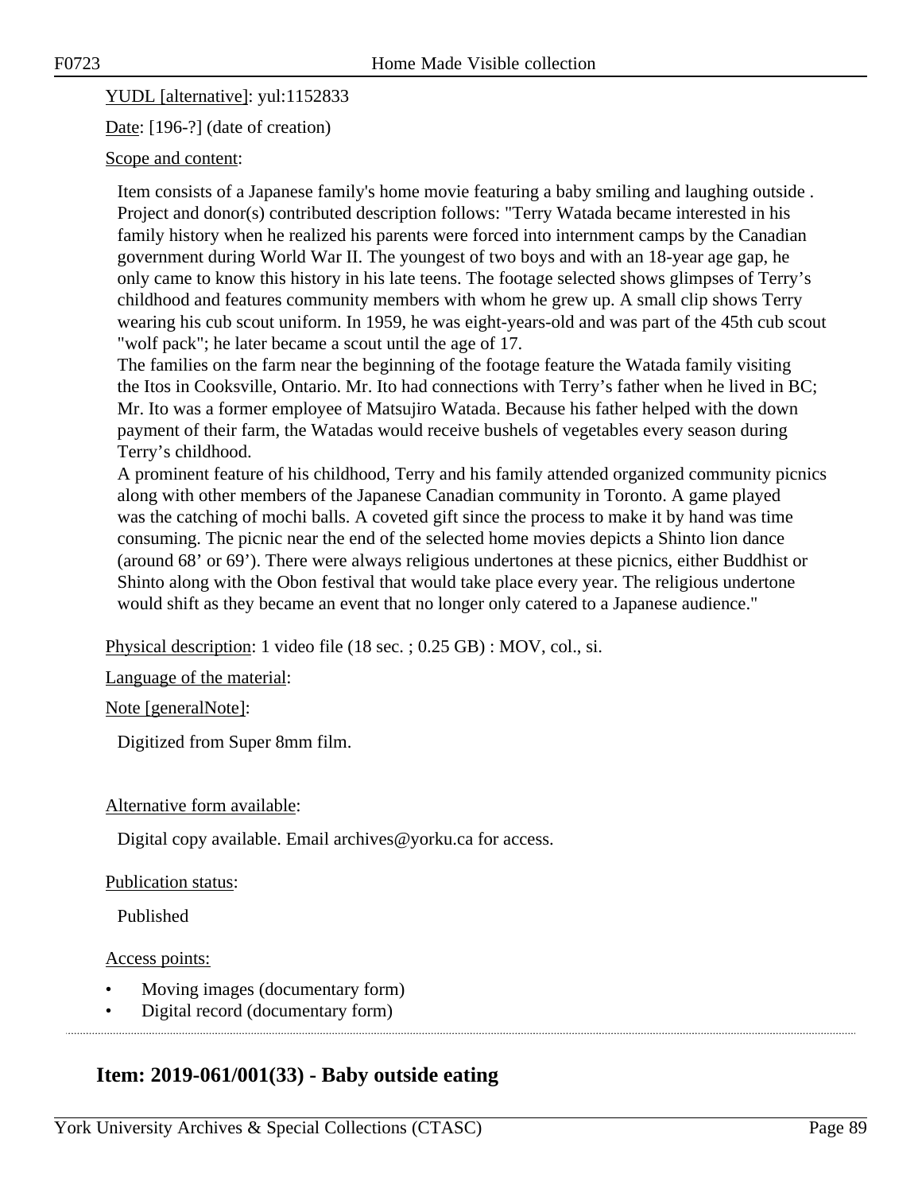YUDL [alternative]: yul:1152833

Date: [196-?] (date of creation)

Scope and content:

Item consists of a Japanese family's home movie featuring a baby smiling and laughing outside . Project and donor(s) contributed description follows: "Terry Watada became interested in his family history when he realized his parents were forced into internment camps by the Canadian government during World War II. The youngest of two boys and with an 18-year age gap, he only came to know this history in his late teens. The footage selected shows glimpses of Terry's childhood and features community members with whom he grew up. A small clip shows Terry wearing his cub scout uniform. In 1959, he was eight-years-old and was part of the 45th cub scout "wolf pack"; he later became a scout until the age of 17.
The families on the farm near the beginning of the footage feature the Watada family visiting the Itos in Cooksville, Ontario. Mr. Ito had connections with Terry's father when he lived in BC; Mr. Ito was a former employee of Matsujiro Watada. Because his father helped with the down payment of their farm, the Watadas would receive bushels of vegetables every season during Terry's childhood.
A prominent feature of his childhood, Terry and his family attended organized community picnics along with other members of the Japanese Canadian community in Toronto. A game played was the catching of mochi balls. A coveted gift since the process to make it by hand was time consuming. The picnic near the end of the selected home movies depicts a Shinto lion dance (around 68' or 69'). There were always religious undertones at these picnics, either Buddhist or Shinto along with the Obon festival that would take place every year. The religious undertone would shift as they became an event that no longer only catered to a Japanese audience."

Physical description: 1 video file (18 sec. ; 0.25 GB) : MOV, col., si.

Language of the material:

Note [generalNote]:

Digitized from Super 8mm film.

Alternative form available:

Digital copy available. Email archives@yorku.ca for access.

Publication status:

Published

Access points:

- Moving images (documentary form)
- Digital record (documentary form)

## Item: 2019-061/001(33) - Baby outside eating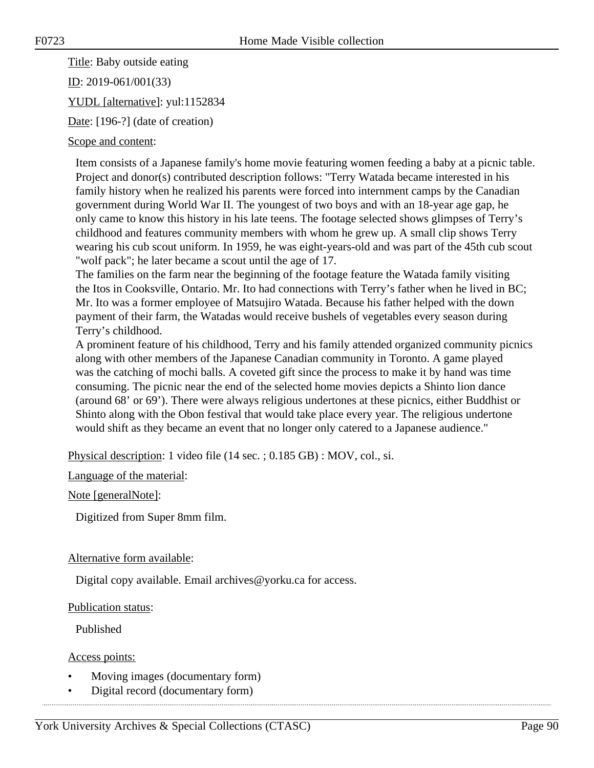Title: Baby outside eating

ID: 2019-061/001(33)

YUDL [alternative]: yul:1152834

Date: [196-?] (date of creation)

Scope and content:

Item consists of a Japanese family's home movie featuring women feeding a baby at a picnic table. Project and donor(s) contributed description follows: "Terry Watada became interested in his family history when he realized his parents were forced into internment camps by the Canadian government during World War II. The youngest of two boys and with an 18-year age gap, he only came to know this history in his late teens. The footage selected shows glimpses of Terry's childhood and features community members with whom he grew up. A small clip shows Terry wearing his cub scout uniform. In 1959, he was eight-years-old and was part of the 45th cub scout "wolf pack"; he later became a scout until the age of 17.
The families on the farm near the beginning of the footage feature the Watada family visiting the Itos in Cooksville, Ontario. Mr. Ito had connections with Terry's father when he lived in BC; Mr. Ito was a former employee of Matsujiro Watada. Because his father helped with the down payment of their farm, the Watadas would receive bushels of vegetables every season during Terry's childhood.
A prominent feature of his childhood, Terry and his family attended organized community picnics along with other members of the Japanese Canadian community in Toronto. A game played was the catching of mochi balls. A coveted gift since the process to make it by hand was time consuming. The picnic near the end of the selected home movies depicts a Shinto lion dance (around 68' or 69'). There were always religious undertones at these picnics, either Buddhist or Shinto along with the Obon festival that would take place every year. The religious undertone would shift as they became an event that no longer only catered to a Japanese audience."

Physical description: 1 video file (14 sec. ; 0.185 GB) : MOV, col., si.

Language of the material:

Note [generalNote]:

Digitized from Super 8mm film.

Alternative form available:

Digital copy available. Email archives@yorku.ca for access.

Publication status:

Published

Access points:

- Moving images (documentary form)
- Digital record (documentary form)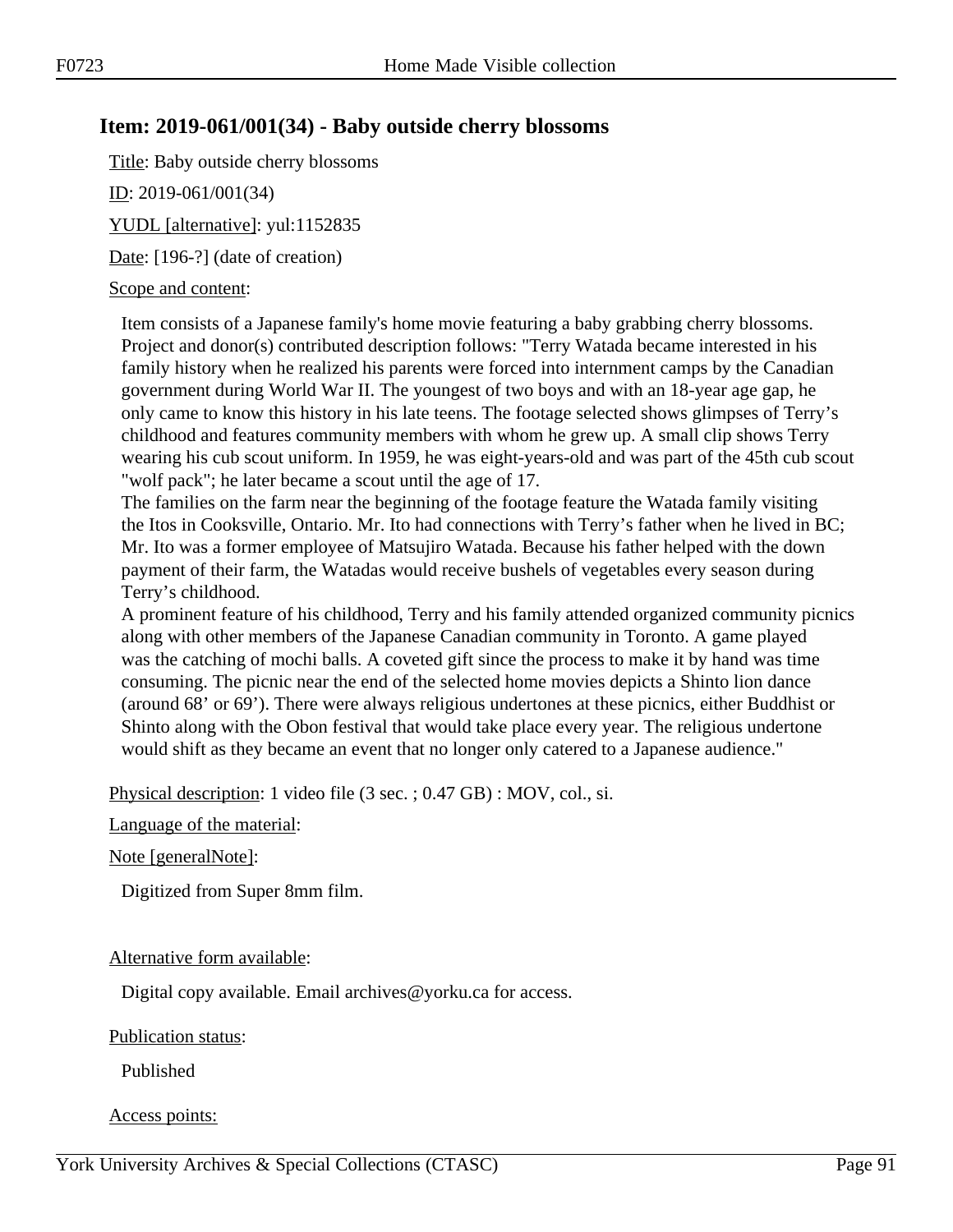## Item: 2019-061/001(34) - Baby outside cherry blossoms

Title: Baby outside cherry blossoms

ID: 2019-061/001(34)

YUDL [alternative]: yul:1152835

Date: [196-?] (date of creation)

Scope and content:

Item consists of a Japanese family's home movie featuring a baby grabbing cherry blossoms. Project and donor(s) contributed description follows: "Terry Watada became interested in his family history when he realized his parents were forced into internment camps by the Canadian government during World War II. The youngest of two boys and with an 18-year age gap, he only came to know this history in his late teens. The footage selected shows glimpses of Terry's childhood and features community members with whom he grew up. A small clip shows Terry wearing his cub scout uniform. In 1959, he was eight-years-old and was part of the 45th cub scout "wolf pack"; he later became a scout until the age of 17.
The families on the farm near the beginning of the footage feature the Watada family visiting the Itos in Cooksville, Ontario. Mr. Ito had connections with Terry's father when he lived in BC; Mr. Ito was a former employee of Matsujiro Watada. Because his father helped with the down payment of their farm, the Watadas would receive bushels of vegetables every season during Terry's childhood.
A prominent feature of his childhood, Terry and his family attended organized community picnics along with other members of the Japanese Canadian community in Toronto. A game played was the catching of mochi balls. A coveted gift since the process to make it by hand was time consuming. The picnic near the end of the selected home movies depicts a Shinto lion dance (around 68' or 69'). There were always religious undertones at these picnics, either Buddhist or Shinto along with the Obon festival that would take place every year. The religious undertone would shift as they became an event that no longer only catered to a Japanese audience."

Physical description: 1 video file (3 sec. ; 0.47 GB) : MOV, col., si.

Language of the material:

Note [generalNote]:

Digitized from Super 8mm film.

Alternative form available:

Digital copy available. Email archives@yorku.ca for access.

Publication status:

Published

Access points: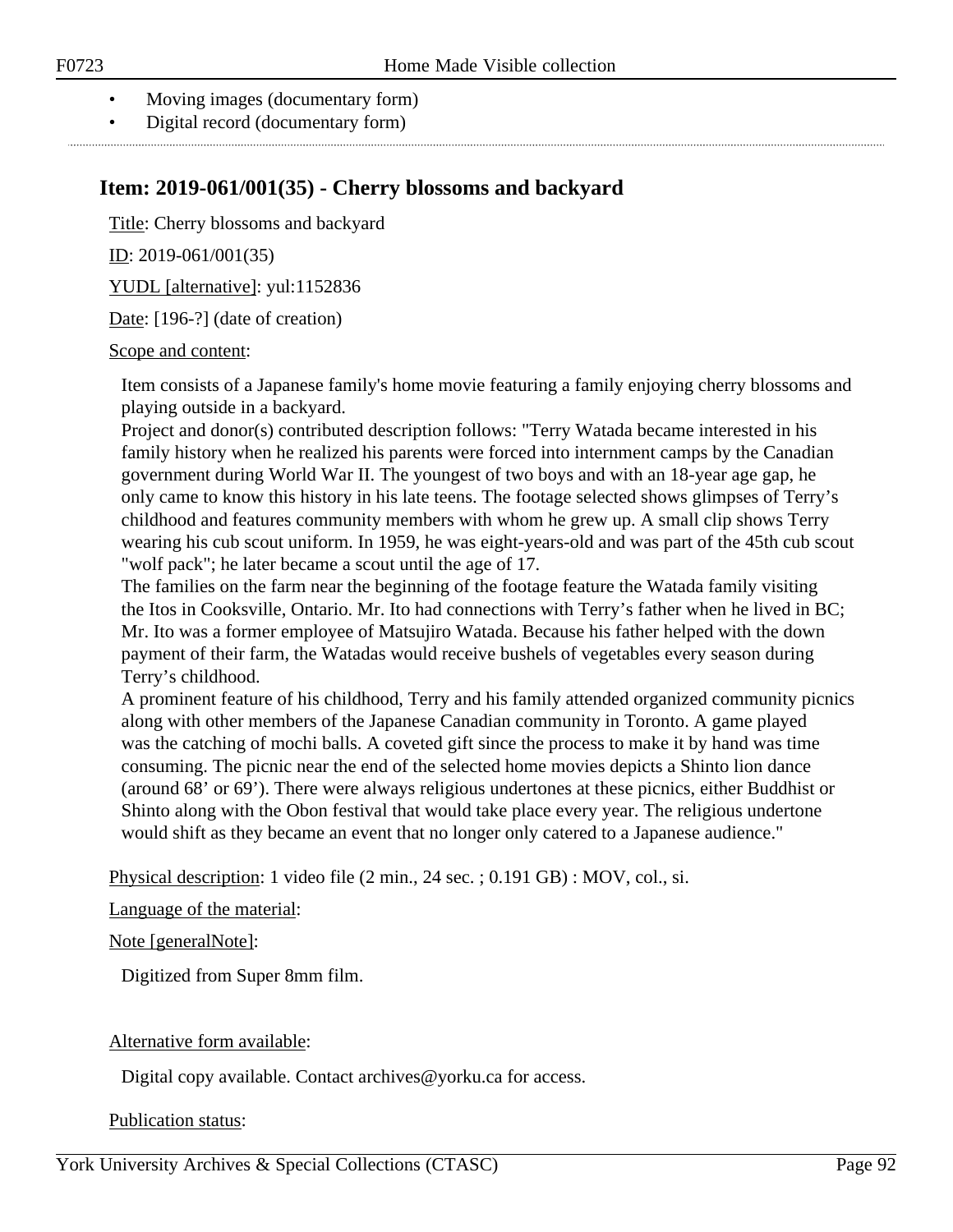- Moving images (documentary form)
- Digital record (documentary form)

## Item: 2019-061/001(35) - Cherry blossoms and backyard

Title: Cherry blossoms and backyard

ID: 2019-061/001(35)

YUDL [alternative]: yul:1152836

Date: [196-?] (date of creation)

Scope and content:

Item consists of a Japanese family's home movie featuring a family enjoying cherry blossoms and playing outside in a backyard.
Project and donor(s) contributed description follows: "Terry Watada became interested in his family history when he realized his parents were forced into internment camps by the Canadian government during World War II. The youngest of two boys and with an 18-year age gap, he only came to know this history in his late teens. The footage selected shows glimpses of Terry's childhood and features community members with whom he grew up. A small clip shows Terry wearing his cub scout uniform. In 1959, he was eight-years-old and was part of the 45th cub scout "wolf pack"; he later became a scout until the age of 17.
The families on the farm near the beginning of the footage feature the Watada family visiting the Itos in Cooksville, Ontario. Mr. Ito had connections with Terry's father when he lived in BC; Mr. Ito was a former employee of Matsujiro Watada. Because his father helped with the down payment of their farm, the Watadas would receive bushels of vegetables every season during Terry's childhood.
A prominent feature of his childhood, Terry and his family attended organized community picnics along with other members of the Japanese Canadian community in Toronto. A game played was the catching of mochi balls. A coveted gift since the process to make it by hand was time consuming. The picnic near the end of the selected home movies depicts a Shinto lion dance (around 68' or 69'). There were always religious undertones at these picnics, either Buddhist or Shinto along with the Obon festival that would take place every year. The religious undertone would shift as they became an event that no longer only catered to a Japanese audience."

Physical description: 1 video file (2 min., 24 sec. ; 0.191 GB) : MOV, col., si.

Language of the material:

Note [generalNote]:

Digitized from Super 8mm film.

Alternative form available:

Digital copy available. Contact archives@yorku.ca for access.

Publication status: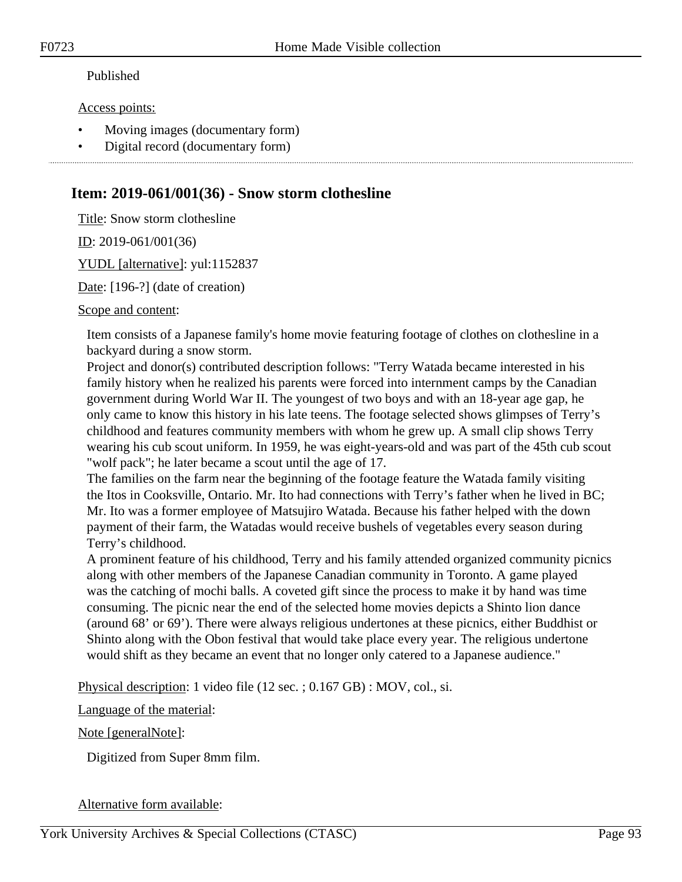Published

Access points:

- Moving images (documentary form)
- Digital record (documentary form)

## Item: 2019-061/001(36) - Snow storm clothesline

Title: Snow storm clothesline

ID: 2019-061/001(36)

YUDL [alternative]: yul:1152837

Date: [196-?] (date of creation)

Scope and content:

Item consists of a Japanese family's home movie featuring footage of clothes on clothesline in a backyard during a snow storm.
Project and donor(s) contributed description follows: "Terry Watada became interested in his family history when he realized his parents were forced into internment camps by the Canadian government during World War II. The youngest of two boys and with an 18-year age gap, he only came to know this history in his late teens. The footage selected shows glimpses of Terry's childhood and features community members with whom he grew up. A small clip shows Terry wearing his cub scout uniform. In 1959, he was eight-years-old and was part of the 45th cub scout "wolf pack"; he later became a scout until the age of 17.
The families on the farm near the beginning of the footage feature the Watada family visiting the Itos in Cooksville, Ontario. Mr. Ito had connections with Terry's father when he lived in BC; Mr. Ito was a former employee of Matsujiro Watada. Because his father helped with the down payment of their farm, the Watadas would receive bushels of vegetables every season during Terry's childhood.
A prominent feature of his childhood, Terry and his family attended organized community picnics along with other members of the Japanese Canadian community in Toronto. A game played was the catching of mochi balls. A coveted gift since the process to make it by hand was time consuming. The picnic near the end of the selected home movies depicts a Shinto lion dance (around 68' or 69'). There were always religious undertones at these picnics, either Buddhist or Shinto along with the Obon festival that would take place every year. The religious undertone would shift as they became an event that no longer only catered to a Japanese audience."

Physical description: 1 video file (12 sec. ; 0.167 GB) : MOV, col., si.

Language of the material:

Note [generalNote]:

Digitized from Super 8mm film.

Alternative form available: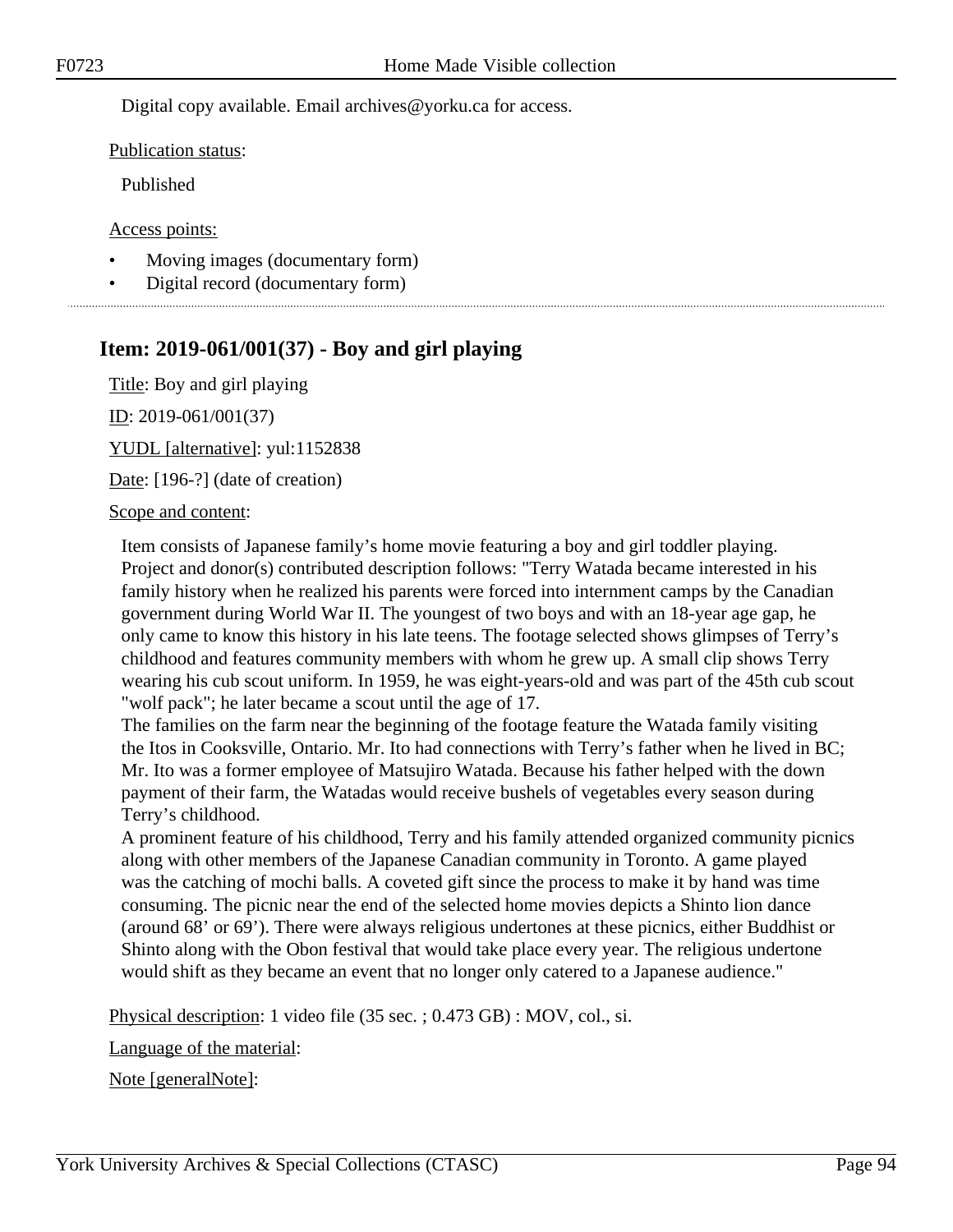Digital copy available. Email archives@yorku.ca for access.

Publication status:

Published

Access points:

- Moving images (documentary form)
- Digital record (documentary form)

## Item: 2019-061/001(37) - Boy and girl playing

Title: Boy and girl playing

ID: 2019-061/001(37)

YUDL [alternative]: yul:1152838

Date: [196-?] (date of creation)

Scope and content:

Item consists of Japanese family's home movie featuring a boy and girl toddler playing.
Project and donor(s) contributed description follows: "Terry Watada became interested in his family history when he realized his parents were forced into internment camps by the Canadian government during World War II. The youngest of two boys and with an 18-year age gap, he only came to know this history in his late teens. The footage selected shows glimpses of Terry's childhood and features community members with whom he grew up. A small clip shows Terry wearing his cub scout uniform. In 1959, he was eight-years-old and was part of the 45th cub scout "wolf pack"; he later became a scout until the age of 17.
The families on the farm near the beginning of the footage feature the Watada family visiting the Itos in Cooksville, Ontario. Mr. Ito had connections with Terry's father when he lived in BC; Mr. Ito was a former employee of Matsujiro Watada. Because his father helped with the down payment of their farm, the Watadas would receive bushels of vegetables every season during Terry's childhood.
A prominent feature of his childhood, Terry and his family attended organized community picnics along with other members of the Japanese Canadian community in Toronto. A game played was the catching of mochi balls. A coveted gift since the process to make it by hand was time consuming. The picnic near the end of the selected home movies depicts a Shinto lion dance (around 68' or 69'). There were always religious undertones at these picnics, either Buddhist or Shinto along with the Obon festival that would take place every year. The religious undertone would shift as they became an event that no longer only catered to a Japanese audience."

Physical description: 1 video file (35 sec. ; 0.473 GB) : MOV, col., si.

Language of the material:

Note [generalNote]: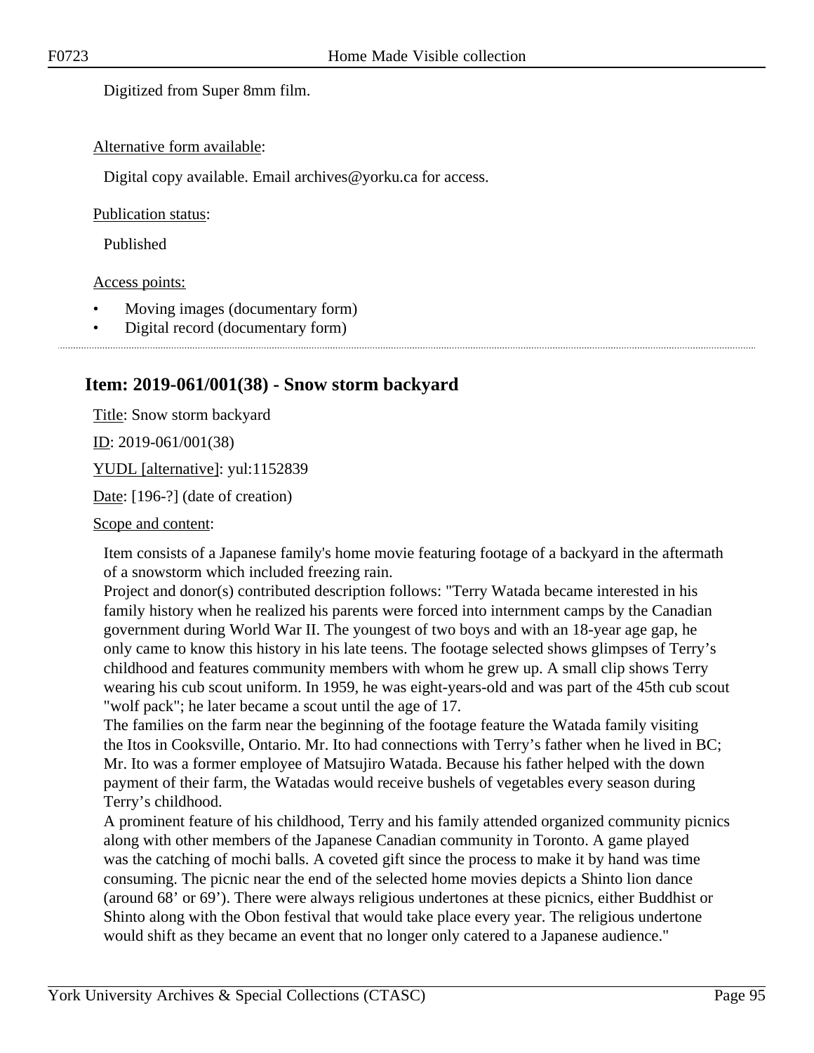Digitized from Super 8mm film.

Alternative form available:

Digital copy available. Email archives@yorku.ca for access.

Publication status:

Published

Access points:

- Moving images (documentary form)
- Digital record (documentary form)

---

## Item: 2019-061/001(38) - Snow storm backyard

Title: Snow storm backyard

ID: 2019-061/001(38)

YUDL [alternative]: yul:1152839

Date: [196-?] (date of creation)

Scope and content:

Item consists of a Japanese family's home movie featuring footage of a backyard in the aftermath of a snowstorm which included freezing rain.
Project and donor(s) contributed description follows: "Terry Watada became interested in his family history when he realized his parents were forced into internment camps by the Canadian government during World War II. The youngest of two boys and with an 18-year age gap, he only came to know this history in his late teens. The footage selected shows glimpses of Terry's childhood and features community members with whom he grew up. A small clip shows Terry wearing his cub scout uniform. In 1959, he was eight-years-old and was part of the 45th cub scout "wolf pack"; he later became a scout until the age of 17.
The families on the farm near the beginning of the footage feature the Watada family visiting the Itos in Cooksville, Ontario. Mr. Ito had connections with Terry's father when he lived in BC; Mr. Ito was a former employee of Matsujiro Watada. Because his father helped with the down payment of their farm, the Watadas would receive bushels of vegetables every season during Terry's childhood.
A prominent feature of his childhood, Terry and his family attended organized community picnics along with other members of the Japanese Canadian community in Toronto. A game played was the catching of mochi balls. A coveted gift since the process to make it by hand was time consuming. The picnic near the end of the selected home movies depicts a Shinto lion dance (around 68' or 69'). There were always religious undertones at these picnics, either Buddhist or Shinto along with the Obon festival that would take place every year. The religious undertone would shift as they became an event that no longer only catered to a Japanese audience."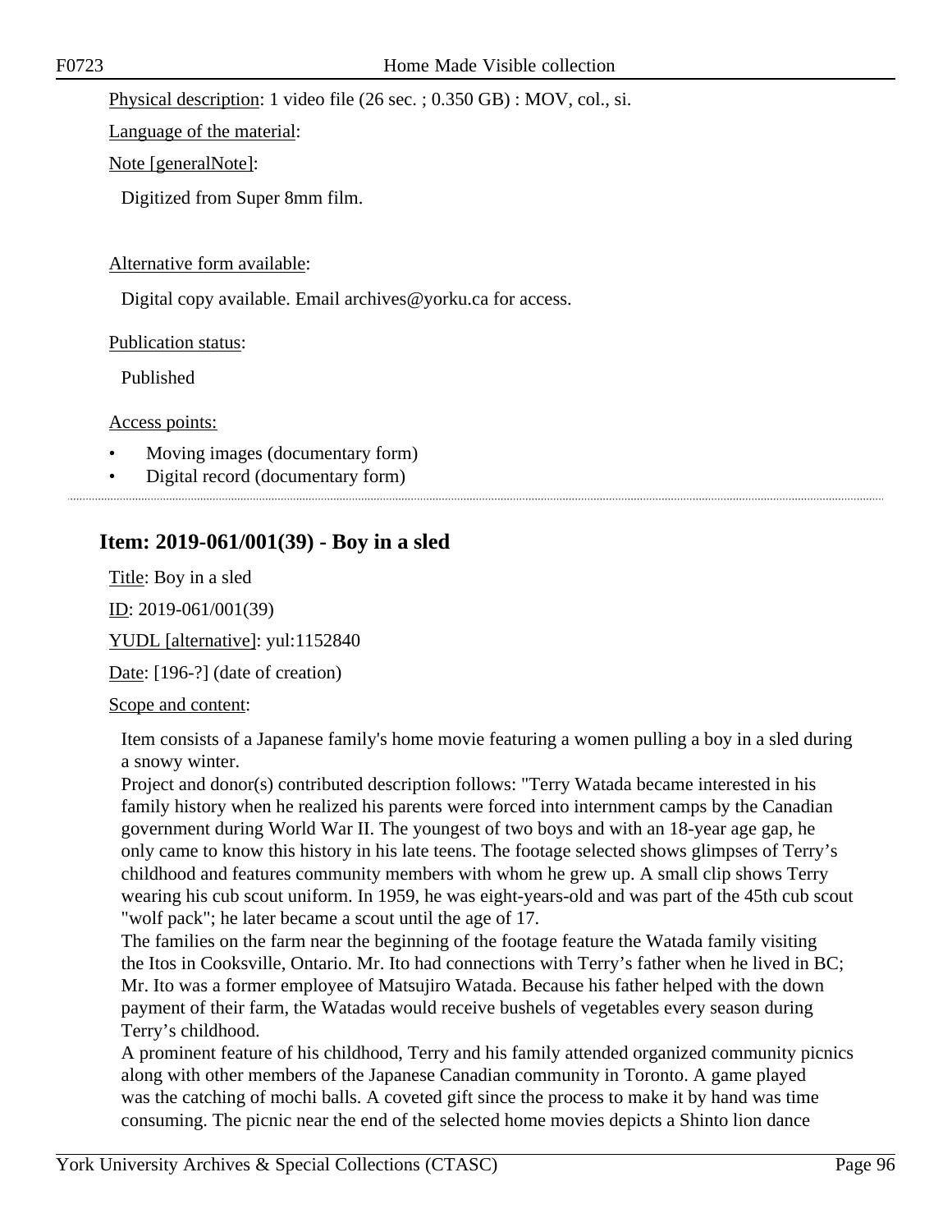Physical description: 1 video file (26 sec. ; 0.350 GB) : MOV, col., si.

Language of the material:

Note [generalNote]:

Digitized from Super 8mm film.

Alternative form available:

Digital copy available. Email archives@yorku.ca for access.

Publication status:

Published

Access points:

- Moving images (documentary form)
- Digital record (documentary form)

---

## Item: 2019-061/001(39) - Boy in a sled

Title: Boy in a sled

ID: 2019-061/001(39)

YUDL [alternative]: yul:1152840

Date: [196-?] (date of creation)

Scope and content:

Item consists of a Japanese family's home movie featuring a women pulling a boy in a sled during a snowy winter.
Project and donor(s) contributed description follows: "Terry Watada became interested in his family history when he realized his parents were forced into internment camps by the Canadian government during World War II. The youngest of two boys and with an 18-year age gap, he only came to know this history in his late teens. The footage selected shows glimpses of Terry's childhood and features community members with whom he grew up. A small clip shows Terry wearing his cub scout uniform. In 1959, he was eight-years-old and was part of the 45th cub scout "wolf pack"; he later became a scout until the age of 17.
The families on the farm near the beginning of the footage feature the Watada family visiting the Itos in Cooksville, Ontario. Mr. Ito had connections with Terry's father when he lived in BC; Mr. Ito was a former employee of Matsujiro Watada. Because his father helped with the down payment of their farm, the Watadas would receive bushels of vegetables every season during Terry's childhood.
A prominent feature of his childhood, Terry and his family attended organized community picnics along with other members of the Japanese Canadian community in Toronto. A game played was the catching of mochi balls. A coveted gift since the process to make it by hand was time consuming. The picnic near the end of the selected home movies depicts a Shinto lion dance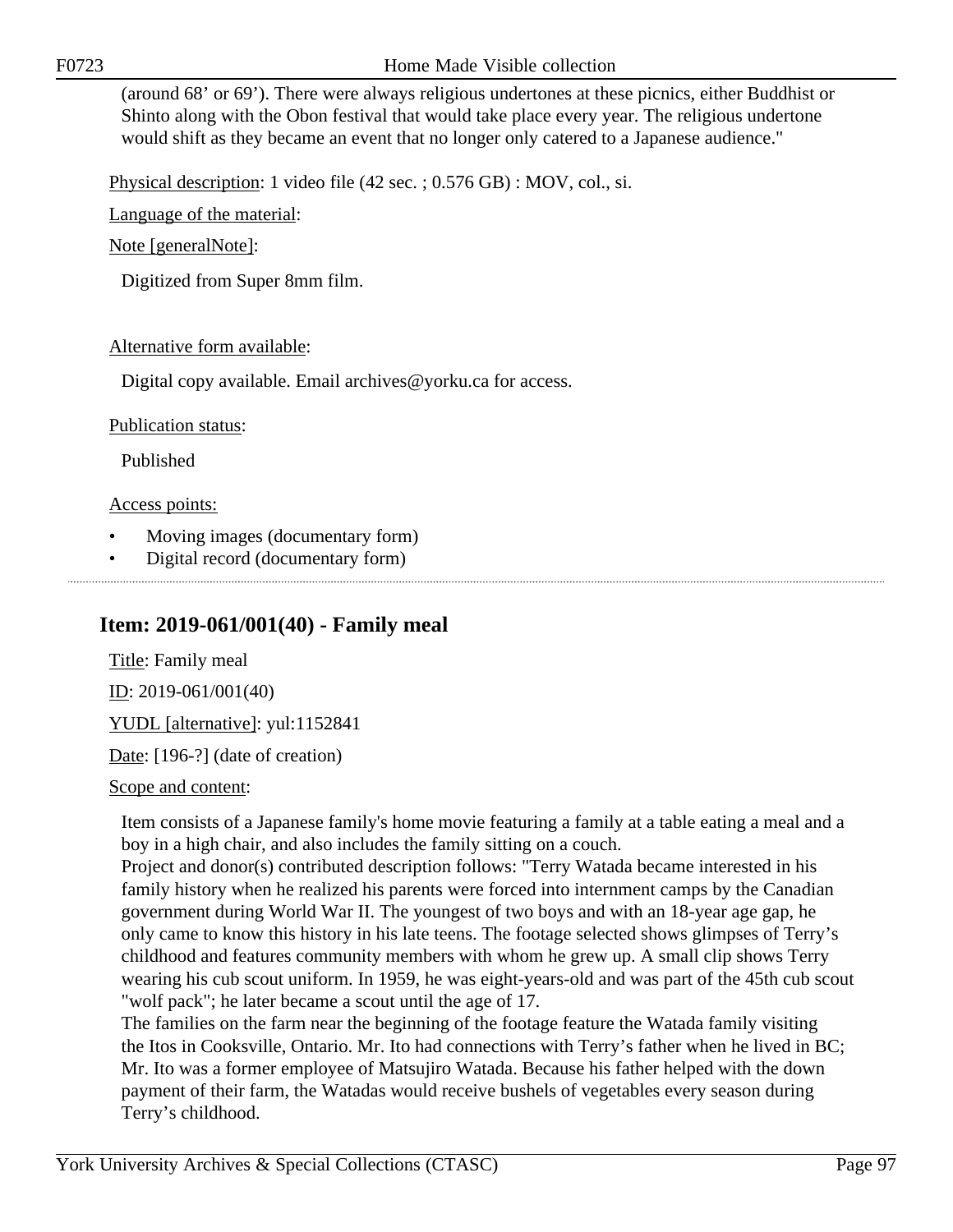(around 68' or 69'). There were always religious undertones at these picnics, either Buddhist or Shinto along with the Obon festival that would take place every year. The religious undertone would shift as they became an event that no longer only catered to a Japanese audience."

Physical description: 1 video file (42 sec. ; 0.576 GB) : MOV, col., si.

Language of the material:

Note [generalNote]:

Digitized from Super 8mm film.

Alternative form available:

Digital copy available. Email archives@yorku.ca for access.

Publication status:

Published

Access points:

- Moving images (documentary form)
- Digital record (documentary form)

## Item: 2019-061/001(40) - Family meal

Title: Family meal

ID: 2019-061/001(40)

YUDL [alternative]: yul:1152841

Date: [196-?] (date of creation)

Scope and content:

Item consists of a Japanese family's home movie featuring a family at a table eating a meal and a boy in a high chair, and also includes the family sitting on a couch.
Project and donor(s) contributed description follows: "Terry Watada became interested in his family history when he realized his parents were forced into internment camps by the Canadian government during World War II. The youngest of two boys and with an 18-year age gap, he only came to know this history in his late teens. The footage selected shows glimpses of Terry's childhood and features community members with whom he grew up. A small clip shows Terry wearing his cub scout uniform. In 1959, he was eight-years-old and was part of the 45th cub scout "wolf pack"; he later became a scout until the age of 17.
The families on the farm near the beginning of the footage feature the Watada family visiting the Itos in Cooksville, Ontario. Mr. Ito had connections with Terry's father when he lived in BC; Mr. Ito was a former employee of Matsujiro Watada. Because his father helped with the down payment of their farm, the Watadas would receive bushels of vegetables every season during Terry's childhood.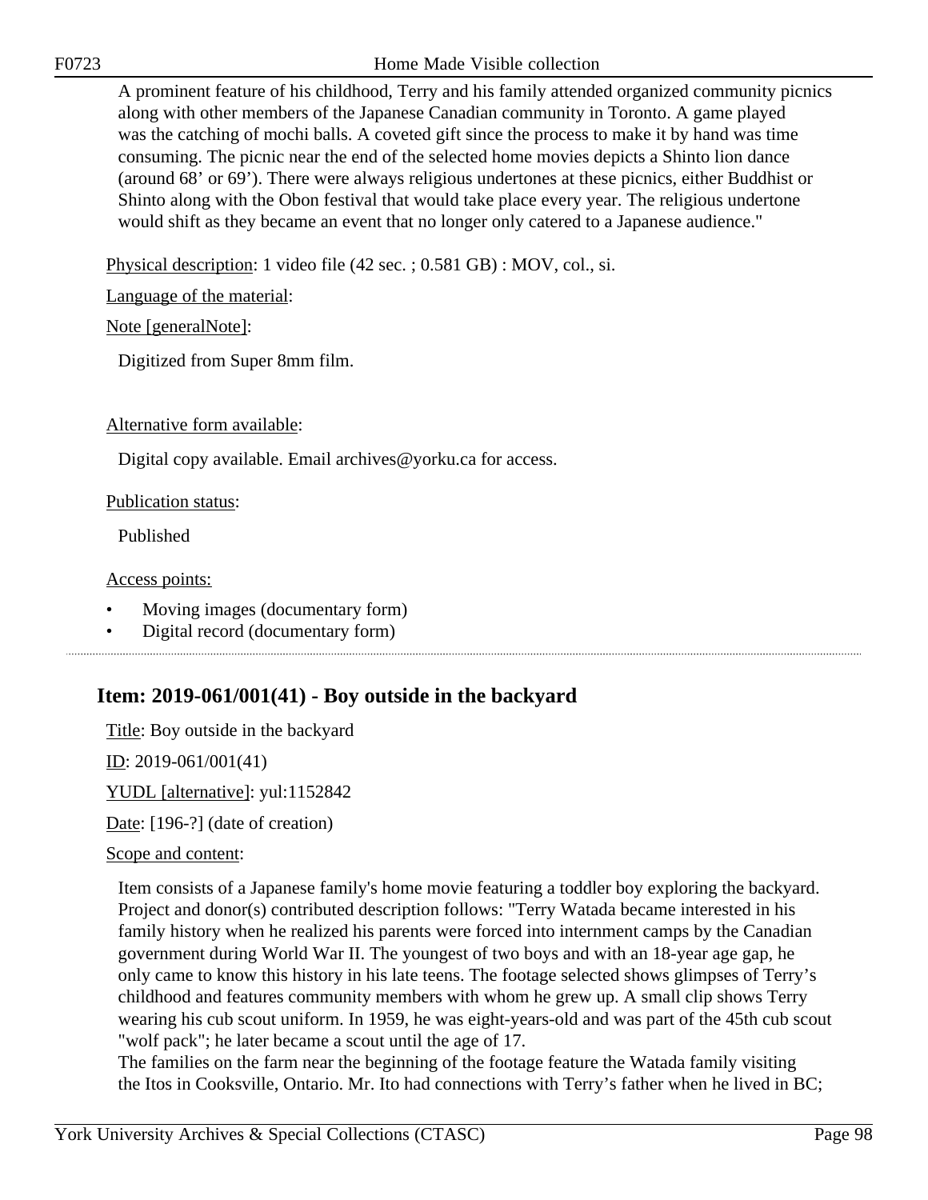A prominent feature of his childhood, Terry and his family attended organized community picnics along with other members of the Japanese Canadian community in Toronto. A game played was the catching of mochi balls. A coveted gift since the process to make it by hand was time consuming. The picnic near the end of the selected home movies depicts a Shinto lion dance (around 68' or 69'). There were always religious undertones at these picnics, either Buddhist or Shinto along with the Obon festival that would take place every year. The religious undertone would shift as they became an event that no longer only catered to a Japanese audience."

Physical description: 1 video file (42 sec. ; 0.581 GB) : MOV, col., si.

Language of the material:

Note [generalNote]:

Digitized from Super 8mm film.

Alternative form available:

Digital copy available. Email archives@yorku.ca for access.

Publication status:

Published

Access points:

- Moving images (documentary form)
- Digital record (documentary form)

## Item: 2019-061/001(41) - Boy outside in the backyard

Title: Boy outside in the backyard

ID: 2019-061/001(41)

YUDL [alternative]: yul:1152842

Date: [196-?] (date of creation)

Scope and content:

Item consists of a Japanese family's home movie featuring a toddler boy exploring the backyard. Project and donor(s) contributed description follows: "Terry Watada became interested in his family history when he realized his parents were forced into internment camps by the Canadian government during World War II. The youngest of two boys and with an 18-year age gap, he only came to know this history in his late teens. The footage selected shows glimpses of Terry's childhood and features community members with whom he grew up. A small clip shows Terry wearing his cub scout uniform. In 1959, he was eight-years-old and was part of the 45th cub scout "wolf pack"; he later became a scout until the age of 17.
The families on the farm near the beginning of the footage feature the Watada family visiting the Itos in Cooksville, Ontario. Mr. Ito had connections with Terry's father when he lived in BC;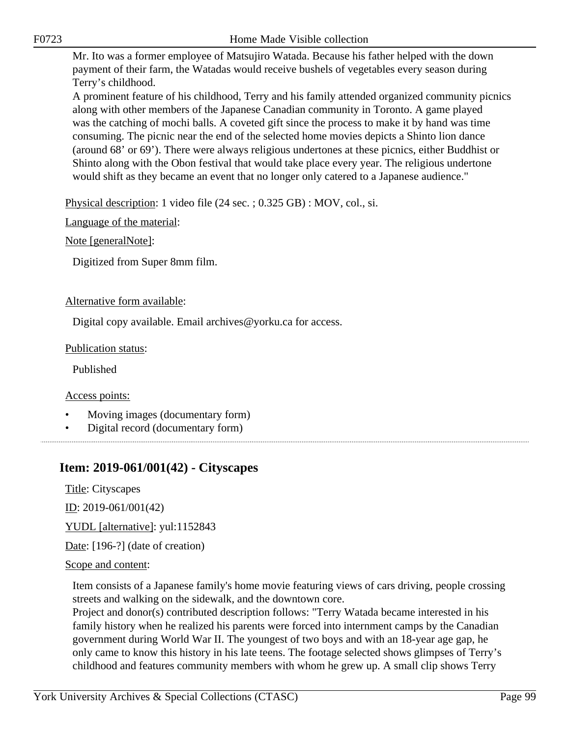Mr. Ito was a former employee of Matsujiro Watada. Because his father helped with the down payment of their farm, the Watadas would receive bushels of vegetables every season during Terry's childhood.
A prominent feature of his childhood, Terry and his family attended organized community picnics along with other members of the Japanese Canadian community in Toronto. A game played was the catching of mochi balls. A coveted gift since the process to make it by hand was time consuming. The picnic near the end of the selected home movies depicts a Shinto lion dance (around 68' or 69'). There were always religious undertones at these picnics, either Buddhist or Shinto along with the Obon festival that would take place every year. The religious undertone would shift as they became an event that no longer only catered to a Japanese audience."

Physical description: 1 video file (24 sec. ; 0.325 GB) : MOV, col., si.

Language of the material:

Note [generalNote]:

Digitized from Super 8mm film.

Alternative form available:

Digital copy available. Email archives@yorku.ca for access.

Publication status:

Published

Access points:

- Moving images (documentary form)
- Digital record (documentary form)

## Item: 2019-061/001(42) - Cityscapes

Title: Cityscapes

ID: 2019-061/001(42)

YUDL [alternative]: yul:1152843

Date: [196-?] (date of creation)

Scope and content:

Item consists of a Japanese family's home movie featuring views of cars driving, people crossing streets and walking on the sidewalk, and the downtown core.
Project and donor(s) contributed description follows: "Terry Watada became interested in his family history when he realized his parents were forced into internment camps by the Canadian government during World War II. The youngest of two boys and with an 18-year age gap, he only came to know this history in his late teens. The footage selected shows glimpses of Terry's childhood and features community members with whom he grew up. A small clip shows Terry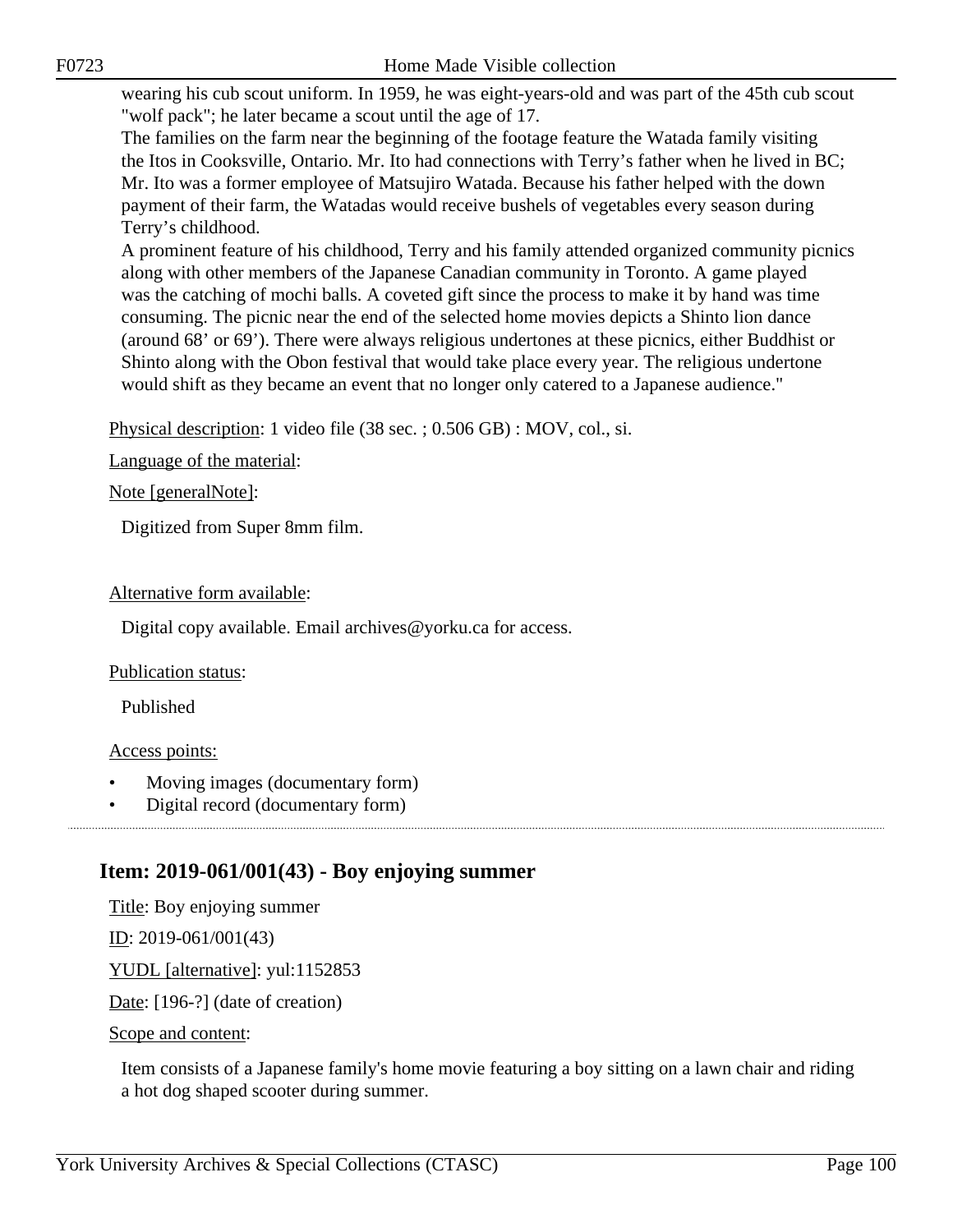wearing his cub scout uniform. In 1959, he was eight-years-old and was part of the 45th cub scout "wolf pack"; he later became a scout until the age of 17.
The families on the farm near the beginning of the footage feature the Watada family visiting the Itos in Cooksville, Ontario. Mr. Ito had connections with Terry's father when he lived in BC; Mr. Ito was a former employee of Matsujiro Watada. Because his father helped with the down payment of their farm, the Watadas would receive bushels of vegetables every season during Terry's childhood.
A prominent feature of his childhood, Terry and his family attended organized community picnics along with other members of the Japanese Canadian community in Toronto. A game played was the catching of mochi balls. A coveted gift since the process to make it by hand was time consuming. The picnic near the end of the selected home movies depicts a Shinto lion dance (around 68' or 69'). There were always religious undertones at these picnics, either Buddhist or Shinto along with the Obon festival that would take place every year. The religious undertone would shift as they became an event that no longer only catered to a Japanese audience."

Physical description: 1 video file (38 sec. ; 0.506 GB) : MOV, col., si.

Language of the material:

Note [generalNote]:

Digitized from Super 8mm film.

Alternative form available:

Digital copy available. Email archives@yorku.ca for access.

Publication status:

Published

Access points:

- Moving images (documentary form)
- Digital record (documentary form)

## Item: 2019-061/001(43) - Boy enjoying summer

Title: Boy enjoying summer

ID: 2019-061/001(43)

YUDL [alternative]: yul:1152853

Date: [196-?] (date of creation)

Scope and content:

Item consists of a Japanese family's home movie featuring a boy sitting on a lawn chair and riding a hot dog shaped scooter during summer.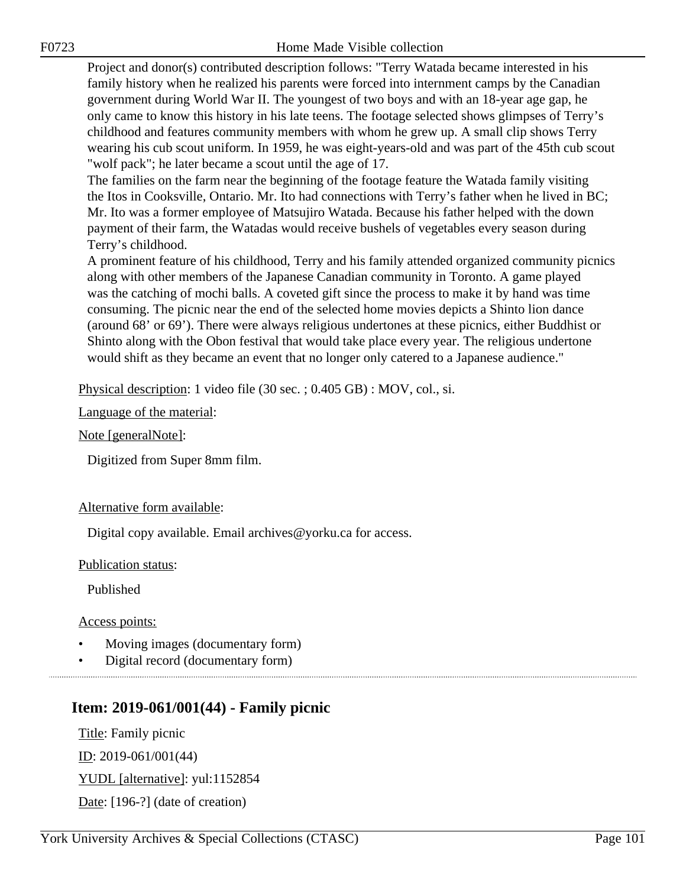Project and donor(s) contributed description follows: "Terry Watada became interested in his family history when he realized his parents were forced into internment camps by the Canadian government during World War II. The youngest of two boys and with an 18-year age gap, he only came to know this history in his late teens. The footage selected shows glimpses of Terry's childhood and features community members with whom he grew up. A small clip shows Terry wearing his cub scout uniform. In 1959, he was eight-years-old and was part of the 45th cub scout "wolf pack"; he later became a scout until the age of 17.
The families on the farm near the beginning of the footage feature the Watada family visiting the Itos in Cooksville, Ontario. Mr. Ito had connections with Terry's father when he lived in BC; Mr. Ito was a former employee of Matsujiro Watada. Because his father helped with the down payment of their farm, the Watadas would receive bushels of vegetables every season during Terry's childhood.
A prominent feature of his childhood, Terry and his family attended organized community picnics along with other members of the Japanese Canadian community in Toronto. A game played was the catching of mochi balls. A coveted gift since the process to make it by hand was time consuming. The picnic near the end of the selected home movies depicts a Shinto lion dance (around 68' or 69'). There were always religious undertones at these picnics, either Buddhist or Shinto along with the Obon festival that would take place every year. The religious undertone would shift as they became an event that no longer only catered to a Japanese audience."

Physical description: 1 video file (30 sec. ; 0.405 GB) : MOV, col., si.

Language of the material:

Note [generalNote]:

Digitized from Super 8mm film.

Alternative form available:

Digital copy available. Email archives@yorku.ca for access.

Publication status:

Published

Access points:

- Moving images (documentary form)
- Digital record (documentary form)

## Item: 2019-061/001(44) - Family picnic

Title: Family picnic

ID: 2019-061/001(44)

YUDL [alternative]: yul:1152854

Date: [196-?] (date of creation)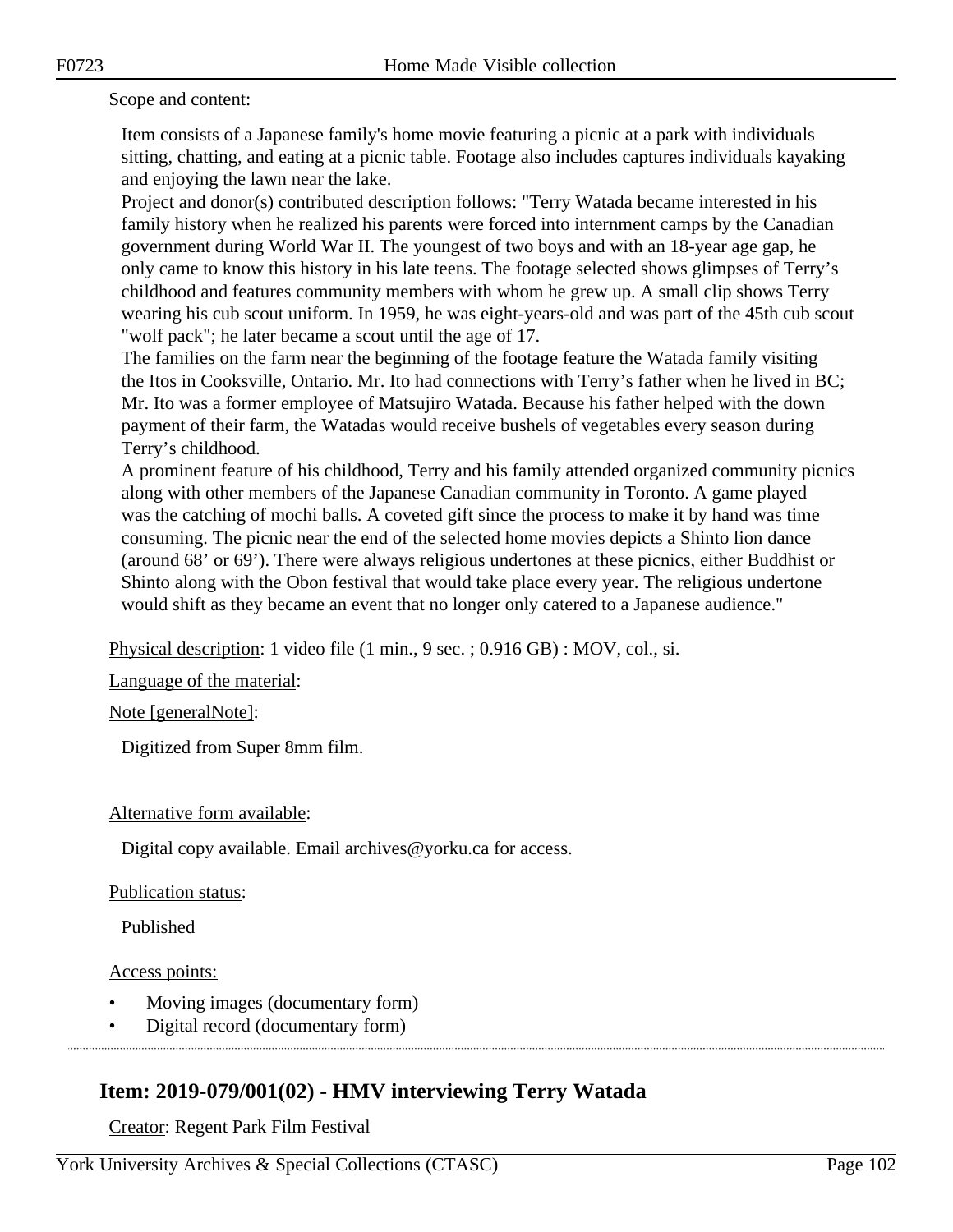Scope and content:

Item consists of a Japanese family's home movie featuring a picnic at a park with individuals sitting, chatting, and eating at a picnic table. Footage also includes captures individuals kayaking and enjoying the lawn near the lake.

Project and donor(s) contributed description follows: "Terry Watada became interested in his family history when he realized his parents were forced into internment camps by the Canadian government during World War II. The youngest of two boys and with an 18-year age gap, he only came to know this history in his late teens. The footage selected shows glimpses of Terry's childhood and features community members with whom he grew up. A small clip shows Terry wearing his cub scout uniform. In 1959, he was eight-years-old and was part of the 45th cub scout "wolf pack"; he later became a scout until the age of 17.

The families on the farm near the beginning of the footage feature the Watada family visiting the Itos in Cooksville, Ontario. Mr. Ito had connections with Terry's father when he lived in BC; Mr. Ito was a former employee of Matsujiro Watada. Because his father helped with the down payment of their farm, the Watadas would receive bushels of vegetables every season during Terry's childhood.

A prominent feature of his childhood, Terry and his family attended organized community picnics along with other members of the Japanese Canadian community in Toronto. A game played was the catching of mochi balls. A coveted gift since the process to make it by hand was time consuming. The picnic near the end of the selected home movies depicts a Shinto lion dance (around 68' or 69'). There were always religious undertones at these picnics, either Buddhist or Shinto along with the Obon festival that would take place every year. The religious undertone would shift as they became an event that no longer only catered to a Japanese audience."

Physical description: 1 video file (1 min., 9 sec. ; 0.916 GB) : MOV, col., si.

Language of the material:

Note [generalNote]:

Digitized from Super 8mm film.

Alternative form available:

Digital copy available. Email archives@yorku.ca for access.

Publication status:

Published

Access points:

- Moving images (documentary form)
- Digital record (documentary form)

## Item: 2019-079/001(02) - HMV interviewing Terry Watada

Creator: Regent Park Film Festival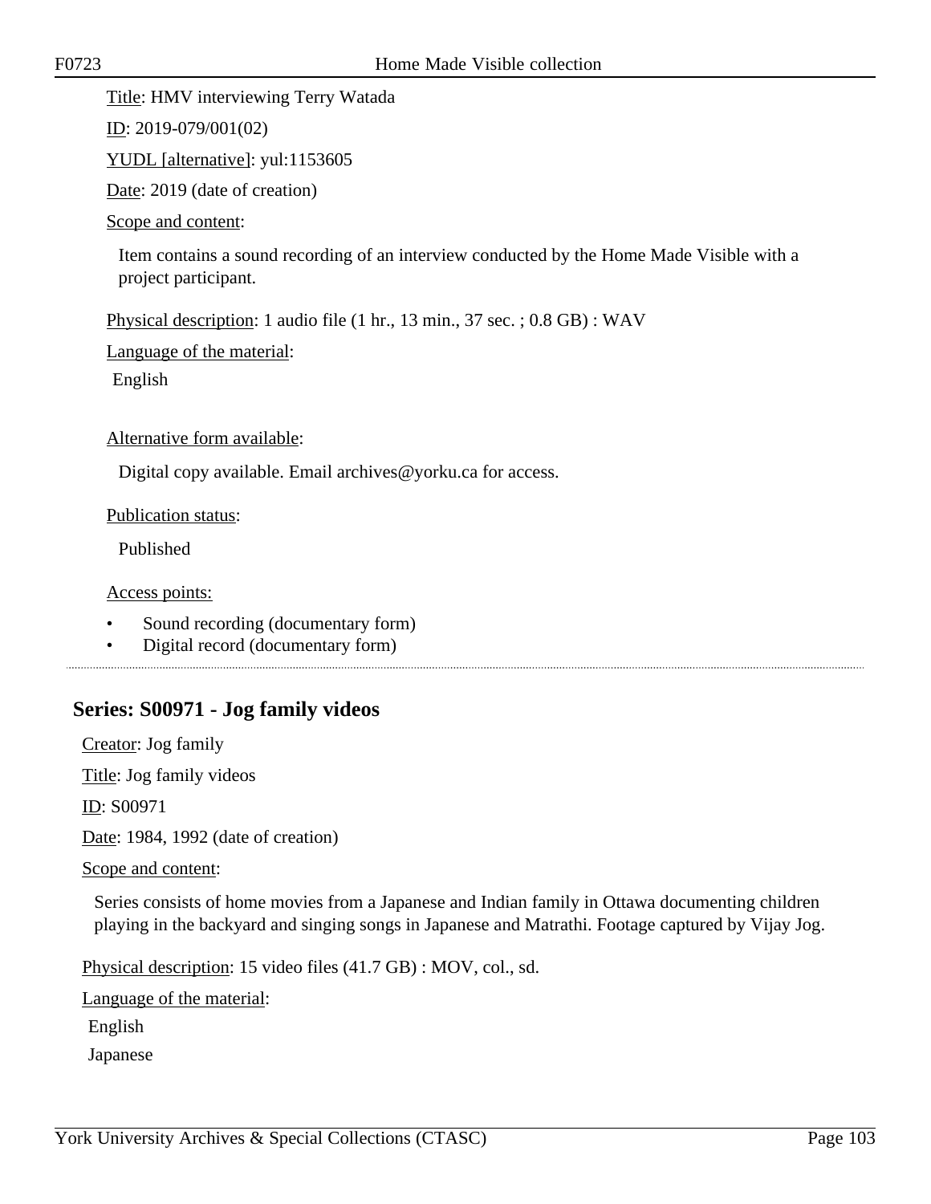Title: HMV interviewing Terry Watada

ID: 2019-079/001(02)

YUDL [alternative]: yul:1153605

Date: 2019 (date of creation)

Scope and content:

Item contains a sound recording of an interview conducted by the Home Made Visible with a project participant.

Physical description: 1 audio file (1 hr., 13 min., 37 sec. ; 0.8 GB) : WAV

Language of the material:

English

Alternative form available:

Digital copy available. Email archives@yorku.ca for access.

Publication status:

Published

Access points:

- Sound recording (documentary form)
- Digital record (documentary form)

---

## Series: S00971 - Jog family videos

Creator: Jog family

Title: Jog family videos

ID: S00971

Date: 1984, 1992 (date of creation)

Scope and content:

Series consists of home movies from a Japanese and Indian family in Ottawa documenting children playing in the backyard and singing songs in Japanese and Matrathi. Footage captured by Vijay Jog.

Physical description: 15 video files (41.7 GB) : MOV, col., sd.

Language of the material:

English

Japanese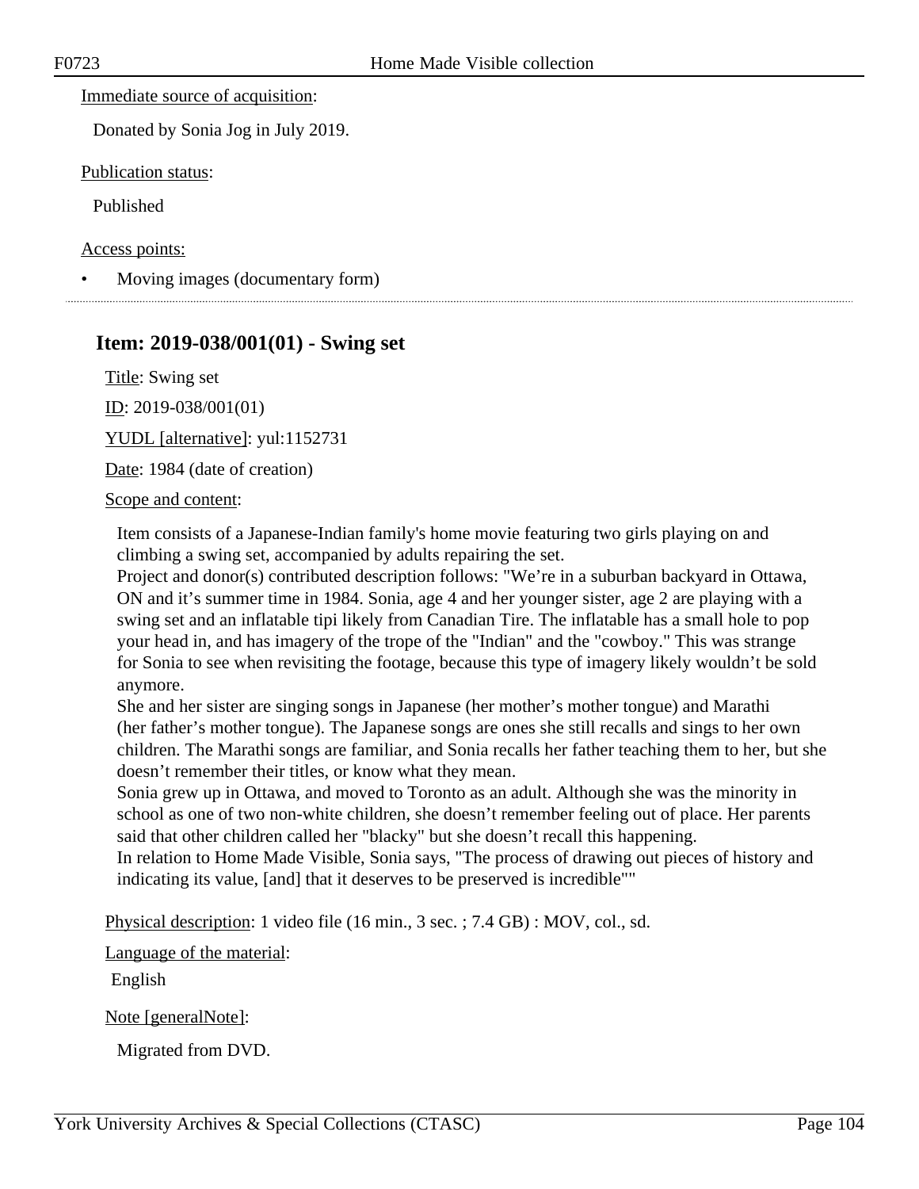Immediate source of acquisition:

Donated by Sonia Jog in July 2019.

Publication status:

Published

Access points:

- Moving images (documentary form)

## Item: 2019-038/001(01) - Swing set

Title: Swing set

ID: 2019-038/001(01)

YUDL [alternative]: yul:1152731

Date: 1984 (date of creation)

Scope and content:

Item consists of a Japanese-Indian family's home movie featuring two girls playing on and climbing a swing set, accompanied by adults repairing the set.
Project and donor(s) contributed description follows: "We're in a suburban backyard in Ottawa, ON and it's summer time in 1984. Sonia, age 4 and her younger sister, age 2 are playing with a swing set and an inflatable tipi likely from Canadian Tire. The inflatable has a small hole to pop your head in, and has imagery of the trope of the "Indian" and the "cowboy." This was strange for Sonia to see when revisiting the footage, because this type of imagery likely wouldn't be sold anymore.
She and her sister are singing songs in Japanese (her mother's mother tongue) and Marathi (her father's mother tongue). The Japanese songs are ones she still recalls and sings to her own children. The Marathi songs are familiar, and Sonia recalls her father teaching them to her, but she doesn't remember their titles, or know what they mean.
Sonia grew up in Ottawa, and moved to Toronto as an adult. Although she was the minority in school as one of two non-white children, she doesn't remember feeling out of place. Her parents said that other children called her "blacky" but she doesn't recall this happening.
In relation to Home Made Visible, Sonia says, "The process of drawing out pieces of history and indicating its value, [and] that it deserves to be preserved is incredible""

Physical description: 1 video file (16 min., 3 sec. ; 7.4 GB) : MOV, col., sd.

Language of the material:

English

Note [generalNote]:

Migrated from DVD.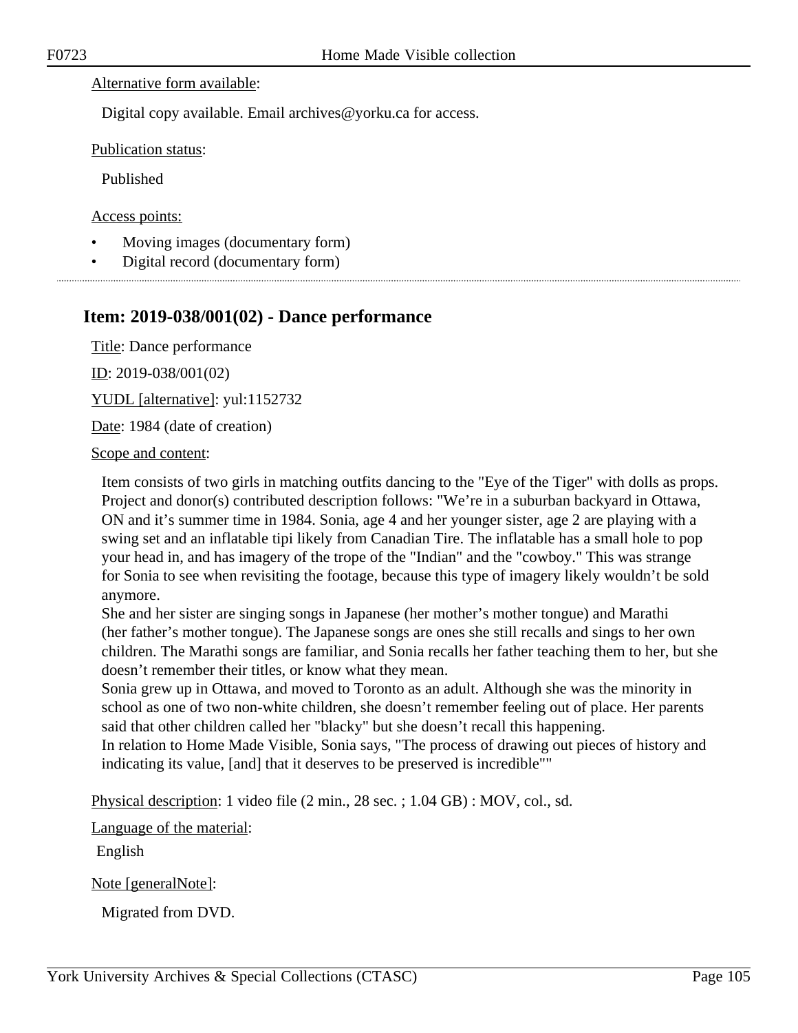Alternative form available:

Digital copy available. Email archives@yorku.ca for access.

Publication status:

Published

Access points:

- Moving images (documentary form)
- Digital record (documentary form)

---

## Item: 2019-038/001(02) - Dance performance

Title: Dance performance

ID: 2019-038/001(02)

YUDL [alternative]: yul:1152732

Date: 1984 (date of creation)

Scope and content:

Item consists of two girls in matching outfits dancing to the "Eye of the Tiger" with dolls as props. Project and donor(s) contributed description follows: "We're in a suburban backyard in Ottawa, ON and it's summer time in 1984. Sonia, age 4 and her younger sister, age 2 are playing with a swing set and an inflatable tipi likely from Canadian Tire. The inflatable has a small hole to pop your head in, and has imagery of the trope of the "Indian" and the "cowboy." This was strange for Sonia to see when revisiting the footage, because this type of imagery likely wouldn't be sold anymore.
She and her sister are singing songs in Japanese (her mother's mother tongue) and Marathi (her father's mother tongue). The Japanese songs are ones she still recalls and sings to her own children. The Marathi songs are familiar, and Sonia recalls her father teaching them to her, but she doesn't remember their titles, or know what they mean.
Sonia grew up in Ottawa, and moved to Toronto as an adult. Although she was the minority in school as one of two non-white children, she doesn't remember feeling out of place. Her parents said that other children called her "blacky" but she doesn't recall this happening.
In relation to Home Made Visible, Sonia says, "The process of drawing out pieces of history and indicating its value, [and] that it deserves to be preserved is incredible""

Physical description: 1 video file (2 min., 28 sec. ; 1.04 GB) : MOV, col., sd.

Language of the material:

English

Note [generalNote]:

Migrated from DVD.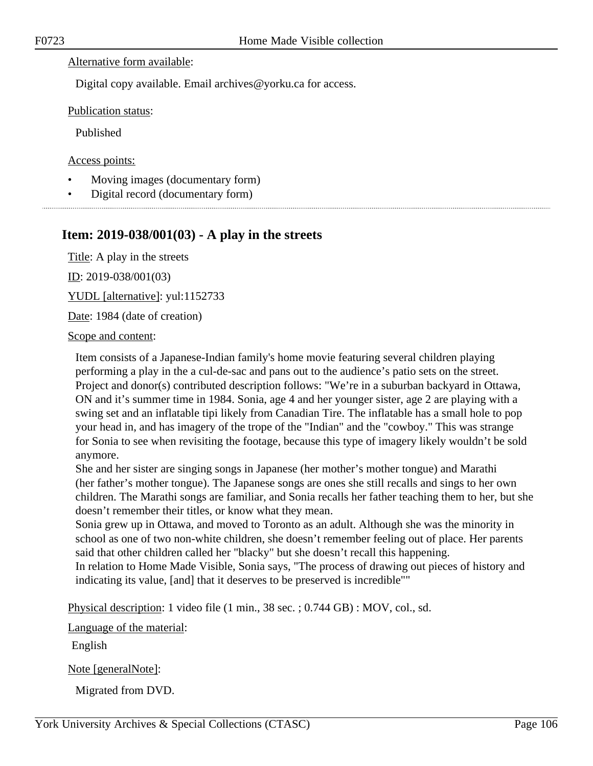Alternative form available:

Digital copy available. Email archives@yorku.ca for access.

Publication status:

Published

Access points:

- Moving images (documentary form)
- Digital record (documentary form)

## Item: 2019-038/001(03) - A play in the streets

Title: A play in the streets

ID: 2019-038/001(03)

YUDL [alternative]: yul:1152733

Date: 1984 (date of creation)

Scope and content:

Item consists of a Japanese-Indian family's home movie featuring several children playing performing a play in the a cul-de-sac and pans out to the audience's patio sets on the street. Project and donor(s) contributed description follows: "We're in a suburban backyard in Ottawa, ON and it's summer time in 1984. Sonia, age 4 and her younger sister, age 2 are playing with a swing set and an inflatable tipi likely from Canadian Tire. The inflatable has a small hole to pop your head in, and has imagery of the trope of the "Indian" and the "cowboy." This was strange for Sonia to see when revisiting the footage, because this type of imagery likely wouldn't be sold anymore.
She and her sister are singing songs in Japanese (her mother's mother tongue) and Marathi (her father's mother tongue). The Japanese songs are ones she still recalls and sings to her own children. The Marathi songs are familiar, and Sonia recalls her father teaching them to her, but she doesn't remember their titles, or know what they mean.
Sonia grew up in Ottawa, and moved to Toronto as an adult. Although she was the minority in school as one of two non-white children, she doesn't remember feeling out of place. Her parents said that other children called her "blacky" but she doesn't recall this happening.
In relation to Home Made Visible, Sonia says, "The process of drawing out pieces of history and indicating its value, [and] that it deserves to be preserved is incredible""

Physical description: 1 video file (1 min., 38 sec. ; 0.744 GB) : MOV, col., sd.

Language of the material:

English

Note [generalNote]:

Migrated from DVD.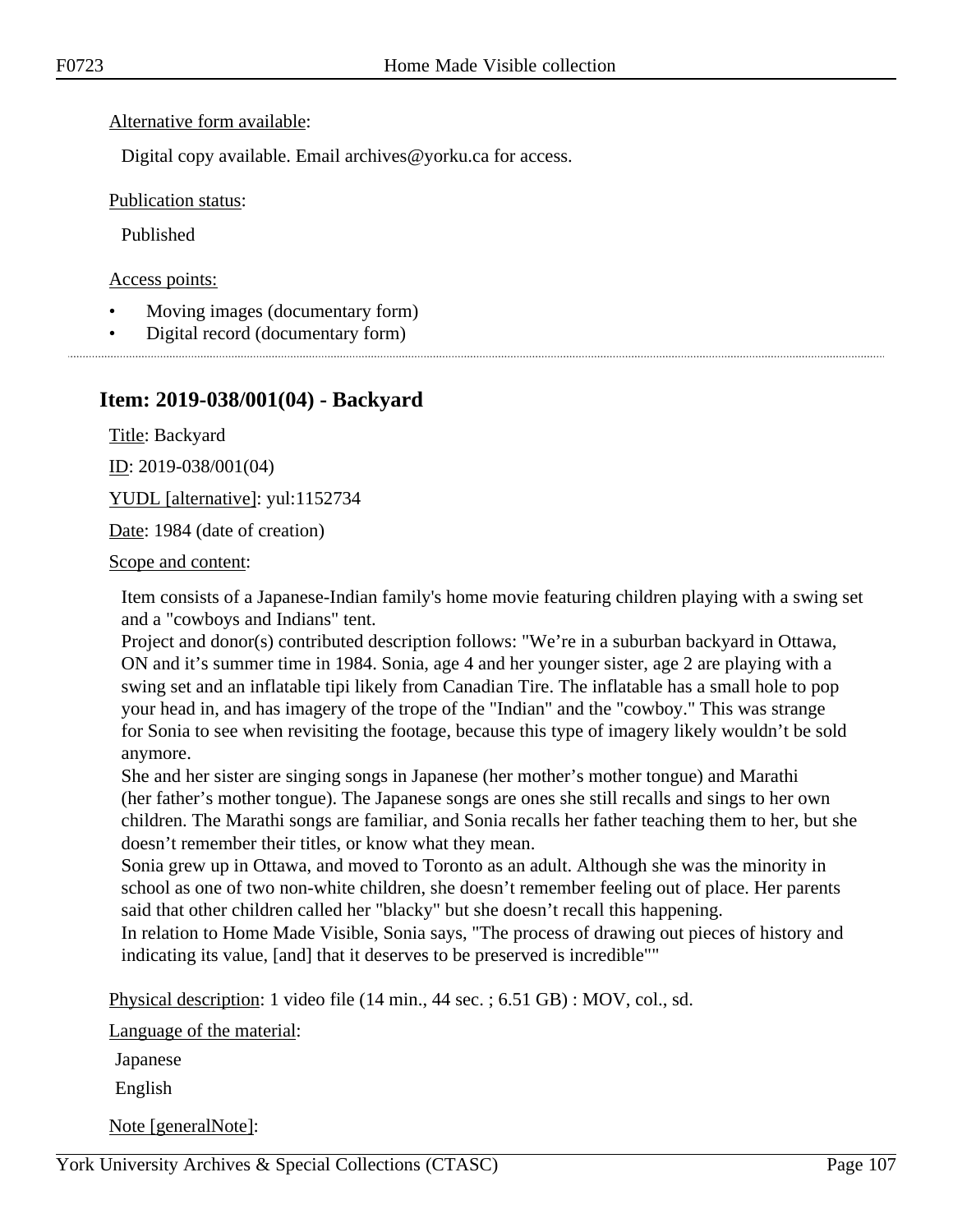Alternative form available:

Digital copy available. Email archives@yorku.ca for access.

Publication status:

Published

Access points:

- Moving images (documentary form)
- Digital record (documentary form)

## Item: 2019-038/001(04) - Backyard

Title: Backyard

ID: 2019-038/001(04)

YUDL [alternative]: yul:1152734

Date: 1984 (date of creation)

Scope and content:

Item consists of a Japanese-Indian family's home movie featuring children playing with a swing set and a "cowboys and Indians" tent.
Project and donor(s) contributed description follows: "We're in a suburban backyard in Ottawa, ON and it's summer time in 1984. Sonia, age 4 and her younger sister, age 2 are playing with a swing set and an inflatable tipi likely from Canadian Tire. The inflatable has a small hole to pop your head in, and has imagery of the trope of the "Indian" and the "cowboy." This was strange for Sonia to see when revisiting the footage, because this type of imagery likely wouldn't be sold anymore.
She and her sister are singing songs in Japanese (her mother's mother tongue) and Marathi (her father's mother tongue). The Japanese songs are ones she still recalls and sings to her own children. The Marathi songs are familiar, and Sonia recalls her father teaching them to her, but she doesn't remember their titles, or know what they mean.
Sonia grew up in Ottawa, and moved to Toronto as an adult. Although she was the minority in school as one of two non-white children, she doesn't remember feeling out of place. Her parents said that other children called her "blacky" but she doesn't recall this happening.
In relation to Home Made Visible, Sonia says, "The process of drawing out pieces of history and indicating its value, [and] that it deserves to be preserved is incredible""

Physical description: 1 video file (14 min., 44 sec. ; 6.51 GB) : MOV, col., sd.

Language of the material:

Japanese

English

Note [generalNote]: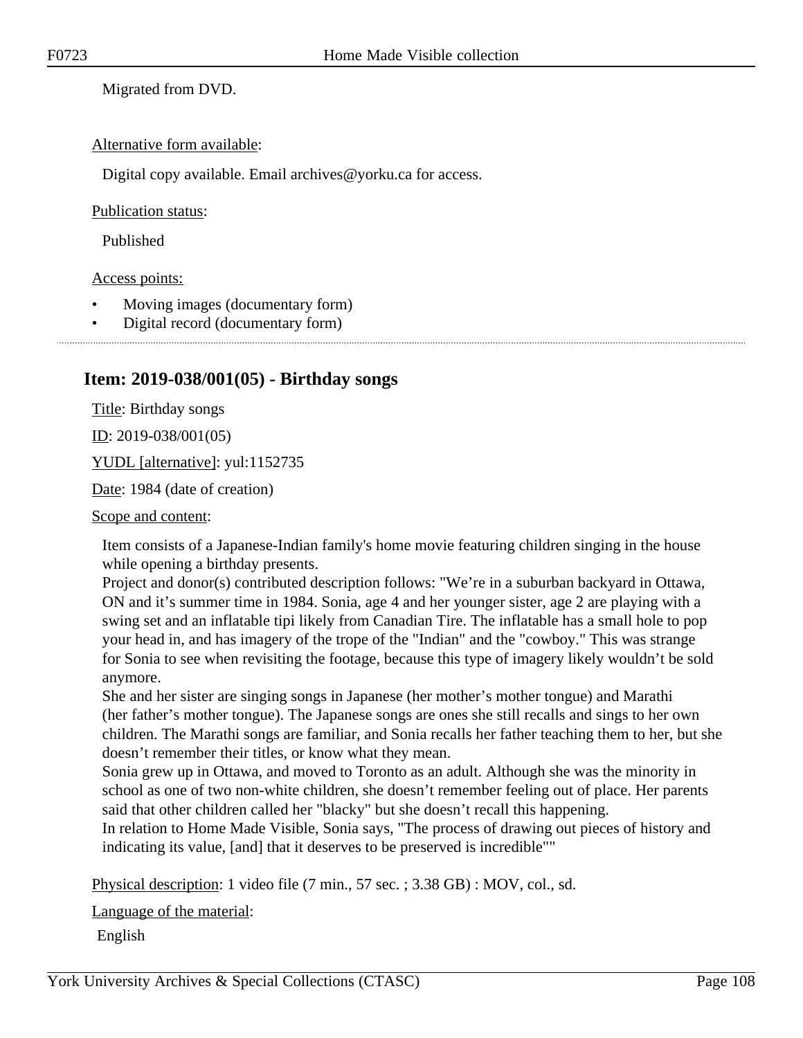Migrated from DVD.

Alternative form available:

Digital copy available. Email archives@yorku.ca for access.

Publication status:

Published

Access points:

- Moving images (documentary form)
- Digital record (documentary form)

## Item: 2019-038/001(05) - Birthday songs

Title: Birthday songs

ID: 2019-038/001(05)

YUDL [alternative]: yul:1152735

Date: 1984 (date of creation)

Scope and content:

Item consists of a Japanese-Indian family's home movie featuring children singing in the house while opening a birthday presents.
Project and donor(s) contributed description follows: "We're in a suburban backyard in Ottawa, ON and it's summer time in 1984. Sonia, age 4 and her younger sister, age 2 are playing with a swing set and an inflatable tipi likely from Canadian Tire. The inflatable has a small hole to pop your head in, and has imagery of the trope of the "Indian" and the "cowboy." This was strange for Sonia to see when revisiting the footage, because this type of imagery likely wouldn't be sold anymore.
She and her sister are singing songs in Japanese (her mother's mother tongue) and Marathi (her father's mother tongue). The Japanese songs are ones she still recalls and sings to her own children. The Marathi songs are familiar, and Sonia recalls her father teaching them to her, but she doesn't remember their titles, or know what they mean.
Sonia grew up in Ottawa, and moved to Toronto as an adult. Although she was the minority in school as one of two non-white children, she doesn't remember feeling out of place. Her parents said that other children called her "blacky" but she doesn't recall this happening.
In relation to Home Made Visible, Sonia says, "The process of drawing out pieces of history and indicating its value, [and] that it deserves to be preserved is incredible""

Physical description: 1 video file (7 min., 57 sec. ; 3.38 GB) : MOV, col., sd.

Language of the material:

English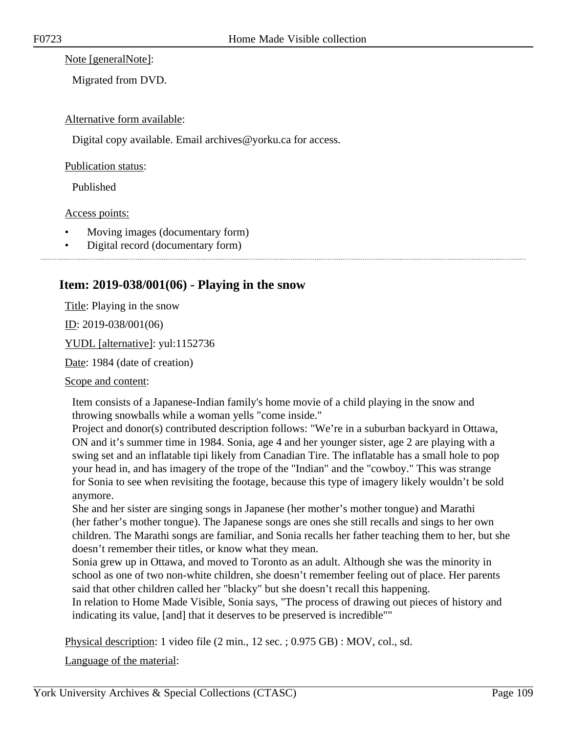Note [generalNote]:

Migrated from DVD.

Alternative form available:

Digital copy available. Email archives@yorku.ca for access.

Publication status:

Published

Access points:

- Moving images (documentary form)
- Digital record (documentary form)

## Item: 2019-038/001(06) - Playing in the snow

Title: Playing in the snow

ID: 2019-038/001(06)

YUDL [alternative]: yul:1152736

Date: 1984 (date of creation)

Scope and content:

Item consists of a Japanese-Indian family's home movie of a child playing in the snow and throwing snowballs while a woman yells "come inside."
Project and donor(s) contributed description follows: "We're in a suburban backyard in Ottawa, ON and it's summer time in 1984. Sonia, age 4 and her younger sister, age 2 are playing with a swing set and an inflatable tipi likely from Canadian Tire. The inflatable has a small hole to pop your head in, and has imagery of the trope of the "Indian" and the "cowboy." This was strange for Sonia to see when revisiting the footage, because this type of imagery likely wouldn't be sold anymore.
She and her sister are singing songs in Japanese (her mother's mother tongue) and Marathi (her father's mother tongue). The Japanese songs are ones she still recalls and sings to her own children. The Marathi songs are familiar, and Sonia recalls her father teaching them to her, but she doesn't remember their titles, or know what they mean.
Sonia grew up in Ottawa, and moved to Toronto as an adult. Although she was the minority in school as one of two non-white children, she doesn't remember feeling out of place. Her parents said that other children called her "blacky" but she doesn't recall this happening.
In relation to Home Made Visible, Sonia says, "The process of drawing out pieces of history and indicating its value, [and] that it deserves to be preserved is incredible""

Physical description: 1 video file (2 min., 12 sec. ; 0.975 GB) : MOV, col., sd.

Language of the material: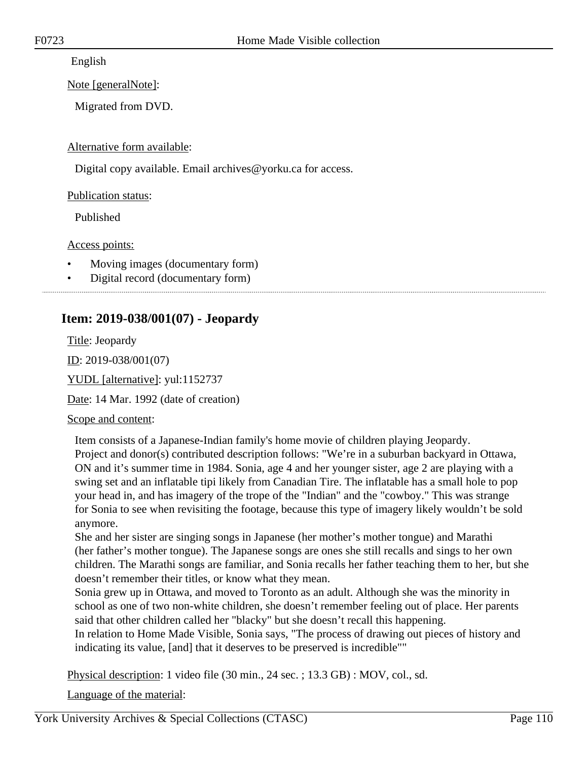English

Note [generalNote]:

Migrated from DVD.

Alternative form available:

Digital copy available. Email archives@yorku.ca for access.

Publication status:

Published

Access points:

- Moving images (documentary form)
- Digital record (documentary form)

## Item: 2019-038/001(07) - Jeopardy

Title: Jeopardy

ID: 2019-038/001(07)

YUDL [alternative]: yul:1152737

Date: 14 Mar. 1992 (date of creation)

Scope and content:

Item consists of a Japanese-Indian family's home movie of children playing Jeopardy.
Project and donor(s) contributed description follows: "We're in a suburban backyard in Ottawa, ON and it's summer time in 1984. Sonia, age 4 and her younger sister, age 2 are playing with a swing set and an inflatable tipi likely from Canadian Tire. The inflatable has a small hole to pop your head in, and has imagery of the trope of the "Indian" and the "cowboy." This was strange for Sonia to see when revisiting the footage, because this type of imagery likely wouldn't be sold anymore.
She and her sister are singing songs in Japanese (her mother's mother tongue) and Marathi (her father's mother tongue). The Japanese songs are ones she still recalls and sings to her own children. The Marathi songs are familiar, and Sonia recalls her father teaching them to her, but she doesn't remember their titles, or know what they mean.
Sonia grew up in Ottawa, and moved to Toronto as an adult. Although she was the minority in school as one of two non-white children, she doesn't remember feeling out of place. Her parents said that other children called her "blacky" but she doesn't recall this happening.
In relation to Home Made Visible, Sonia says, "The process of drawing out pieces of history and indicating its value, [and] that it deserves to be preserved is incredible""

Physical description: 1 video file (30 min., 24 sec. ; 13.3 GB) : MOV, col., sd.

Language of the material: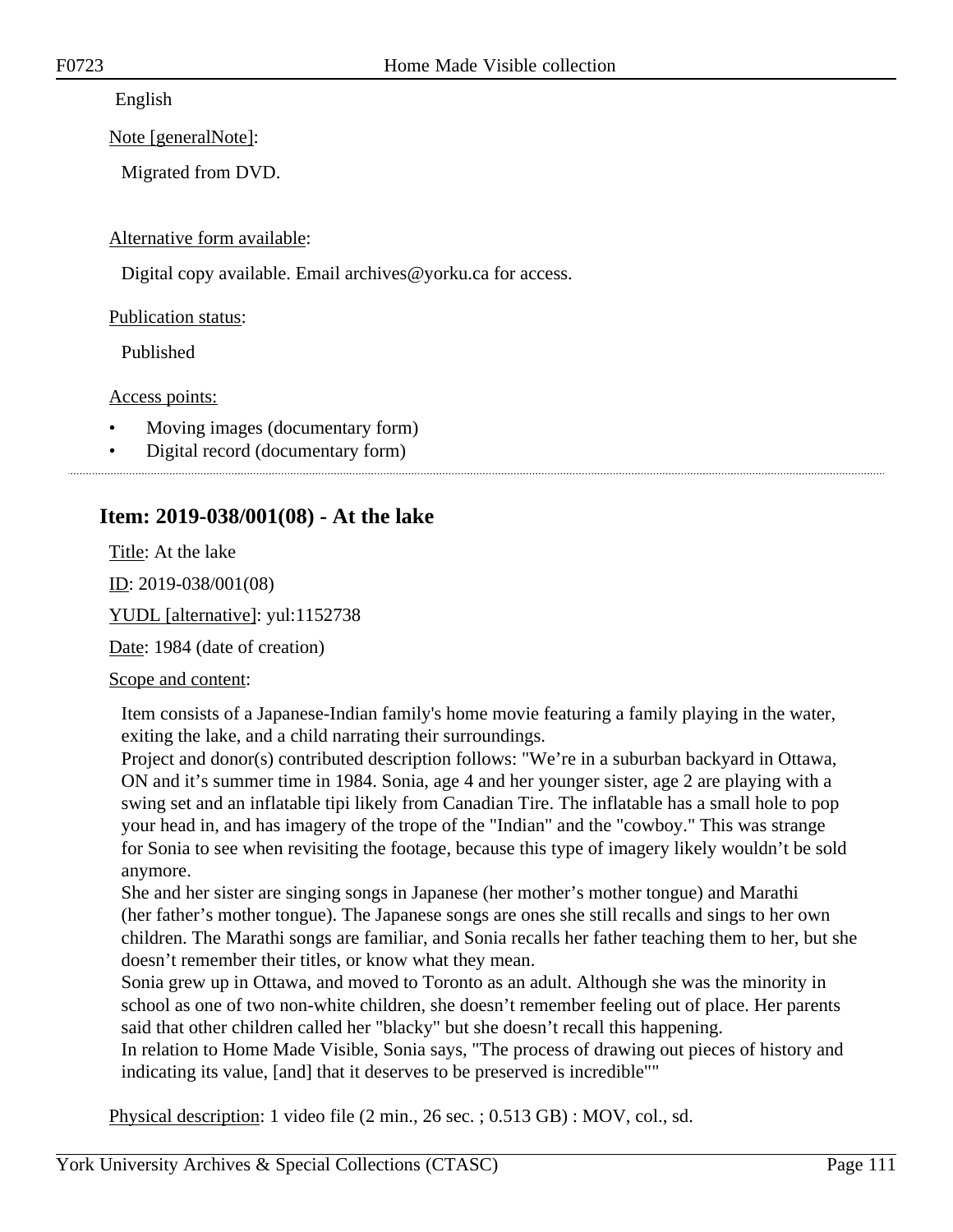English

Note [generalNote]:

Migrated from DVD.

Alternative form available:

Digital copy available. Email archives@yorku.ca for access.

Publication status:

Published

Access points:

- Moving images (documentary form)
- Digital record (documentary form)

## Item: 2019-038/001(08) - At the lake

Title: At the lake

ID: 2019-038/001(08)

YUDL [alternative]: yul:1152738

Date: 1984 (date of creation)

Scope and content:

Item consists of a Japanese-Indian family's home movie featuring a family playing in the water, exiting the lake, and a child narrating their surroundings.
Project and donor(s) contributed description follows: "We're in a suburban backyard in Ottawa, ON and it's summer time in 1984. Sonia, age 4 and her younger sister, age 2 are playing with a swing set and an inflatable tipi likely from Canadian Tire. The inflatable has a small hole to pop your head in, and has imagery of the trope of the "Indian" and the "cowboy." This was strange for Sonia to see when revisiting the footage, because this type of imagery likely wouldn't be sold anymore.
She and her sister are singing songs in Japanese (her mother's mother tongue) and Marathi (her father's mother tongue). The Japanese songs are ones she still recalls and sings to her own children. The Marathi songs are familiar, and Sonia recalls her father teaching them to her, but she doesn't remember their titles, or know what they mean.
Sonia grew up in Ottawa, and moved to Toronto as an adult. Although she was the minority in school as one of two non-white children, she doesn't remember feeling out of place. Her parents said that other children called her "blacky" but she doesn't recall this happening.
In relation to Home Made Visible, Sonia says, "The process of drawing out pieces of history and indicating its value, [and] that it deserves to be preserved is incredible""

Physical description: 1 video file (2 min., 26 sec. ; 0.513 GB) : MOV, col., sd.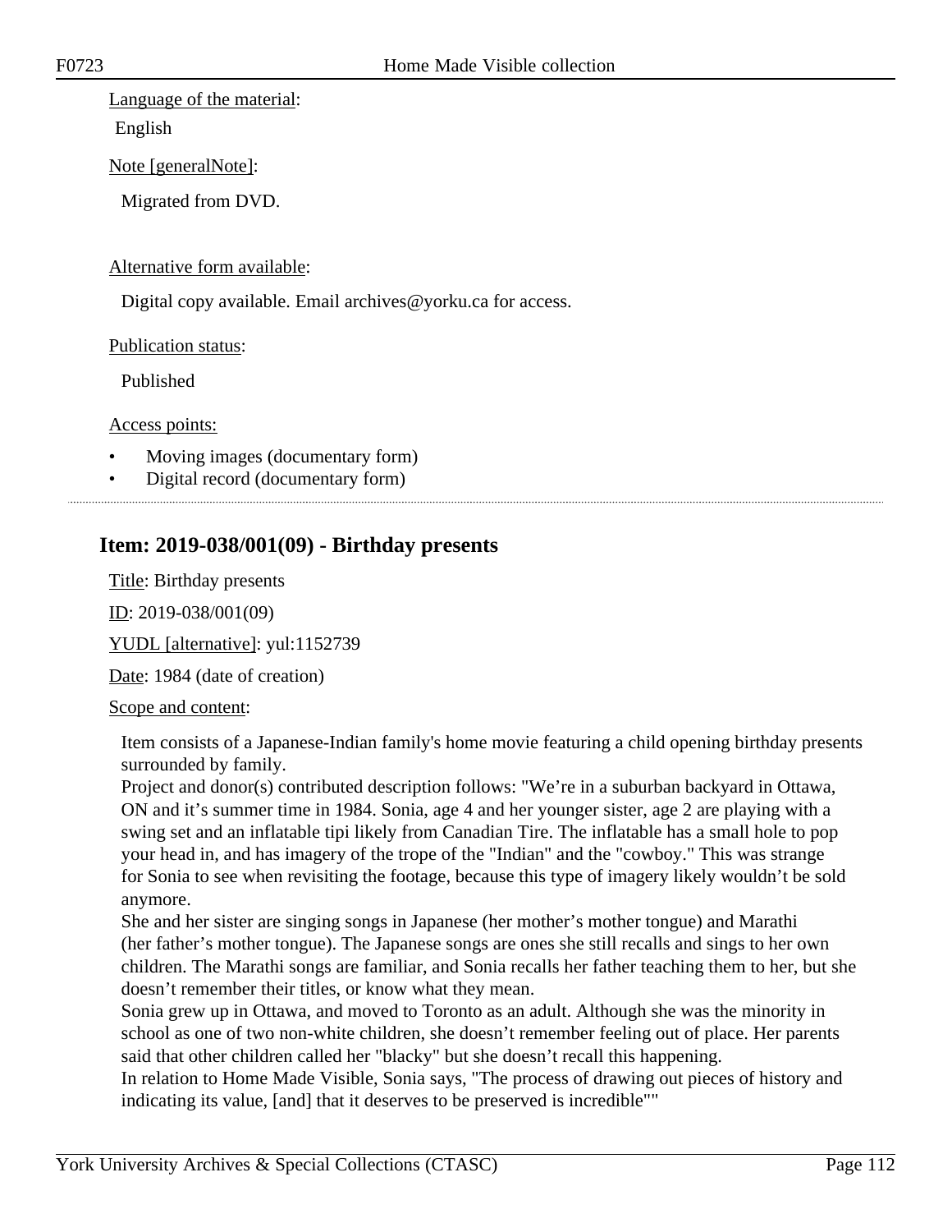Language of the material:

English

Note [generalNote]:

Migrated from DVD.

Alternative form available:

Digital copy available. Email archives@yorku.ca for access.

Publication status:

Published

Access points:

- Moving images (documentary form)
- Digital record (documentary form)

## Item: 2019-038/001(09) - Birthday presents

Title: Birthday presents

ID: 2019-038/001(09)

YUDL [alternative]: yul:1152739

Date: 1984 (date of creation)

Scope and content:

Item consists of a Japanese-Indian family's home movie featuring a child opening birthday presents surrounded by family.
Project and donor(s) contributed description follows: "We're in a suburban backyard in Ottawa, ON and it's summer time in 1984. Sonia, age 4 and her younger sister, age 2 are playing with a swing set and an inflatable tipi likely from Canadian Tire. The inflatable has a small hole to pop your head in, and has imagery of the trope of the "Indian" and the "cowboy." This was strange for Sonia to see when revisiting the footage, because this type of imagery likely wouldn't be sold anymore.
She and her sister are singing songs in Japanese (her mother's mother tongue) and Marathi (her father's mother tongue). The Japanese songs are ones she still recalls and sings to her own children. The Marathi songs are familiar, and Sonia recalls her father teaching them to her, but she doesn't remember their titles, or know what they mean.
Sonia grew up in Ottawa, and moved to Toronto as an adult. Although she was the minority in school as one of two non-white children, she doesn't remember feeling out of place. Her parents said that other children called her "blacky" but she doesn't recall this happening.
In relation to Home Made Visible, Sonia says, "The process of drawing out pieces of history and indicating its value, [and] that it deserves to be preserved is incredible""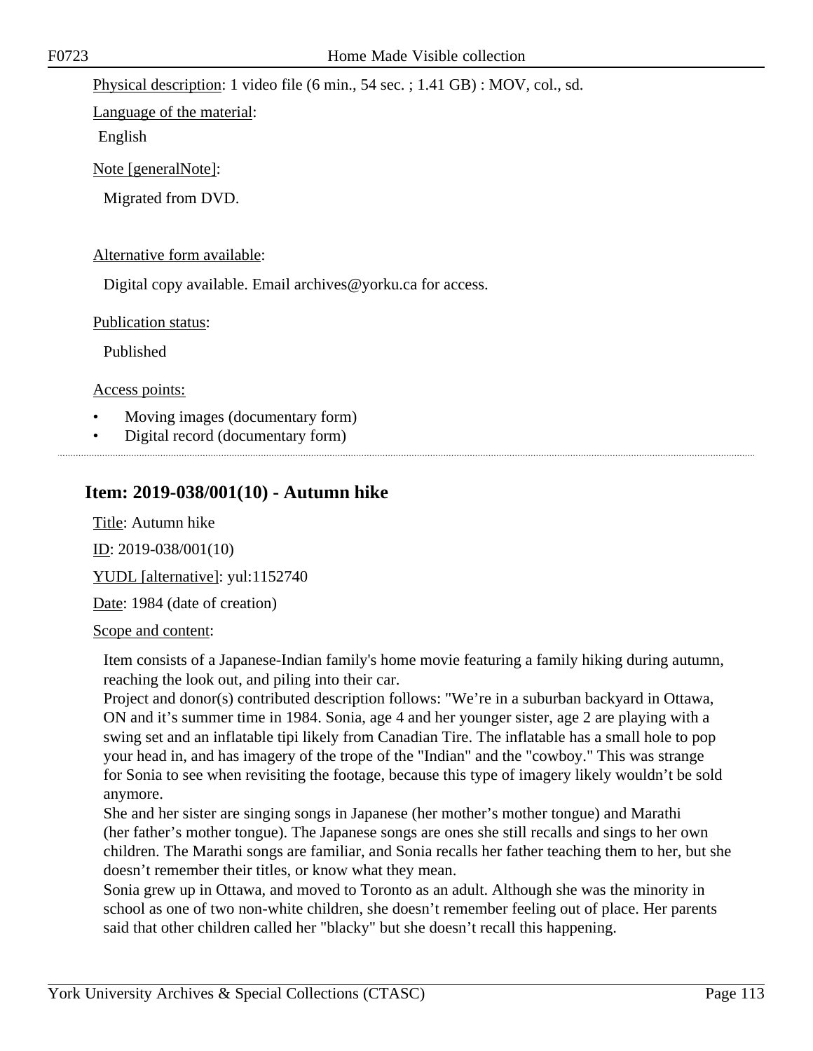Physical description: 1 video file (6 min., 54 sec. ; 1.41 GB) : MOV, col., sd.

Language of the material:

English

Note [generalNote]:

Migrated from DVD.

Alternative form available:

Digital copy available. Email archives@yorku.ca for access.

Publication status:

Published

Access points:

- Moving images (documentary form)
- Digital record (documentary form)

---

## Item: 2019-038/001(10) - Autumn hike

Title: Autumn hike

ID: 2019-038/001(10)

YUDL [alternative]: yul:1152740

Date: 1984 (date of creation)

Scope and content:

Item consists of a Japanese-Indian family's home movie featuring a family hiking during autumn, reaching the look out, and piling into their car.
Project and donor(s) contributed description follows: "We're in a suburban backyard in Ottawa, ON and it's summer time in 1984. Sonia, age 4 and her younger sister, age 2 are playing with a swing set and an inflatable tipi likely from Canadian Tire. The inflatable has a small hole to pop your head in, and has imagery of the trope of the "Indian" and the "cowboy." This was strange for Sonia to see when revisiting the footage, because this type of imagery likely wouldn't be sold anymore.
She and her sister are singing songs in Japanese (her mother's mother tongue) and Marathi (her father's mother tongue). The Japanese songs are ones she still recalls and sings to her own children. The Marathi songs are familiar, and Sonia recalls her father teaching them to her, but she doesn't remember their titles, or know what they mean.
Sonia grew up in Ottawa, and moved to Toronto as an adult. Although she was the minority in school as one of two non-white children, she doesn't remember feeling out of place. Her parents said that other children called her "blacky" but she doesn't recall this happening.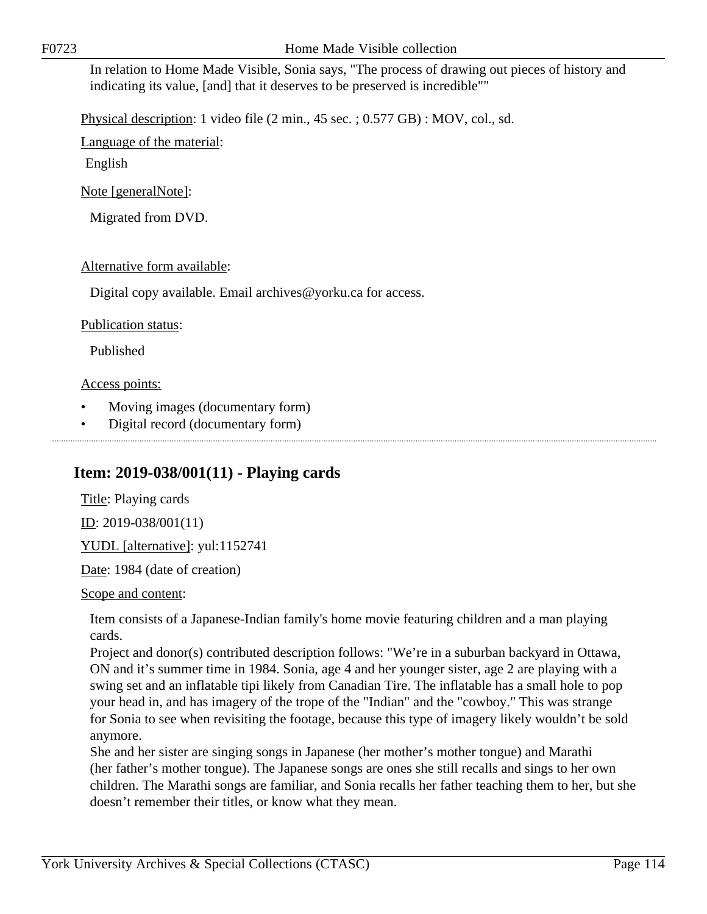In relation to Home Made Visible, Sonia says, "The process of drawing out pieces of history and indicating its value, [and] that it deserves to be preserved is incredible""

Physical description: 1 video file (2 min., 45 sec. ; 0.577 GB) : MOV, col., sd.

Language of the material:

English

Note [generalNote]:

Migrated from DVD.

Alternative form available:

Digital copy available. Email archives@yorku.ca for access.

Publication status:

Published

Access points:

- Moving images (documentary form)
- Digital record (documentary form)

## Item: 2019-038/001(11) - Playing cards

Title: Playing cards

ID: 2019-038/001(11)

YUDL [alternative]: yul:1152741

Date: 1984 (date of creation)

Scope and content:

Item consists of a Japanese-Indian family's home movie featuring children and a man playing cards.

Project and donor(s) contributed description follows: "We're in a suburban backyard in Ottawa, ON and it's summer time in 1984. Sonia, age 4 and her younger sister, age 2 are playing with a swing set and an inflatable tipi likely from Canadian Tire. The inflatable has a small hole to pop your head in, and has imagery of the trope of the "Indian" and the "cowboy." This was strange for Sonia to see when revisiting the footage, because this type of imagery likely wouldn't be sold anymore.

She and her sister are singing songs in Japanese (her mother's mother tongue) and Marathi (her father's mother tongue). The Japanese songs are ones she still recalls and sings to her own children. The Marathi songs are familiar, and Sonia recalls her father teaching them to her, but she doesn't remember their titles, or know what they mean.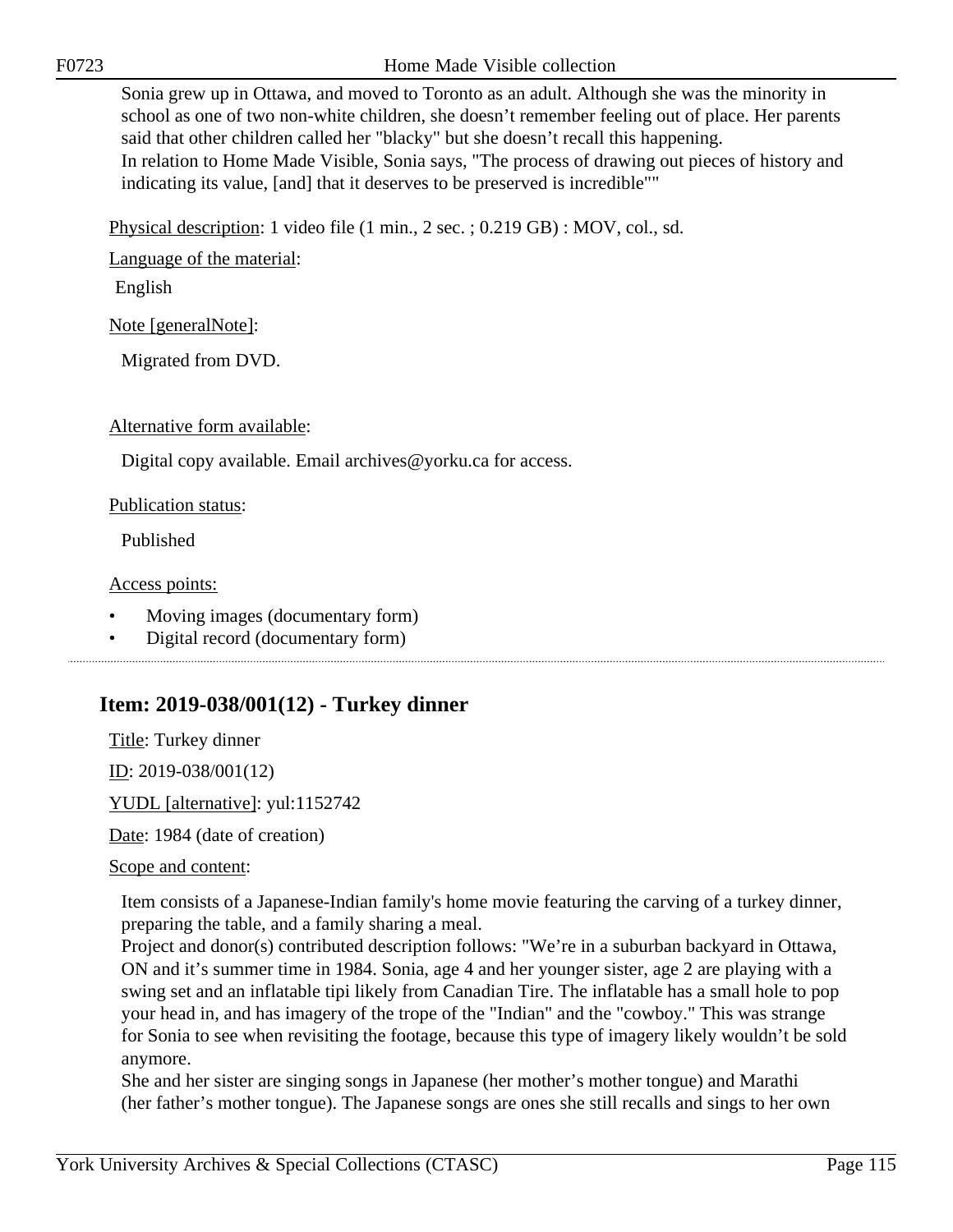Sonia grew up in Ottawa, and moved to Toronto as an adult. Although she was the minority in school as one of two non-white children, she doesn't remember feeling out of place. Her parents said that other children called her "blacky" but she doesn't recall this happening.
In relation to Home Made Visible, Sonia says, "The process of drawing out pieces of history and indicating its value, [and] that it deserves to be preserved is incredible""

Physical description: 1 video file (1 min., 2 sec. ; 0.219 GB) : MOV, col., sd.

Language of the material:

English

Note [generalNote]:

Migrated from DVD.

Alternative form available:

Digital copy available. Email archives@yorku.ca for access.

Publication status:

Published

Access points:

- Moving images (documentary form)
- Digital record (documentary form)

## Item: 2019-038/001(12) - Turkey dinner

Title: Turkey dinner

ID: 2019-038/001(12)

YUDL [alternative]: yul:1152742

Date: 1984 (date of creation)

Scope and content:

Item consists of a Japanese-Indian family's home movie featuring the carving of a turkey dinner, preparing the table, and a family sharing a meal.
Project and donor(s) contributed description follows: "We're in a suburban backyard in Ottawa, ON and it's summer time in 1984. Sonia, age 4 and her younger sister, age 2 are playing with a swing set and an inflatable tipi likely from Canadian Tire. The inflatable has a small hole to pop your head in, and has imagery of the trope of the "Indian" and the "cowboy." This was strange for Sonia to see when revisiting the footage, because this type of imagery likely wouldn't be sold anymore.
She and her sister are singing songs in Japanese (her mother's mother tongue) and Marathi (her father's mother tongue). The Japanese songs are ones she still recalls and sings to her own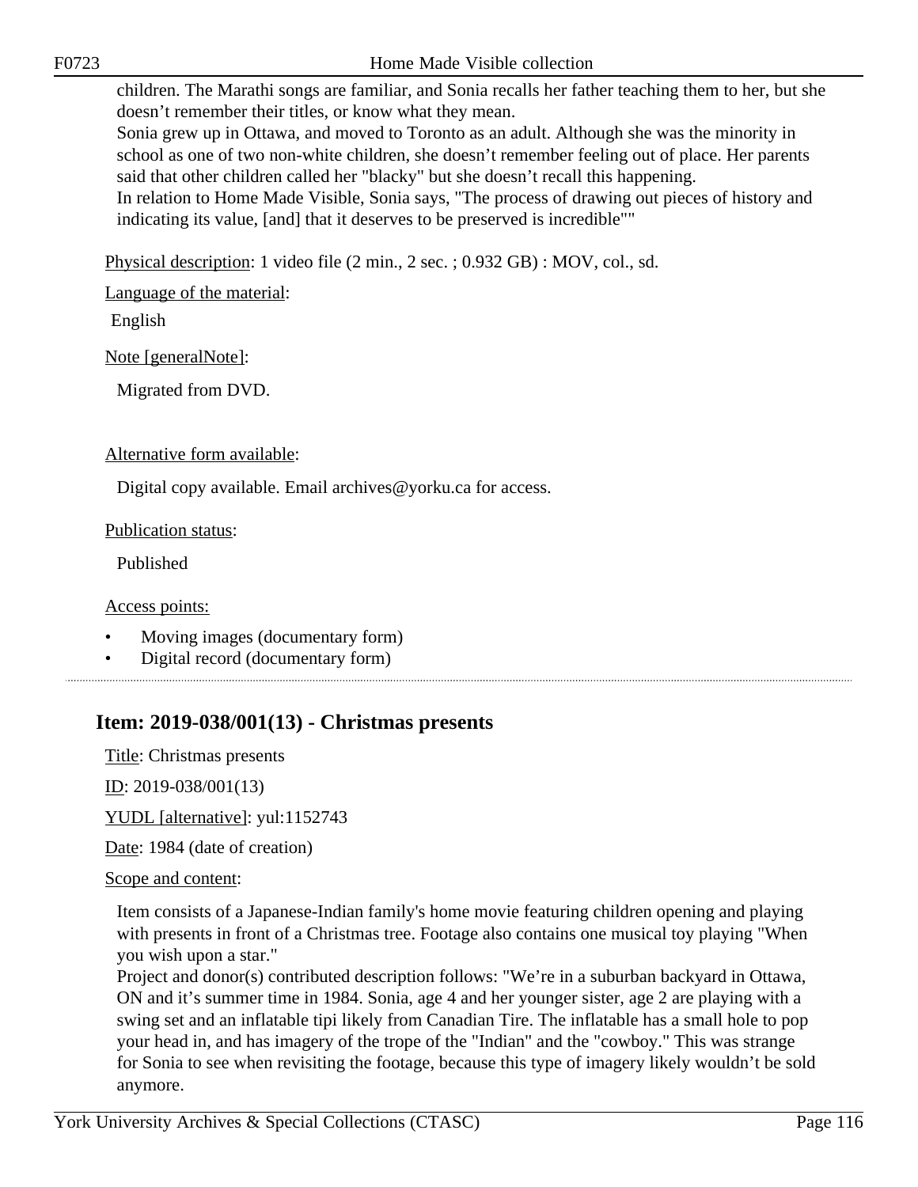children. The Marathi songs are familiar, and Sonia recalls her father teaching them to her, but she doesn't remember their titles, or know what they mean.
Sonia grew up in Ottawa, and moved to Toronto as an adult. Although she was the minority in school as one of two non-white children, she doesn't remember feeling out of place. Her parents said that other children called her "blacky" but she doesn't recall this happening.
In relation to Home Made Visible, Sonia says, "The process of drawing out pieces of history and indicating its value, [and] that it deserves to be preserved is incredible""

Physical description: 1 video file (2 min., 2 sec. ; 0.932 GB) : MOV, col., sd.

Language of the material:

English

Note [generalNote]:

Migrated from DVD.

Alternative form available:

Digital copy available. Email archives@yorku.ca for access.

Publication status:

Published

Access points:

- Moving images (documentary form)
- Digital record (documentary form)

## Item: 2019-038/001(13) - Christmas presents

Title: Christmas presents

ID: 2019-038/001(13)

YUDL [alternative]: yul:1152743

Date: 1984 (date of creation)

Scope and content:

Item consists of a Japanese-Indian family's home movie featuring children opening and playing with presents in front of a Christmas tree. Footage also contains one musical toy playing "When you wish upon a star."
Project and donor(s) contributed description follows: "We're in a suburban backyard in Ottawa, ON and it's summer time in 1984. Sonia, age 4 and her younger sister, age 2 are playing with a swing set and an inflatable tipi likely from Canadian Tire. The inflatable has a small hole to pop your head in, and has imagery of the trope of the "Indian" and the "cowboy." This was strange for Sonia to see when revisiting the footage, because this type of imagery likely wouldn't be sold anymore.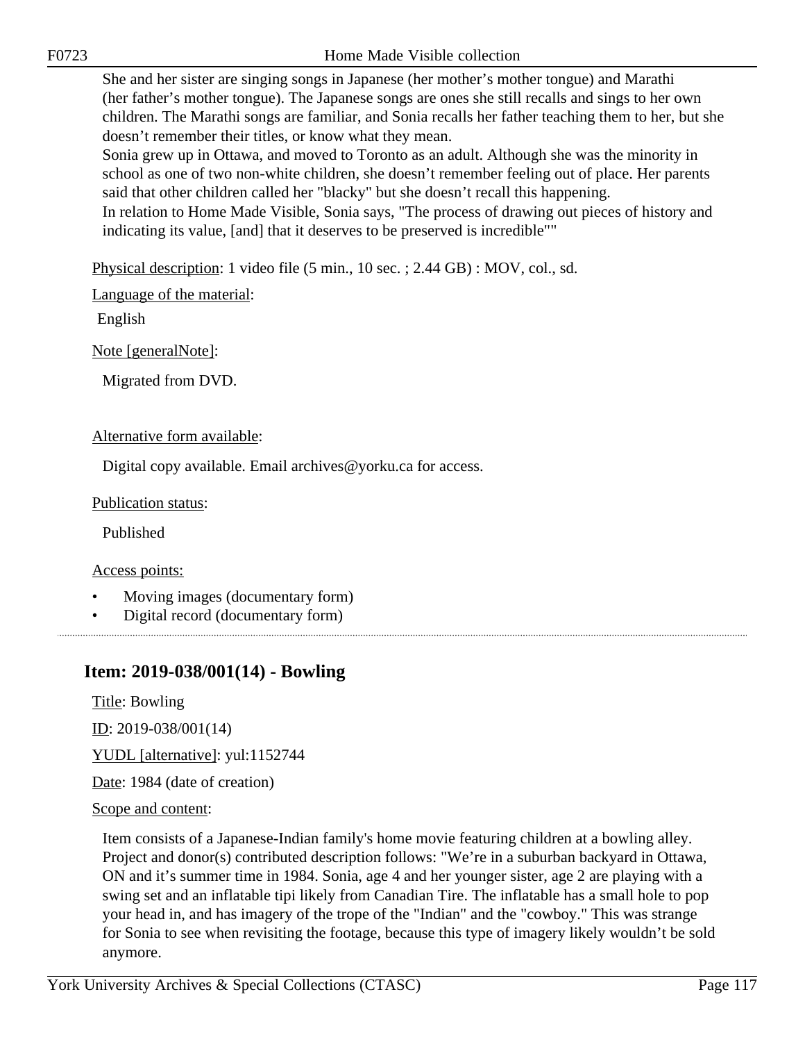She and her sister are singing songs in Japanese (her mother's mother tongue) and Marathi (her father's mother tongue). The Japanese songs are ones she still recalls and sings to her own children. The Marathi songs are familiar, and Sonia recalls her father teaching them to her, but she doesn't remember their titles, or know what they mean.
Sonia grew up in Ottawa, and moved to Toronto as an adult. Although she was the minority in school as one of two non-white children, she doesn't remember feeling out of place. Her parents said that other children called her "blacky" but she doesn't recall this happening.
In relation to Home Made Visible, Sonia says, "The process of drawing out pieces of history and indicating its value, [and] that it deserves to be preserved is incredible""

Physical description: 1 video file (5 min., 10 sec. ; 2.44 GB) : MOV, col., sd.

Language of the material:

English

Note [generalNote]:

Migrated from DVD.

Alternative form available:

Digital copy available. Email archives@yorku.ca for access.

Publication status:

Published

Access points:

- Moving images (documentary form)
- Digital record (documentary form)

---

## Item: 2019-038/001(14) - Bowling

Title: Bowling

ID: 2019-038/001(14)

YUDL [alternative]: yul:1152744

Date: 1984 (date of creation)

Scope and content:

Item consists of a Japanese-Indian family's home movie featuring children at a bowling alley. Project and donor(s) contributed description follows: "We're in a suburban backyard in Ottawa, ON and it's summer time in 1984. Sonia, age 4 and her younger sister, age 2 are playing with a swing set and an inflatable tipi likely from Canadian Tire. The inflatable has a small hole to pop your head in, and has imagery of the trope of the "Indian" and the "cowboy." This was strange for Sonia to see when revisiting the footage, because this type of imagery likely wouldn't be sold anymore.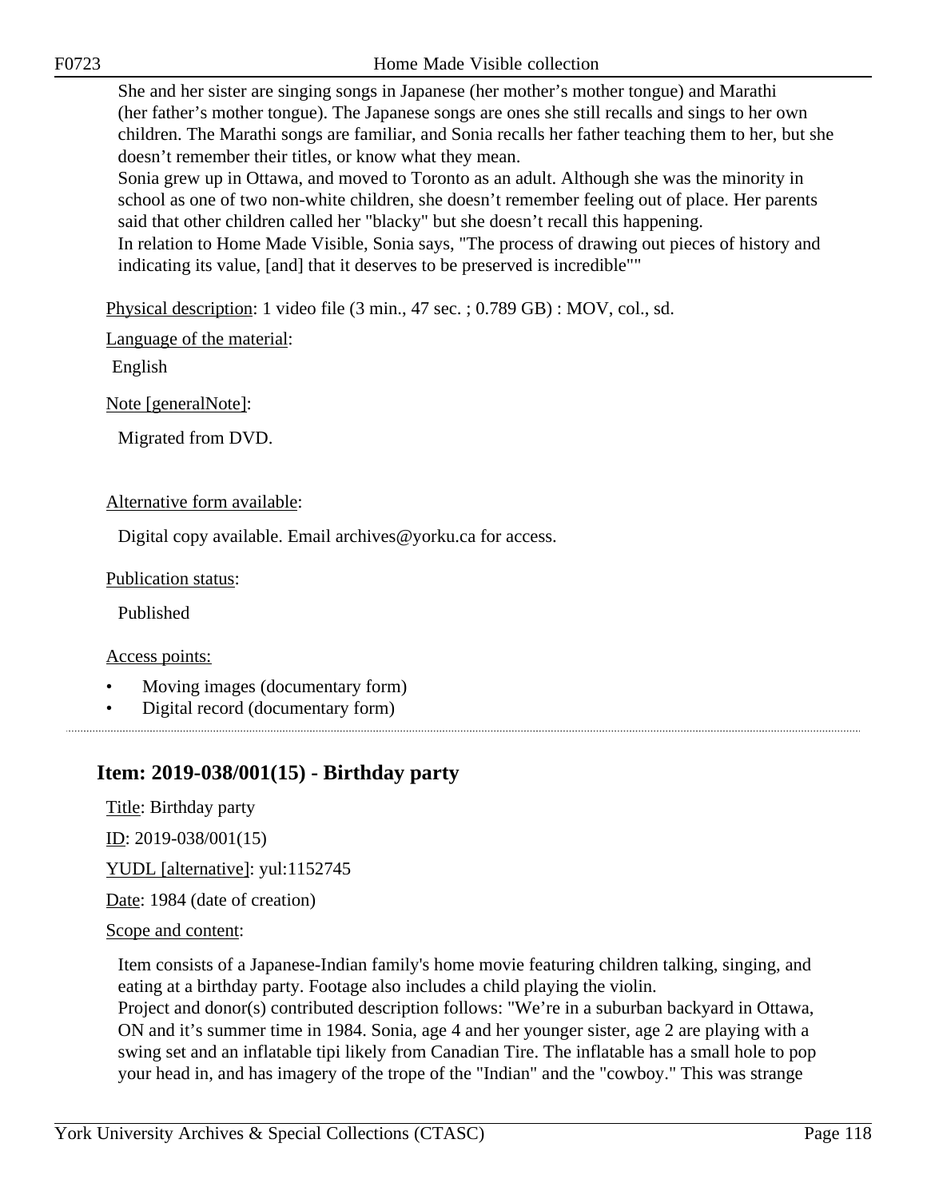She and her sister are singing songs in Japanese (her mother's mother tongue) and Marathi (her father's mother tongue). The Japanese songs are ones she still recalls and sings to her own children. The Marathi songs are familiar, and Sonia recalls her father teaching them to her, but she doesn't remember their titles, or know what they mean.
Sonia grew up in Ottawa, and moved to Toronto as an adult. Although she was the minority in school as one of two non-white children, she doesn't remember feeling out of place. Her parents said that other children called her "blacky" but she doesn't recall this happening.
In relation to Home Made Visible, Sonia says, "The process of drawing out pieces of history and indicating its value, [and] that it deserves to be preserved is incredible""

Physical description: 1 video file (3 min., 47 sec. ; 0.789 GB) : MOV, col., sd.

Language of the material:

English

Note [generalNote]:

Migrated from DVD.

Alternative form available:

Digital copy available. Email archives@yorku.ca for access.

Publication status:

Published

Access points:

- Moving images (documentary form)
- Digital record (documentary form)

## Item: 2019-038/001(15) - Birthday party

Title: Birthday party

ID: 2019-038/001(15)

YUDL [alternative]: yul:1152745

Date: 1984 (date of creation)

Scope and content:

Item consists of a Japanese-Indian family's home movie featuring children talking, singing, and eating at a birthday party. Footage also includes a child playing the violin.
Project and donor(s) contributed description follows: "We're in a suburban backyard in Ottawa, ON and it's summer time in 1984. Sonia, age 4 and her younger sister, age 2 are playing with a swing set and an inflatable tipi likely from Canadian Tire. The inflatable has a small hole to pop your head in, and has imagery of the trope of the "Indian" and the "cowboy." This was strange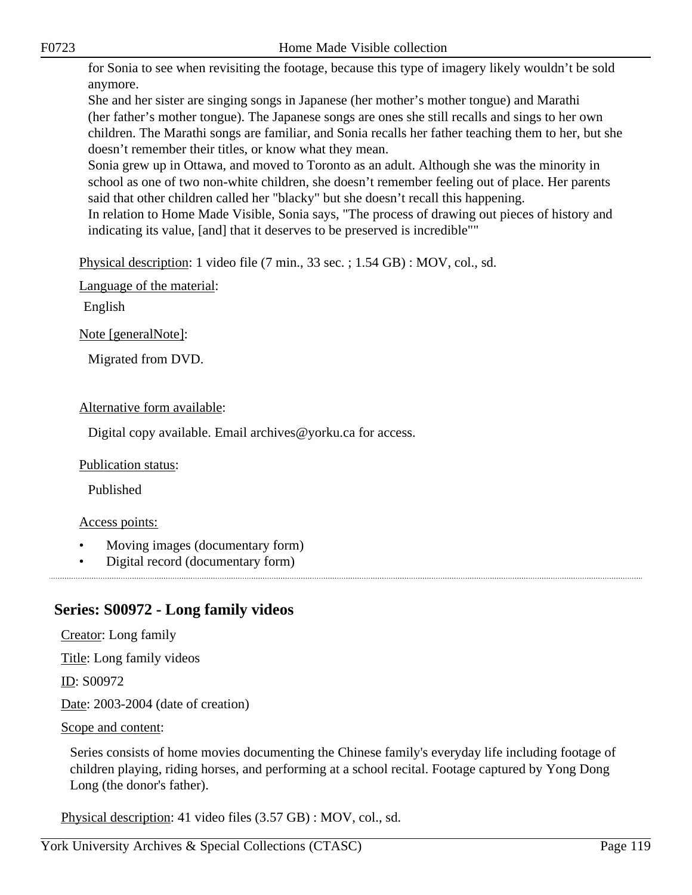for Sonia to see when revisiting the footage, because this type of imagery likely wouldn't be sold anymore.
She and her sister are singing songs in Japanese (her mother's mother tongue) and Marathi (her father's mother tongue). The Japanese songs are ones she still recalls and sings to her own children. The Marathi songs are familiar, and Sonia recalls her father teaching them to her, but she doesn't remember their titles, or know what they mean.
Sonia grew up in Ottawa, and moved to Toronto as an adult. Although she was the minority in school as one of two non-white children, she doesn't remember feeling out of place. Her parents said that other children called her "blacky" but she doesn't recall this happening.
In relation to Home Made Visible, Sonia says, "The process of drawing out pieces of history and indicating its value, [and] that it deserves to be preserved is incredible""

Physical description: 1 video file (7 min., 33 sec. ; 1.54 GB) : MOV, col., sd.

Language of the material:

English

Note [generalNote]:

Migrated from DVD.

Alternative form available:

Digital copy available. Email archives@yorku.ca for access.

Publication status:

Published

Access points:

- Moving images (documentary form)
- Digital record (documentary form)

## Series: S00972 - Long family videos

Creator: Long family

Title: Long family videos

ID: S00972

Date: 2003-2004 (date of creation)

Scope and content:

Series consists of home movies documenting the Chinese family's everyday life including footage of children playing, riding horses, and performing at a school recital. Footage captured by Yong Dong Long (the donor's father).

Physical description: 41 video files (3.57 GB) : MOV, col., sd.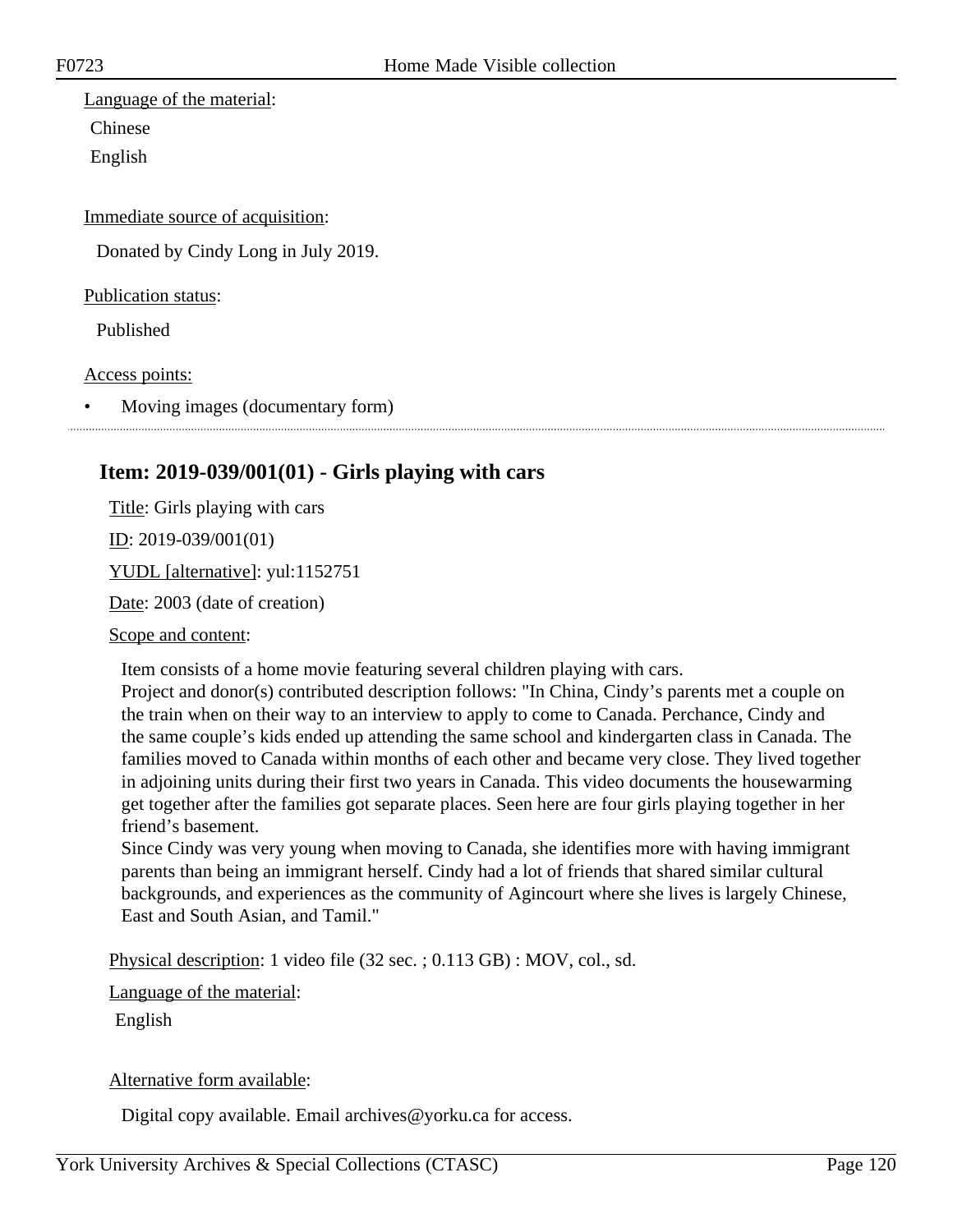Language of the material:

Chinese

English

Immediate source of acquisition:

Donated by Cindy Long in July 2019.

Publication status:

Published

Access points:

- Moving images (documentary form)

## Item: 2019-039/001(01) - Girls playing with cars

Title: Girls playing with cars

ID: 2019-039/001(01)

YUDL [alternative]: yul:1152751

Date: 2003 (date of creation)

Scope and content:

Item consists of a home movie featuring several children playing with cars.
Project and donor(s) contributed description follows: "In China, Cindy's parents met a couple on the train when on their way to an interview to apply to come to Canada. Perchance, Cindy and the same couple's kids ended up attending the same school and kindergarten class in Canada. The families moved to Canada within months of each other and became very close. They lived together in adjoining units during their first two years in Canada. This video documents the housewarming get together after the families got separate places. Seen here are four girls playing together in her friend's basement.
Since Cindy was very young when moving to Canada, she identifies more with having immigrant parents than being an immigrant herself. Cindy had a lot of friends that shared similar cultural backgrounds, and experiences as the community of Agincourt where she lives is largely Chinese, East and South Asian, and Tamil."

Physical description: 1 video file (32 sec. ; 0.113 GB) : MOV, col., sd.

Language of the material:

English

Alternative form available:

Digital copy available. Email archives@yorku.ca for access.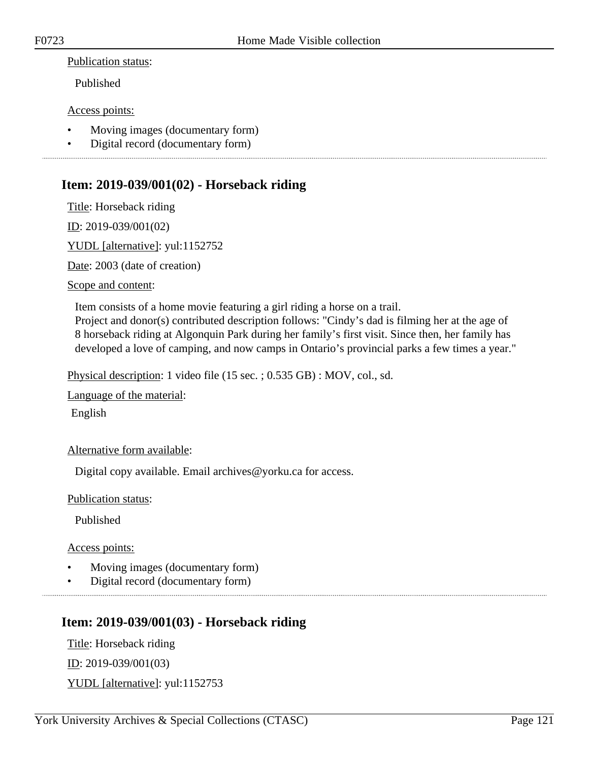Publication status:

Published

Access points:

- Moving images (documentary form)
- Digital record (documentary form)

---

## Item: 2019-039/001(02) - Horseback riding

Title: Horseback riding

ID: 2019-039/001(02)

YUDL [alternative]: yul:1152752

Date: 2003 (date of creation)

Scope and content:

Item consists of a home movie featuring a girl riding a horse on a trail.
Project and donor(s) contributed description follows: "Cindy's dad is filming her at the age of 8 horseback riding at Algonquin Park during her family's first visit. Since then, her family has developed a love of camping, and now camps in Ontario's provincial parks a few times a year."

Physical description: 1 video file (15 sec. ; 0.535 GB) : MOV, col., sd.

Language of the material:

English

Alternative form available:

Digital copy available. Email archives@yorku.ca for access.

Publication status:

Published

Access points:

- Moving images (documentary form)
- Digital record (documentary form)

---

## Item: 2019-039/001(03) - Horseback riding

Title: Horseback riding

ID: 2019-039/001(03)

YUDL [alternative]: yul:1152753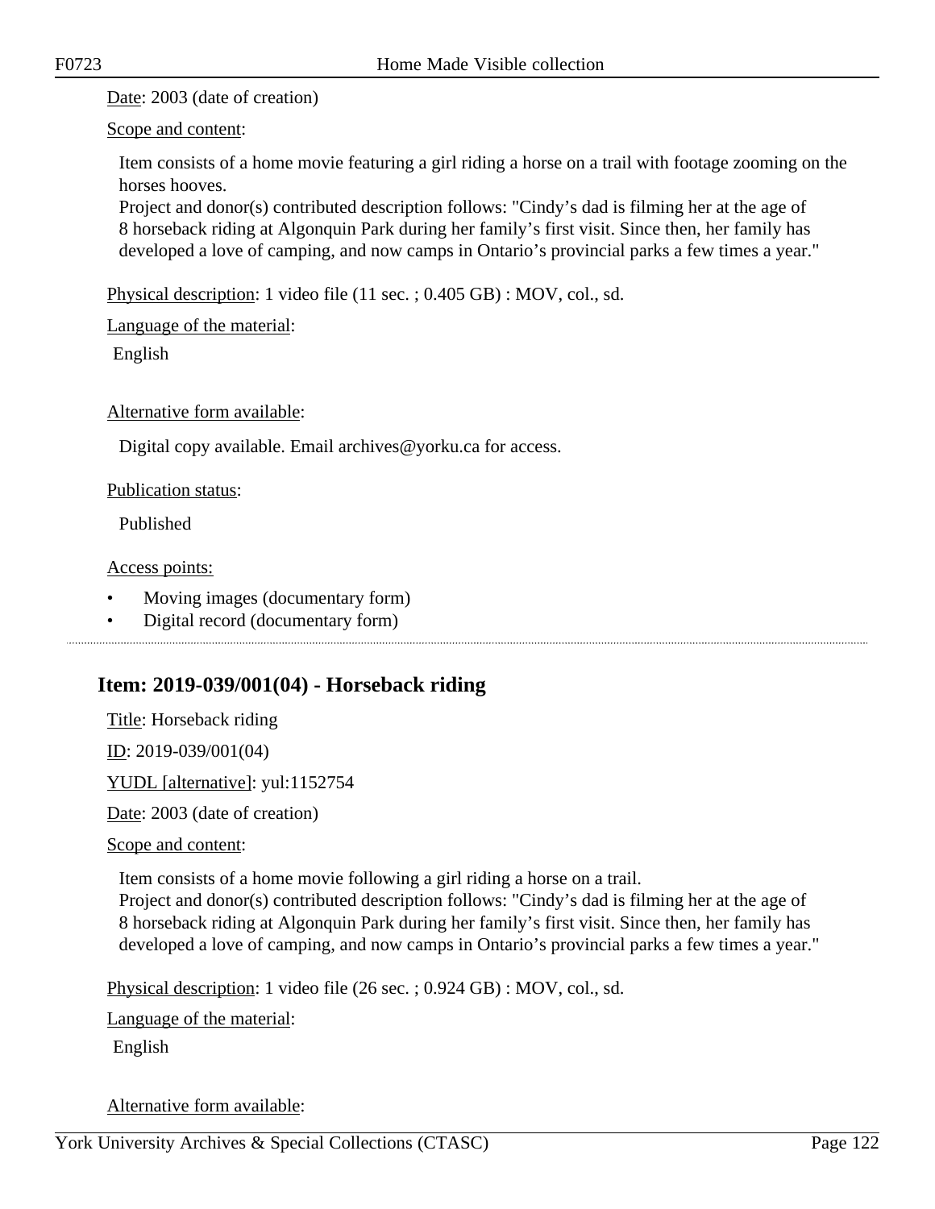Date: 2003 (date of creation)

Scope and content:

Item consists of a home movie featuring a girl riding a horse on a trail with footage zooming on the horses hooves.
Project and donor(s) contributed description follows: "Cindy's dad is filming her at the age of 8 horseback riding at Algonquin Park during her family's first visit. Since then, her family has developed a love of camping, and now camps in Ontario's provincial parks a few times a year."

Physical description: 1 video file (11 sec. ; 0.405 GB) : MOV, col., sd.

Language of the material:

English

Alternative form available:

Digital copy available. Email archives@yorku.ca for access.

Publication status:

Published

Access points:

- Moving images (documentary form)
- Digital record (documentary form)

## Item: 2019-039/001(04) - Horseback riding

Title: Horseback riding

ID: 2019-039/001(04)

YUDL [alternative]: yul:1152754

Date: 2003 (date of creation)

Scope and content:

Item consists of a home movie following a girl riding a horse on a trail.
Project and donor(s) contributed description follows: "Cindy's dad is filming her at the age of 8 horseback riding at Algonquin Park during her family's first visit. Since then, her family has developed a love of camping, and now camps in Ontario's provincial parks a few times a year."

Physical description: 1 video file (26 sec. ; 0.924 GB) : MOV, col., sd.

Language of the material:

English

Alternative form available: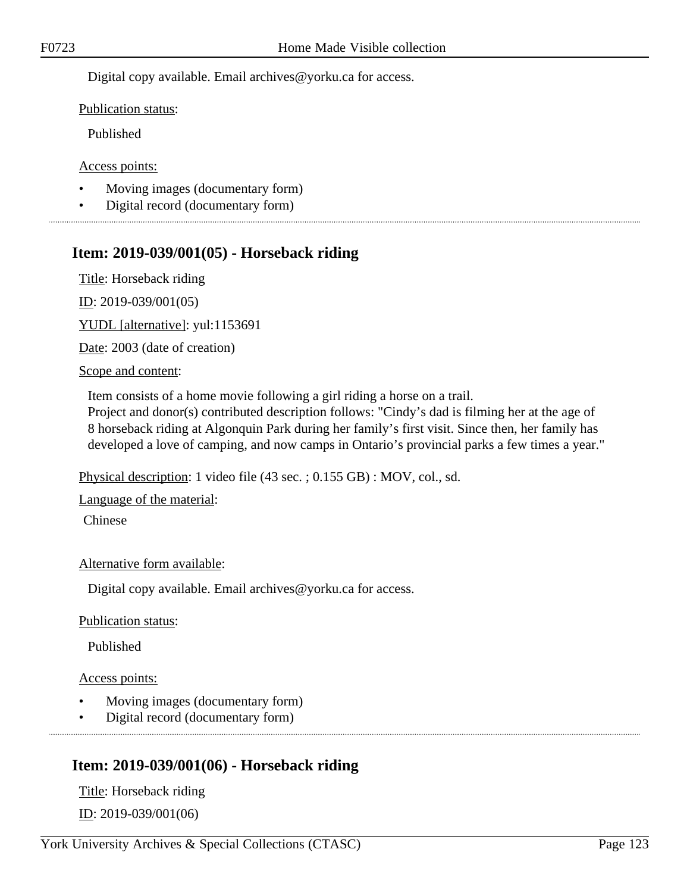Digital copy available. Email archives@yorku.ca for access.

Publication status:

Published

Access points:

- Moving images (documentary form)
- Digital record (documentary form)

---

## Item: 2019-039/001(05) - Horseback riding

Title: Horseback riding

ID: 2019-039/001(05)

YUDL [alternative]: yul:1153691

Date: 2003 (date of creation)

Scope and content:

Item consists of a home movie following a girl riding a horse on a trail.
Project and donor(s) contributed description follows: "Cindy's dad is filming her at the age of 8 horseback riding at Algonquin Park during her family's first visit. Since then, her family has developed a love of camping, and now camps in Ontario's provincial parks a few times a year."

Physical description: 1 video file (43 sec. ; 0.155 GB) : MOV, col., sd.

Language of the material:

Chinese

Alternative form available:

Digital copy available. Email archives@yorku.ca for access.

Publication status:

Published

Access points:

- Moving images (documentary form)
- Digital record (documentary form)

---

## Item: 2019-039/001(06) - Horseback riding

Title: Horseback riding

ID: 2019-039/001(06)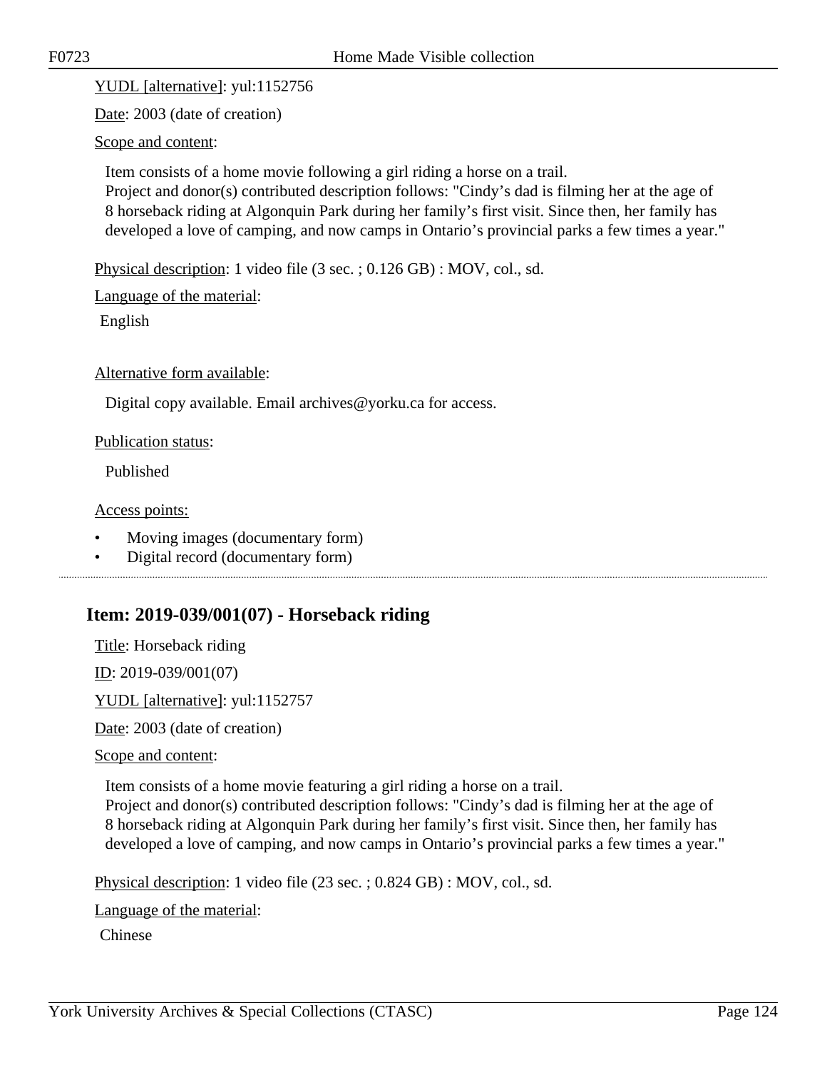YUDL [alternative]: yul:1152756

Date: 2003 (date of creation)

Scope and content:

Item consists of a home movie following a girl riding a horse on a trail.
Project and donor(s) contributed description follows: "Cindy’s dad is filming her at the age of 8 horseback riding at Algonquin Park during her family’s first visit. Since then, her family has developed a love of camping, and now camps in Ontario’s provincial parks a few times a year."

Physical description: 1 video file (3 sec. ; 0.126 GB) : MOV, col., sd.

Language of the material:

English

Alternative form available:

Digital copy available. Email archives@yorku.ca for access.

Publication status:

Published

Access points:

- Moving images (documentary form)
- Digital record (documentary form)

## Item: 2019-039/001(07) - Horseback riding

Title: Horseback riding

ID: 2019-039/001(07)

YUDL [alternative]: yul:1152757

Date: 2003 (date of creation)

Scope and content:

Item consists of a home movie featuring a girl riding a horse on a trail.
Project and donor(s) contributed description follows: "Cindy’s dad is filming her at the age of 8 horseback riding at Algonquin Park during her family’s first visit. Since then, her family has developed a love of camping, and now camps in Ontario’s provincial parks a few times a year."

Physical description: 1 video file (23 sec. ; 0.824 GB) : MOV, col., sd.

Language of the material:

Chinese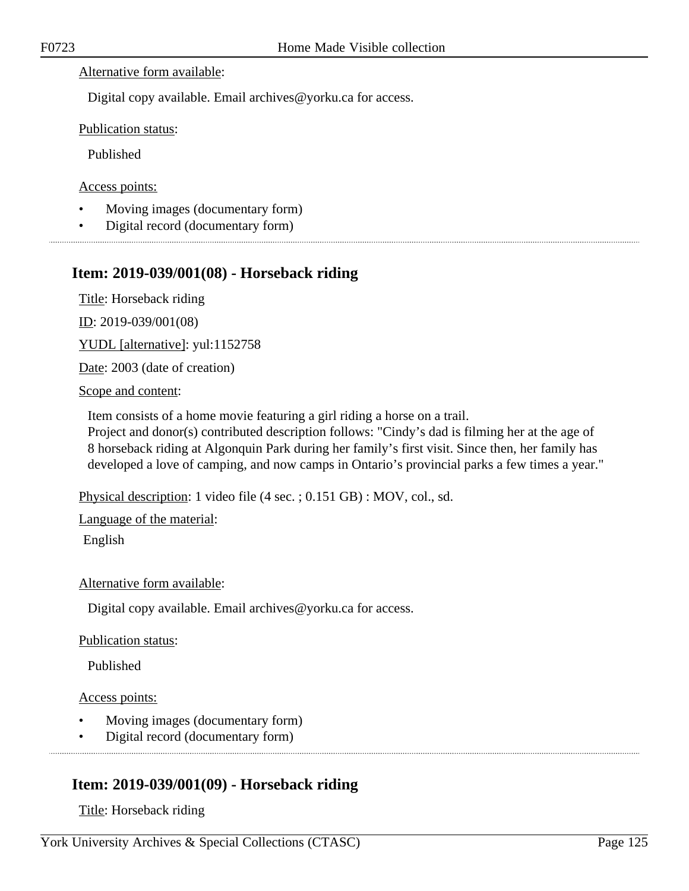Alternative form available:

Digital copy available. Email archives@yorku.ca for access.

Publication status:

Published

Access points:

- Moving images (documentary form)
- Digital record (documentary form)

## Item: 2019-039/001(08) - Horseback riding

Title: Horseback riding

ID: 2019-039/001(08)

YUDL [alternative]: yul:1152758

Date: 2003 (date of creation)

Scope and content:

Item consists of a home movie featuring a girl riding a horse on a trail.
Project and donor(s) contributed description follows: "Cindy's dad is filming her at the age of 8 horseback riding at Algonquin Park during her family's first visit. Since then, her family has developed a love of camping, and now camps in Ontario's provincial parks a few times a year."

Physical description: 1 video file (4 sec. ; 0.151 GB) : MOV, col., sd.

Language of the material:

English

Alternative form available:

Digital copy available. Email archives@yorku.ca for access.

Publication status:

Published

Access points:

- Moving images (documentary form)
- Digital record (documentary form)

## Item: 2019-039/001(09) - Horseback riding

Title: Horseback riding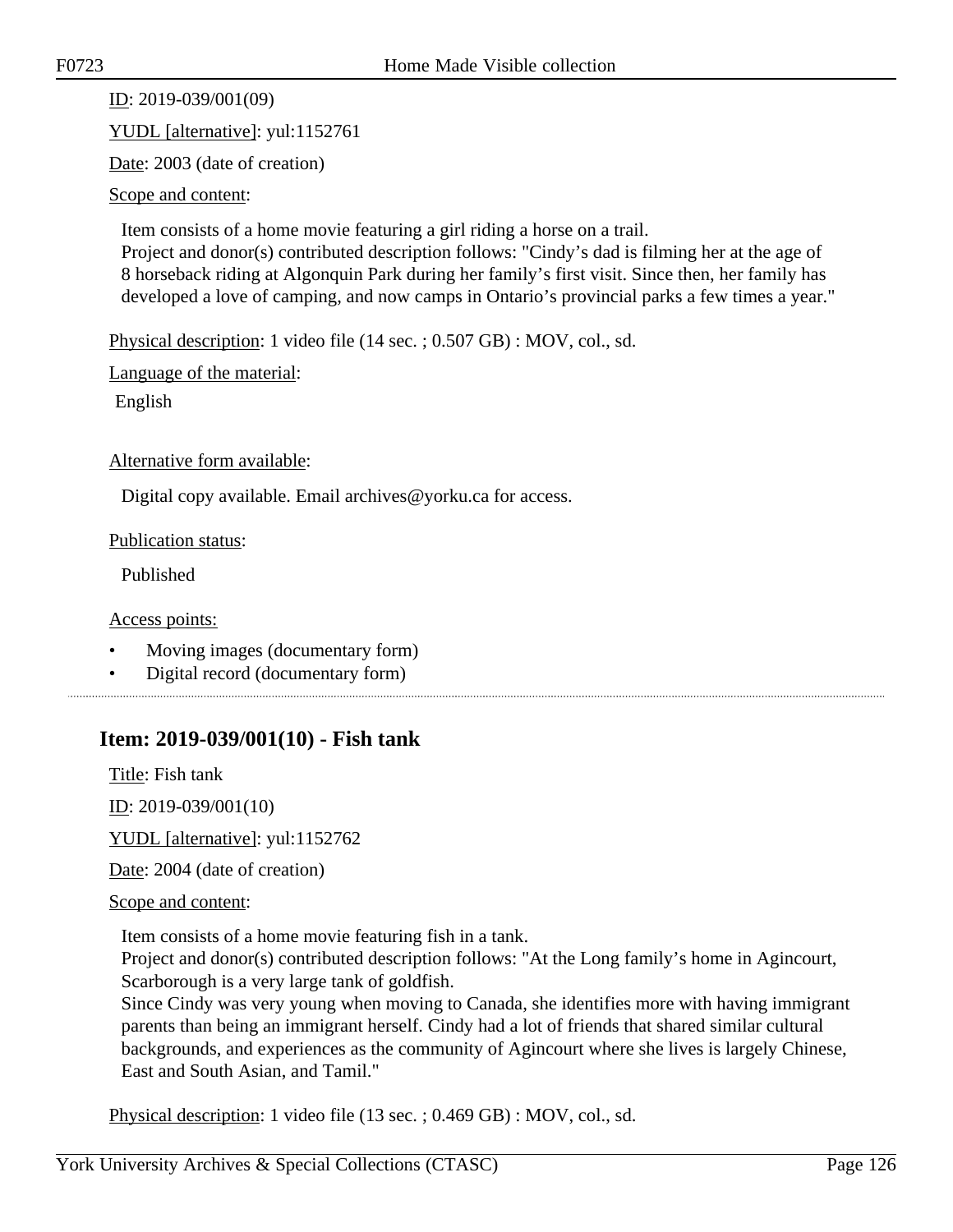ID: 2019-039/001(09)

YUDL [alternative]: yul:1152761

Date: 2003 (date of creation)

Scope and content:

Item consists of a home movie featuring a girl riding a horse on a trail.
Project and donor(s) contributed description follows: "Cindy's dad is filming her at the age of 8 horseback riding at Algonquin Park during her family's first visit. Since then, her family has developed a love of camping, and now camps in Ontario's provincial parks a few times a year."

Physical description: 1 video file (14 sec. ; 0.507 GB) : MOV, col., sd.

Language of the material:

English

Alternative form available:

Digital copy available. Email archives@yorku.ca for access.

Publication status:

Published

Access points:

- Moving images (documentary form)
- Digital record (documentary form)

---

## Item: 2019-039/001(10) - Fish tank

Title: Fish tank

ID: 2019-039/001(10)

YUDL [alternative]: yul:1152762

Date: 2004 (date of creation)

Scope and content:

Item consists of a home movie featuring fish in a tank.
Project and donor(s) contributed description follows: "At the Long family's home in Agincourt, Scarborough is a very large tank of goldfish.
Since Cindy was very young when moving to Canada, she identifies more with having immigrant parents than being an immigrant herself. Cindy had a lot of friends that shared similar cultural backgrounds, and experiences as the community of Agincourt where she lives is largely Chinese, East and South Asian, and Tamil."

Physical description: 1 video file (13 sec. ; 0.469 GB) : MOV, col., sd.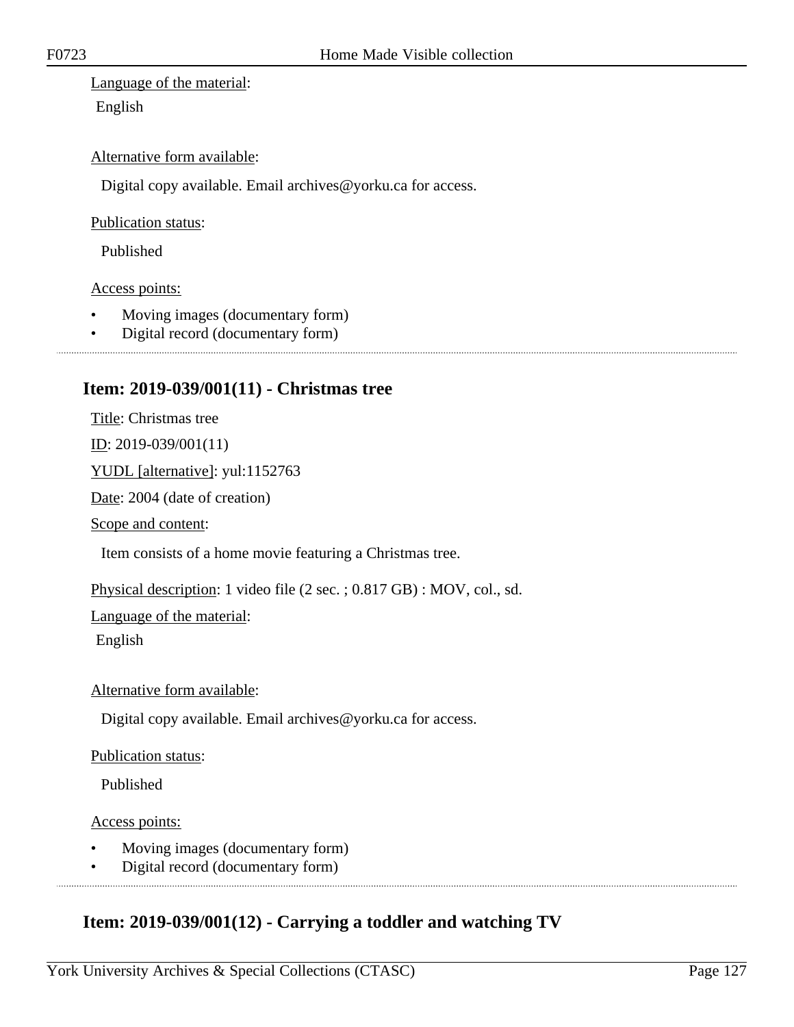Language of the material:

English

Alternative form available:

Digital copy available. Email archives@yorku.ca for access.

Publication status:

Published

Access points:

- Moving images (documentary form)
- Digital record (documentary form)

## Item: 2019-039/001(11) - Christmas tree

Title: Christmas tree

ID: 2019-039/001(11)

YUDL [alternative]: yul:1152763

Date: 2004 (date of creation)

Scope and content:

Item consists of a home movie featuring a Christmas tree.

Physical description: 1 video file (2 sec. ; 0.817 GB) : MOV, col., sd.

Language of the material:

English

Alternative form available:

Digital copy available. Email archives@yorku.ca for access.

Publication status:

Published

Access points:

- Moving images (documentary form)
- Digital record (documentary form)

## Item: 2019-039/001(12) - Carrying a toddler and watching TV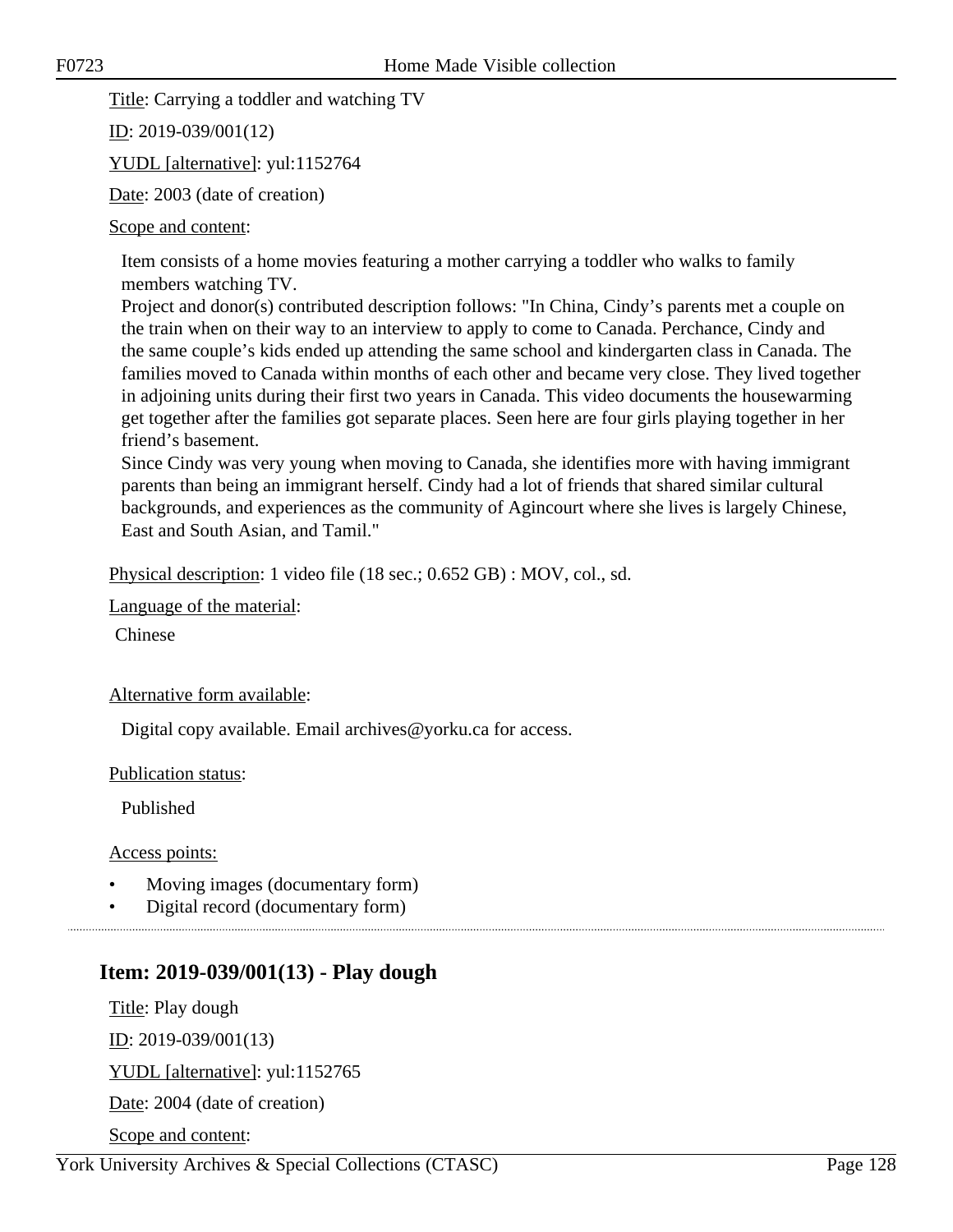Title: Carrying a toddler and watching TV

ID: 2019-039/001(12)

YUDL [alternative]: yul:1152764

Date: 2003 (date of creation)

Scope and content:

Item consists of a home movies featuring a mother carrying a toddler who walks to family members watching TV.
Project and donor(s) contributed description follows: "In China, Cindy's parents met a couple on the train when on their way to an interview to apply to come to Canada. Perchance, Cindy and the same couple's kids ended up attending the same school and kindergarten class in Canada. The families moved to Canada within months of each other and became very close. They lived together in adjoining units during their first two years in Canada. This video documents the housewarming get together after the families got separate places. Seen here are four girls playing together in her friend's basement.
Since Cindy was very young when moving to Canada, she identifies more with having immigrant parents than being an immigrant herself. Cindy had a lot of friends that shared similar cultural backgrounds, and experiences as the community of Agincourt where she lives is largely Chinese, East and South Asian, and Tamil."

Physical description: 1 video file (18 sec.; 0.652 GB) : MOV, col., sd.

Language of the material:

Chinese

Alternative form available:

Digital copy available. Email archives@yorku.ca for access.

Publication status:

Published

Access points:

- Moving images (documentary form)
- Digital record (documentary form)

## Item: 2019-039/001(13) - Play dough

Title: Play dough

ID: 2019-039/001(13)

YUDL [alternative]: yul:1152765

Date: 2004 (date of creation)

Scope and content: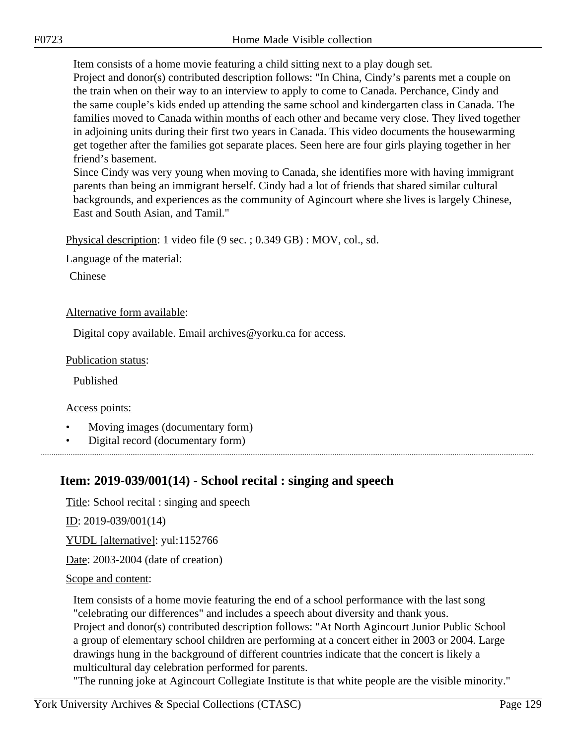Item consists of a home movie featuring a child sitting next to a play dough set.
Project and donor(s) contributed description follows: "In China, Cindy’s parents met a couple on the train when on their way to an interview to apply to come to Canada. Perchance, Cindy and the same couple’s kids ended up attending the same school and kindergarten class in Canada. The families moved to Canada within months of each other and became very close. They lived together in adjoining units during their first two years in Canada. This video documents the housewarming get together after the families got separate places. Seen here are four girls playing together in her friend’s basement.
Since Cindy was very young when moving to Canada, she identifies more with having immigrant parents than being an immigrant herself. Cindy had a lot of friends that shared similar cultural backgrounds, and experiences as the community of Agincourt where she lives is largely Chinese, East and South Asian, and Tamil."

Physical description: 1 video file (9 sec. ; 0.349 GB) : MOV, col., sd.

Language of the material:

Chinese

Alternative form available:

Digital copy available. Email archives@yorku.ca for access.

Publication status:

Published

Access points:

- Moving images (documentary form)
- Digital record (documentary form)

## Item: 2019-039/001(14) - School recital : singing and speech

Title: School recital : singing and speech

ID: 2019-039/001(14)

YUDL [alternative]: yul:1152766

Date: 2003-2004 (date of creation)

Scope and content:

Item consists of a home movie featuring the end of a school performance with the last song "celebrating our differences" and includes a speech about diversity and thank yous.
Project and donor(s) contributed description follows: "At North Agincourt Junior Public School a group of elementary school children are performing at a concert either in 2003 or 2004. Large drawings hung in the background of different countries indicate that the concert is likely a multicultural day celebration performed for parents.
"The running joke at Agincourt Collegiate Institute is that white people are the visible minority."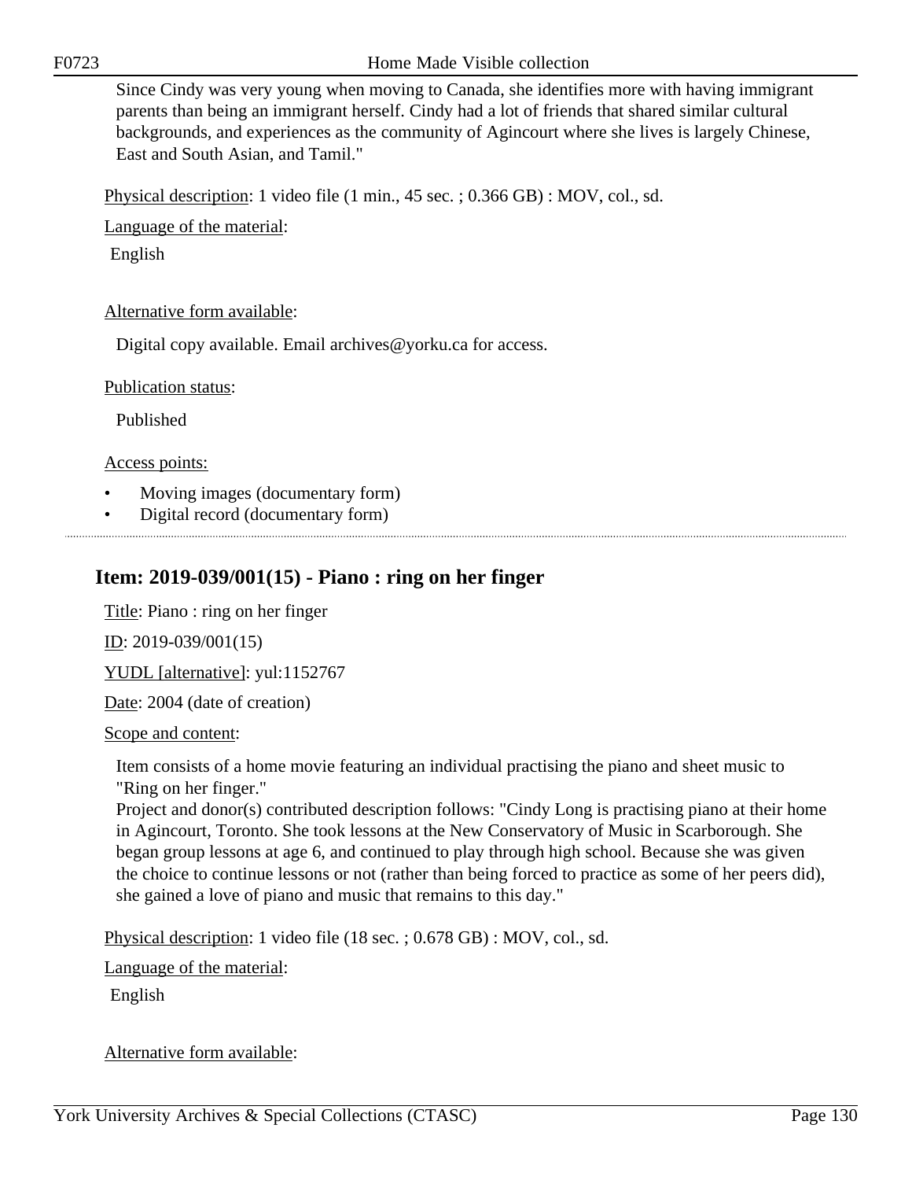Since Cindy was very young when moving to Canada, she identifies more with having immigrant parents than being an immigrant herself. Cindy had a lot of friends that shared similar cultural backgrounds, and experiences as the community of Agincourt where she lives is largely Chinese, East and South Asian, and Tamil."

Physical description: 1 video file (1 min., 45 sec. ; 0.366 GB) : MOV, col., sd.

Language of the material:

English

Alternative form available:

Digital copy available. Email archives@yorku.ca for access.

Publication status:

Published

Access points:

- Moving images (documentary form)
- Digital record (documentary form)

---

## Item: 2019-039/001(15) - Piano : ring on her finger

Title: Piano : ring on her finger

ID: 2019-039/001(15)

YUDL [alternative]: yul:1152767

Date: 2004 (date of creation)

Scope and content:

Item consists of a home movie featuring an individual practising the piano and sheet music to "Ring on her finger."
Project and donor(s) contributed description follows: "Cindy Long is practising piano at their home in Agincourt, Toronto. She took lessons at the New Conservatory of Music in Scarborough. She began group lessons at age 6, and continued to play through high school. Because she was given the choice to continue lessons or not (rather than being forced to practice as some of her peers did), she gained a love of piano and music that remains to this day."

Physical description: 1 video file (18 sec. ; 0.678 GB) : MOV, col., sd.

Language of the material:

English

Alternative form available: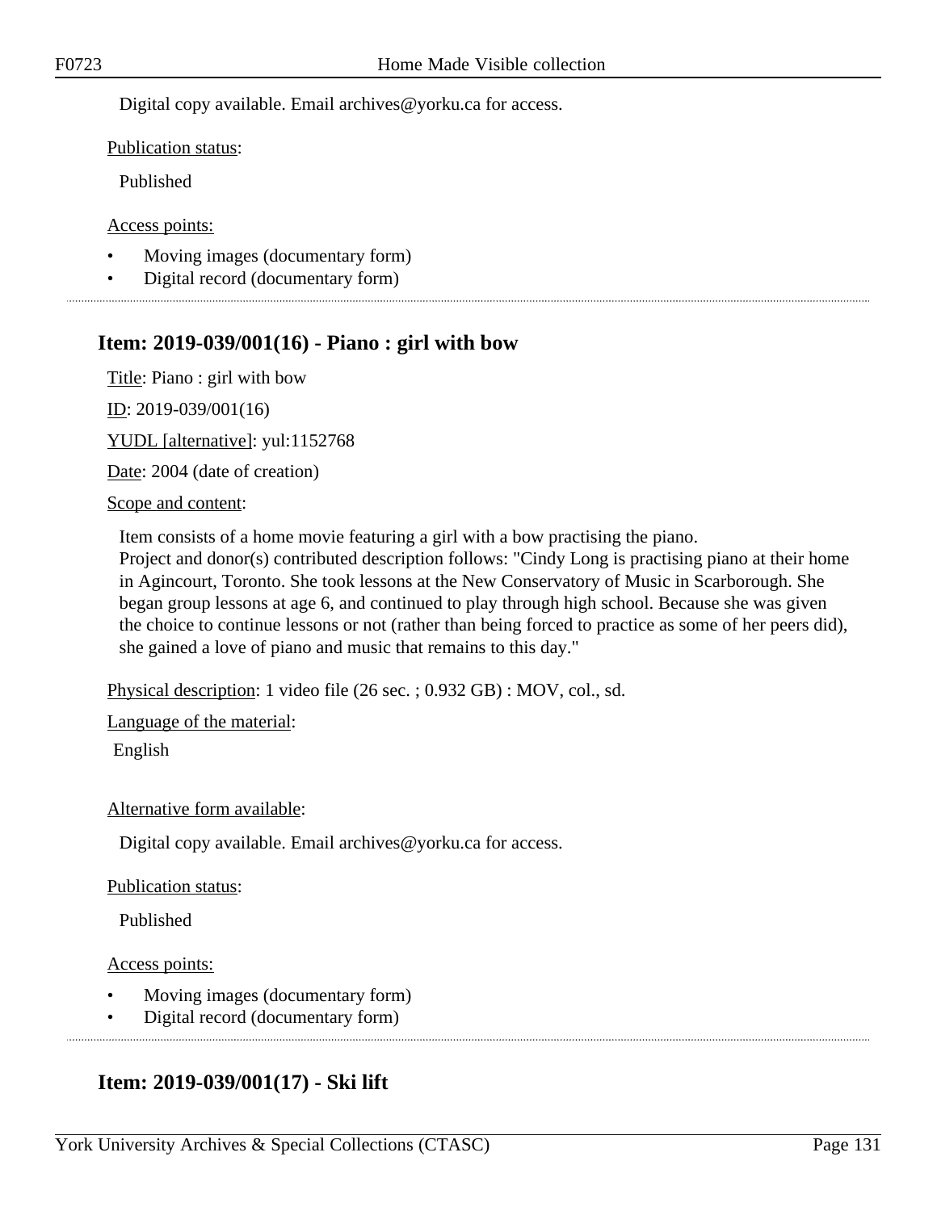Digital copy available. Email archives@yorku.ca for access.

Publication status:

Published

Access points:

- Moving images (documentary form)
- Digital record (documentary form)

## Item: 2019-039/001(16) - Piano : girl with bow

Title: Piano : girl with bow

ID: 2019-039/001(16)

YUDL [alternative]: yul:1152768

Date: 2004 (date of creation)

Scope and content:

Item consists of a home movie featuring a girl with a bow practising the piano.
Project and donor(s) contributed description follows: "Cindy Long is practising piano at their home in Agincourt, Toronto. She took lessons at the New Conservatory of Music in Scarborough. She began group lessons at age 6, and continued to play through high school. Because she was given the choice to continue lessons or not (rather than being forced to practice as some of her peers did), she gained a love of piano and music that remains to this day."

Physical description: 1 video file (26 sec. ; 0.932 GB) : MOV, col., sd.

Language of the material:

English

Alternative form available:

Digital copy available. Email archives@yorku.ca for access.

Publication status:

Published

Access points:

- Moving images (documentary form)
- Digital record (documentary form)

## Item: 2019-039/001(17) - Ski lift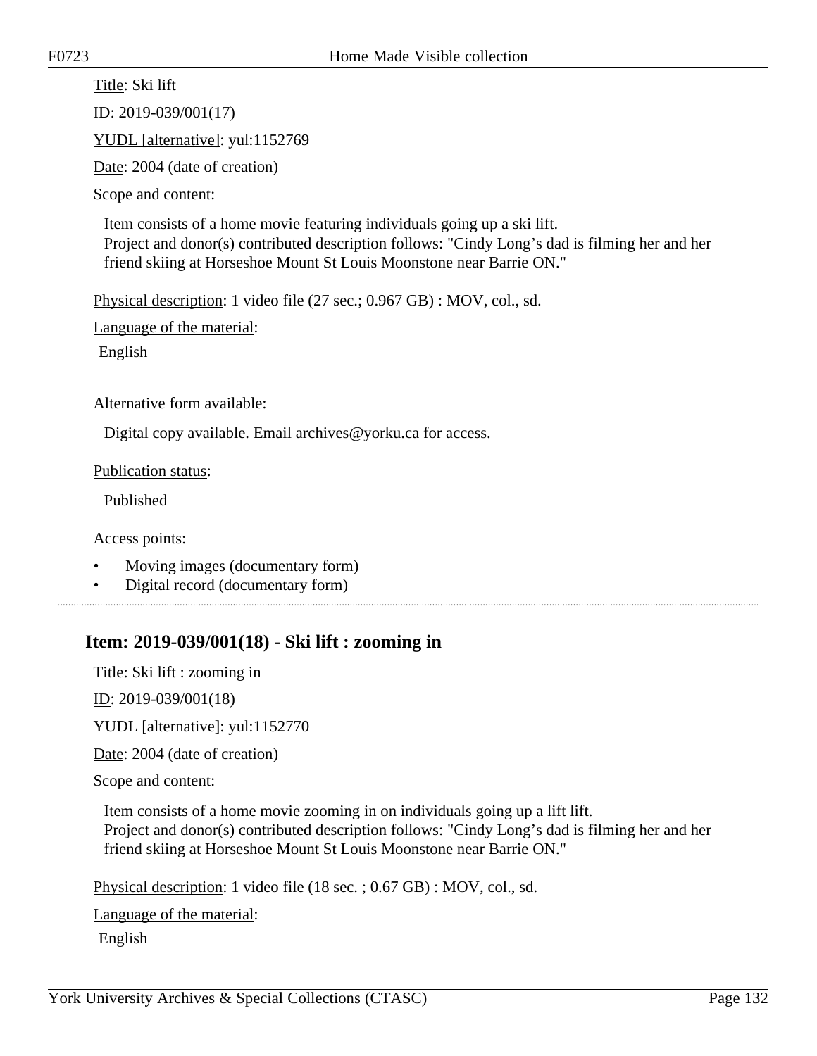Title: Ski lift

ID: 2019-039/001(17)

YUDL [alternative]: yul:1152769

Date: 2004 (date of creation)

Scope and content:

Item consists of a home movie featuring individuals going up a ski lift.
Project and donor(s) contributed description follows: "Cindy Long's dad is filming her and her friend skiing at Horseshoe Mount St Louis Moonstone near Barrie ON."

Physical description: 1 video file (27 sec.; 0.967 GB) : MOV, col., sd.

Language of the material:

English

Alternative form available:

Digital copy available. Email archives@yorku.ca for access.

Publication status:

Published

Access points:

- Moving images (documentary form)
- Digital record (documentary form)

---

## Item: 2019-039/001(18) - Ski lift : zooming in

Title: Ski lift : zooming in

ID: 2019-039/001(18)

YUDL [alternative]: yul:1152770

Date: 2004 (date of creation)

Scope and content:

Item consists of a home movie zooming in on individuals going up a lift lift.
Project and donor(s) contributed description follows: "Cindy Long's dad is filming her and her friend skiing at Horseshoe Mount St Louis Moonstone near Barrie ON."

Physical description: 1 video file (18 sec. ; 0.67 GB) : MOV, col., sd.

Language of the material:

English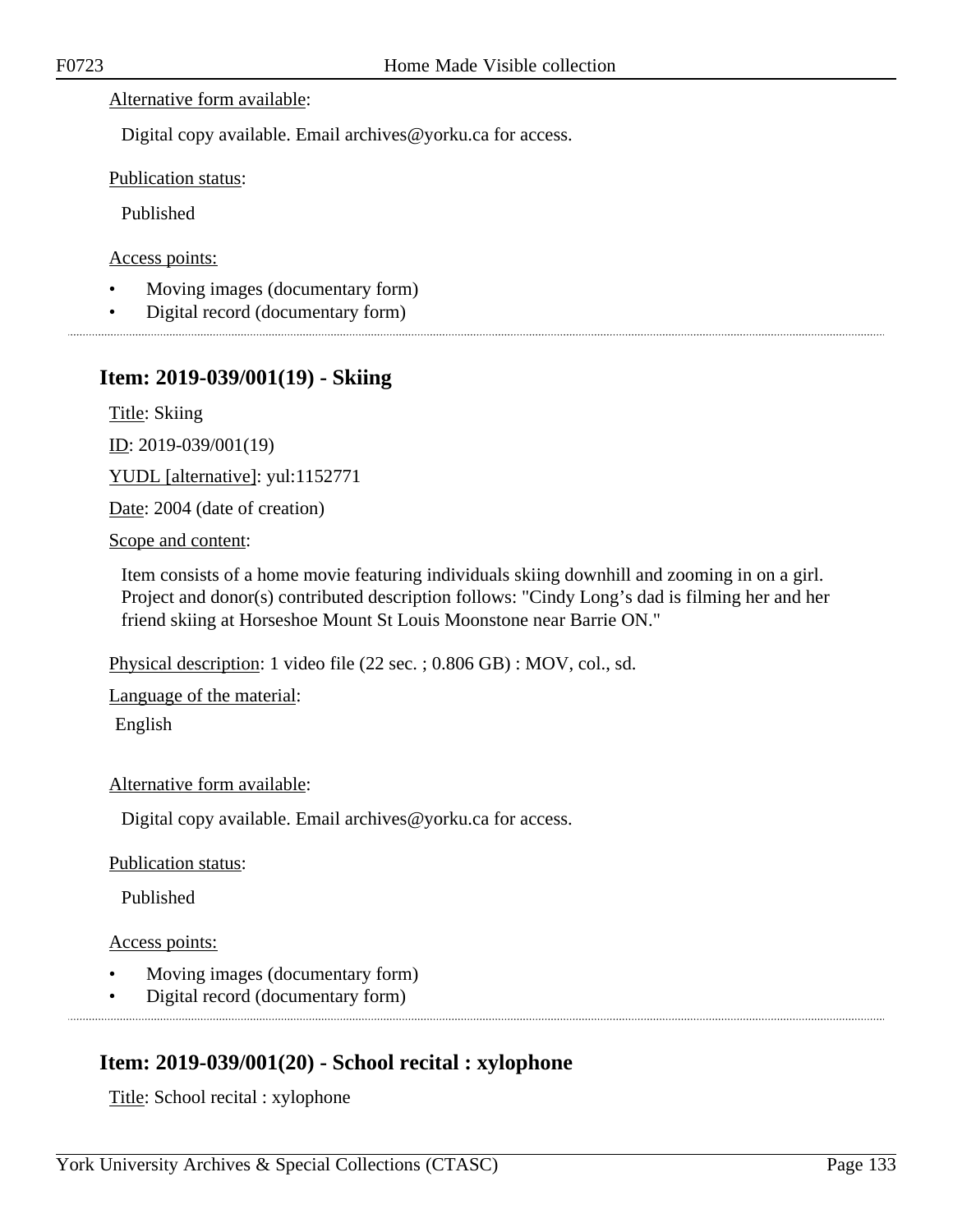Alternative form available:

Digital copy available. Email archives@yorku.ca for access.

Publication status:

Published

Access points:

- Moving images (documentary form)
- Digital record (documentary form)

## Item: 2019-039/001(19) - Skiing

Title: Skiing

ID: 2019-039/001(19)

YUDL [alternative]: yul:1152771

Date: 2004 (date of creation)

Scope and content:

Item consists of a home movie featuring individuals skiing downhill and zooming in on a girl. Project and donor(s) contributed description follows: "Cindy Long's dad is filming her and her friend skiing at Horseshoe Mount St Louis Moonstone near Barrie ON."

Physical description: 1 video file (22 sec. ; 0.806 GB) : MOV, col., sd.

Language of the material:

English

Alternative form available:

Digital copy available. Email archives@yorku.ca for access.

Publication status:

Published

Access points:

- Moving images (documentary form)
- Digital record (documentary form)

## Item: 2019-039/001(20) - School recital : xylophone

Title: School recital : xylophone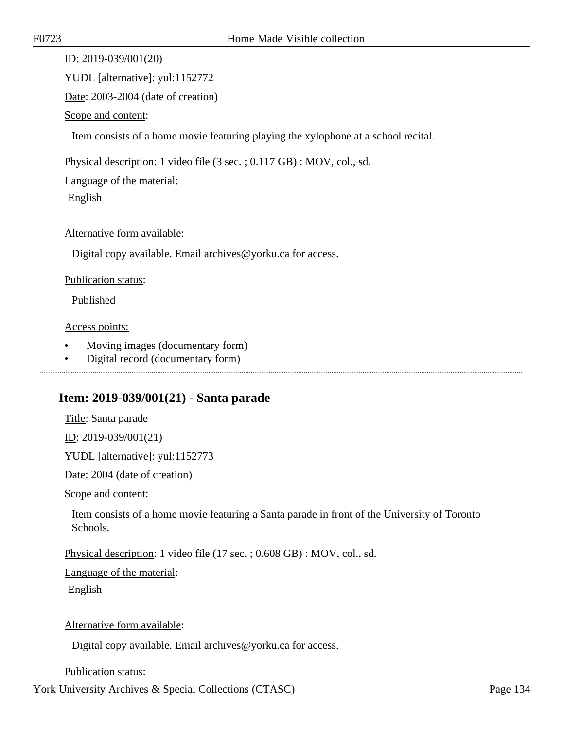ID: 2019-039/001(20)

YUDL [alternative]: yul:1152772

Date: 2003-2004 (date of creation)

Scope and content:

Item consists of a home movie featuring playing the xylophone at a school recital.

Physical description: 1 video file (3 sec. ; 0.117 GB) : MOV, col., sd.

Language of the material:

English

Alternative form available:

Digital copy available. Email archives@yorku.ca for access.

Publication status:

Published

Access points:

- Moving images (documentary form)
- Digital record (documentary form)

## Item: 2019-039/001(21) - Santa parade

Title: Santa parade

ID: 2019-039/001(21)

YUDL [alternative]: yul:1152773

Date: 2004 (date of creation)

Scope and content:

Item consists of a home movie featuring a Santa parade in front of the University of Toronto Schools.

Physical description: 1 video file (17 sec. ; 0.608 GB) : MOV, col., sd.

Language of the material:

English

Alternative form available:

Digital copy available. Email archives@yorku.ca for access.

Publication status: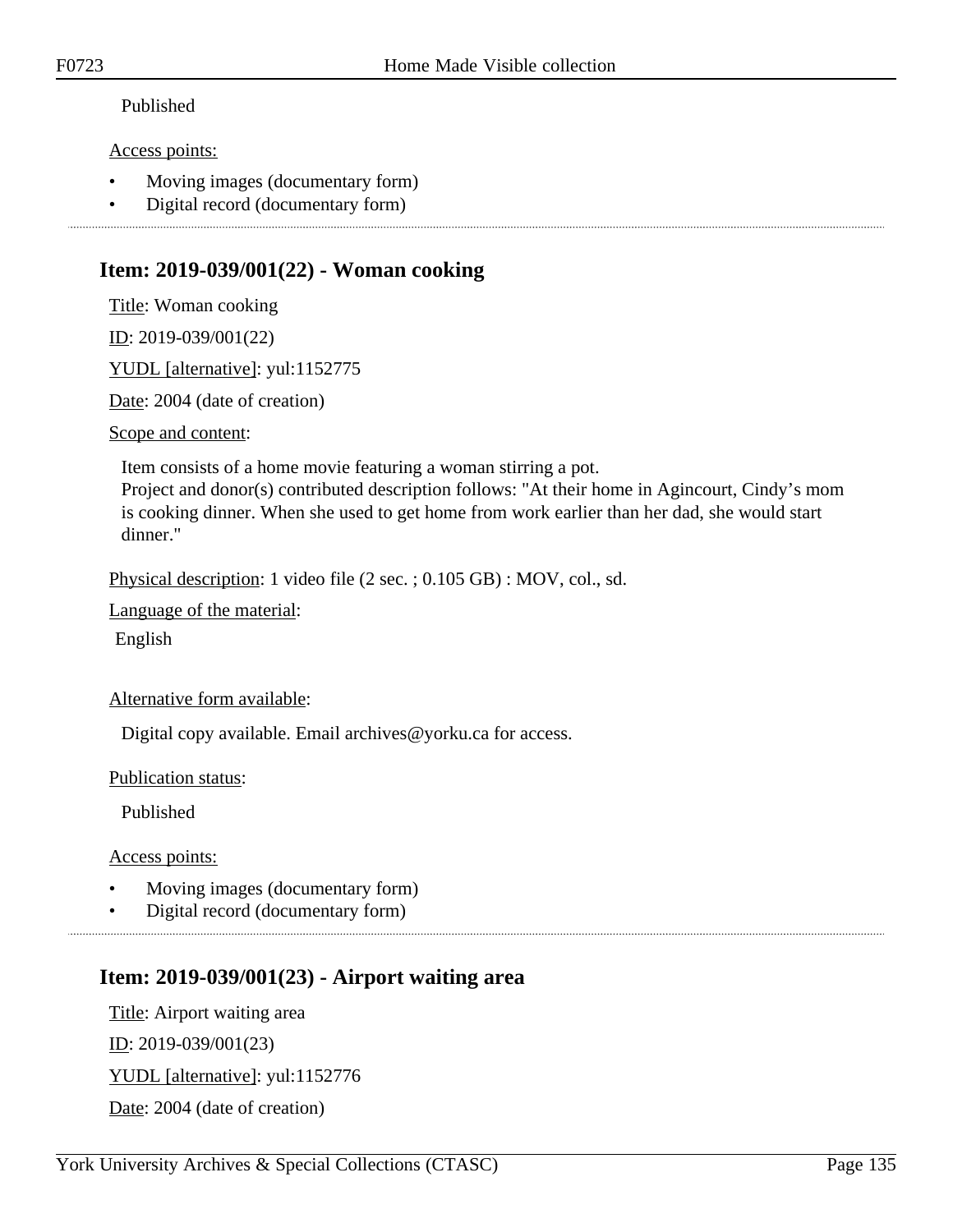Published

Access points:

- Moving images (documentary form)
- Digital record (documentary form)

---

## Item: 2019-039/001(22) - Woman cooking

Title: Woman cooking

ID: 2019-039/001(22)

YUDL [alternative]: yul:1152775

Date: 2004 (date of creation)

Scope and content:

Item consists of a home movie featuring a woman stirring a pot.
Project and donor(s) contributed description follows: "At their home in Agincourt, Cindy’s mom is cooking dinner. When she used to get home from work earlier than her dad, she would start dinner."

Physical description: 1 video file (2 sec. ; 0.105 GB) : MOV, col., sd.

Language of the material:

English

Alternative form available:

Digital copy available. Email archives@yorku.ca for access.

Publication status:

Published

Access points:

- Moving images (documentary form)
- Digital record (documentary form)

---

## Item: 2019-039/001(23) - Airport waiting area

Title: Airport waiting area

ID: 2019-039/001(23)

YUDL [alternative]: yul:1152776

Date: 2004 (date of creation)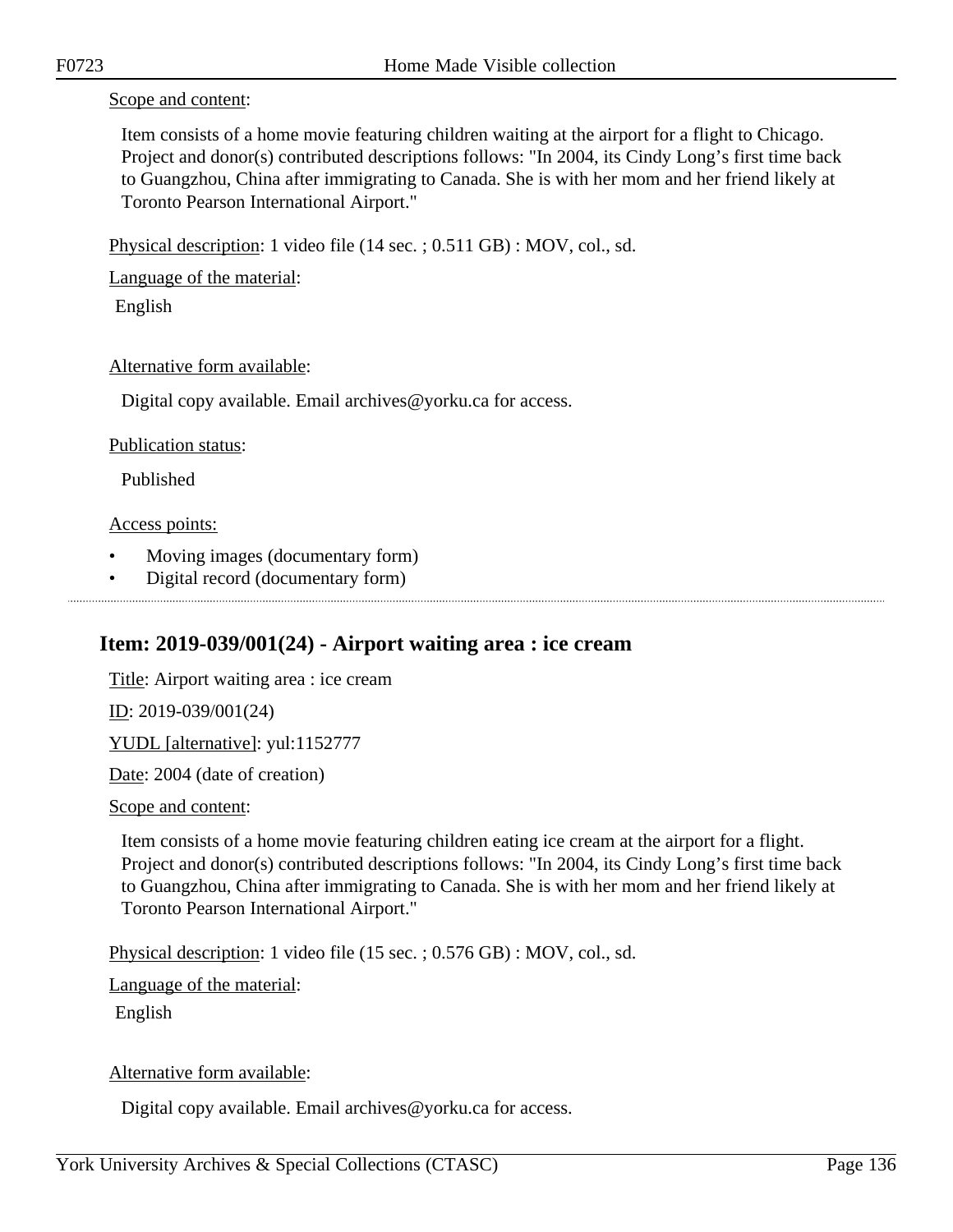Scope and content:

Item consists of a home movie featuring children waiting at the airport for a flight to Chicago. Project and donor(s) contributed descriptions follows: "In 2004, its Cindy Long's first time back to Guangzhou, China after immigrating to Canada. She is with her mom and her friend likely at Toronto Pearson International Airport."

Physical description: 1 video file (14 sec. ; 0.511 GB) : MOV, col., sd.

Language of the material:

English

Alternative form available:

Digital copy available. Email archives@yorku.ca for access.

Publication status:

Published

Access points:

- Moving images (documentary form)
- Digital record (documentary form)

## Item: 2019-039/001(24) - Airport waiting area : ice cream

Title: Airport waiting area : ice cream

ID: 2019-039/001(24)

YUDL [alternative]: yul:1152777

Date: 2004 (date of creation)

Scope and content:

Item consists of a home movie featuring children eating ice cream at the airport for a flight. Project and donor(s) contributed descriptions follows: "In 2004, its Cindy Long's first time back to Guangzhou, China after immigrating to Canada. She is with her mom and her friend likely at Toronto Pearson International Airport."

Physical description: 1 video file (15 sec. ; 0.576 GB) : MOV, col., sd.

Language of the material:

English

Alternative form available:

Digital copy available. Email archives@yorku.ca for access.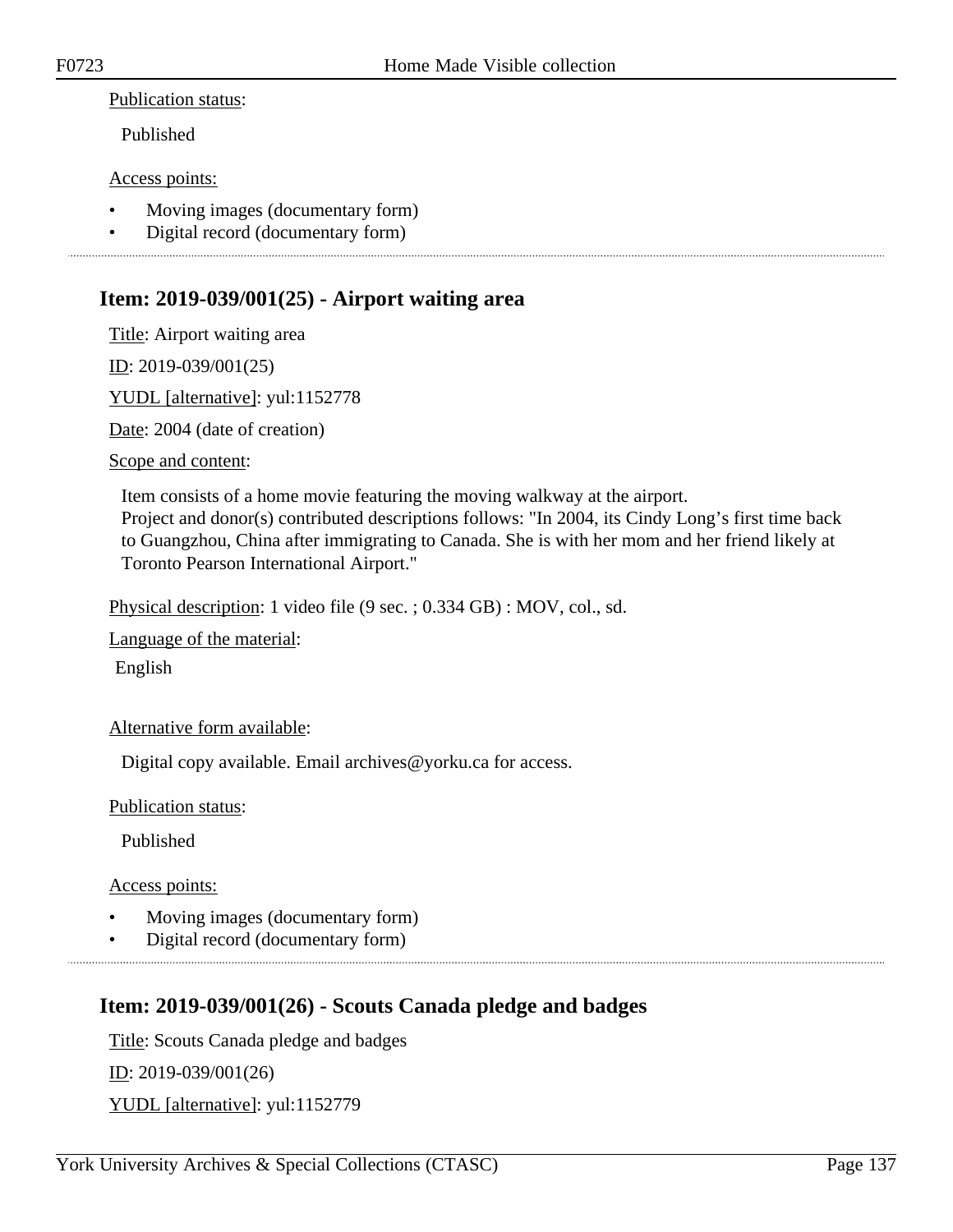Publication status:

Published

Access points:

- Moving images (documentary form)
- Digital record (documentary form)

## Item: 2019-039/001(25) - Airport waiting area

Title: Airport waiting area

ID: 2019-039/001(25)

YUDL [alternative]: yul:1152778

Date: 2004 (date of creation)

Scope and content:

Item consists of a home movie featuring the moving walkway at the airport.
Project and donor(s) contributed descriptions follows: "In 2004, its Cindy Long’s first time back to Guangzhou, China after immigrating to Canada. She is with her mom and her friend likely at Toronto Pearson International Airport."

Physical description: 1 video file (9 sec. ; 0.334 GB) : MOV, col., sd.

Language of the material:

English

Alternative form available:

Digital copy available. Email archives@yorku.ca for access.

Publication status:

Published

Access points:

- Moving images (documentary form)
- Digital record (documentary form)

## Item: 2019-039/001(26) - Scouts Canada pledge and badges

Title: Scouts Canada pledge and badges

ID: 2019-039/001(26)

YUDL [alternative]: yul:1152779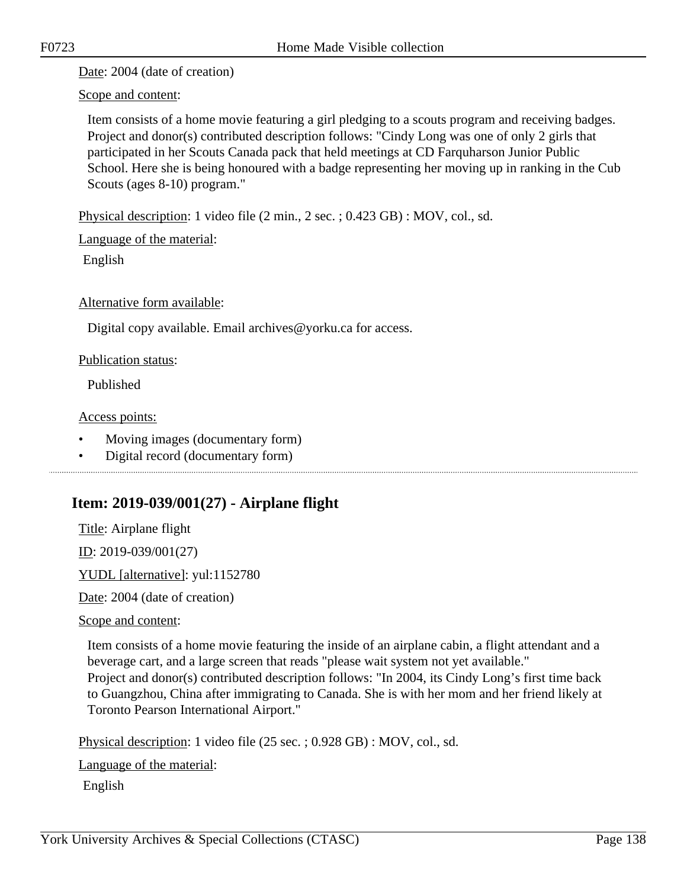Date: 2004 (date of creation)

Scope and content:

Item consists of a home movie featuring a girl pledging to a scouts program and receiving badges. Project and donor(s) contributed description follows: "Cindy Long was one of only 2 girls that participated in her Scouts Canada pack that held meetings at CD Farquharson Junior Public School. Here she is being honoured with a badge representing her moving up in ranking in the Cub Scouts (ages 8-10) program."

Physical description: 1 video file (2 min., 2 sec. ; 0.423 GB) : MOV, col., sd.

Language of the material:

English

Alternative form available:

Digital copy available. Email archives@yorku.ca for access.

Publication status:

Published

Access points:

- Moving images (documentary form)
- Digital record (documentary form)

## Item: 2019-039/001(27) - Airplane flight

Title: Airplane flight

ID: 2019-039/001(27)

YUDL [alternative]: yul:1152780

Date: 2004 (date of creation)

Scope and content:

Item consists of a home movie featuring the inside of an airplane cabin, a flight attendant and a beverage cart, and a large screen that reads "please wait system not yet available."
Project and donor(s) contributed description follows: "In 2004, its Cindy Long's first time back to Guangzhou, China after immigrating to Canada. She is with her mom and her friend likely at Toronto Pearson International Airport."

Physical description: 1 video file (25 sec. ; 0.928 GB) : MOV, col., sd.

Language of the material:

English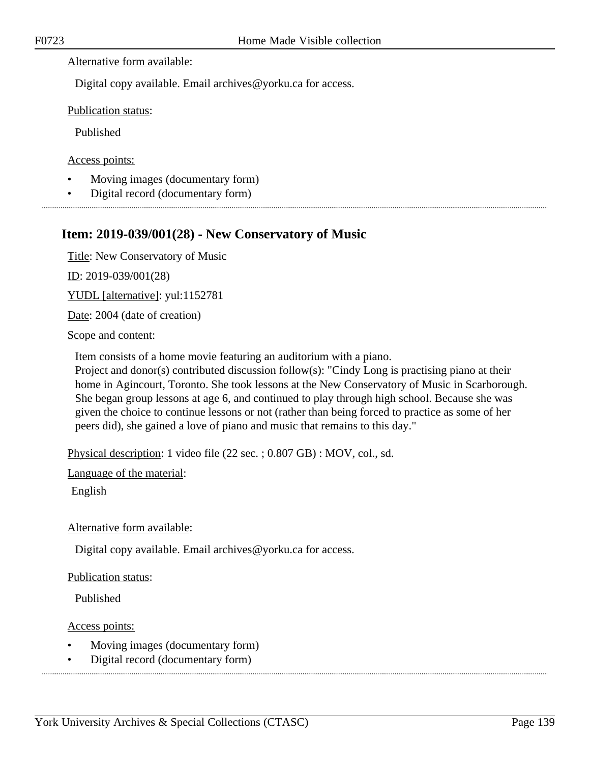Alternative form available:

Digital copy available. Email archives@yorku.ca for access.

Publication status:

Published

Access points:

- Moving images (documentary form)
- Digital record (documentary form)

---

## Item: 2019-039/001(28) - New Conservatory of Music

Title: New Conservatory of Music

ID: 2019-039/001(28)

YUDL [alternative]: yul:1152781

Date: 2004 (date of creation)

Scope and content:

Item consists of a home movie featuring an auditorium with a piano.
Project and donor(s) contributed discussion follow(s): "Cindy Long is practising piano at their home in Agincourt, Toronto. She took lessons at the New Conservatory of Music in Scarborough. She began group lessons at age 6, and continued to play through high school. Because she was given the choice to continue lessons or not (rather than being forced to practice as some of her peers did), she gained a love of piano and music that remains to this day."

Physical description: 1 video file (22 sec. ; 0.807 GB) : MOV, col., sd.

Language of the material:

English

Alternative form available:

Digital copy available. Email archives@yorku.ca for access.

Publication status:

Published

Access points:

- Moving images (documentary form)
- Digital record (documentary form)

---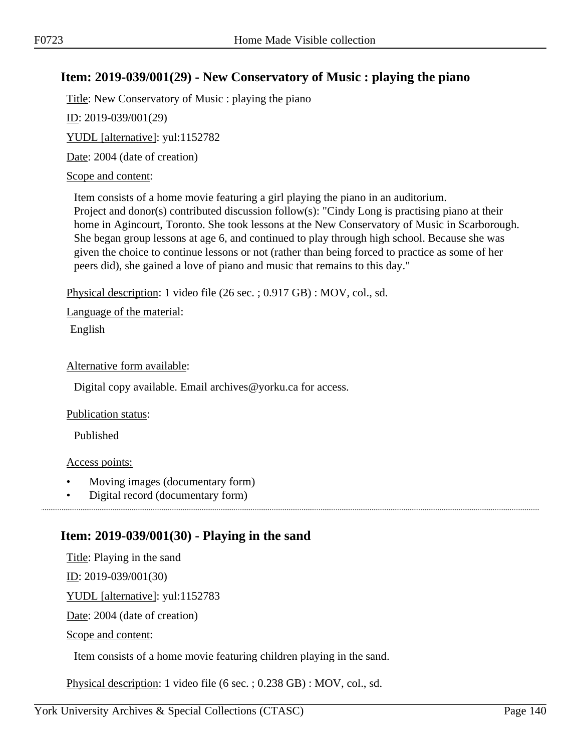## Item: 2019-039/001(29) - New Conservatory of Music : playing the piano

Title: New Conservatory of Music : playing the piano

ID: 2019-039/001(29)

YUDL [alternative]: yul:1152782

Date: 2004 (date of creation)

Scope and content:

Item consists of a home movie featuring a girl playing the piano in an auditorium.
Project and donor(s) contributed discussion follow(s): "Cindy Long is practising piano at their home in Agincourt, Toronto. She took lessons at the New Conservatory of Music in Scarborough. She began group lessons at age 6, and continued to play through high school. Because she was given the choice to continue lessons or not (rather than being forced to practice as some of her peers did), she gained a love of piano and music that remains to this day."

Physical description: 1 video file (26 sec. ; 0.917 GB) : MOV, col., sd.

Language of the material:

English

Alternative form available:

Digital copy available. Email archives@yorku.ca for access.

Publication status:

Published

Access points:

- Moving images (documentary form)
- Digital record (documentary form)

---

## Item: 2019-039/001(30) - Playing in the sand

Title: Playing in the sand

ID: 2019-039/001(30)

YUDL [alternative]: yul:1152783

Date: 2004 (date of creation)

Scope and content:

Item consists of a home movie featuring children playing in the sand.

Physical description: 1 video file (6 sec. ; 0.238 GB) : MOV, col., sd.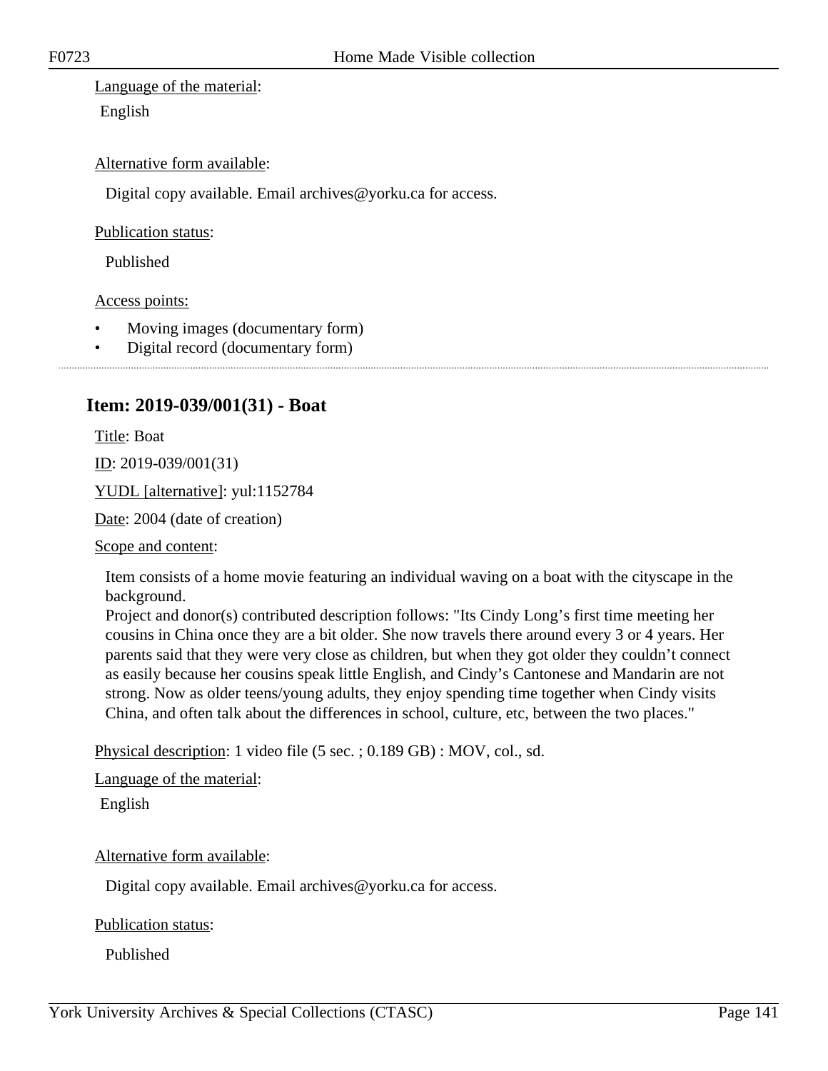Language of the material:

English

Alternative form available:

Digital copy available. Email archives@yorku.ca for access.

Publication status:

Published

Access points:

- Moving images (documentary form)
- Digital record (documentary form)

## Item: 2019-039/001(31) - Boat

Title: Boat

ID: 2019-039/001(31)

YUDL [alternative]: yul:1152784

Date: 2004 (date of creation)

Scope and content:

Item consists of a home movie featuring an individual waving on a boat with the cityscape in the background.
Project and donor(s) contributed description follows: "Its Cindy Long's first time meeting her cousins in China once they are a bit older. She now travels there around every 3 or 4 years. Her parents said that they were very close as children, but when they got older they couldn't connect as easily because her cousins speak little English, and Cindy's Cantonese and Mandarin are not strong. Now as older teens/young adults, they enjoy spending time together when Cindy visits China, and often talk about the differences in school, culture, etc, between the two places."

Physical description: 1 video file (5 sec. ; 0.189 GB) : MOV, col., sd.

Language of the material:

English

Alternative form available:

Digital copy available. Email archives@yorku.ca for access.

Publication status:

Published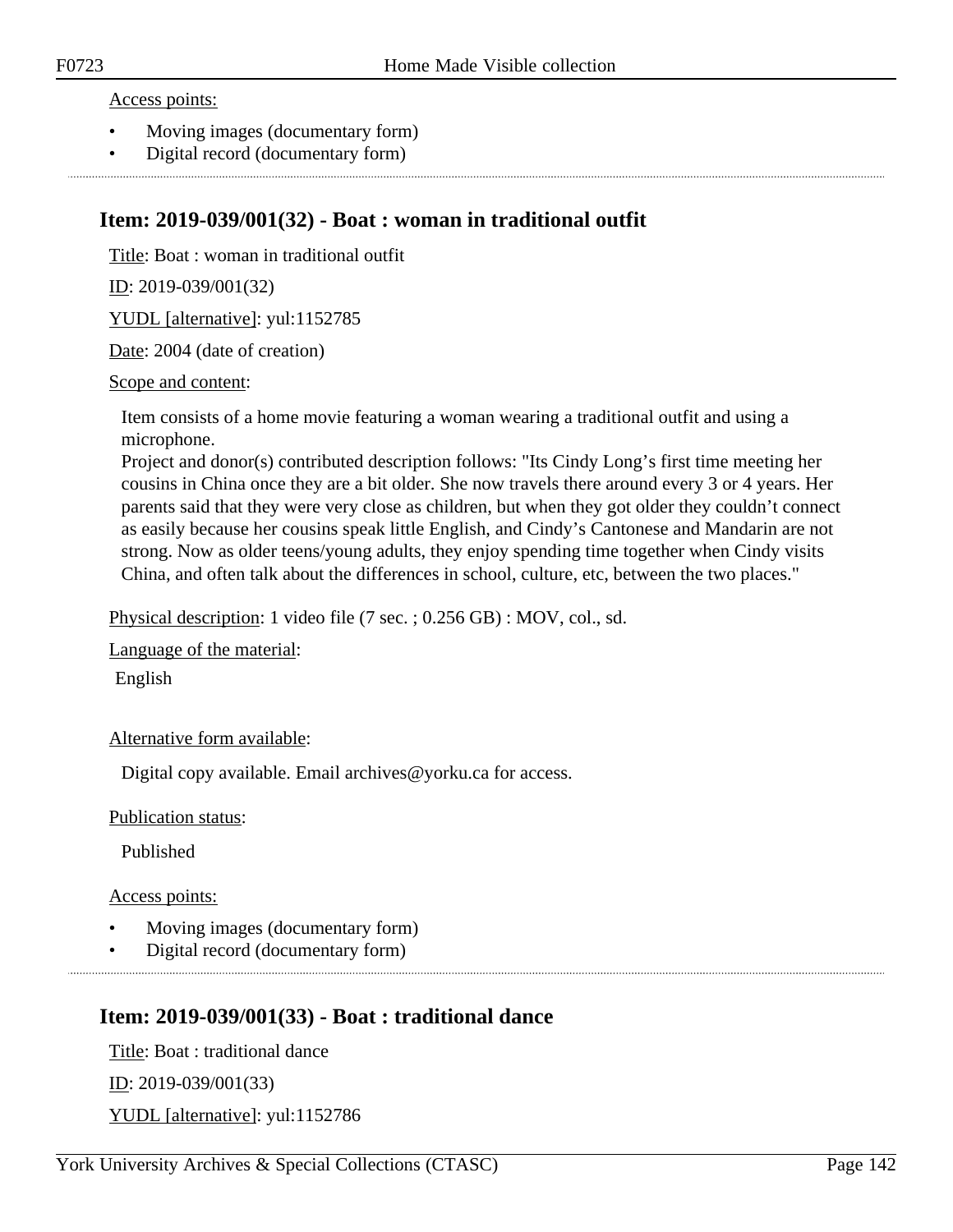Access points:

- Moving images (documentary form)
- Digital record (documentary form)

## Item: 2019-039/001(32) - Boat : woman in traditional outfit

Title: Boat : woman in traditional outfit

ID: 2019-039/001(32)

YUDL [alternative]: yul:1152785

Date: 2004 (date of creation)

Scope and content:

Item consists of a home movie featuring a woman wearing a traditional outfit and using a microphone.
Project and donor(s) contributed description follows: "Its Cindy Long's first time meeting her cousins in China once they are a bit older. She now travels there around every 3 or 4 years. Her parents said that they were very close as children, but when they got older they couldn't connect as easily because her cousins speak little English, and Cindy's Cantonese and Mandarin are not strong. Now as older teens/young adults, they enjoy spending time together when Cindy visits China, and often talk about the differences in school, culture, etc, between the two places."

Physical description: 1 video file (7 sec. ; 0.256 GB) : MOV, col., sd.

Language of the material:

English

Alternative form available:

Digital copy available. Email archives@yorku.ca for access.

Publication status:

Published

Access points:

- Moving images (documentary form)
- Digital record (documentary form)

## Item: 2019-039/001(33) - Boat : traditional dance

Title: Boat : traditional dance

ID: 2019-039/001(33)

YUDL [alternative]: yul:1152786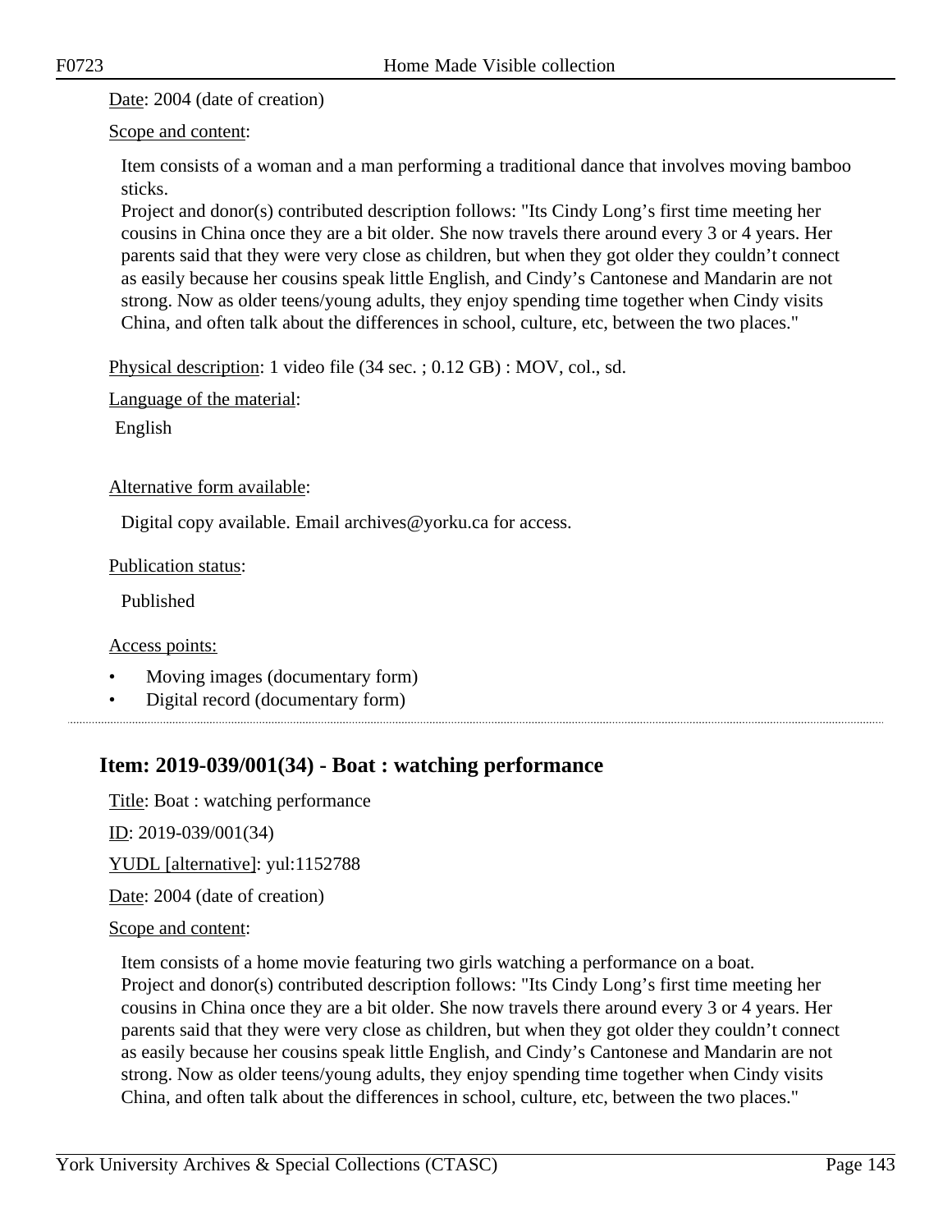Date: 2004 (date of creation)

Scope and content:

Item consists of a woman and a man performing a traditional dance that involves moving bamboo sticks.
Project and donor(s) contributed description follows: "Its Cindy Long's first time meeting her cousins in China once they are a bit older. She now travels there around every 3 or 4 years. Her parents said that they were very close as children, but when they got older they couldn't connect as easily because her cousins speak little English, and Cindy's Cantonese and Mandarin are not strong. Now as older teens/young adults, they enjoy spending time together when Cindy visits China, and often talk about the differences in school, culture, etc, between the two places."

Physical description: 1 video file (34 sec. ; 0.12 GB) : MOV, col., sd.

Language of the material:

English

Alternative form available:

Digital copy available. Email archives@yorku.ca for access.

Publication status:

Published

Access points:

- Moving images (documentary form)
- Digital record (documentary form)

## Item: 2019-039/001(34) - Boat : watching performance

Title: Boat : watching performance

ID: 2019-039/001(34)

YUDL [alternative]: yul:1152788

Date: 2004 (date of creation)

Scope and content:

Item consists of a home movie featuring two girls watching a performance on a boat.
Project and donor(s) contributed description follows: "Its Cindy Long's first time meeting her cousins in China once they are a bit older. She now travels there around every 3 or 4 years. Her parents said that they were very close as children, but when they got older they couldn't connect as easily because her cousins speak little English, and Cindy's Cantonese and Mandarin are not strong. Now as older teens/young adults, they enjoy spending time together when Cindy visits China, and often talk about the differences in school, culture, etc, between the two places."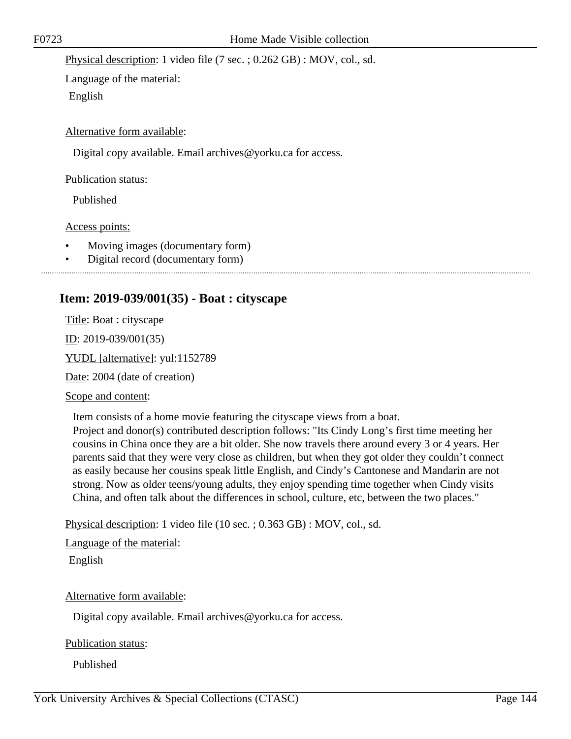Physical description: 1 video file (7 sec. ; 0.262 GB) : MOV, col., sd.

Language of the material:

English

Alternative form available:

Digital copy available. Email archives@yorku.ca for access.

Publication status:

Published

Access points:

- Moving images (documentary form)
- Digital record (documentary form)

---

## Item: 2019-039/001(35) - Boat : cityscape

Title: Boat : cityscape

ID: 2019-039/001(35)

YUDL [alternative]: yul:1152789

Date: 2004 (date of creation)

Scope and content:

Item consists of a home movie featuring the cityscape views from a boat.
Project and donor(s) contributed description follows: "Its Cindy Long's first time meeting her cousins in China once they are a bit older. She now travels there around every 3 or 4 years. Her parents said that they were very close as children, but when they got older they couldn't connect as easily because her cousins speak little English, and Cindy's Cantonese and Mandarin are not strong. Now as older teens/young adults, they enjoy spending time together when Cindy visits China, and often talk about the differences in school, culture, etc, between the two places."

Physical description: 1 video file (10 sec. ; 0.363 GB) : MOV, col., sd.

Language of the material:

English

Alternative form available:

Digital copy available. Email archives@yorku.ca for access.

Publication status:

Published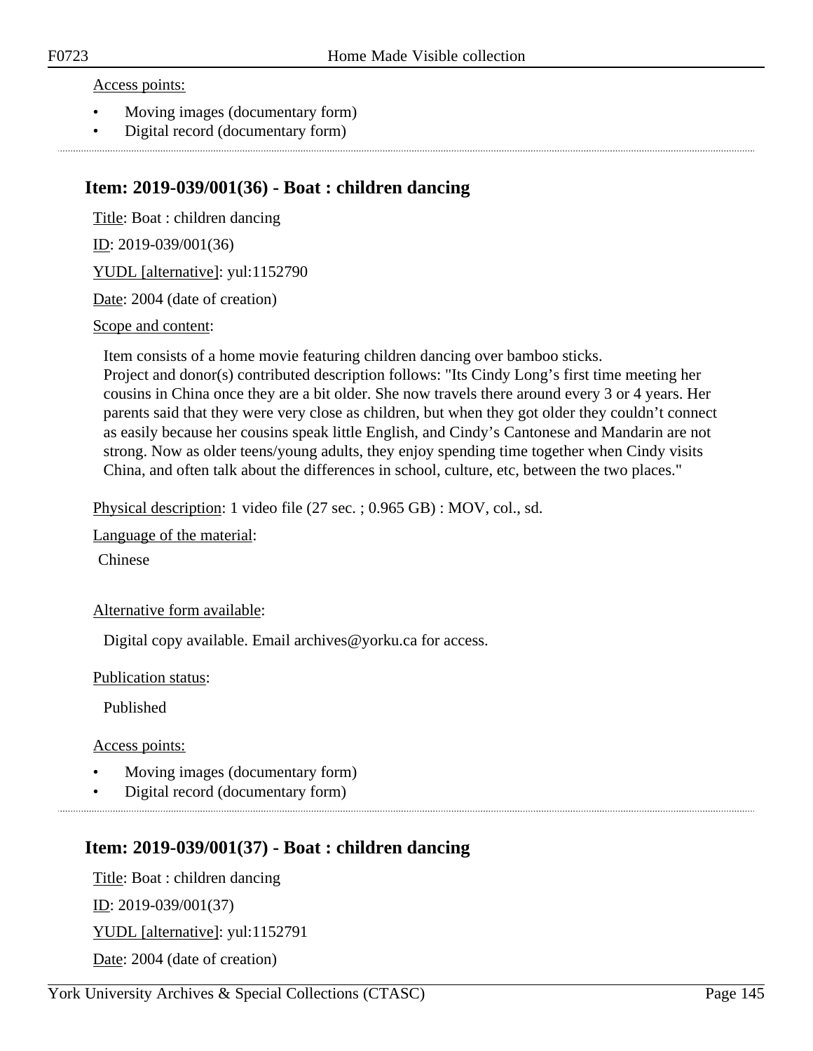Access points:

- Moving images (documentary form)
- Digital record (documentary form)

---

## Item: 2019-039/001(36) - Boat : children dancing

Title: Boat : children dancing

ID: 2019-039/001(36)

YUDL [alternative]: yul:1152790

Date: 2004 (date of creation)

Scope and content:

Item consists of a home movie featuring children dancing over bamboo sticks.
Project and donor(s) contributed description follows: "Its Cindy Long's first time meeting her cousins in China once they are a bit older. She now travels there around every 3 or 4 years. Her parents said that they were very close as children, but when they got older they couldn't connect as easily because her cousins speak little English, and Cindy's Cantonese and Mandarin are not strong. Now as older teens/young adults, they enjoy spending time together when Cindy visits China, and often talk about the differences in school, culture, etc, between the two places."

Physical description: 1 video file (27 sec. ; 0.965 GB) : MOV, col., sd.

Language of the material:

Chinese

Alternative form available:

Digital copy available. Email archives@yorku.ca for access.

Publication status:

Published

Access points:

- Moving images (documentary form)
- Digital record (documentary form)

---

## Item: 2019-039/001(37) - Boat : children dancing

Title: Boat : children dancing

ID: 2019-039/001(37)

YUDL [alternative]: yul:1152791

Date: 2004 (date of creation)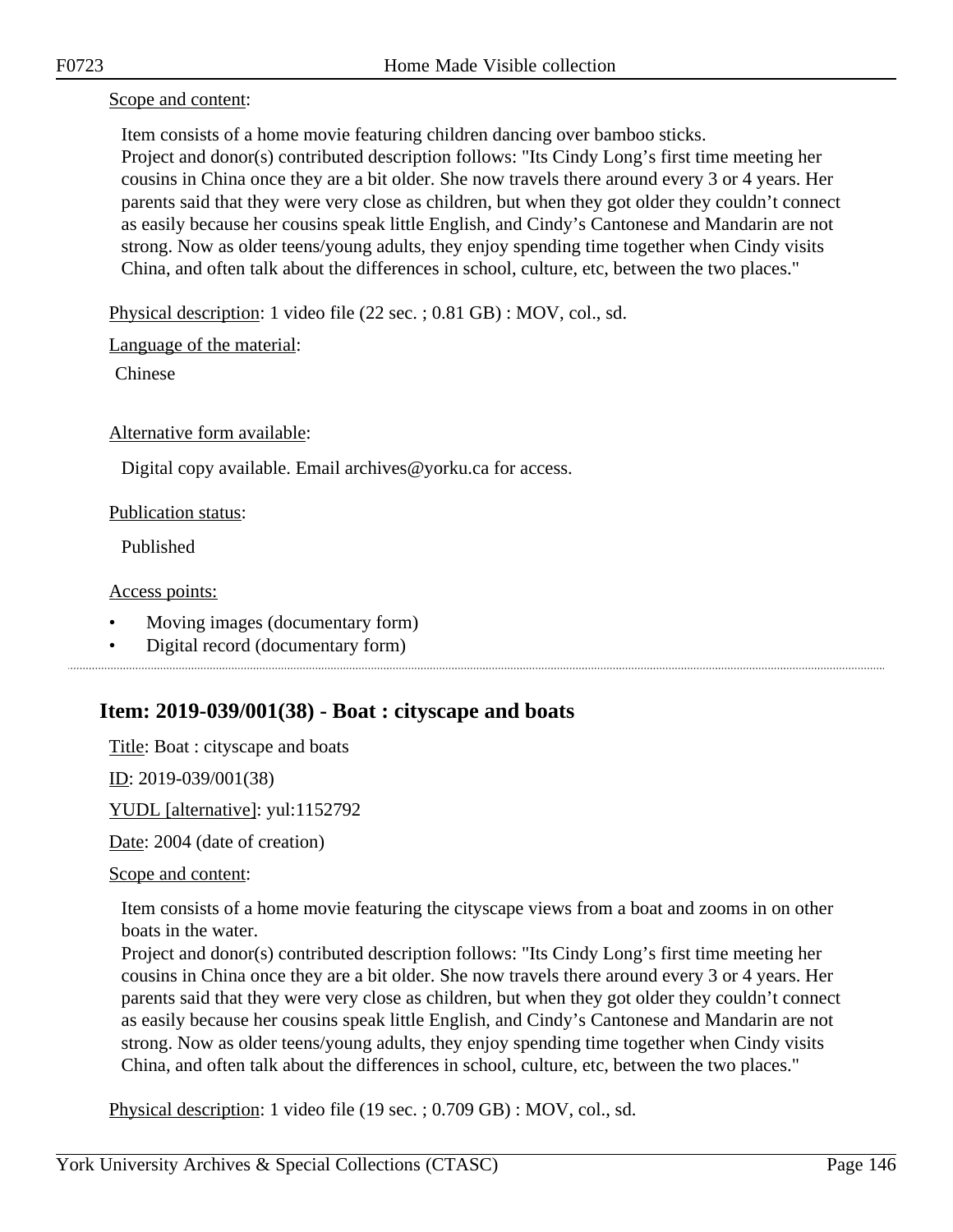Scope and content:

Item consists of a home movie featuring children dancing over bamboo sticks.
Project and donor(s) contributed description follows: "Its Cindy Long’s first time meeting her cousins in China once they are a bit older. She now travels there around every 3 or 4 years. Her parents said that they were very close as children, but when they got older they couldn’t connect as easily because her cousins speak little English, and Cindy’s Cantonese and Mandarin are not strong. Now as older teens/young adults, they enjoy spending time together when Cindy visits China, and often talk about the differences in school, culture, etc, between the two places."

Physical description: 1 video file (22 sec. ; 0.81 GB) : MOV, col., sd.

Language of the material:

Chinese

Alternative form available:

Digital copy available. Email archives@yorku.ca for access.

Publication status:

Published

Access points:

- Moving images (documentary form)
- Digital record (documentary form)

## Item: 2019-039/001(38) - Boat : cityscape and boats

Title: Boat : cityscape and boats

ID: 2019-039/001(38)

YUDL [alternative]: yul:1152792

Date: 2004 (date of creation)

Scope and content:

Item consists of a home movie featuring the cityscape views from a boat and zooms in on other boats in the water.
Project and donor(s) contributed description follows: "Its Cindy Long’s first time meeting her cousins in China once they are a bit older. She now travels there around every 3 or 4 years. Her parents said that they were very close as children, but when they got older they couldn’t connect as easily because her cousins speak little English, and Cindy’s Cantonese and Mandarin are not strong. Now as older teens/young adults, they enjoy spending time together when Cindy visits China, and often talk about the differences in school, culture, etc, between the two places."

Physical description: 1 video file (19 sec. ; 0.709 GB) : MOV, col., sd.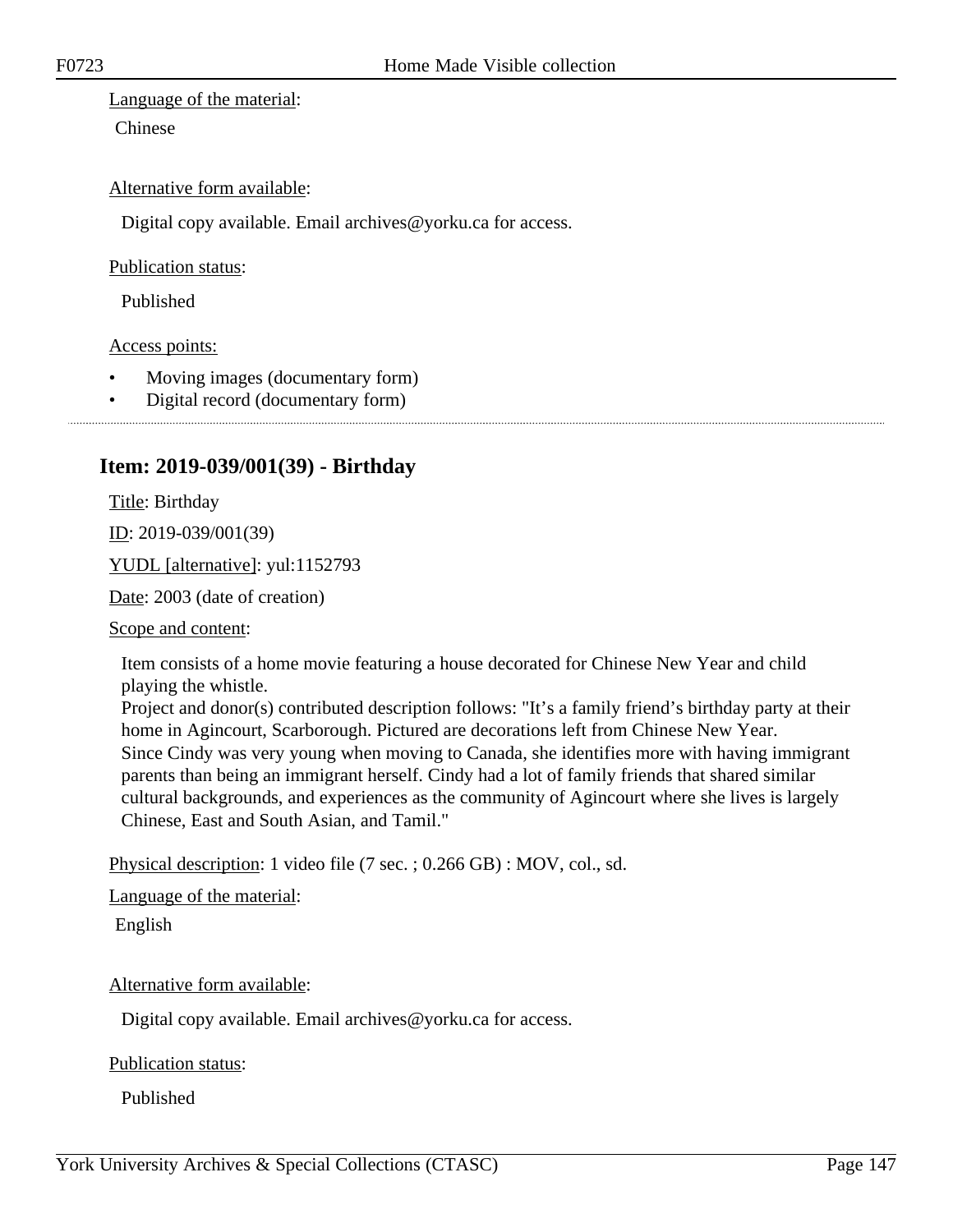Language of the material:

Chinese

Alternative form available:

Digital copy available. Email archives@yorku.ca for access.

Publication status:

Published

Access points:

- Moving images (documentary form)
- Digital record (documentary form)

---

## Item: 2019-039/001(39) - Birthday

Title: Birthday

ID: 2019-039/001(39)

YUDL [alternative]: yul:1152793

Date: 2003 (date of creation)

Scope and content:

Item consists of a home movie featuring a house decorated for Chinese New Year and child playing the whistle.
Project and donor(s) contributed description follows: "It's a family friend's birthday party at their home in Agincourt, Scarborough. Pictured are decorations left from Chinese New Year.
Since Cindy was very young when moving to Canada, she identifies more with having immigrant parents than being an immigrant herself. Cindy had a lot of family friends that shared similar cultural backgrounds, and experiences as the community of Agincourt where she lives is largely Chinese, East and South Asian, and Tamil."

Physical description: 1 video file (7 sec. ; 0.266 GB) : MOV, col., sd.

Language of the material:

English

Alternative form available:

Digital copy available. Email archives@yorku.ca for access.

Publication status:

Published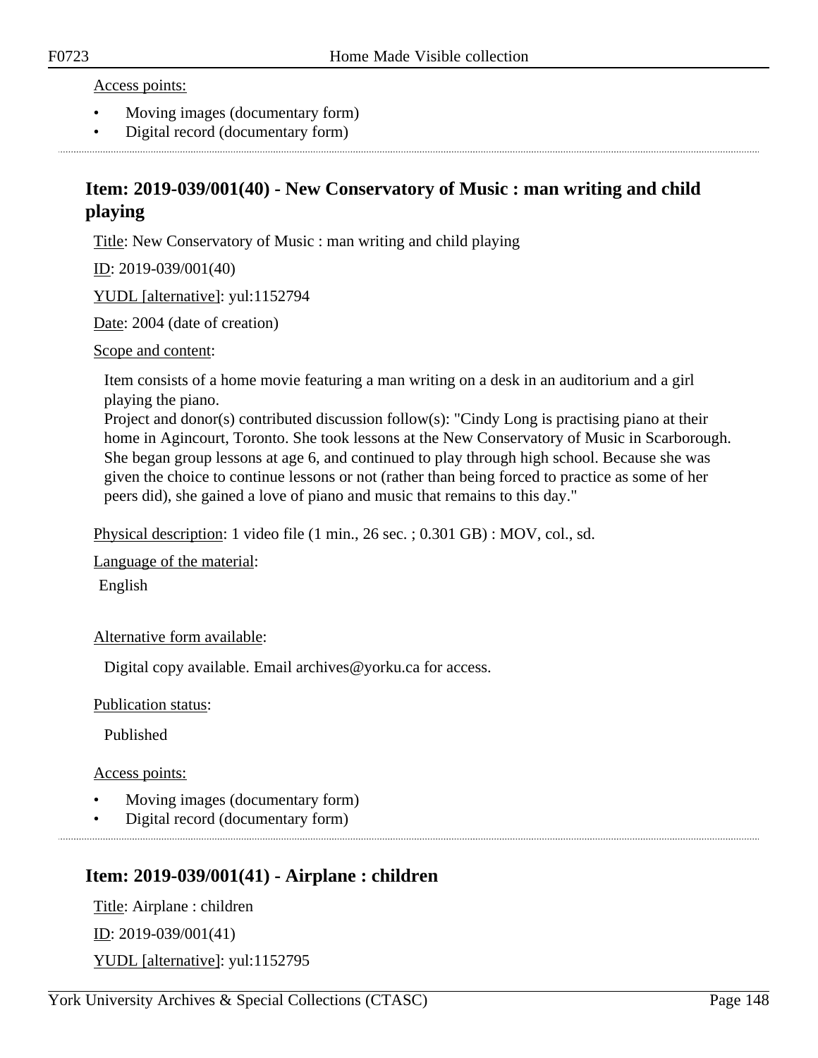Access points:

- Moving images (documentary form)
- Digital record (documentary form)

## Item: 2019-039/001(40) - New Conservatory of Music : man writing and child playing

Title: New Conservatory of Music : man writing and child playing

ID: 2019-039/001(40)

YUDL [alternative]: yul:1152794

Date: 2004 (date of creation)

Scope and content:

Item consists of a home movie featuring a man writing on a desk in an auditorium and a girl playing the piano.
Project and donor(s) contributed discussion follow(s): "Cindy Long is practising piano at their home in Agincourt, Toronto. She took lessons at the New Conservatory of Music in Scarborough. She began group lessons at age 6, and continued to play through high school. Because she was given the choice to continue lessons or not (rather than being forced to practice as some of her peers did), she gained a love of piano and music that remains to this day."

Physical description: 1 video file (1 min., 26 sec. ; 0.301 GB) : MOV, col., sd.

Language of the material:

English

Alternative form available:

Digital copy available. Email archives@yorku.ca for access.

Publication status:

Published

Access points:

- Moving images (documentary form)
- Digital record (documentary form)

## Item: 2019-039/001(41) - Airplane : children

Title: Airplane : children

ID: 2019-039/001(41)

YUDL [alternative]: yul:1152795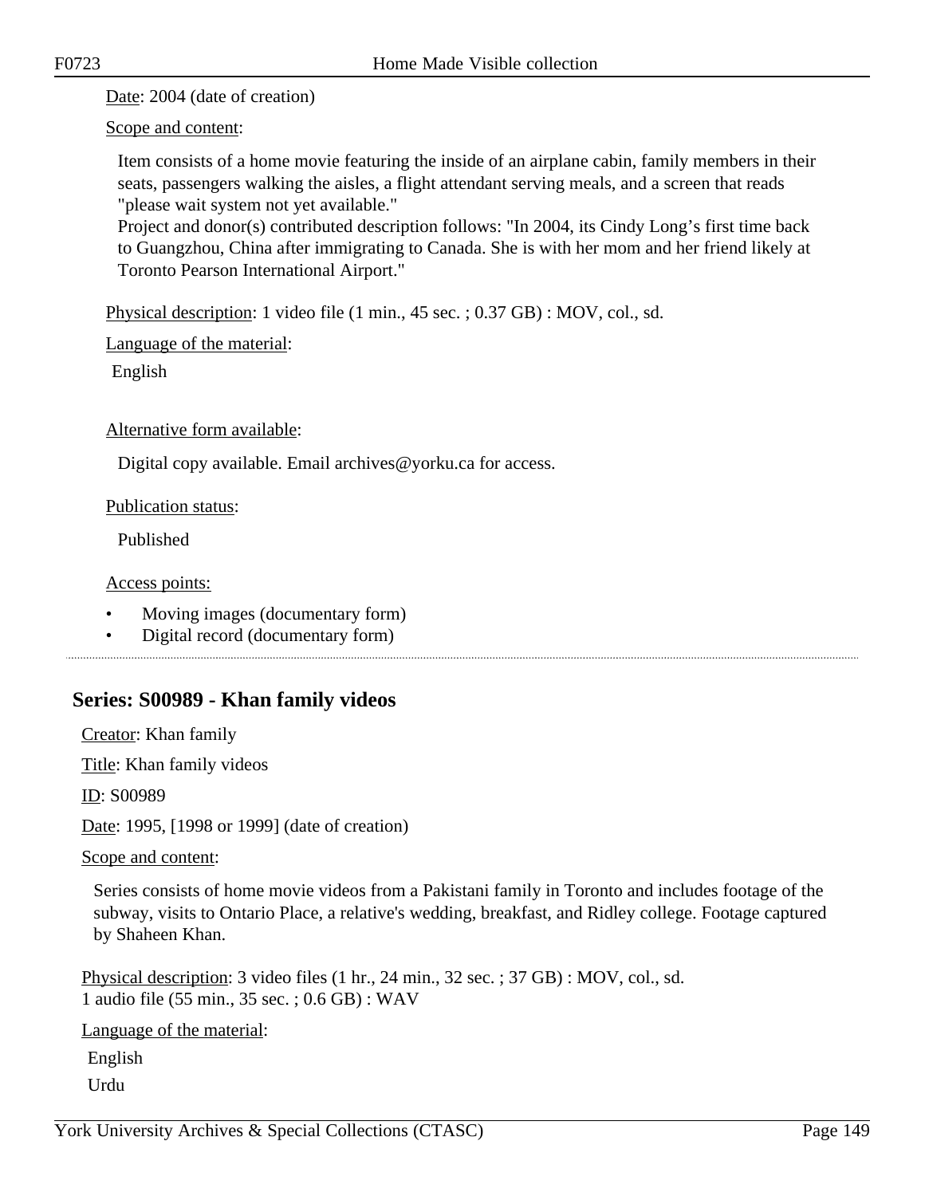Date: 2004 (date of creation)

Scope and content:

Item consists of a home movie featuring the inside of an airplane cabin, family members in their seats, passengers walking the aisles, a flight attendant serving meals, and a screen that reads "please wait system not yet available."
Project and donor(s) contributed description follows: "In 2004, its Cindy Long's first time back to Guangzhou, China after immigrating to Canada. She is with her mom and her friend likely at Toronto Pearson International Airport."

Physical description: 1 video file (1 min., 45 sec. ; 0.37 GB) : MOV, col., sd.

Language of the material:

English

Alternative form available:

Digital copy available. Email archives@yorku.ca for access.

Publication status:

Published

Access points:

- Moving images (documentary form)
- Digital record (documentary form)

---

## Series: S00989 - Khan family videos

Creator: Khan family

Title: Khan family videos

ID: S00989

Date: 1995, [1998 or 1999] (date of creation)

Scope and content:

Series consists of home movie videos from a Pakistani family in Toronto and includes footage of the subway, visits to Ontario Place, a relative's wedding, breakfast, and Ridley college. Footage captured by Shaheen Khan.

Physical description: 3 video files (1 hr., 24 min., 32 sec. ; 37 GB) : MOV, col., sd.
1 audio file (55 min., 35 sec. ; 0.6 GB) : WAV

Language of the material:

English
Urdu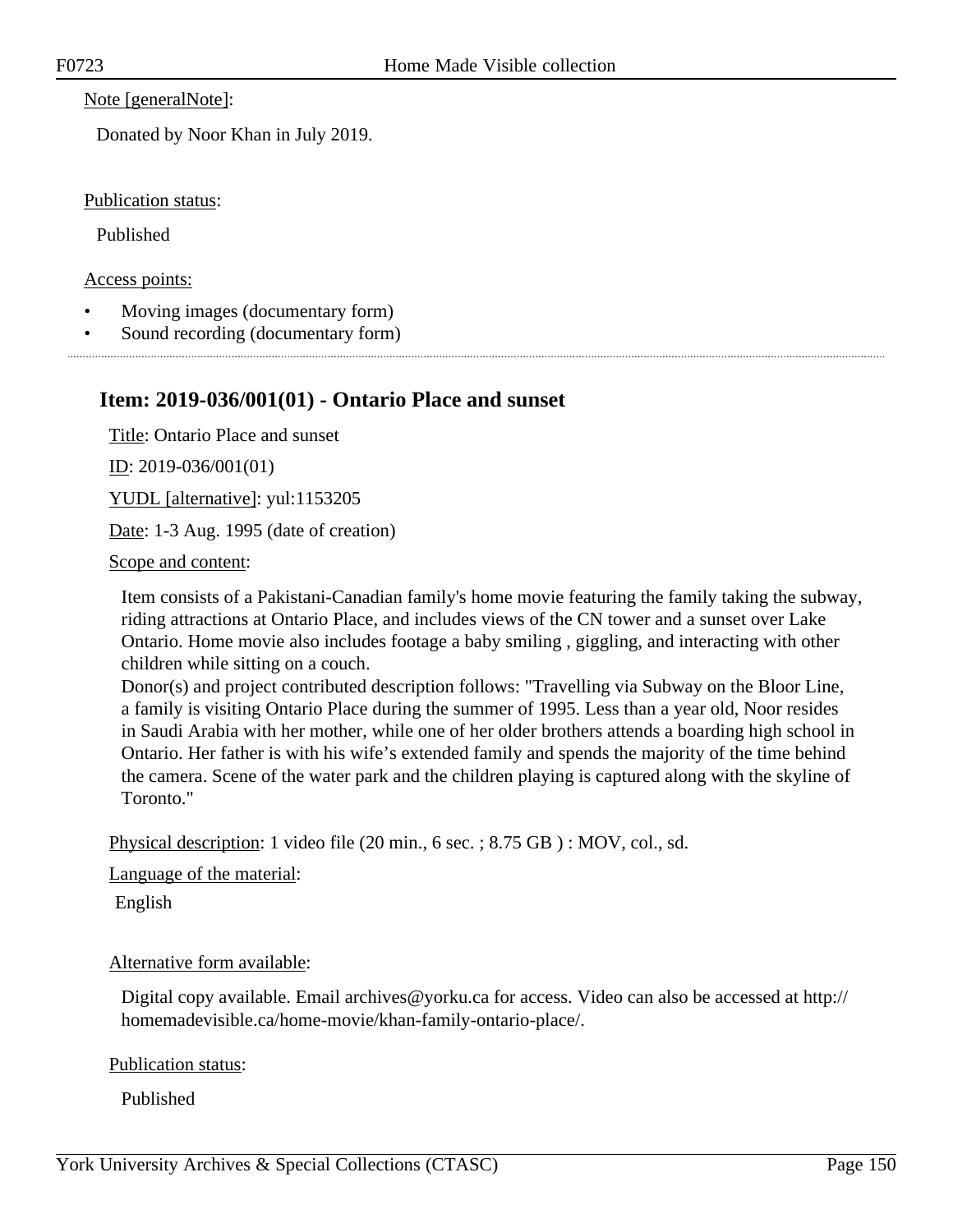Note [generalNote]:

Donated by Noor Khan in July 2019.

Publication status:

Published

Access points:

- Moving images (documentary form)
- Sound recording (documentary form)

---

## Item: 2019-036/001(01) - Ontario Place and sunset

Title: Ontario Place and sunset

ID: 2019-036/001(01)

YUDL [alternative]: yul:1153205

Date: 1-3 Aug. 1995 (date of creation)

Scope and content:

Item consists of a Pakistani-Canadian family's home movie featuring the family taking the subway, riding attractions at Ontario Place, and includes views of the CN tower and a sunset over Lake Ontario. Home movie also includes footage a baby smiling , giggling, and interacting with other children while sitting on a couch.
Donor(s) and project contributed description follows: "Travelling via Subway on the Bloor Line, a family is visiting Ontario Place during the summer of 1995. Less than a year old, Noor resides in Saudi Arabia with her mother, while one of her older brothers attends a boarding high school in Ontario. Her father is with his wife's extended family and spends the majority of the time behind the camera. Scene of the water park and the children playing is captured along with the skyline of Toronto."

Physical description: 1 video file (20 min., 6 sec. ; 8.75 GB ) : MOV, col., sd.

Language of the material:

English

Alternative form available:

Digital copy available. Email archives@yorku.ca for access. Video can also be accessed at http://homemadevisible.ca/home-movie/khan-family-ontario-place/.

Publication status:

Published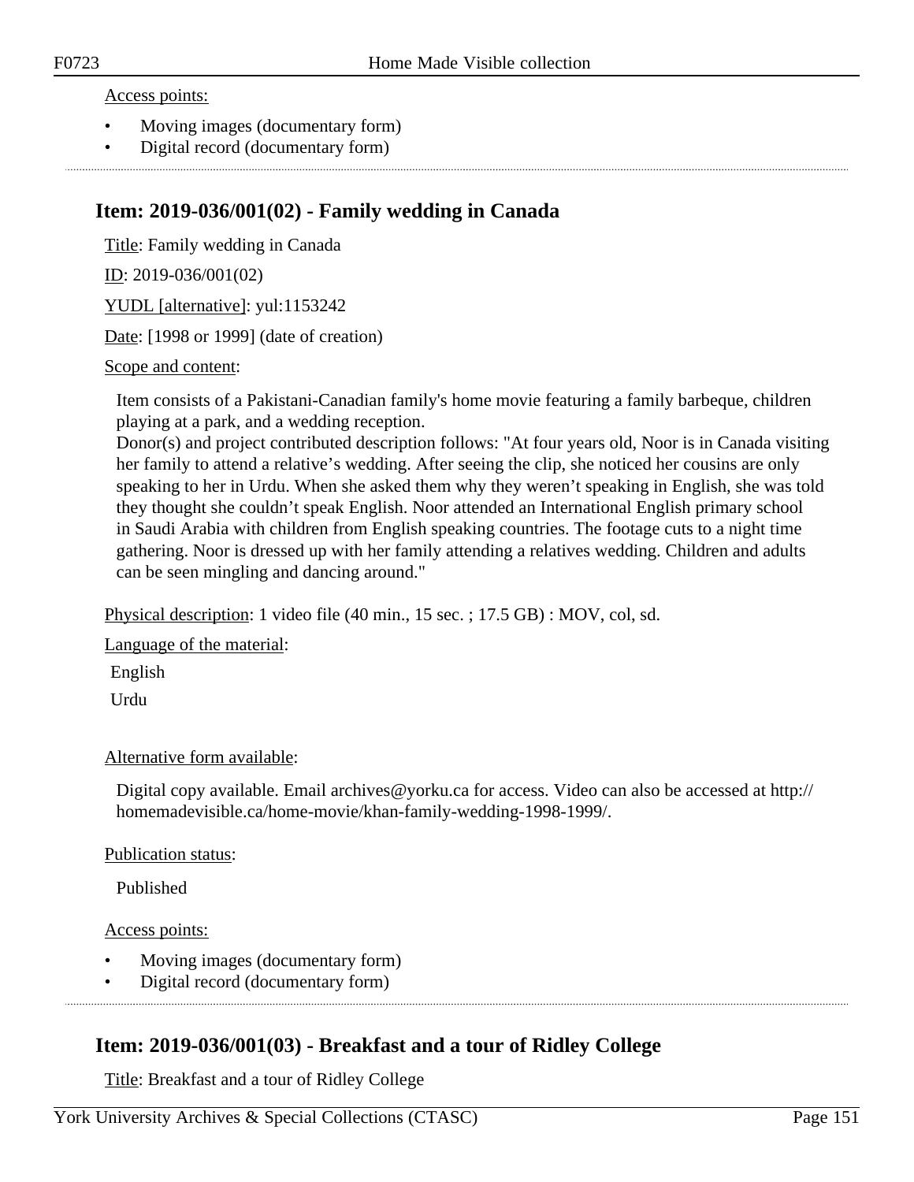Access points:

- Moving images (documentary form)
- Digital record (documentary form)

## Item: 2019-036/001(02) - Family wedding in Canada

Title: Family wedding in Canada

ID: 2019-036/001(02)

YUDL [alternative]: yul:1153242

Date: [1998 or 1999] (date of creation)

Scope and content:

Item consists of a Pakistani-Canadian family's home movie featuring a family barbeque, children playing at a park, and a wedding reception.
Donor(s) and project contributed description follows: "At four years old, Noor is in Canada visiting her family to attend a relative's wedding. After seeing the clip, she noticed her cousins are only speaking to her in Urdu. When she asked them why they weren't speaking in English, she was told they thought she couldn't speak English. Noor attended an International English primary school in Saudi Arabia with children from English speaking countries. The footage cuts to a night time gathering. Noor is dressed up with her family attending a relatives wedding. Children and adults can be seen mingling and dancing around."

Physical description: 1 video file (40 min., 15 sec. ; 17.5 GB) : MOV, col, sd.

Language of the material:

English

Urdu

Alternative form available:

Digital copy available. Email archives@yorku.ca for access. Video can also be accessed at http://homemadevisible.ca/home-movie/khan-family-wedding-1998-1999/.

Publication status:

Published

Access points:

- Moving images (documentary form)
- Digital record (documentary form)

## Item: 2019-036/001(03) - Breakfast and a tour of Ridley College

Title: Breakfast and a tour of Ridley College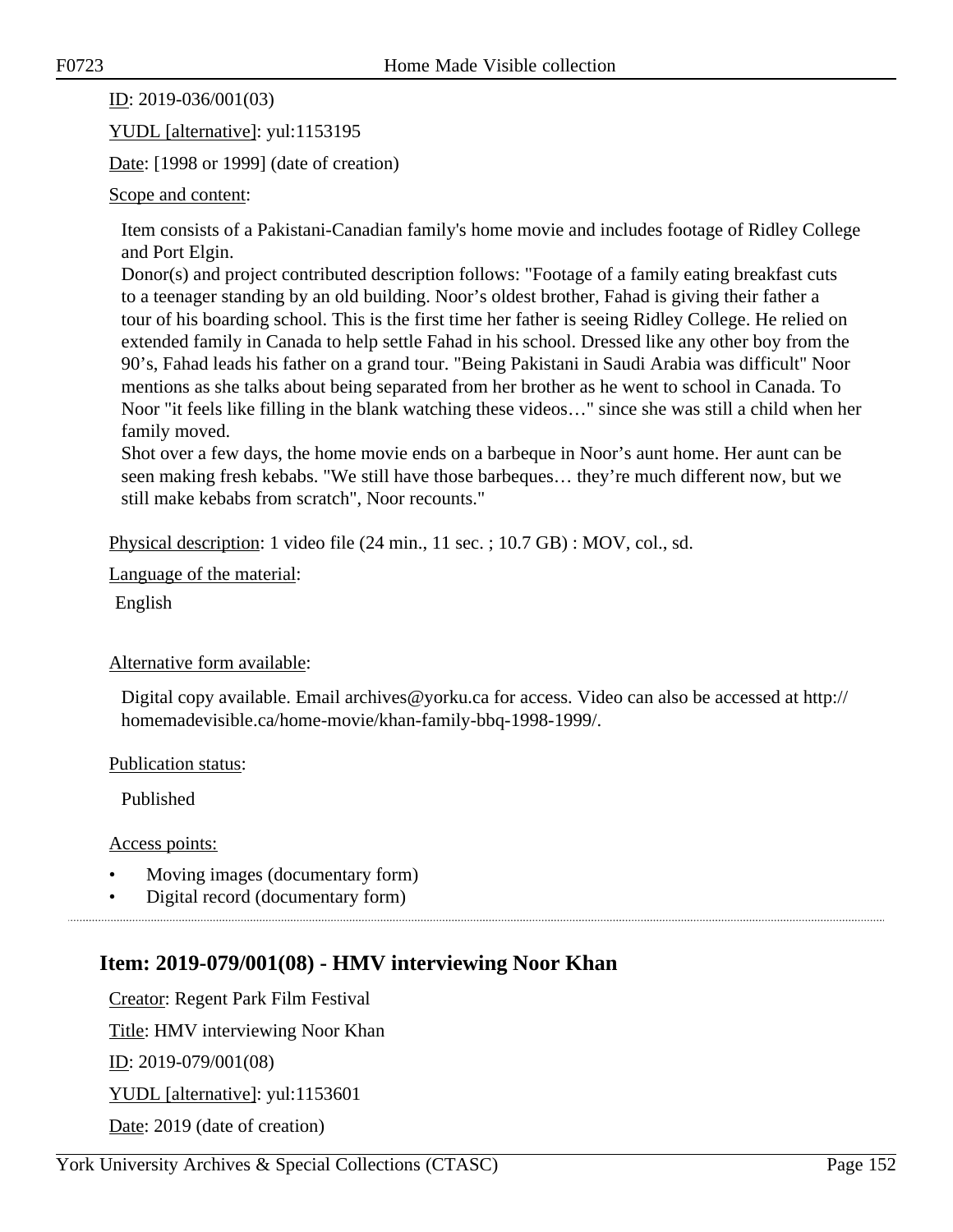ID: 2019-036/001(03)

YUDL [alternative]: yul:1153195

Date: [1998 or 1999] (date of creation)

Scope and content:

Item consists of a Pakistani-Canadian family's home movie and includes footage of Ridley College and Port Elgin.
Donor(s) and project contributed description follows: "Footage of a family eating breakfast cuts to a teenager standing by an old building. Noor's oldest brother, Fahad is giving their father a tour of his boarding school. This is the first time her father is seeing Ridley College. He relied on extended family in Canada to help settle Fahad in his school. Dressed like any other boy from the 90's, Fahad leads his father on a grand tour. "Being Pakistani in Saudi Arabia was difficult" Noor mentions as she talks about being separated from her brother as he went to school in Canada. To Noor "it feels like filling in the blank watching these videos…" since she was still a child when her family moved.
Shot over a few days, the home movie ends on a barbeque in Noor's aunt home. Her aunt can be seen making fresh kebabs. "We still have those barbeques… they're much different now, but we still make kebabs from scratch", Noor recounts."

Physical description: 1 video file (24 min., 11 sec. ; 10.7 GB) : MOV, col., sd.

Language of the material:

English

Alternative form available:

Digital copy available. Email archives@yorku.ca for access. Video can also be accessed at http://homemadevisible.ca/home-movie/khan-family-bbq-1998-1999/.

Publication status:

Published

Access points:

- Moving images (documentary form)
- Digital record (documentary form)

---

## Item: 2019-079/001(08) - HMV interviewing Noor Khan

Creator: Regent Park Film Festival

Title: HMV interviewing Noor Khan

ID: 2019-079/001(08)

YUDL [alternative]: yul:1153601

Date: 2019 (date of creation)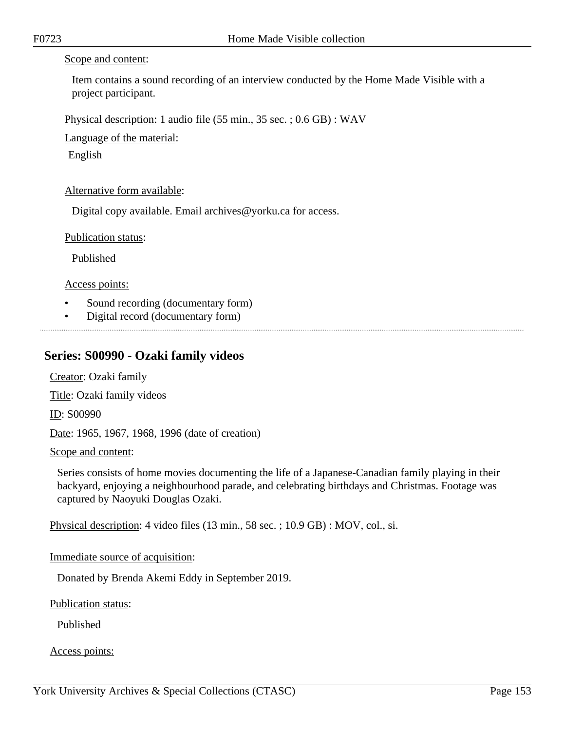Scope and content:

Item contains a sound recording of an interview conducted by the Home Made Visible with a project participant.

Physical description: 1 audio file (55 min., 35 sec. ; 0.6 GB) : WAV

Language of the material:

English

Alternative form available:

Digital copy available. Email archives@yorku.ca for access.

Publication status:

Published

Access points:

- Sound recording (documentary form)
- Digital record (documentary form)

---

## Series: S00990 - Ozaki family videos

Creator: Ozaki family

Title: Ozaki family videos

ID: S00990

Date: 1965, 1967, 1968, 1996 (date of creation)

Scope and content:

Series consists of home movies documenting the life of a Japanese-Canadian family playing in their backyard, enjoying a neighbourhood parade, and celebrating birthdays and Christmas. Footage was captured by Naoyuki Douglas Ozaki.

Physical description: 4 video files (13 min., 58 sec. ; 10.9 GB) : MOV, col., si.

Immediate source of acquisition:

Donated by Brenda Akemi Eddy in September 2019.

Publication status:

Published

Access points: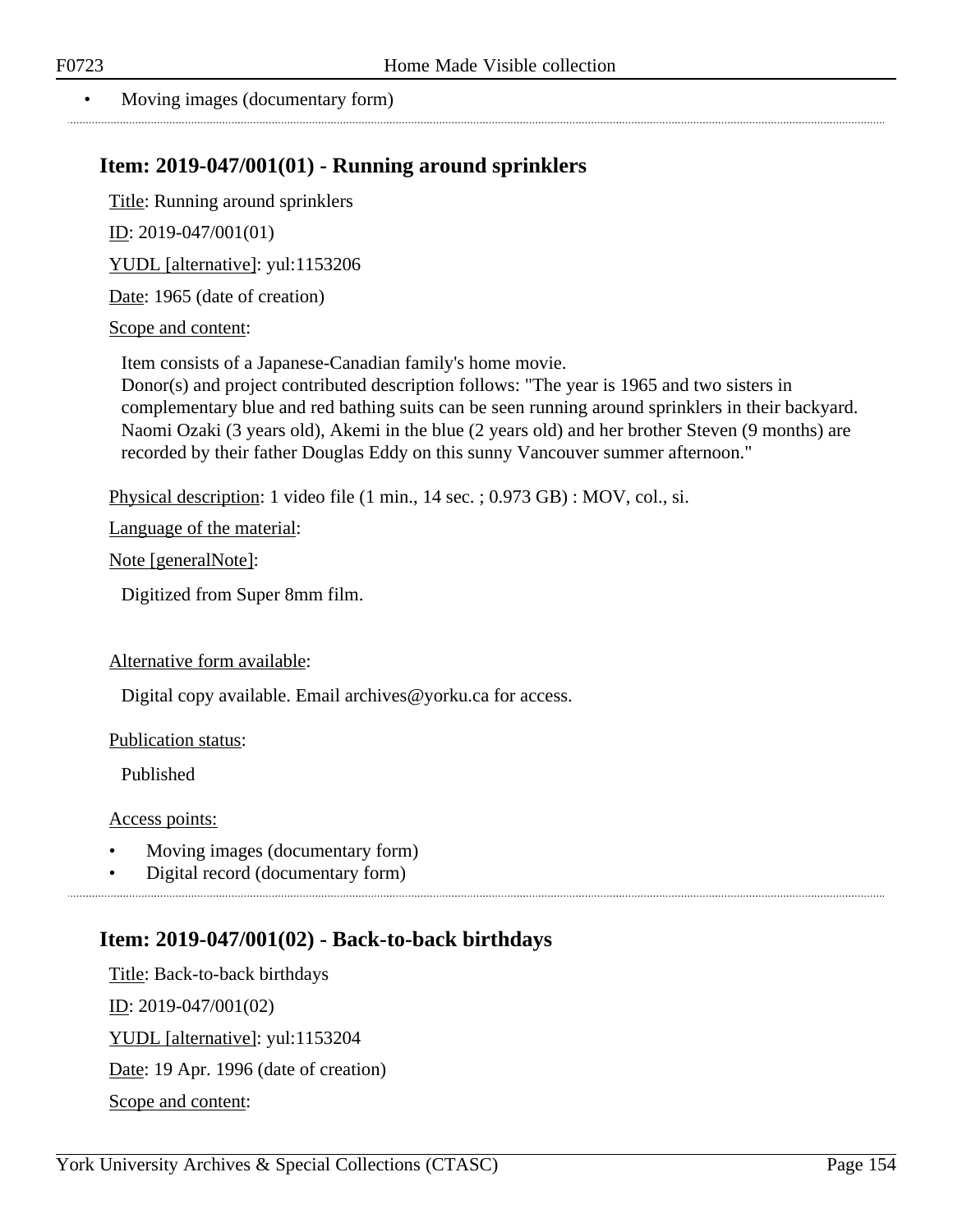- Moving images (documentary form)

## Item: 2019-047/001(01) - Running around sprinklers

Title: Running around sprinklers

ID: 2019-047/001(01)

YUDL [alternative]: yul:1153206

Date: 1965 (date of creation)

Scope and content:

Item consists of a Japanese-Canadian family's home movie.
Donor(s) and project contributed description follows: "The year is 1965 and two sisters in complementary blue and red bathing suits can be seen running around sprinklers in their backyard. Naomi Ozaki (3 years old), Akemi in the blue (2 years old) and her brother Steven (9 months) are recorded by their father Douglas Eddy on this sunny Vancouver summer afternoon."

Physical description: 1 video file (1 min., 14 sec. ; 0.973 GB) : MOV, col., si.

Language of the material:

Note [generalNote]:

Digitized from Super 8mm film.

Alternative form available:

Digital copy available. Email archives@yorku.ca for access.

Publication status:

Published

Access points:

- Moving images (documentary form)
- Digital record (documentary form)

## Item: 2019-047/001(02) - Back-to-back birthdays

Title: Back-to-back birthdays

ID: 2019-047/001(02)

YUDL [alternative]: yul:1153204

Date: 19 Apr. 1996 (date of creation)

Scope and content: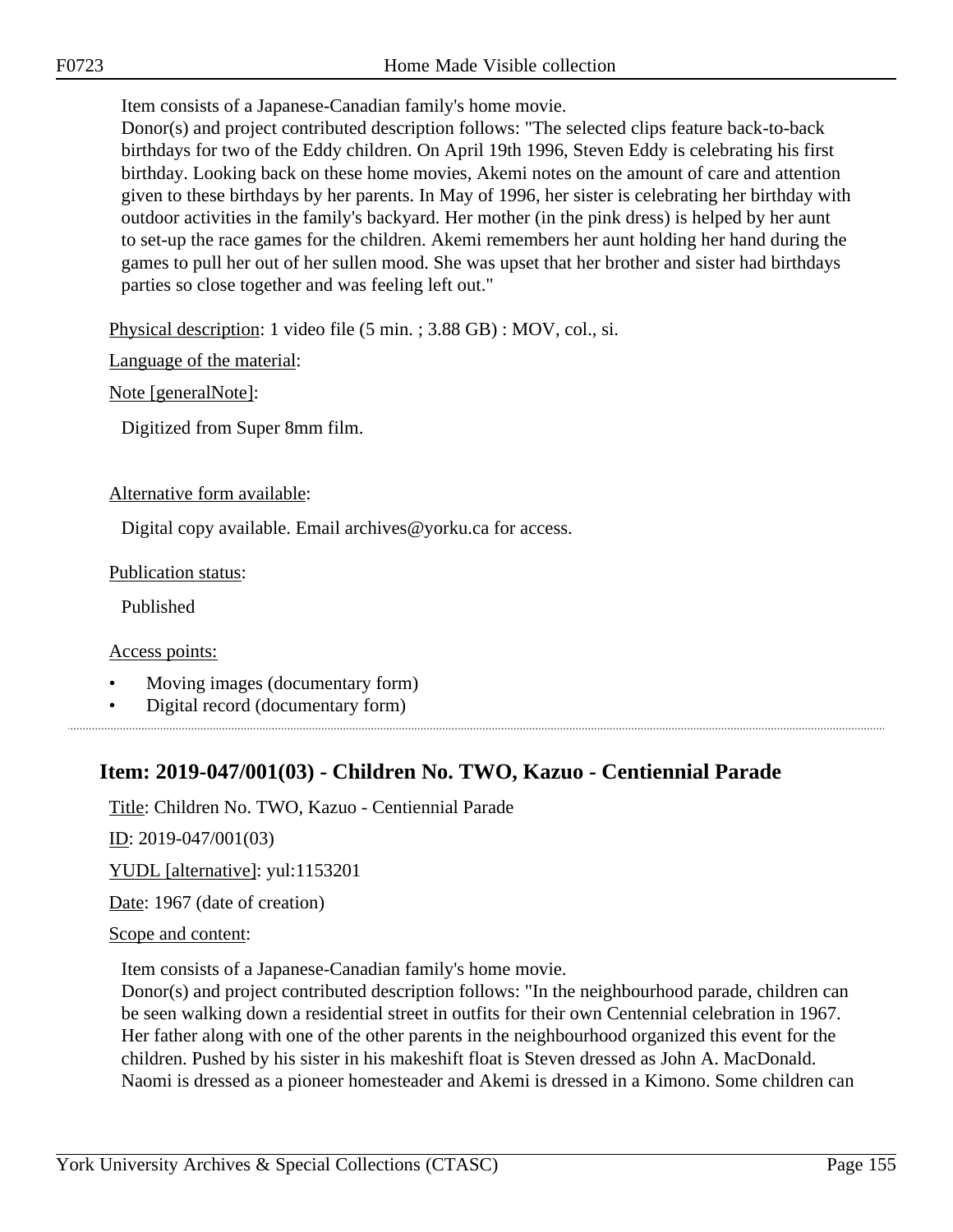Item consists of a Japanese-Canadian family's home movie.
Donor(s) and project contributed description follows: "The selected clips feature back-to-back birthdays for two of the Eddy children. On April 19th 1996, Steven Eddy is celebrating his first birthday. Looking back on these home movies, Akemi notes on the amount of care and attention given to these birthdays by her parents. In May of 1996, her sister is celebrating her birthday with outdoor activities in the family's backyard. Her mother (in the pink dress) is helped by her aunt to set-up the race games for the children. Akemi remembers her aunt holding her hand during the games to pull her out of her sullen mood. She was upset that her brother and sister had birthdays parties so close together and was feeling left out."

Physical description: 1 video file (5 min. ; 3.88 GB) : MOV, col., si.

Language of the material:

Note [generalNote]:

Digitized from Super 8mm film.

Alternative form available:

Digital copy available. Email archives@yorku.ca for access.

Publication status:

Published

Access points:

- Moving images (documentary form)
- Digital record (documentary form)

## Item: 2019-047/001(03) - Children No. TWO, Kazuo - Centiennial Parade

Title: Children No. TWO, Kazuo - Centiennial Parade

ID: 2019-047/001(03)

YUDL [alternative]: yul:1153201

Date: 1967 (date of creation)

Scope and content:

Item consists of a Japanese-Canadian family's home movie.
Donor(s) and project contributed description follows: "In the neighbourhood parade, children can be seen walking down a residential street in outfits for their own Centennial celebration in 1967. Her father along with one of the other parents in the neighbourhood organized this event for the children. Pushed by his sister in his makeshift float is Steven dressed as John A. MacDonald. Naomi is dressed as a pioneer homesteader and Akemi is dressed in a Kimono. Some children can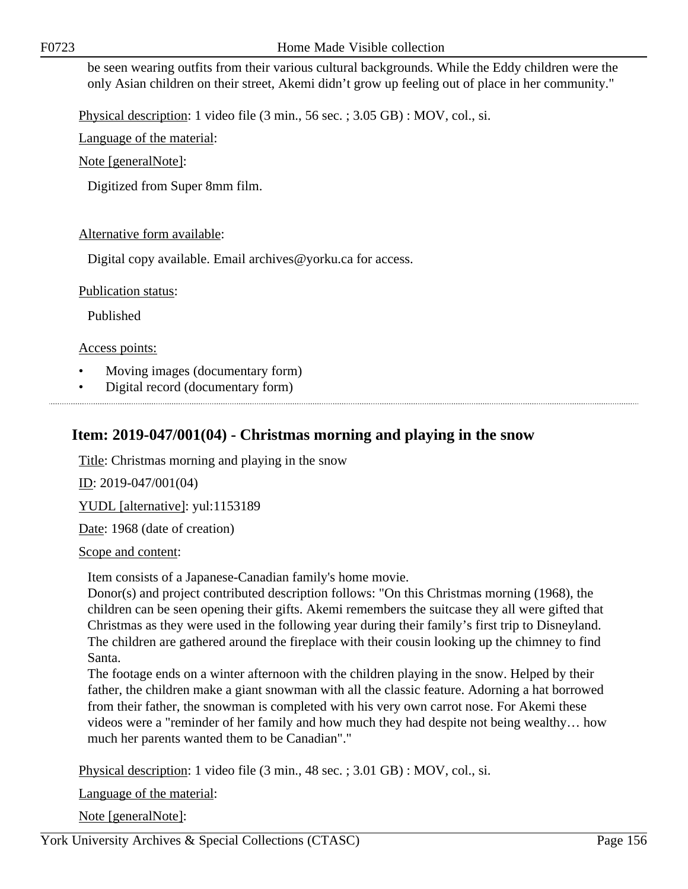be seen wearing outfits from their various cultural backgrounds. While the Eddy children were the only Asian children on their street, Akemi didn't grow up feeling out of place in her community."

Physical description: 1 video file (3 min., 56 sec. ; 3.05 GB) : MOV, col., si.

Language of the material:

Note [generalNote]:

Digitized from Super 8mm film.

Alternative form available:

Digital copy available. Email archives@yorku.ca for access.

Publication status:

Published

Access points:

- Moving images (documentary form)
- Digital record (documentary form)

## Item: 2019-047/001(04) - Christmas morning and playing in the snow

Title: Christmas morning and playing in the snow

ID: 2019-047/001(04)

YUDL [alternative]: yul:1153189

Date: 1968 (date of creation)

Scope and content:

Item consists of a Japanese-Canadian family's home movie.
Donor(s) and project contributed description follows: "On this Christmas morning (1968), the children can be seen opening their gifts. Akemi remembers the suitcase they all were gifted that Christmas as they were used in the following year during their family's first trip to Disneyland. The children are gathered around the fireplace with their cousin looking up the chimney to find Santa.
The footage ends on a winter afternoon with the children playing in the snow. Helped by their father, the children make a giant snowman with all the classic feature. Adorning a hat borrowed from their father, the snowman is completed with his very own carrot nose. For Akemi these videos were a "reminder of her family and how much they had despite not being wealthy… how much her parents wanted them to be Canadian"."

Physical description: 1 video file (3 min., 48 sec. ; 3.01 GB) : MOV, col., si.

Language of the material:

Note [generalNote]: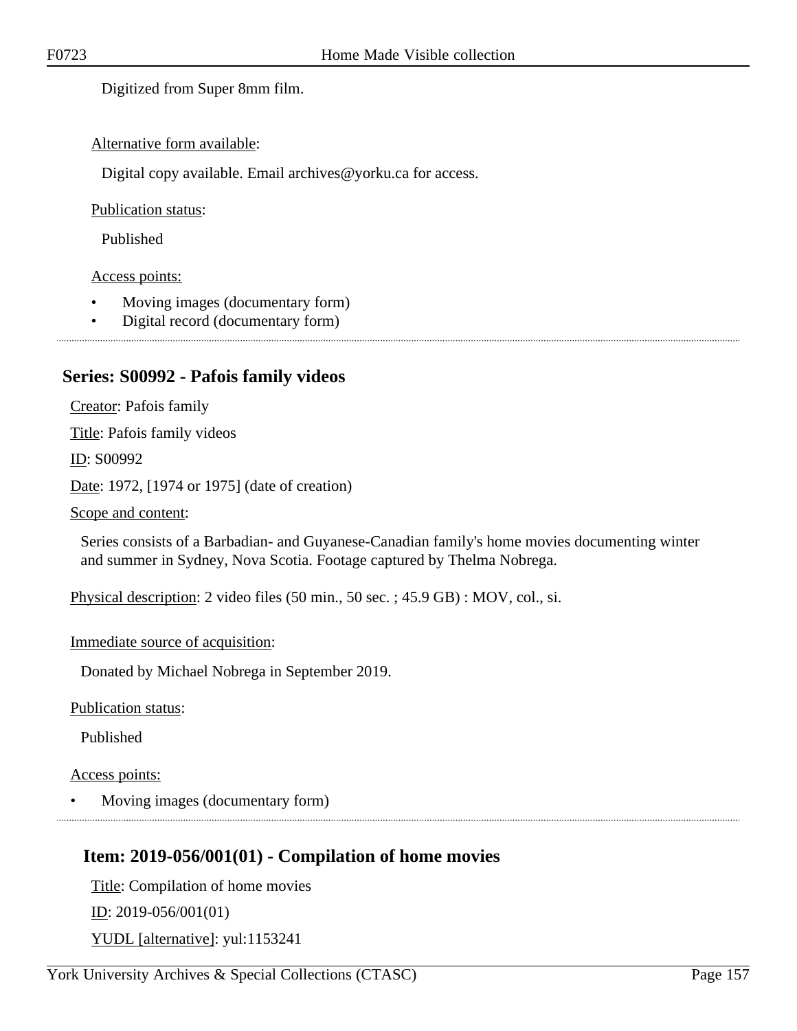Digitized from Super 8mm film.

Alternative form available:

Digital copy available. Email archives@yorku.ca for access.

Publication status:

Published

Access points:

- Moving images (documentary form)
- Digital record (documentary form)

## Series: S00992 - Pafois family videos

Creator: Pafois family

Title: Pafois family videos

ID: S00992

Date: 1972, [1974 or 1975] (date of creation)

Scope and content:

Series consists of a Barbadian- and Guyanese-Canadian family's home movies documenting winter and summer in Sydney, Nova Scotia. Footage captured by Thelma Nobrega.

Physical description: 2 video files (50 min., 50 sec. ; 45.9 GB) : MOV, col., si.

Immediate source of acquisition:

Donated by Michael Nobrega in September 2019.

Publication status:

Published

Access points:

- Moving images (documentary form)

### Item: 2019-056/001(01) - Compilation of home movies

Title: Compilation of home movies

ID: 2019-056/001(01)

YUDL [alternative]: yul:1153241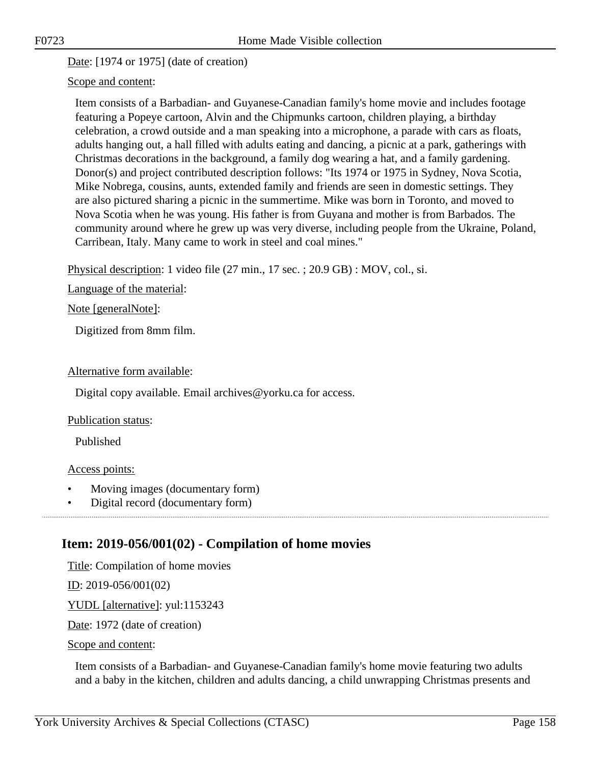Date: [1974 or 1975] (date of creation)

Scope and content:

Item consists of a Barbadian- and Guyanese-Canadian family's home movie and includes footage featuring a Popeye cartoon, Alvin and the Chipmunks cartoon, children playing, a birthday celebration, a crowd outside and a man speaking into a microphone, a parade with cars as floats, adults hanging out, a hall filled with adults eating and dancing, a picnic at a park, gatherings with Christmas decorations in the background, a family dog wearing a hat, and a family gardening. Donor(s) and project contributed description follows: "Its 1974 or 1975 in Sydney, Nova Scotia, Mike Nobrega, cousins, aunts, extended family and friends are seen in domestic settings. They are also pictured sharing a picnic in the summertime. Mike was born in Toronto, and moved to Nova Scotia when he was young. His father is from Guyana and mother is from Barbados. The community around where he grew up was very diverse, including people from the Ukraine, Poland, Carribean, Italy. Many came to work in steel and coal mines."

Physical description: 1 video file (27 min., 17 sec. ; 20.9 GB) : MOV, col., si.

Language of the material:

Note [generalNote]:

Digitized from 8mm film.

Alternative form available:

Digital copy available. Email archives@yorku.ca for access.

Publication status:

Published

Access points:

- Moving images (documentary form)
- Digital record (documentary form)

## Item: 2019-056/001(02) - Compilation of home movies

Title: Compilation of home movies

ID: 2019-056/001(02)

YUDL [alternative]: yul:1153243

Date: 1972 (date of creation)

Scope and content:

Item consists of a Barbadian- and Guyanese-Canadian family's home movie featuring two adults and a baby in the kitchen, children and adults dancing, a child unwrapping Christmas presents and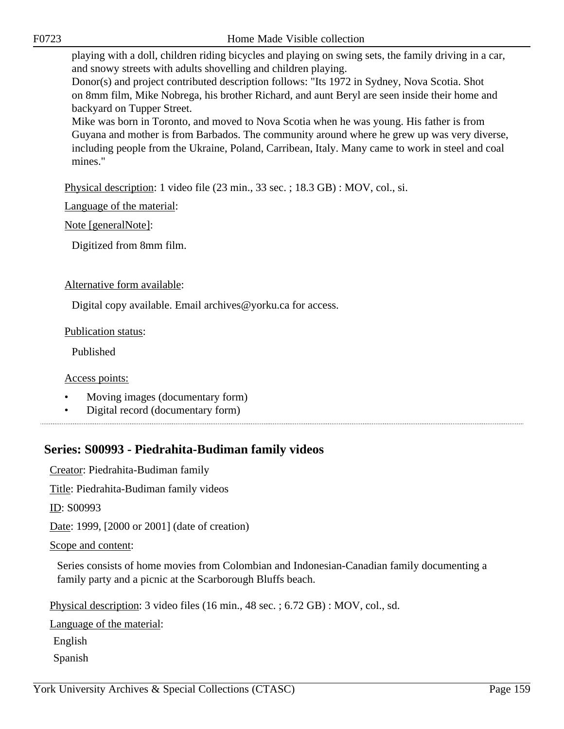playing with a doll, children riding bicycles and playing on swing sets, the family driving in a car, and snowy streets with adults shovelling and children playing.
Donor(s) and project contributed description follows: "Its 1972 in Sydney, Nova Scotia. Shot on 8mm film, Mike Nobrega, his brother Richard, and aunt Beryl are seen inside their home and backyard on Tupper Street.
Mike was born in Toronto, and moved to Nova Scotia when he was young. His father is from Guyana and mother is from Barbados. The community around where he grew up was very diverse, including people from the Ukraine, Poland, Carribean, Italy. Many came to work in steel and coal mines."

Physical description: 1 video file (23 min., 33 sec. ; 18.3 GB) : MOV, col., si.

Language of the material:

Note [generalNote]:

Digitized from 8mm film.

Alternative form available:

Digital copy available. Email archives@yorku.ca for access.

Publication status:

Published

Access points:

- Moving images (documentary form)
- Digital record (documentary form)

## Series: S00993 - Piedrahita-Budiman family videos

Creator: Piedrahita-Budiman family

Title: Piedrahita-Budiman family videos

ID: S00993

Date: 1999, [2000 or 2001] (date of creation)

Scope and content:

Series consists of home movies from Colombian and Indonesian-Canadian family documenting a family party and a picnic at the Scarborough Bluffs beach.

Physical description: 3 video files (16 min., 48 sec. ; 6.72 GB) : MOV, col., sd.

Language of the material:

English

Spanish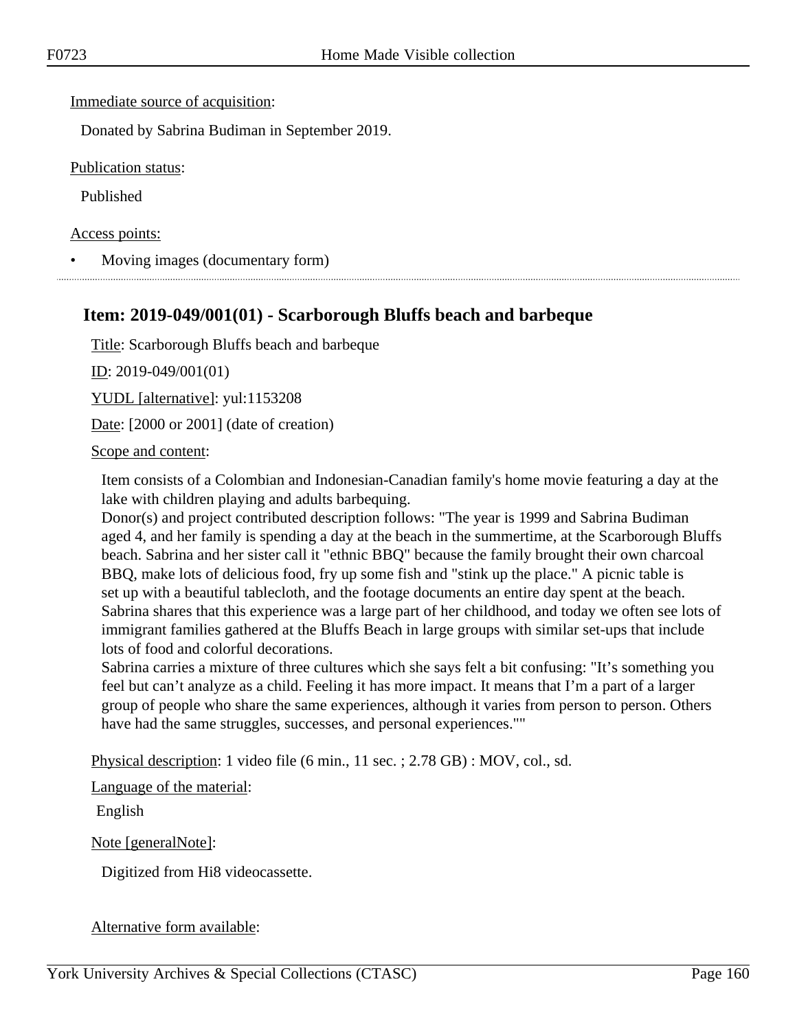Immediate source of acquisition:

Donated by Sabrina Budiman in September 2019.

Publication status:

Published

Access points:

- Moving images (documentary form)

## Item: 2019-049/001(01) - Scarborough Bluffs beach and barbeque

Title: Scarborough Bluffs beach and barbeque

ID: 2019-049/001(01)

YUDL [alternative]: yul:1153208

Date: [2000 or 2001] (date of creation)

Scope and content:

Item consists of a Colombian and Indonesian-Canadian family's home movie featuring a day at the lake with children playing and adults barbequing.
Donor(s) and project contributed description follows: "The year is 1999 and Sabrina Budiman aged 4, and her family is spending a day at the beach in the summertime, at the Scarborough Bluffs beach. Sabrina and her sister call it "ethnic BBQ" because the family brought their own charcoal BBQ, make lots of delicious food, fry up some fish and "stink up the place." A picnic table is set up with a beautiful tablecloth, and the footage documents an entire day spent at the beach. Sabrina shares that this experience was a large part of her childhood, and today we often see lots of immigrant families gathered at the Bluffs Beach in large groups with similar set-ups that include lots of food and colorful decorations.
Sabrina carries a mixture of three cultures which she says felt a bit confusing: "It's something you feel but can't analyze as a child. Feeling it has more impact. It means that I'm a part of a larger group of people who share the same experiences, although it varies from person to person. Others have had the same struggles, successes, and personal experiences.""

Physical description: 1 video file (6 min., 11 sec. ; 2.78 GB) : MOV, col., sd.

Language of the material:

English

Note [generalNote]:

Digitized from Hi8 videocassette.

Alternative form available: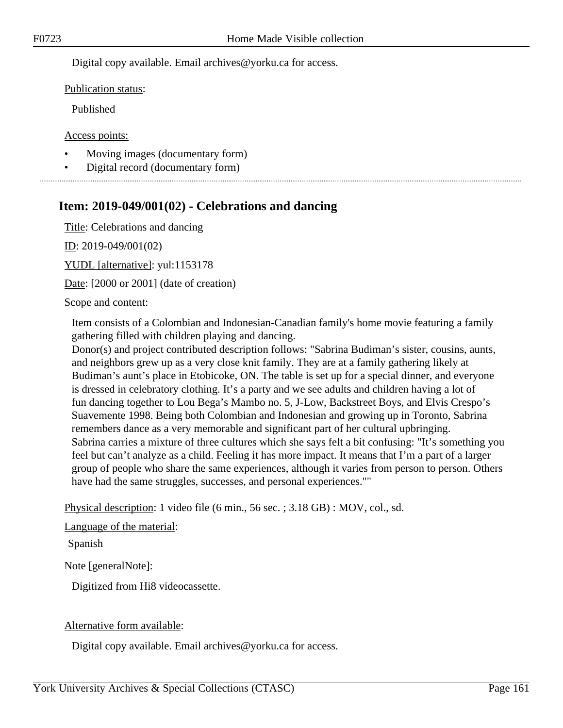Digital copy available. Email archives@yorku.ca for access.

Publication status:

Published

Access points:

- Moving images (documentary form)
- Digital record (documentary form)

## Item: 2019-049/001(02) - Celebrations and dancing

Title: Celebrations and dancing

ID: 2019-049/001(02)

YUDL [alternative]: yul:1153178

Date: [2000 or 2001] (date of creation)

Scope and content:

Item consists of a Colombian and Indonesian-Canadian family's home movie featuring a family gathering filled with children playing and dancing.
Donor(s) and project contributed description follows: "Sabrina Budiman's sister, cousins, aunts, and neighbors grew up as a very close knit family. They are at a family gathering likely at Budiman's aunt's place in Etobicoke, ON. The table is set up for a special dinner, and everyone is dressed in celebratory clothing. It's a party and we see adults and children having a lot of fun dancing together to Lou Bega's Mambo no. 5, J-Low, Backstreet Boys, and Elvis Crespo's Suavemente 1998. Being both Colombian and Indonesian and growing up in Toronto, Sabrina remembers dance as a very memorable and significant part of her cultural upbringing.
Sabrina carries a mixture of three cultures which she says felt a bit confusing: "It's something you feel but can't analyze as a child. Feeling it has more impact. It means that I'm a part of a larger group of people who share the same experiences, although it varies from person to person. Others have had the same struggles, successes, and personal experiences.""

Physical description: 1 video file (6 min., 56 sec. ; 3.18 GB) : MOV, col., sd.

Language of the material:

Spanish

Note [generalNote]:

Digitized from Hi8 videocassette.

Alternative form available:

Digital copy available. Email archives@yorku.ca for access.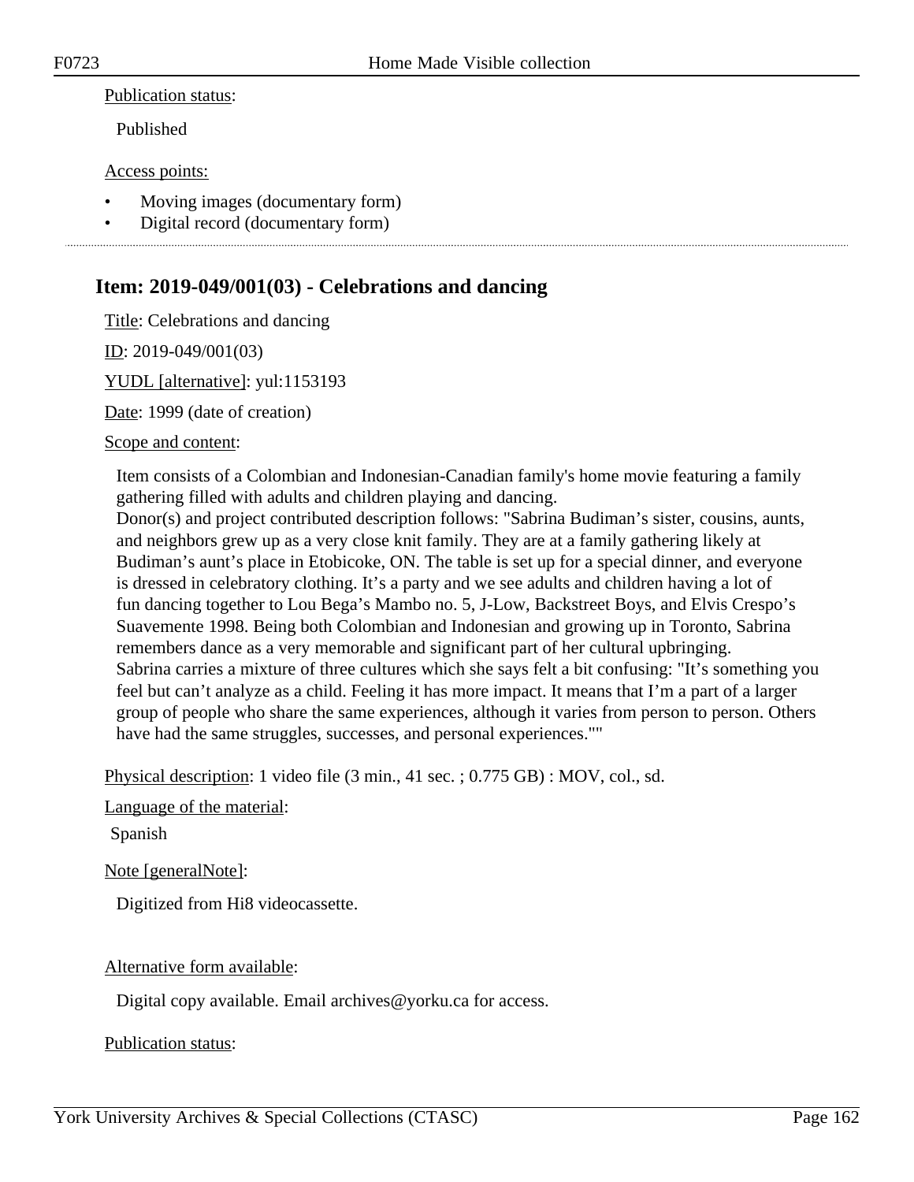Publication status:

Published

Access points:

- Moving images (documentary form)
- Digital record (documentary form)

## Item: 2019-049/001(03) - Celebrations and dancing

Title: Celebrations and dancing

ID: 2019-049/001(03)

YUDL [alternative]: yul:1153193

Date: 1999 (date of creation)

Scope and content:

Item consists of a Colombian and Indonesian-Canadian family's home movie featuring a family gathering filled with adults and children playing and dancing.
Donor(s) and project contributed description follows: "Sabrina Budiman's sister, cousins, aunts, and neighbors grew up as a very close knit family. They are at a family gathering likely at Budiman's aunt's place in Etobicoke, ON. The table is set up for a special dinner, and everyone is dressed in celebratory clothing. It's a party and we see adults and children having a lot of fun dancing together to Lou Bega's Mambo no. 5, J-Low, Backstreet Boys, and Elvis Crespo's Suavemente 1998. Being both Colombian and Indonesian and growing up in Toronto, Sabrina remembers dance as a very memorable and significant part of her cultural upbringing.
Sabrina carries a mixture of three cultures which she says felt a bit confusing: "It's something you feel but can't analyze as a child. Feeling it has more impact. It means that I'm a part of a larger group of people who share the same experiences, although it varies from person to person. Others have had the same struggles, successes, and personal experiences.""

Physical description: 1 video file (3 min., 41 sec. ; 0.775 GB) : MOV, col., sd.

Language of the material:

Spanish

Note [generalNote]:

Digitized from Hi8 videocassette.

Alternative form available:

Digital copy available. Email archives@yorku.ca for access.

Publication status: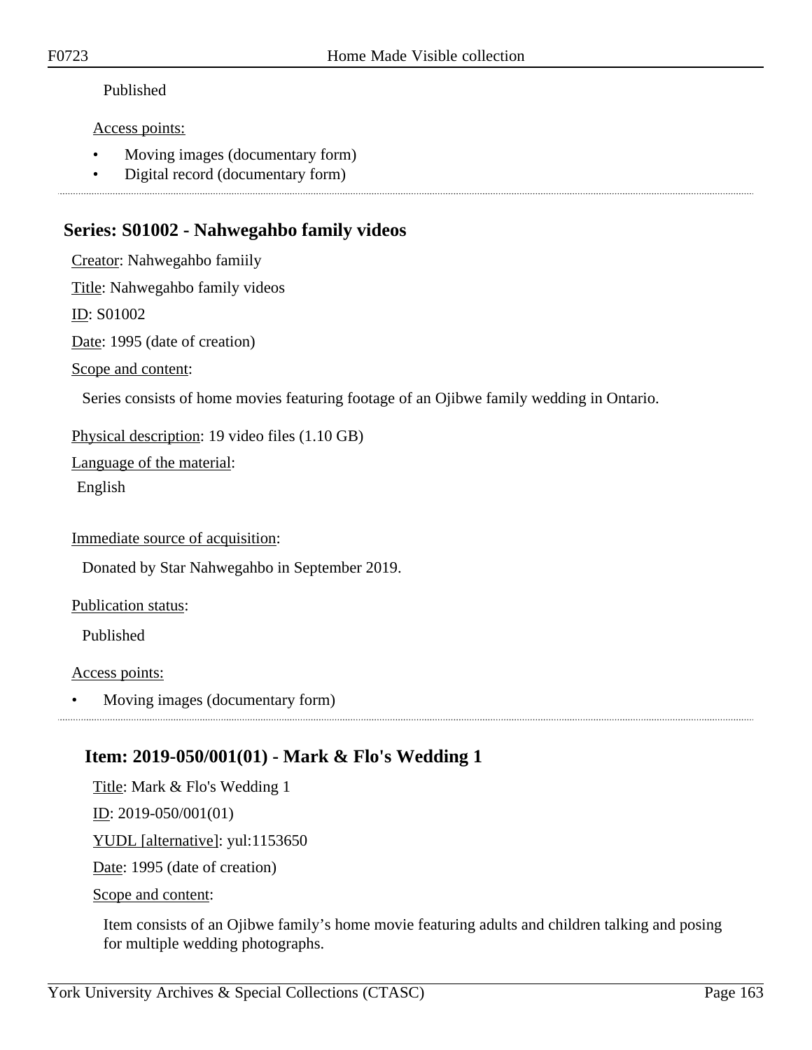Published

Access points:

- Moving images (documentary form)
- Digital record (documentary form)

---

## Series: S01002 - Nahwegahbo family videos

Creator: Nahwegahbo famiily

Title: Nahwegahbo family videos

ID: S01002

Date: 1995 (date of creation)

Scope and content:

Series consists of home movies featuring footage of an Ojibwe family wedding in Ontario.

Physical description: 19 video files (1.10 GB)

Language of the material:

English

Immediate source of acquisition:

Donated by Star Nahwegahbo in September 2019.

Publication status:

Published

Access points:

- Moving images (documentary form)

---

### Item: 2019-050/001(01) - Mark & Flo's Wedding 1

Title: Mark & Flo's Wedding 1

ID: 2019-050/001(01)

YUDL [alternative]: yul:1153650

Date: 1995 (date of creation)

Scope and content:

Item consists of an Ojibwe family's home movie featuring adults and children talking and posing for multiple wedding photographs.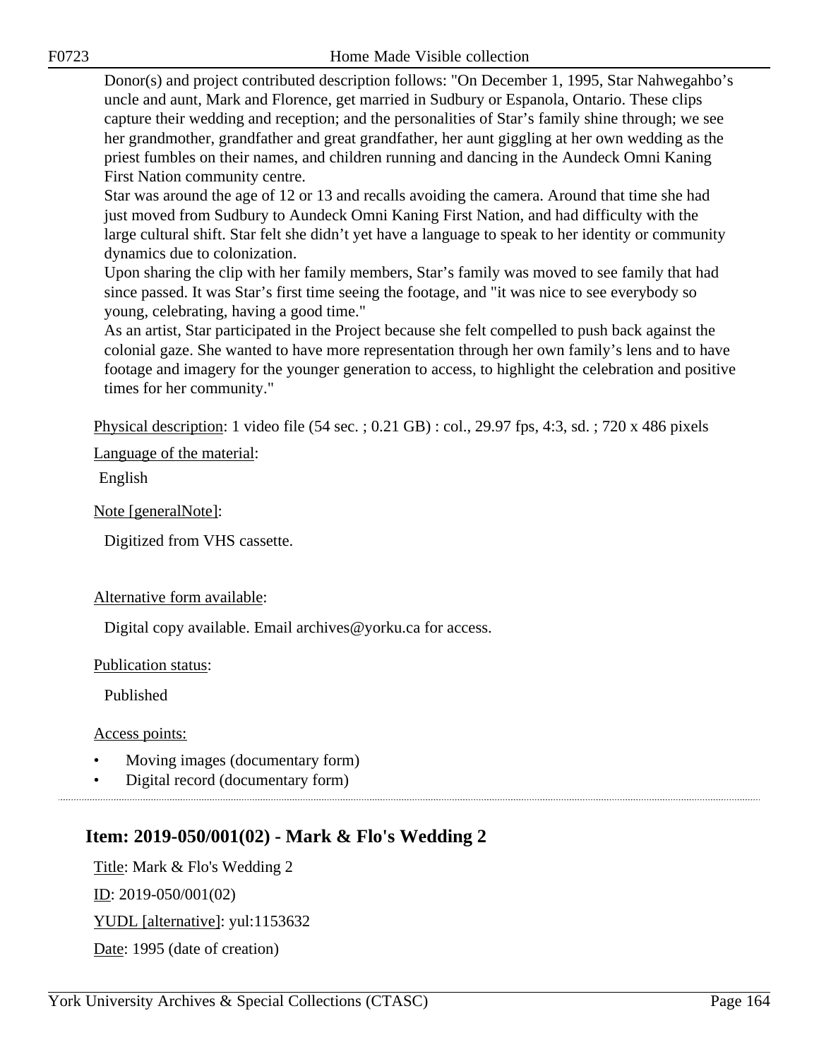Donor(s) and project contributed description follows: "On December 1, 1995, Star Nahwegahbo's uncle and aunt, Mark and Florence, get married in Sudbury or Espanola, Ontario. These clips capture their wedding and reception; and the personalities of Star's family shine through; we see her grandmother, grandfather and great grandfather, her aunt giggling at her own wedding as the priest fumbles on their names, and children running and dancing in the Aundeck Omni Kaning First Nation community centre.
Star was around the age of 12 or 13 and recalls avoiding the camera. Around that time she had just moved from Sudbury to Aundeck Omni Kaning First Nation, and had difficulty with the large cultural shift. Star felt she didn't yet have a language to speak to her identity or community dynamics due to colonization.
Upon sharing the clip with her family members, Star's family was moved to see family that had since passed. It was Star's first time seeing the footage, and "it was nice to see everybody so young, celebrating, having a good time."
As an artist, Star participated in the Project because she felt compelled to push back against the colonial gaze. She wanted to have more representation through her own family's lens and to have footage and imagery for the younger generation to access, to highlight the celebration and positive times for her community."

Physical description: 1 video file (54 sec. ; 0.21 GB) : col., 29.97 fps, 4:3, sd. ; 720 x 486 pixels

Language of the material:

English

Note [generalNote]:

Digitized from VHS cassette.

Alternative form available:

Digital copy available. Email archives@yorku.ca for access.

Publication status:

Published

Access points:

- Moving images (documentary form)
- Digital record (documentary form)

## Item: 2019-050/001(02) - Mark & Flo's Wedding 2

Title: Mark & Flo's Wedding 2

ID: 2019-050/001(02)

YUDL [alternative]: yul:1153632

Date: 1995 (date of creation)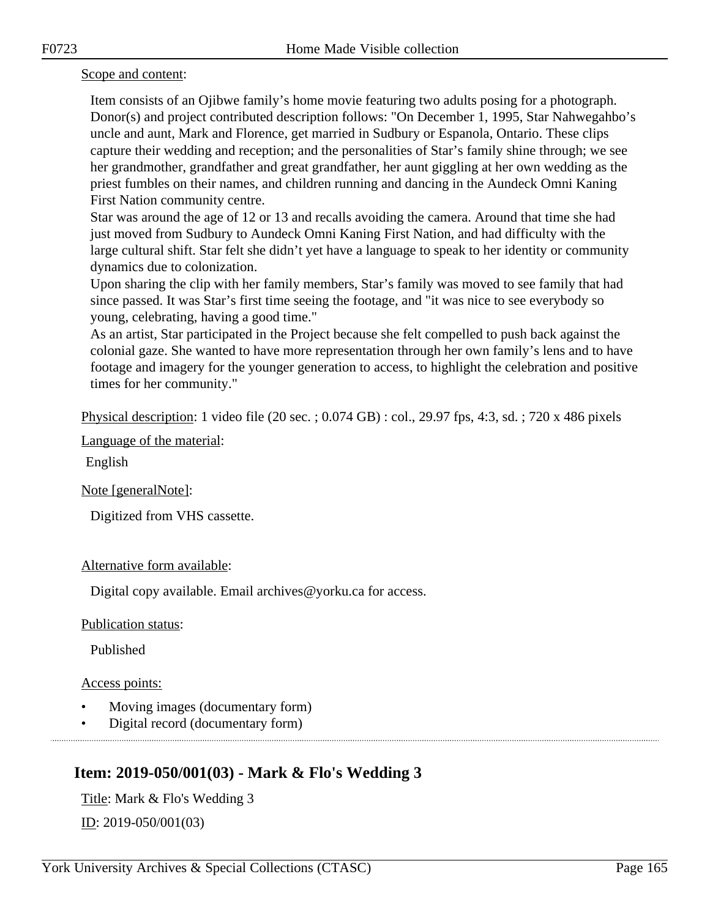Scope and content:

Item consists of an Ojibwe family's home movie featuring two adults posing for a photograph. Donor(s) and project contributed description follows: "On December 1, 1995, Star Nahwegahbo's uncle and aunt, Mark and Florence, get married in Sudbury or Espanola, Ontario. These clips capture their wedding and reception; and the personalities of Star's family shine through; we see her grandmother, grandfather and great grandfather, her aunt giggling at her own wedding as the priest fumbles on their names, and children running and dancing in the Aundeck Omni Kaning First Nation community centre.
Star was around the age of 12 or 13 and recalls avoiding the camera. Around that time she had just moved from Sudbury to Aundeck Omni Kaning First Nation, and had difficulty with the large cultural shift. Star felt she didn't yet have a language to speak to her identity or community dynamics due to colonization.
Upon sharing the clip with her family members, Star's family was moved to see family that had since passed. It was Star's first time seeing the footage, and "it was nice to see everybody so young, celebrating, having a good time."
As an artist, Star participated in the Project because she felt compelled to push back against the colonial gaze. She wanted to have more representation through her own family's lens and to have footage and imagery for the younger generation to access, to highlight the celebration and positive times for her community."

Physical description: 1 video file (20 sec. ; 0.074 GB) : col., 29.97 fps, 4:3, sd. ; 720 x 486 pixels

Language of the material:

English

Note [generalNote]:

Digitized from VHS cassette.

Alternative form available:

Digital copy available. Email archives@yorku.ca for access.

Publication status:

Published

Access points:

- Moving images (documentary form)
- Digital record (documentary form)

## Item: 2019-050/001(03) - Mark & Flo's Wedding 3

Title: Mark & Flo's Wedding 3

ID: 2019-050/001(03)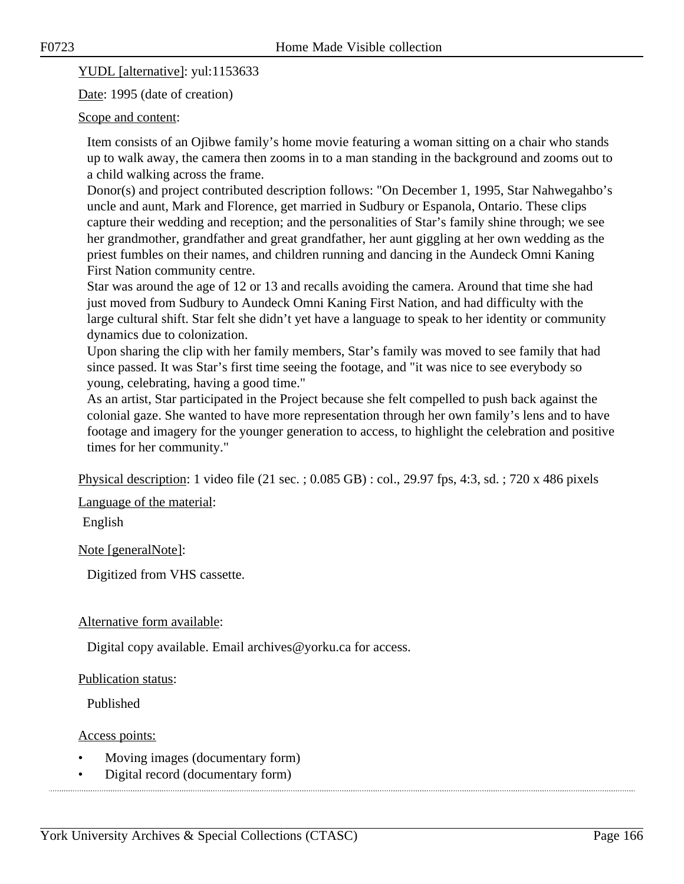YUDL [alternative]: yul:1153633

Date: 1995 (date of creation)

Scope and content:

Item consists of an Ojibwe family's home movie featuring a woman sitting on a chair who stands up to walk away, the camera then zooms in to a man standing in the background and zooms out to a child walking across the frame.
Donor(s) and project contributed description follows: "On December 1, 1995, Star Nahwegahbo's uncle and aunt, Mark and Florence, get married in Sudbury or Espanola, Ontario. These clips capture their wedding and reception; and the personalities of Star's family shine through; we see her grandmother, grandfather and great grandfather, her aunt giggling at her own wedding as the priest fumbles on their names, and children running and dancing in the Aundeck Omni Kaning First Nation community centre.
Star was around the age of 12 or 13 and recalls avoiding the camera. Around that time she had just moved from Sudbury to Aundeck Omni Kaning First Nation, and had difficulty with the large cultural shift. Star felt she didn't yet have a language to speak to her identity or community dynamics due to colonization.
Upon sharing the clip with her family members, Star's family was moved to see family that had since passed. It was Star's first time seeing the footage, and "it was nice to see everybody so young, celebrating, having a good time."
As an artist, Star participated in the Project because she felt compelled to push back against the colonial gaze. She wanted to have more representation through her own family's lens and to have footage and imagery for the younger generation to access, to highlight the celebration and positive times for her community."

Physical description: 1 video file (21 sec. ; 0.085 GB) : col., 29.97 fps, 4:3, sd. ; 720 x 486 pixels

Language of the material:

English

Note [generalNote]:

Digitized from VHS cassette.

Alternative form available:

Digital copy available. Email archives@yorku.ca for access.

Publication status:

Published

Access points:

- Moving images (documentary form)
- Digital record (documentary form)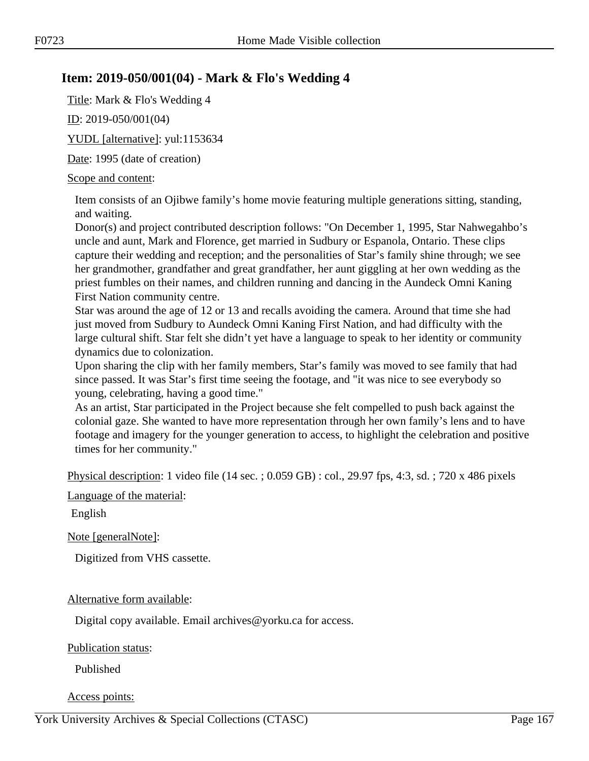## Item: 2019-050/001(04) - Mark & Flo's Wedding 4

Title: Mark & Flo's Wedding 4

ID: 2019-050/001(04)

YUDL [alternative]: yul:1153634

Date: 1995 (date of creation)

Scope and content:

Item consists of an Ojibwe family's home movie featuring multiple generations sitting, standing, and waiting.
Donor(s) and project contributed description follows: "On December 1, 1995, Star Nahwegahbo's uncle and aunt, Mark and Florence, get married in Sudbury or Espanola, Ontario. These clips capture their wedding and reception; and the personalities of Star's family shine through; we see her grandmother, grandfather and great grandfather, her aunt giggling at her own wedding as the priest fumbles on their names, and children running and dancing in the Aundeck Omni Kaning First Nation community centre.
Star was around the age of 12 or 13 and recalls avoiding the camera. Around that time she had just moved from Sudbury to Aundeck Omni Kaning First Nation, and had difficulty with the large cultural shift. Star felt she didn't yet have a language to speak to her identity or community dynamics due to colonization.
Upon sharing the clip with her family members, Star's family was moved to see family that had since passed. It was Star's first time seeing the footage, and "it was nice to see everybody so young, celebrating, having a good time."
As an artist, Star participated in the Project because she felt compelled to push back against the colonial gaze. She wanted to have more representation through her own family's lens and to have footage and imagery for the younger generation to access, to highlight the celebration and positive times for her community."

Physical description: 1 video file (14 sec. ; 0.059 GB) : col., 29.97 fps, 4:3, sd. ; 720 x 486 pixels

Language of the material:

English

Note [generalNote]:

Digitized from VHS cassette.

Alternative form available:

Digital copy available. Email archives@yorku.ca for access.

Publication status:

Published

Access points: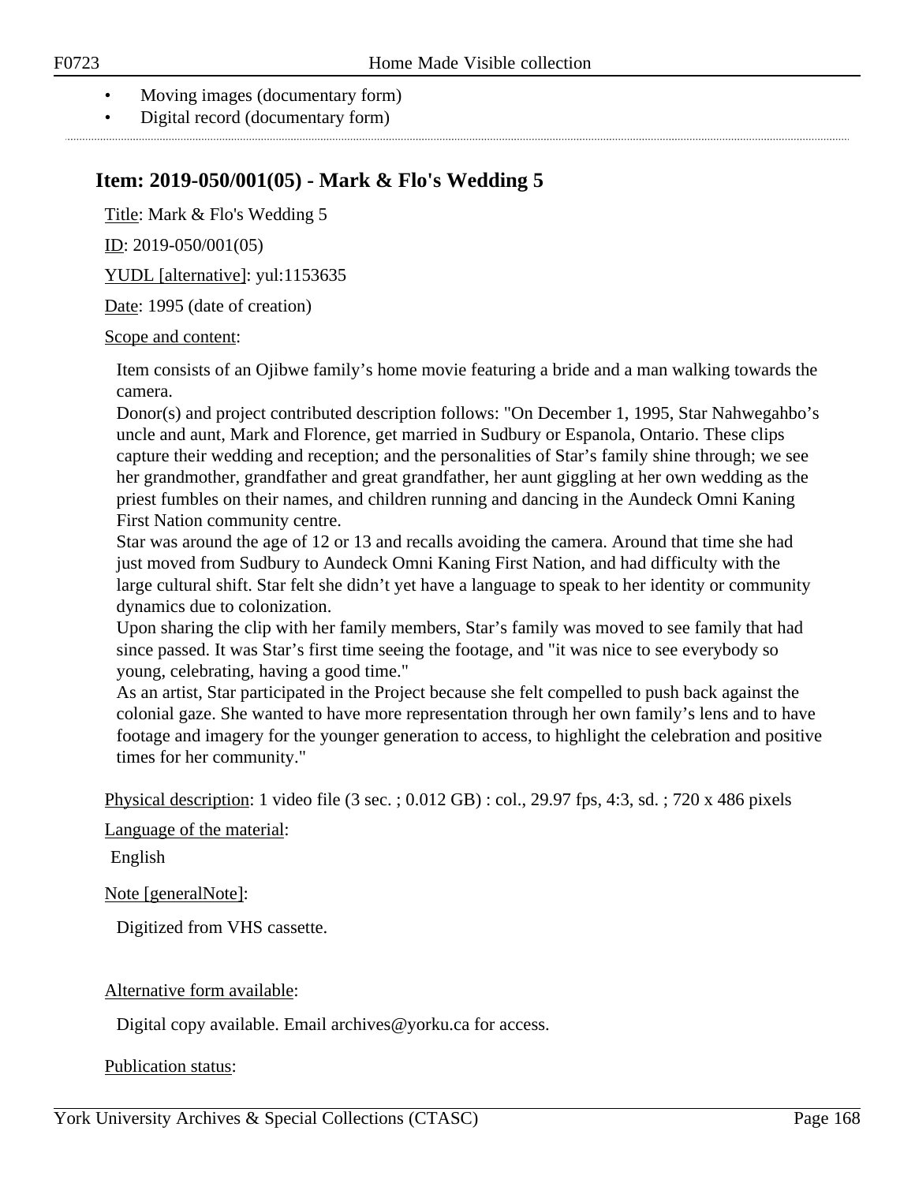- Moving images (documentary form)
- Digital record (documentary form)

## Item: 2019-050/001(05) - Mark & Flo's Wedding 5

Title: Mark & Flo's Wedding 5

ID: 2019-050/001(05)

YUDL [alternative]: yul:1153635

Date: 1995 (date of creation)

Scope and content:

Item consists of an Ojibwe family's home movie featuring a bride and a man walking towards the camera.
Donor(s) and project contributed description follows: "On December 1, 1995, Star Nahwegahbo's uncle and aunt, Mark and Florence, get married in Sudbury or Espanola, Ontario. These clips capture their wedding and reception; and the personalities of Star's family shine through; we see her grandmother, grandfather and great grandfather, her aunt giggling at her own wedding as the priest fumbles on their names, and children running and dancing in the Aundeck Omni Kaning First Nation community centre.
Star was around the age of 12 or 13 and recalls avoiding the camera. Around that time she had just moved from Sudbury to Aundeck Omni Kaning First Nation, and had difficulty with the large cultural shift. Star felt she didn't yet have a language to speak to her identity or community dynamics due to colonization.
Upon sharing the clip with her family members, Star's family was moved to see family that had since passed. It was Star's first time seeing the footage, and "it was nice to see everybody so young, celebrating, having a good time."
As an artist, Star participated in the Project because she felt compelled to push back against the colonial gaze. She wanted to have more representation through her own family's lens and to have footage and imagery for the younger generation to access, to highlight the celebration and positive times for her community."

Physical description: 1 video file (3 sec. ; 0.012 GB) : col., 29.97 fps, 4:3, sd. ; 720 x 486 pixels

Language of the material:

English

Note [generalNote]:

Digitized from VHS cassette.

Alternative form available:

Digital copy available. Email archives@yorku.ca for access.

Publication status: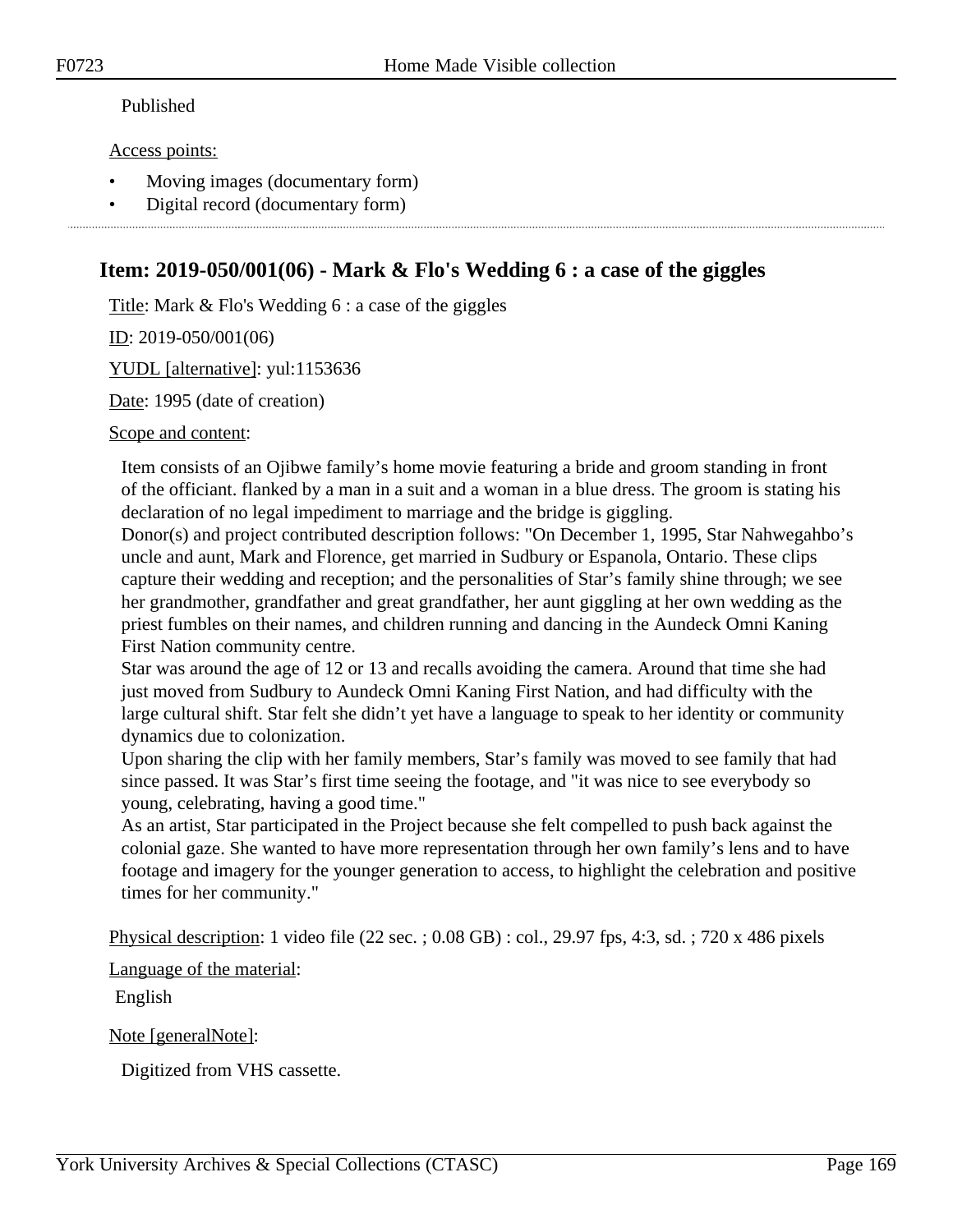Published

Access points:

- Moving images (documentary form)
- Digital record (documentary form)

## Item: 2019-050/001(06) - Mark & Flo's Wedding 6 : a case of the giggles

Title: Mark & Flo's Wedding 6 : a case of the giggles

ID: 2019-050/001(06)

YUDL [alternative]: yul:1153636

Date: 1995 (date of creation)

Scope and content:

Item consists of an Ojibwe family's home movie featuring a bride and groom standing in front of the officiant. flanked by a man in a suit and a woman in a blue dress. The groom is stating his declaration of no legal impediment to marriage and the bridge is giggling.
Donor(s) and project contributed description follows: "On December 1, 1995, Star Nahwegahbo's uncle and aunt, Mark and Florence, get married in Sudbury or Espanola, Ontario. These clips capture their wedding and reception; and the personalities of Star's family shine through; we see her grandmother, grandfather and great grandfather, her aunt giggling at her own wedding as the priest fumbles on their names, and children running and dancing in the Aundeck Omni Kaning First Nation community centre.
Star was around the age of 12 or 13 and recalls avoiding the camera. Around that time she had just moved from Sudbury to Aundeck Omni Kaning First Nation, and had difficulty with the large cultural shift. Star felt she didn't yet have a language to speak to her identity or community dynamics due to colonization.
Upon sharing the clip with her family members, Star's family was moved to see family that had since passed. It was Star's first time seeing the footage, and "it was nice to see everybody so young, celebrating, having a good time."
As an artist, Star participated in the Project because she felt compelled to push back against the colonial gaze. She wanted to have more representation through her own family's lens and to have footage and imagery for the younger generation to access, to highlight the celebration and positive times for her community."

Physical description: 1 video file (22 sec. ; 0.08 GB) : col., 29.97 fps, 4:3, sd. ; 720 x 486 pixels

Language of the material:

English

Note [generalNote]:

Digitized from VHS cassette.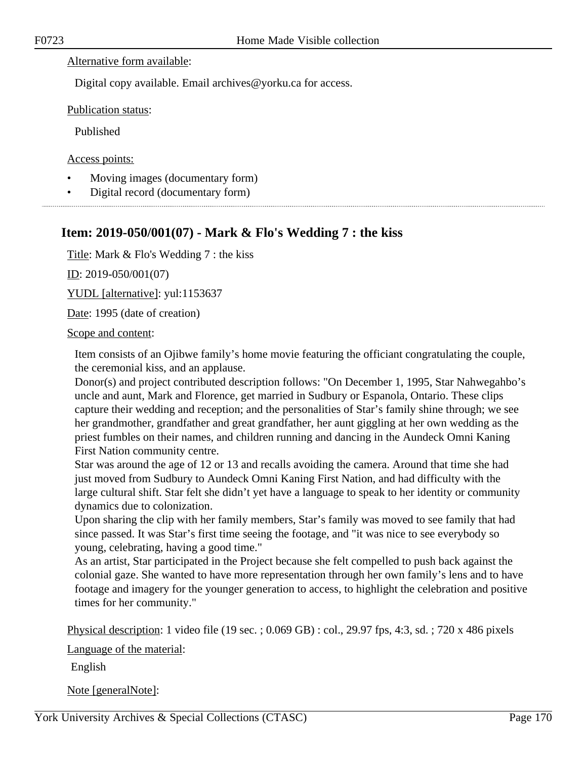Alternative form available:

Digital copy available. Email archives@yorku.ca for access.

Publication status:

Published

Access points:

- Moving images (documentary form)
- Digital record (documentary form)

---

## Item: 2019-050/001(07) - Mark & Flo's Wedding 7 : the kiss

Title: Mark & Flo's Wedding 7 : the kiss

ID: 2019-050/001(07)

YUDL [alternative]: yul:1153637

Date: 1995 (date of creation)

Scope and content:

Item consists of an Ojibwe family's home movie featuring the officiant congratulating the couple, the ceremonial kiss, and an applause.
Donor(s) and project contributed description follows: "On December 1, 1995, Star Nahwegahbo's uncle and aunt, Mark and Florence, get married in Sudbury or Espanola, Ontario. These clips capture their wedding and reception; and the personalities of Star's family shine through; we see her grandmother, grandfather and great grandfather, her aunt giggling at her own wedding as the priest fumbles on their names, and children running and dancing in the Aundeck Omni Kaning First Nation community centre.
Star was around the age of 12 or 13 and recalls avoiding the camera. Around that time she had just moved from Sudbury to Aundeck Omni Kaning First Nation, and had difficulty with the large cultural shift. Star felt she didn't yet have a language to speak to her identity or community dynamics due to colonization.
Upon sharing the clip with her family members, Star's family was moved to see family that had since passed. It was Star's first time seeing the footage, and "it was nice to see everybody so young, celebrating, having a good time."
As an artist, Star participated in the Project because she felt compelled to push back against the colonial gaze. She wanted to have more representation through her own family's lens and to have footage and imagery for the younger generation to access, to highlight the celebration and positive times for her community."

Physical description: 1 video file (19 sec. ; 0.069 GB) : col., 29.97 fps, 4:3, sd. ; 720 x 486 pixels

Language of the material:

English

Note [generalNote]: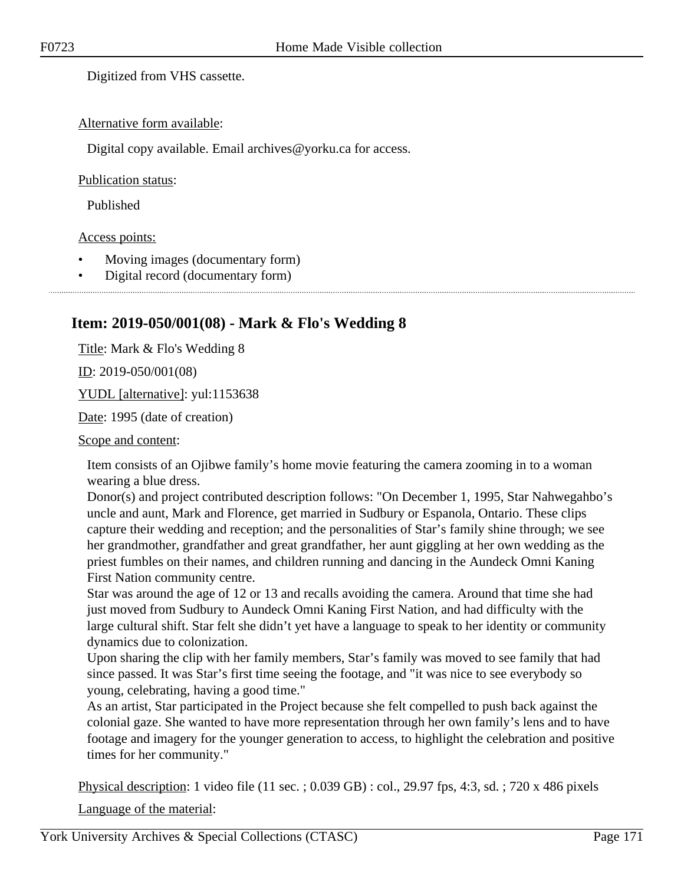Digitized from VHS cassette.

Alternative form available:

Digital copy available. Email archives@yorku.ca for access.

Publication status:

Published

Access points:

- Moving images (documentary form)
- Digital record (documentary form)

## Item: 2019-050/001(08) - Mark & Flo's Wedding 8

Title: Mark & Flo's Wedding 8

ID: 2019-050/001(08)

YUDL [alternative]: yul:1153638

Date: 1995 (date of creation)

Scope and content:

Item consists of an Ojibwe family's home movie featuring the camera zooming in to a woman wearing a blue dress.
Donor(s) and project contributed description follows: "On December 1, 1995, Star Nahwegahbo's uncle and aunt, Mark and Florence, get married in Sudbury or Espanola, Ontario. These clips capture their wedding and reception; and the personalities of Star's family shine through; we see her grandmother, grandfather and great grandfather, her aunt giggling at her own wedding as the priest fumbles on their names, and children running and dancing in the Aundeck Omni Kaning First Nation community centre.
Star was around the age of 12 or 13 and recalls avoiding the camera. Around that time she had just moved from Sudbury to Aundeck Omni Kaning First Nation, and had difficulty with the large cultural shift. Star felt she didn't yet have a language to speak to her identity or community dynamics due to colonization.
Upon sharing the clip with her family members, Star's family was moved to see family that had since passed. It was Star's first time seeing the footage, and "it was nice to see everybody so young, celebrating, having a good time."
As an artist, Star participated in the Project because she felt compelled to push back against the colonial gaze. She wanted to have more representation through her own family's lens and to have footage and imagery for the younger generation to access, to highlight the celebration and positive times for her community."

Physical description: 1 video file (11 sec. ; 0.039 GB) : col., 29.97 fps, 4:3, sd. ; 720 x 486 pixels

Language of the material: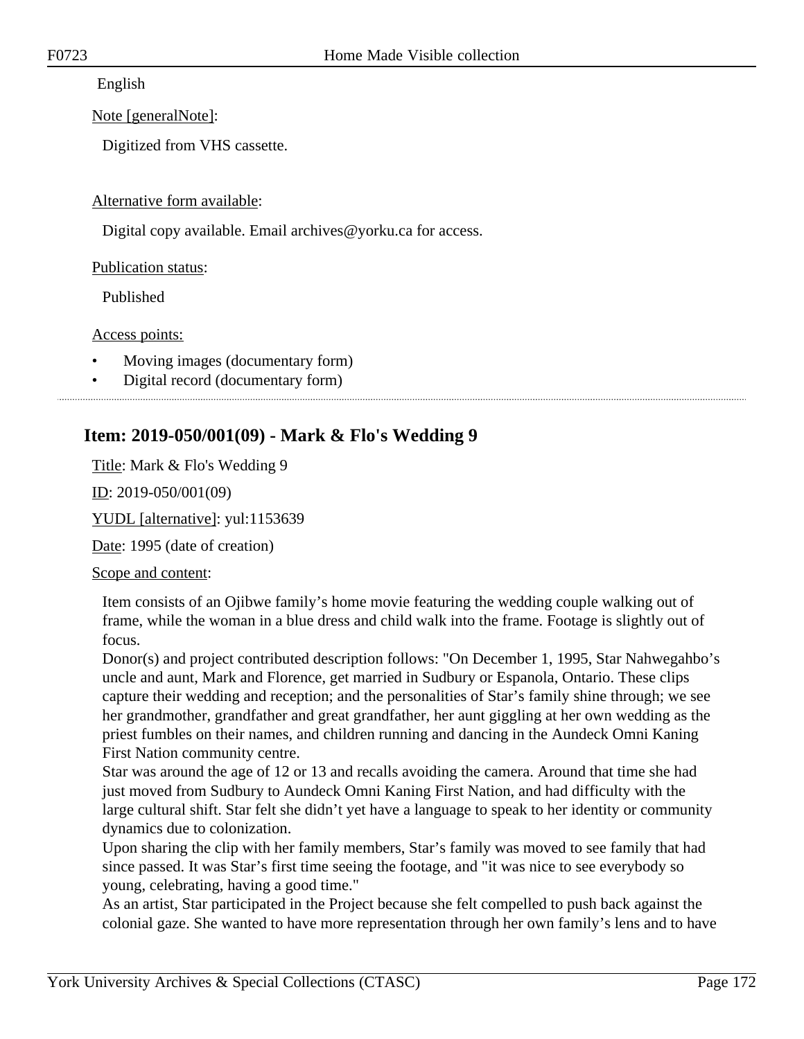English

Note [generalNote]:

Digitized from VHS cassette.

Alternative form available:

Digital copy available. Email archives@yorku.ca for access.

Publication status:

Published

Access points:

- Moving images (documentary form)
- Digital record (documentary form)

---

## Item: 2019-050/001(09) - Mark & Flo's Wedding 9

Title: Mark & Flo's Wedding 9

ID: 2019-050/001(09)

YUDL [alternative]: yul:1153639

Date: 1995 (date of creation)

Scope and content:

Item consists of an Ojibwe family's home movie featuring the wedding couple walking out of frame, while the woman in a blue dress and child walk into the frame. Footage is slightly out of focus.
Donor(s) and project contributed description follows: "On December 1, 1995, Star Nahwegahbo's uncle and aunt, Mark and Florence, get married in Sudbury or Espanola, Ontario. These clips capture their wedding and reception; and the personalities of Star's family shine through; we see her grandmother, grandfather and great grandfather, her aunt giggling at her own wedding as the priest fumbles on their names, and children running and dancing in the Aundeck Omni Kaning First Nation community centre.
Star was around the age of 12 or 13 and recalls avoiding the camera. Around that time she had just moved from Sudbury to Aundeck Omni Kaning First Nation, and had difficulty with the large cultural shift. Star felt she didn't yet have a language to speak to her identity or community dynamics due to colonization.
Upon sharing the clip with her family members, Star's family was moved to see family that had since passed. It was Star's first time seeing the footage, and "it was nice to see everybody so young, celebrating, having a good time."
As an artist, Star participated in the Project because she felt compelled to push back against the colonial gaze. She wanted to have more representation through her own family's lens and to have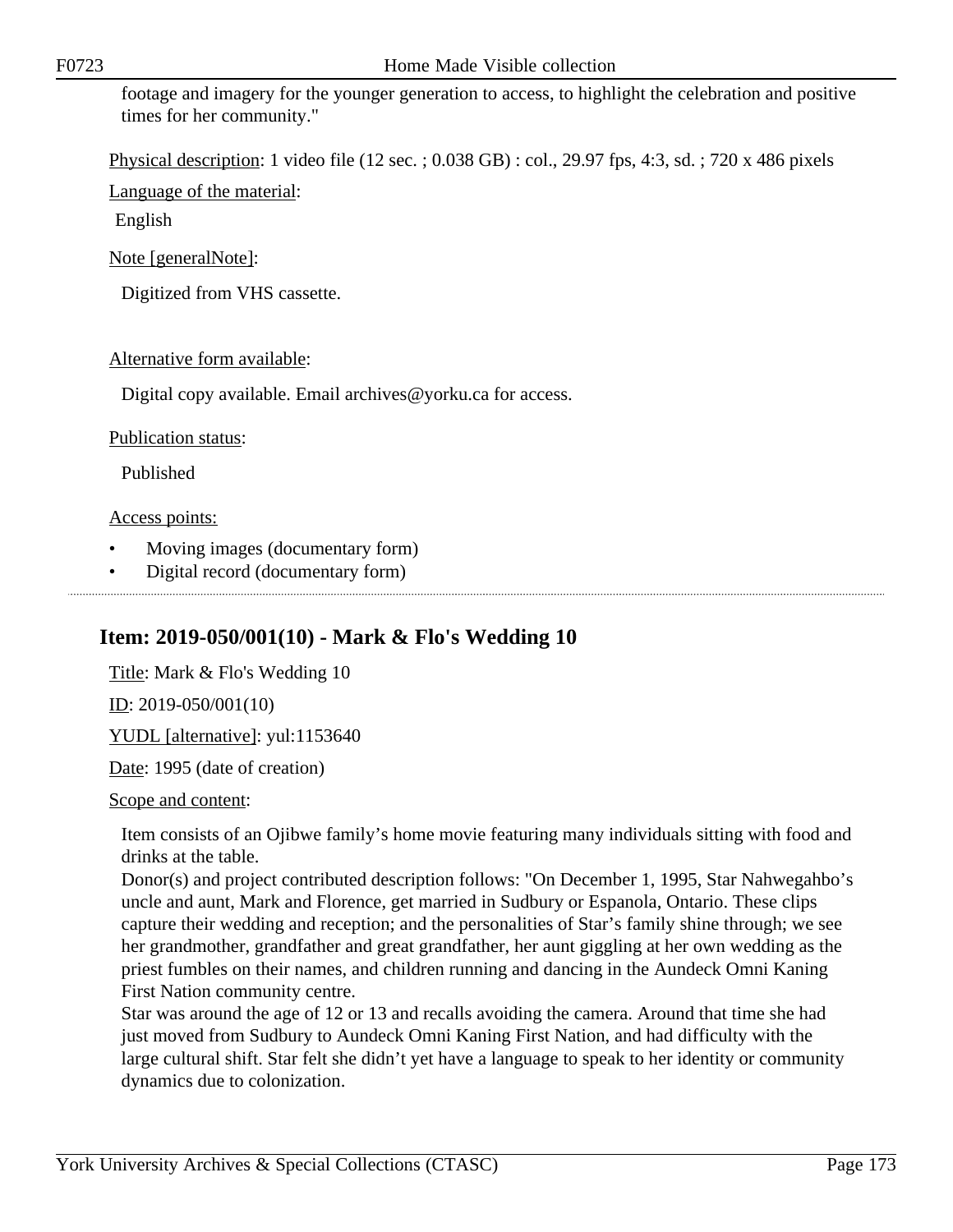footage and imagery for the younger generation to access, to highlight the celebration and positive times for her community."

Physical description: 1 video file (12 sec. ; 0.038 GB) : col., 29.97 fps, 4:3, sd. ; 720 x 486 pixels

Language of the material:

English

Note [generalNote]:

Digitized from VHS cassette.

Alternative form available:

Digital copy available. Email archives@yorku.ca for access.

Publication status:

Published

Access points:

- Moving images (documentary form)
- Digital record (documentary form)

## Item: 2019-050/001(10) - Mark & Flo's Wedding 10

Title: Mark & Flo's Wedding 10

ID: 2019-050/001(10)

YUDL [alternative]: yul:1153640

Date: 1995 (date of creation)

Scope and content:

Item consists of an Ojibwe family's home movie featuring many individuals sitting with food and drinks at the table.
Donor(s) and project contributed description follows: "On December 1, 1995, Star Nahwegahbo's uncle and aunt, Mark and Florence, get married in Sudbury or Espanola, Ontario. These clips capture their wedding and reception; and the personalities of Star's family shine through; we see her grandmother, grandfather and great grandfather, her aunt giggling at her own wedding as the priest fumbles on their names, and children running and dancing in the Aundeck Omni Kaning First Nation community centre.
Star was around the age of 12 or 13 and recalls avoiding the camera. Around that time she had just moved from Sudbury to Aundeck Omni Kaning First Nation, and had difficulty with the large cultural shift. Star felt she didn't yet have a language to speak to her identity or community dynamics due to colonization.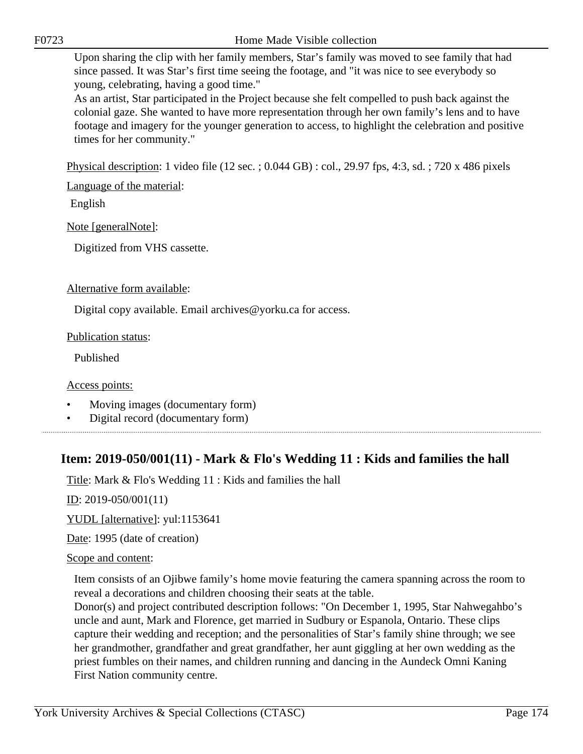Upon sharing the clip with her family members, Star's family was moved to see family that had since passed. It was Star's first time seeing the footage, and "it was nice to see everybody so young, celebrating, having a good time."

As an artist, Star participated in the Project because she felt compelled to push back against the colonial gaze. She wanted to have more representation through her own family's lens and to have footage and imagery for the younger generation to access, to highlight the celebration and positive times for her community."

Physical description: 1 video file (12 sec. ; 0.044 GB) : col., 29.97 fps, 4:3, sd. ; 720 x 486 pixels

Language of the material:

English

Note [generalNote]:

Digitized from VHS cassette.

Alternative form available:

Digital copy available. Email archives@yorku.ca for access.

Publication status:

Published

Access points:

- Moving images (documentary form)
- Digital record (documentary form)

## Item: 2019-050/001(11) - Mark & Flo's Wedding 11 : Kids and families the hall

Title: Mark & Flo's Wedding 11 : Kids and families the hall

ID: 2019-050/001(11)

YUDL [alternative]: yul:1153641

Date: 1995 (date of creation)

Scope and content:

Item consists of an Ojibwe family's home movie featuring the camera spanning across the room to reveal a decorations and children choosing their seats at the table.

Donor(s) and project contributed description follows: "On December 1, 1995, Star Nahwegahbo's uncle and aunt, Mark and Florence, get married in Sudbury or Espanola, Ontario. These clips capture their wedding and reception; and the personalities of Star's family shine through; we see her grandmother, grandfather and great grandfather, her aunt giggling at her own wedding as the priest fumbles on their names, and children running and dancing in the Aundeck Omni Kaning First Nation community centre.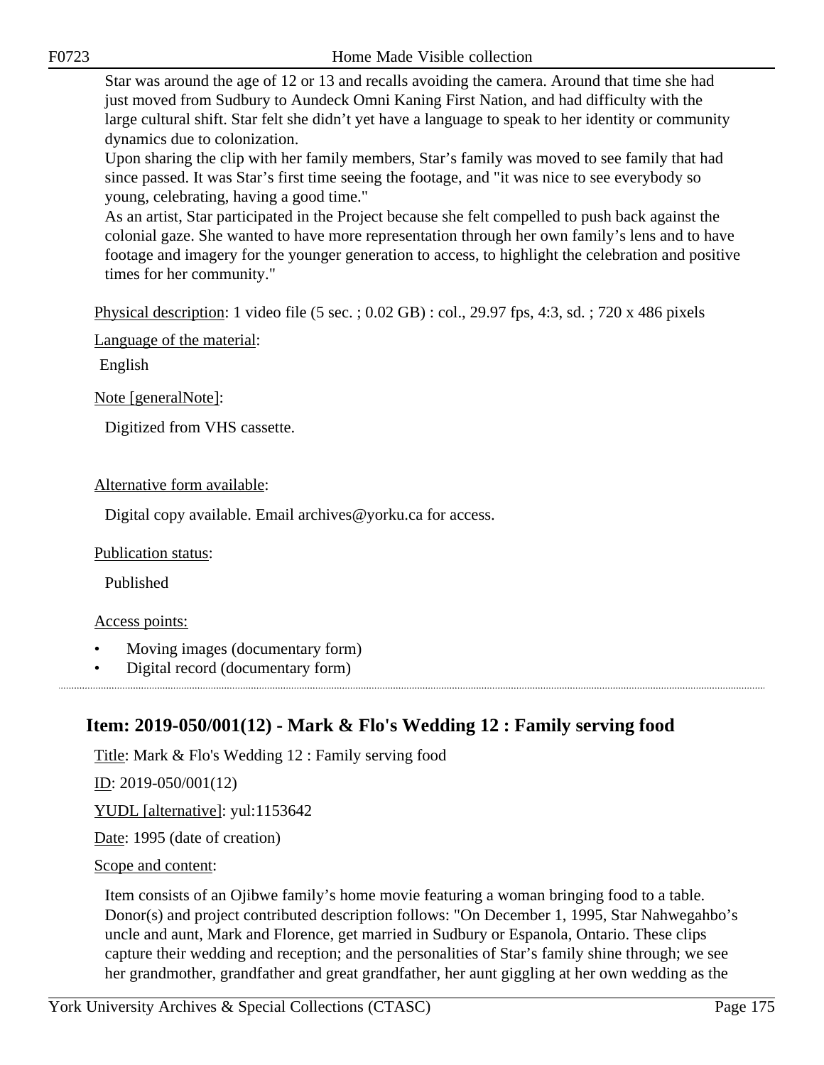Star was around the age of 12 or 13 and recalls avoiding the camera. Around that time she had just moved from Sudbury to Aundeck Omni Kaning First Nation, and had difficulty with the large cultural shift. Star felt she didn't yet have a language to speak to her identity or community dynamics due to colonization.
Upon sharing the clip with her family members, Star's family was moved to see family that had since passed. It was Star's first time seeing the footage, and "it was nice to see everybody so young, celebrating, having a good time."
As an artist, Star participated in the Project because she felt compelled to push back against the colonial gaze. She wanted to have more representation through her own family's lens and to have footage and imagery for the younger generation to access, to highlight the celebration and positive times for her community."

Physical description: 1 video file (5 sec. ; 0.02 GB) : col., 29.97 fps, 4:3, sd. ; 720 x 486 pixels

Language of the material:

English

Note [generalNote]:

Digitized from VHS cassette.

Alternative form available:

Digital copy available. Email archives@yorku.ca for access.

Publication status:

Published

Access points:

- Moving images (documentary form)
- Digital record (documentary form)

## Item: 2019-050/001(12) - Mark & Flo's Wedding 12 : Family serving food

Title: Mark & Flo's Wedding 12 : Family serving food

ID: 2019-050/001(12)

YUDL [alternative]: yul:1153642

Date: 1995 (date of creation)

Scope and content:

Item consists of an Ojibwe family's home movie featuring a woman bringing food to a table. Donor(s) and project contributed description follows: "On December 1, 1995, Star Nahwegahbo's uncle and aunt, Mark and Florence, get married in Sudbury or Espanola, Ontario. These clips capture their wedding and reception; and the personalities of Star's family shine through; we see her grandmother, grandfather and great grandfather, her aunt giggling at her own wedding as the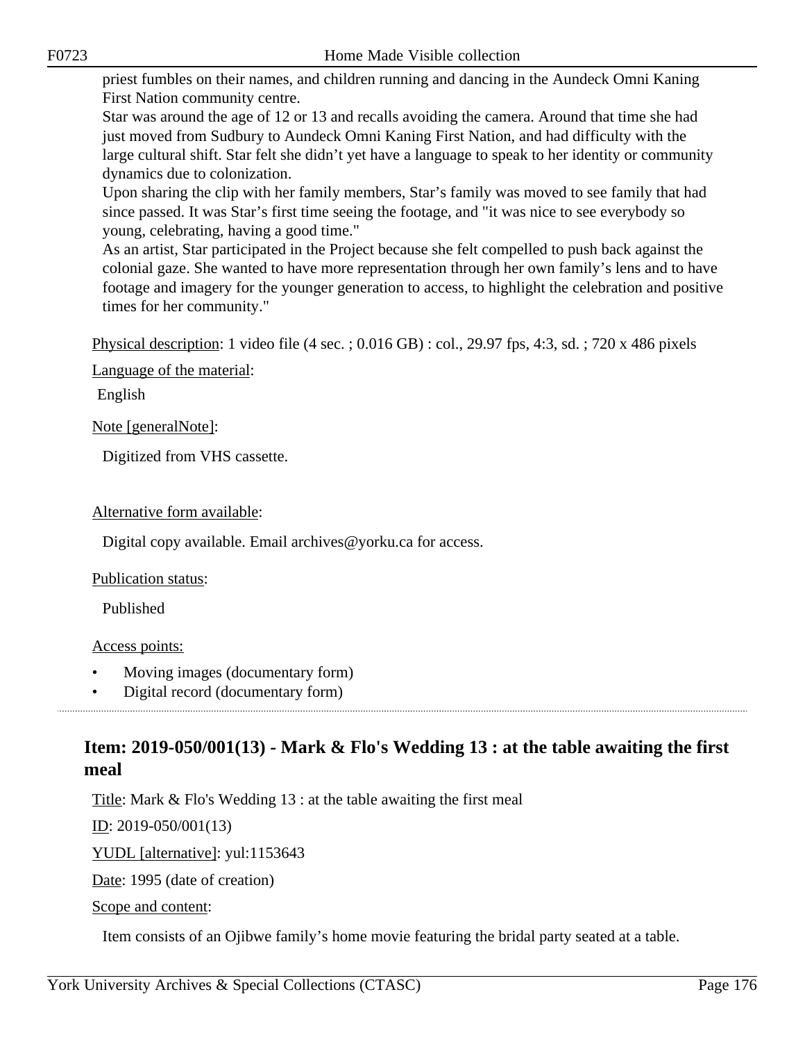priest fumbles on their names, and children running and dancing in the Aundeck Omni Kaning First Nation community centre.
Star was around the age of 12 or 13 and recalls avoiding the camera. Around that time she had just moved from Sudbury to Aundeck Omni Kaning First Nation, and had difficulty with the large cultural shift. Star felt she didn't yet have a language to speak to her identity or community dynamics due to colonization.
Upon sharing the clip with her family members, Star's family was moved to see family that had since passed. It was Star's first time seeing the footage, and "it was nice to see everybody so young, celebrating, having a good time."
As an artist, Star participated in the Project because she felt compelled to push back against the colonial gaze. She wanted to have more representation through her own family's lens and to have footage and imagery for the younger generation to access, to highlight the celebration and positive times for her community."

Physical description: 1 video file (4 sec. ; 0.016 GB) : col., 29.97 fps, 4:3, sd. ; 720 x 486 pixels

Language of the material:

English

Note [generalNote]:

Digitized from VHS cassette.

Alternative form available:

Digital copy available. Email archives@yorku.ca for access.

Publication status:

Published

Access points:

- Moving images (documentary form)
- Digital record (documentary form)

## Item: 2019-050/001(13) - Mark & Flo's Wedding 13 : at the table awaiting the first meal

Title: Mark & Flo's Wedding 13 : at the table awaiting the first meal

ID: 2019-050/001(13)

YUDL [alternative]: yul:1153643

Date: 1995 (date of creation)

Scope and content:

Item consists of an Ojibwe family's home movie featuring the bridal party seated at a table.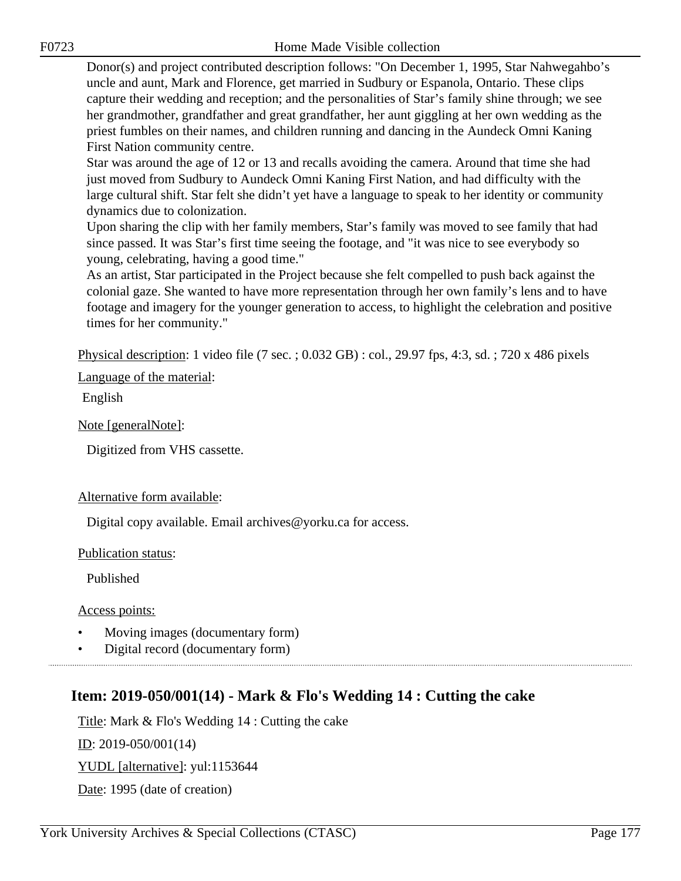Donor(s) and project contributed description follows: "On December 1, 1995, Star Nahwegahbo's uncle and aunt, Mark and Florence, get married in Sudbury or Espanola, Ontario. These clips capture their wedding and reception; and the personalities of Star's family shine through; we see her grandmother, grandfather and great grandfather, her aunt giggling at her own wedding as the priest fumbles on their names, and children running and dancing in the Aundeck Omni Kaning First Nation community centre.

Star was around the age of 12 or 13 and recalls avoiding the camera. Around that time she had just moved from Sudbury to Aundeck Omni Kaning First Nation, and had difficulty with the large cultural shift. Star felt she didn't yet have a language to speak to her identity or community dynamics due to colonization.

Upon sharing the clip with her family members, Star's family was moved to see family that had since passed. It was Star's first time seeing the footage, and "it was nice to see everybody so young, celebrating, having a good time."

As an artist, Star participated in the Project because she felt compelled to push back against the colonial gaze. She wanted to have more representation through her own family's lens and to have footage and imagery for the younger generation to access, to highlight the celebration and positive times for her community."

Physical description: 1 video file (7 sec. ; 0.032 GB) : col., 29.97 fps, 4:3, sd. ; 720 x 486 pixels

Language of the material:

English

Note [generalNote]:

Digitized from VHS cassette.

Alternative form available:

Digital copy available. Email archives@yorku.ca for access.

Publication status:

Published

Access points:

- Moving images (documentary form)
- Digital record (documentary form)

## Item: 2019-050/001(14) - Mark & Flo's Wedding 14 : Cutting the cake

Title: Mark & Flo's Wedding 14 : Cutting the cake

ID: 2019-050/001(14)

YUDL [alternative]: yul:1153644

Date: 1995 (date of creation)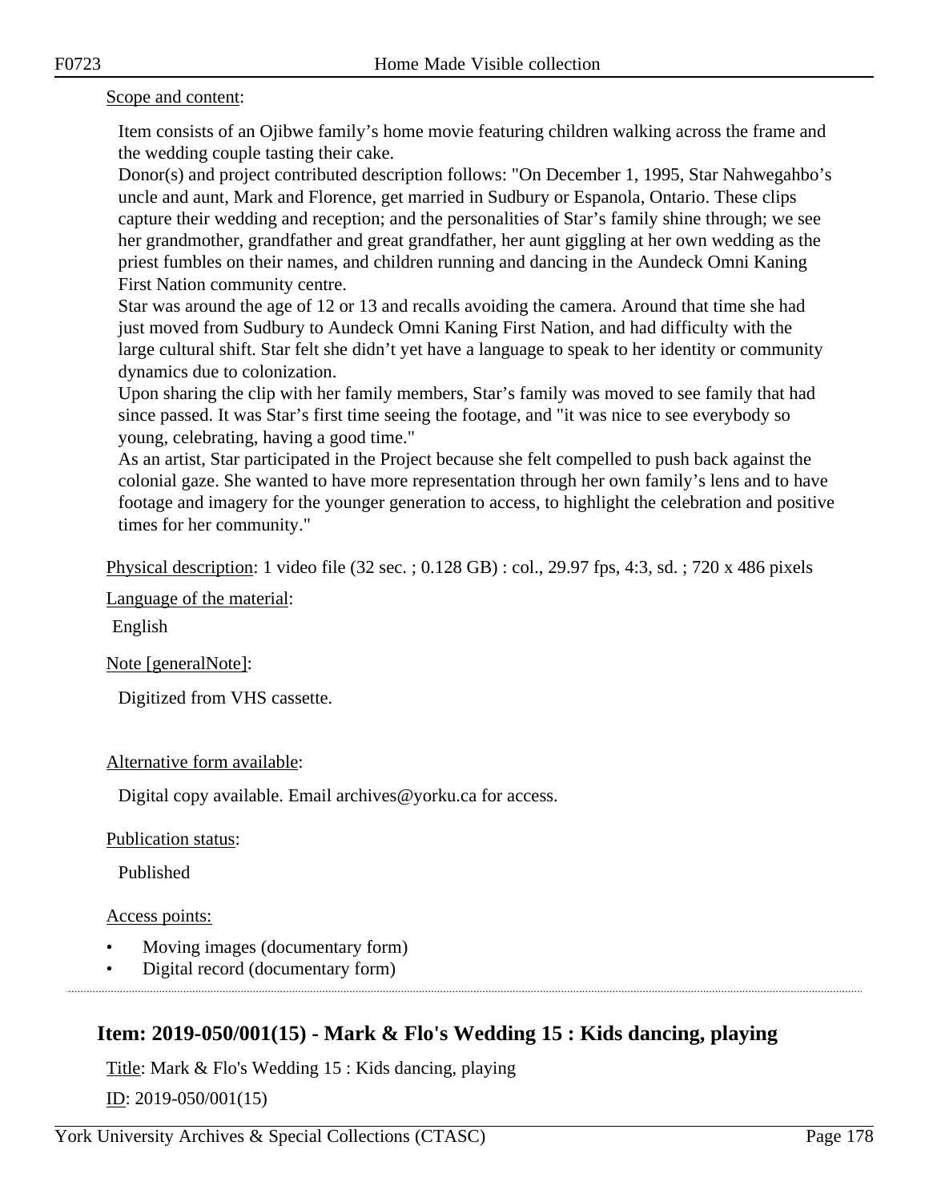Scope and content:

Item consists of an Ojibwe family's home movie featuring children walking across the frame and the wedding couple tasting their cake.
Donor(s) and project contributed description follows: "On December 1, 1995, Star Nahwegahbo's uncle and aunt, Mark and Florence, get married in Sudbury or Espanola, Ontario. These clips capture their wedding and reception; and the personalities of Star's family shine through; we see her grandmother, grandfather and great grandfather, her aunt giggling at her own wedding as the priest fumbles on their names, and children running and dancing in the Aundeck Omni Kaning First Nation community centre.
Star was around the age of 12 or 13 and recalls avoiding the camera. Around that time she had just moved from Sudbury to Aundeck Omni Kaning First Nation, and had difficulty with the large cultural shift. Star felt she didn't yet have a language to speak to her identity or community dynamics due to colonization.
Upon sharing the clip with her family members, Star's family was moved to see family that had since passed. It was Star's first time seeing the footage, and "it was nice to see everybody so young, celebrating, having a good time."
As an artist, Star participated in the Project because she felt compelled to push back against the colonial gaze. She wanted to have more representation through her own family's lens and to have footage and imagery for the younger generation to access, to highlight the celebration and positive times for her community."

Physical description: 1 video file (32 sec. ; 0.128 GB) : col., 29.97 fps, 4:3, sd. ; 720 x 486 pixels

Language of the material:

English

Note [generalNote]:

Digitized from VHS cassette.

Alternative form available:

Digital copy available. Email archives@yorku.ca for access.

Publication status:

Published

Access points:

- Moving images (documentary form)
- Digital record (documentary form)

## Item: 2019-050/001(15) - Mark & Flo's Wedding 15 : Kids dancing, playing

Title: Mark & Flo's Wedding 15 : Kids dancing, playing

ID: 2019-050/001(15)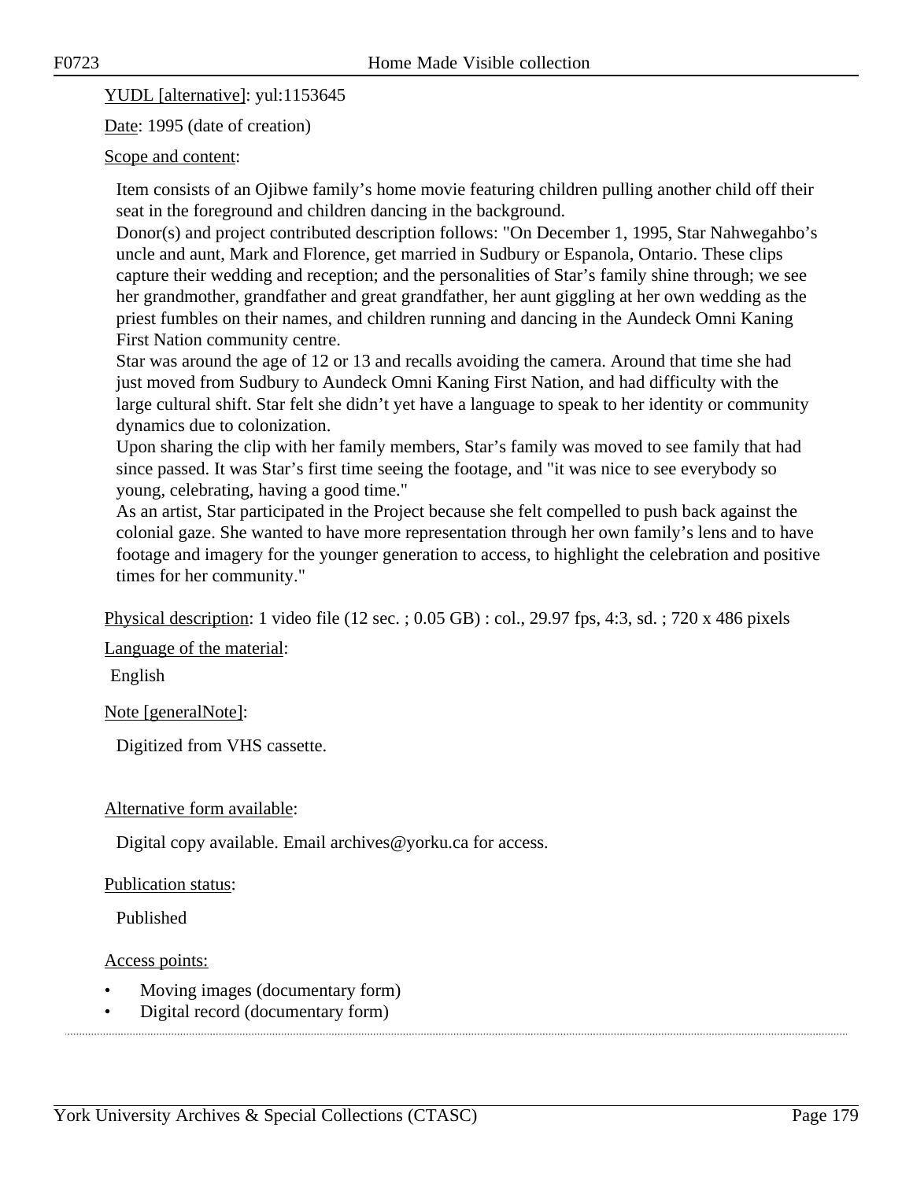YUDL [alternative]: yul:1153645

Date: 1995 (date of creation)

Scope and content:

Item consists of an Ojibwe family's home movie featuring children pulling another child off their seat in the foreground and children dancing in the background.
Donor(s) and project contributed description follows: "On December 1, 1995, Star Nahwegahbo's uncle and aunt, Mark and Florence, get married in Sudbury or Espanola, Ontario. These clips capture their wedding and reception; and the personalities of Star's family shine through; we see her grandmother, grandfather and great grandfather, her aunt giggling at her own wedding as the priest fumbles on their names, and children running and dancing in the Aundeck Omni Kaning First Nation community centre.
Star was around the age of 12 or 13 and recalls avoiding the camera. Around that time she had just moved from Sudbury to Aundeck Omni Kaning First Nation, and had difficulty with the large cultural shift. Star felt she didn't yet have a language to speak to her identity or community dynamics due to colonization.
Upon sharing the clip with her family members, Star's family was moved to see family that had since passed. It was Star's first time seeing the footage, and "it was nice to see everybody so young, celebrating, having a good time."
As an artist, Star participated in the Project because she felt compelled to push back against the colonial gaze. She wanted to have more representation through her own family's lens and to have footage and imagery for the younger generation to access, to highlight the celebration and positive times for her community."

Physical description: 1 video file (12 sec. ; 0.05 GB) : col., 29.97 fps, 4:3, sd. ; 720 x 486 pixels

Language of the material:

English

Note [generalNote]:

Digitized from VHS cassette.

Alternative form available:

Digital copy available. Email archives@yorku.ca for access.

Publication status:

Published

Access points:

- Moving images (documentary form)
- Digital record (documentary form)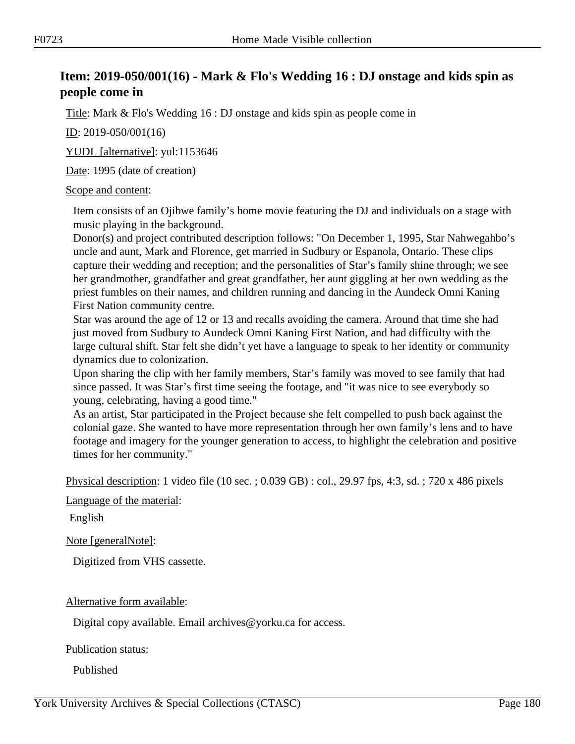## Item: 2019-050/001(16) - Mark & Flo's Wedding 16 : DJ onstage and kids spin as people come in

Title: Mark & Flo's Wedding 16 : DJ onstage and kids spin as people come in

ID: 2019-050/001(16)

YUDL [alternative]: yul:1153646

Date: 1995 (date of creation)

Scope and content:

Item consists of an Ojibwe family's home movie featuring the DJ and individuals on a stage with music playing in the background.
Donor(s) and project contributed description follows: "On December 1, 1995, Star Nahwegahbo's uncle and aunt, Mark and Florence, get married in Sudbury or Espanola, Ontario. These clips capture their wedding and reception; and the personalities of Star's family shine through; we see her grandmother, grandfather and great grandfather, her aunt giggling at her own wedding as the priest fumbles on their names, and children running and dancing in the Aundeck Omni Kaning First Nation community centre.
Star was around the age of 12 or 13 and recalls avoiding the camera. Around that time she had just moved from Sudbury to Aundeck Omni Kaning First Nation, and had difficulty with the large cultural shift. Star felt she didn't yet have a language to speak to her identity or community dynamics due to colonization.
Upon sharing the clip with her family members, Star's family was moved to see family that had since passed. It was Star's first time seeing the footage, and "it was nice to see everybody so young, celebrating, having a good time."
As an artist, Star participated in the Project because she felt compelled to push back against the colonial gaze. She wanted to have more representation through her own family's lens and to have footage and imagery for the younger generation to access, to highlight the celebration and positive times for her community."

Physical description: 1 video file (10 sec. ; 0.039 GB) : col., 29.97 fps, 4:3, sd. ; 720 x 486 pixels

Language of the material:

English

Note [generalNote]:

Digitized from VHS cassette.

Alternative form available:

Digital copy available. Email archives@yorku.ca for access.

Publication status:

Published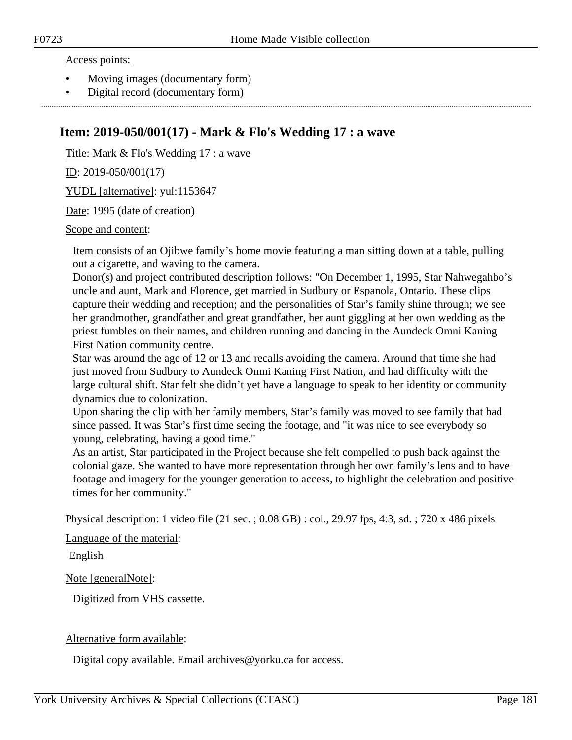Access points:

- Moving images (documentary form)
- Digital record (documentary form)

## Item: 2019-050/001(17) - Mark & Flo's Wedding 17 : a wave

Title: Mark & Flo's Wedding 17 : a wave

ID: 2019-050/001(17)

YUDL [alternative]: yul:1153647

Date: 1995 (date of creation)

Scope and content:

Item consists of an Ojibwe family's home movie featuring a man sitting down at a table, pulling out a cigarette, and waving to the camera.
Donor(s) and project contributed description follows: "On December 1, 1995, Star Nahwegahbo's uncle and aunt, Mark and Florence, get married in Sudbury or Espanola, Ontario. These clips capture their wedding and reception; and the personalities of Star's family shine through; we see her grandmother, grandfather and great grandfather, her aunt giggling at her own wedding as the priest fumbles on their names, and children running and dancing in the Aundeck Omni Kaning First Nation community centre.
Star was around the age of 12 or 13 and recalls avoiding the camera. Around that time she had just moved from Sudbury to Aundeck Omni Kaning First Nation, and had difficulty with the large cultural shift. Star felt she didn't yet have a language to speak to her identity or community dynamics due to colonization.
Upon sharing the clip with her family members, Star's family was moved to see family that had since passed. It was Star's first time seeing the footage, and "it was nice to see everybody so young, celebrating, having a good time."
As an artist, Star participated in the Project because she felt compelled to push back against the colonial gaze. She wanted to have more representation through her own family's lens and to have footage and imagery for the younger generation to access, to highlight the celebration and positive times for her community."

Physical description: 1 video file (21 sec. ; 0.08 GB) : col., 29.97 fps, 4:3, sd. ; 720 x 486 pixels

Language of the material:

English

Note [generalNote]:

Digitized from VHS cassette.

Alternative form available:

Digital copy available. Email archives@yorku.ca for access.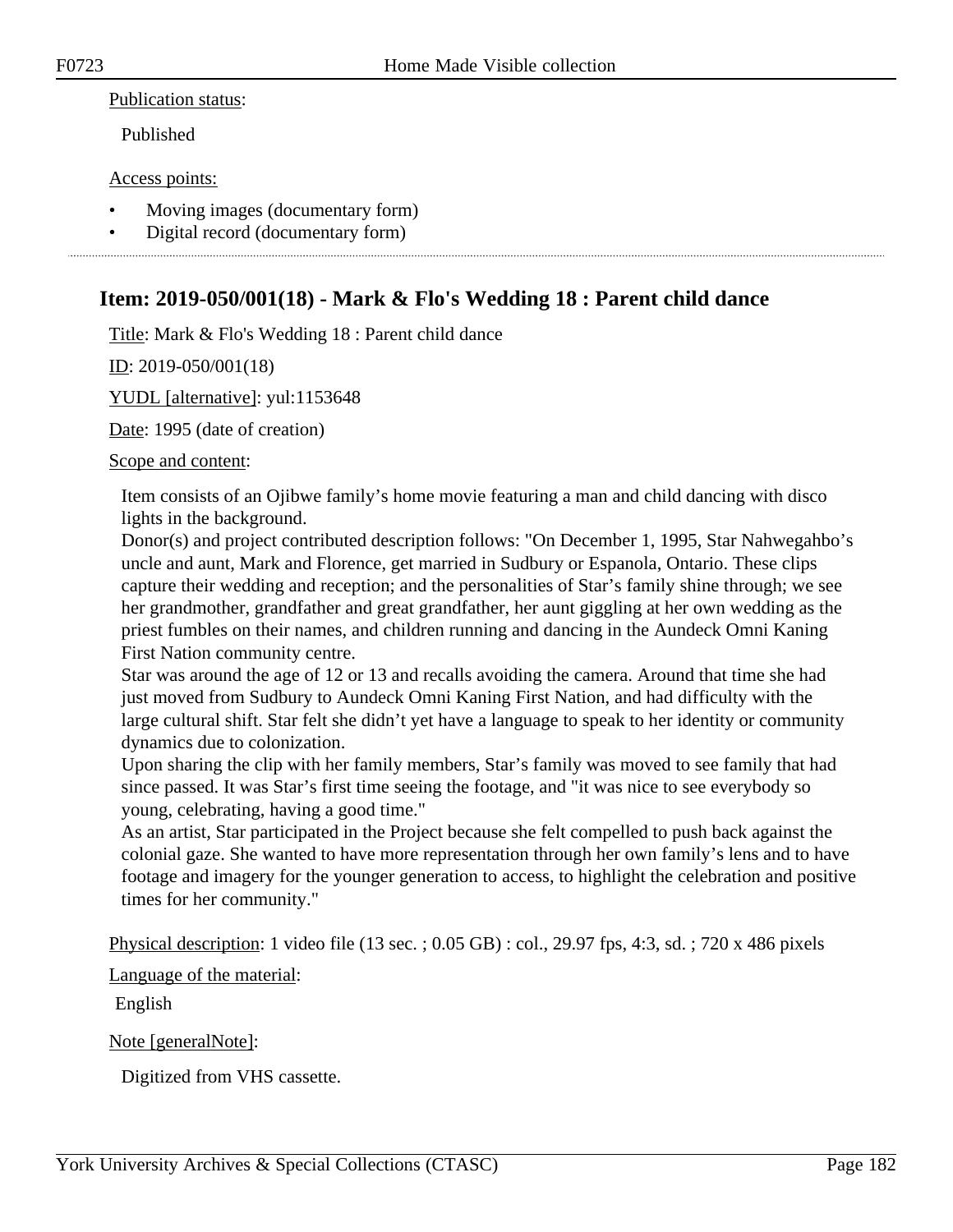Publication status:

Published

Access points:

- Moving images (documentary form)
- Digital record (documentary form)

## Item: 2019-050/001(18) - Mark & Flo's Wedding 18 : Parent child dance

Title: Mark & Flo's Wedding 18 : Parent child dance

ID: 2019-050/001(18)

YUDL [alternative]: yul:1153648

Date: 1995 (date of creation)

Scope and content:

Item consists of an Ojibwe family's home movie featuring a man and child dancing with disco lights in the background.
Donor(s) and project contributed description follows: "On December 1, 1995, Star Nahwegahbo's uncle and aunt, Mark and Florence, get married in Sudbury or Espanola, Ontario. These clips capture their wedding and reception; and the personalities of Star's family shine through; we see her grandmother, grandfather and great grandfather, her aunt giggling at her own wedding as the priest fumbles on their names, and children running and dancing in the Aundeck Omni Kaning First Nation community centre.
Star was around the age of 12 or 13 and recalls avoiding the camera. Around that time she had just moved from Sudbury to Aundeck Omni Kaning First Nation, and had difficulty with the large cultural shift. Star felt she didn't yet have a language to speak to her identity or community dynamics due to colonization.
Upon sharing the clip with her family members, Star's family was moved to see family that had since passed. It was Star's first time seeing the footage, and "it was nice to see everybody so young, celebrating, having a good time."
As an artist, Star participated in the Project because she felt compelled to push back against the colonial gaze. She wanted to have more representation through her own family's lens and to have footage and imagery for the younger generation to access, to highlight the celebration and positive times for her community."

Physical description: 1 video file (13 sec. ; 0.05 GB) : col., 29.97 fps, 4:3, sd. ; 720 x 486 pixels

Language of the material:

English

Note [generalNote]:

Digitized from VHS cassette.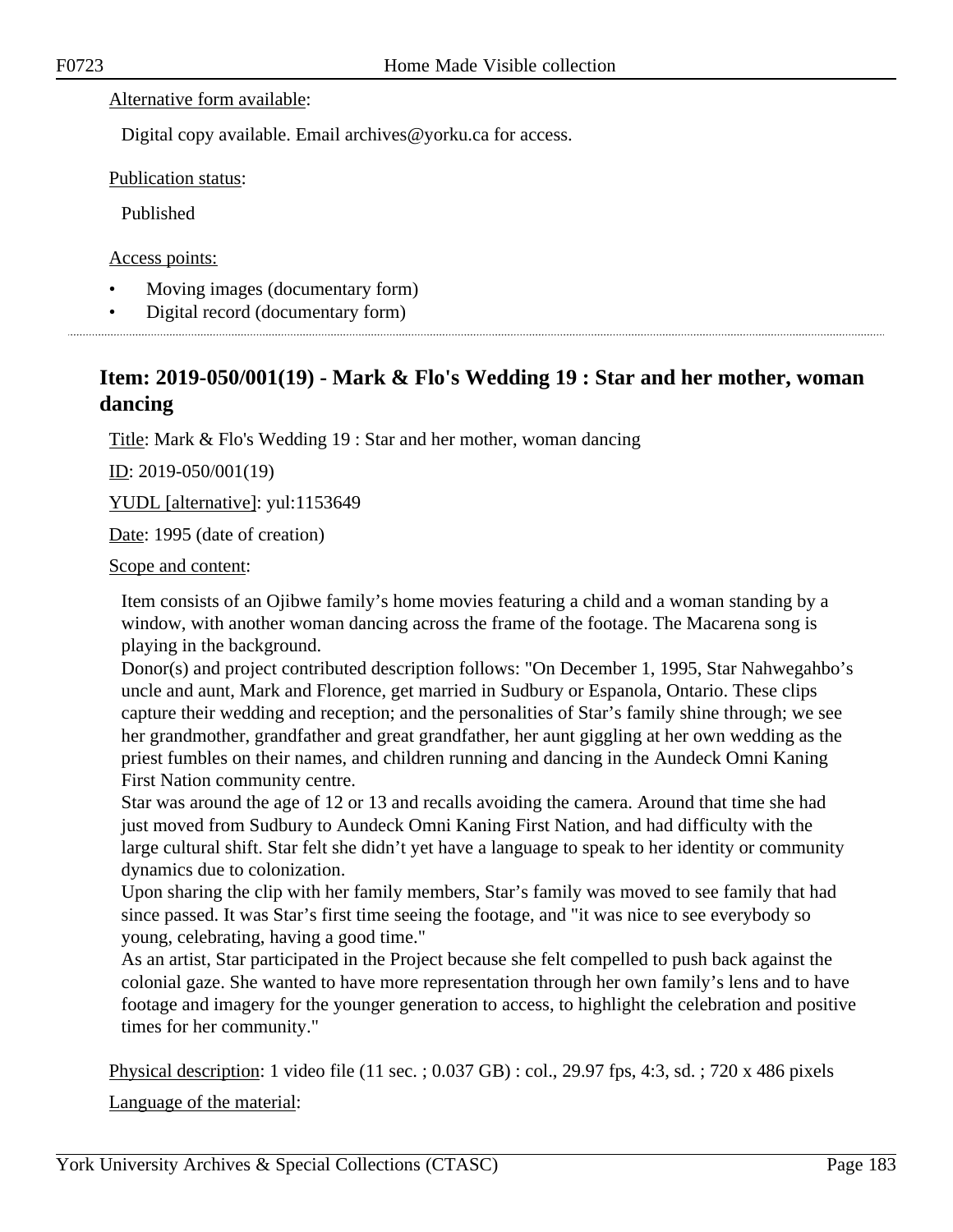Alternative form available:

Digital copy available. Email archives@yorku.ca for access.

Publication status:

Published

Access points:

- Moving images (documentary form)
- Digital record (documentary form)

---

## Item: 2019-050/001(19) - Mark & Flo's Wedding 19 : Star and her mother, woman dancing

Title: Mark & Flo's Wedding 19 : Star and her mother, woman dancing

ID: 2019-050/001(19)

YUDL [alternative]: yul:1153649

Date: 1995 (date of creation)

Scope and content:

Item consists of an Ojibwe family's home movies featuring a child and a woman standing by a window, with another woman dancing across the frame of the footage. The Macarena song is playing in the background.
Donor(s) and project contributed description follows: "On December 1, 1995, Star Nahwegahbo's uncle and aunt, Mark and Florence, get married in Sudbury or Espanola, Ontario. These clips capture their wedding and reception; and the personalities of Star's family shine through; we see her grandmother, grandfather and great grandfather, her aunt giggling at her own wedding as the priest fumbles on their names, and children running and dancing in the Aundeck Omni Kaning First Nation community centre.
Star was around the age of 12 or 13 and recalls avoiding the camera. Around that time she had just moved from Sudbury to Aundeck Omni Kaning First Nation, and had difficulty with the large cultural shift. Star felt she didn't yet have a language to speak to her identity or community dynamics due to colonization.
Upon sharing the clip with her family members, Star's family was moved to see family that had since passed. It was Star's first time seeing the footage, and "it was nice to see everybody so young, celebrating, having a good time."
As an artist, Star participated in the Project because she felt compelled to push back against the colonial gaze. She wanted to have more representation through her own family's lens and to have footage and imagery for the younger generation to access, to highlight the celebration and positive times for her community."

Physical description: 1 video file (11 sec. ; 0.037 GB) : col., 29.97 fps, 4:3, sd. ; 720 x 486 pixels

Language of the material: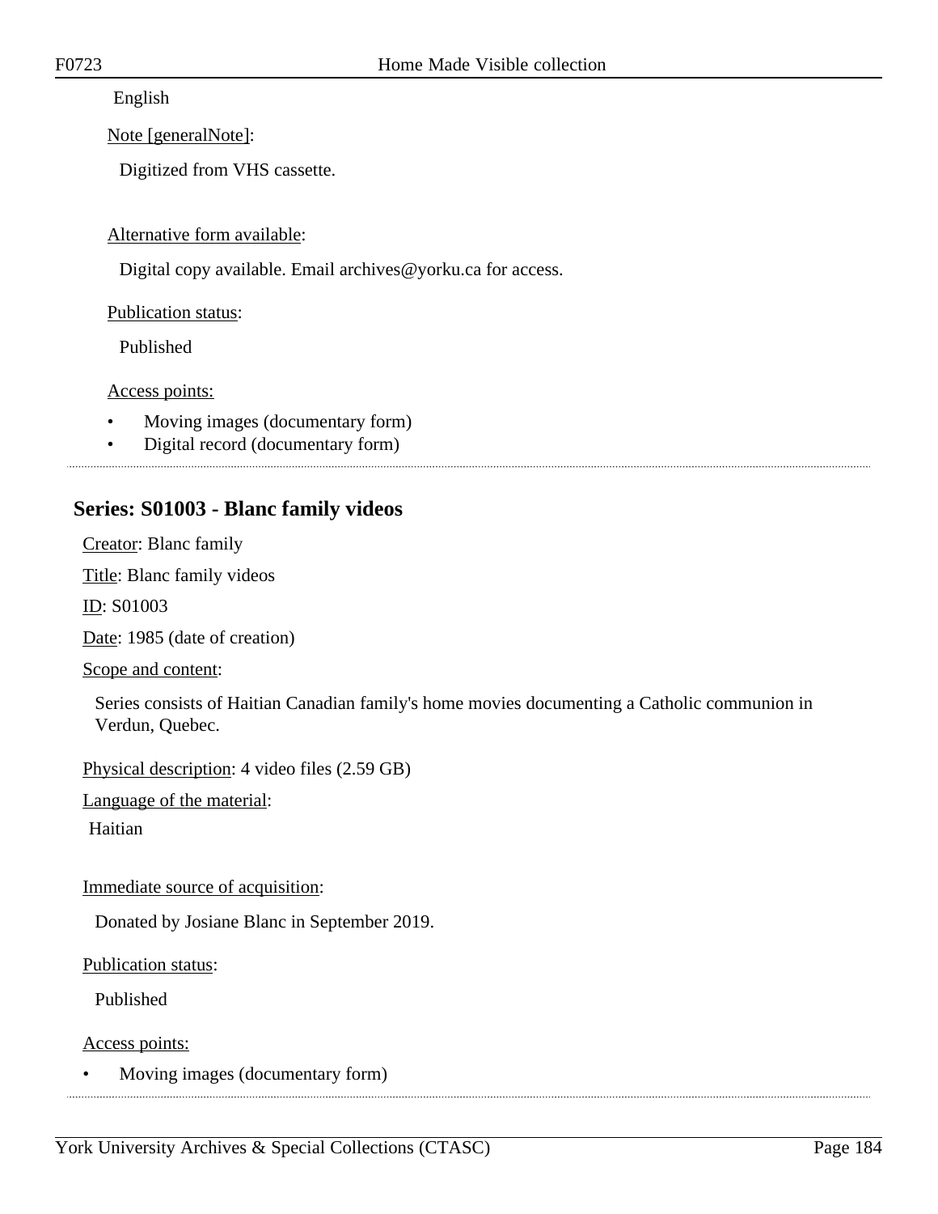English

Note [generalNote]:

Digitized from VHS cassette.

Alternative form available:

Digital copy available. Email archives@yorku.ca for access.

Publication status:

Published

Access points:

- Moving images (documentary form)
- Digital record (documentary form)

---

## Series: S01003 - Blanc family videos

Creator: Blanc family

Title: Blanc family videos

ID: S01003

Date: 1985 (date of creation)

Scope and content:

Series consists of Haitian Canadian family's home movies documenting a Catholic communion in Verdun, Quebec.

Physical description: 4 video files (2.59 GB)

Language of the material:

Haitian

Immediate source of acquisition:

Donated by Josiane Blanc in September 2019.

Publication status:

Published

Access points:

- Moving images (documentary form)

---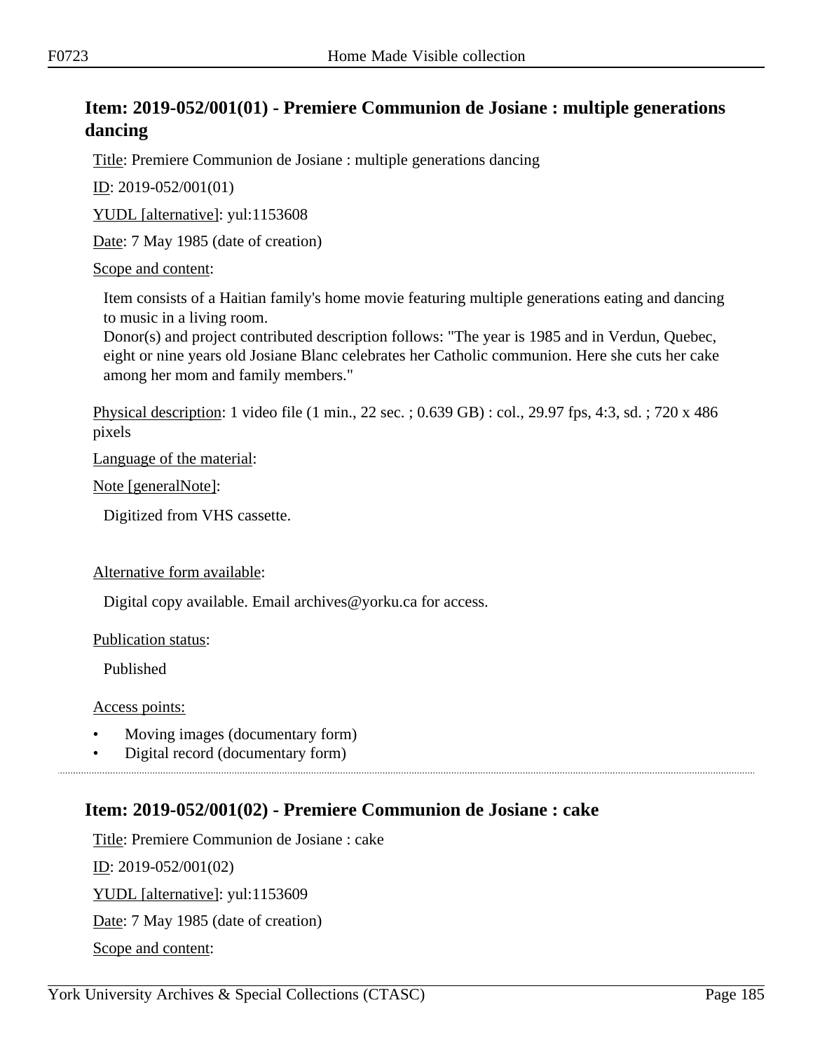## Item: 2019-052/001(01) - Premiere Communion de Josiane : multiple generations dancing

Title: Premiere Communion de Josiane : multiple generations dancing

ID: 2019-052/001(01)

YUDL [alternative]: yul:1153608

Date: 7 May 1985 (date of creation)

Scope and content:

Item consists of a Haitian family's home movie featuring multiple generations eating and dancing to music in a living room.
Donor(s) and project contributed description follows: "The year is 1985 and in Verdun, Quebec, eight or nine years old Josiane Blanc celebrates her Catholic communion. Here she cuts her cake among her mom and family members."

Physical description: 1 video file (1 min., 22 sec. ; 0.639 GB) : col., 29.97 fps, 4:3, sd. ; 720 x 486 pixels

Language of the material:

Note [generalNote]:

Digitized from VHS cassette.

Alternative form available:

Digital copy available. Email archives@yorku.ca for access.

Publication status:

Published

Access points:

- Moving images (documentary form)
- Digital record (documentary form)

---

## Item: 2019-052/001(02) - Premiere Communion de Josiane : cake

Title: Premiere Communion de Josiane : cake

ID: 2019-052/001(02)

YUDL [alternative]: yul:1153609

Date: 7 May 1985 (date of creation)

Scope and content: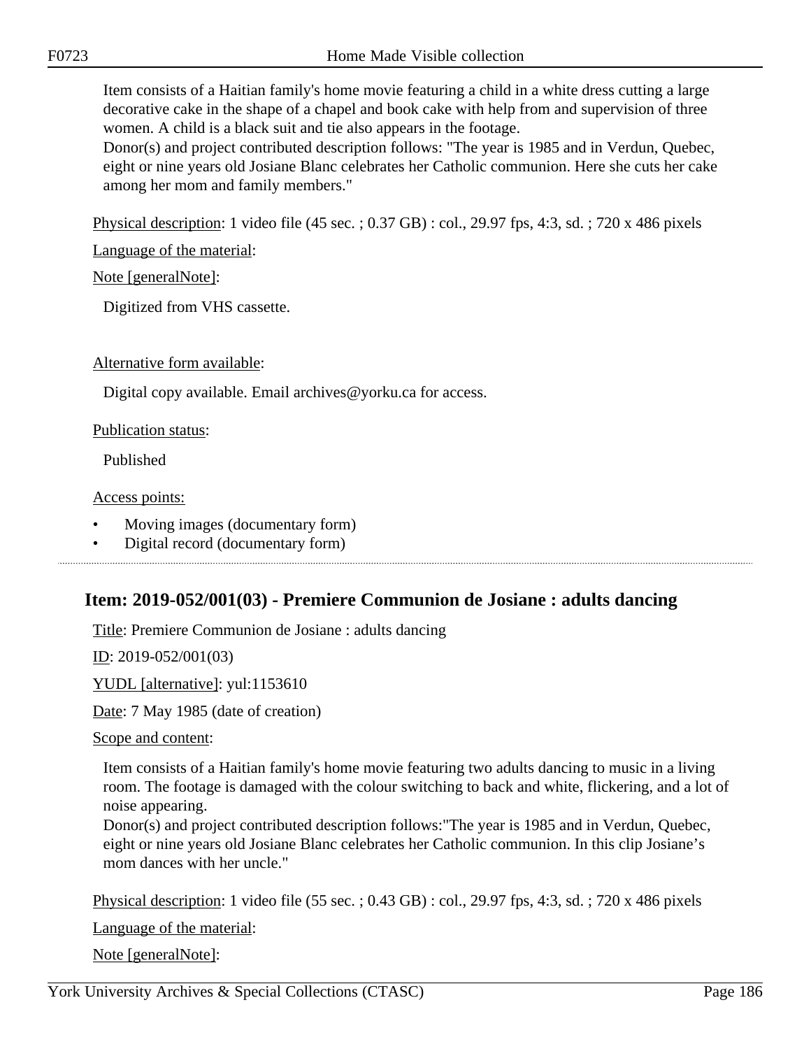Item consists of a Haitian family's home movie featuring a child in a white dress cutting a large decorative cake in the shape of a chapel and book cake with help from and supervision of three women. A child is a black suit and tie also appears in the footage.
Donor(s) and project contributed description follows: "The year is 1985 and in Verdun, Quebec, eight or nine years old Josiane Blanc celebrates her Catholic communion. Here she cuts her cake among her mom and family members."

Physical description: 1 video file (45 sec. ; 0.37 GB) : col., 29.97 fps, 4:3, sd. ; 720 x 486 pixels

Language of the material:

Note [generalNote]:

Digitized from VHS cassette.

Alternative form available:

Digital copy available. Email archives@yorku.ca for access.

Publication status:

Published

Access points:

- Moving images (documentary form)
- Digital record (documentary form)

---

## Item: 2019-052/001(03) - Premiere Communion de Josiane : adults dancing

Title: Premiere Communion de Josiane : adults dancing

ID: 2019-052/001(03)

YUDL [alternative]: yul:1153610

Date: 7 May 1985 (date of creation)

Scope and content:

Item consists of a Haitian family's home movie featuring two adults dancing to music in a living room. The footage is damaged with the colour switching to back and white, flickering, and a lot of noise appearing.
Donor(s) and project contributed description follows:"The year is 1985 and in Verdun, Quebec, eight or nine years old Josiane Blanc celebrates her Catholic communion. In this clip Josiane's mom dances with her uncle."

Physical description: 1 video file (55 sec. ; 0.43 GB) : col., 29.97 fps, 4:3, sd. ; 720 x 486 pixels

Language of the material:

Note [generalNote]: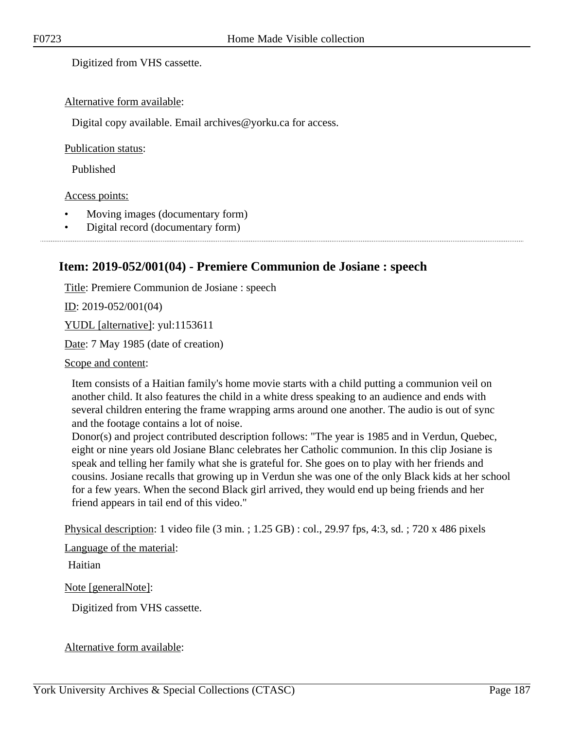Digitized from VHS cassette.

Alternative form available:

Digital copy available. Email archives@yorku.ca for access.

Publication status:

Published

Access points:

- Moving images (documentary form)
- Digital record (documentary form)

## Item: 2019-052/001(04) - Premiere Communion de Josiane : speech

Title: Premiere Communion de Josiane : speech

ID: 2019-052/001(04)

YUDL [alternative]: yul:1153611

Date: 7 May 1985 (date of creation)

Scope and content:

Item consists of a Haitian family's home movie starts with a child putting a communion veil on another child. It also features the child in a white dress speaking to an audience and ends with several children entering the frame wrapping arms around one another. The audio is out of sync and the footage contains a lot of noise.
Donor(s) and project contributed description follows: "The year is 1985 and in Verdun, Quebec, eight or nine years old Josiane Blanc celebrates her Catholic communion. In this clip Josiane is speak and telling her family what she is grateful for. She goes on to play with her friends and cousins. Josiane recalls that growing up in Verdun she was one of the only Black kids at her school for a few years. When the second Black girl arrived, they would end up being friends and her friend appears in tail end of this video."

Physical description: 1 video file (3 min. ; 1.25 GB) : col., 29.97 fps, 4:3, sd. ; 720 x 486 pixels

Language of the material:

Haitian

Note [generalNote]:

Digitized from VHS cassette.

Alternative form available: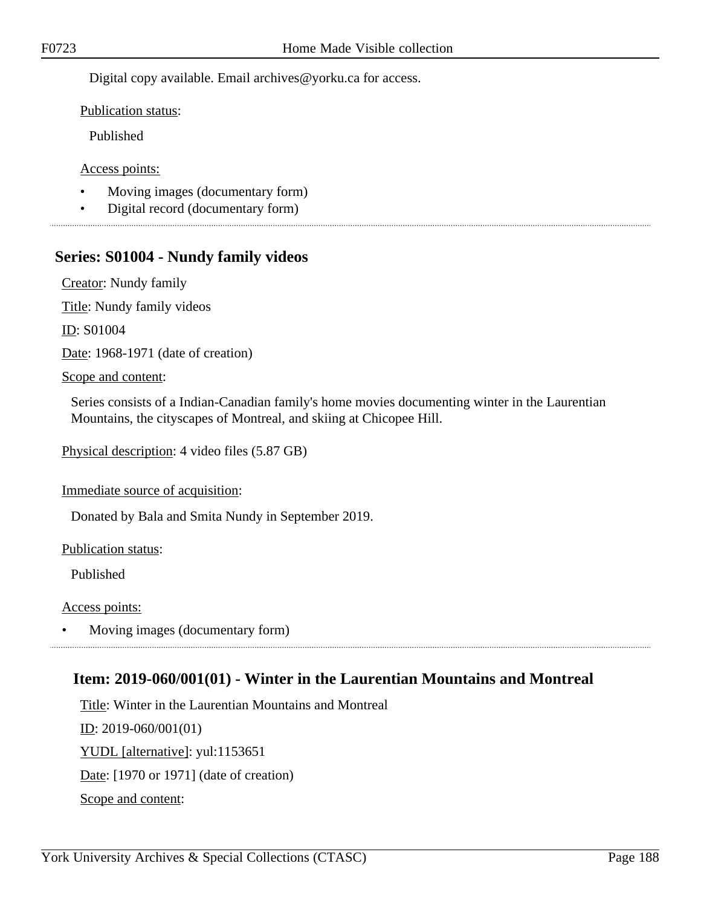Digital copy available. Email archives@yorku.ca for access.

Publication status:

Published

Access points:

- Moving images (documentary form)
- Digital record (documentary form)

## Series: S01004 - Nundy family videos

Creator: Nundy family

Title: Nundy family videos

ID: S01004

Date: 1968-1971 (date of creation)

Scope and content:

Series consists of a Indian-Canadian family's home movies documenting winter in the Laurentian Mountains, the cityscapes of Montreal, and skiing at Chicopee Hill.

Physical description: 4 video files (5.87 GB)

Immediate source of acquisition:

Donated by Bala and Smita Nundy in September 2019.

Publication status:

Published

Access points:

- Moving images (documentary form)

### Item: 2019-060/001(01) - Winter in the Laurentian Mountains and Montreal

Title: Winter in the Laurentian Mountains and Montreal

ID: 2019-060/001(01)

YUDL [alternative]: yul:1153651

Date: [1970 or 1971] (date of creation)

Scope and content: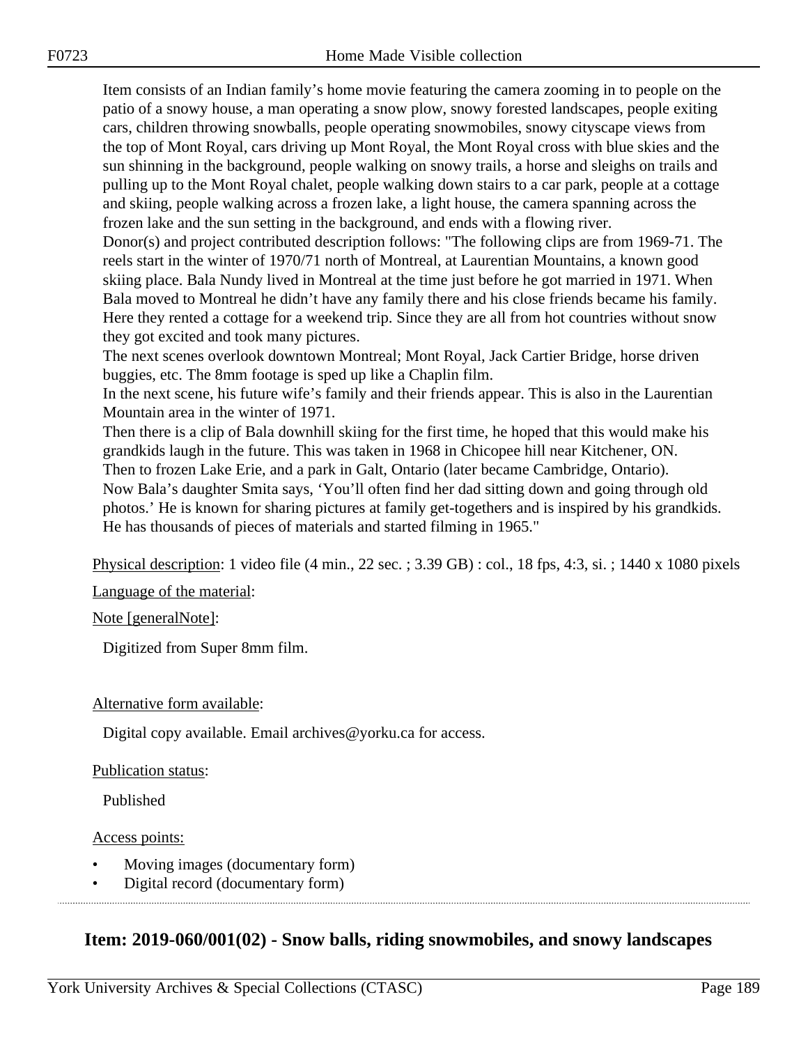Item consists of an Indian family's home movie featuring the camera zooming in to people on the patio of a snowy house, a man operating a snow plow, snowy forested landscapes, people exiting cars, children throwing snowballs, people operating snowmobiles, snowy cityscape views from the top of Mont Royal, cars driving up Mont Royal, the Mont Royal cross with blue skies and the sun shinning in the background, people walking on snowy trails, a horse and sleighs on trails and pulling up to the Mont Royal chalet, people walking down stairs to a car park, people at a cottage and skiing, people walking across a frozen lake, a light house, the camera spanning across the frozen lake and the sun setting in the background, and ends with a flowing river.

Donor(s) and project contributed description follows: "The following clips are from 1969-71. The reels start in the winter of 1970/71 north of Montreal, at Laurentian Mountains, a known good skiing place. Bala Nundy lived in Montreal at the time just before he got married in 1971. When Bala moved to Montreal he didn't have any family there and his close friends became his family. Here they rented a cottage for a weekend trip. Since they are all from hot countries without snow they got excited and took many pictures.

The next scenes overlook downtown Montreal; Mont Royal, Jack Cartier Bridge, horse driven buggies, etc. The 8mm footage is sped up like a Chaplin film.

In the next scene, his future wife's family and their friends appear. This is also in the Laurentian Mountain area in the winter of 1971.

Then there is a clip of Bala downhill skiing for the first time, he hoped that this would make his grandkids laugh in the future. This was taken in 1968 in Chicopee hill near Kitchener, ON.

Then to frozen Lake Erie, and a park in Galt, Ontario (later became Cambridge, Ontario).

Now Bala's daughter Smita says, 'You'll often find her dad sitting down and going through old photos.' He is known for sharing pictures at family get-togethers and is inspired by his grandkids. He has thousands of pieces of materials and started filming in 1965."

Physical description: 1 video file (4 min., 22 sec. ; 3.39 GB) : col., 18 fps, 4:3, si. ; 1440 x 1080 pixels

Language of the material:

Note [generalNote]:

Digitized from Super 8mm film.

Alternative form available:

Digital copy available. Email archives@yorku.ca for access.

Publication status:

Published

Access points:

- Moving images (documentary form)
- Digital record (documentary form)

## Item: 2019-060/001(02) - Snow balls, riding snowmobiles, and snowy landscapes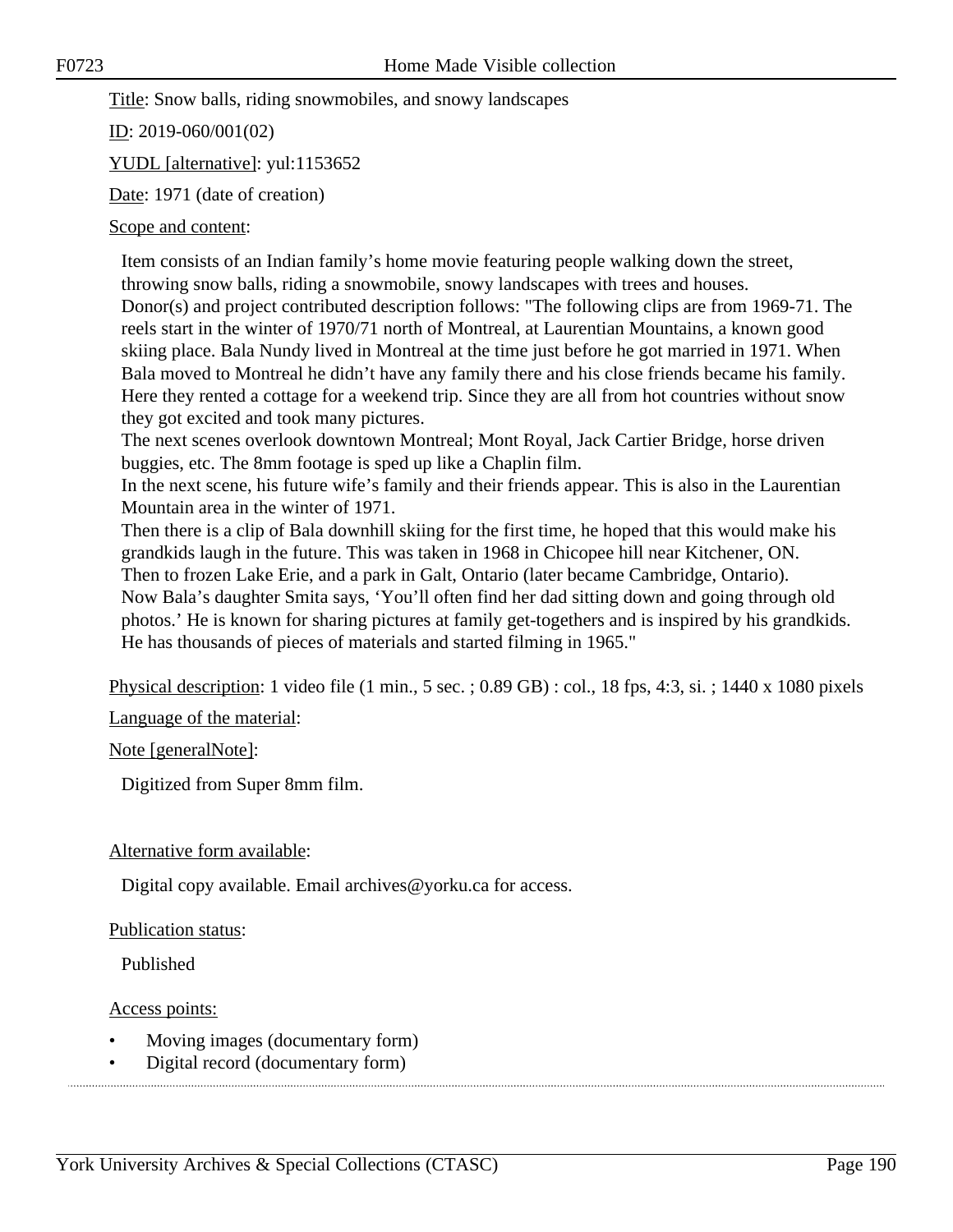Title: Snow balls, riding snowmobiles, and snowy landscapes

ID: 2019-060/001(02)

YUDL [alternative]: yul:1153652

Date: 1971 (date of creation)

Scope and content:

Item consists of an Indian family's home movie featuring people walking down the street, throwing snow balls, riding a snowmobile, snowy landscapes with trees and houses.
Donor(s) and project contributed description follows: "The following clips are from 1969-71. The reels start in the winter of 1970/71 north of Montreal, at Laurentian Mountains, a known good skiing place. Bala Nundy lived in Montreal at the time just before he got married in 1971. When Bala moved to Montreal he didn't have any family there and his close friends became his family. Here they rented a cottage for a weekend trip. Since they are all from hot countries without snow they got excited and took many pictures.
The next scenes overlook downtown Montreal; Mont Royal, Jack Cartier Bridge, horse driven buggies, etc. The 8mm footage is sped up like a Chaplin film.
In the next scene, his future wife's family and their friends appear. This is also in the Laurentian Mountain area in the winter of 1971.
Then there is a clip of Bala downhill skiing for the first time, he hoped that this would make his grandkids laugh in the future. This was taken in 1968 in Chicopee hill near Kitchener, ON.
Then to frozen Lake Erie, and a park in Galt, Ontario (later became Cambridge, Ontario).
Now Bala's daughter Smita says, 'You'll often find her dad sitting down and going through old photos.' He is known for sharing pictures at family get-togethers and is inspired by his grandkids. He has thousands of pieces of materials and started filming in 1965."

Physical description: 1 video file (1 min., 5 sec. ; 0.89 GB) : col., 18 fps, 4:3, si. ; 1440 x 1080 pixels

Language of the material:

Note [generalNote]:

Digitized from Super 8mm film.

Alternative form available:

Digital copy available. Email archives@yorku.ca for access.

Publication status:

Published

Access points:

- Moving images (documentary form)
- Digital record (documentary form)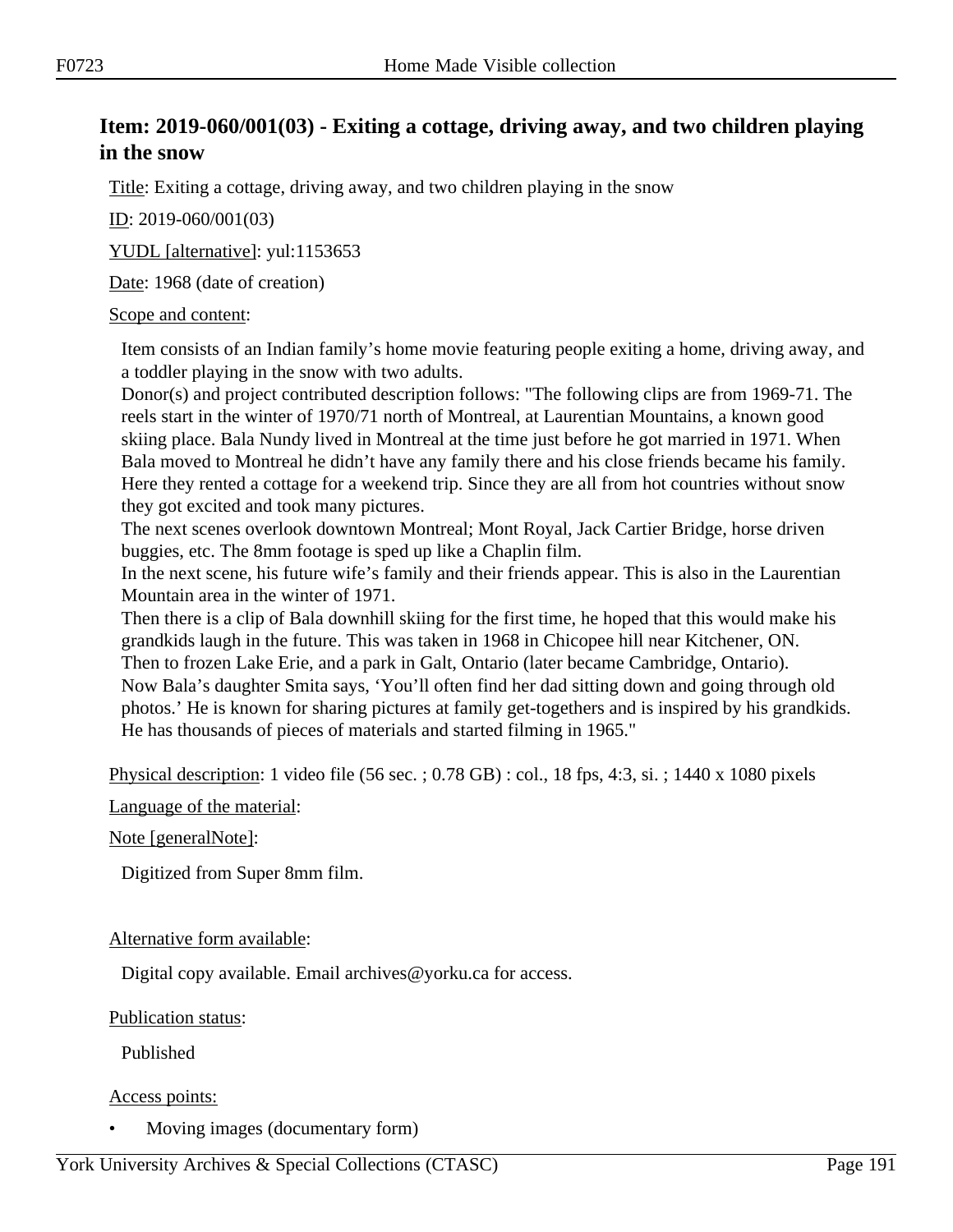## Item: 2019-060/001(03) - Exiting a cottage, driving away, and two children playing in the snow

Title: Exiting a cottage, driving away, and two children playing in the snow

ID: 2019-060/001(03)

YUDL [alternative]: yul:1153653

Date: 1968 (date of creation)

Scope and content:

Item consists of an Indian family's home movie featuring people exiting a home, driving away, and a toddler playing in the snow with two adults.
Donor(s) and project contributed description follows: "The following clips are from 1969-71. The reels start in the winter of 1970/71 north of Montreal, at Laurentian Mountains, a known good skiing place. Bala Nundy lived in Montreal at the time just before he got married in 1971. When Bala moved to Montreal he didn't have any family there and his close friends became his family. Here they rented a cottage for a weekend trip. Since they are all from hot countries without snow they got excited and took many pictures.
The next scenes overlook downtown Montreal; Mont Royal, Jack Cartier Bridge, horse driven buggies, etc. The 8mm footage is sped up like a Chaplin film.
In the next scene, his future wife's family and their friends appear. This is also in the Laurentian Mountain area in the winter of 1971.
Then there is a clip of Bala downhill skiing for the first time, he hoped that this would make his grandkids laugh in the future. This was taken in 1968 in Chicopee hill near Kitchener, ON.
Then to frozen Lake Erie, and a park in Galt, Ontario (later became Cambridge, Ontario).
Now Bala's daughter Smita says, 'You'll often find her dad sitting down and going through old photos.' He is known for sharing pictures at family get-togethers and is inspired by his grandkids. He has thousands of pieces of materials and started filming in 1965."

Physical description: 1 video file (56 sec. ; 0.78 GB) : col., 18 fps, 4:3, si. ; 1440 x 1080 pixels

Language of the material:

Note [generalNote]:

Digitized from Super 8mm film.

Alternative form available:

Digital copy available. Email archives@yorku.ca for access.

Publication status:

Published

Access points:

- Moving images (documentary form)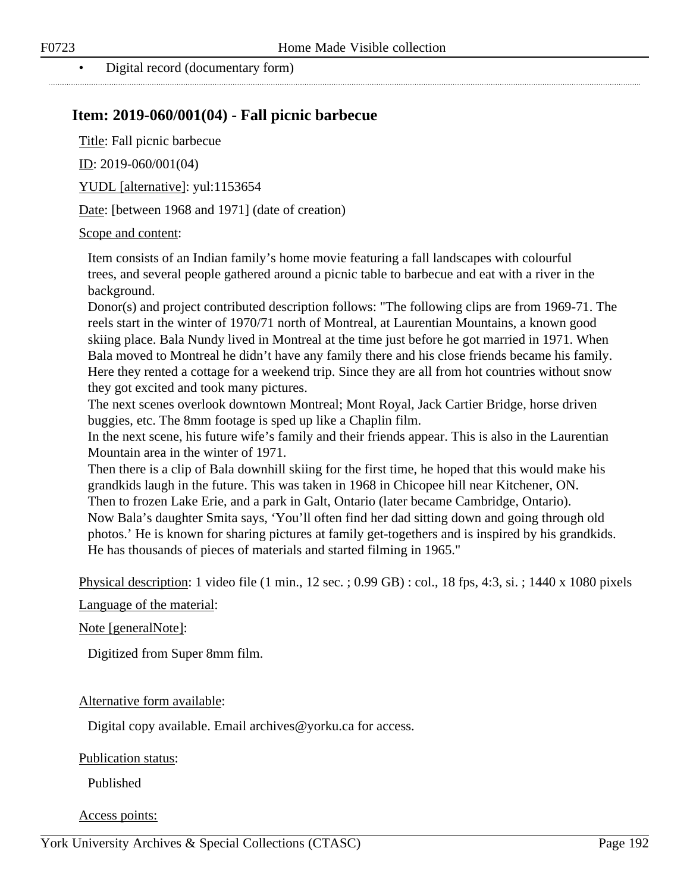- Digital record (documentary form)

## Item: 2019-060/001(04) - Fall picnic barbecue

Title: Fall picnic barbecue

ID: 2019-060/001(04)

YUDL [alternative]: yul:1153654

Date: [between 1968 and 1971] (date of creation)

Scope and content:

Item consists of an Indian family's home movie featuring a fall landscapes with colourful trees, and several people gathered around a picnic table to barbecue and eat with a river in the background.
Donor(s) and project contributed description follows: "The following clips are from 1969-71. The reels start in the winter of 1970/71 north of Montreal, at Laurentian Mountains, a known good skiing place. Bala Nundy lived in Montreal at the time just before he got married in 1971. When Bala moved to Montreal he didn't have any family there and his close friends became his family. Here they rented a cottage for a weekend trip. Since they are all from hot countries without snow they got excited and took many pictures.
The next scenes overlook downtown Montreal; Mont Royal, Jack Cartier Bridge, horse driven buggies, etc. The 8mm footage is sped up like a Chaplin film.
In the next scene, his future wife's family and their friends appear. This is also in the Laurentian Mountain area in the winter of 1971.
Then there is a clip of Bala downhill skiing for the first time, he hoped that this would make his grandkids laugh in the future. This was taken in 1968 in Chicopee hill near Kitchener, ON.
Then to frozen Lake Erie, and a park in Galt, Ontario (later became Cambridge, Ontario).
Now Bala's daughter Smita says, 'You'll often find her dad sitting down and going through old photos.' He is known for sharing pictures at family get-togethers and is inspired by his grandkids. He has thousands of pieces of materials and started filming in 1965."

Physical description: 1 video file (1 min., 12 sec. ; 0.99 GB) : col., 18 fps, 4:3, si. ; 1440 x 1080 pixels

Language of the material:

Note [generalNote]:

Digitized from Super 8mm film.

Alternative form available:

Digital copy available. Email archives@yorku.ca for access.

Publication status:

Published

Access points: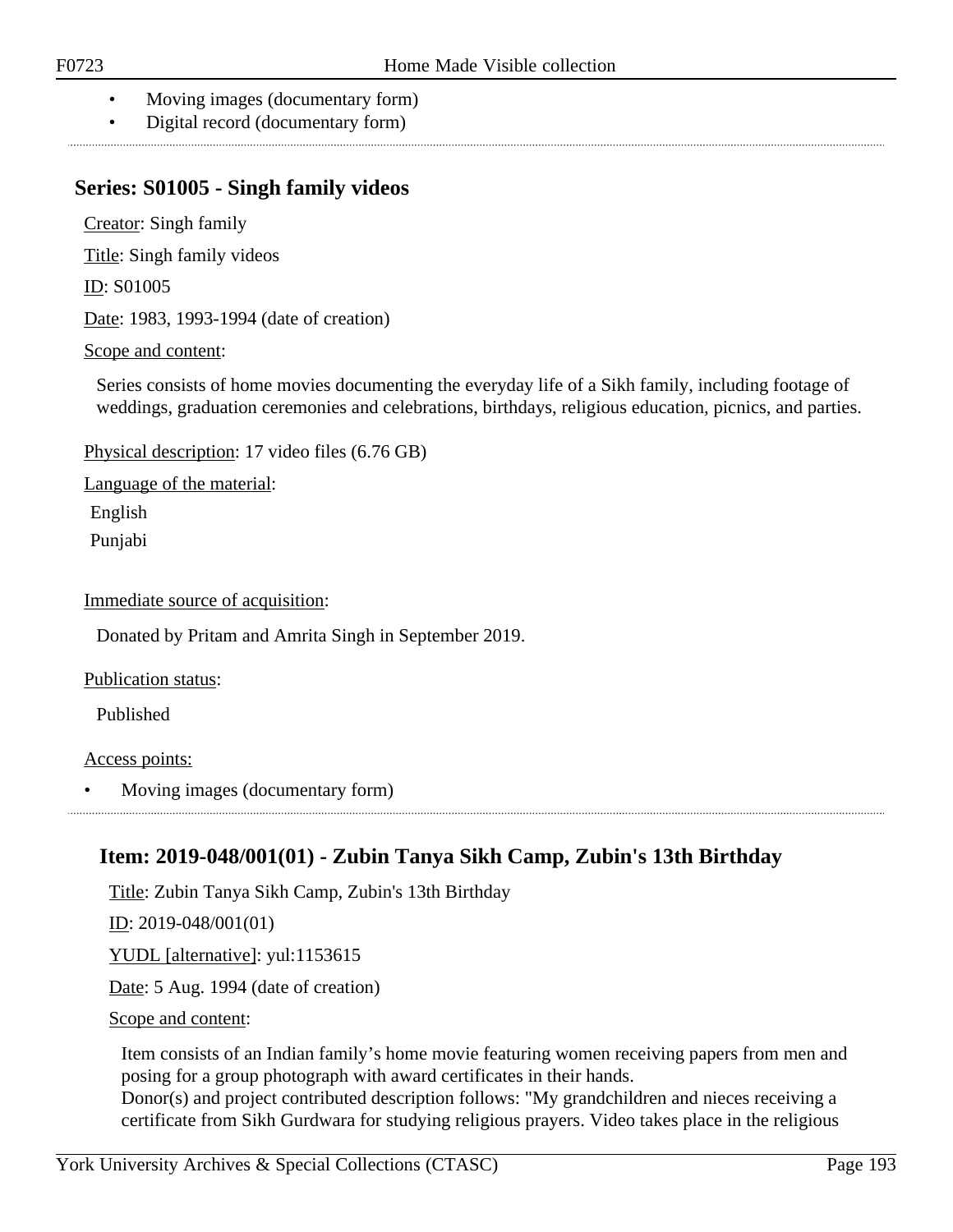- Moving images (documentary form)
- Digital record (documentary form)

## Series: S01005 - Singh family videos

Creator: Singh family

Title: Singh family videos

ID: S01005

Date: 1983, 1993-1994 (date of creation)

Scope and content:

Series consists of home movies documenting the everyday life of a Sikh family, including footage of weddings, graduation ceremonies and celebrations, birthdays, religious education, picnics, and parties.

Physical description: 17 video files (6.76 GB)

Language of the material:

English

Punjabi

Immediate source of acquisition:

Donated by Pritam and Amrita Singh in September 2019.

Publication status:

Published

Access points:

- Moving images (documentary form)

### Item: 2019-048/001(01) - Zubin Tanya Sikh Camp, Zubin's 13th Birthday

Title: Zubin Tanya Sikh Camp, Zubin's 13th Birthday

ID: 2019-048/001(01)

YUDL [alternative]: yul:1153615

Date: 5 Aug. 1994 (date of creation)

Scope and content:

Item consists of an Indian family's home movie featuring women receiving papers from men and posing for a group photograph with award certificates in their hands.
Donor(s) and project contributed description follows: "My grandchildren and nieces receiving a certificate from Sikh Gurdwara for studying religious prayers. Video takes place in the religious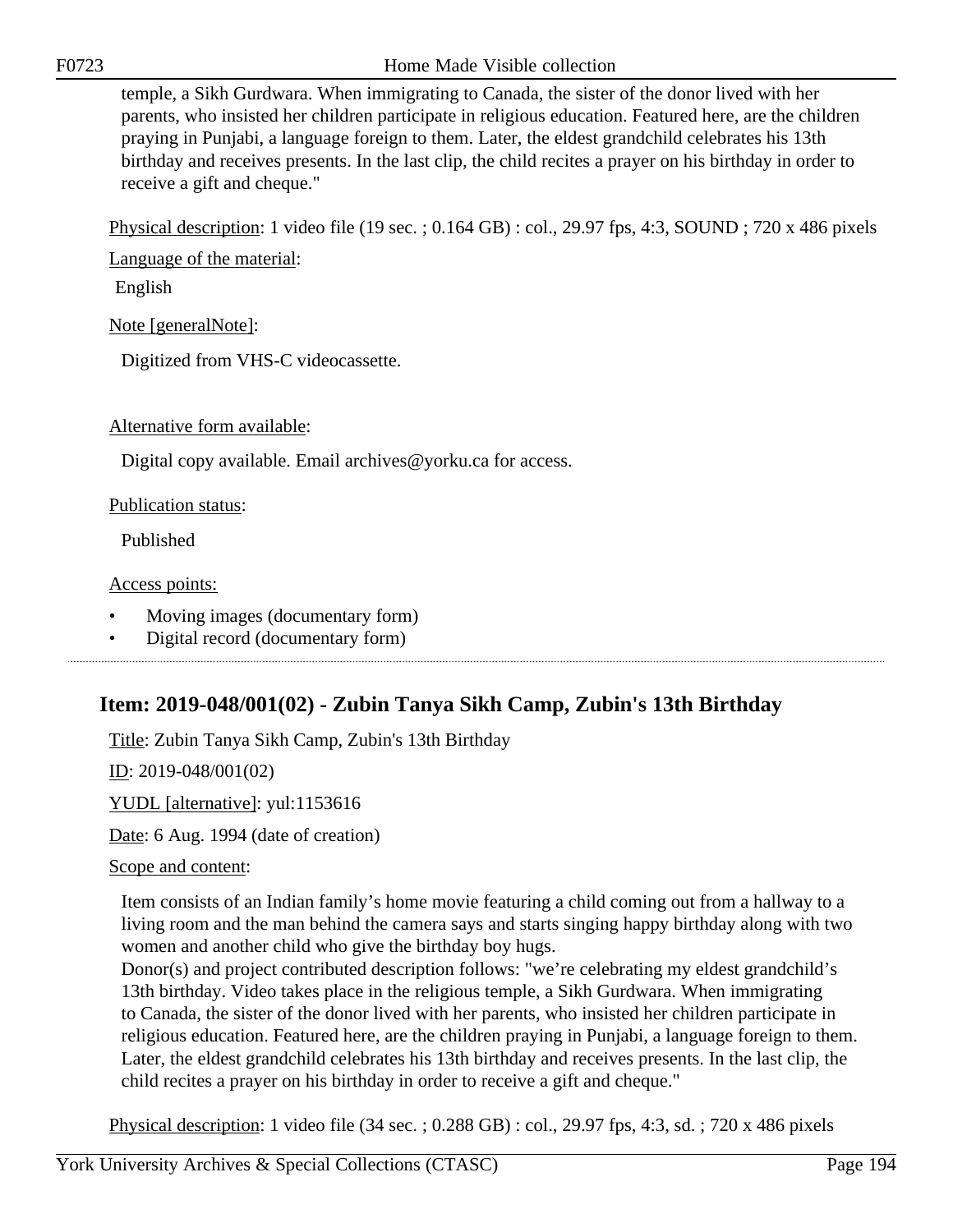temple, a Sikh Gurdwara. When immigrating to Canada, the sister of the donor lived with her parents, who insisted her children participate in religious education. Featured here, are the children praying in Punjabi, a language foreign to them. Later, the eldest grandchild celebrates his 13th birthday and receives presents. In the last clip, the child recites a prayer on his birthday in order to receive a gift and cheque."

Physical description: 1 video file (19 sec. ; 0.164 GB) : col., 29.97 fps, 4:3, SOUND ; 720 x 486 pixels

Language of the material:

English

Note [generalNote]:

Digitized from VHS-C videocassette.

Alternative form available:

Digital copy available. Email archives@yorku.ca for access.

Publication status:

Published

Access points:

- Moving images (documentary form)
- Digital record (documentary form)

---

## Item: 2019-048/001(02) - Zubin Tanya Sikh Camp, Zubin's 13th Birthday

Title: Zubin Tanya Sikh Camp, Zubin's 13th Birthday

ID: 2019-048/001(02)

YUDL [alternative]: yul:1153616

Date: 6 Aug. 1994 (date of creation)

Scope and content:

Item consists of an Indian family's home movie featuring a child coming out from a hallway to a living room and the man behind the camera says and starts singing happy birthday along with two women and another child who give the birthday boy hugs.
Donor(s) and project contributed description follows: "we're celebrating my eldest grandchild's 13th birthday. Video takes place in the religious temple, a Sikh Gurdwara. When immigrating to Canada, the sister of the donor lived with her parents, who insisted her children participate in religious education. Featured here, are the children praying in Punjabi, a language foreign to them. Later, the eldest grandchild celebrates his 13th birthday and receives presents. In the last clip, the child recites a prayer on his birthday in order to receive a gift and cheque."

Physical description: 1 video file (34 sec. ; 0.288 GB) : col., 29.97 fps, 4:3, sd. ; 720 x 486 pixels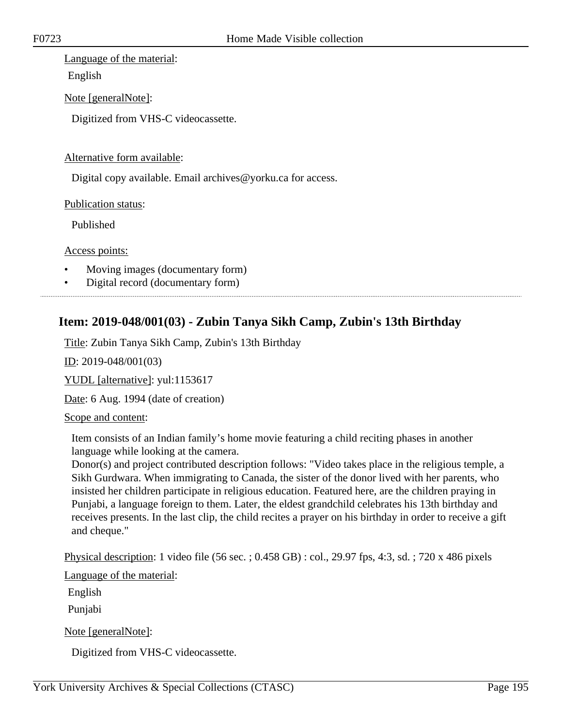Language of the material:

English

Note [generalNote]:

Digitized from VHS-C videocassette.

Alternative form available:

Digital copy available. Email archives@yorku.ca for access.

Publication status:

Published

Access points:

- Moving images (documentary form)
- Digital record (documentary form)

## Item: 2019-048/001(03) - Zubin Tanya Sikh Camp, Zubin's 13th Birthday

Title: Zubin Tanya Sikh Camp, Zubin's 13th Birthday

ID: 2019-048/001(03)

YUDL [alternative]: yul:1153617

Date: 6 Aug. 1994 (date of creation)

Scope and content:

Item consists of an Indian family's home movie featuring a child reciting phases in another language while looking at the camera.
Donor(s) and project contributed description follows: "Video takes place in the religious temple, a Sikh Gurdwara. When immigrating to Canada, the sister of the donor lived with her parents, who insisted her children participate in religious education. Featured here, are the children praying in Punjabi, a language foreign to them. Later, the eldest grandchild celebrates his 13th birthday and receives presents. In the last clip, the child recites a prayer on his birthday in order to receive a gift and cheque."

Physical description: 1 video file (56 sec. ; 0.458 GB) : col., 29.97 fps, 4:3, sd. ; 720 x 486 pixels

Language of the material:

English

Punjabi

Note [generalNote]:

Digitized from VHS-C videocassette.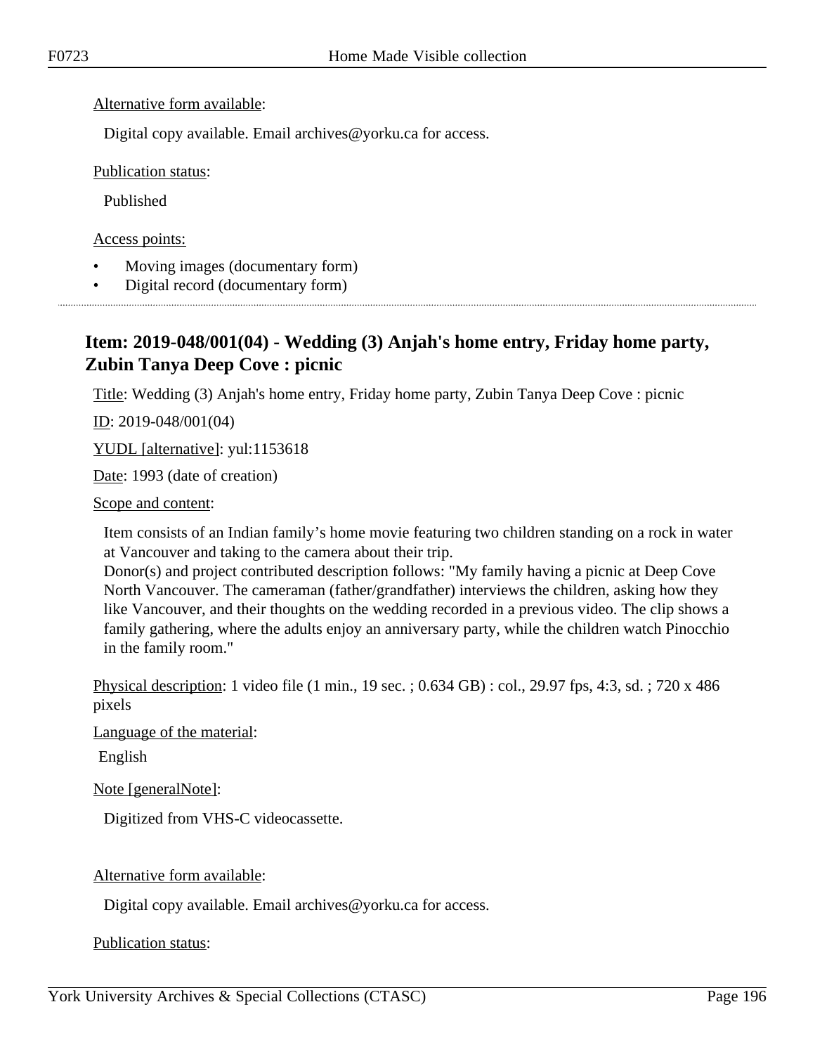Alternative form available:

Digital copy available. Email archives@yorku.ca for access.

Publication status:

Published

Access points:

- Moving images (documentary form)
- Digital record (documentary form)

## Item: 2019-048/001(04) - Wedding (3) Anjah's home entry, Friday home party, Zubin Tanya Deep Cove : picnic

Title: Wedding (3) Anjah's home entry, Friday home party, Zubin Tanya Deep Cove : picnic

ID: 2019-048/001(04)

YUDL [alternative]: yul:1153618

Date: 1993 (date of creation)

Scope and content:

Item consists of an Indian family's home movie featuring two children standing on a rock in water at Vancouver and taking to the camera about their trip.
Donor(s) and project contributed description follows: "My family having a picnic at Deep Cove North Vancouver. The cameraman (father/grandfather) interviews the children, asking how they like Vancouver, and their thoughts on the wedding recorded in a previous video. The clip shows a family gathering, where the adults enjoy an anniversary party, while the children watch Pinocchio in the family room."

Physical description: 1 video file (1 min., 19 sec. ; 0.634 GB) : col., 29.97 fps, 4:3, sd. ; 720 x 486 pixels

Language of the material:

English

Note [generalNote]:

Digitized from VHS-C videocassette.

Alternative form available:

Digital copy available. Email archives@yorku.ca for access.

Publication status: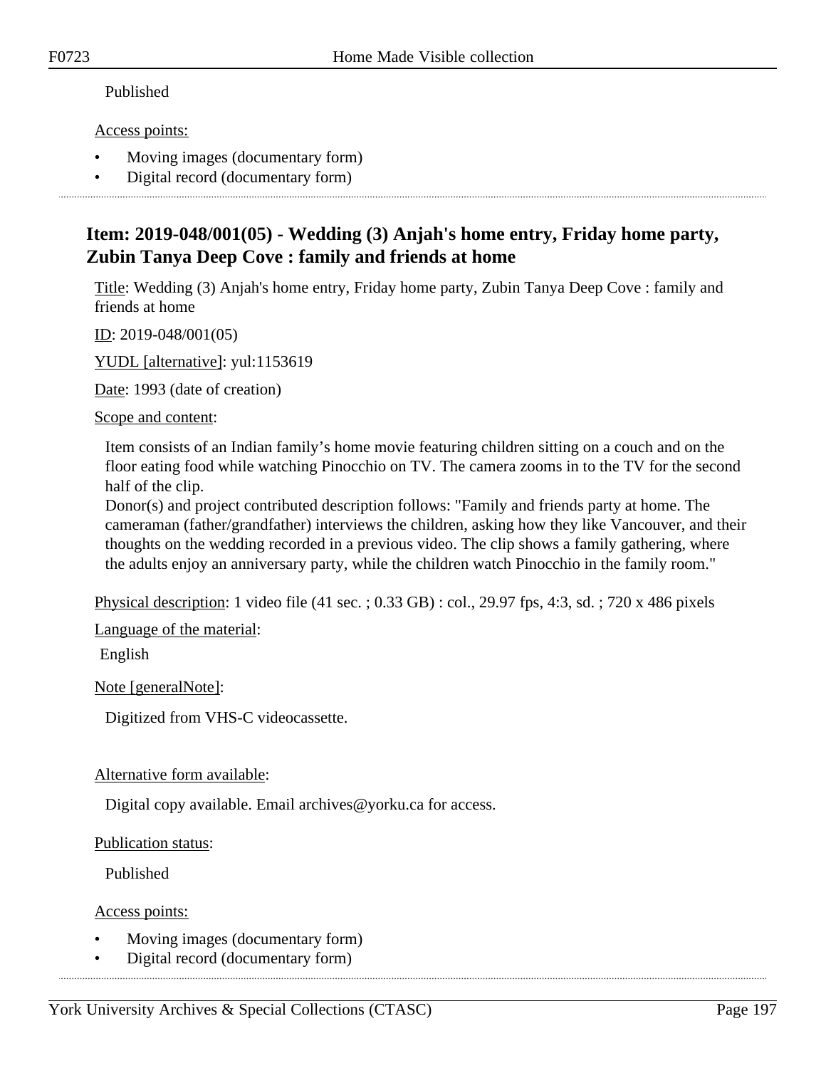Published

Access points:

- Moving images (documentary form)
- Digital record (documentary form)

## Item: 2019-048/001(05) - Wedding (3) Anjah's home entry, Friday home party, Zubin Tanya Deep Cove : family and friends at home

Title: Wedding (3) Anjah's home entry, Friday home party, Zubin Tanya Deep Cove : family and friends at home

ID: 2019-048/001(05)

YUDL [alternative]: yul:1153619

Date: 1993 (date of creation)

Scope and content:

Item consists of an Indian family's home movie featuring children sitting on a couch and on the floor eating food while watching Pinocchio on TV. The camera zooms in to the TV for the second half of the clip.
Donor(s) and project contributed description follows: "Family and friends party at home. The cameraman (father/grandfather) interviews the children, asking how they like Vancouver, and their thoughts on the wedding recorded in a previous video. The clip shows a family gathering, where the adults enjoy an anniversary party, while the children watch Pinocchio in the family room."

Physical description: 1 video file (41 sec. ; 0.33 GB) : col., 29.97 fps, 4:3, sd. ; 720 x 486 pixels

Language of the material:

English

Note [generalNote]:

Digitized from VHS-C videocassette.

Alternative form available:

Digital copy available. Email archives@yorku.ca for access.

Publication status:

Published

Access points:

- Moving images (documentary form)
- Digital record (documentary form)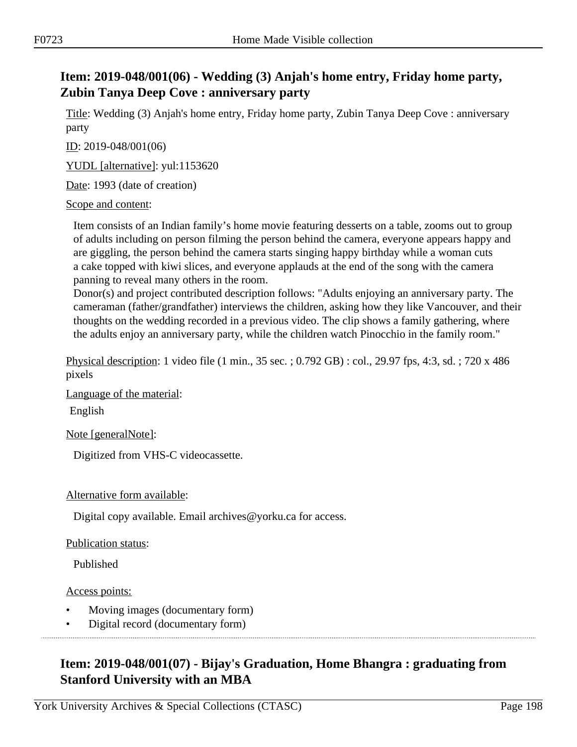## Item: 2019-048/001(06) - Wedding (3) Anjah's home entry, Friday home party, Zubin Tanya Deep Cove : anniversary party

Title: Wedding (3) Anjah's home entry, Friday home party, Zubin Tanya Deep Cove : anniversary party

ID: 2019-048/001(06)

YUDL [alternative]: yul:1153620

Date: 1993 (date of creation)

Scope and content:

Item consists of an Indian family's home movie featuring desserts on a table, zooms out to group of adults including on person filming the person behind the camera, everyone appears happy and are giggling, the person behind the camera starts singing happy birthday while a woman cuts a cake topped with kiwi slices, and everyone applauds at the end of the song with the camera panning to reveal many others in the room.
Donor(s) and project contributed description follows: "Adults enjoying an anniversary party. The cameraman (father/grandfather) interviews the children, asking how they like Vancouver, and their thoughts on the wedding recorded in a previous video. The clip shows a family gathering, where the adults enjoy an anniversary party, while the children watch Pinocchio in the family room."

Physical description: 1 video file (1 min., 35 sec. ; 0.792 GB) : col., 29.97 fps, 4:3, sd. ; 720 x 486 pixels

Language of the material:

English

Note [generalNote]:

Digitized from VHS-C videocassette.

Alternative form available:

Digital copy available. Email archives@yorku.ca for access.

Publication status:

Published

Access points:

- Moving images (documentary form)
- Digital record (documentary form)

## Item: 2019-048/001(07) - Bijay's Graduation, Home Bhangra : graduating from Stanford University with an MBA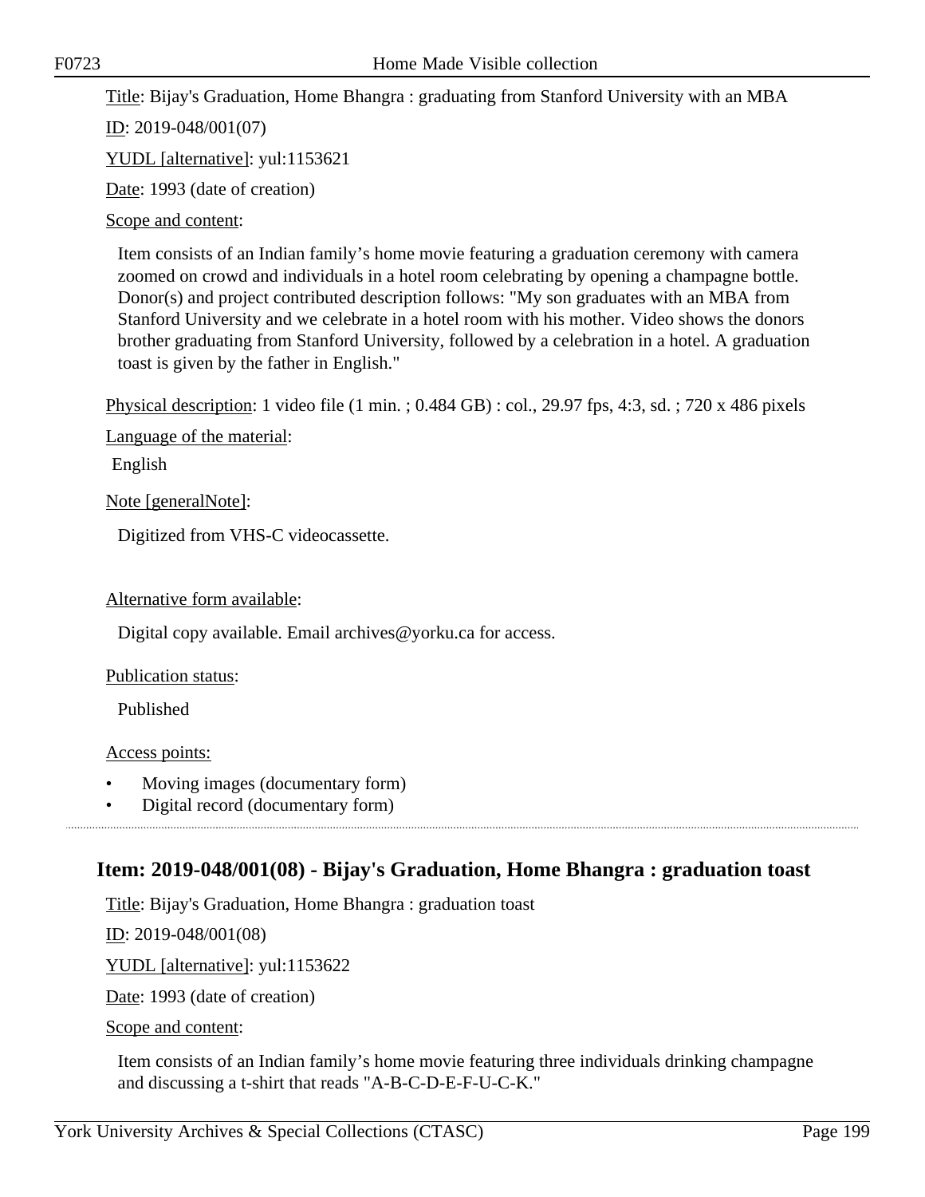Title: Bijay's Graduation, Home Bhangra : graduating from Stanford University with an MBA

ID: 2019-048/001(07)

YUDL [alternative]: yul:1153621

Date: 1993 (date of creation)

Scope and content:

Item consists of an Indian family's home movie featuring a graduation ceremony with camera zoomed on crowd and individuals in a hotel room celebrating by opening a champagne bottle. Donor(s) and project contributed description follows: "My son graduates with an MBA from Stanford University and we celebrate in a hotel room with his mother. Video shows the donors brother graduating from Stanford University, followed by a celebration in a hotel. A graduation toast is given by the father in English."

Physical description: 1 video file (1 min. ; 0.484 GB) : col., 29.97 fps, 4:3, sd. ; 720 x 486 pixels

Language of the material:

English

Note [generalNote]:

Digitized from VHS-C videocassette.

Alternative form available:

Digital copy available. Email archives@yorku.ca for access.

Publication status:

Published

Access points:

- Moving images (documentary form)
- Digital record (documentary form)

## Item: 2019-048/001(08) - Bijay's Graduation, Home Bhangra : graduation toast

Title: Bijay's Graduation, Home Bhangra : graduation toast

ID: 2019-048/001(08)

YUDL [alternative]: yul:1153622

Date: 1993 (date of creation)

Scope and content:

Item consists of an Indian family's home movie featuring three individuals drinking champagne and discussing a t-shirt that reads "A-B-C-D-E-F-U-C-K."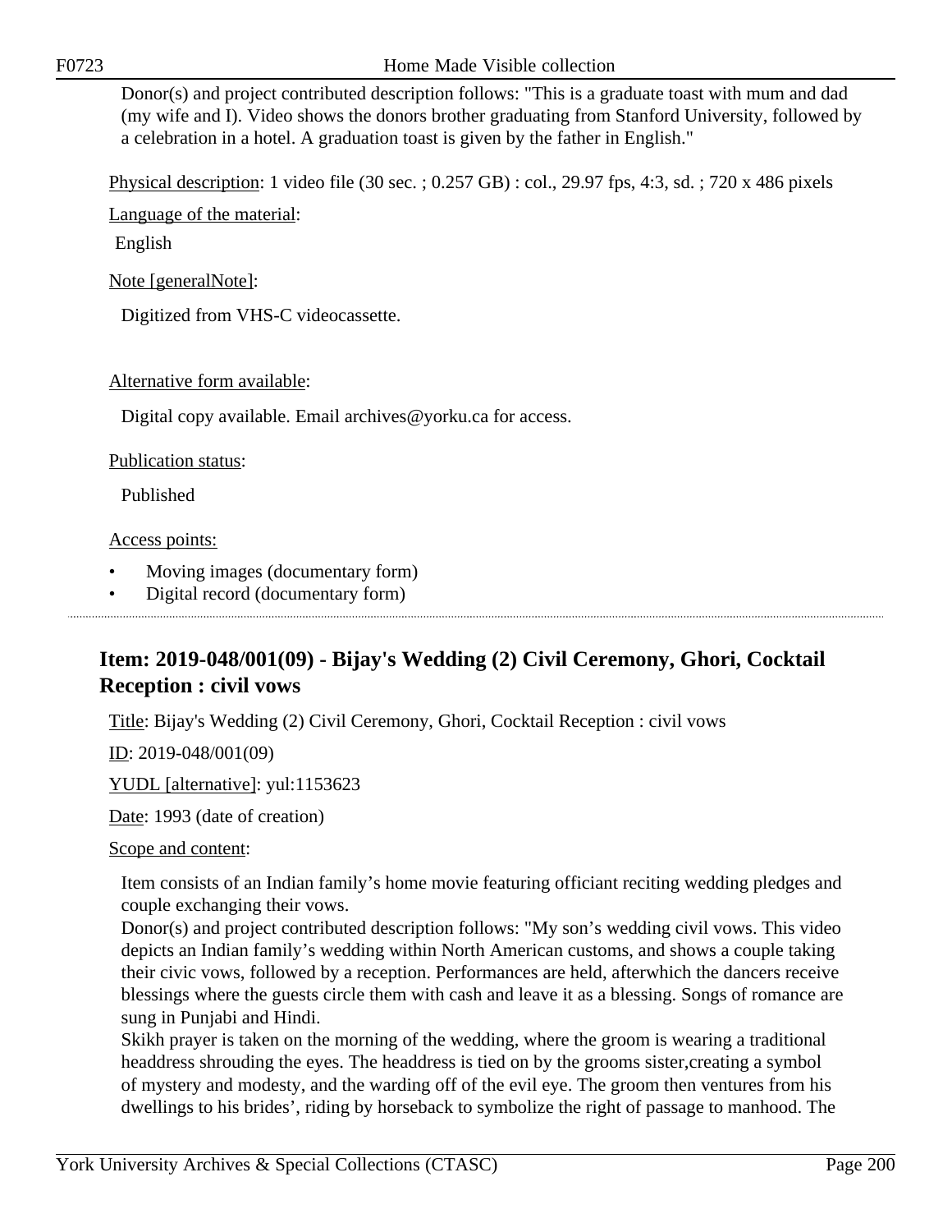Donor(s) and project contributed description follows: "This is a graduate toast with mum and dad (my wife and I). Video shows the donors brother graduating from Stanford University, followed by a celebration in a hotel. A graduation toast is given by the father in English."

Physical description: 1 video file (30 sec. ; 0.257 GB) : col., 29.97 fps, 4:3, sd. ; 720 x 486 pixels

Language of the material:

English

Note [generalNote]:

Digitized from VHS-C videocassette.

Alternative form available:

Digital copy available. Email archives@yorku.ca for access.

Publication status:

Published

Access points:

- Moving images (documentary form)
- Digital record (documentary form)

---

## Item: 2019-048/001(09) - Bijay's Wedding (2) Civil Ceremony, Ghori, Cocktail Reception : civil vows

Title: Bijay's Wedding (2) Civil Ceremony, Ghori, Cocktail Reception : civil vows

ID: 2019-048/001(09)

YUDL [alternative]: yul:1153623

Date: 1993 (date of creation)

Scope and content:

Item consists of an Indian family's home movie featuring officiant reciting wedding pledges and couple exchanging their vows.
Donor(s) and project contributed description follows: "My son's wedding civil vows. This video depicts an Indian family's wedding within North American customs, and shows a couple taking their civic vows, followed by a reception. Performances are held, afterwhich the dancers receive blessings where the guests circle them with cash and leave it as a blessing. Songs of romance are sung in Punjabi and Hindi.
Skikh prayer is taken on the morning of the wedding, where the groom is wearing a traditional headdress shrouding the eyes. The headdress is tied on by the grooms sister,creating a symbol of mystery and modesty, and the warding off of the evil eye. The groom then ventures from his dwellings to his brides', riding by horseback to symbolize the right of passage to manhood. The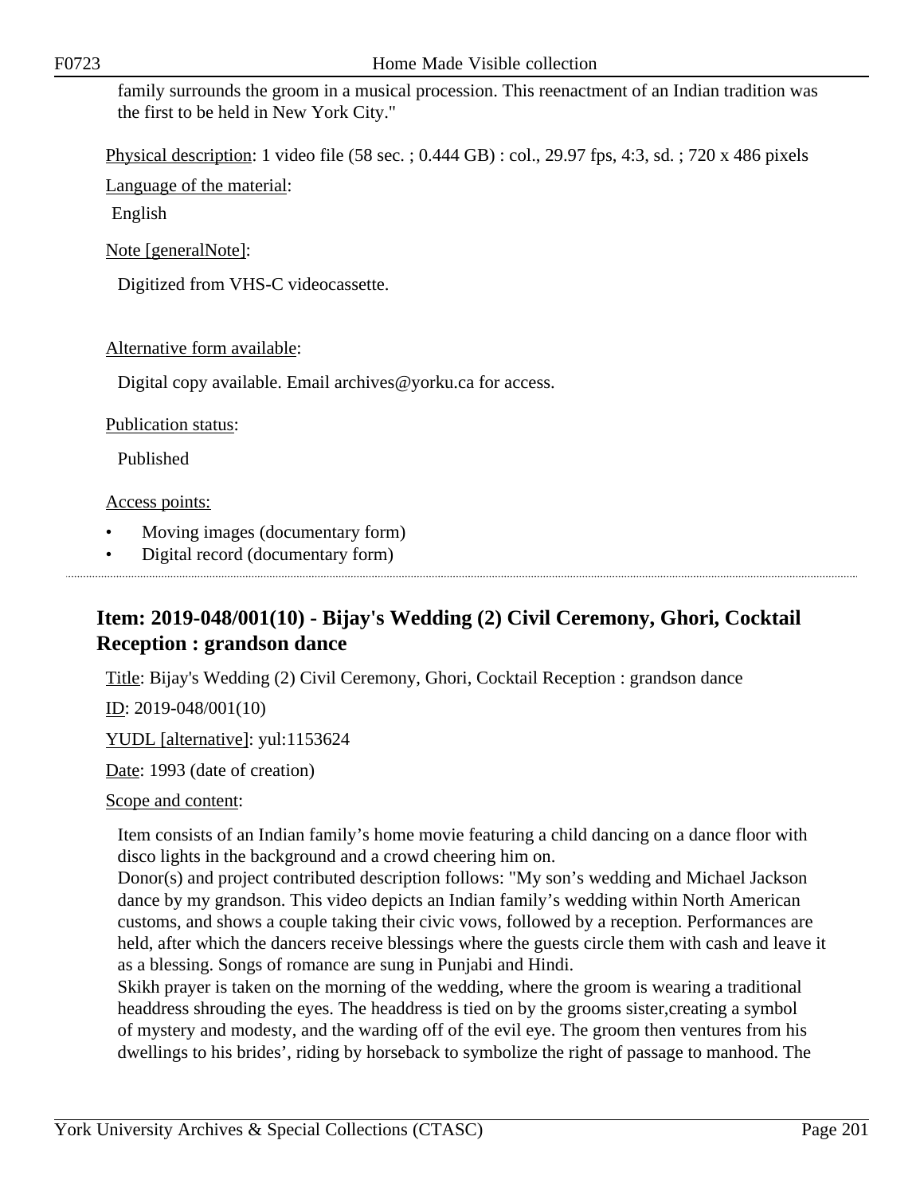family surrounds the groom in a musical procession. This reenactment of an Indian tradition was the first to be held in New York City."

Physical description: 1 video file (58 sec. ; 0.444 GB) : col., 29.97 fps, 4:3, sd. ; 720 x 486 pixels

Language of the material:

English

Note [generalNote]:

Digitized from VHS-C videocassette.

Alternative form available:

Digital copy available. Email archives@yorku.ca for access.

Publication status:

Published

Access points:

- Moving images (documentary form)
- Digital record (documentary form)

---

## Item: 2019-048/001(10) - Bijay's Wedding (2) Civil Ceremony, Ghori, Cocktail Reception : grandson dance

Title: Bijay's Wedding (2) Civil Ceremony, Ghori, Cocktail Reception : grandson dance

ID: 2019-048/001(10)

YUDL [alternative]: yul:1153624

Date: 1993 (date of creation)

Scope and content:

Item consists of an Indian family's home movie featuring a child dancing on a dance floor with disco lights in the background and a crowd cheering him on.
Donor(s) and project contributed description follows: "My son's wedding and Michael Jackson dance by my grandson. This video depicts an Indian family's wedding within North American customs, and shows a couple taking their civic vows, followed by a reception. Performances are held, after which the dancers receive blessings where the guests circle them with cash and leave it as a blessing. Songs of romance are sung in Punjabi and Hindi.
Skikh prayer is taken on the morning of the wedding, where the groom is wearing a traditional headdress shrouding the eyes. The headdress is tied on by the grooms sister,creating a symbol of mystery and modesty, and the warding off of the evil eye. The groom then ventures from his dwellings to his brides', riding by horseback to symbolize the right of passage to manhood. The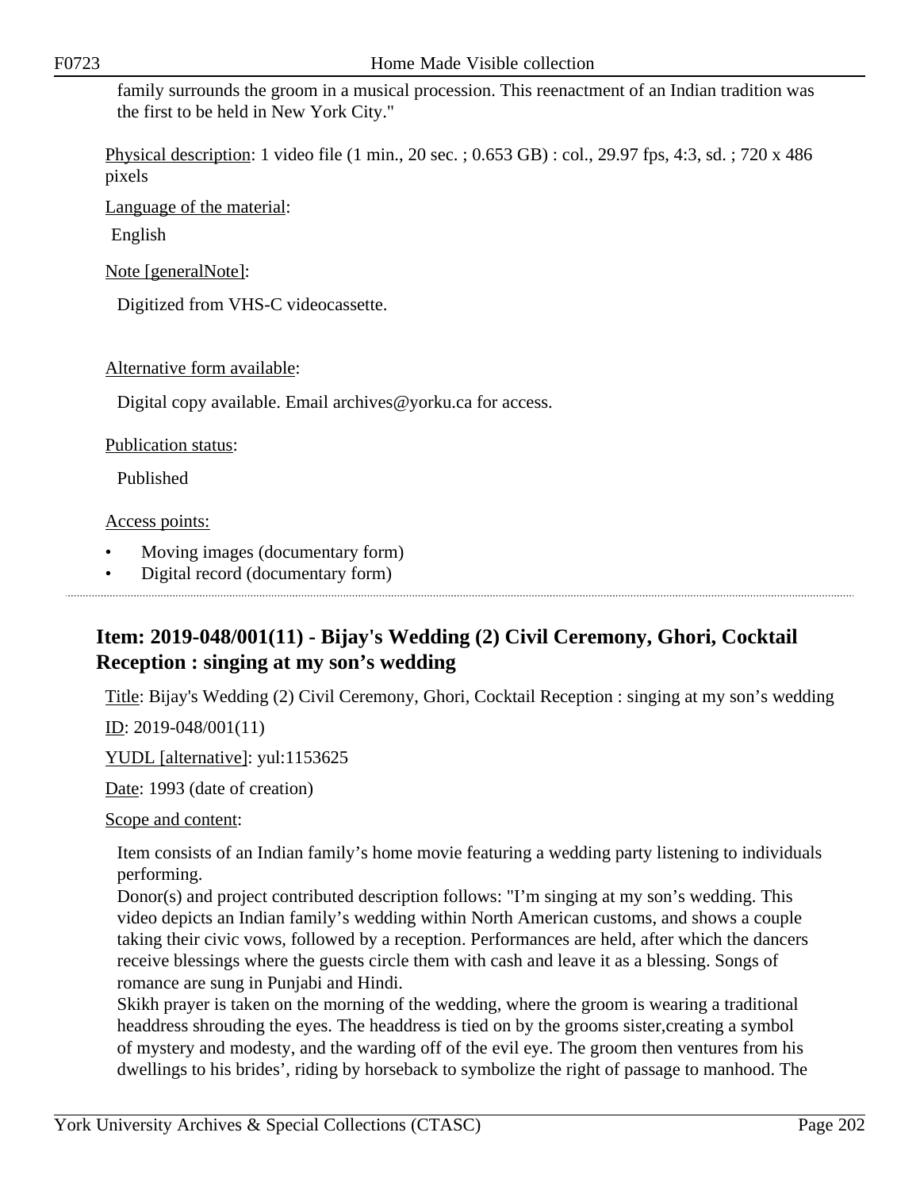family surrounds the groom in a musical procession. This reenactment of an Indian tradition was the first to be held in New York City."

Physical description: 1 video file (1 min., 20 sec. ; 0.653 GB) : col., 29.97 fps, 4:3, sd. ; 720 x 486 pixels

Language of the material:

English

Note [generalNote]:

Digitized from VHS-C videocassette.

Alternative form available:

Digital copy available. Email archives@yorku.ca for access.

Publication status:

Published

Access points:

- Moving images (documentary form)
- Digital record (documentary form)

## Item: 2019-048/001(11) - Bijay's Wedding (2) Civil Ceremony, Ghori, Cocktail Reception : singing at my son's wedding

Title: Bijay's Wedding (2) Civil Ceremony, Ghori, Cocktail Reception : singing at my son's wedding

ID: 2019-048/001(11)

YUDL [alternative]: yul:1153625

Date: 1993 (date of creation)

Scope and content:

Item consists of an Indian family's home movie featuring a wedding party listening to individuals performing.
Donor(s) and project contributed description follows: "I'm singing at my son's wedding. This video depicts an Indian family's wedding within North American customs, and shows a couple taking their civic vows, followed by a reception. Performances are held, after which the dancers receive blessings where the guests circle them with cash and leave it as a blessing. Songs of romance are sung in Punjabi and Hindi.
Skikh prayer is taken on the morning of the wedding, where the groom is wearing a traditional headdress shrouding the eyes. The headdress is tied on by the grooms sister,creating a symbol of mystery and modesty, and the warding off of the evil eye. The groom then ventures from his dwellings to his brides', riding by horseback to symbolize the right of passage to manhood. The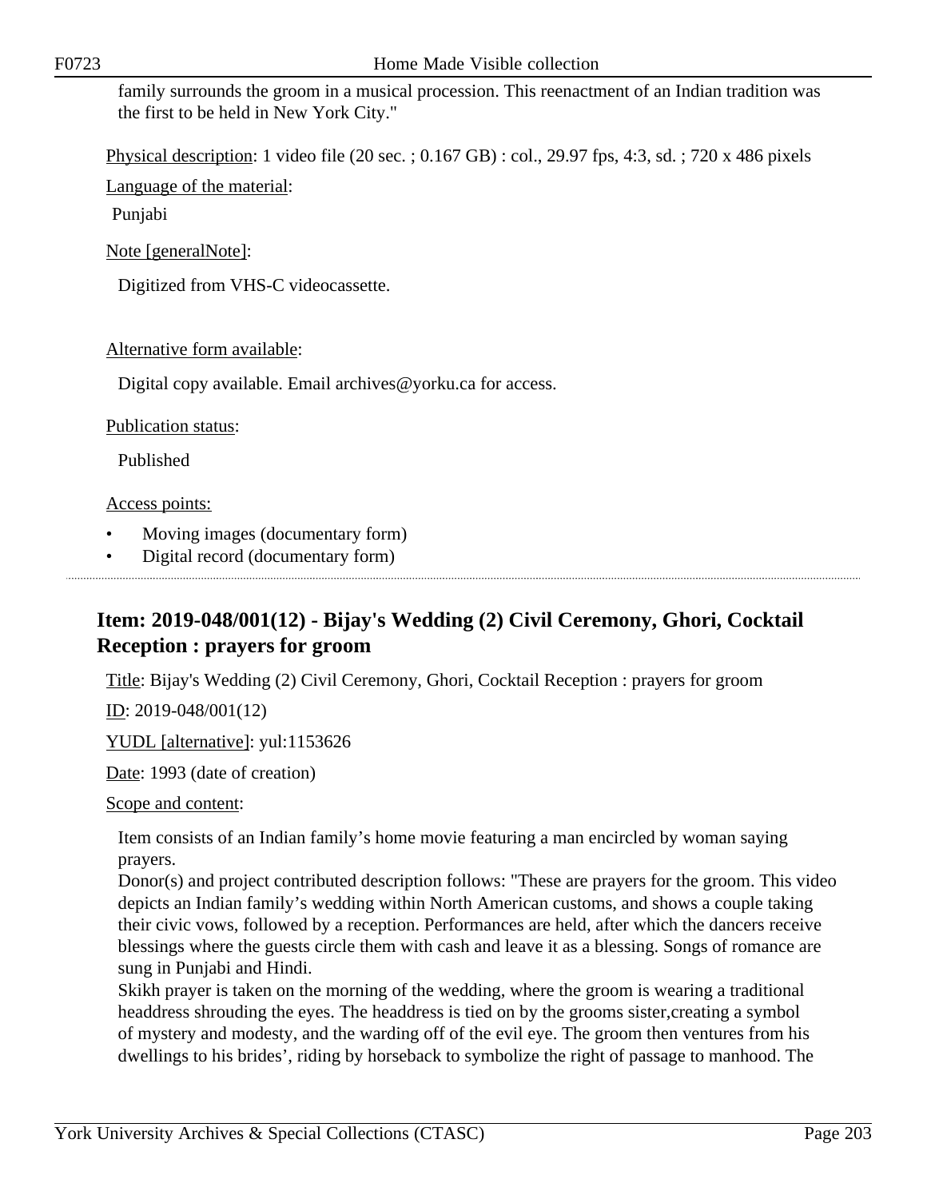family surrounds the groom in a musical procession. This reenactment of an Indian tradition was the first to be held in New York City."

Physical description: 1 video file (20 sec. ; 0.167 GB) : col., 29.97 fps, 4:3, sd. ; 720 x 486 pixels

Language of the material:

Punjabi

Note [generalNote]:

Digitized from VHS-C videocassette.

Alternative form available:

Digital copy available. Email archives@yorku.ca for access.

Publication status:

Published

Access points:

- Moving images (documentary form)
- Digital record (documentary form)

## Item: 2019-048/001(12) - Bijay's Wedding (2) Civil Ceremony, Ghori, Cocktail Reception : prayers for groom

Title: Bijay's Wedding (2) Civil Ceremony, Ghori, Cocktail Reception : prayers for groom

ID: 2019-048/001(12)

YUDL [alternative]: yul:1153626

Date: 1993 (date of creation)

Scope and content:

Item consists of an Indian family's home movie featuring a man encircled by woman saying prayers.
Donor(s) and project contributed description follows: "These are prayers for the groom. This video depicts an Indian family's wedding within North American customs, and shows a couple taking their civic vows, followed by a reception. Performances are held, after which the dancers receive blessings where the guests circle them with cash and leave it as a blessing. Songs of romance are sung in Punjabi and Hindi.
Skikh prayer is taken on the morning of the wedding, where the groom is wearing a traditional headdress shrouding the eyes. The headdress is tied on by the grooms sister,creating a symbol of mystery and modesty, and the warding off of the evil eye. The groom then ventures from his dwellings to his brides', riding by horseback to symbolize the right of passage to manhood. The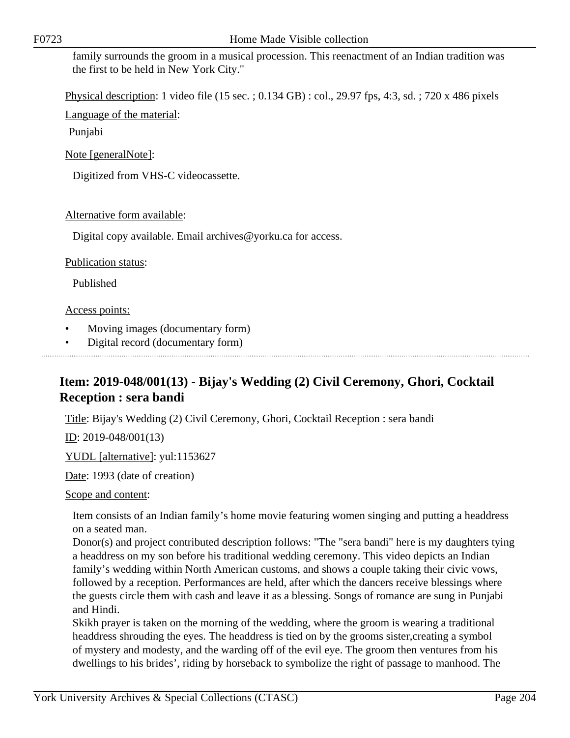family surrounds the groom in a musical procession. This reenactment of an Indian tradition was the first to be held in New York City."

Physical description: 1 video file (15 sec. ; 0.134 GB) : col., 29.97 fps, 4:3, sd. ; 720 x 486 pixels

Language of the material:

Punjabi

Note [generalNote]:

Digitized from VHS-C videocassette.

Alternative form available:

Digital copy available. Email archives@yorku.ca for access.

Publication status:

Published

Access points:

- Moving images (documentary form)
- Digital record (documentary form)

## Item: 2019-048/001(13) - Bijay's Wedding (2) Civil Ceremony, Ghori, Cocktail Reception : sera bandi

Title: Bijay's Wedding (2) Civil Ceremony, Ghori, Cocktail Reception : sera bandi

ID: 2019-048/001(13)

YUDL [alternative]: yul:1153627

Date: 1993 (date of creation)

Scope and content:

Item consists of an Indian family's home movie featuring women singing and putting a headdress on a seated man.
Donor(s) and project contributed description follows: "The "sera bandi" here is my daughters tying a headdress on my son before his traditional wedding ceremony. This video depicts an Indian family's wedding within North American customs, and shows a couple taking their civic vows, followed by a reception. Performances are held, after which the dancers receive blessings where the guests circle them with cash and leave it as a blessing. Songs of romance are sung in Punjabi and Hindi.
Skikh prayer is taken on the morning of the wedding, where the groom is wearing a traditional headdress shrouding the eyes. The headdress is tied on by the grooms sister,creating a symbol of mystery and modesty, and the warding off of the evil eye. The groom then ventures from his dwellings to his brides', riding by horseback to symbolize the right of passage to manhood. The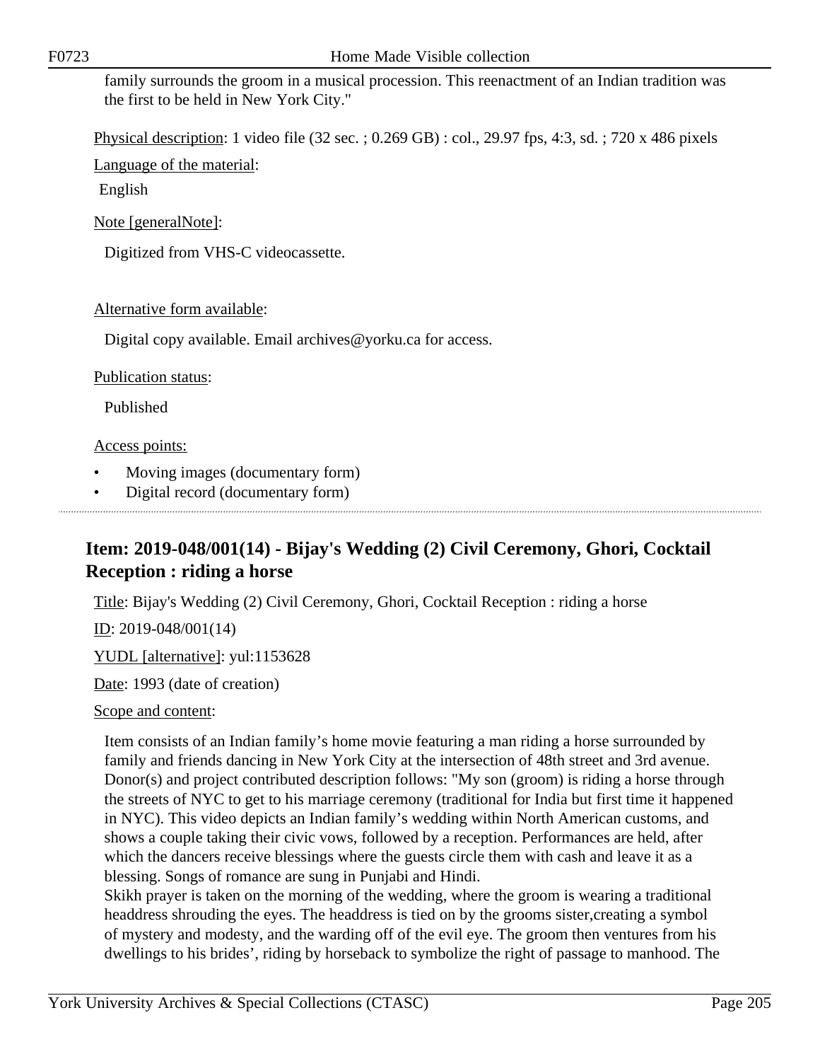family surrounds the groom in a musical procession. This reenactment of an Indian tradition was the first to be held in New York City."

Physical description: 1 video file (32 sec. ; 0.269 GB) : col., 29.97 fps, 4:3, sd. ; 720 x 486 pixels

Language of the material:

English

Note [generalNote]:

Digitized from VHS-C videocassette.

Alternative form available:

Digital copy available. Email archives@yorku.ca for access.

Publication status:

Published

Access points:

- Moving images (documentary form)
- Digital record (documentary form)

## Item: 2019-048/001(14) - Bijay's Wedding (2) Civil Ceremony, Ghori, Cocktail Reception : riding a horse

Title: Bijay's Wedding (2) Civil Ceremony, Ghori, Cocktail Reception : riding a horse

ID: 2019-048/001(14)

YUDL [alternative]: yul:1153628

Date: 1993 (date of creation)

Scope and content:

Item consists of an Indian family's home movie featuring a man riding a horse surrounded by family and friends dancing in New York City at the intersection of 48th street and 3rd avenue. Donor(s) and project contributed description follows: "My son (groom) is riding a horse through the streets of NYC to get to his marriage ceremony (traditional for India but first time it happened in NYC). This video depicts an Indian family's wedding within North American customs, and shows a couple taking their civic vows, followed by a reception. Performances are held, after which the dancers receive blessings where the guests circle them with cash and leave it as a blessing. Songs of romance are sung in Punjabi and Hindi.
Skikh prayer is taken on the morning of the wedding, where the groom is wearing a traditional headdress shrouding the eyes. The headdress is tied on by the grooms sister,creating a symbol of mystery and modesty, and the warding off of the evil eye. The groom then ventures from his dwellings to his brides', riding by horseback to symbolize the right of passage to manhood. The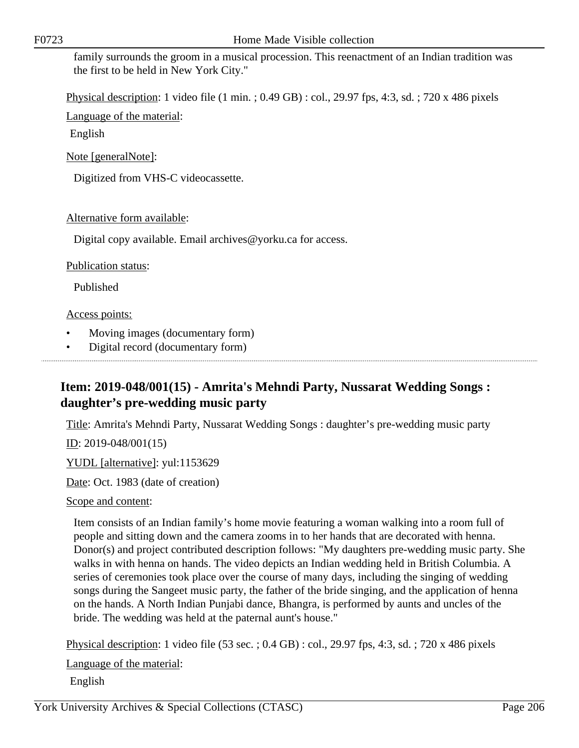family surrounds the groom in a musical procession. This reenactment of an Indian tradition was the first to be held in New York City."

Physical description: 1 video file (1 min. ; 0.49 GB) : col., 29.97 fps, 4:3, sd. ; 720 x 486 pixels

Language of the material:

English

Note [generalNote]:

Digitized from VHS-C videocassette.

Alternative form available:

Digital copy available. Email archives@yorku.ca for access.

Publication status:

Published

Access points:

- Moving images (documentary form)
- Digital record (documentary form)

## Item: 2019-048/001(15) - Amrita's Mehndi Party, Nussarat Wedding Songs : daughter's pre-wedding music party

Title: Amrita's Mehndi Party, Nussarat Wedding Songs : daughter's pre-wedding music party

ID: 2019-048/001(15)

YUDL [alternative]: yul:1153629

Date: Oct. 1983 (date of creation)

Scope and content:

Item consists of an Indian family's home movie featuring a woman walking into a room full of people and sitting down and the camera zooms in to her hands that are decorated with henna. Donor(s) and project contributed description follows: "My daughters pre-wedding music party. She walks in with henna on hands. The video depicts an Indian wedding held in British Columbia. A series of ceremonies took place over the course of many days, including the singing of wedding songs during the Sangeet music party, the father of the bride singing, and the application of henna on the hands. A North Indian Punjabi dance, Bhangra, is performed by aunts and uncles of the bride. The wedding was held at the paternal aunt's house."

Physical description: 1 video file (53 sec. ; 0.4 GB) : col., 29.97 fps, 4:3, sd. ; 720 x 486 pixels

Language of the material:

English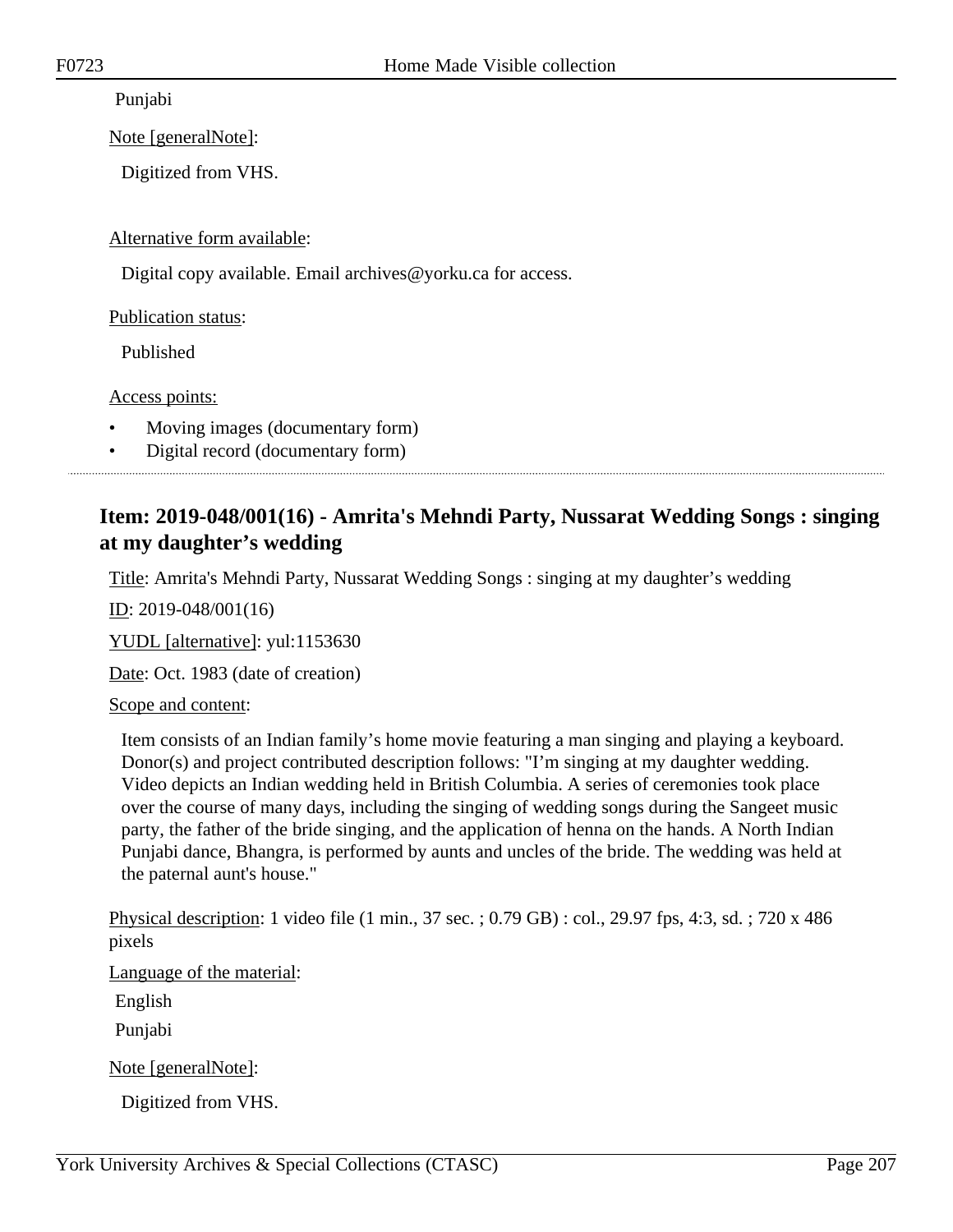Punjabi

Note [generalNote]:

Digitized from VHS.

Alternative form available:

Digital copy available. Email archives@yorku.ca for access.

Publication status:

Published

Access points:

- Moving images (documentary form)
- Digital record (documentary form)

---

## Item: 2019-048/001(16) - Amrita's Mehndi Party, Nussarat Wedding Songs : singing at my daughter’s wedding

Title: Amrita's Mehndi Party, Nussarat Wedding Songs : singing at my daughter’s wedding

ID: 2019-048/001(16)

YUDL [alternative]: yul:1153630

Date: Oct. 1983 (date of creation)

Scope and content:

Item consists of an Indian family’s home movie featuring a man singing and playing a keyboard. Donor(s) and project contributed description follows: "I’m singing at my daughter wedding. Video depicts an Indian wedding held in British Columbia. A series of ceremonies took place over the course of many days, including the singing of wedding songs during the Sangeet music party, the father of the bride singing, and the application of henna on the hands. A North Indian Punjabi dance, Bhangra, is performed by aunts and uncles of the bride. The wedding was held at the paternal aunt's house."

Physical description: 1 video file (1 min., 37 sec. ; 0.79 GB) : col., 29.97 fps, 4:3, sd. ; 720 x 486 pixels

Language of the material:

English

Punjabi

Note [generalNote]:

Digitized from VHS.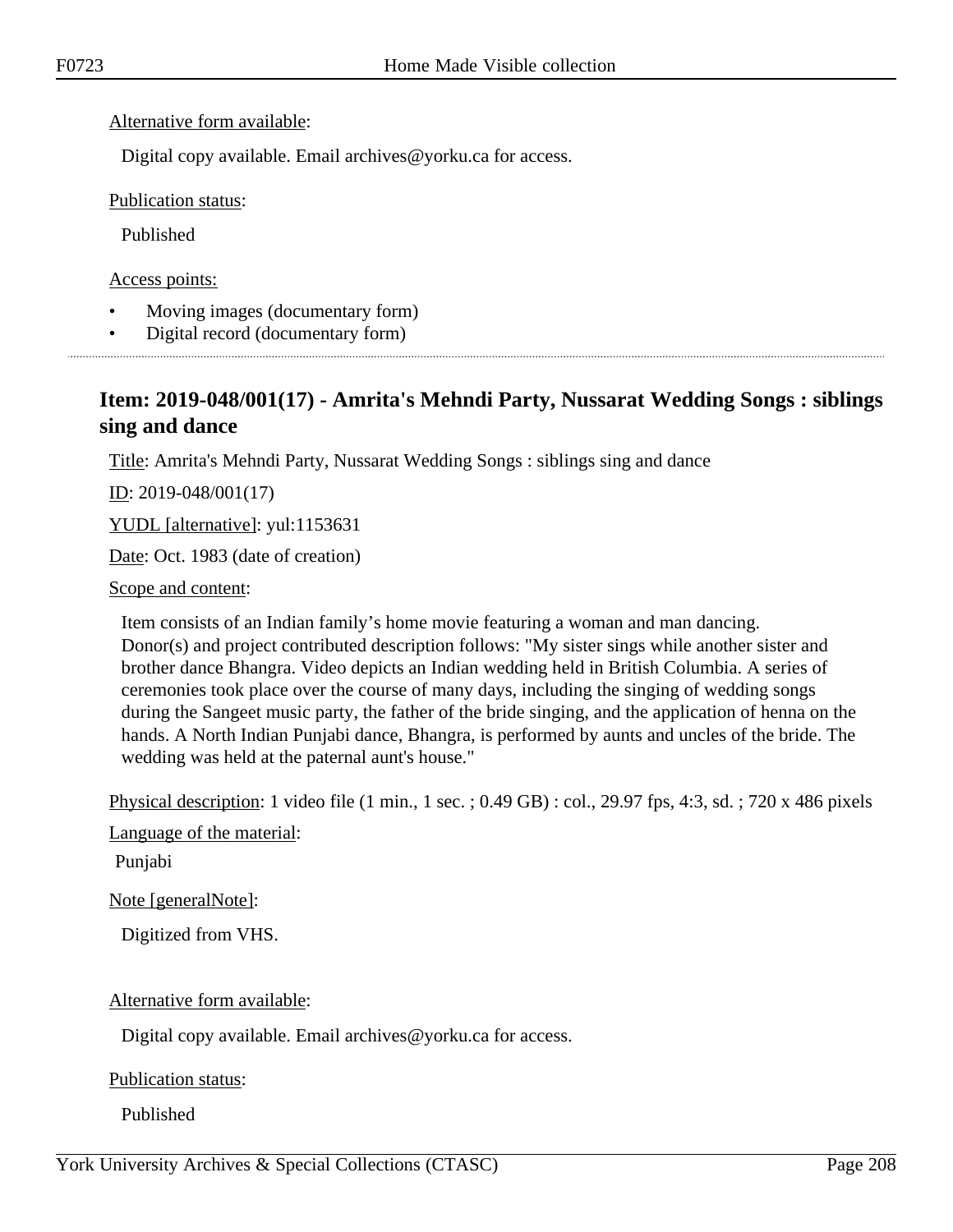Alternative form available:

Digital copy available. Email archives@yorku.ca for access.

Publication status:

Published

Access points:

- Moving images (documentary form)
- Digital record (documentary form)

## Item: 2019-048/001(17) - Amrita's Mehndi Party, Nussarat Wedding Songs : siblings sing and dance

Title: Amrita's Mehndi Party, Nussarat Wedding Songs : siblings sing and dance

ID: 2019-048/001(17)

YUDL [alternative]: yul:1153631

Date: Oct. 1983 (date of creation)

Scope and content:

Item consists of an Indian family's home movie featuring a woman and man dancing.
Donor(s) and project contributed description follows: "My sister sings while another sister and brother dance Bhangra. Video depicts an Indian wedding held in British Columbia. A series of ceremonies took place over the course of many days, including the singing of wedding songs during the Sangeet music party, the father of the bride singing, and the application of henna on the hands. A North Indian Punjabi dance, Bhangra, is performed by aunts and uncles of the bride. The wedding was held at the paternal aunt's house."

Physical description: 1 video file (1 min., 1 sec. ; 0.49 GB) : col., 29.97 fps, 4:3, sd. ; 720 x 486 pixels

Language of the material:

Punjabi

Note [generalNote]:

Digitized from VHS.

Alternative form available:

Digital copy available. Email archives@yorku.ca for access.

Publication status:

Published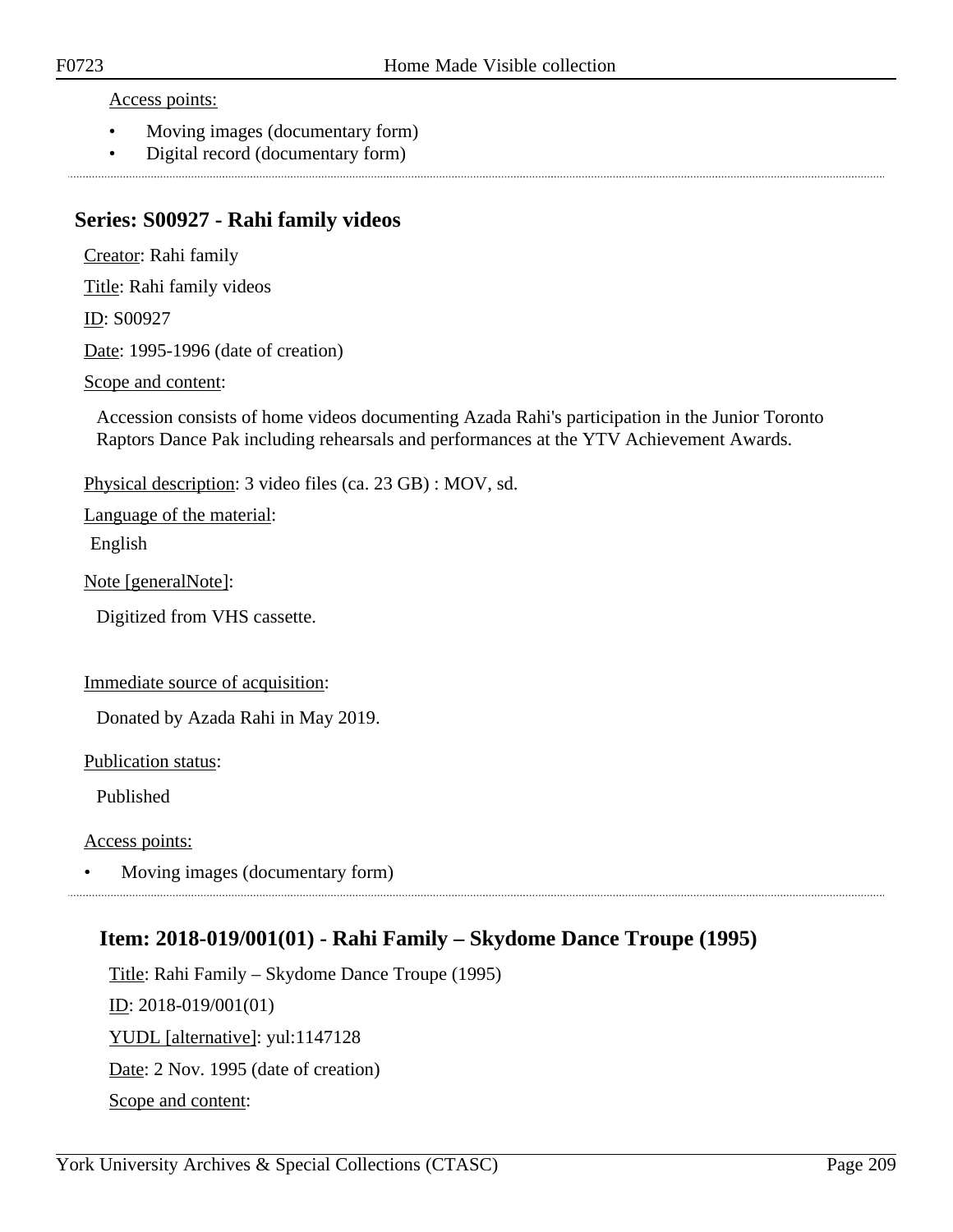Access points:

- Moving images (documentary form)
- Digital record (documentary form)

## Series: S00927 - Rahi family videos

Creator: Rahi family

Title: Rahi family videos

ID: S00927

Date: 1995-1996 (date of creation)

Scope and content:

Accession consists of home videos documenting Azada Rahi's participation in the Junior Toronto Raptors Dance Pak including rehearsals and performances at the YTV Achievement Awards.

Physical description: 3 video files (ca. 23 GB) : MOV, sd.

Language of the material:

English

Note [generalNote]:

Digitized from VHS cassette.

Immediate source of acquisition:

Donated by Azada Rahi in May 2019.

Publication status:

Published

Access points:

- Moving images (documentary form)

### Item: 2018-019/001(01) - Rahi Family – Skydome Dance Troupe (1995)

Title: Rahi Family – Skydome Dance Troupe (1995)

ID: 2018-019/001(01)

YUDL [alternative]: yul:1147128

Date: 2 Nov. 1995 (date of creation)

Scope and content: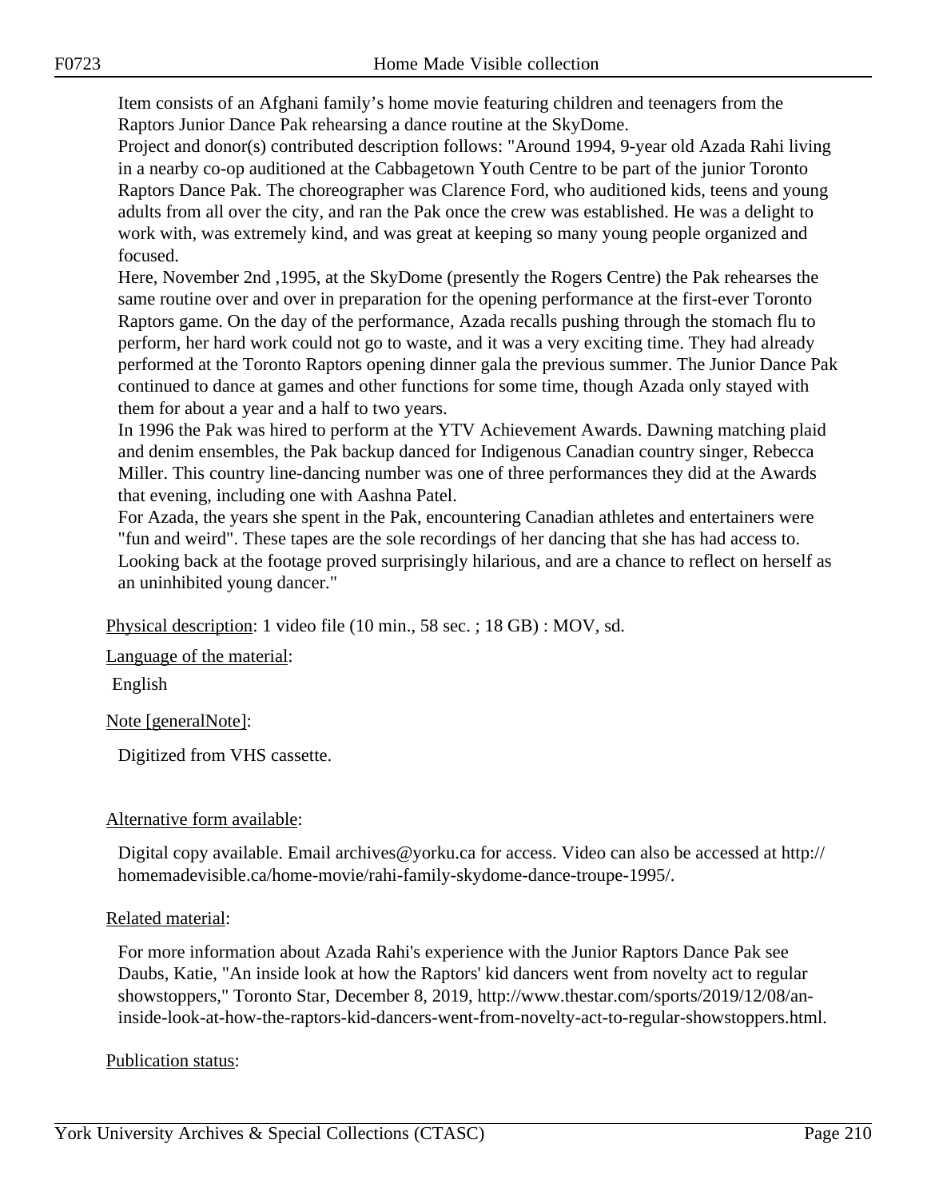Item consists of an Afghani family's home movie featuring children and teenagers from the Raptors Junior Dance Pak rehearsing a dance routine at the SkyDome.

Project and donor(s) contributed description follows: "Around 1994, 9-year old Azada Rahi living in a nearby co-op auditioned at the Cabbagetown Youth Centre to be part of the junior Toronto Raptors Dance Pak. The choreographer was Clarence Ford, who auditioned kids, teens and young adults from all over the city, and ran the Pak once the crew was established. He was a delight to work with, was extremely kind, and was great at keeping so many young people organized and focused.

Here, November 2nd ,1995, at the SkyDome (presently the Rogers Centre) the Pak rehearses the same routine over and over in preparation for the opening performance at the first-ever Toronto Raptors game. On the day of the performance, Azada recalls pushing through the stomach flu to perform, her hard work could not go to waste, and it was a very exciting time. They had already performed at the Toronto Raptors opening dinner gala the previous summer. The Junior Dance Pak continued to dance at games and other functions for some time, though Azada only stayed with them for about a year and a half to two years.

In 1996 the Pak was hired to perform at the YTV Achievement Awards. Dawning matching plaid and denim ensembles, the Pak backup danced for Indigenous Canadian country singer, Rebecca Miller. This country line-dancing number was one of three performances they did at the Awards that evening, including one with Aashna Patel.

For Azada, the years she spent in the Pak, encountering Canadian athletes and entertainers were "fun and weird". These tapes are the sole recordings of her dancing that she has had access to. Looking back at the footage proved surprisingly hilarious, and are a chance to reflect on herself as an uninhibited young dancer."

Physical description: 1 video file (10 min., 58 sec. ; 18 GB) : MOV, sd.

Language of the material:

English

Note [generalNote]:

Digitized from VHS cassette.

Alternative form available:

Digital copy available. Email archives@yorku.ca for access. Video can also be accessed at http://homemadevisible.ca/home-movie/rahi-family-skydome-dance-troupe-1995/.

Related material:

For more information about Azada Rahi's experience with the Junior Raptors Dance Pak see Daubs, Katie, "An inside look at how the Raptors' kid dancers went from novelty act to regular showstoppers," Toronto Star, December 8, 2019, http://www.thestar.com/sports/2019/12/08/an-inside-look-at-how-the-raptors-kid-dancers-went-from-novelty-act-to-regular-showstoppers.html.

Publication status: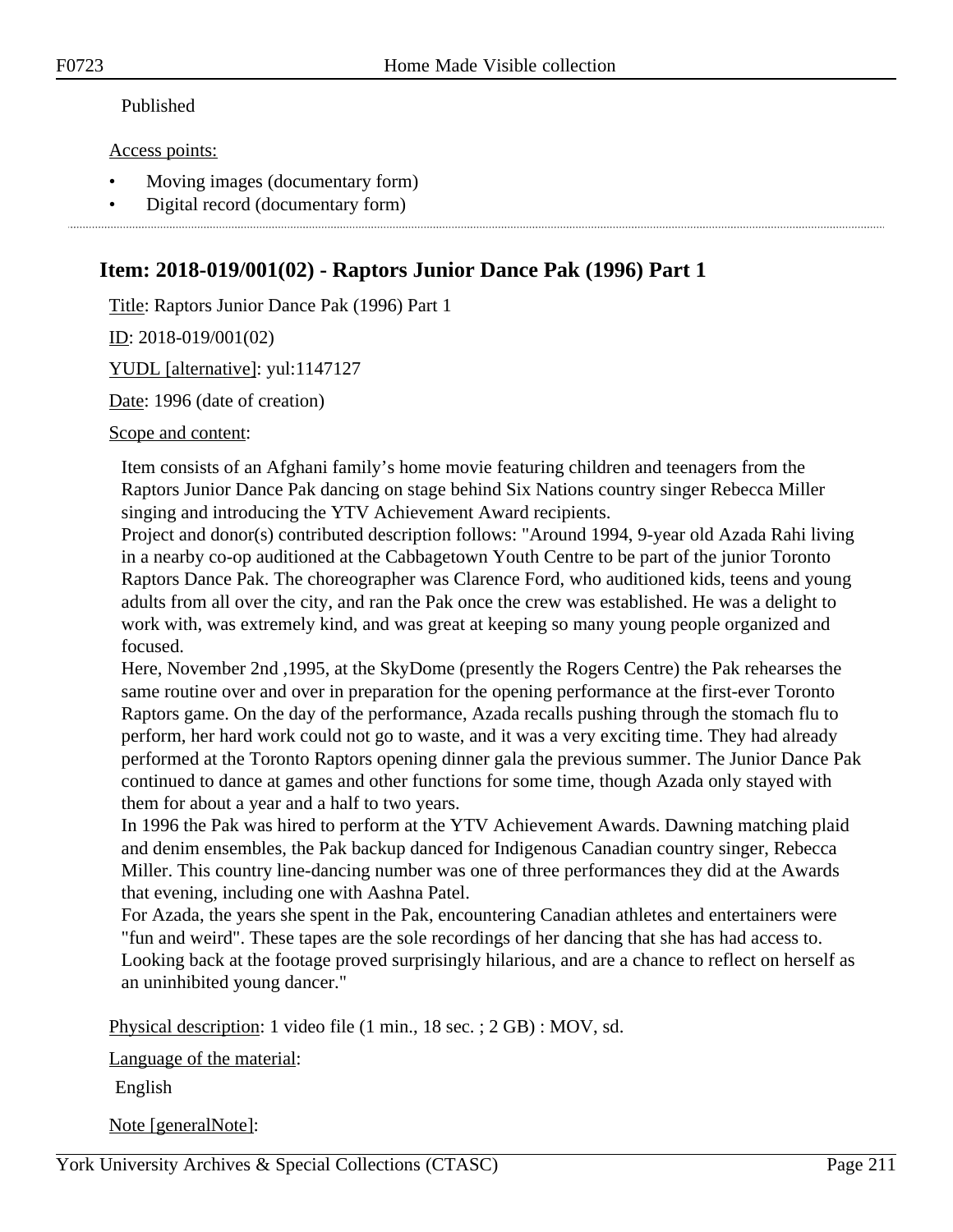Published

Access points:

- Moving images (documentary form)
- Digital record (documentary form)

## Item: 2018-019/001(02) - Raptors Junior Dance Pak (1996) Part 1

Title: Raptors Junior Dance Pak (1996) Part 1

ID: 2018-019/001(02)

YUDL [alternative]: yul:1147127

Date: 1996 (date of creation)

Scope and content:

Item consists of an Afghani family's home movie featuring children and teenagers from the Raptors Junior Dance Pak dancing on stage behind Six Nations country singer Rebecca Miller singing and introducing the YTV Achievement Award recipients.
Project and donor(s) contributed description follows: "Around 1994, 9-year old Azada Rahi living in a nearby co-op auditioned at the Cabbagetown Youth Centre to be part of the junior Toronto Raptors Dance Pak. The choreographer was Clarence Ford, who auditioned kids, teens and young adults from all over the city, and ran the Pak once the crew was established. He was a delight to work with, was extremely kind, and was great at keeping so many young people organized and focused.
Here, November 2nd ,1995, at the SkyDome (presently the Rogers Centre) the Pak rehearses the same routine over and over in preparation for the opening performance at the first-ever Toronto Raptors game. On the day of the performance, Azada recalls pushing through the stomach flu to perform, her hard work could not go to waste, and it was a very exciting time. They had already performed at the Toronto Raptors opening dinner gala the previous summer. The Junior Dance Pak continued to dance at games and other functions for some time, though Azada only stayed with them for about a year and a half to two years.
In 1996 the Pak was hired to perform at the YTV Achievement Awards. Dawning matching plaid and denim ensembles, the Pak backup danced for Indigenous Canadian country singer, Rebecca Miller. This country line-dancing number was one of three performances they did at the Awards that evening, including one with Aashna Patel.
For Azada, the years she spent in the Pak, encountering Canadian athletes and entertainers were "fun and weird". These tapes are the sole recordings of her dancing that she has had access to. Looking back at the footage proved surprisingly hilarious, and are a chance to reflect on herself as an uninhibited young dancer."

Physical description: 1 video file (1 min., 18 sec. ; 2 GB) : MOV, sd.

Language of the material:

English

Note [generalNote]: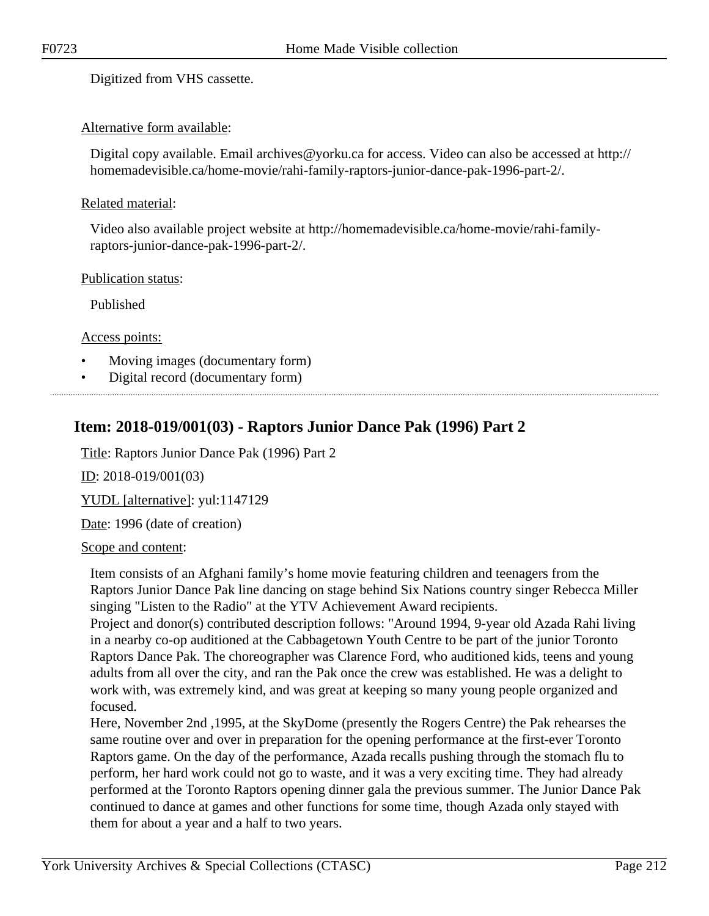Digitized from VHS cassette.

Alternative form available:

Digital copy available. Email archives@yorku.ca for access. Video can also be accessed at http://homemadevisible.ca/home-movie/rahi-family-raptors-junior-dance-pak-1996-part-2/.

Related material:

Video also available project website at http://homemadevisible.ca/home-movie/rahi-family-raptors-junior-dance-pak-1996-part-2/.

Publication status:

Published

Access points:

- Moving images (documentary form)
- Digital record (documentary form)

---

## Item: 2018-019/001(03) - Raptors Junior Dance Pak (1996) Part 2

Title: Raptors Junior Dance Pak (1996) Part 2

ID: 2018-019/001(03)

YUDL [alternative]: yul:1147129

Date: 1996 (date of creation)

Scope and content:

Item consists of an Afghani family's home movie featuring children and teenagers from the Raptors Junior Dance Pak line dancing on stage behind Six Nations country singer Rebecca Miller singing "Listen to the Radio" at the YTV Achievement Award recipients.
Project and donor(s) contributed description follows: "Around 1994, 9-year old Azada Rahi living in a nearby co-op auditioned at the Cabbagetown Youth Centre to be part of the junior Toronto Raptors Dance Pak. The choreographer was Clarence Ford, who auditioned kids, teens and young adults from all over the city, and ran the Pak once the crew was established. He was a delight to work with, was extremely kind, and was great at keeping so many young people organized and focused.
Here, November 2nd ,1995, at the SkyDome (presently the Rogers Centre) the Pak rehearses the same routine over and over in preparation for the opening performance at the first-ever Toronto Raptors game. On the day of the performance, Azada recalls pushing through the stomach flu to perform, her hard work could not go to waste, and it was a very exciting time. They had already performed at the Toronto Raptors opening dinner gala the previous summer. The Junior Dance Pak continued to dance at games and other functions for some time, though Azada only stayed with them for about a year and a half to two years.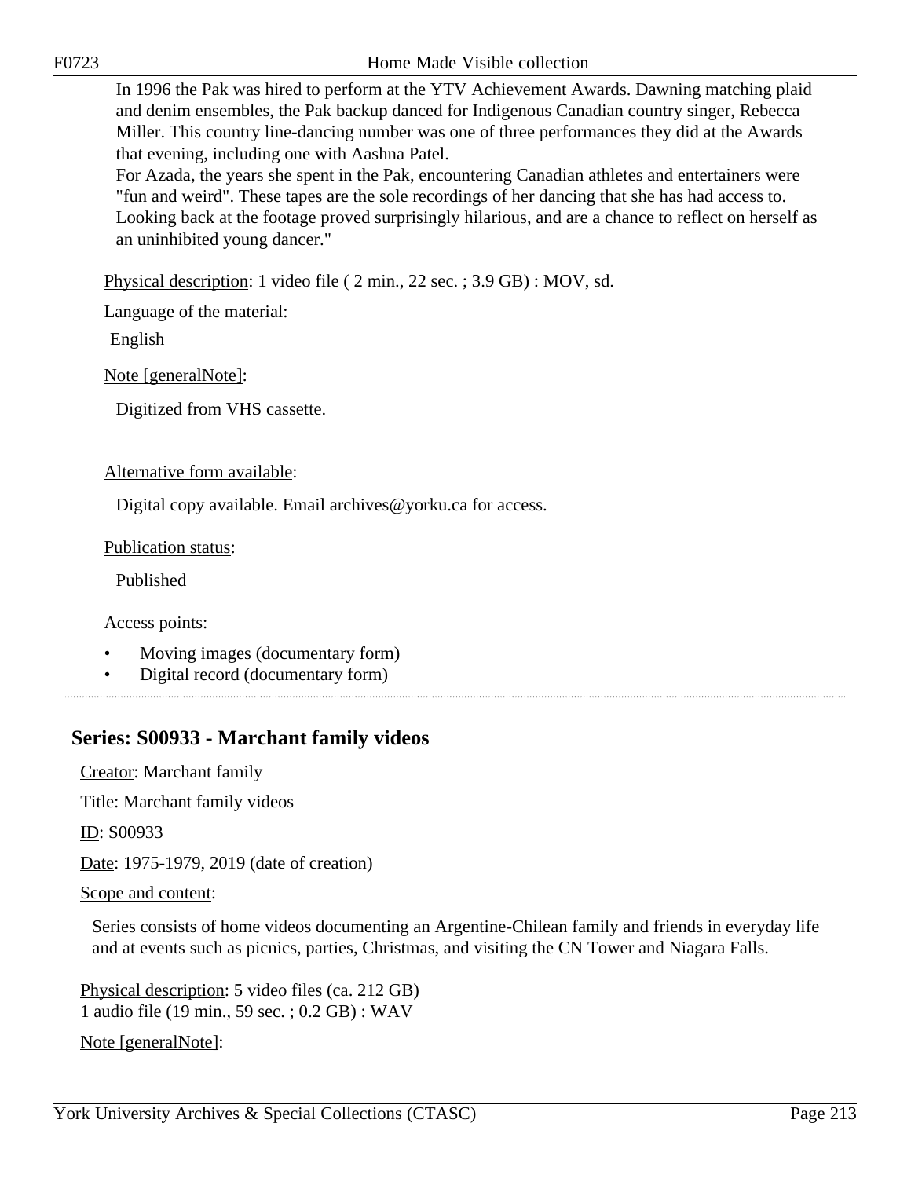In 1996 the Pak was hired to perform at the YTV Achievement Awards. Dawning matching plaid and denim ensembles, the Pak backup danced for Indigenous Canadian country singer, Rebecca Miller. This country line-dancing number was one of three performances they did at the Awards that evening, including one with Aashna Patel.
For Azada, the years she spent in the Pak, encountering Canadian athletes and entertainers were "fun and weird". These tapes are the sole recordings of her dancing that she has had access to. Looking back at the footage proved surprisingly hilarious, and are a chance to reflect on herself as an uninhibited young dancer."

Physical description: 1 video file ( 2 min., 22 sec. ; 3.9 GB) : MOV, sd.

Language of the material:

English

Note [generalNote]:

Digitized from VHS cassette.

Alternative form available:

Digital copy available. Email archives@yorku.ca for access.

Publication status:

Published

Access points:

- Moving images (documentary form)
- Digital record (documentary form)

## Series: S00933 - Marchant family videos

Creator: Marchant family

Title: Marchant family videos

ID: S00933

Date: 1975-1979, 2019 (date of creation)

Scope and content:

Series consists of home videos documenting an Argentine-Chilean family and friends in everyday life and at events such as picnics, parties, Christmas, and visiting the CN Tower and Niagara Falls.

Physical description: 5 video files (ca. 212 GB)
1 audio file (19 min., 59 sec. ; 0.2 GB) : WAV

Note [generalNote]: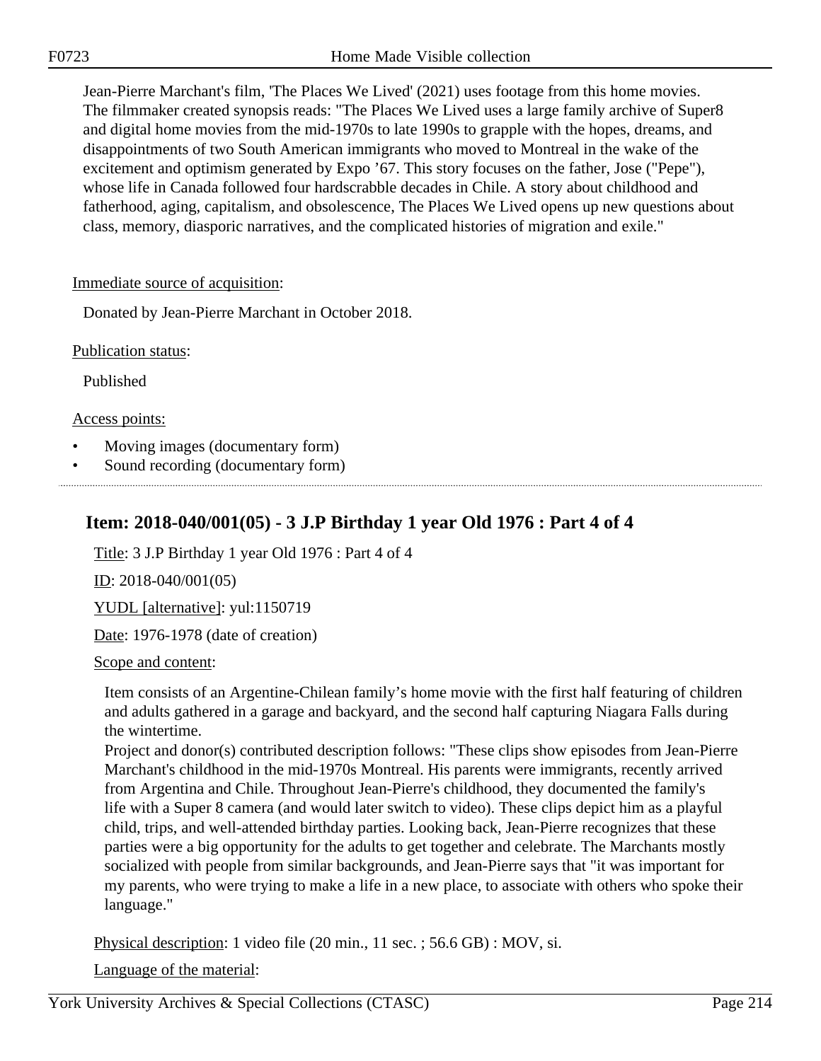Jean-Pierre Marchant's film, 'The Places We Lived' (2021) uses footage from this home movies. The filmmaker created synopsis reads: "The Places We Lived uses a large family archive of Super8 and digital home movies from the mid-1970s to late 1990s to grapple with the hopes, dreams, and disappointments of two South American immigrants who moved to Montreal in the wake of the excitement and optimism generated by Expo '67. This story focuses on the father, Jose ("Pepe"), whose life in Canada followed four hardscrabble decades in Chile. A story about childhood and fatherhood, aging, capitalism, and obsolescence, The Places We Lived opens up new questions about class, memory, diasporic narratives, and the complicated histories of migration and exile."

Immediate source of acquisition:

Donated by Jean-Pierre Marchant in October 2018.

Publication status:

Published

Access points:

- Moving images (documentary form)
- Sound recording (documentary form)

## Item: 2018-040/001(05) - 3 J.P Birthday 1 year Old 1976 : Part 4 of 4

Title: 3 J.P Birthday 1 year Old 1976 : Part 4 of 4

ID: 2018-040/001(05)

YUDL [alternative]: yul:1150719

Date: 1976-1978 (date of creation)

Scope and content:

Item consists of an Argentine-Chilean family's home movie with the first half featuring of children and adults gathered in a garage and backyard, and the second half capturing Niagara Falls during the wintertime.
Project and donor(s) contributed description follows: "These clips show episodes from Jean-Pierre Marchant's childhood in the mid-1970s Montreal. His parents were immigrants, recently arrived from Argentina and Chile. Throughout Jean-Pierre's childhood, they documented the family's life with a Super 8 camera (and would later switch to video). These clips depict him as a playful child, trips, and well-attended birthday parties. Looking back, Jean-Pierre recognizes that these parties were a big opportunity for the adults to get together and celebrate. The Marchants mostly socialized with people from similar backgrounds, and Jean-Pierre says that "it was important for my parents, who were trying to make a life in a new place, to associate with others who spoke their language."

Physical description: 1 video file (20 min., 11 sec. ; 56.6 GB) : MOV, si.

Language of the material: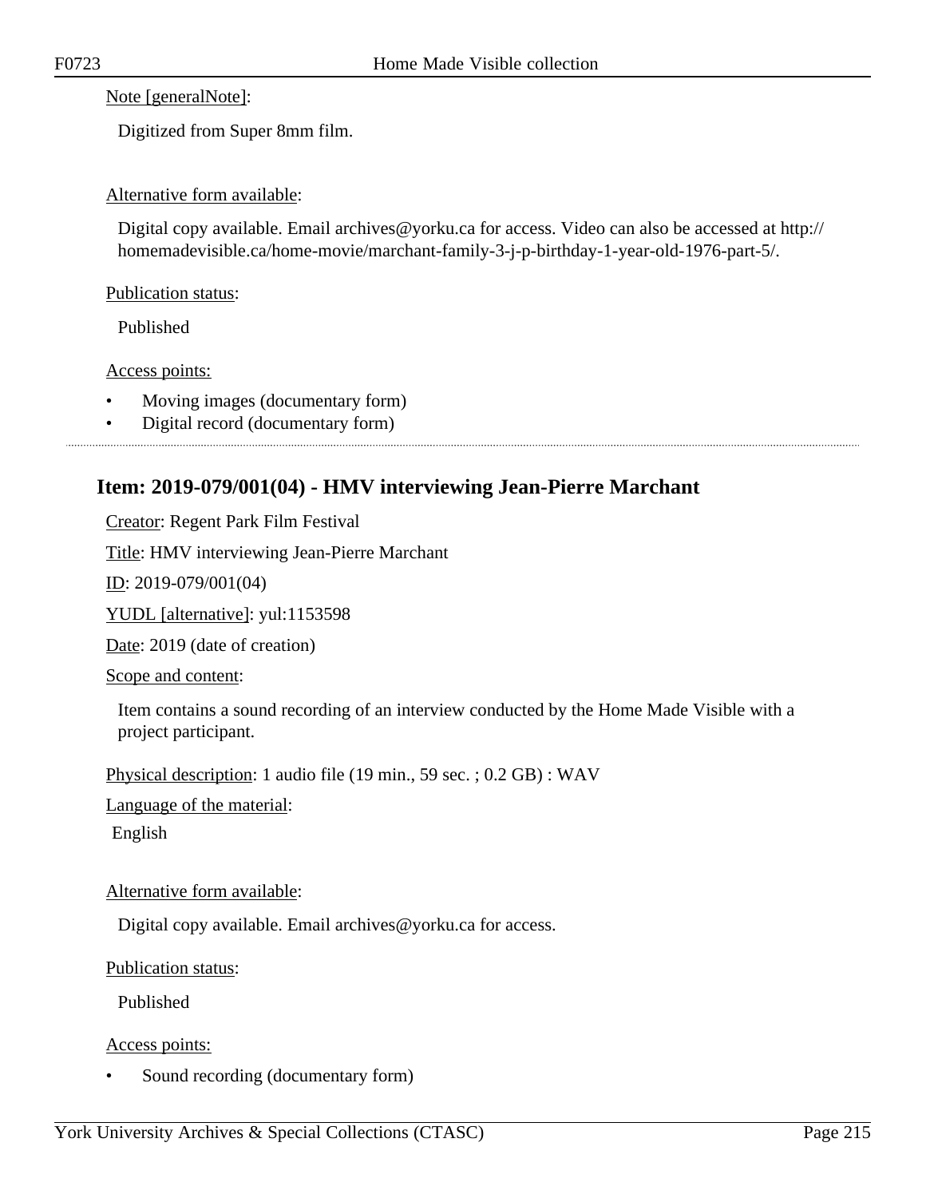Note [generalNote]:

Digitized from Super 8mm film.

Alternative form available:

Digital copy available. Email archives@yorku.ca for access. Video can also be accessed at http://homemadevisible.ca/home-movie/marchant-family-3-j-p-birthday-1-year-old-1976-part-5/.

Publication status:

Published

Access points:

- Moving images (documentary form)
- Digital record (documentary form)

---

## Item: 2019-079/001(04) - HMV interviewing Jean-Pierre Marchant

Creator: Regent Park Film Festival

Title: HMV interviewing Jean-Pierre Marchant

ID: 2019-079/001(04)

YUDL [alternative]: yul:1153598

Date: 2019 (date of creation)

Scope and content:

Item contains a sound recording of an interview conducted by the Home Made Visible with a project participant.

Physical description: 1 audio file (19 min., 59 sec. ; 0.2 GB) : WAV

Language of the material:

English

Alternative form available:

Digital copy available. Email archives@yorku.ca for access.

Publication status:

Published

Access points:

- Sound recording (documentary form)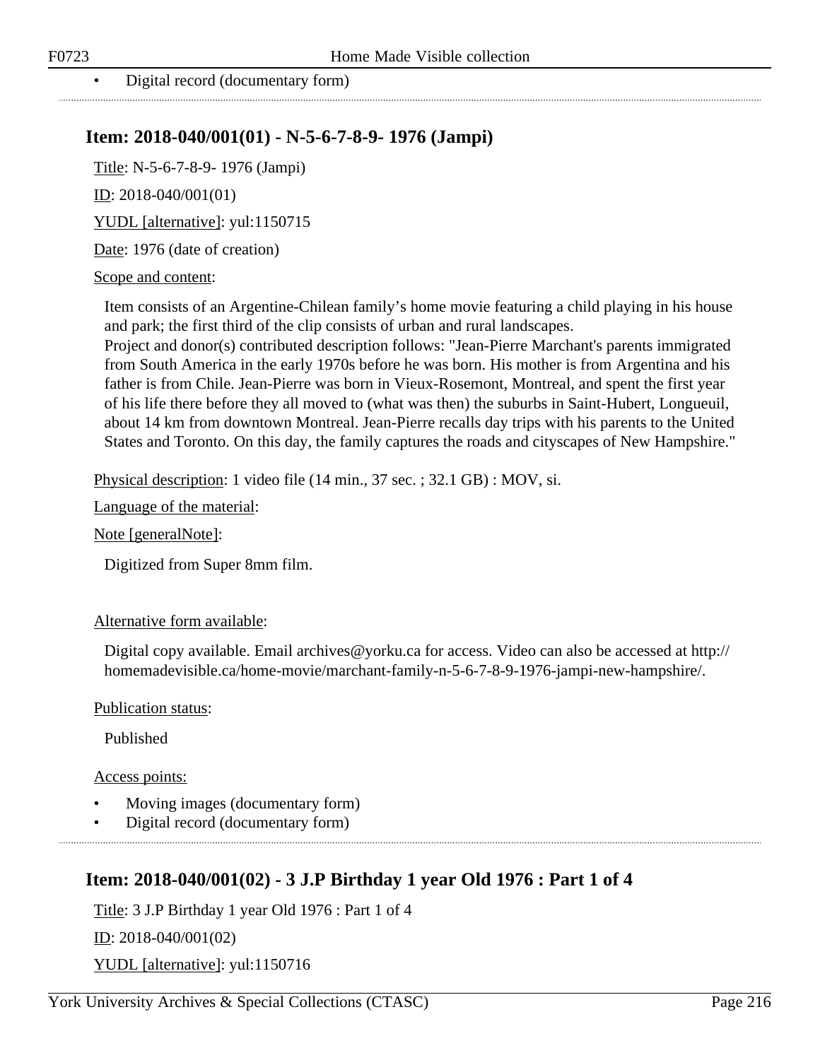- Digital record (documentary form)

## Item: 2018-040/001(01) - N-5-6-7-8-9- 1976 (Jampi)

Title: N-5-6-7-8-9- 1976 (Jampi)

ID: 2018-040/001(01)

YUDL [alternative]: yul:1150715

Date: 1976 (date of creation)

Scope and content:

Item consists of an Argentine-Chilean family's home movie featuring a child playing in his house and park; the first third of the clip consists of urban and rural landscapes.
Project and donor(s) contributed description follows: "Jean-Pierre Marchant's parents immigrated from South America in the early 1970s before he was born. His mother is from Argentina and his father is from Chile. Jean-Pierre was born in Vieux-Rosemont, Montreal, and spent the first year of his life there before they all moved to (what was then) the suburbs in Saint-Hubert, Longueuil, about 14 km from downtown Montreal. Jean-Pierre recalls day trips with his parents to the United States and Toronto. On this day, the family captures the roads and cityscapes of New Hampshire."

Physical description: 1 video file (14 min., 37 sec. ; 32.1 GB) : MOV, si.

Language of the material:

Note [generalNote]:

Digitized from Super 8mm film.

Alternative form available:

Digital copy available. Email archives@yorku.ca for access. Video can also be accessed at http://homemadevisible.ca/home-movie/marchant-family-n-5-6-7-8-9-1976-jampi-new-hampshire/.

Publication status:

Published

Access points:

- Moving images (documentary form)
- Digital record (documentary form)

## Item: 2018-040/001(02) - 3 J.P Birthday 1 year Old 1976 : Part 1 of 4

Title: 3 J.P Birthday 1 year Old 1976 : Part 1 of 4

ID: 2018-040/001(02)

YUDL [alternative]: yul:1150716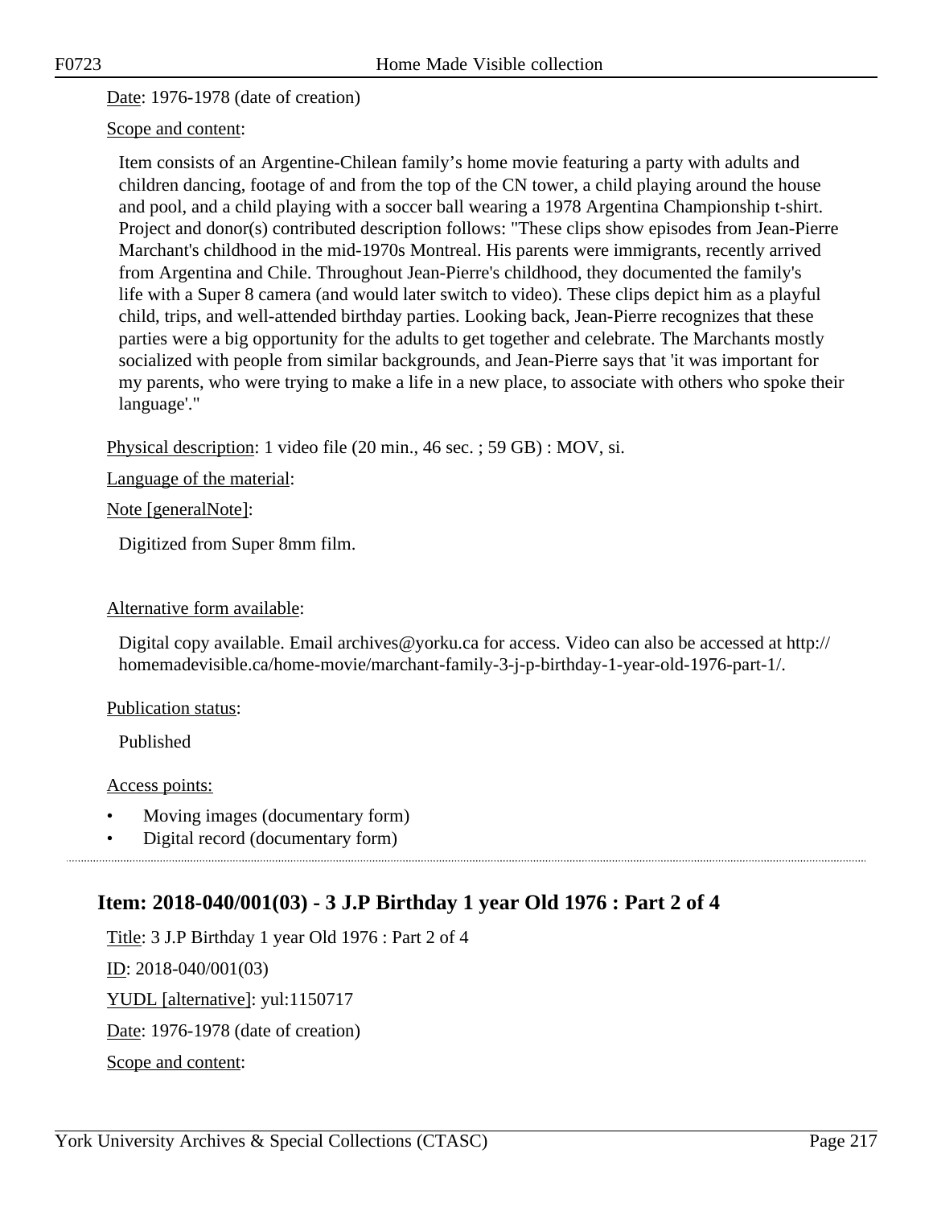Date: 1976-1978 (date of creation)

Scope and content:

Item consists of an Argentine-Chilean family's home movie featuring a party with adults and children dancing, footage of and from the top of the CN tower, a child playing around the house and pool, and a child playing with a soccer ball wearing a 1978 Argentina Championship t-shirt. Project and donor(s) contributed description follows: "These clips show episodes from Jean-Pierre Marchant's childhood in the mid-1970s Montreal. His parents were immigrants, recently arrived from Argentina and Chile. Throughout Jean-Pierre's childhood, they documented the family's life with a Super 8 camera (and would later switch to video). These clips depict him as a playful child, trips, and well-attended birthday parties. Looking back, Jean-Pierre recognizes that these parties were a big opportunity for the adults to get together and celebrate. The Marchants mostly socialized with people from similar backgrounds, and Jean-Pierre says that 'it was important for my parents, who were trying to make a life in a new place, to associate with others who spoke their language'."

Physical description: 1 video file (20 min., 46 sec. ; 59 GB) : MOV, si.

Language of the material:

Note [generalNote]:

Digitized from Super 8mm film.

Alternative form available:

Digital copy available. Email archives@yorku.ca for access. Video can also be accessed at http://homemadevisible.ca/home-movie/marchant-family-3-j-p-birthday-1-year-old-1976-part-1/.

Publication status:

Published

Access points:

- Moving images (documentary form)
- Digital record (documentary form)

## Item: 2018-040/001(03) - 3 J.P Birthday 1 year Old 1976 : Part 2 of 4

Title: 3 J.P Birthday 1 year Old 1976 : Part 2 of 4

ID: 2018-040/001(03)

YUDL [alternative]: yul:1150717

Date: 1976-1978 (date of creation)

Scope and content: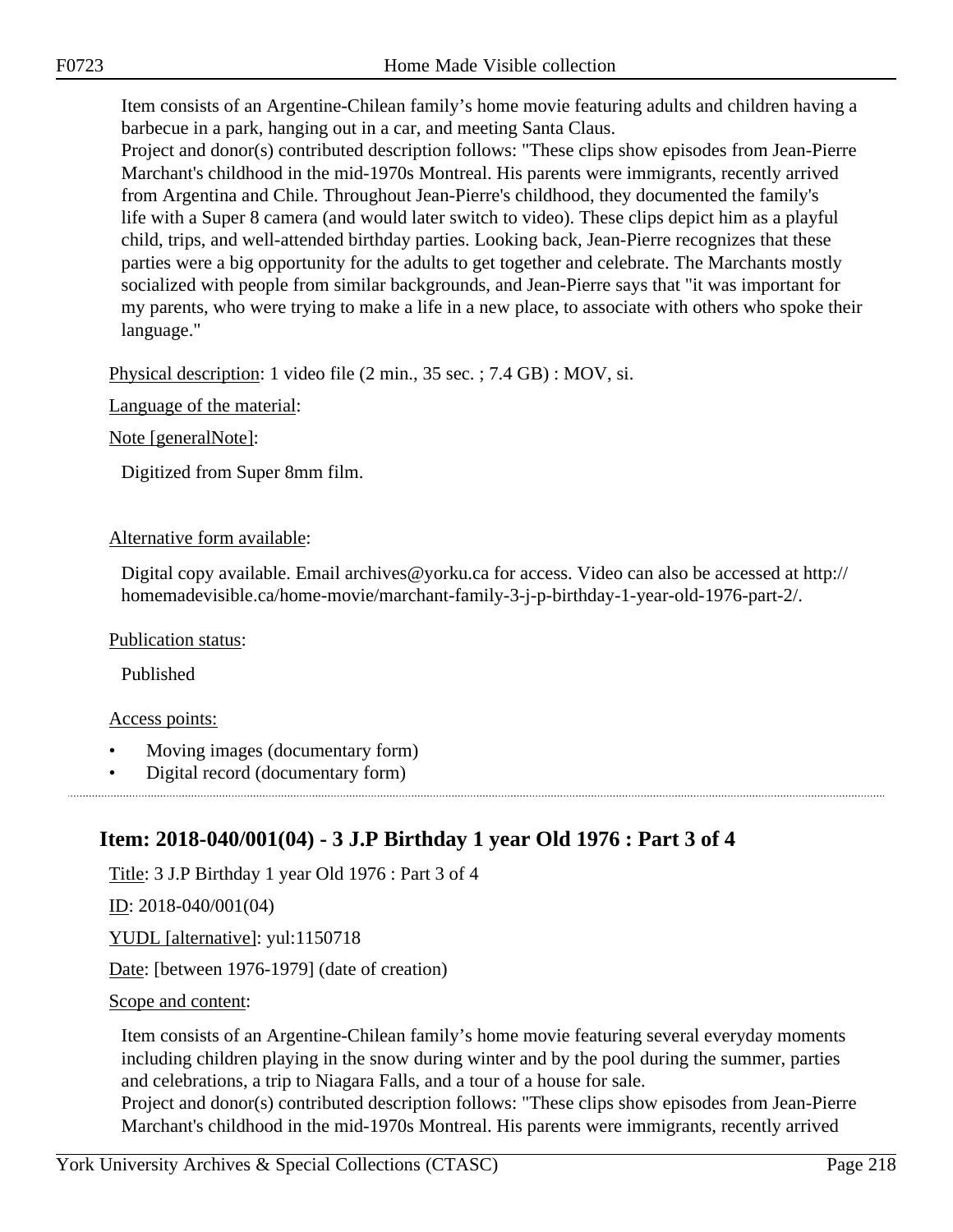Item consists of an Argentine-Chilean family's home movie featuring adults and children having a barbecue in a park, hanging out in a car, and meeting Santa Claus.
Project and donor(s) contributed description follows: "These clips show episodes from Jean-Pierre Marchant's childhood in the mid-1970s Montreal. His parents were immigrants, recently arrived from Argentina and Chile. Throughout Jean-Pierre's childhood, they documented the family's life with a Super 8 camera (and would later switch to video). These clips depict him as a playful child, trips, and well-attended birthday parties. Looking back, Jean-Pierre recognizes that these parties were a big opportunity for the adults to get together and celebrate. The Marchants mostly socialized with people from similar backgrounds, and Jean-Pierre says that "it was important for my parents, who were trying to make a life in a new place, to associate with others who spoke their language."

Physical description: 1 video file (2 min., 35 sec. ; 7.4 GB) : MOV, si.

Language of the material:

Note [generalNote]:

Digitized from Super 8mm film.

Alternative form available:

Digital copy available. Email archives@yorku.ca for access. Video can also be accessed at http://homemadevisible.ca/home-movie/marchant-family-3-j-p-birthday-1-year-old-1976-part-2/.

Publication status:

Published

Access points:

- Moving images (documentary form)
- Digital record (documentary form)

## Item: 2018-040/001(04) - 3 J.P Birthday 1 year Old 1976 : Part 3 of 4

Title: 3 J.P Birthday 1 year Old 1976 : Part 3 of 4

ID: 2018-040/001(04)

YUDL [alternative]: yul:1150718

Date: [between 1976-1979] (date of creation)

Scope and content:

Item consists of an Argentine-Chilean family's home movie featuring several everyday moments including children playing in the snow during winter and by the pool during the summer, parties and celebrations, a trip to Niagara Falls, and a tour of a house for sale.
Project and donor(s) contributed description follows: "These clips show episodes from Jean-Pierre Marchant's childhood in the mid-1970s Montreal. His parents were immigrants, recently arrived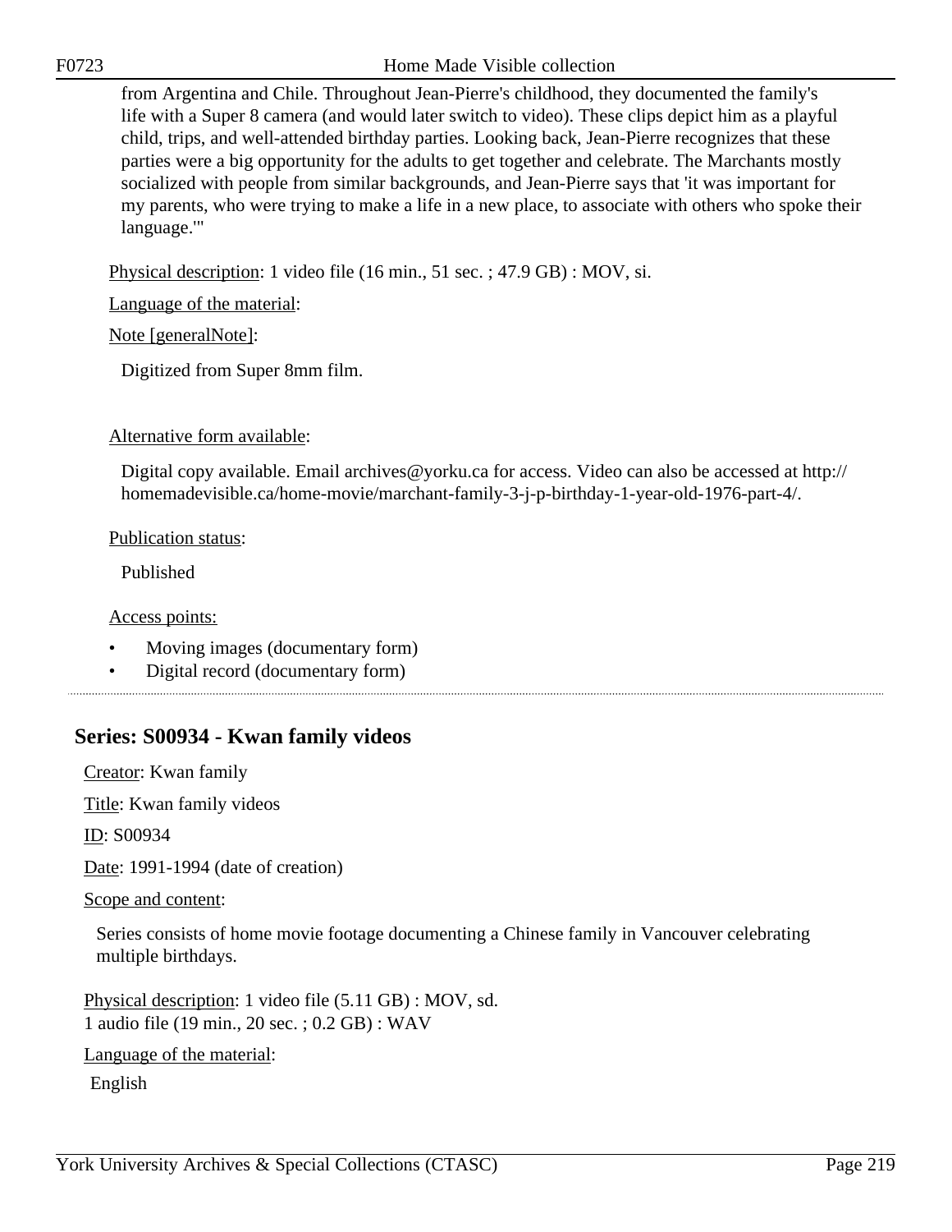from Argentina and Chile. Throughout Jean-Pierre's childhood, they documented the family's life with a Super 8 camera (and would later switch to video). These clips depict him as a playful child, trips, and well-attended birthday parties. Looking back, Jean-Pierre recognizes that these parties were a big opportunity for the adults to get together and celebrate. The Marchants mostly socialized with people from similar backgrounds, and Jean-Pierre says that 'it was important for my parents, who were trying to make a life in a new place, to associate with others who spoke their language.'"

Physical description: 1 video file (16 min., 51 sec. ; 47.9 GB) : MOV, si.

Language of the material:

Note [generalNote]:

Digitized from Super 8mm film.

Alternative form available:

Digital copy available. Email archives@yorku.ca for access. Video can also be accessed at http://homemadevisible.ca/home-movie/marchant-family-3-j-p-birthday-1-year-old-1976-part-4/.

Publication status:

Published

Access points:

- Moving images (documentary form)
- Digital record (documentary form)

## Series: S00934 - Kwan family videos

Creator: Kwan family

Title: Kwan family videos

ID: S00934

Date: 1991-1994 (date of creation)

Scope and content:

Series consists of home movie footage documenting a Chinese family in Vancouver celebrating multiple birthdays.

Physical description: 1 video file (5.11 GB) : MOV, sd.
1 audio file (19 min., 20 sec. ; 0.2 GB) : WAV

Language of the material:

English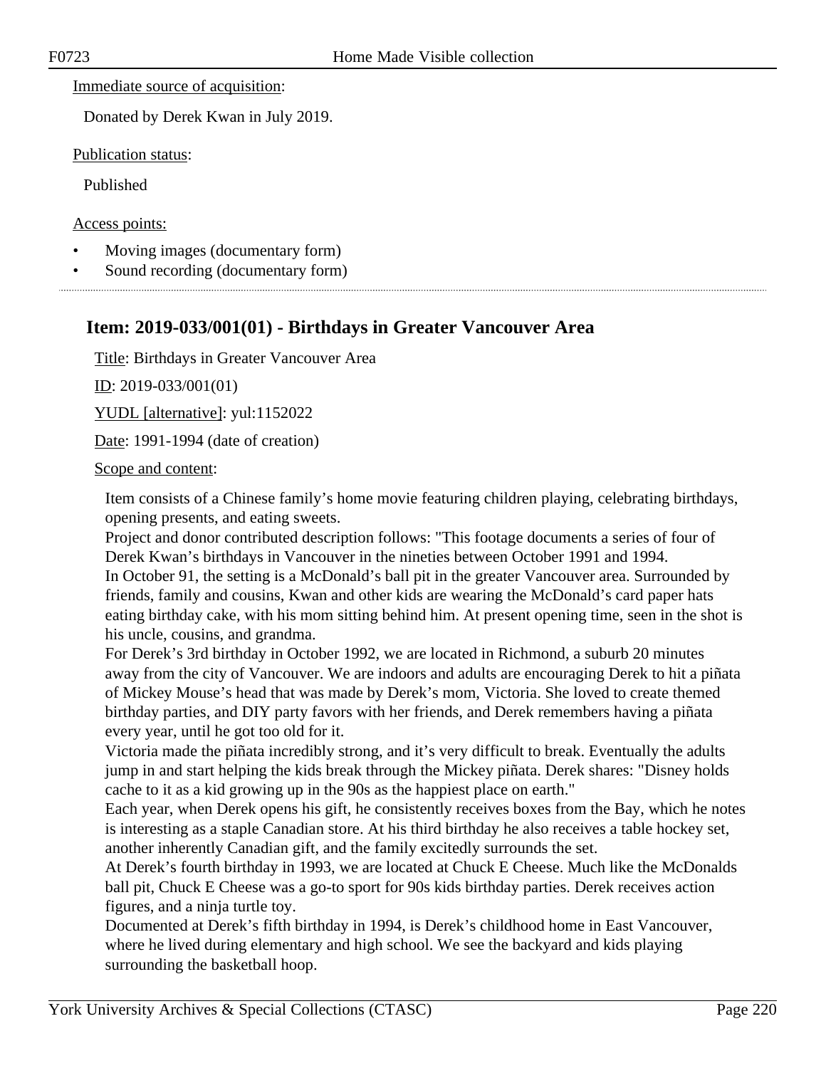Immediate source of acquisition:

Donated by Derek Kwan in July 2019.

Publication status:

Published

Access points:

- Moving images (documentary form)
- Sound recording (documentary form)

## Item: 2019-033/001(01) - Birthdays in Greater Vancouver Area

Title: Birthdays in Greater Vancouver Area

ID: 2019-033/001(01)

YUDL [alternative]: yul:1152022

Date: 1991-1994 (date of creation)

Scope and content:

Item consists of a Chinese family's home movie featuring children playing, celebrating birthdays, opening presents, and eating sweets.
Project and donor contributed description follows: "This footage documents a series of four of Derek Kwan's birthdays in Vancouver in the nineties between October 1991 and 1994.
In October 91, the setting is a McDonald's ball pit in the greater Vancouver area. Surrounded by friends, family and cousins, Kwan and other kids are wearing the McDonald's card paper hats eating birthday cake, with his mom sitting behind him. At present opening time, seen in the shot is his uncle, cousins, and grandma.
For Derek's 3rd birthday in October 1992, we are located in Richmond, a suburb 20 minutes away from the city of Vancouver. We are indoors and adults are encouraging Derek to hit a piñata of Mickey Mouse's head that was made by Derek's mom, Victoria. She loved to create themed birthday parties, and DIY party favors with her friends, and Derek remembers having a piñata every year, until he got too old for it.
Victoria made the piñata incredibly strong, and it's very difficult to break. Eventually the adults jump in and start helping the kids break through the Mickey piñata. Derek shares: "Disney holds cache to it as a kid growing up in the 90s as the happiest place on earth."
Each year, when Derek opens his gift, he consistently receives boxes from the Bay, which he notes is interesting as a staple Canadian store. At his third birthday he also receives a table hockey set, another inherently Canadian gift, and the family excitedly surrounds the set.
At Derek's fourth birthday in 1993, we are located at Chuck E Cheese. Much like the McDonalds ball pit, Chuck E Cheese was a go-to sport for 90s kids birthday parties. Derek receives action figures, and a ninja turtle toy.
Documented at Derek's fifth birthday in 1994, is Derek's childhood home in East Vancouver, where he lived during elementary and high school. We see the backyard and kids playing surrounding the basketball hoop.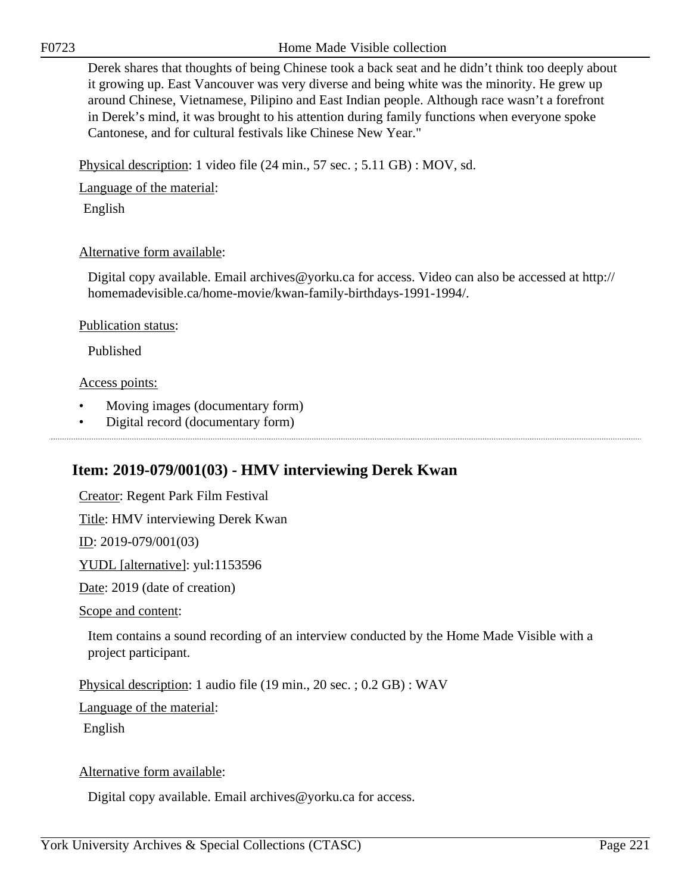Derek shares that thoughts of being Chinese took a back seat and he didn't think too deeply about it growing up. East Vancouver was very diverse and being white was the minority. He grew up around Chinese, Vietnamese, Pilipino and East Indian people. Although race wasn't a forefront in Derek's mind, it was brought to his attention during family functions when everyone spoke Cantonese, and for cultural festivals like Chinese New Year."

Physical description: 1 video file (24 min., 57 sec. ; 5.11 GB) : MOV, sd.

Language of the material:

English

Alternative form available:

Digital copy available. Email archives@yorku.ca for access. Video can also be accessed at http://homemadevisible.ca/home-movie/kwan-family-birthdays-1991-1994/.

Publication status:

Published

Access points:

- Moving images (documentary form)
- Digital record (documentary form)

## Item: 2019-079/001(03) - HMV interviewing Derek Kwan

Creator: Regent Park Film Festival

Title: HMV interviewing Derek Kwan

ID: 2019-079/001(03)

YUDL [alternative]: yul:1153596

Date: 2019 (date of creation)

Scope and content:

Item contains a sound recording of an interview conducted by the Home Made Visible with a project participant.

Physical description: 1 audio file (19 min., 20 sec. ; 0.2 GB) : WAV

Language of the material:

English

Alternative form available:

Digital copy available. Email archives@yorku.ca for access.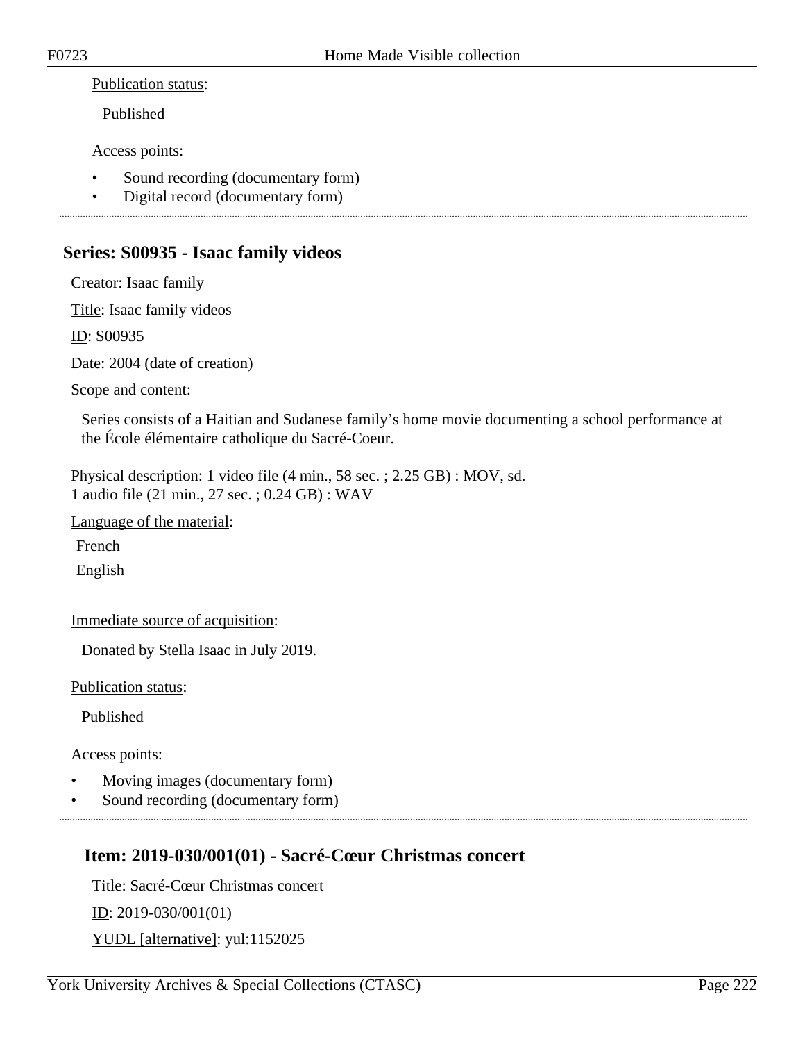Publication status:

Published

Access points:

- Sound recording (documentary form)
- Digital record (documentary form)

## Series: S00935 - Isaac family videos

Creator: Isaac family

Title: Isaac family videos

ID: S00935

Date: 2004 (date of creation)

Scope and content:

Series consists of a Haitian and Sudanese family’s home movie documenting a school performance at the École élémentaire catholique du Sacré-Coeur.

Physical description: 1 video file (4 min., 58 sec. ; 2.25 GB) : MOV, sd.
1 audio file (21 min., 27 sec. ; 0.24 GB) : WAV

Language of the material:

French

English

Immediate source of acquisition:

Donated by Stella Isaac in July 2019.

Publication status:

Published

Access points:

- Moving images (documentary form)
- Sound recording (documentary form)

### Item: 2019-030/001(01) - Sacré-Cœur Christmas concert

Title: Sacré-Cœur Christmas concert

ID: 2019-030/001(01)

YUDL [alternative]: yul:1152025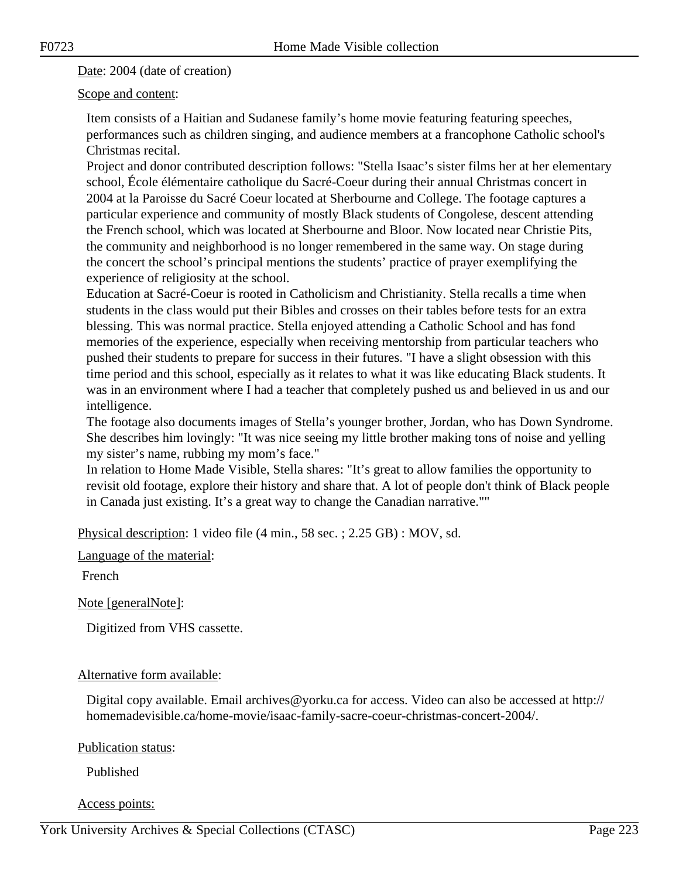Date: 2004 (date of creation)

Scope and content:

Item consists of a Haitian and Sudanese family's home movie featuring featuring speeches, performances such as children singing, and audience members at a francophone Catholic school's Christmas recital.

Project and donor contributed description follows: "Stella Isaac's sister films her at her elementary school, École élémentaire catholique du Sacré-Coeur during their annual Christmas concert in 2004 at la Paroisse du Sacré Coeur located at Sherbourne and College. The footage captures a particular experience and community of mostly Black students of Congolese, descent attending the French school, which was located at Sherbourne and Bloor. Now located near Christie Pits, the community and neighborhood is no longer remembered in the same way. On stage during the concert the school's principal mentions the students' practice of prayer exemplifying the experience of religiosity at the school.

Education at Sacré-Coeur is rooted in Catholicism and Christianity. Stella recalls a time when students in the class would put their Bibles and crosses on their tables before tests for an extra blessing. This was normal practice. Stella enjoyed attending a Catholic School and has fond memories of the experience, especially when receiving mentorship from particular teachers who pushed their students to prepare for success in their futures. "I have a slight obsession with this time period and this school, especially as it relates to what it was like educating Black students. It was in an environment where I had a teacher that completely pushed us and believed in us and our intelligence.

The footage also documents images of Stella's younger brother, Jordan, who has Down Syndrome. She describes him lovingly: "It was nice seeing my little brother making tons of noise and yelling my sister's name, rubbing my mom's face."

In relation to Home Made Visible, Stella shares: "It's great to allow families the opportunity to revisit old footage, explore their history and share that. A lot of people don't think of Black people in Canada just existing. It's a great way to change the Canadian narrative.""

Physical description: 1 video file (4 min., 58 sec. ; 2.25 GB) : MOV, sd.

Language of the material:

French

Note [generalNote]:

Digitized from VHS cassette.

Alternative form available:

Digital copy available. Email archives@yorku.ca for access. Video can also be accessed at http://homemadevisible.ca/home-movie/isaac-family-sacre-coeur-christmas-concert-2004/.

Publication status:

Published

Access points: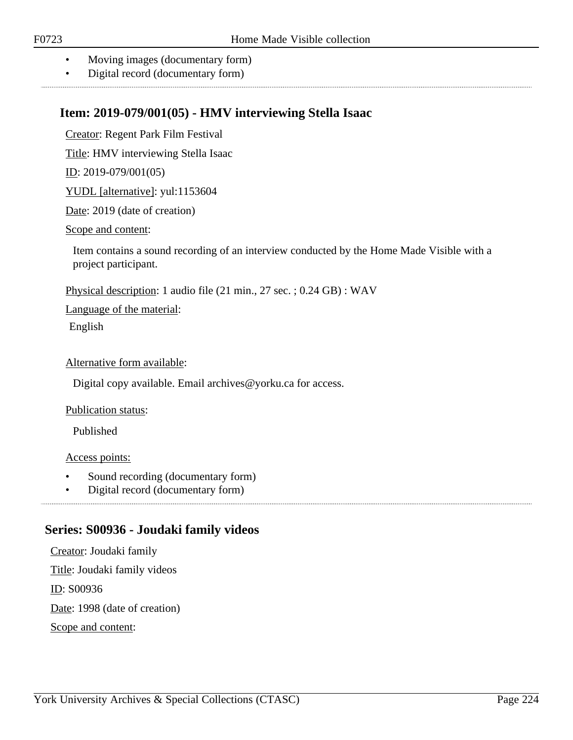- Moving images (documentary form)
- Digital record (documentary form)

## Item: 2019-079/001(05) - HMV interviewing Stella Isaac

Creator: Regent Park Film Festival

Title: HMV interviewing Stella Isaac

ID: 2019-079/001(05)

YUDL [alternative]: yul:1153604

Date: 2019 (date of creation)

Scope and content:

Item contains a sound recording of an interview conducted by the Home Made Visible with a project participant.

Physical description: 1 audio file (21 min., 27 sec. ; 0.24 GB) : WAV

Language of the material:

English

Alternative form available:

Digital copy available. Email archives@yorku.ca for access.

Publication status:

Published

Access points:

- Sound recording (documentary form)
- Digital record (documentary form)

## Series: S00936 - Joudaki family videos

Creator: Joudaki family

Title: Joudaki family videos

ID: S00936

Date: 1998 (date of creation)

Scope and content: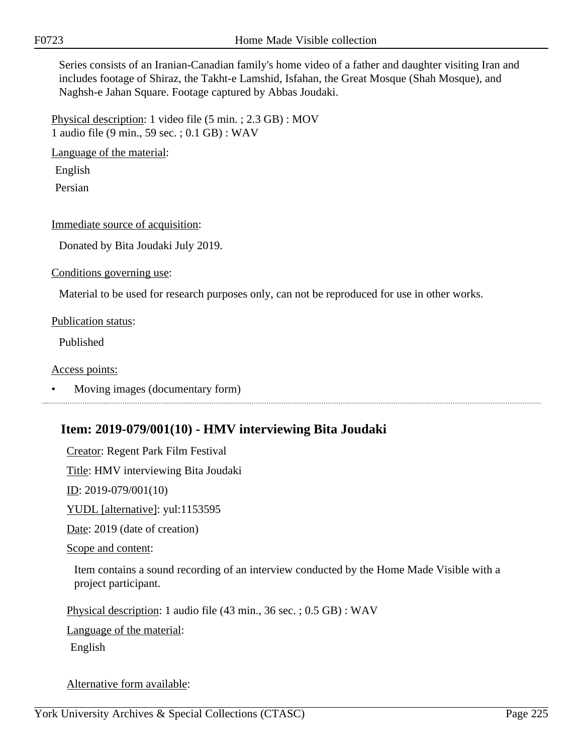Series consists of an Iranian-Canadian family's home video of a father and daughter visiting Iran and includes footage of Shiraz, the Takht-e Lamshid, Isfahan, the Great Mosque (Shah Mosque), and Naghsh-e Jahan Square. Footage captured by Abbas Joudaki.

Physical description: 1 video file (5 min. ; 2.3 GB) : MOV
1 audio file (9 min., 59 sec. ; 0.1 GB) : WAV

Language of the material:

English

Persian

Immediate source of acquisition:

Donated by Bita Joudaki July 2019.

Conditions governing use:

Material to be used for research purposes only, can not be reproduced for use in other works.

Publication status:

Published

Access points:

- Moving images (documentary form)

---

## Item: 2019-079/001(10) - HMV interviewing Bita Joudaki

Creator: Regent Park Film Festival

Title: HMV interviewing Bita Joudaki

ID: 2019-079/001(10)

YUDL [alternative]: yul:1153595

Date: 2019 (date of creation)

Scope and content:

Item contains a sound recording of an interview conducted by the Home Made Visible with a project participant.

Physical description: 1 audio file (43 min., 36 sec. ; 0.5 GB) : WAV

Language of the material:

English

Alternative form available: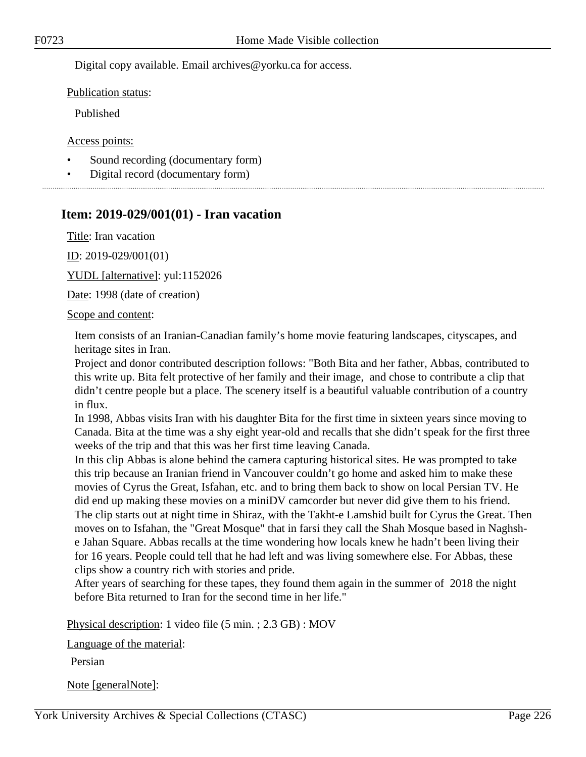Digital copy available. Email archives@yorku.ca for access.

Publication status:

Published

Access points:

- Sound recording (documentary form)
- Digital record (documentary form)

## Item: 2019-029/001(01) - Iran vacation

Title: Iran vacation

ID: 2019-029/001(01)

YUDL [alternative]: yul:1152026

Date: 1998 (date of creation)

Scope and content:

Item consists of an Iranian-Canadian family's home movie featuring landscapes, cityscapes, and heritage sites in Iran.
Project and donor contributed description follows: "Both Bita and her father, Abbas, contributed to this write up. Bita felt protective of her family and their image, and chose to contribute a clip that didn't centre people but a place. The scenery itself is a beautiful valuable contribution of a country in flux.
In 1998, Abbas visits Iran with his daughter Bita for the first time in sixteen years since moving to Canada. Bita at the time was a shy eight year-old and recalls that she didn't speak for the first three weeks of the trip and that this was her first time leaving Canada.
In this clip Abbas is alone behind the camera capturing historical sites. He was prompted to take this trip because an Iranian friend in Vancouver couldn't go home and asked him to make these movies of Cyrus the Great, Isfahan, etc. and to bring them back to show on local Persian TV. He did end up making these movies on a miniDV camcorder but never did give them to his friend.
The clip starts out at night time in Shiraz, with the Takht-e Lamshid built for Cyrus the Great. Then moves on to Isfahan, the "Great Mosque" that in farsi they call the Shah Mosque based in Naghsh-e Jahan Square. Abbas recalls at the time wondering how locals knew he hadn't been living their for 16 years. People could tell that he had left and was living somewhere else. For Abbas, these clips show a country rich with stories and pride.
After years of searching for these tapes, they found them again in the summer of 2018 the night before Bita returned to Iran for the second time in her life."

Physical description: 1 video file (5 min. ; 2.3 GB) : MOV

Language of the material:

Persian

Note [generalNote]: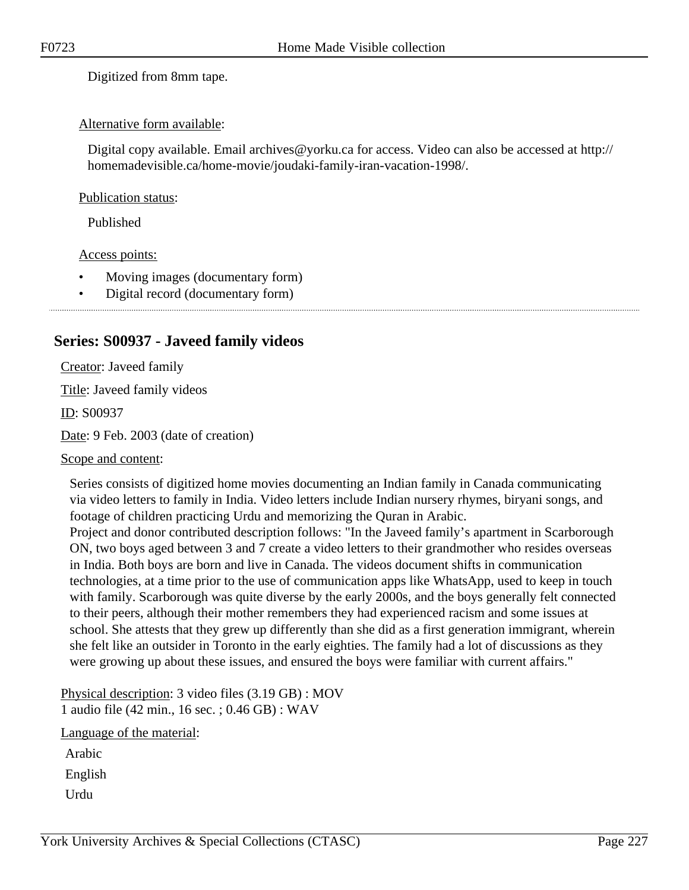Digitized from 8mm tape.

Alternative form available:

Digital copy available. Email archives@yorku.ca for access. Video can also be accessed at http://homemadevisible.ca/home-movie/joudaki-family-iran-vacation-1998/.

Publication status:

Published

Access points:

- Moving images (documentary form)
- Digital record (documentary form)

## Series: S00937 - Javeed family videos

Creator: Javeed family

Title: Javeed family videos

ID: S00937

Date: 9 Feb. 2003 (date of creation)

Scope and content:

Series consists of digitized home movies documenting an Indian family in Canada communicating via video letters to family in India. Video letters include Indian nursery rhymes, biryani songs, and footage of children practicing Urdu and memorizing the Quran in Arabic.
Project and donor contributed description follows: "In the Javeed family's apartment in Scarborough ON, two boys aged between 3 and 7 create a video letters to their grandmother who resides overseas in India. Both boys are born and live in Canada. The videos document shifts in communication technologies, at a time prior to the use of communication apps like WhatsApp, used to keep in touch with family. Scarborough was quite diverse by the early 2000s, and the boys generally felt connected to their peers, although their mother remembers they had experienced racism and some issues at school. She attests that they grew up differently than she did as a first generation immigrant, wherein she felt like an outsider in Toronto in the early eighties. The family had a lot of discussions as they were growing up about these issues, and ensured the boys were familiar with current affairs."

Physical description: 3 video files (3.19 GB) : MOV
1 audio file (42 min., 16 sec. ; 0.46 GB) : WAV

Language of the material:

Arabic
English
Urdu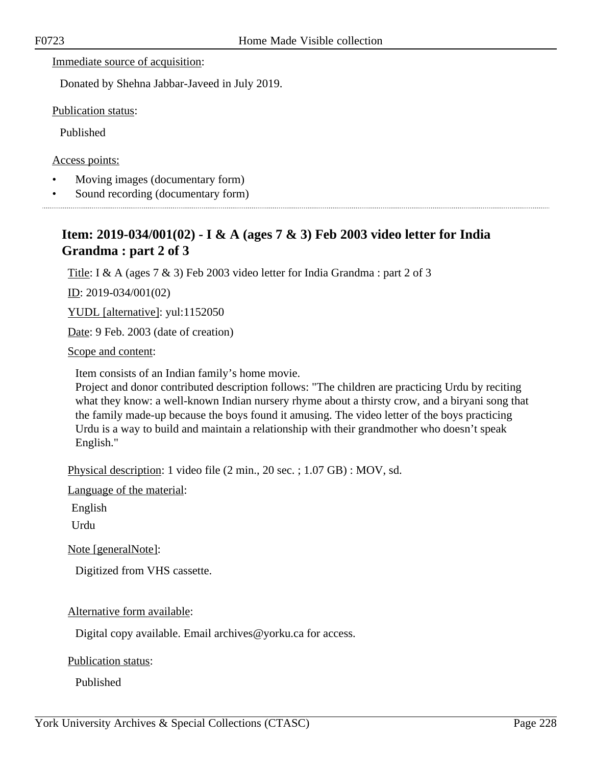Immediate source of acquisition:

Donated by Shehna Jabbar-Javeed in July 2019.

Publication status:

Published

Access points:

- Moving images (documentary form)
- Sound recording (documentary form)

---

## Item: 2019-034/001(02) - I & A (ages 7 & 3) Feb 2003 video letter for India Grandma : part 2 of 3

Title: I & A (ages 7 & 3) Feb 2003 video letter for India Grandma : part 2 of 3

ID: 2019-034/001(02)

YUDL [alternative]: yul:1152050

Date: 9 Feb. 2003 (date of creation)

Scope and content:

Item consists of an Indian family's home movie.
Project and donor contributed description follows: "The children are practicing Urdu by reciting what they know: a well-known Indian nursery rhyme about a thirsty crow, and a biryani song that the family made-up because the boys found it amusing. The video letter of the boys practicing Urdu is a way to build and maintain a relationship with their grandmother who doesn't speak English."

Physical description: 1 video file (2 min., 20 sec. ; 1.07 GB) : MOV, sd.

Language of the material:

English
Urdu

Note [generalNote]:

Digitized from VHS cassette.

Alternative form available:

Digital copy available. Email archives@yorku.ca for access.

Publication status:

Published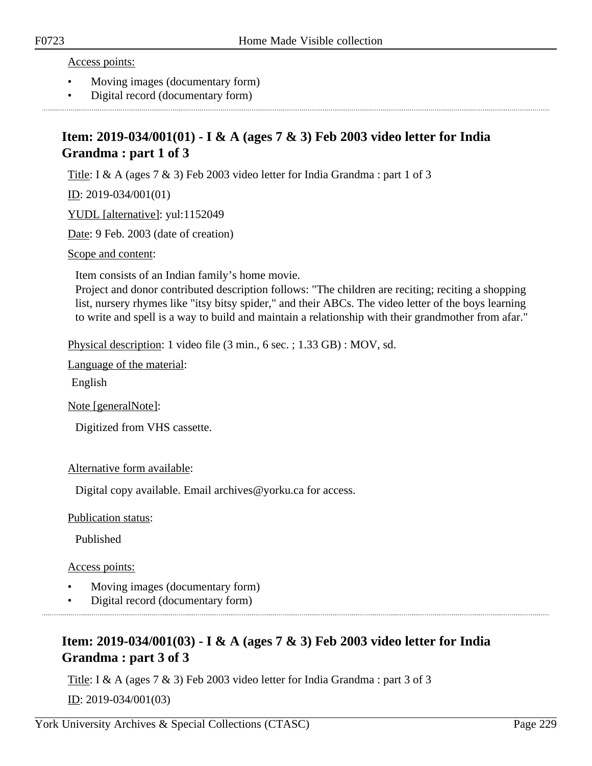Access points:

- Moving images (documentary form)
- Digital record (documentary form)

## Item: 2019-034/001(01) - I & A (ages 7 & 3) Feb 2003 video letter for India Grandma : part 1 of 3

Title: I & A (ages 7 & 3) Feb 2003 video letter for India Grandma : part 1 of 3

ID: 2019-034/001(01)

YUDL [alternative]: yul:1152049

Date: 9 Feb. 2003 (date of creation)

Scope and content:

Item consists of an Indian family's home movie.
Project and donor contributed description follows: "The children are reciting; reciting a shopping list, nursery rhymes like "itsy bitsy spider," and their ABCs. The video letter of the boys learning to write and spell is a way to build and maintain a relationship with their grandmother from afar."

Physical description: 1 video file (3 min., 6 sec. ; 1.33 GB) : MOV, sd.

Language of the material:

English

Note [generalNote]:

Digitized from VHS cassette.

Alternative form available:

Digital copy available. Email archives@yorku.ca for access.

Publication status:

Published

Access points:

- Moving images (documentary form)
- Digital record (documentary form)

## Item: 2019-034/001(03) - I & A (ages 7 & 3) Feb 2003 video letter for India Grandma : part 3 of 3

Title: I & A (ages 7 & 3) Feb 2003 video letter for India Grandma : part 3 of 3

ID: 2019-034/001(03)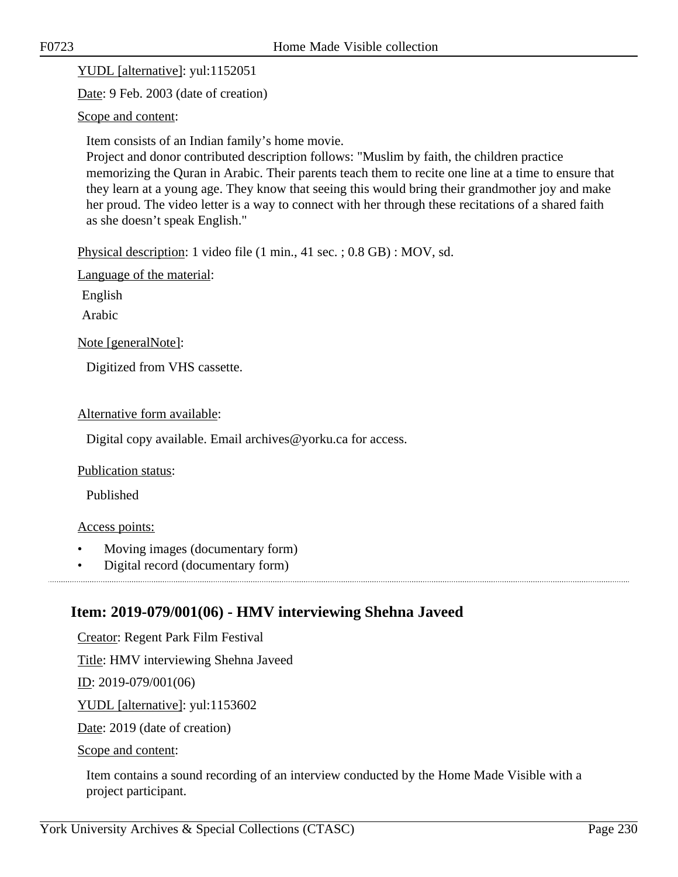YUDL [alternative]: yul:1152051

Date: 9 Feb. 2003 (date of creation)

Scope and content:

Item consists of an Indian family's home movie.
Project and donor contributed description follows: "Muslim by faith, the children practice memorizing the Quran in Arabic. Their parents teach them to recite one line at a time to ensure that they learn at a young age. They know that seeing this would bring their grandmother joy and make her proud. The video letter is a way to connect with her through these recitations of a shared faith as she doesn't speak English."

Physical description: 1 video file (1 min., 41 sec. ; 0.8 GB) : MOV, sd.

Language of the material:

English

Arabic

Note [generalNote]:

Digitized from VHS cassette.

Alternative form available:

Digital copy available. Email archives@yorku.ca for access.

Publication status:

Published

Access points:

- Moving images (documentary form)
- Digital record (documentary form)

---

## Item: 2019-079/001(06) - HMV interviewing Shehna Javeed

Creator: Regent Park Film Festival

Title: HMV interviewing Shehna Javeed

ID: 2019-079/001(06)

YUDL [alternative]: yul:1153602

Date: 2019 (date of creation)

Scope and content:

Item contains a sound recording of an interview conducted by the Home Made Visible with a project participant.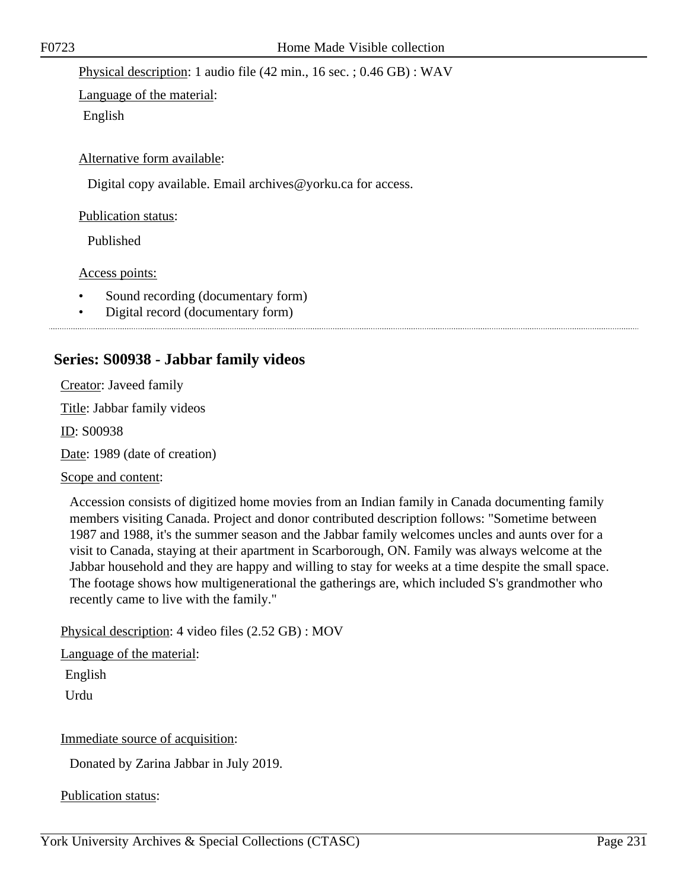Physical description: 1 audio file (42 min., 16 sec. ; 0.46 GB) : WAV

Language of the material:

English

Alternative form available:

Digital copy available. Email archives@yorku.ca for access.

Publication status:

Published

Access points:

- Sound recording (documentary form)
- Digital record (documentary form)

---

## Series: S00938 - Jabbar family videos

Creator: Javeed family

Title: Jabbar family videos

ID: S00938

Date: 1989 (date of creation)

Scope and content:

Accession consists of digitized home movies from an Indian family in Canada documenting family members visiting Canada. Project and donor contributed description follows: "Sometime between 1987 and 1988, it's the summer season and the Jabbar family welcomes uncles and aunts over for a visit to Canada, staying at their apartment in Scarborough, ON. Family was always welcome at the Jabbar household and they are happy and willing to stay for weeks at a time despite the small space. The footage shows how multigenerational the gatherings are, which included S's grandmother who recently came to live with the family."

Physical description: 4 video files (2.52 GB) : MOV

Language of the material:

English

Urdu

Immediate source of acquisition:

Donated by Zarina Jabbar in July 2019.

Publication status: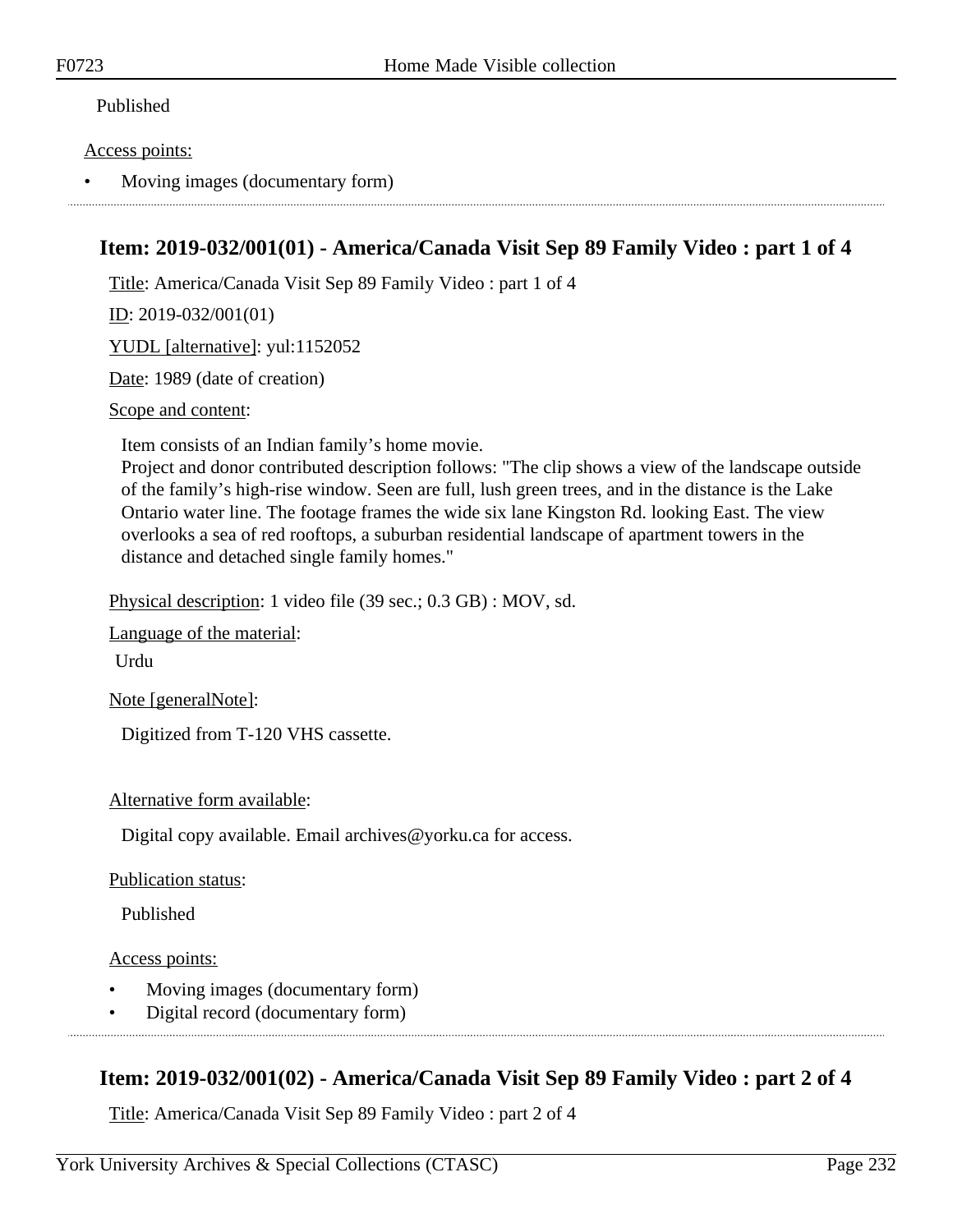Published

Access points:

- Moving images (documentary form)

---

## Item: 2019-032/001(01) - America/Canada Visit Sep 89 Family Video : part 1 of 4

Title: America/Canada Visit Sep 89 Family Video : part 1 of 4

ID: 2019-032/001(01)

YUDL [alternative]: yul:1152052

Date: 1989 (date of creation)

Scope and content:

Item consists of an Indian family's home movie.
Project and donor contributed description follows: "The clip shows a view of the landscape outside of the family's high-rise window. Seen are full, lush green trees, and in the distance is the Lake Ontario water line. The footage frames the wide six lane Kingston Rd. looking East. The view overlooks a sea of red rooftops, a suburban residential landscape of apartment towers in the distance and detached single family homes."

Physical description: 1 video file (39 sec.; 0.3 GB) : MOV, sd.

Language of the material:

Urdu

Note [generalNote]:

Digitized from T-120 VHS cassette.

Alternative form available:

Digital copy available. Email archives@yorku.ca for access.

Publication status:

Published

Access points:

- Moving images (documentary form)
- Digital record (documentary form)

---

## Item: 2019-032/001(02) - America/Canada Visit Sep 89 Family Video : part 2 of 4

Title: America/Canada Visit Sep 89 Family Video : part 2 of 4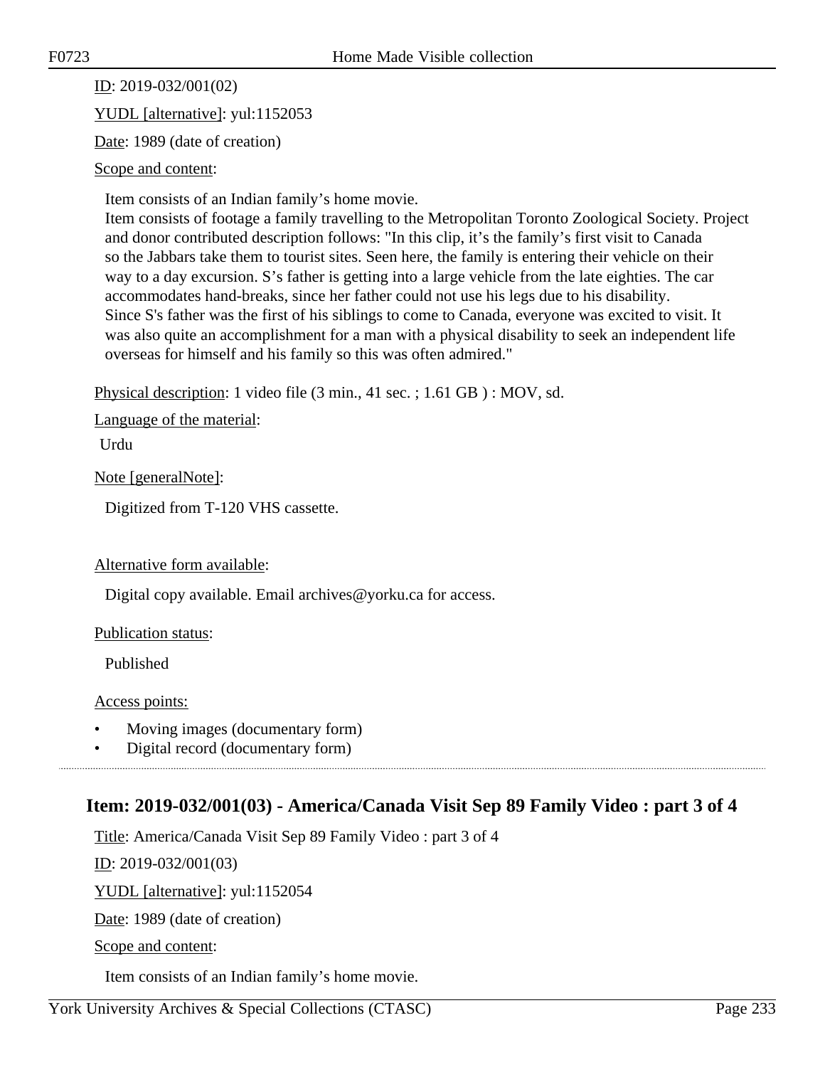ID: 2019-032/001(02)

YUDL [alternative]: yul:1152053

Date: 1989 (date of creation)

Scope and content:

Item consists of an Indian family's home movie.
Item consists of footage a family travelling to the Metropolitan Toronto Zoological Society. Project and donor contributed description follows: "In this clip, it's the family's first visit to Canada so the Jabbars take them to tourist sites. Seen here, the family is entering their vehicle on their way to a day excursion. S's father is getting into a large vehicle from the late eighties. The car accommodates hand-breaks, since her father could not use his legs due to his disability.
Since S's father was the first of his siblings to come to Canada, everyone was excited to visit. It was also quite an accomplishment for a man with a physical disability to seek an independent life overseas for himself and his family so this was often admired."

Physical description: 1 video file (3 min., 41 sec. ; 1.61 GB ) : MOV, sd.

Language of the material:

Urdu

Note [generalNote]:

Digitized from T-120 VHS cassette.

Alternative form available:

Digital copy available. Email archives@yorku.ca for access.

Publication status:

Published

Access points:

- Moving images (documentary form)
- Digital record (documentary form)

## Item: 2019-032/001(03) - America/Canada Visit Sep 89 Family Video : part 3 of 4

Title: America/Canada Visit Sep 89 Family Video : part 3 of 4

ID: 2019-032/001(03)

YUDL [alternative]: yul:1152054

Date: 1989 (date of creation)

Scope and content:

Item consists of an Indian family's home movie.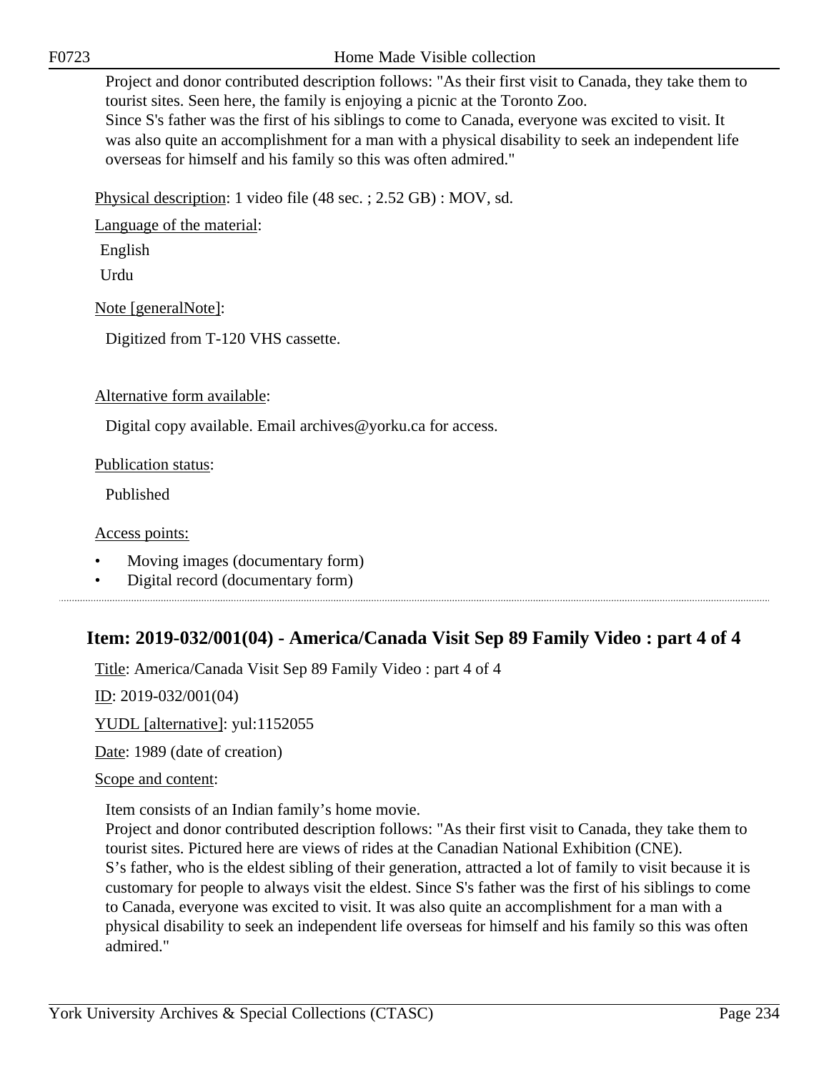Project and donor contributed description follows: "As their first visit to Canada, they take them to tourist sites. Seen here, the family is enjoying a picnic at the Toronto Zoo.
Since S's father was the first of his siblings to come to Canada, everyone was excited to visit. It was also quite an accomplishment for a man with a physical disability to seek an independent life overseas for himself and his family so this was often admired."

Physical description: 1 video file (48 sec. ; 2.52 GB) : MOV, sd.

Language of the material:

English

Urdu

Note [generalNote]:

Digitized from T-120 VHS cassette.

Alternative form available:

Digital copy available. Email archives@yorku.ca for access.

Publication status:

Published

Access points:

- Moving images (documentary form)
- Digital record (documentary form)

## Item: 2019-032/001(04) - America/Canada Visit Sep 89 Family Video : part 4 of 4

Title: America/Canada Visit Sep 89 Family Video : part 4 of 4

ID: 2019-032/001(04)

YUDL [alternative]: yul:1152055

Date: 1989 (date of creation)

Scope and content:

Item consists of an Indian family's home movie.
Project and donor contributed description follows: "As their first visit to Canada, they take them to tourist sites. Pictured here are views of rides at the Canadian National Exhibition (CNE).
S's father, who is the eldest sibling of their generation, attracted a lot of family to visit because it is customary for people to always visit the eldest. Since S's father was the first of his siblings to come to Canada, everyone was excited to visit. It was also quite an accomplishment for a man with a physical disability to seek an independent life overseas for himself and his family so this was often admired."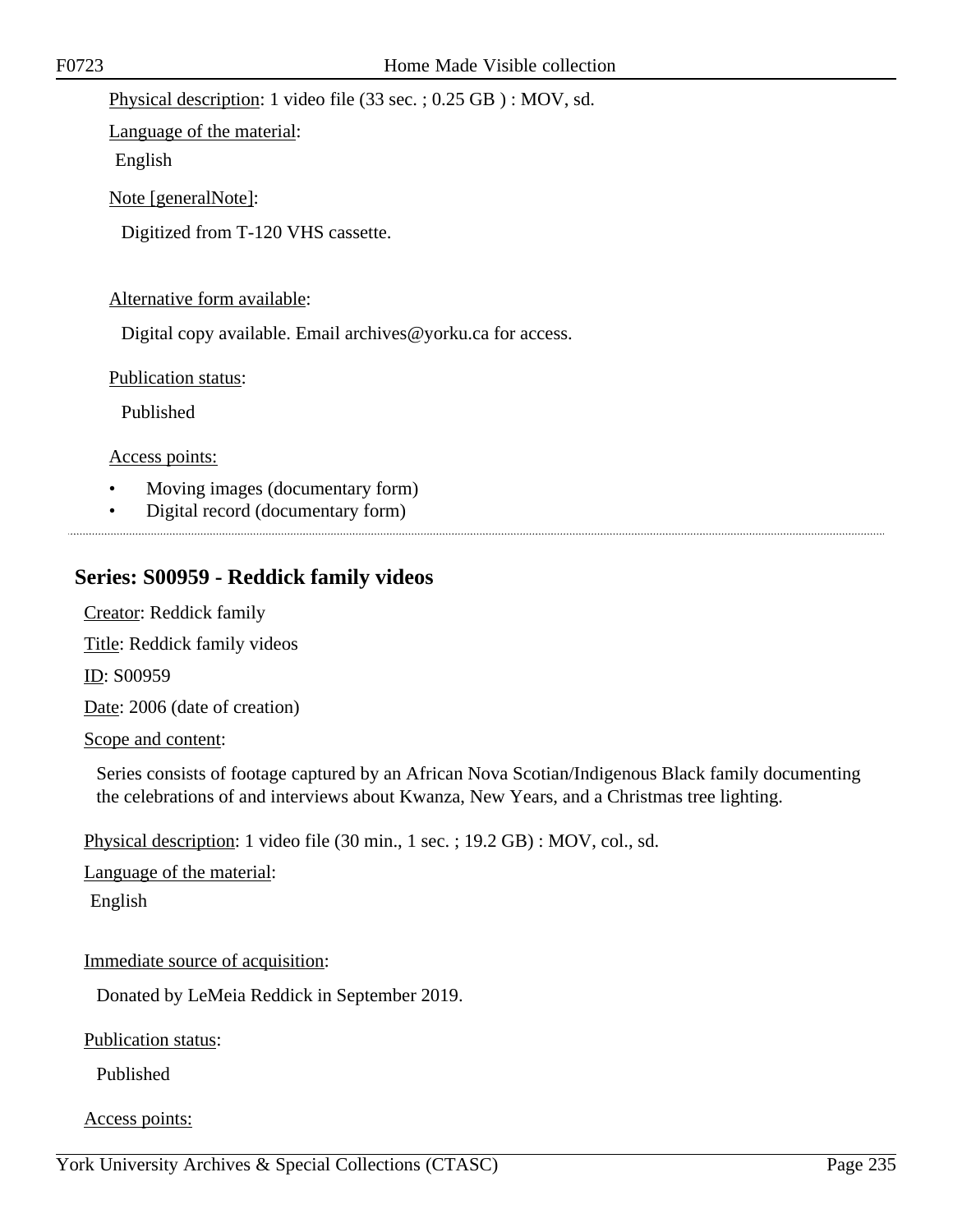Physical description: 1 video file (33 sec. ; 0.25 GB ) : MOV, sd.

Language of the material:

English

Note [generalNote]:

Digitized from T-120 VHS cassette.

Alternative form available:

Digital copy available. Email archives@yorku.ca for access.

Publication status:

Published

Access points:

- Moving images (documentary form)
- Digital record (documentary form)

---

## Series: S00959 - Reddick family videos

Creator: Reddick family

Title: Reddick family videos

ID: S00959

Date: 2006 (date of creation)

Scope and content:

Series consists of footage captured by an African Nova Scotian/Indigenous Black family documenting the celebrations of and interviews about Kwanza, New Years, and a Christmas tree lighting.

Physical description: 1 video file (30 min., 1 sec. ; 19.2 GB) : MOV, col., sd.

Language of the material:

English

Immediate source of acquisition:

Donated by LeMeia Reddick in September 2019.

Publication status:

Published

Access points: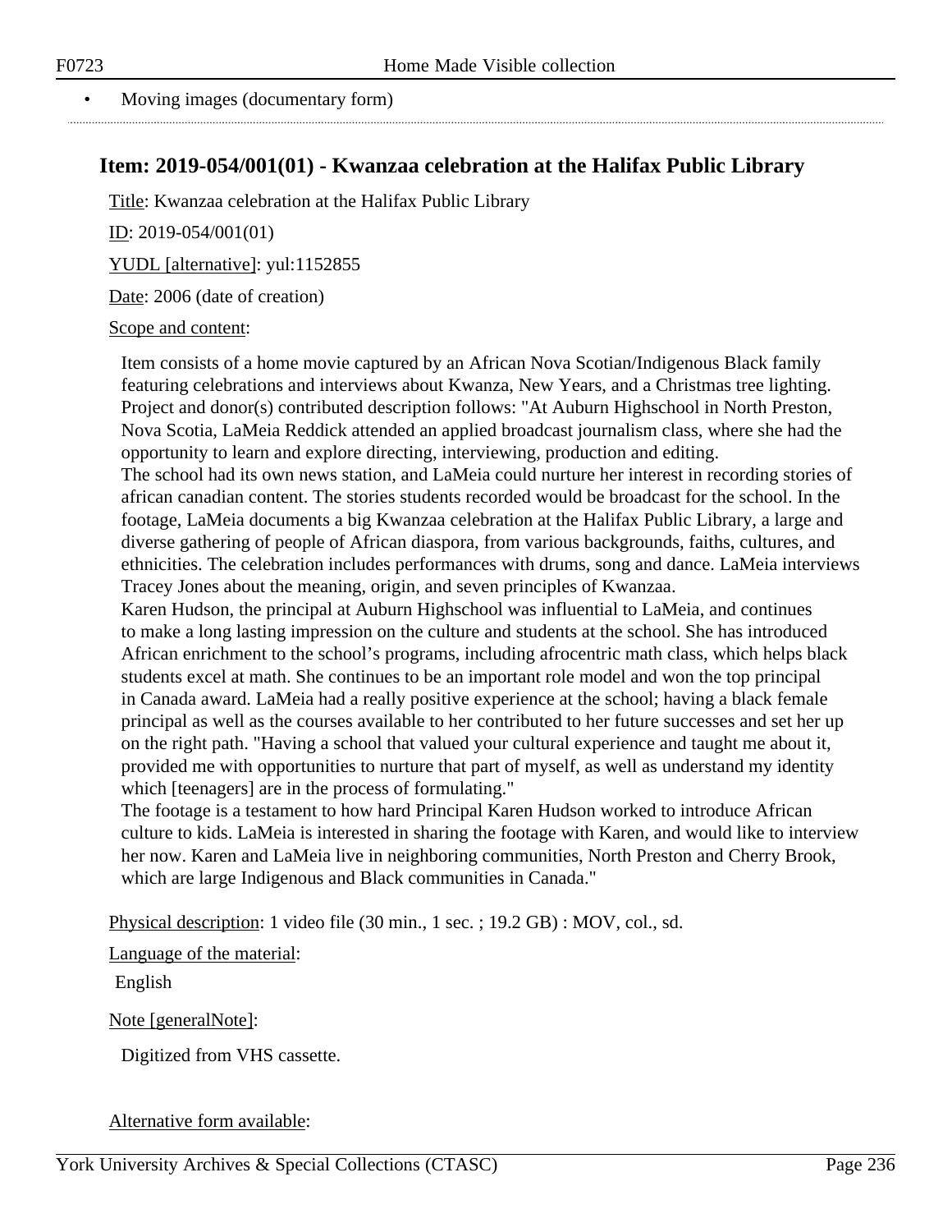- Moving images (documentary form)

## Item: 2019-054/001(01) - Kwanzaa celebration at the Halifax Public Library

Title: Kwanzaa celebration at the Halifax Public Library

ID: 2019-054/001(01)

YUDL [alternative]: yul:1152855

Date: 2006 (date of creation)

Scope and content:

Item consists of a home movie captured by an African Nova Scotian/Indigenous Black family featuring celebrations and interviews about Kwanza, New Years, and a Christmas tree lighting. Project and donor(s) contributed description follows: "At Auburn Highschool in North Preston, Nova Scotia, LaMeia Reddick attended an applied broadcast journalism class, where she had the opportunity to learn and explore directing, interviewing, production and editing.
The school had its own news station, and LaMeia could nurture her interest in recording stories of african canadian content. The stories students recorded would be broadcast for the school. In the footage, LaMeia documents a big Kwanzaa celebration at the Halifax Public Library, a large and diverse gathering of people of African diaspora, from various backgrounds, faiths, cultures, and ethnicities. The celebration includes performances with drums, song and dance. LaMeia interviews Tracey Jones about the meaning, origin, and seven principles of Kwanzaa.
Karen Hudson, the principal at Auburn Highschool was influential to LaMeia, and continues to make a long lasting impression on the culture and students at the school. She has introduced African enrichment to the school's programs, including afrocentric math class, which helps black students excel at math. She continues to be an important role model and won the top principal in Canada award. LaMeia had a really positive experience at the school; having a black female principal as well as the courses available to her contributed to her future successes and set her up on the right path. "Having a school that valued your cultural experience and taught me about it, provided me with opportunities to nurture that part of myself, as well as understand my identity which [teenagers] are in the process of formulating."
The footage is a testament to how hard Principal Karen Hudson worked to introduce African culture to kids. LaMeia is interested in sharing the footage with Karen, and would like to interview her now. Karen and LaMeia live in neighboring communities, North Preston and Cherry Brook, which are large Indigenous and Black communities in Canada."

Physical description: 1 video file (30 min., 1 sec. ; 19.2 GB) : MOV, col., sd.

Language of the material:

English

Note [generalNote]:

Digitized from VHS cassette.

Alternative form available: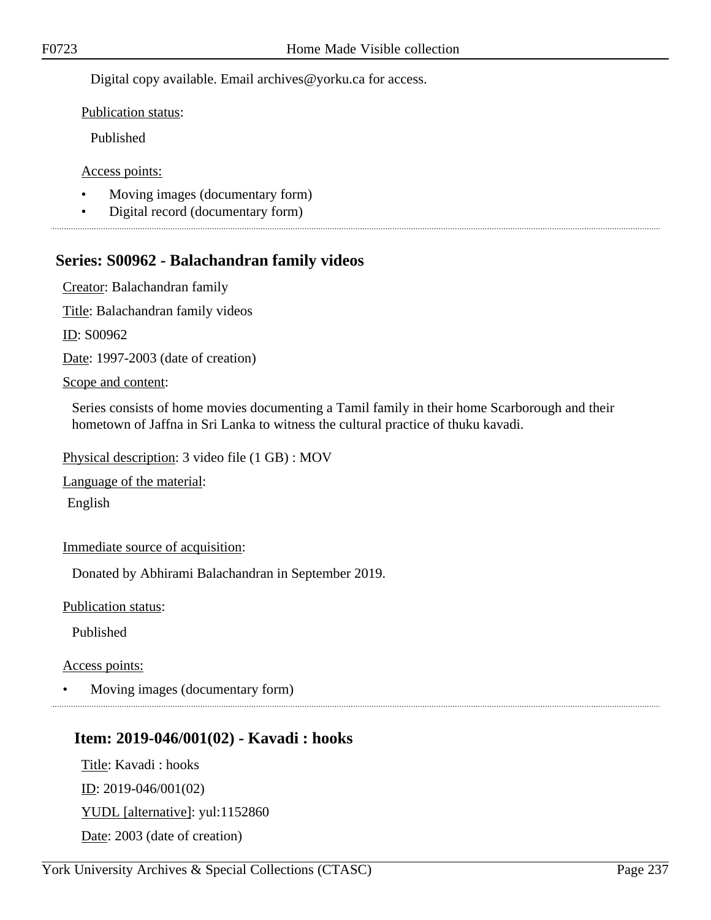Digital copy available. Email archives@yorku.ca for access.

Publication status:

Published

Access points:

- Moving images (documentary form)
- Digital record (documentary form)

## Series: S00962 - Balachandran family videos

Creator: Balachandran family

Title: Balachandran family videos

ID: S00962

Date: 1997-2003 (date of creation)

Scope and content:

Series consists of home movies documenting a Tamil family in their home Scarborough and their hometown of Jaffna in Sri Lanka to witness the cultural practice of thuku kavadi.

Physical description: 3 video file (1 GB) : MOV

Language of the material:

English

Immediate source of acquisition:

Donated by Abhirami Balachandran in September 2019.

Publication status:

Published

Access points:

- Moving images (documentary form)

### Item: 2019-046/001(02) - Kavadi : hooks

Title: Kavadi : hooks

ID: 2019-046/001(02)

YUDL [alternative]: yul:1152860

Date: 2003 (date of creation)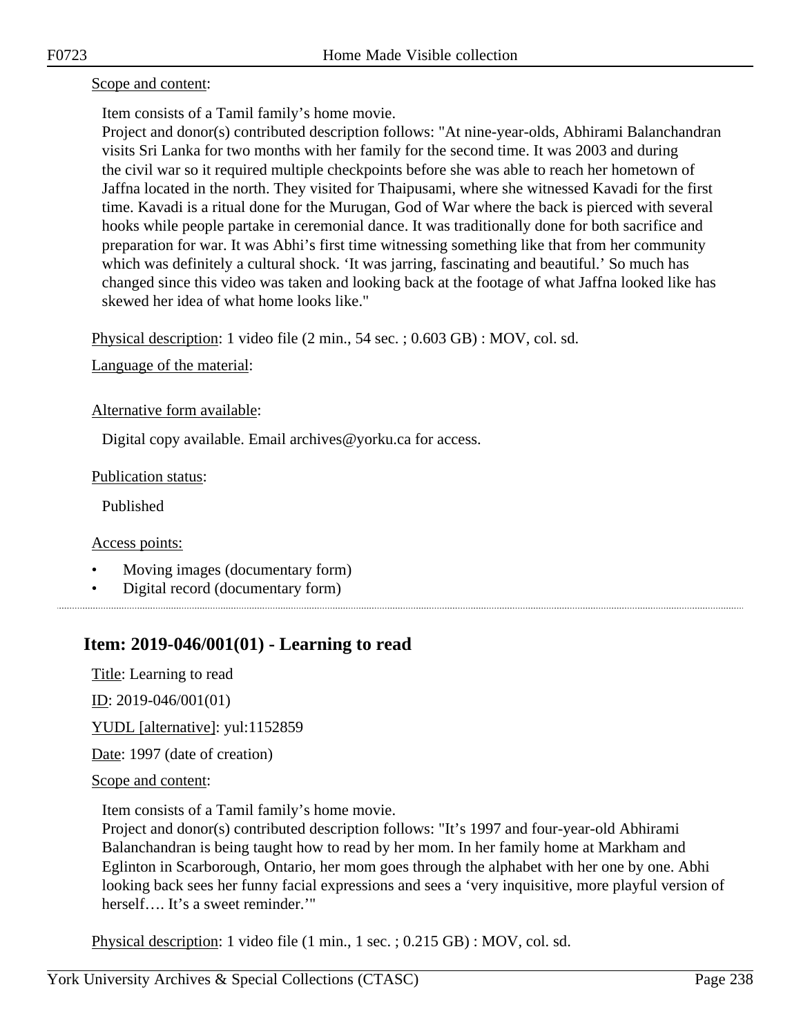Scope and content:

Item consists of a Tamil family's home movie.
Project and donor(s) contributed description follows: "At nine-year-olds, Abhirami Balanchandran visits Sri Lanka for two months with her family for the second time. It was 2003 and during the civil war so it required multiple checkpoints before she was able to reach her hometown of Jaffna located in the north. They visited for Thaipusami, where she witnessed Kavadi for the first time. Kavadi is a ritual done for the Murugan, God of War where the back is pierced with several hooks while people partake in ceremonial dance. It was traditionally done for both sacrifice and preparation for war. It was Abhi's first time witnessing something like that from her community which was definitely a cultural shock. 'It was jarring, fascinating and beautiful.' So much has changed since this video was taken and looking back at the footage of what Jaffna looked like has skewed her idea of what home looks like."

Physical description: 1 video file (2 min., 54 sec. ; 0.603 GB) : MOV, col. sd.

Language of the material:

Alternative form available:

Digital copy available. Email archives@yorku.ca for access.

Publication status:

Published

Access points:

- Moving images (documentary form)
- Digital record (documentary form)

## Item: 2019-046/001(01) - Learning to read

Title: Learning to read

ID: 2019-046/001(01)

YUDL [alternative]: yul:1152859

Date: 1997 (date of creation)

Scope and content:

Item consists of a Tamil family's home movie.
Project and donor(s) contributed description follows: "It's 1997 and four-year-old Abhirami Balanchandran is being taught how to read by her mom. In her family home at Markham and Eglinton in Scarborough, Ontario, her mom goes through the alphabet with her one by one. Abhi looking back sees her funny facial expressions and sees a 'very inquisitive, more playful version of herself…. It's a sweet reminder.'"

Physical description: 1 video file (1 min., 1 sec. ; 0.215 GB) : MOV, col. sd.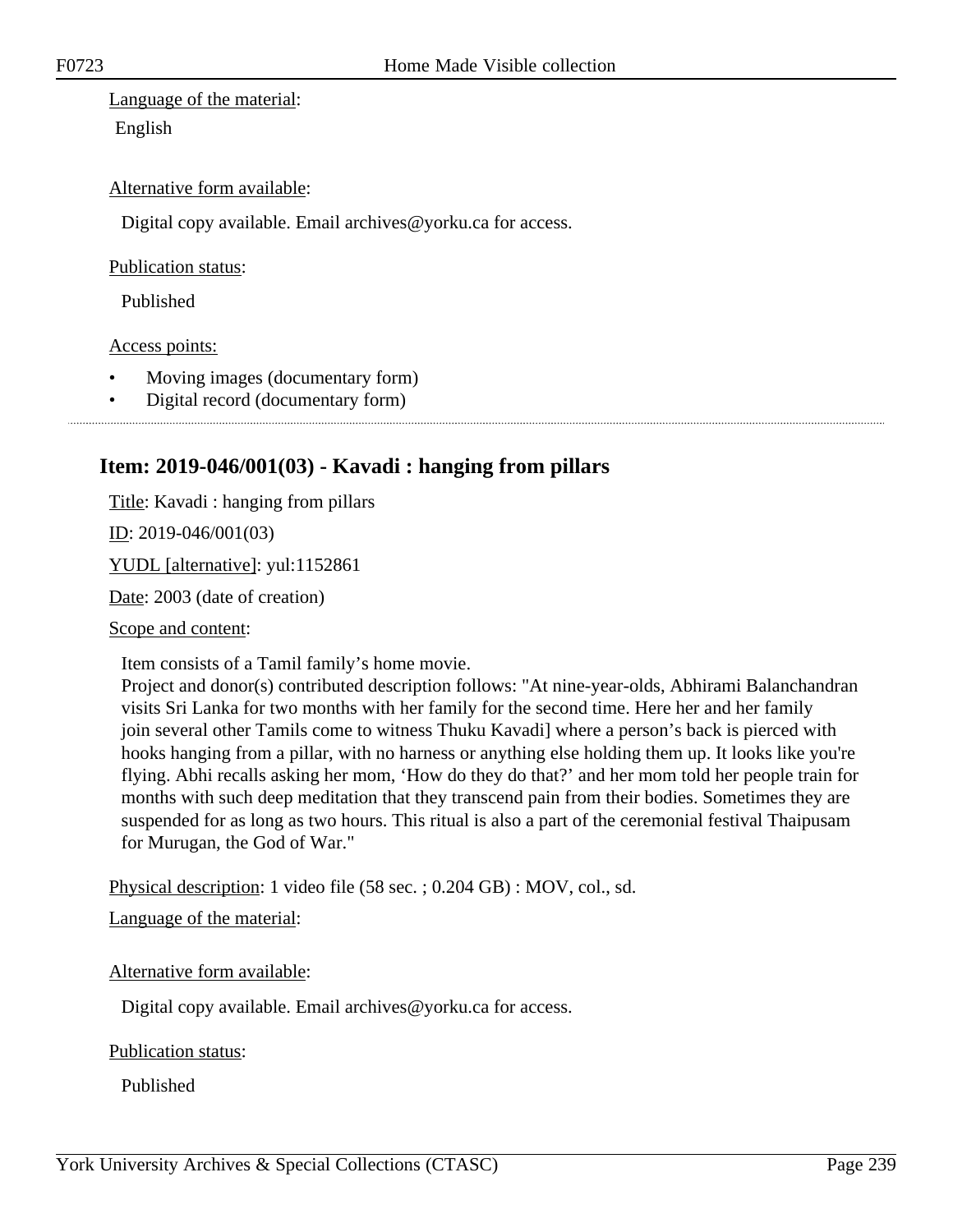Language of the material:

English

Alternative form available:

Digital copy available. Email archives@yorku.ca for access.

Publication status:

Published

Access points:

- Moving images (documentary form)
- Digital record (documentary form)

## Item: 2019-046/001(03) - Kavadi : hanging from pillars

Title: Kavadi : hanging from pillars

ID: 2019-046/001(03)

YUDL [alternative]: yul:1152861

Date: 2003 (date of creation)

Scope and content:

Item consists of a Tamil family's home movie.
Project and donor(s) contributed description follows: "At nine-year-olds, Abhirami Balanchandran visits Sri Lanka for two months with her family for the second time. Here her and her family join several other Tamils come to witness Thuku Kavadi] where a person's back is pierced with hooks hanging from a pillar, with no harness or anything else holding them up. It looks like you're flying. Abhi recalls asking her mom, 'How do they do that?' and her mom told her people train for months with such deep meditation that they transcend pain from their bodies. Sometimes they are suspended for as long as two hours. This ritual is also a part of the ceremonial festival Thaipusam for Murugan, the God of War."

Physical description: 1 video file (58 sec. ; 0.204 GB) : MOV, col., sd.

Language of the material:

Alternative form available:

Digital copy available. Email archives@yorku.ca for access.

Publication status:

Published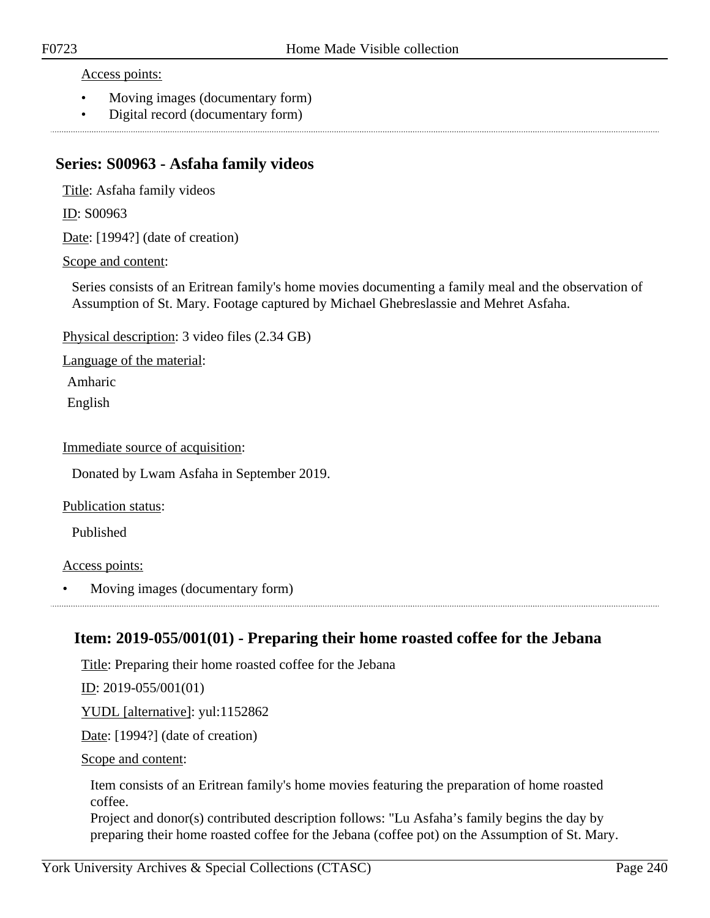Access points:

- Moving images (documentary form)
- Digital record (documentary form)

## Series: S00963 - Asfaha family videos

Title: Asfaha family videos

ID: S00963

Date: [1994?] (date of creation)

Scope and content:

Series consists of an Eritrean family's home movies documenting a family meal and the observation of Assumption of St. Mary. Footage captured by Michael Ghebreslassie and Mehret Asfaha.

Physical description: 3 video files (2.34 GB)

Language of the material:

Amharic

English

Immediate source of acquisition:

Donated by Lwam Asfaha in September 2019.

Publication status:

Published

Access points:

- Moving images (documentary form)

### Item: 2019-055/001(01) - Preparing their home roasted coffee for the Jebana

Title: Preparing their home roasted coffee for the Jebana

ID: 2019-055/001(01)

YUDL [alternative]: yul:1152862

Date: [1994?] (date of creation)

Scope and content:

Item consists of an Eritrean family's home movies featuring the preparation of home roasted coffee.
Project and donor(s) contributed description follows: "Lu Asfaha's family begins the day by preparing their home roasted coffee for the Jebana (coffee pot) on the Assumption of St. Mary.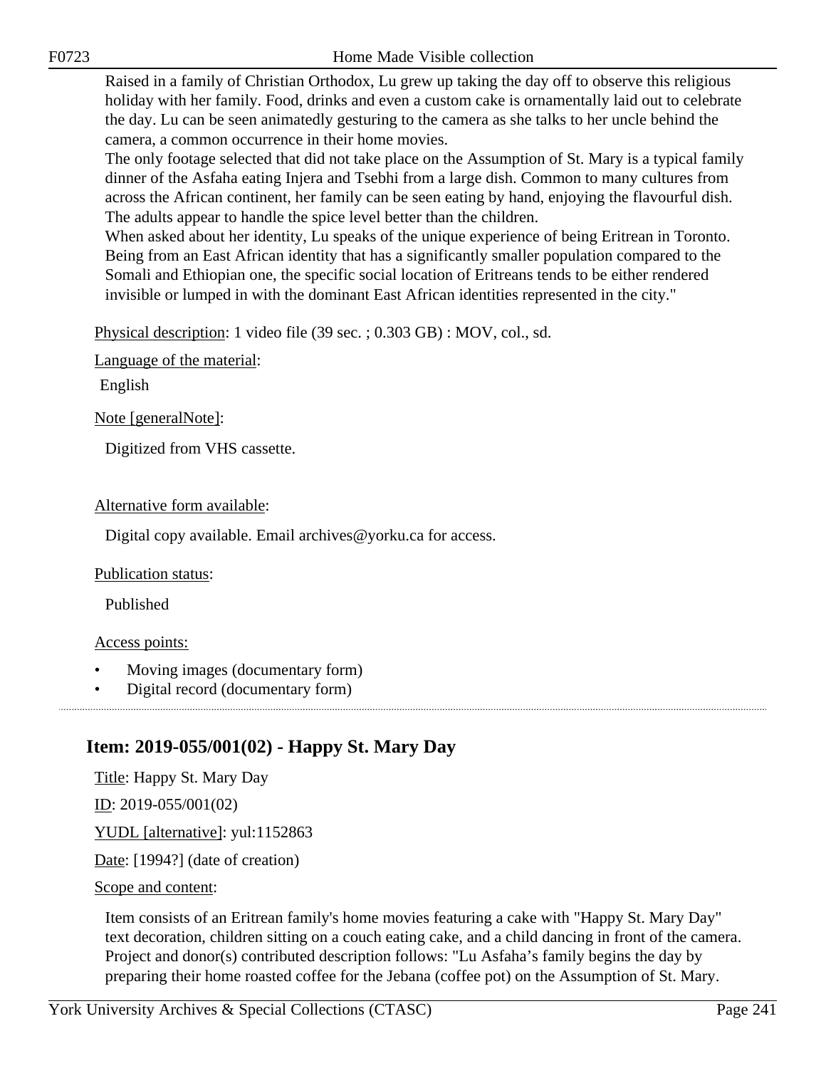Raised in a family of Christian Orthodox, Lu grew up taking the day off to observe this religious holiday with her family. Food, drinks and even a custom cake is ornamentally laid out to celebrate the day. Lu can be seen animatedly gesturing to the camera as she talks to her uncle behind the camera, a common occurrence in their home movies.
The only footage selected that did not take place on the Assumption of St. Mary is a typical family dinner of the Asfaha eating Injera and Tsebhi from a large dish. Common to many cultures from across the African continent, her family can be seen eating by hand, enjoying the flavourful dish. The adults appear to handle the spice level better than the children.
When asked about her identity, Lu speaks of the unique experience of being Eritrean in Toronto. Being from an East African identity that has a significantly smaller population compared to the Somali and Ethiopian one, the specific social location of Eritreans tends to be either rendered invisible or lumped in with the dominant East African identities represented in the city."

Physical description: 1 video file (39 sec. ; 0.303 GB) : MOV, col., sd.

Language of the material:

English

Note [generalNote]:

Digitized from VHS cassette.

Alternative form available:

Digital copy available. Email archives@yorku.ca for access.

Publication status:

Published

Access points:

- Moving images (documentary form)
- Digital record (documentary form)

## Item: 2019-055/001(02) - Happy St. Mary Day

Title: Happy St. Mary Day

ID: 2019-055/001(02)

YUDL [alternative]: yul:1152863

Date: [1994?] (date of creation)

Scope and content:

Item consists of an Eritrean family's home movies featuring a cake with "Happy St. Mary Day" text decoration, children sitting on a couch eating cake, and a child dancing in front of the camera. Project and donor(s) contributed description follows: "Lu Asfaha's family begins the day by preparing their home roasted coffee for the Jebana (coffee pot) on the Assumption of St. Mary.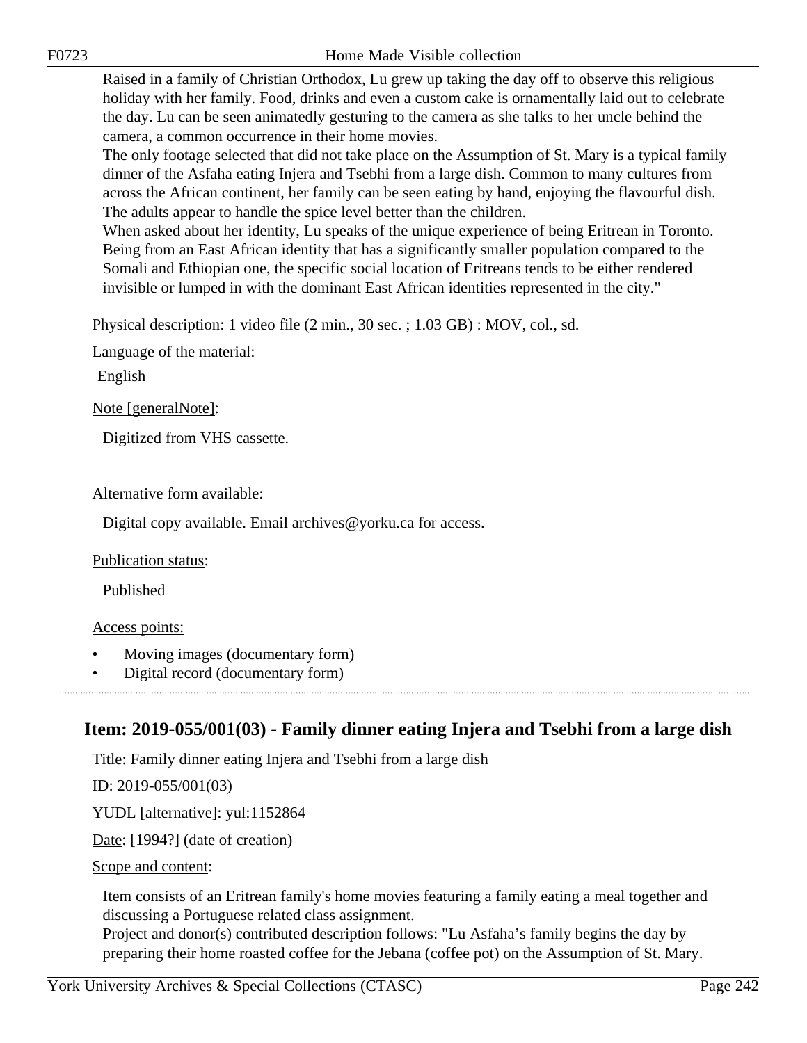Raised in a family of Christian Orthodox, Lu grew up taking the day off to observe this religious holiday with her family. Food, drinks and even a custom cake is ornamentally laid out to celebrate the day. Lu can be seen animatedly gesturing to the camera as she talks to her uncle behind the camera, a common occurrence in their home movies.
The only footage selected that did not take place on the Assumption of St. Mary is a typical family dinner of the Asfaha eating Injera and Tsebhi from a large dish. Common to many cultures from across the African continent, her family can be seen eating by hand, enjoying the flavourful dish. The adults appear to handle the spice level better than the children.
When asked about her identity, Lu speaks of the unique experience of being Eritrean in Toronto. Being from an East African identity that has a significantly smaller population compared to the Somali and Ethiopian one, the specific social location of Eritreans tends to be either rendered invisible or lumped in with the dominant East African identities represented in the city."

Physical description: 1 video file (2 min., 30 sec. ; 1.03 GB) : MOV, col., sd.

Language of the material:

English

Note [generalNote]:

Digitized from VHS cassette.

Alternative form available:

Digital copy available. Email archives@yorku.ca for access.

Publication status:

Published

Access points:

- Moving images (documentary form)
- Digital record (documentary form)

## Item: 2019-055/001(03) - Family dinner eating Injera and Tsebhi from a large dish

Title: Family dinner eating Injera and Tsebhi from a large dish

ID: 2019-055/001(03)

YUDL [alternative]: yul:1152864

Date: [1994?] (date of creation)

Scope and content:

Item consists of an Eritrean family's home movies featuring a family eating a meal together and discussing a Portuguese related class assignment.
Project and donor(s) contributed description follows: "Lu Asfaha's family begins the day by preparing their home roasted coffee for the Jebana (coffee pot) on the Assumption of St. Mary.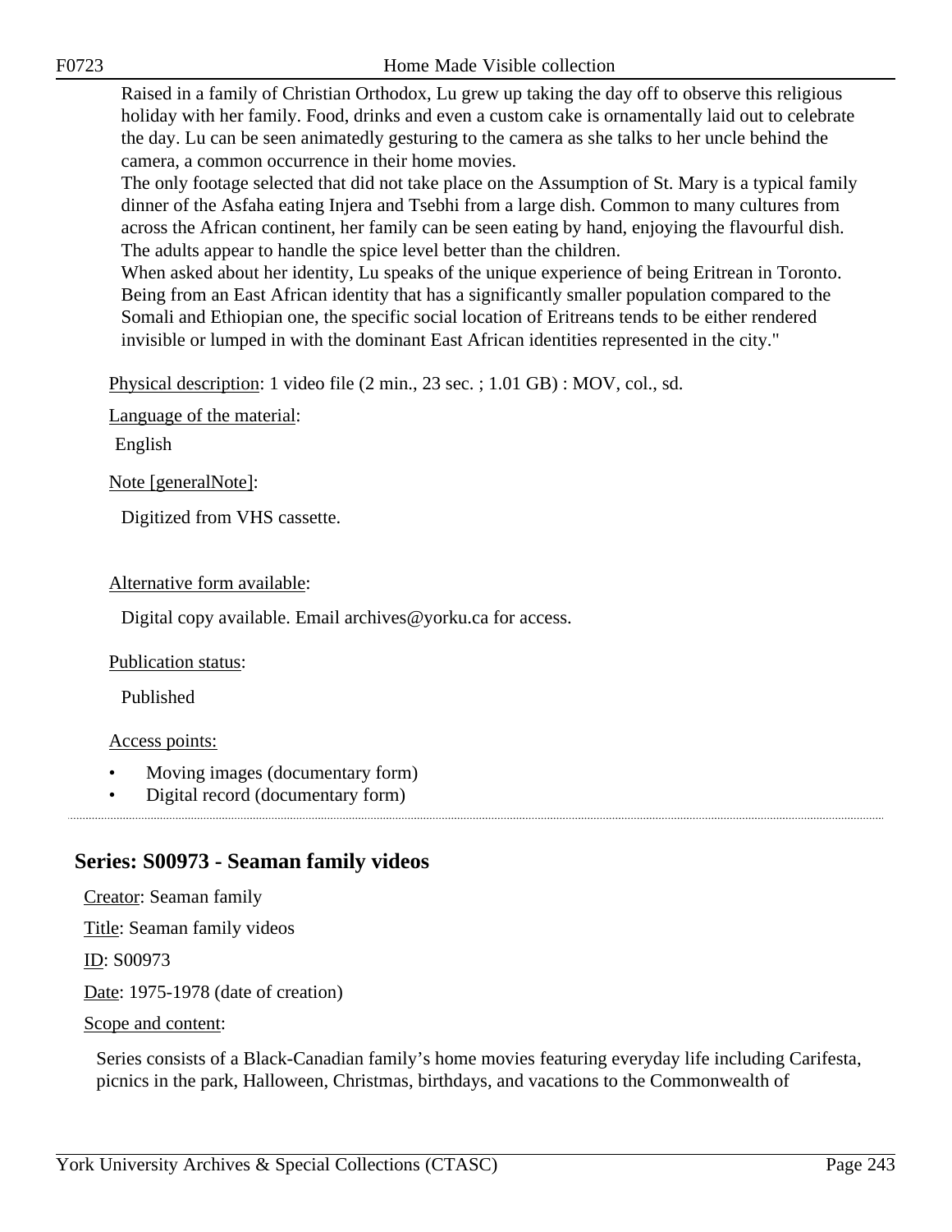Raised in a family of Christian Orthodox, Lu grew up taking the day off to observe this religious holiday with her family. Food, drinks and even a custom cake is ornamentally laid out to celebrate the day. Lu can be seen animatedly gesturing to the camera as she talks to her uncle behind the camera, a common occurrence in their home movies.

The only footage selected that did not take place on the Assumption of St. Mary is a typical family dinner of the Asfaha eating Injera and Tsebhi from a large dish. Common to many cultures from across the African continent, her family can be seen eating by hand, enjoying the flavourful dish. The adults appear to handle the spice level better than the children.

When asked about her identity, Lu speaks of the unique experience of being Eritrean in Toronto. Being from an East African identity that has a significantly smaller population compared to the Somali and Ethiopian one, the specific social location of Eritreans tends to be either rendered invisible or lumped in with the dominant East African identities represented in the city."

Physical description: 1 video file (2 min., 23 sec. ; 1.01 GB) : MOV, col., sd.

Language of the material:

English

Note [generalNote]:

Digitized from VHS cassette.

Alternative form available:

Digital copy available. Email archives@yorku.ca for access.

Publication status:

Published

Access points:

- Moving images (documentary form)
- Digital record (documentary form)

## Series: S00973 - Seaman family videos

Creator: Seaman family

Title: Seaman family videos

ID: S00973

Date: 1975-1978 (date of creation)

Scope and content:

Series consists of a Black-Canadian family's home movies featuring everyday life including Carifesta, picnics in the park, Halloween, Christmas, birthdays, and vacations to the Commonwealth of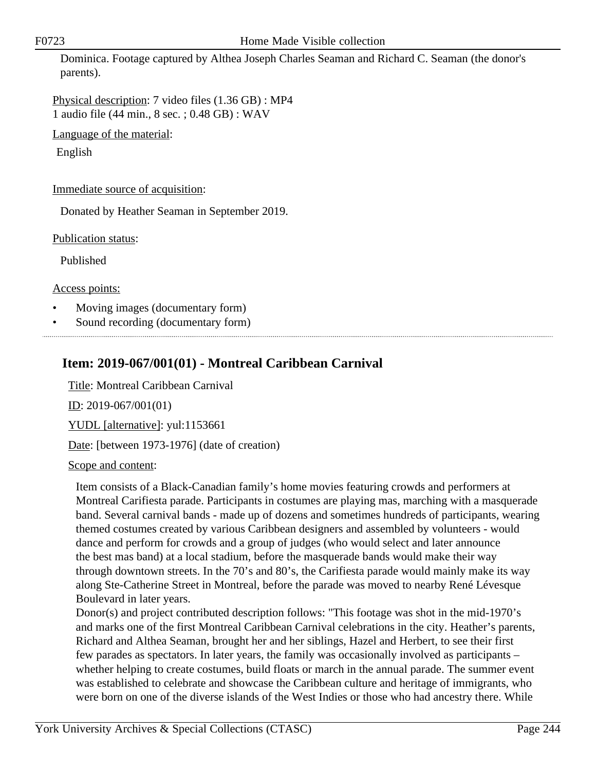Dominica. Footage captured by Althea Joseph Charles Seaman and Richard C. Seaman (the donor's parents).

Physical description: 7 video files (1.36 GB) : MP4
1 audio file (44 min., 8 sec. ; 0.48 GB) : WAV

Language of the material:

English

Immediate source of acquisition:

Donated by Heather Seaman in September 2019.

Publication status:

Published

Access points:

- Moving images (documentary form)
- Sound recording (documentary form)

## Item: 2019-067/001(01) - Montreal Caribbean Carnival

Title: Montreal Caribbean Carnival

ID: 2019-067/001(01)

YUDL [alternative]: yul:1153661

Date: [between 1973-1976] (date of creation)

Scope and content:

Item consists of a Black-Canadian family's home movies featuring crowds and performers at Montreal Carifiesta parade. Participants in costumes are playing mas, marching with a masquerade band. Several carnival bands - made up of dozens and sometimes hundreds of participants, wearing themed costumes created by various Caribbean designers and assembled by volunteers - would dance and perform for crowds and a group of judges (who would select and later announce the best mas band) at a local stadium, before the masquerade bands would make their way through downtown streets. In the 70's and 80's, the Carifiesta parade would mainly make its way along Ste-Catherine Street in Montreal, before the parade was moved to nearby René Lévesque Boulevard in later years.
Donor(s) and project contributed description follows: "This footage was shot in the mid-1970's and marks one of the first Montreal Caribbean Carnival celebrations in the city. Heather's parents, Richard and Althea Seaman, brought her and her siblings, Hazel and Herbert, to see their first few parades as spectators. In later years, the family was occasionally involved as participants – whether helping to create costumes, build floats or march in the annual parade. The summer event was established to celebrate and showcase the Caribbean culture and heritage of immigrants, who were born on one of the diverse islands of the West Indies or those who had ancestry there. While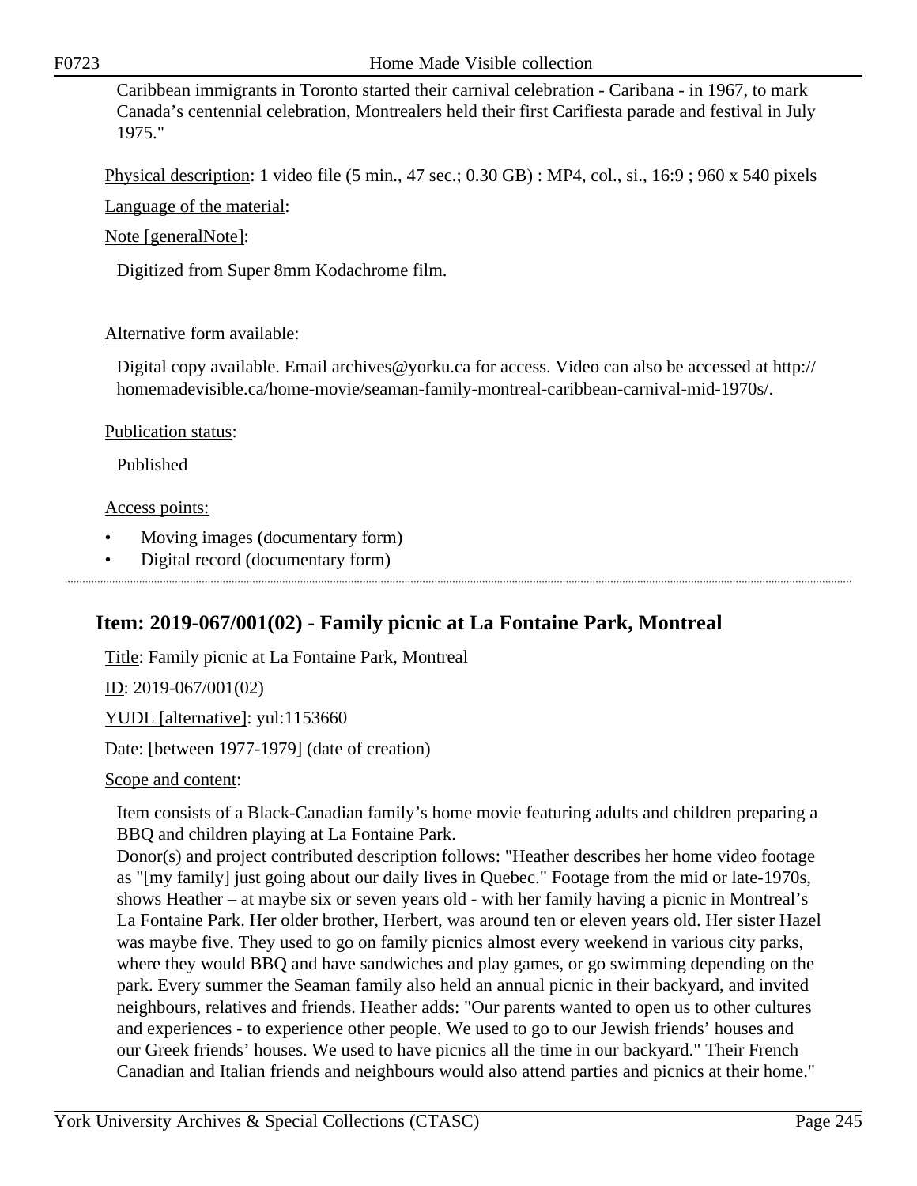Caribbean immigrants in Toronto started their carnival celebration - Caribana - in 1967, to mark Canada's centennial celebration, Montrealers held their first Carifiesta parade and festival in July 1975."

Physical description: 1 video file (5 min., 47 sec.; 0.30 GB) : MP4, col., si., 16:9 ; 960 x 540 pixels

Language of the material:

Note [generalNote]:

Digitized from Super 8mm Kodachrome film.

Alternative form available:

Digital copy available. Email archives@yorku.ca for access. Video can also be accessed at http://homemadevisible.ca/home-movie/seaman-family-montreal-caribbean-carnival-mid-1970s/.

Publication status:

Published

Access points:

- Moving images (documentary form)
- Digital record (documentary form)

## Item: 2019-067/001(02) - Family picnic at La Fontaine Park, Montreal

Title: Family picnic at La Fontaine Park, Montreal

ID: 2019-067/001(02)

YUDL [alternative]: yul:1153660

Date: [between 1977-1979] (date of creation)

Scope and content:

Item consists of a Black-Canadian family's home movie featuring adults and children preparing a BBQ and children playing at La Fontaine Park.
Donor(s) and project contributed description follows: "Heather describes her home video footage as "[my family] just going about our daily lives in Quebec." Footage from the mid or late-1970s, shows Heather – at maybe six or seven years old - with her family having a picnic in Montreal's La Fontaine Park. Her older brother, Herbert, was around ten or eleven years old. Her sister Hazel was maybe five. They used to go on family picnics almost every weekend in various city parks, where they would BBQ and have sandwiches and play games, or go swimming depending on the park. Every summer the Seaman family also held an annual picnic in their backyard, and invited neighbours, relatives and friends. Heather adds: "Our parents wanted to open us to other cultures and experiences - to experience other people. We used to go to our Jewish friends' houses and our Greek friends' houses. We used to have picnics all the time in our backyard." Their French Canadian and Italian friends and neighbours would also attend parties and picnics at their home."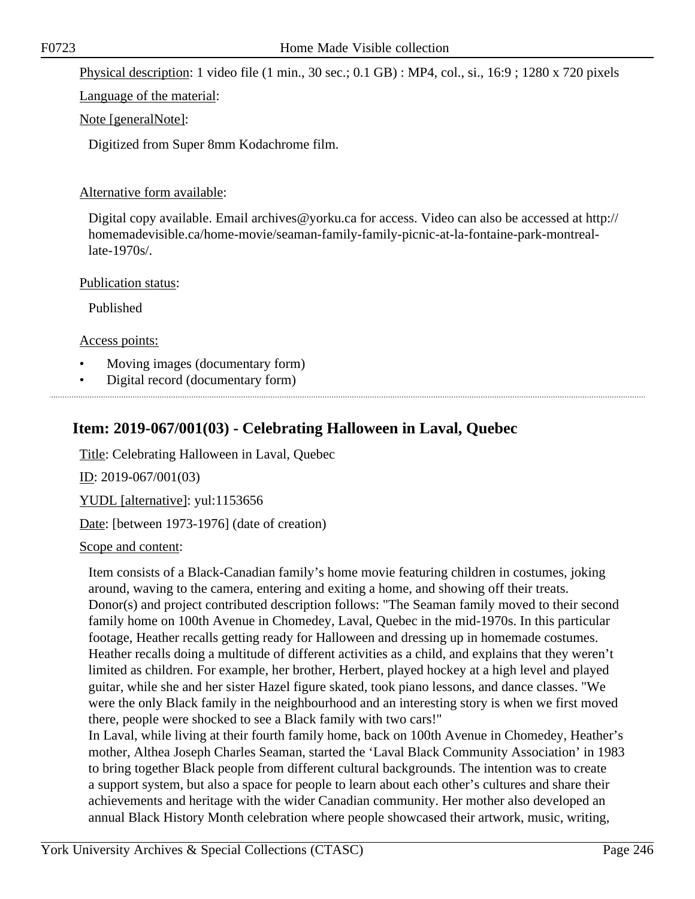Physical description: 1 video file (1 min., 30 sec.; 0.1 GB) : MP4, col., si., 16:9 ; 1280 x 720 pixels

Language of the material:

Note [generalNote]:

Digitized from Super 8mm Kodachrome film.

Alternative form available:

Digital copy available. Email archives@yorku.ca for access. Video can also be accessed at http://homemadevisible.ca/home-movie/seaman-family-family-picnic-at-la-fontaine-park-montreal-late-1970s/.

Publication status:

Published

Access points:

- Moving images (documentary form)
- Digital record (documentary form)

---

## Item: 2019-067/001(03) - Celebrating Halloween in Laval, Quebec

Title: Celebrating Halloween in Laval, Quebec

ID: 2019-067/001(03)

YUDL [alternative]: yul:1153656

Date: [between 1973-1976] (date of creation)

Scope and content:

Item consists of a Black-Canadian family's home movie featuring children in costumes, joking around, waving to the camera, entering and exiting a home, and showing off their treats. Donor(s) and project contributed description follows: "The Seaman family moved to their second family home on 100th Avenue in Chomedey, Laval, Quebec in the mid-1970s. In this particular footage, Heather recalls getting ready for Halloween and dressing up in homemade costumes. Heather recalls doing a multitude of different activities as a child, and explains that they weren't limited as children. For example, her brother, Herbert, played hockey at a high level and played guitar, while she and her sister Hazel figure skated, took piano lessons, and dance classes. "We were the only Black family in the neighbourhood and an interesting story is when we first moved there, people were shocked to see a Black family with two cars!"
In Laval, while living at their fourth family home, back on 100th Avenue in Chomedey, Heather's mother, Althea Joseph Charles Seaman, started the 'Laval Black Community Association' in 1983 to bring together Black people from different cultural backgrounds. The intention was to create a support system, but also a space for people to learn about each other's cultures and share their achievements and heritage with the wider Canadian community. Her mother also developed an annual Black History Month celebration where people showcased their artwork, music, writing,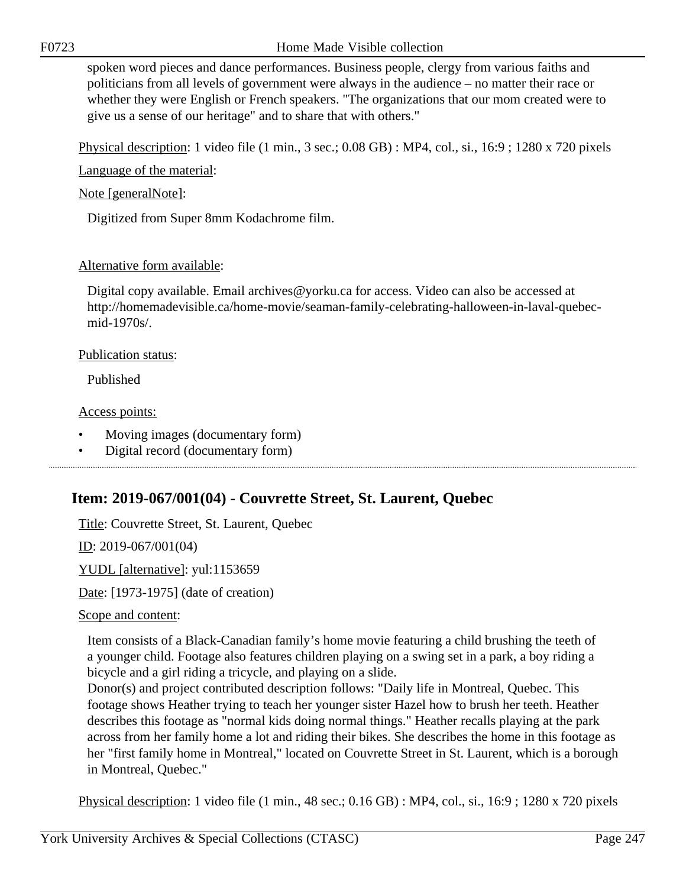spoken word pieces and dance performances. Business people, clergy from various faiths and politicians from all levels of government were always in the audience – no matter their race or whether they were English or French speakers. "The organizations that our mom created were to give us a sense of our heritage" and to share that with others."

Physical description: 1 video file (1 min., 3 sec.; 0.08 GB) : MP4, col., si., 16:9 ; 1280 x 720 pixels

Language of the material:

Note [generalNote]:

Digitized from Super 8mm Kodachrome film.

Alternative form available:

Digital copy available. Email archives@yorku.ca for access. Video can also be accessed at http://homemadevisible.ca/home-movie/seaman-family-celebrating-halloween-in-laval-quebec-mid-1970s/.

Publication status:

Published

Access points:

- Moving images (documentary form)
- Digital record (documentary form)

## Item: 2019-067/001(04) - Couvrette Street, St. Laurent, Quebec

Title: Couvrette Street, St. Laurent, Quebec

ID: 2019-067/001(04)

YUDL [alternative]: yul:1153659

Date: [1973-1975] (date of creation)

Scope and content:

Item consists of a Black-Canadian family's home movie featuring a child brushing the teeth of a younger child. Footage also features children playing on a swing set in a park, a boy riding a bicycle and a girl riding a tricycle, and playing on a slide.
Donor(s) and project contributed description follows: "Daily life in Montreal, Quebec. This footage shows Heather trying to teach her younger sister Hazel how to brush her teeth. Heather describes this footage as "normal kids doing normal things." Heather recalls playing at the park across from her family home a lot and riding their bikes. She describes the home in this footage as her "first family home in Montreal," located on Couvrette Street in St. Laurent, which is a borough in Montreal, Quebec."

Physical description: 1 video file (1 min., 48 sec.; 0.16 GB) : MP4, col., si., 16:9 ; 1280 x 720 pixels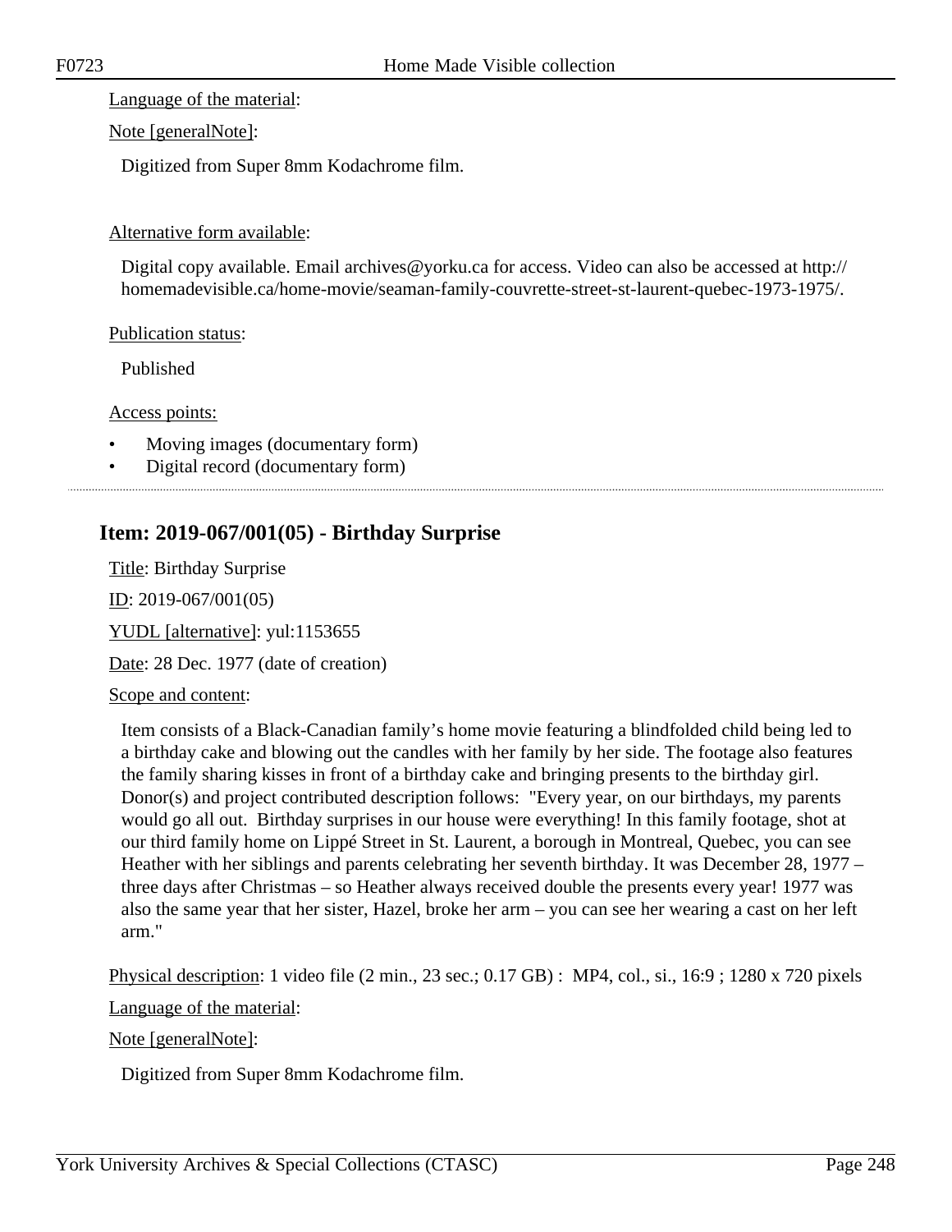Language of the material:

Note [generalNote]:

Digitized from Super 8mm Kodachrome film.

Alternative form available:

Digital copy available. Email archives@yorku.ca for access. Video can also be accessed at http://homemadevisible.ca/home-movie/seaman-family-couvrette-street-st-laurent-quebec-1973-1975/.

Publication status:

Published

Access points:

- Moving images (documentary form)
- Digital record (documentary form)

---

## Item: 2019-067/001(05) - Birthday Surprise

Title: Birthday Surprise

ID: 2019-067/001(05)

YUDL [alternative]: yul:1153655

Date: 28 Dec. 1977 (date of creation)

Scope and content:

Item consists of a Black-Canadian family's home movie featuring a blindfolded child being led to a birthday cake and blowing out the candles with her family by her side. The footage also features the family sharing kisses in front of a birthday cake and bringing presents to the birthday girl. Donor(s) and project contributed description follows: "Every year, on our birthdays, my parents would go all out. Birthday surprises in our house were everything! In this family footage, shot at our third family home on Lippé Street in St. Laurent, a borough in Montreal, Quebec, you can see Heather with her siblings and parents celebrating her seventh birthday. It was December 28, 1977 – three days after Christmas – so Heather always received double the presents every year! 1977 was also the same year that her sister, Hazel, broke her arm – you can see her wearing a cast on her left arm."

Physical description: 1 video file (2 min., 23 sec.; 0.17 GB) : MP4, col., si., 16:9 ; 1280 x 720 pixels

Language of the material:

Note [generalNote]:

Digitized from Super 8mm Kodachrome film.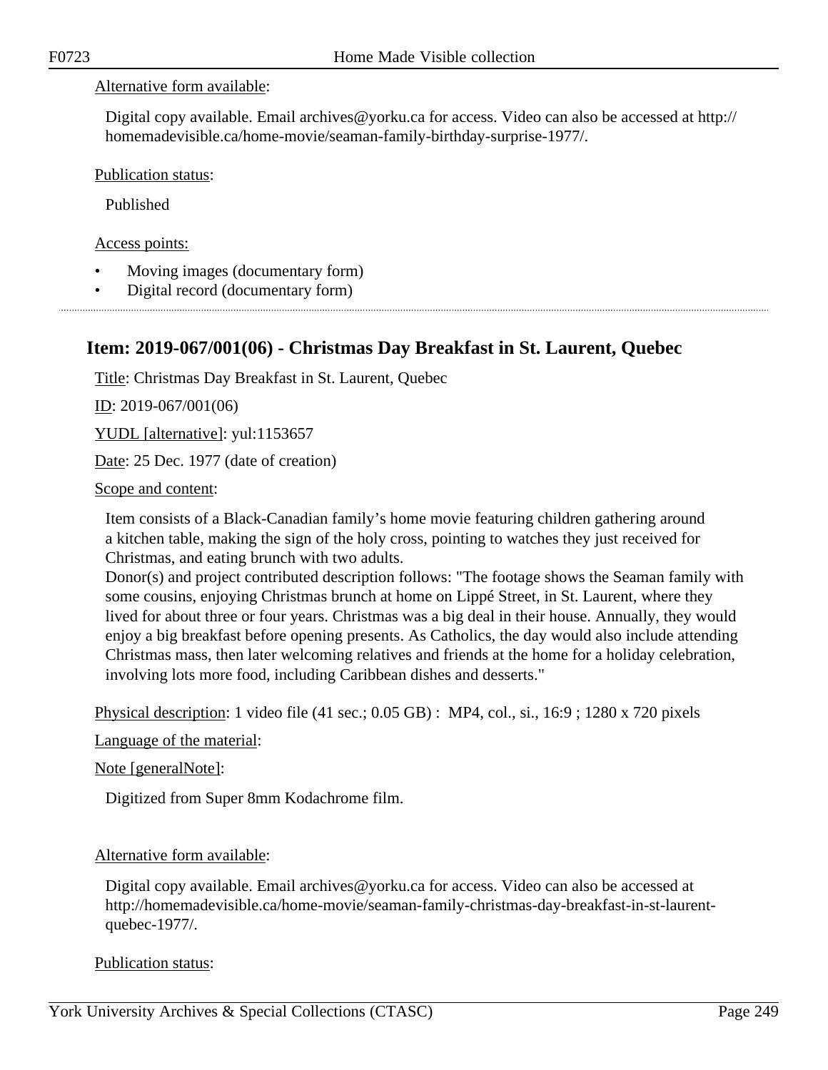Alternative form available:

Digital copy available. Email archives@yorku.ca for access. Video can also be accessed at http://homemadevisible.ca/home-movie/seaman-family-birthday-surprise-1977/.

Publication status:

Published

Access points:

- Moving images (documentary form)
- Digital record (documentary form)

## Item: 2019-067/001(06) - Christmas Day Breakfast in St. Laurent, Quebec

Title: Christmas Day Breakfast in St. Laurent, Quebec

ID: 2019-067/001(06)

YUDL [alternative]: yul:1153657

Date: 25 Dec. 1977 (date of creation)

Scope and content:

Item consists of a Black-Canadian family's home movie featuring children gathering around a kitchen table, making the sign of the holy cross, pointing to watches they just received for Christmas, and eating brunch with two adults.
Donor(s) and project contributed description follows: "The footage shows the Seaman family with some cousins, enjoying Christmas brunch at home on Lippé Street, in St. Laurent, where they lived for about three or four years. Christmas was a big deal in their house. Annually, they would enjoy a big breakfast before opening presents. As Catholics, the day would also include attending Christmas mass, then later welcoming relatives and friends at the home for a holiday celebration, involving lots more food, including Caribbean dishes and desserts."

Physical description: 1 video file (41 sec.; 0.05 GB) : MP4, col., si., 16:9 ; 1280 x 720 pixels

Language of the material:

Note [generalNote]:

Digitized from Super 8mm Kodachrome film.

Alternative form available:

Digital copy available. Email archives@yorku.ca for access. Video can also be accessed at http://homemadevisible.ca/home-movie/seaman-family-christmas-day-breakfast-in-st-laurent-quebec-1977/.

Publication status: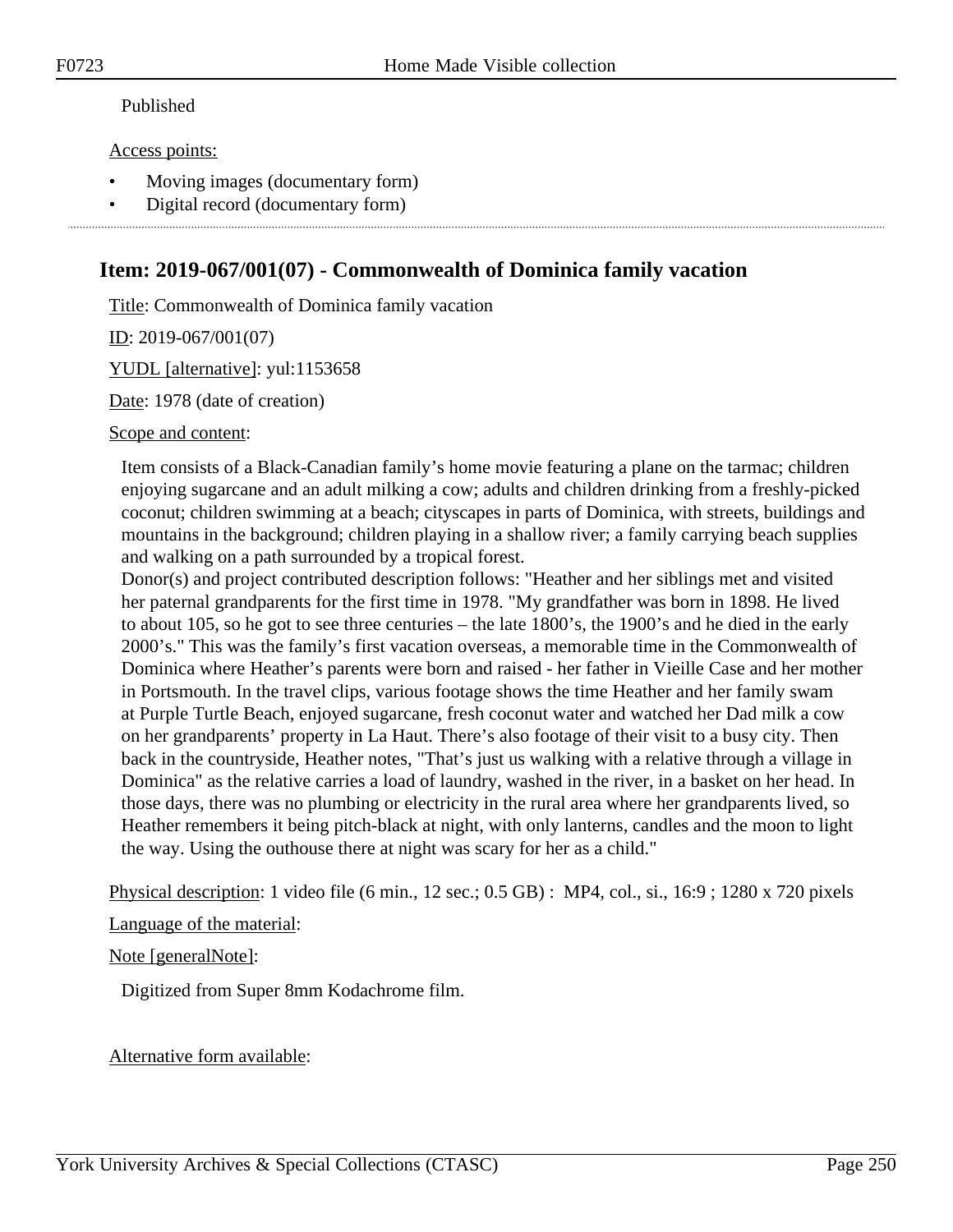Published

Access points:

- Moving images (documentary form)
- Digital record (documentary form)

## Item: 2019-067/001(07) - Commonwealth of Dominica family vacation

Title: Commonwealth of Dominica family vacation

ID: 2019-067/001(07)

YUDL [alternative]: yul:1153658

Date: 1978 (date of creation)

Scope and content:

Item consists of a Black-Canadian family's home movie featuring a plane on the tarmac; children enjoying sugarcane and an adult milking a cow; adults and children drinking from a freshly-picked coconut; children swimming at a beach; cityscapes in parts of Dominica, with streets, buildings and mountains in the background; children playing in a shallow river; a family carrying beach supplies and walking on a path surrounded by a tropical forest.
Donor(s) and project contributed description follows: "Heather and her siblings met and visited her paternal grandparents for the first time in 1978. "My grandfather was born in 1898. He lived to about 105, so he got to see three centuries – the late 1800's, the 1900's and he died in the early 2000's." This was the family's first vacation overseas, a memorable time in the Commonwealth of Dominica where Heather's parents were born and raised - her father in Vieille Case and her mother in Portsmouth. In the travel clips, various footage shows the time Heather and her family swam at Purple Turtle Beach, enjoyed sugarcane, fresh coconut water and watched her Dad milk a cow on her grandparents' property in La Haut. There's also footage of their visit to a busy city. Then back in the countryside, Heather notes, "That's just us walking with a relative through a village in Dominica" as the relative carries a load of laundry, washed in the river, in a basket on her head. In those days, there was no plumbing or electricity in the rural area where her grandparents lived, so Heather remembers it being pitch-black at night, with only lanterns, candles and the moon to light the way. Using the outhouse there at night was scary for her as a child."

Physical description: 1 video file (6 min., 12 sec.; 0.5 GB) : MP4, col., si., 16:9 ; 1280 x 720 pixels

Language of the material:

Note [generalNote]:

Digitized from Super 8mm Kodachrome film.

Alternative form available: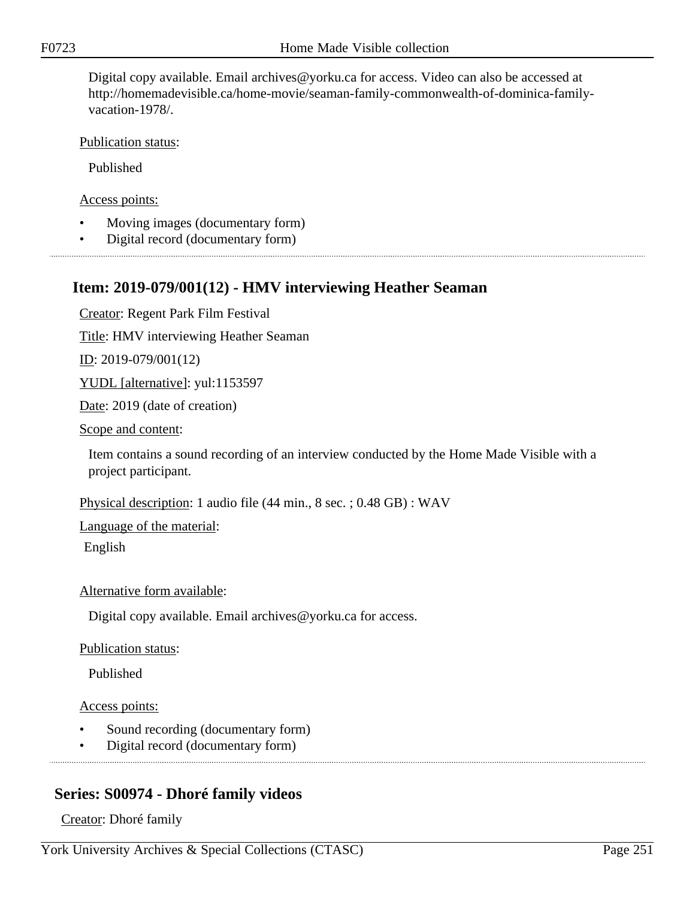Digital copy available. Email archives@yorku.ca for access. Video can also be accessed at http://homemadevisible.ca/home-movie/seaman-family-commonwealth-of-dominica-family-vacation-1978/.

Publication status:

Published

Access points:

- Moving images (documentary form)
- Digital record (documentary form)

---

### Item: 2019-079/001(12) - HMV interviewing Heather Seaman

Creator: Regent Park Film Festival

Title: HMV interviewing Heather Seaman

ID: 2019-079/001(12)

YUDL [alternative]: yul:1153597

Date: 2019 (date of creation)

Scope and content:

Item contains a sound recording of an interview conducted by the Home Made Visible with a project participant.

Physical description: 1 audio file (44 min., 8 sec. ; 0.48 GB) : WAV

Language of the material:

English

Alternative form available:

Digital copy available. Email archives@yorku.ca for access.

Publication status:

Published

Access points:

- Sound recording (documentary form)
- Digital record (documentary form)

---

## Series: S00974 - Dhoré family videos

Creator: Dhoré family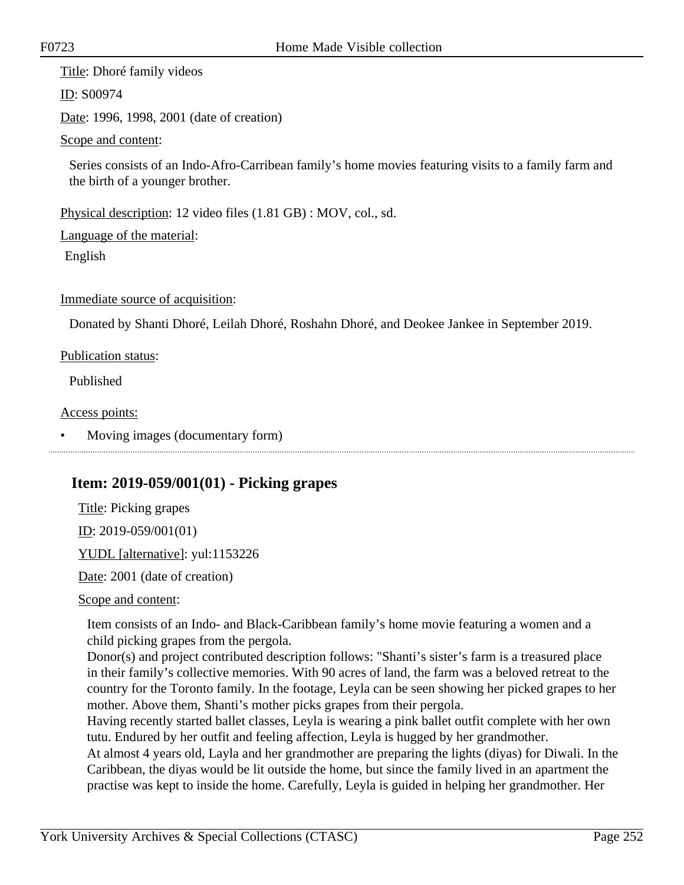Title: Dhoré family videos

ID: S00974

Date: 1996, 1998, 2001 (date of creation)

Scope and content:

Series consists of an Indo-Afro-Carribean family's home movies featuring visits to a family farm and the birth of a younger brother.

Physical description: 12 video files (1.81 GB) : MOV, col., sd.

Language of the material:

English

Immediate source of acquisition:

Donated by Shanti Dhoré, Leilah Dhoré, Roshahn Dhoré, and Deokee Jankee in September 2019.

Publication status:

Published

Access points:

- Moving images (documentary form)

## Item: 2019-059/001(01) - Picking grapes

Title: Picking grapes

ID: 2019-059/001(01)

YUDL [alternative]: yul:1153226

Date: 2001 (date of creation)

Scope and content:

Item consists of an Indo- and Black-Caribbean family's home movie featuring a women and a child picking grapes from the pergola.
Donor(s) and project contributed description follows: "Shanti's sister's farm is a treasured place in their family's collective memories. With 90 acres of land, the farm was a beloved retreat to the country for the Toronto family. In the footage, Leyla can be seen showing her picked grapes to her mother. Above them, Shanti's mother picks grapes from their pergola.
Having recently started ballet classes, Leyla is wearing a pink ballet outfit complete with her own tutu. Endured by her outfit and feeling affection, Leyla is hugged by her grandmother.
At almost 4 years old, Layla and her grandmother are preparing the lights (diyas) for Diwali. In the Caribbean, the diyas would be lit outside the home, but since the family lived in an apartment the practise was kept to inside the home. Carefully, Leyla is guided in helping her grandmother. Her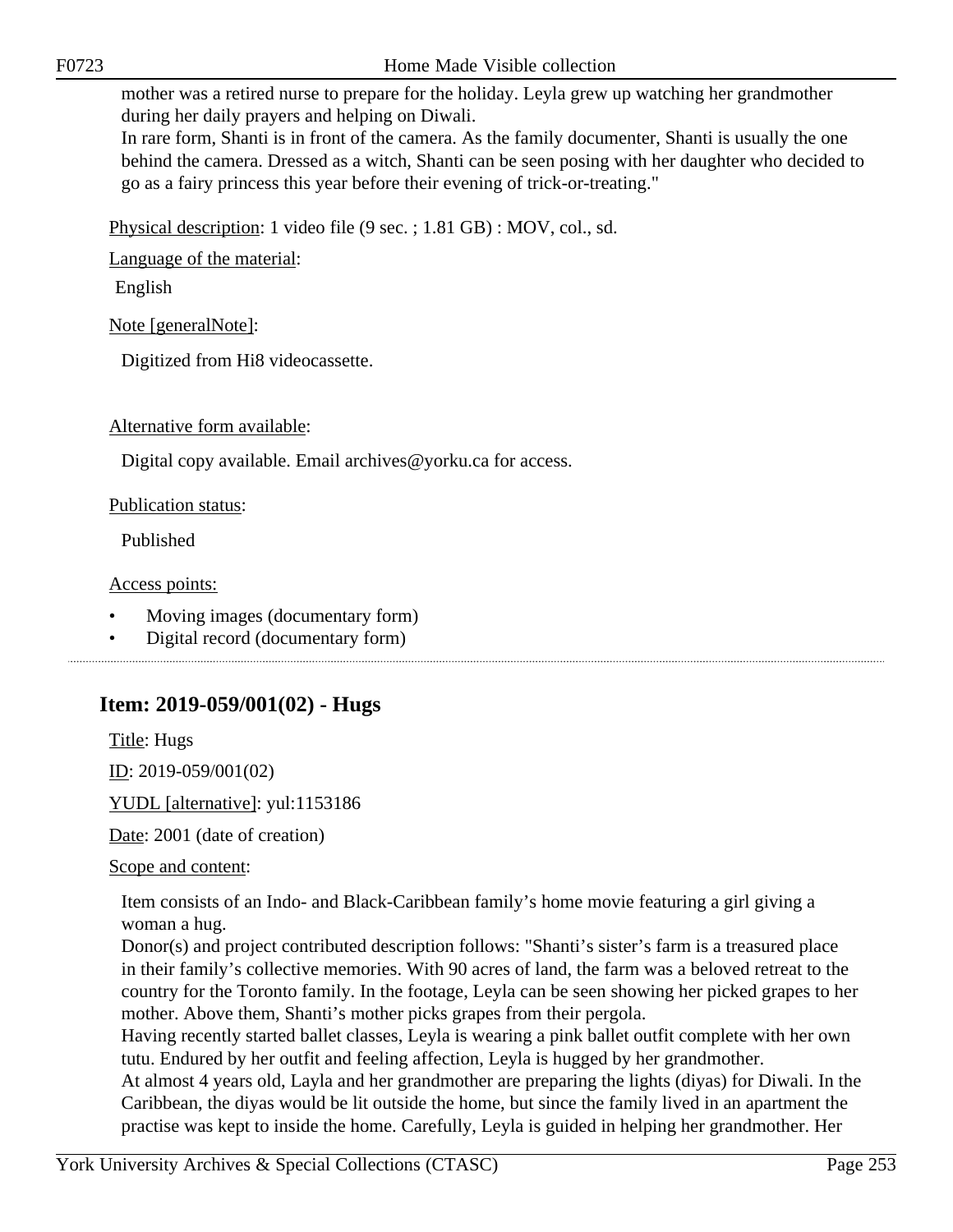mother was a retired nurse to prepare for the holiday. Leyla grew up watching her grandmother during her daily prayers and helping on Diwali.
In rare form, Shanti is in front of the camera. As the family documenter, Shanti is usually the one behind the camera. Dressed as a witch, Shanti can be seen posing with her daughter who decided to go as a fairy princess this year before their evening of trick-or-treating."

Physical description: 1 video file (9 sec. ; 1.81 GB) : MOV, col., sd.

Language of the material:

English

Note [generalNote]:

Digitized from Hi8 videocassette.

Alternative form available:

Digital copy available. Email archives@yorku.ca for access.

Publication status:

Published

Access points:

- Moving images (documentary form)
- Digital record (documentary form)

## Item: 2019-059/001(02) - Hugs

Title: Hugs

ID: 2019-059/001(02)

YUDL [alternative]: yul:1153186

Date: 2001 (date of creation)

Scope and content:

Item consists of an Indo- and Black-Caribbean family's home movie featuring a girl giving a woman a hug.
Donor(s) and project contributed description follows: "Shanti's sister's farm is a treasured place in their family's collective memories. With 90 acres of land, the farm was a beloved retreat to the country for the Toronto family. In the footage, Leyla can be seen showing her picked grapes to her mother. Above them, Shanti's mother picks grapes from their pergola.
Having recently started ballet classes, Leyla is wearing a pink ballet outfit complete with her own tutu. Endured by her outfit and feeling affection, Leyla is hugged by her grandmother.
At almost 4 years old, Layla and her grandmother are preparing the lights (diyas) for Diwali. In the Caribbean, the diyas would be lit outside the home, but since the family lived in an apartment the practise was kept to inside the home. Carefully, Leyla is guided in helping her grandmother. Her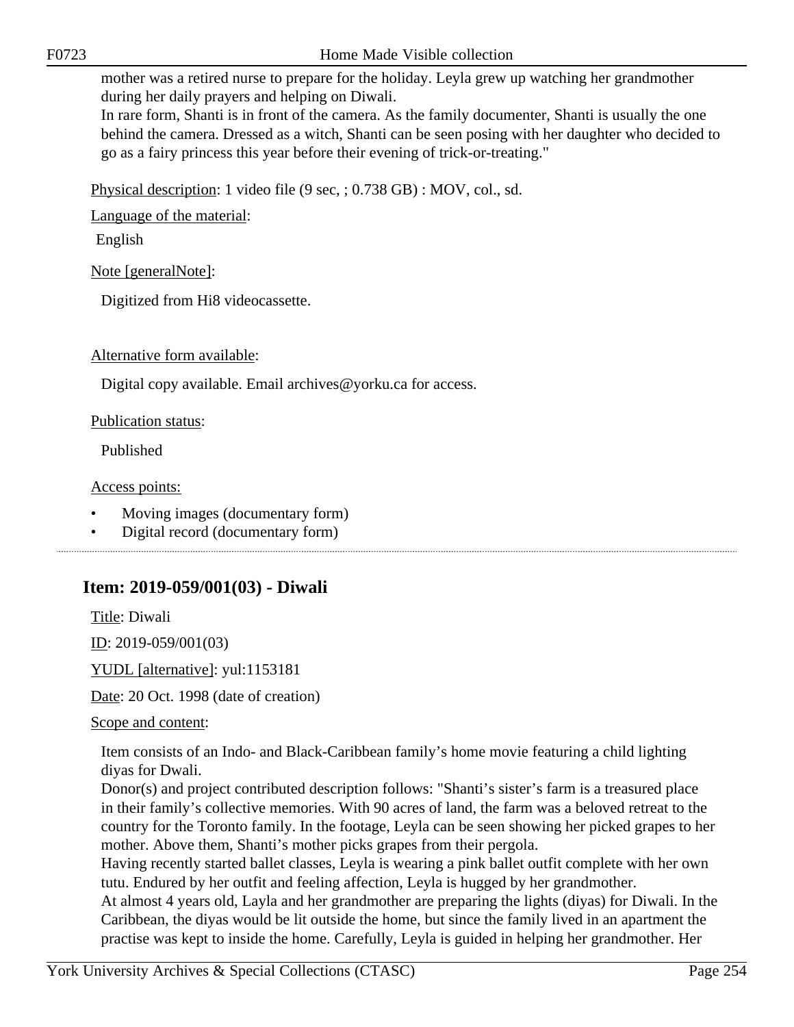mother was a retired nurse to prepare for the holiday. Leyla grew up watching her grandmother during her daily prayers and helping on Diwali.
In rare form, Shanti is in front of the camera. As the family documenter, Shanti is usually the one behind the camera. Dressed as a witch, Shanti can be seen posing with her daughter who decided to go as a fairy princess this year before their evening of trick-or-treating."

Physical description: 1 video file (9 sec, ; 0.738 GB) : MOV, col., sd.

Language of the material:

English

Note [generalNote]:

Digitized from Hi8 videocassette.

Alternative form available:

Digital copy available. Email archives@yorku.ca for access.

Publication status:

Published

Access points:

- Moving images (documentary form)
- Digital record (documentary form)

---

## Item: 2019-059/001(03) - Diwali

Title: Diwali

ID: 2019-059/001(03)

YUDL [alternative]: yul:1153181

Date: 20 Oct. 1998 (date of creation)

Scope and content:

Item consists of an Indo- and Black-Caribbean family's home movie featuring a child lighting diyas for Dwali.
Donor(s) and project contributed description follows: "Shanti's sister's farm is a treasured place in their family's collective memories. With 90 acres of land, the farm was a beloved retreat to the country for the Toronto family. In the footage, Leyla can be seen showing her picked grapes to her mother. Above them, Shanti's mother picks grapes from their pergola.
Having recently started ballet classes, Leyla is wearing a pink ballet outfit complete with her own tutu. Endured by her outfit and feeling affection, Leyla is hugged by her grandmother.
At almost 4 years old, Layla and her grandmother are preparing the lights (diyas) for Diwali. In the Caribbean, the diyas would be lit outside the home, but since the family lived in an apartment the practise was kept to inside the home. Carefully, Leyla is guided in helping her grandmother. Her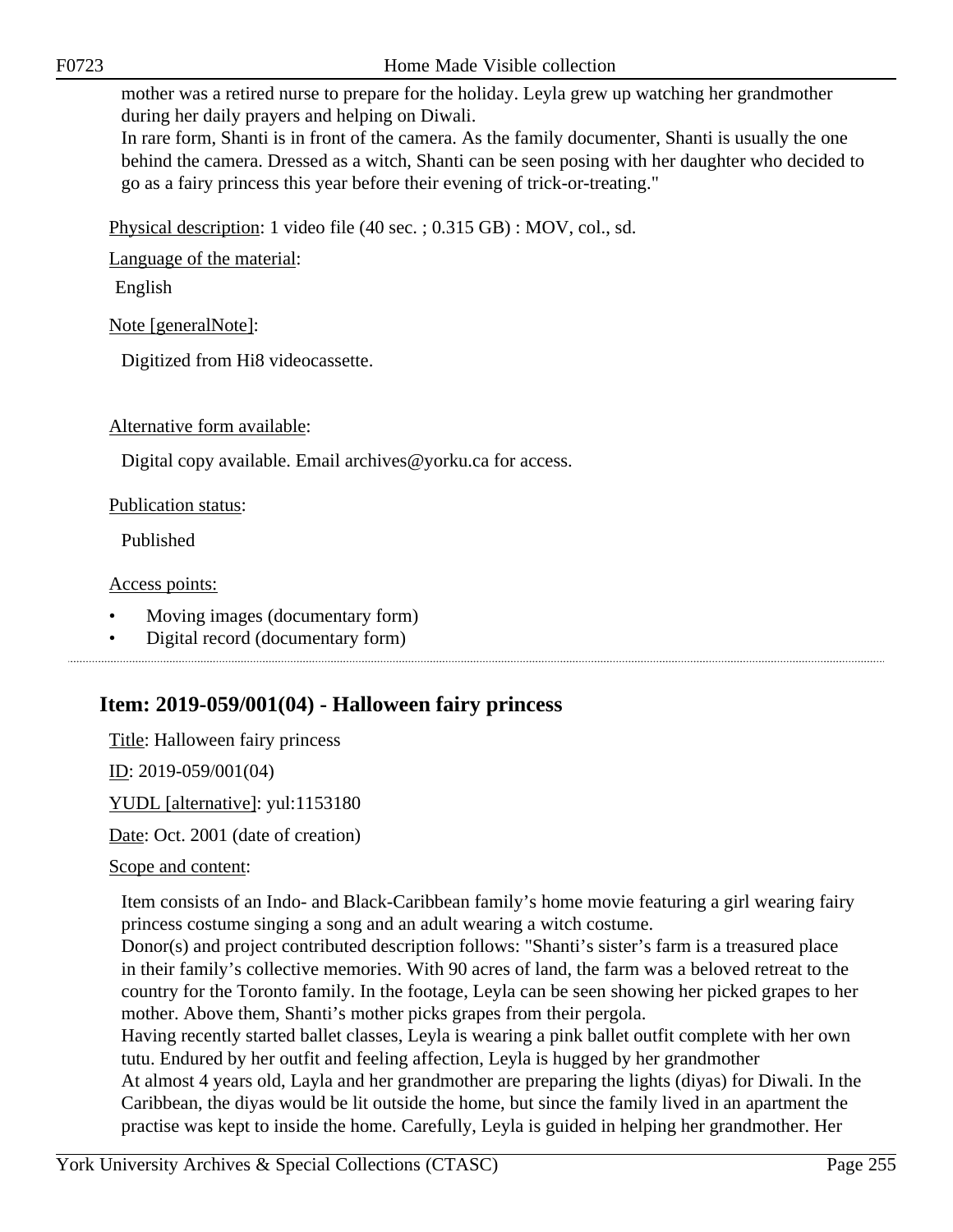mother was a retired nurse to prepare for the holiday. Leyla grew up watching her grandmother during her daily prayers and helping on Diwali.
In rare form, Shanti is in front of the camera. As the family documenter, Shanti is usually the one behind the camera. Dressed as a witch, Shanti can be seen posing with her daughter who decided to go as a fairy princess this year before their evening of trick-or-treating."

Physical description: 1 video file (40 sec. ; 0.315 GB) : MOV, col., sd.

Language of the material:

English

Note [generalNote]:

Digitized from Hi8 videocassette.

Alternative form available:

Digital copy available. Email archives@yorku.ca for access.

Publication status:

Published

Access points:

- Moving images (documentary form)
- Digital record (documentary form)

## Item: 2019-059/001(04) - Halloween fairy princess

Title: Halloween fairy princess

ID: 2019-059/001(04)

YUDL [alternative]: yul:1153180

Date: Oct. 2001 (date of creation)

Scope and content:

Item consists of an Indo- and Black-Caribbean family's home movie featuring a girl wearing fairy princess costume singing a song and an adult wearing a witch costume.
Donor(s) and project contributed description follows: "Shanti's sister's farm is a treasured place in their family's collective memories. With 90 acres of land, the farm was a beloved retreat to the country for the Toronto family. In the footage, Leyla can be seen showing her picked grapes to her mother. Above them, Shanti's mother picks grapes from their pergola.
Having recently started ballet classes, Leyla is wearing a pink ballet outfit complete with her own tutu. Endured by her outfit and feeling affection, Leyla is hugged by her grandmother
At almost 4 years old, Layla and her grandmother are preparing the lights (diyas) for Diwali. In the Caribbean, the diyas would be lit outside the home, but since the family lived in an apartment the practise was kept to inside the home. Carefully, Leyla is guided in helping her grandmother. Her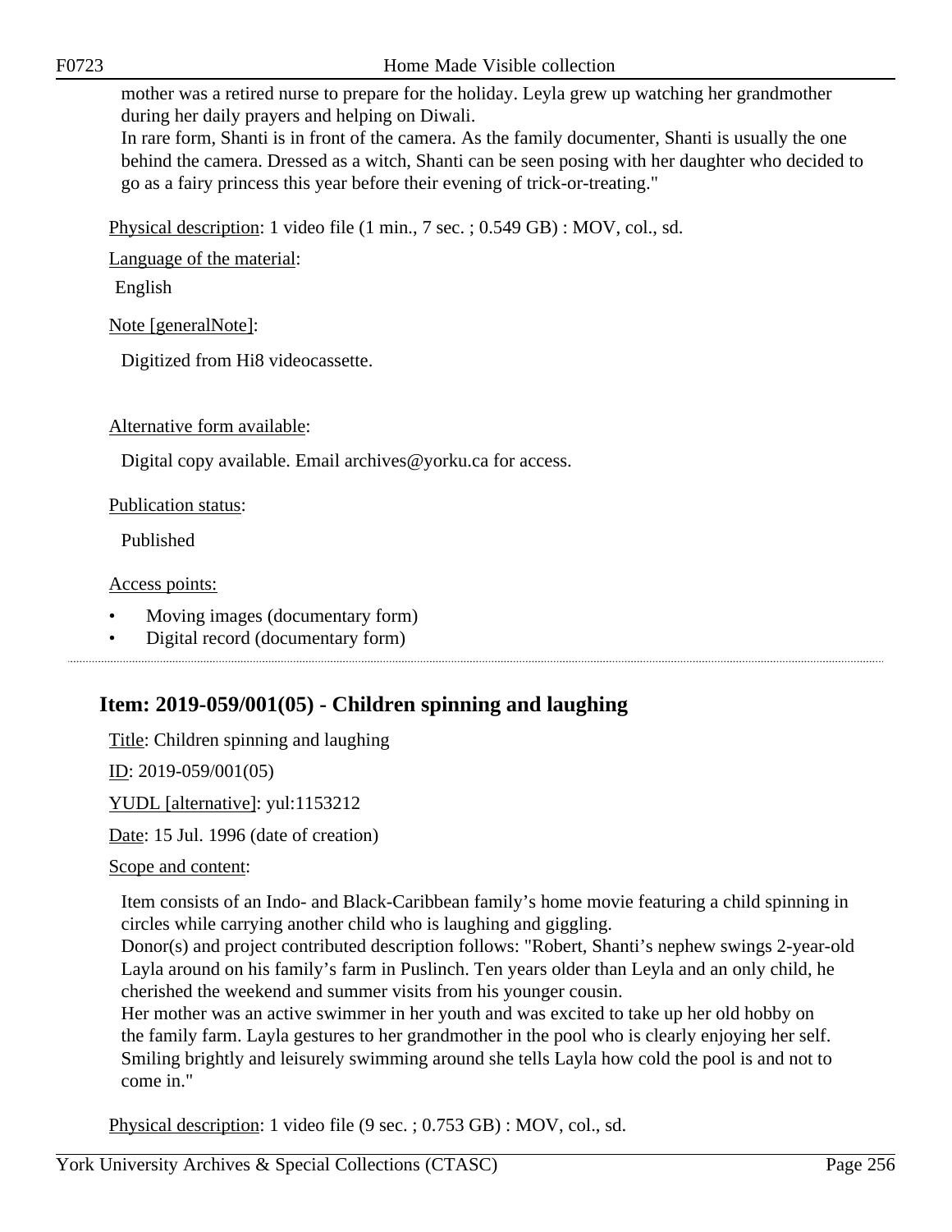mother was a retired nurse to prepare for the holiday. Leyla grew up watching her grandmother during her daily prayers and helping on Diwali.
In rare form, Shanti is in front of the camera. As the family documenter, Shanti is usually the one behind the camera. Dressed as a witch, Shanti can be seen posing with her daughter who decided to go as a fairy princess this year before their evening of trick-or-treating."

Physical description: 1 video file (1 min., 7 sec. ; 0.549 GB) : MOV, col., sd.

Language of the material:

English

Note [generalNote]:

Digitized from Hi8 videocassette.

Alternative form available:

Digital copy available. Email archives@yorku.ca for access.

Publication status:

Published

Access points:

- Moving images (documentary form)
- Digital record (documentary form)

## Item: 2019-059/001(05) - Children spinning and laughing

Title: Children spinning and laughing

ID: 2019-059/001(05)

YUDL [alternative]: yul:1153212

Date: 15 Jul. 1996 (date of creation)

Scope and content:

Item consists of an Indo- and Black-Caribbean family's home movie featuring a child spinning in circles while carrying another child who is laughing and giggling.
Donor(s) and project contributed description follows: "Robert, Shanti's nephew swings 2-year-old Layla around on his family's farm in Puslinch. Ten years older than Leyla and an only child, he cherished the weekend and summer visits from his younger cousin.
Her mother was an active swimmer in her youth and was excited to take up her old hobby on the family farm. Layla gestures to her grandmother in the pool who is clearly enjoying her self. Smiling brightly and leisurely swimming around she tells Layla how cold the pool is and not to come in."

Physical description: 1 video file (9 sec. ; 0.753 GB) : MOV, col., sd.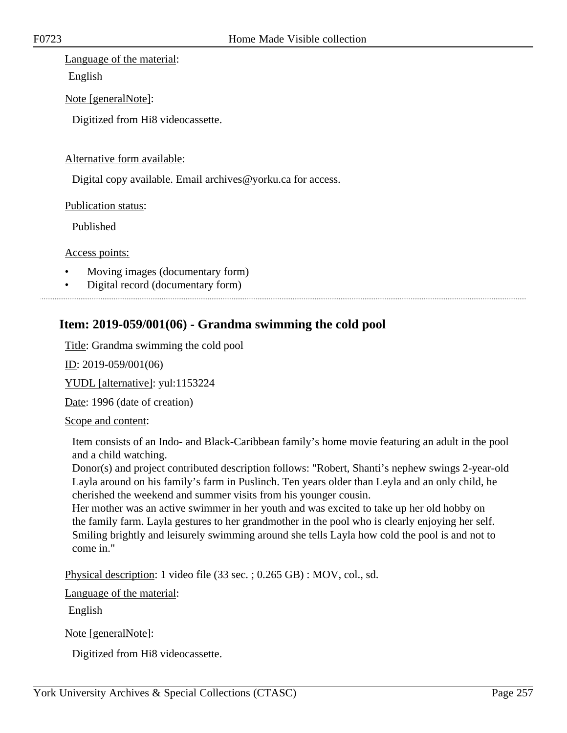Language of the material:

English

Note [generalNote]:

Digitized from Hi8 videocassette.

Alternative form available:

Digital copy available. Email archives@yorku.ca for access.

Publication status:

Published

Access points:

- Moving images (documentary form)
- Digital record (documentary form)

---

## Item: 2019-059/001(06) - Grandma swimming the cold pool

Title: Grandma swimming the cold pool

ID: 2019-059/001(06)

YUDL [alternative]: yul:1153224

Date: 1996 (date of creation)

Scope and content:

Item consists of an Indo- and Black-Caribbean family's home movie featuring an adult in the pool and a child watching.
Donor(s) and project contributed description follows: "Robert, Shanti's nephew swings 2-year-old Layla around on his family's farm in Puslinch. Ten years older than Leyla and an only child, he cherished the weekend and summer visits from his younger cousin.
Her mother was an active swimmer in her youth and was excited to take up her old hobby on the family farm. Layla gestures to her grandmother in the pool who is clearly enjoying her self. Smiling brightly and leisurely swimming around she tells Layla how cold the pool is and not to come in."

Physical description: 1 video file (33 sec. ; 0.265 GB) : MOV, col., sd.

Language of the material:

English

Note [generalNote]:

Digitized from Hi8 videocassette.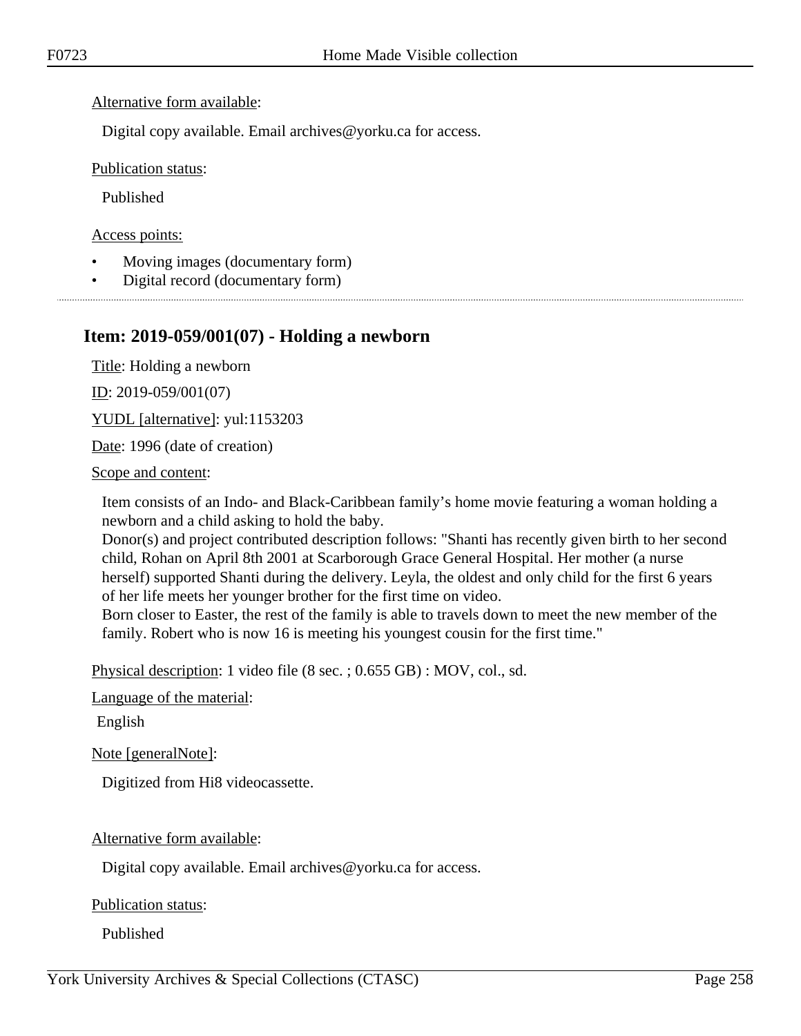Alternative form available:

Digital copy available. Email archives@yorku.ca for access.

Publication status:

Published

Access points:

- Moving images (documentary form)
- Digital record (documentary form)

---

## Item: 2019-059/001(07) - Holding a newborn

Title: Holding a newborn

ID: 2019-059/001(07)

YUDL [alternative]: yul:1153203

Date: 1996 (date of creation)

Scope and content:

Item consists of an Indo- and Black-Caribbean family's home movie featuring a woman holding a newborn and a child asking to hold the baby.
Donor(s) and project contributed description follows: "Shanti has recently given birth to her second child, Rohan on April 8th 2001 at Scarborough Grace General Hospital. Her mother (a nurse herself) supported Shanti during the delivery. Leyla, the oldest and only child for the first 6 years of her life meets her younger brother for the first time on video.
Born closer to Easter, the rest of the family is able to travels down to meet the new member of the family. Robert who is now 16 is meeting his youngest cousin for the first time."

Physical description: 1 video file (8 sec. ; 0.655 GB) : MOV, col., sd.

Language of the material:

English

Note [generalNote]:

Digitized from Hi8 videocassette.

Alternative form available:

Digital copy available. Email archives@yorku.ca for access.

Publication status:

Published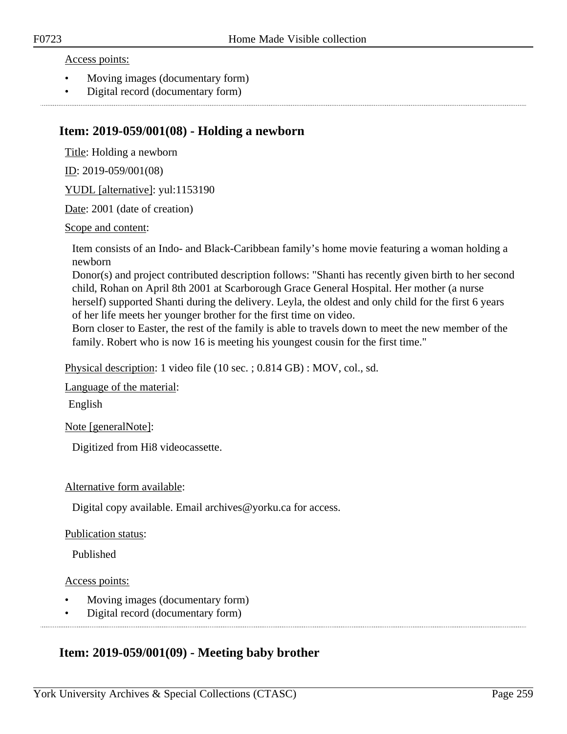Access points:

- Moving images (documentary form)
- Digital record (documentary form)

## Item: 2019-059/001(08) - Holding a newborn

Title: Holding a newborn

ID: 2019-059/001(08)

YUDL [alternative]: yul:1153190

Date: 2001 (date of creation)

Scope and content:

Item consists of an Indo- and Black-Caribbean family's home movie featuring a woman holding a newborn
Donor(s) and project contributed description follows: "Shanti has recently given birth to her second child, Rohan on April 8th 2001 at Scarborough Grace General Hospital. Her mother (a nurse herself) supported Shanti during the delivery. Leyla, the oldest and only child for the first 6 years of her life meets her younger brother for the first time on video.
Born closer to Easter, the rest of the family is able to travels down to meet the new member of the family. Robert who is now 16 is meeting his youngest cousin for the first time."

Physical description: 1 video file (10 sec. ; 0.814 GB) : MOV, col., sd.

Language of the material:

English

Note [generalNote]:

Digitized from Hi8 videocassette.

Alternative form available:

Digital copy available. Email archives@yorku.ca for access.

Publication status:

Published

Access points:

- Moving images (documentary form)
- Digital record (documentary form)

## Item: 2019-059/001(09) - Meeting baby brother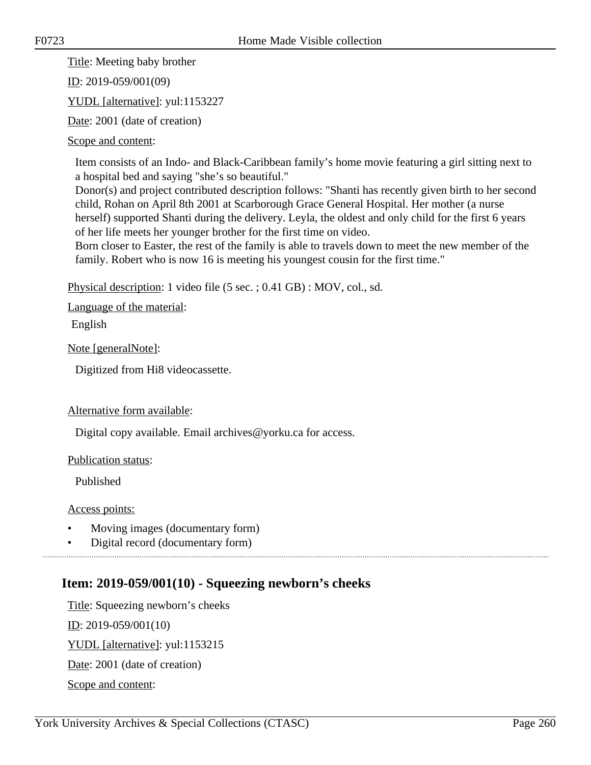Title: Meeting baby brother

ID: 2019-059/001(09)

YUDL [alternative]: yul:1153227

Date: 2001 (date of creation)

Scope and content:

Item consists of an Indo- and Black-Caribbean family's home movie featuring a girl sitting next to a hospital bed and saying "she's so beautiful."
Donor(s) and project contributed description follows: "Shanti has recently given birth to her second child, Rohan on April 8th 2001 at Scarborough Grace General Hospital. Her mother (a nurse herself) supported Shanti during the delivery. Leyla, the oldest and only child for the first 6 years of her life meets her younger brother for the first time on video.
Born closer to Easter, the rest of the family is able to travels down to meet the new member of the family. Robert who is now 16 is meeting his youngest cousin for the first time."

Physical description: 1 video file (5 sec. ; 0.41 GB) : MOV, col., sd.

Language of the material:

English

Note [generalNote]:

Digitized from Hi8 videocassette.

Alternative form available:

Digital copy available. Email archives@yorku.ca for access.

Publication status:

Published

Access points:

- Moving images (documentary form)
- Digital record (documentary form)

## Item: 2019-059/001(10) - Squeezing newborn's cheeks

Title: Squeezing newborn's cheeks

ID: 2019-059/001(10)

YUDL [alternative]: yul:1153215

Date: 2001 (date of creation)

Scope and content: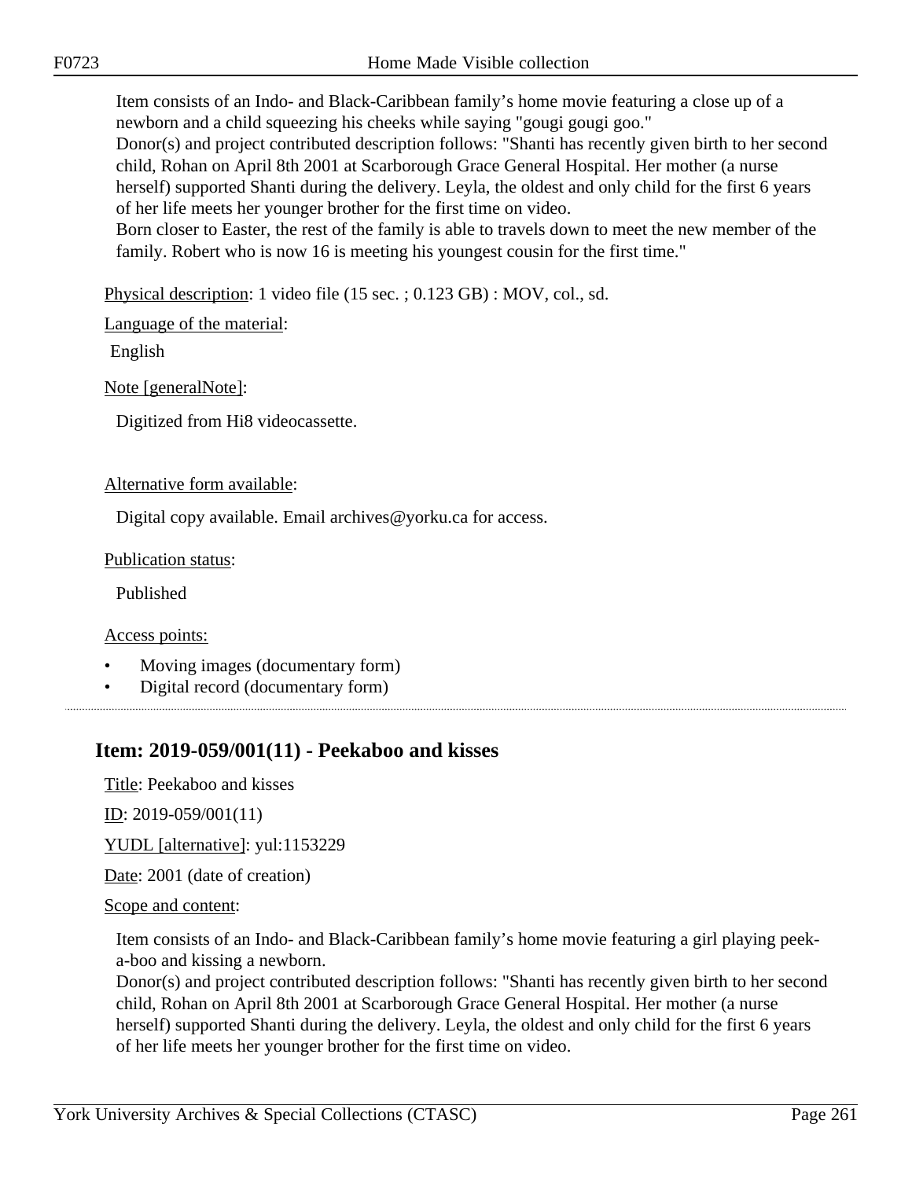Item consists of an Indo- and Black-Caribbean family's home movie featuring a close up of a newborn and a child squeezing his cheeks while saying "gougi gougi goo."
Donor(s) and project contributed description follows: "Shanti has recently given birth to her second child, Rohan on April 8th 2001 at Scarborough Grace General Hospital. Her mother (a nurse herself) supported Shanti during the delivery. Leyla, the oldest and only child for the first 6 years of her life meets her younger brother for the first time on video.
Born closer to Easter, the rest of the family is able to travels down to meet the new member of the family. Robert who is now 16 is meeting his youngest cousin for the first time."

Physical description: 1 video file (15 sec. ; 0.123 GB) : MOV, col., sd.

Language of the material:

English

Note [generalNote]:

Digitized from Hi8 videocassette.

Alternative form available:

Digital copy available. Email archives@yorku.ca for access.

Publication status:

Published

Access points:

- Moving images (documentary form)
- Digital record (documentary form)

## Item: 2019-059/001(11) - Peekaboo and kisses

Title: Peekaboo and kisses

ID: 2019-059/001(11)

YUDL [alternative]: yul:1153229

Date: 2001 (date of creation)

Scope and content:

Item consists of an Indo- and Black-Caribbean family's home movie featuring a girl playing peek-a-boo and kissing a newborn.
Donor(s) and project contributed description follows: "Shanti has recently given birth to her second child, Rohan on April 8th 2001 at Scarborough Grace General Hospital. Her mother (a nurse herself) supported Shanti during the delivery. Leyla, the oldest and only child for the first 6 years of her life meets her younger brother for the first time on video.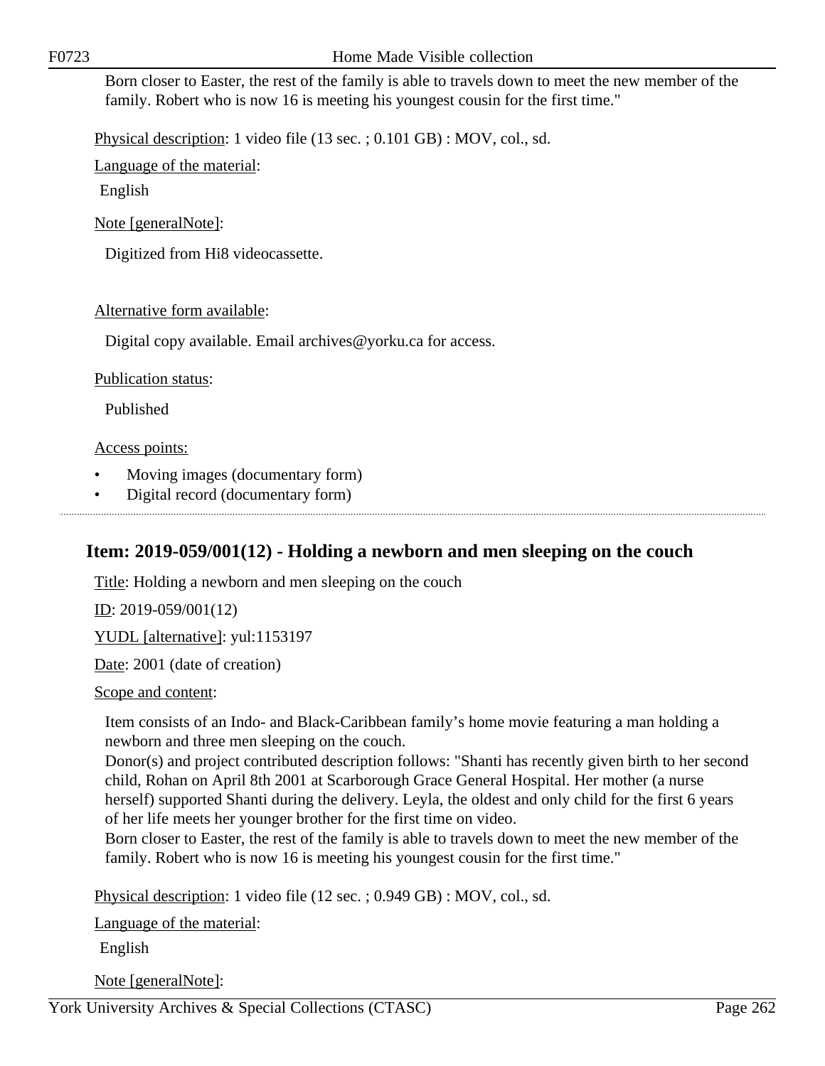Born closer to Easter, the rest of the family is able to travels down to meet the new member of the family. Robert who is now 16 is meeting his youngest cousin for the first time."

Physical description: 1 video file (13 sec. ; 0.101 GB) : MOV, col., sd.

Language of the material:

English

Note [generalNote]:

Digitized from Hi8 videocassette.

Alternative form available:

Digital copy available. Email archives@yorku.ca for access.

Publication status:

Published

Access points:

- Moving images (documentary form)
- Digital record (documentary form)

## Item: 2019-059/001(12) - Holding a newborn and men sleeping on the couch

Title: Holding a newborn and men sleeping on the couch

ID: 2019-059/001(12)

YUDL [alternative]: yul:1153197

Date: 2001 (date of creation)

Scope and content:

Item consists of an Indo- and Black-Caribbean family's home movie featuring a man holding a newborn and three men sleeping on the couch.
Donor(s) and project contributed description follows: "Shanti has recently given birth to her second child, Rohan on April 8th 2001 at Scarborough Grace General Hospital. Her mother (a nurse herself) supported Shanti during the delivery. Leyla, the oldest and only child for the first 6 years of her life meets her younger brother for the first time on video.
Born closer to Easter, the rest of the family is able to travels down to meet the new member of the family. Robert who is now 16 is meeting his youngest cousin for the first time."

Physical description: 1 video file (12 sec. ; 0.949 GB) : MOV, col., sd.

Language of the material:

English

Note [generalNote]: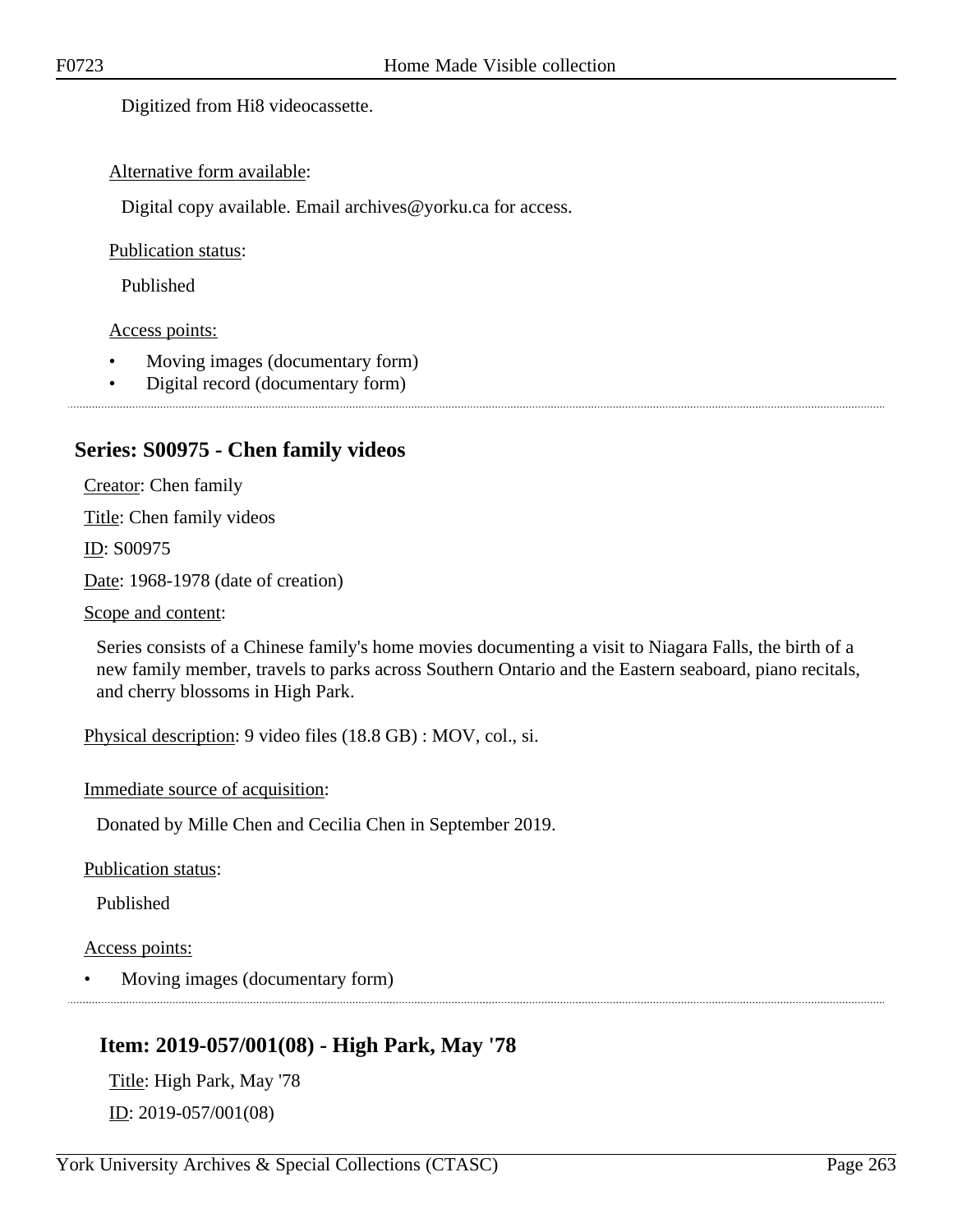Digitized from Hi8 videocassette.

Alternative form available:

Digital copy available. Email archives@yorku.ca for access.

Publication status:

Published

Access points:

- Moving images (documentary form)
- Digital record (documentary form)

## Series: S00975 - Chen family videos

Creator: Chen family

Title: Chen family videos

ID: S00975

Date: 1968-1978 (date of creation)

Scope and content:

Series consists of a Chinese family's home movies documenting a visit to Niagara Falls, the birth of a new family member, travels to parks across Southern Ontario and the Eastern seaboard, piano recitals, and cherry blossoms in High Park.

Physical description: 9 video files (18.8 GB) : MOV, col., si.

Immediate source of acquisition:

Donated by Mille Chen and Cecilia Chen in September 2019.

Publication status:

Published

Access points:

- Moving images (documentary form)

### Item: 2019-057/001(08) - High Park, May '78

Title: High Park, May '78

ID: 2019-057/001(08)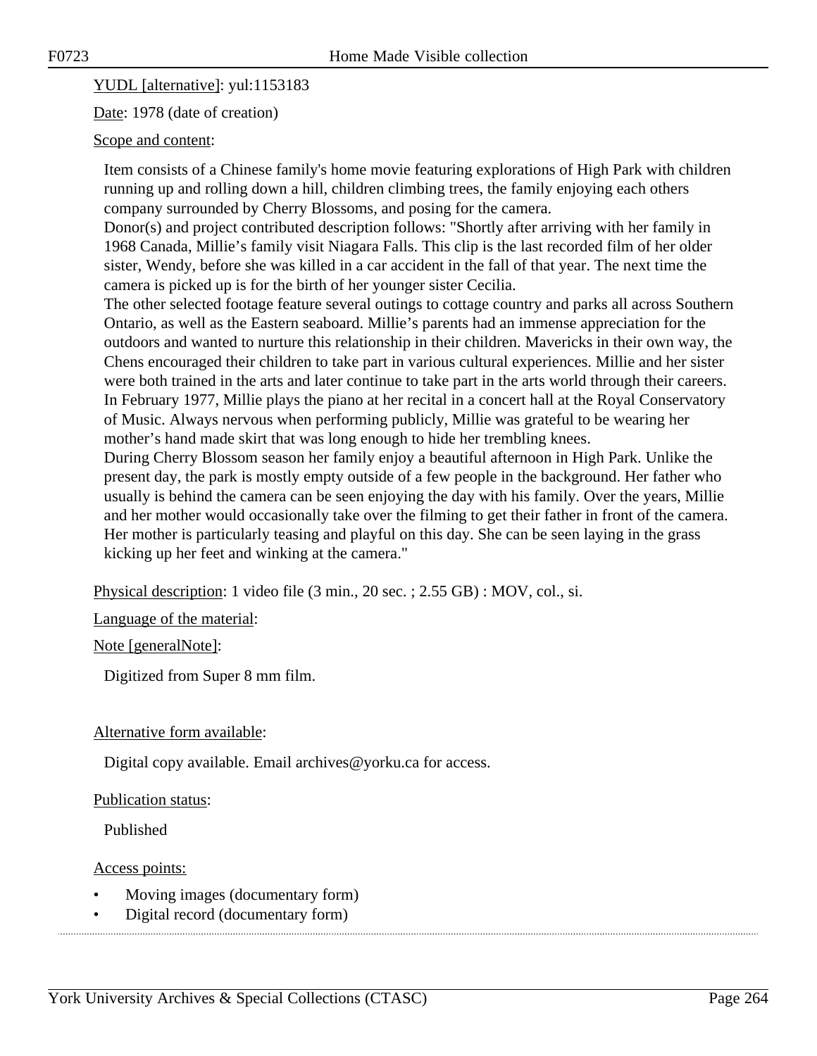YUDL [alternative]: yul:1153183

Date: 1978 (date of creation)

Scope and content:

Item consists of a Chinese family's home movie featuring explorations of High Park with children running up and rolling down a hill, children climbing trees, the family enjoying each others company surrounded by Cherry Blossoms, and posing for the camera.
Donor(s) and project contributed description follows: "Shortly after arriving with her family in 1968 Canada, Millie's family visit Niagara Falls. This clip is the last recorded film of her older sister, Wendy, before she was killed in a car accident in the fall of that year. The next time the camera is picked up is for the birth of her younger sister Cecilia.
The other selected footage feature several outings to cottage country and parks all across Southern Ontario, as well as the Eastern seaboard. Millie's parents had an immense appreciation for the outdoors and wanted to nurture this relationship in their children. Mavericks in their own way, the Chens encouraged their children to take part in various cultural experiences. Millie and her sister were both trained in the arts and later continue to take part in the arts world through their careers. In February 1977, Millie plays the piano at her recital in a concert hall at the Royal Conservatory of Music. Always nervous when performing publicly, Millie was grateful to be wearing her mother's hand made skirt that was long enough to hide her trembling knees.
During Cherry Blossom season her family enjoy a beautiful afternoon in High Park. Unlike the present day, the park is mostly empty outside of a few people in the background. Her father who usually is behind the camera can be seen enjoying the day with his family. Over the years, Millie and her mother would occasionally take over the filming to get their father in front of the camera. Her mother is particularly teasing and playful on this day. She can be seen laying in the grass kicking up her feet and winking at the camera."

Physical description: 1 video file (3 min., 20 sec. ; 2.55 GB) : MOV, col., si.

Language of the material:

Note [generalNote]:

Digitized from Super 8 mm film.

Alternative form available:

Digital copy available. Email archives@yorku.ca for access.

Publication status:

Published

Access points:

- Moving images (documentary form)
- Digital record (documentary form)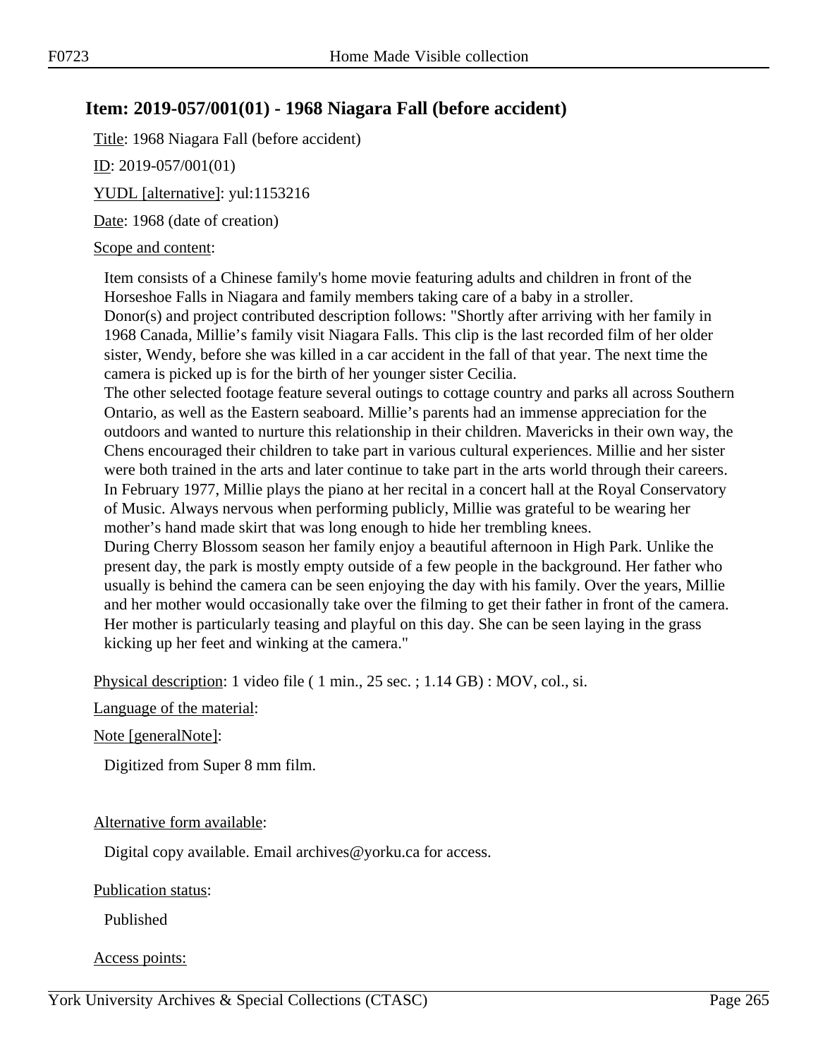## Item: 2019-057/001(01) - 1968 Niagara Fall (before accident)

Title: 1968 Niagara Fall (before accident)

ID: 2019-057/001(01)

YUDL [alternative]: yul:1153216

Date: 1968 (date of creation)

Scope and content:

Item consists of a Chinese family's home movie featuring adults and children in front of the Horseshoe Falls in Niagara and family members taking care of a baby in a stroller.
Donor(s) and project contributed description follows: "Shortly after arriving with her family in 1968 Canada, Millie's family visit Niagara Falls. This clip is the last recorded film of her older sister, Wendy, before she was killed in a car accident in the fall of that year. The next time the camera is picked up is for the birth of her younger sister Cecilia.
The other selected footage feature several outings to cottage country and parks all across Southern Ontario, as well as the Eastern seaboard. Millie's parents had an immense appreciation for the outdoors and wanted to nurture this relationship in their children. Mavericks in their own way, the Chens encouraged their children to take part in various cultural experiences. Millie and her sister were both trained in the arts and later continue to take part in the arts world through their careers.
In February 1977, Millie plays the piano at her recital in a concert hall at the Royal Conservatory of Music. Always nervous when performing publicly, Millie was grateful to be wearing her mother's hand made skirt that was long enough to hide her trembling knees.
During Cherry Blossom season her family enjoy a beautiful afternoon in High Park. Unlike the present day, the park is mostly empty outside of a few people in the background. Her father who usually is behind the camera can be seen enjoying the day with his family. Over the years, Millie and her mother would occasionally take over the filming to get their father in front of the camera. Her mother is particularly teasing and playful on this day. She can be seen laying in the grass kicking up her feet and winking at the camera."

Physical description: 1 video file ( 1 min., 25 sec. ; 1.14 GB) : MOV, col., si.

Language of the material:

Note [generalNote]:

Digitized from Super 8 mm film.

Alternative form available:

Digital copy available. Email archives@yorku.ca for access.

Publication status:

Published

Access points: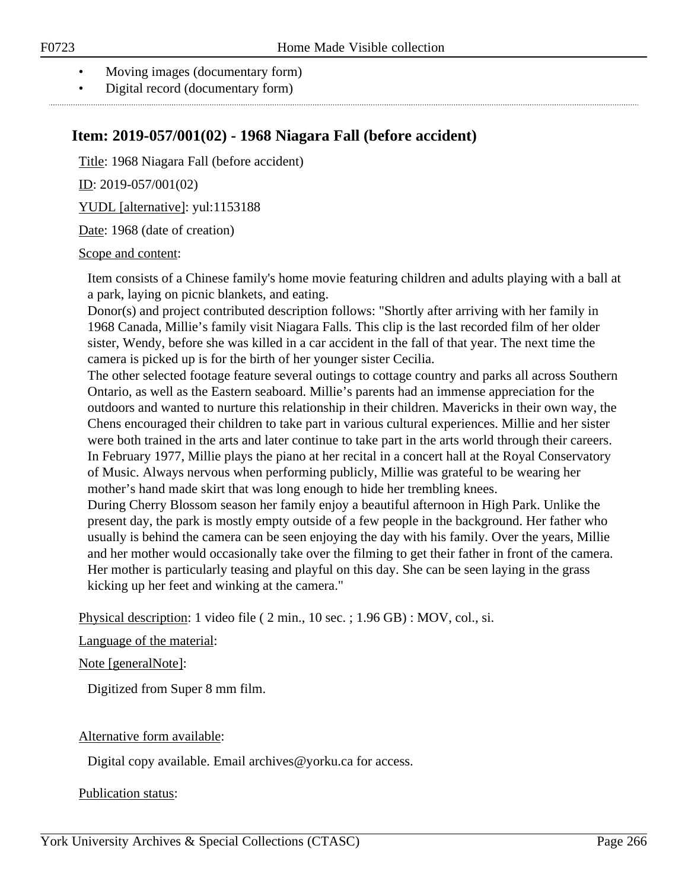- Moving images (documentary form)
- Digital record (documentary form)

## Item: 2019-057/001(02) - 1968 Niagara Fall (before accident)

Title: 1968 Niagara Fall (before accident)

ID: 2019-057/001(02)

YUDL [alternative]: yul:1153188

Date: 1968 (date of creation)

Scope and content:

Item consists of a Chinese family's home movie featuring children and adults playing with a ball at a park, laying on picnic blankets, and eating.
Donor(s) and project contributed description follows: "Shortly after arriving with her family in 1968 Canada, Millie's family visit Niagara Falls. This clip is the last recorded film of her older sister, Wendy, before she was killed in a car accident in the fall of that year. The next time the camera is picked up is for the birth of her younger sister Cecilia.
The other selected footage feature several outings to cottage country and parks all across Southern Ontario, as well as the Eastern seaboard. Millie's parents had an immense appreciation for the outdoors and wanted to nurture this relationship in their children. Mavericks in their own way, the Chens encouraged their children to take part in various cultural experiences. Millie and her sister were both trained in the arts and later continue to take part in the arts world through their careers.
In February 1977, Millie plays the piano at her recital in a concert hall at the Royal Conservatory of Music. Always nervous when performing publicly, Millie was grateful to be wearing her mother's hand made skirt that was long enough to hide her trembling knees.
During Cherry Blossom season her family enjoy a beautiful afternoon in High Park. Unlike the present day, the park is mostly empty outside of a few people in the background. Her father who usually is behind the camera can be seen enjoying the day with his family. Over the years, Millie and her mother would occasionally take over the filming to get their father in front of the camera. Her mother is particularly teasing and playful on this day. She can be seen laying in the grass kicking up her feet and winking at the camera."

Physical description: 1 video file ( 2 min., 10 sec. ; 1.96 GB) : MOV, col., si.

Language of the material:

Note [generalNote]:

Digitized from Super 8 mm film.

Alternative form available:

Digital copy available. Email archives@yorku.ca for access.

Publication status: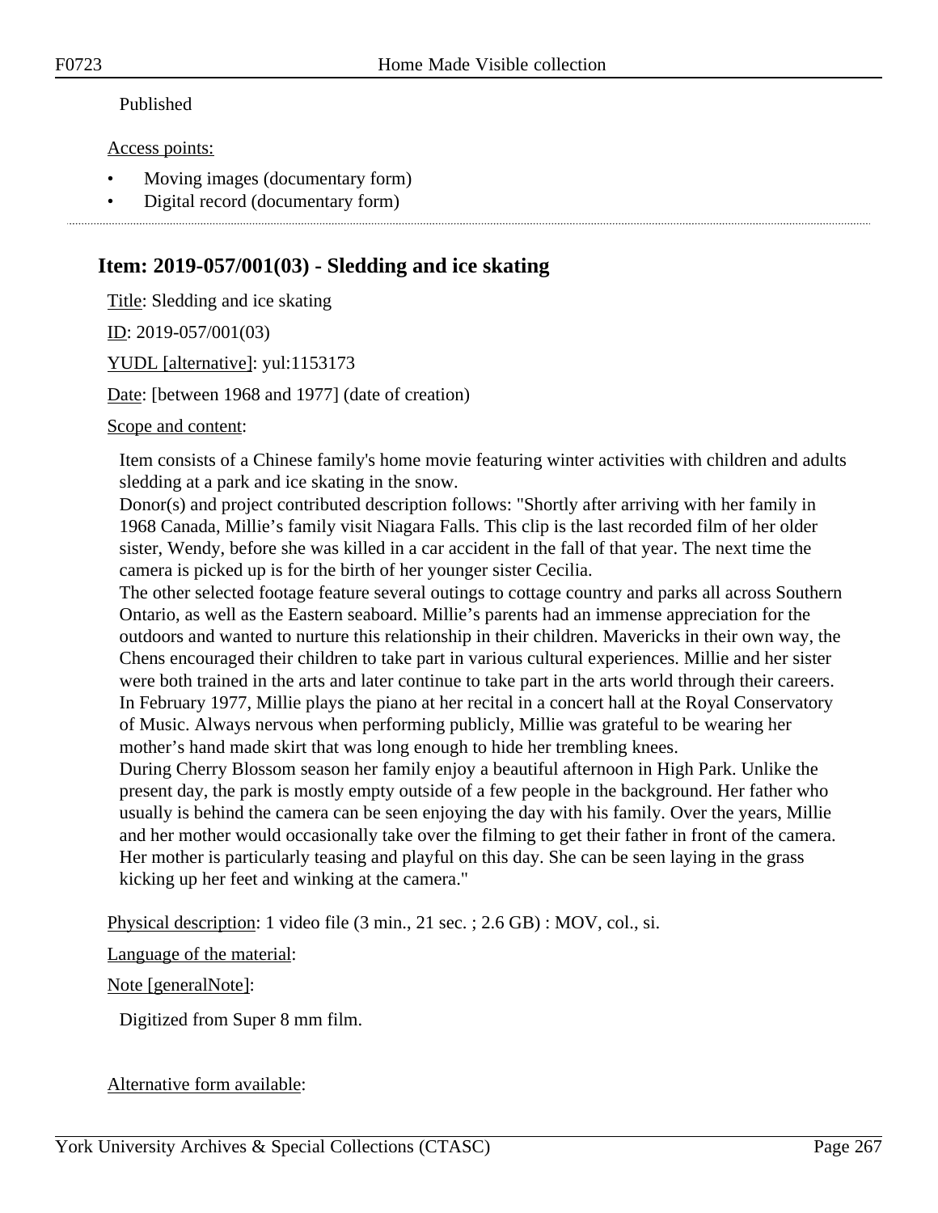Published

Access points:

- Moving images (documentary form)
- Digital record (documentary form)

## Item: 2019-057/001(03) - Sledding and ice skating

Title: Sledding and ice skating

ID: 2019-057/001(03)

YUDL [alternative]: yul:1153173

Date: [between 1968 and 1977] (date of creation)

Scope and content:

Item consists of a Chinese family's home movie featuring winter activities with children and adults sledding at a park and ice skating in the snow.
Donor(s) and project contributed description follows: "Shortly after arriving with her family in 1968 Canada, Millie's family visit Niagara Falls. This clip is the last recorded film of her older sister, Wendy, before she was killed in a car accident in the fall of that year. The next time the camera is picked up is for the birth of her younger sister Cecilia.
The other selected footage feature several outings to cottage country and parks all across Southern Ontario, as well as the Eastern seaboard. Millie's parents had an immense appreciation for the outdoors and wanted to nurture this relationship in their children. Mavericks in their own way, the Chens encouraged their children to take part in various cultural experiences. Millie and her sister were both trained in the arts and later continue to take part in the arts world through their careers. In February 1977, Millie plays the piano at her recital in a concert hall at the Royal Conservatory of Music. Always nervous when performing publicly, Millie was grateful to be wearing her mother's hand made skirt that was long enough to hide her trembling knees.
During Cherry Blossom season her family enjoy a beautiful afternoon in High Park. Unlike the present day, the park is mostly empty outside of a few people in the background. Her father who usually is behind the camera can be seen enjoying the day with his family. Over the years, Millie and her mother would occasionally take over the filming to get their father in front of the camera. Her mother is particularly teasing and playful on this day. She can be seen laying in the grass kicking up her feet and winking at the camera."

Physical description: 1 video file (3 min., 21 sec. ; 2.6 GB) : MOV, col., si.

Language of the material:

Note [generalNote]:

Digitized from Super 8 mm film.

Alternative form available: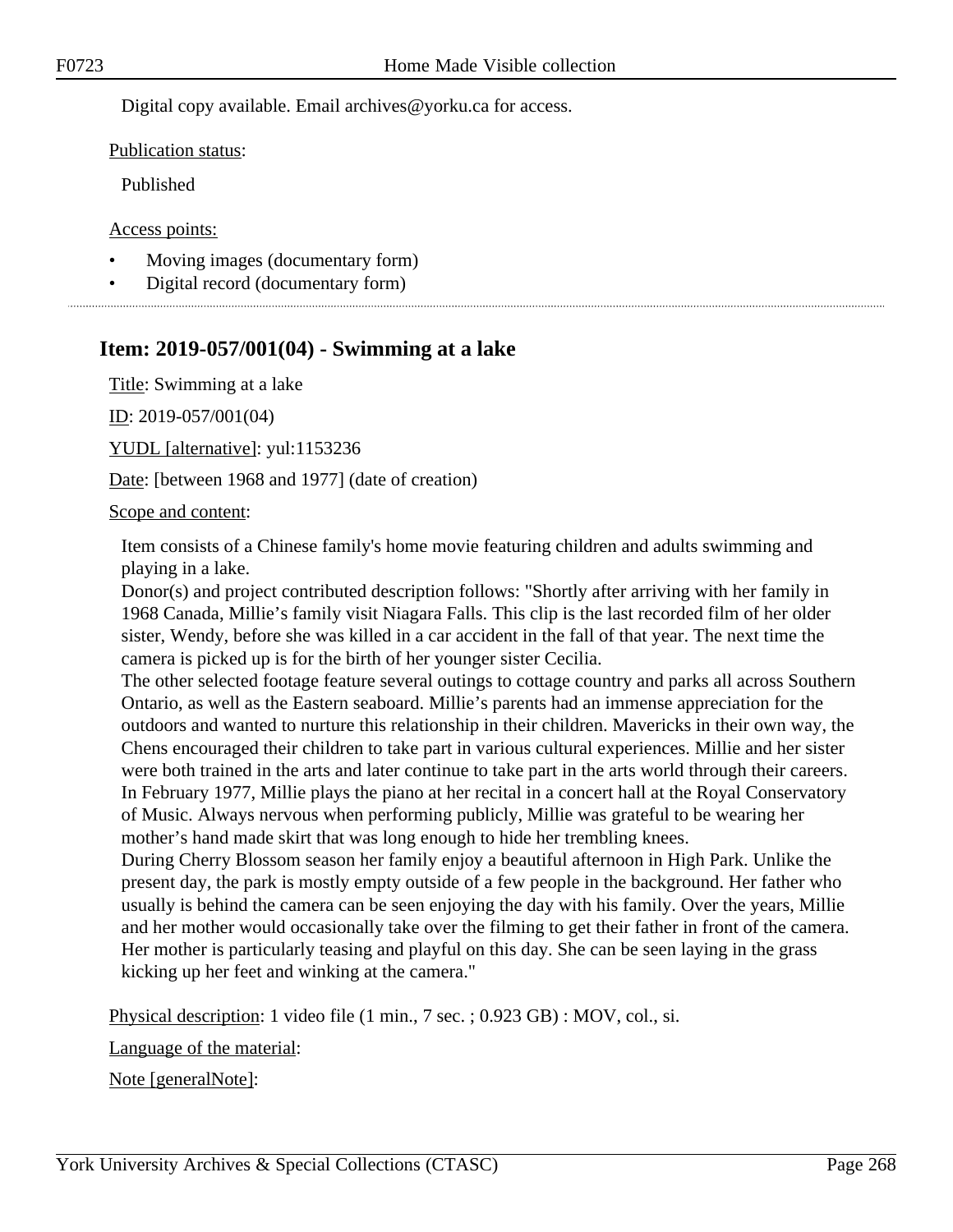Digital copy available. Email archives@yorku.ca for access.

Publication status:

Published

Access points:

- Moving images (documentary form)
- Digital record (documentary form)

## Item: 2019-057/001(04) - Swimming at a lake

Title: Swimming at a lake

ID: 2019-057/001(04)

YUDL [alternative]: yul:1153236

Date: [between 1968 and 1977] (date of creation)

Scope and content:

Item consists of a Chinese family's home movie featuring children and adults swimming and playing in a lake.
Donor(s) and project contributed description follows: "Shortly after arriving with her family in 1968 Canada, Millie's family visit Niagara Falls. This clip is the last recorded film of her older sister, Wendy, before she was killed in a car accident in the fall of that year. The next time the camera is picked up is for the birth of her younger sister Cecilia.
The other selected footage feature several outings to cottage country and parks all across Southern Ontario, as well as the Eastern seaboard. Millie's parents had an immense appreciation for the outdoors and wanted to nurture this relationship in their children. Mavericks in their own way, the Chens encouraged their children to take part in various cultural experiences. Millie and her sister were both trained in the arts and later continue to take part in the arts world through their careers. In February 1977, Millie plays the piano at her recital in a concert hall at the Royal Conservatory of Music. Always nervous when performing publicly, Millie was grateful to be wearing her mother's hand made skirt that was long enough to hide her trembling knees.
During Cherry Blossom season her family enjoy a beautiful afternoon in High Park. Unlike the present day, the park is mostly empty outside of a few people in the background. Her father who usually is behind the camera can be seen enjoying the day with his family. Over the years, Millie and her mother would occasionally take over the filming to get their father in front of the camera. Her mother is particularly teasing and playful on this day. She can be seen laying in the grass kicking up her feet and winking at the camera."

Physical description: 1 video file (1 min., 7 sec. ; 0.923 GB) : MOV, col., si.

Language of the material:

Note [generalNote]: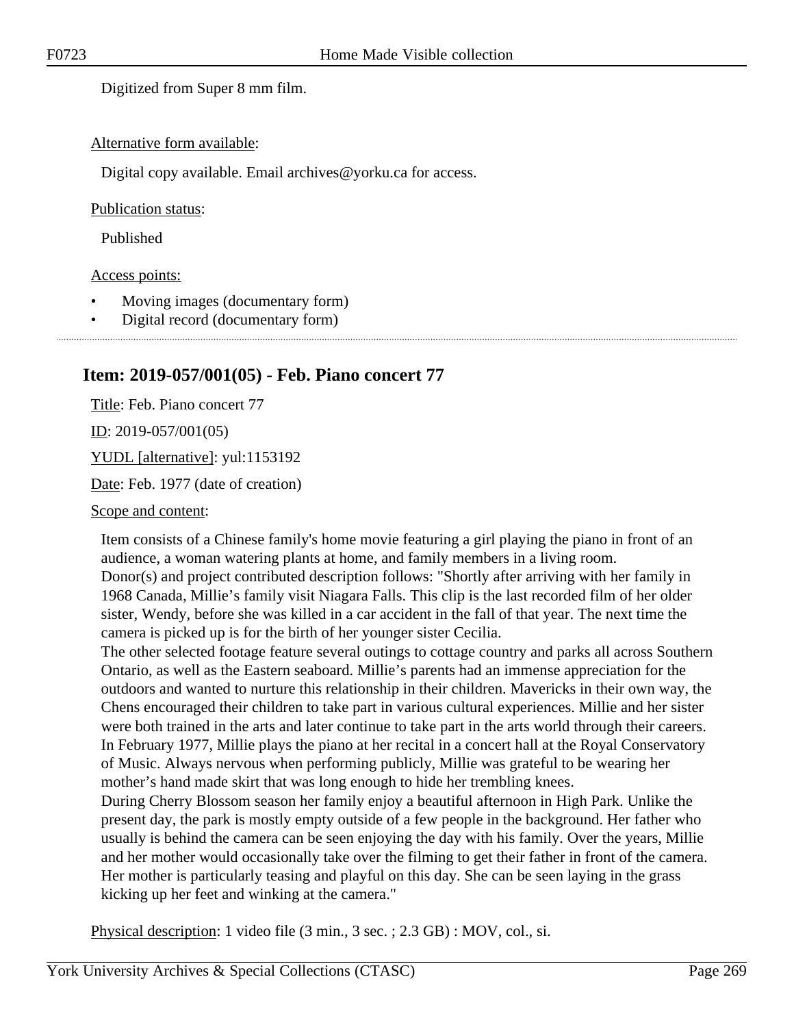Digitized from Super 8 mm film.

Alternative form available:

Digital copy available. Email archives@yorku.ca for access.

Publication status:

Published

Access points:

- Moving images (documentary form)
- Digital record (documentary form)

---

## Item: 2019-057/001(05) - Feb. Piano concert 77

Title: Feb. Piano concert 77

ID: 2019-057/001(05)

YUDL [alternative]: yul:1153192

Date: Feb. 1977 (date of creation)

Scope and content:

Item consists of a Chinese family's home movie featuring a girl playing the piano in front of an audience, a woman watering plants at home, and family members in a living room.
Donor(s) and project contributed description follows: "Shortly after arriving with her family in 1968 Canada, Millie's family visit Niagara Falls. This clip is the last recorded film of her older sister, Wendy, before she was killed in a car accident in the fall of that year. The next time the camera is picked up is for the birth of her younger sister Cecilia.
The other selected footage feature several outings to cottage country and parks all across Southern Ontario, as well as the Eastern seaboard. Millie's parents had an immense appreciation for the outdoors and wanted to nurture this relationship in their children. Mavericks in their own way, the Chens encouraged their children to take part in various cultural experiences. Millie and her sister were both trained in the arts and later continue to take part in the arts world through their careers.
In February 1977, Millie plays the piano at her recital in a concert hall at the Royal Conservatory of Music. Always nervous when performing publicly, Millie was grateful to be wearing her mother's hand made skirt that was long enough to hide her trembling knees.
During Cherry Blossom season her family enjoy a beautiful afternoon in High Park. Unlike the present day, the park is mostly empty outside of a few people in the background. Her father who usually is behind the camera can be seen enjoying the day with his family. Over the years, Millie and her mother would occasionally take over the filming to get their father in front of the camera. Her mother is particularly teasing and playful on this day. She can be seen laying in the grass kicking up her feet and winking at the camera."

Physical description: 1 video file (3 min., 3 sec. ; 2.3 GB) : MOV, col., si.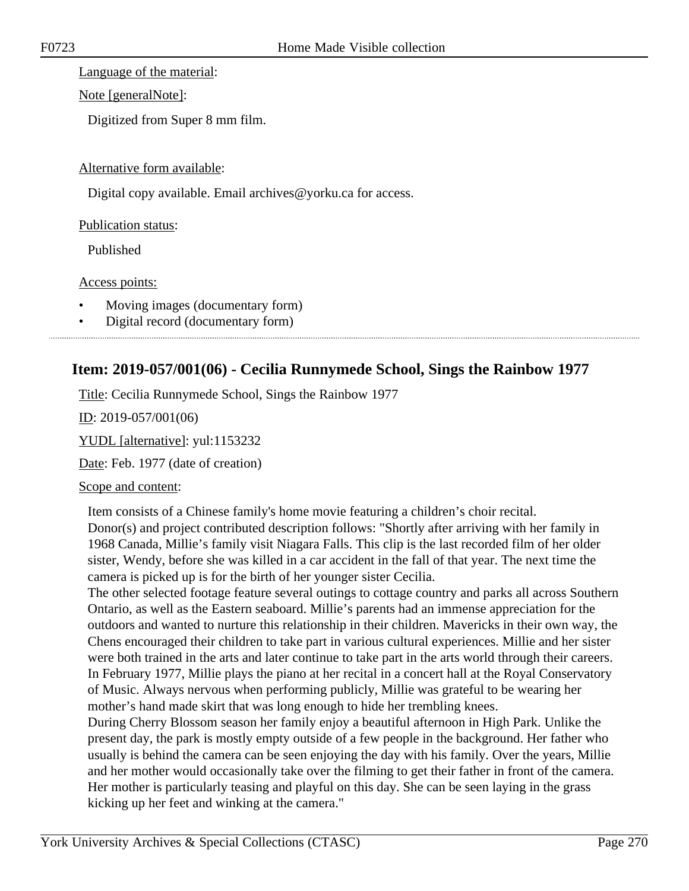Language of the material:

Note [generalNote]:

Digitized from Super 8 mm film.

Alternative form available:

Digital copy available. Email archives@yorku.ca for access.

Publication status:

Published

Access points:

- Moving images (documentary form)
- Digital record (documentary form)

## Item: 2019-057/001(06) - Cecilia Runnymede School, Sings the Rainbow 1977

Title: Cecilia Runnymede School, Sings the Rainbow 1977

ID: 2019-057/001(06)

YUDL [alternative]: yul:1153232

Date: Feb. 1977 (date of creation)

Scope and content:

Item consists of a Chinese family's home movie featuring a children's choir recital.
Donor(s) and project contributed description follows: "Shortly after arriving with her family in 1968 Canada, Millie's family visit Niagara Falls. This clip is the last recorded film of her older sister, Wendy, before she was killed in a car accident in the fall of that year. The next time the camera is picked up is for the birth of her younger sister Cecilia.
The other selected footage feature several outings to cottage country and parks all across Southern Ontario, as well as the Eastern seaboard. Millie's parents had an immense appreciation for the outdoors and wanted to nurture this relationship in their children. Mavericks in their own way, the Chens encouraged their children to take part in various cultural experiences. Millie and her sister were both trained in the arts and later continue to take part in the arts world through their careers.
In February 1977, Millie plays the piano at her recital in a concert hall at the Royal Conservatory of Music. Always nervous when performing publicly, Millie was grateful to be wearing her mother's hand made skirt that was long enough to hide her trembling knees.
During Cherry Blossom season her family enjoy a beautiful afternoon in High Park. Unlike the present day, the park is mostly empty outside of a few people in the background. Her father who usually is behind the camera can be seen enjoying the day with his family. Over the years, Millie and her mother would occasionally take over the filming to get their father in front of the camera.
Her mother is particularly teasing and playful on this day. She can be seen laying in the grass kicking up her feet and winking at the camera."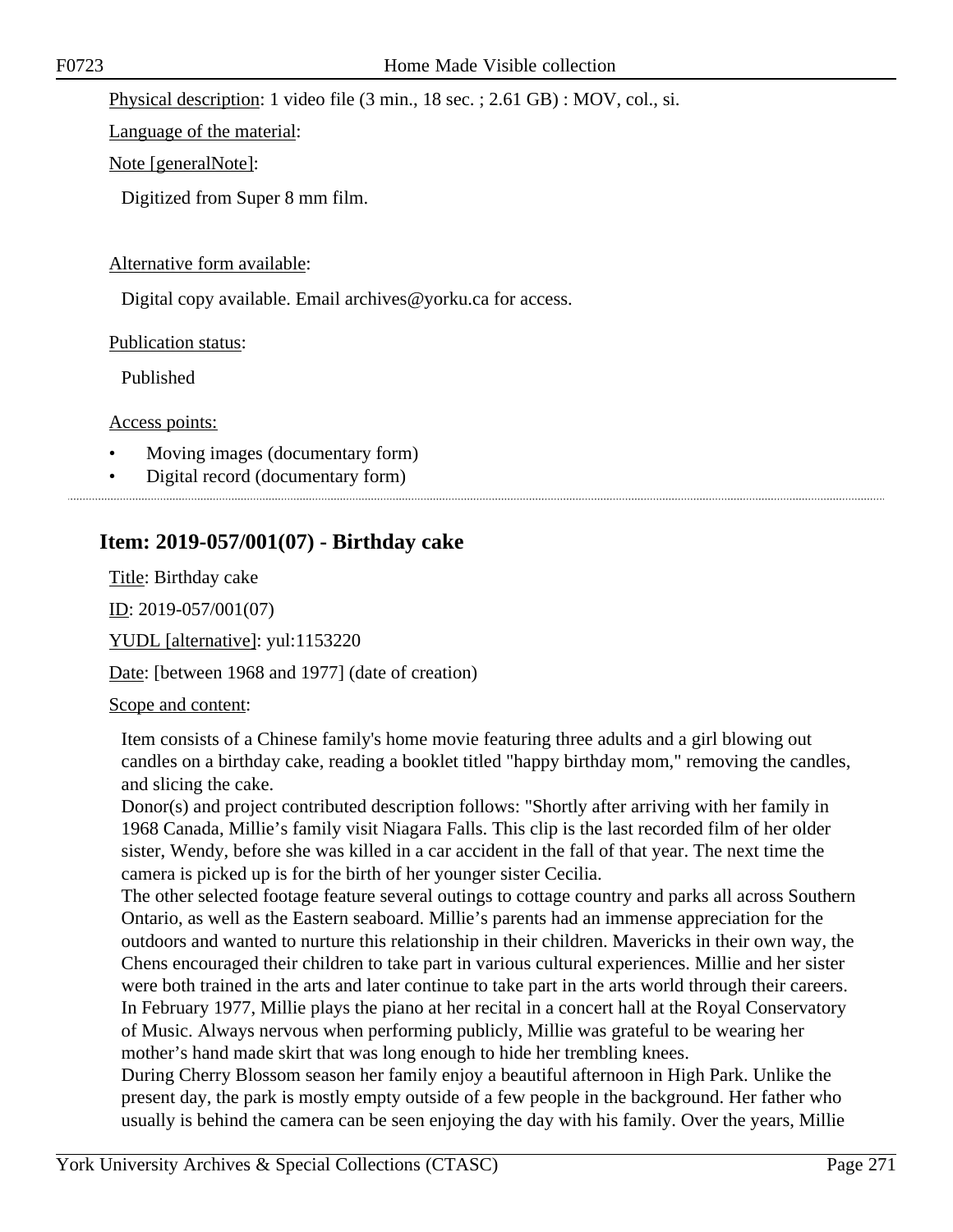Physical description: 1 video file (3 min., 18 sec. ; 2.61 GB) : MOV, col., si.

Language of the material:

Note [generalNote]:

Digitized from Super 8 mm film.

Alternative form available:

Digital copy available. Email archives@yorku.ca for access.

Publication status:

Published

Access points:

- Moving images (documentary form)
- Digital record (documentary form)

---

## Item: 2019-057/001(07) - Birthday cake

Title: Birthday cake

ID: 2019-057/001(07)

YUDL [alternative]: yul:1153220

Date: [between 1968 and 1977] (date of creation)

Scope and content:

Item consists of a Chinese family's home movie featuring three adults and a girl blowing out candles on a birthday cake, reading a booklet titled "happy birthday mom," removing the candles, and slicing the cake.
Donor(s) and project contributed description follows: "Shortly after arriving with her family in 1968 Canada, Millie's family visit Niagara Falls. This clip is the last recorded film of her older sister, Wendy, before she was killed in a car accident in the fall of that year. The next time the camera is picked up is for the birth of her younger sister Cecilia.
The other selected footage feature several outings to cottage country and parks all across Southern Ontario, as well as the Eastern seaboard. Millie's parents had an immense appreciation for the outdoors and wanted to nurture this relationship in their children. Mavericks in their own way, the Chens encouraged their children to take part in various cultural experiences. Millie and her sister were both trained in the arts and later continue to take part in the arts world through their careers.
In February 1977, Millie plays the piano at her recital in a concert hall at the Royal Conservatory of Music. Always nervous when performing publicly, Millie was grateful to be wearing her mother's hand made skirt that was long enough to hide her trembling knees.
During Cherry Blossom season her family enjoy a beautiful afternoon in High Park. Unlike the present day, the park is mostly empty outside of a few people in the background. Her father who usually is behind the camera can be seen enjoying the day with his family. Over the years, Millie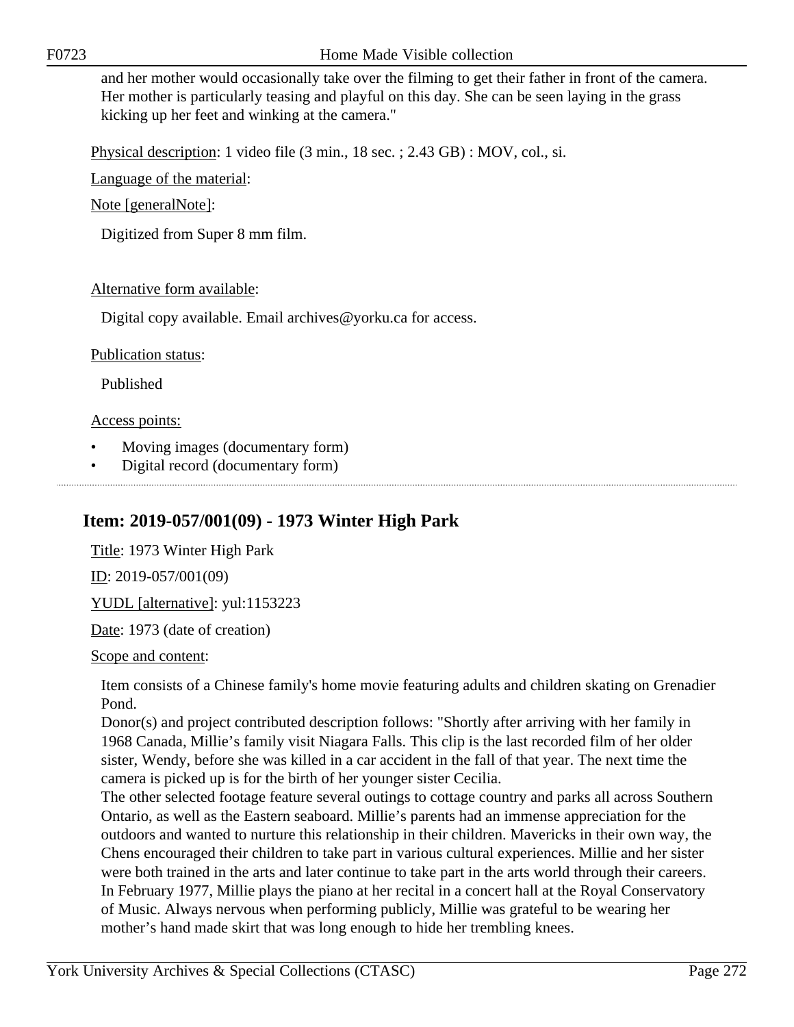and her mother would occasionally take over the filming to get their father in front of the camera. Her mother is particularly teasing and playful on this day. She can be seen laying in the grass kicking up her feet and winking at the camera."

Physical description: 1 video file (3 min., 18 sec. ; 2.43 GB) : MOV, col., si.

Language of the material:

Note [generalNote]:

Digitized from Super 8 mm film.

Alternative form available:

Digital copy available. Email archives@yorku.ca for access.

Publication status:

Published

Access points:

- Moving images (documentary form)
- Digital record (documentary form)

## Item: 2019-057/001(09) - 1973 Winter High Park

Title: 1973 Winter High Park

ID: 2019-057/001(09)

YUDL [alternative]: yul:1153223

Date: 1973 (date of creation)

Scope and content:

Item consists of a Chinese family's home movie featuring adults and children skating on Grenadier Pond.
Donor(s) and project contributed description follows: "Shortly after arriving with her family in 1968 Canada, Millie's family visit Niagara Falls. This clip is the last recorded film of her older sister, Wendy, before she was killed in a car accident in the fall of that year. The next time the camera is picked up is for the birth of her younger sister Cecilia.
The other selected footage feature several outings to cottage country and parks all across Southern Ontario, as well as the Eastern seaboard. Millie's parents had an immense appreciation for the outdoors and wanted to nurture this relationship in their children. Mavericks in their own way, the Chens encouraged their children to take part in various cultural experiences. Millie and her sister were both trained in the arts and later continue to take part in the arts world through their careers.
In February 1977, Millie plays the piano at her recital in a concert hall at the Royal Conservatory of Music. Always nervous when performing publicly, Millie was grateful to be wearing her mother's hand made skirt that was long enough to hide her trembling knees.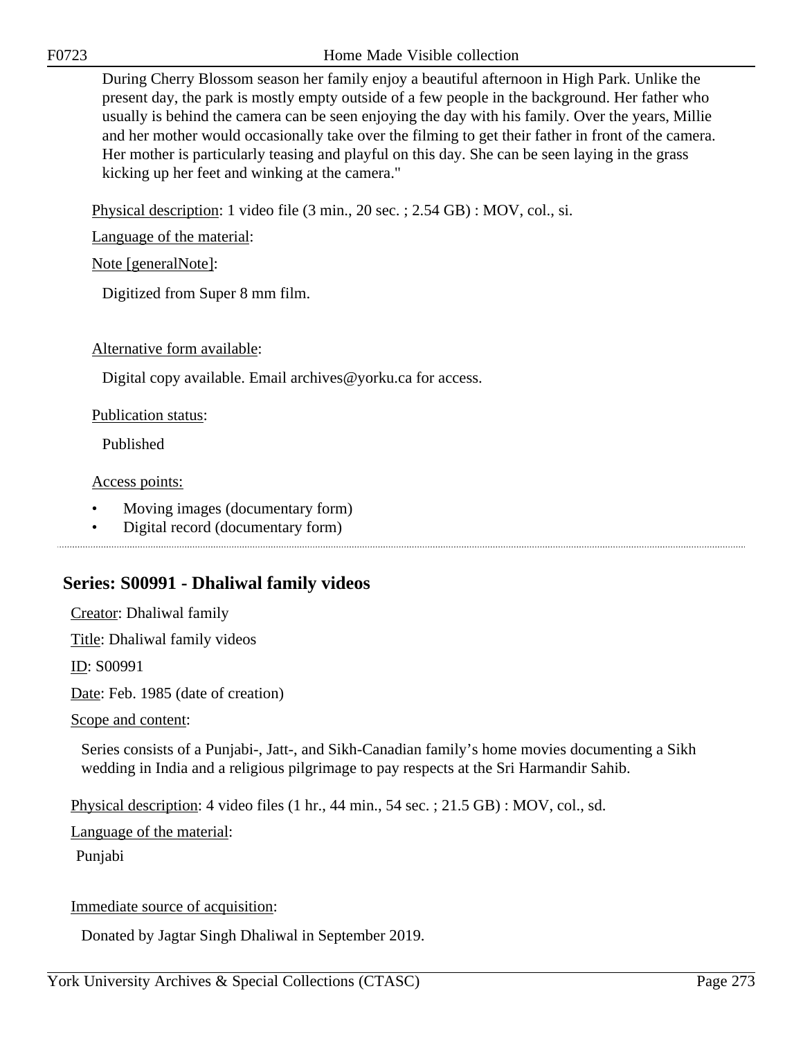During Cherry Blossom season her family enjoy a beautiful afternoon in High Park. Unlike the present day, the park is mostly empty outside of a few people in the background. Her father who usually is behind the camera can be seen enjoying the day with his family. Over the years, Millie and her mother would occasionally take over the filming to get their father in front of the camera. Her mother is particularly teasing and playful on this day. She can be seen laying in the grass kicking up her feet and winking at the camera."

Physical description: 1 video file (3 min., 20 sec. ; 2.54 GB) : MOV, col., si.

Language of the material:

Note [generalNote]:

Digitized from Super 8 mm film.

Alternative form available:

Digital copy available. Email archives@yorku.ca for access.

Publication status:

Published

Access points:

- Moving images (documentary form)
- Digital record (documentary form)

## Series: S00991 - Dhaliwal family videos

Creator: Dhaliwal family

Title: Dhaliwal family videos

ID: S00991

Date: Feb. 1985 (date of creation)

Scope and content:

Series consists of a Punjabi-, Jatt-, and Sikh-Canadian family's home movies documenting a Sikh wedding in India and a religious pilgrimage to pay respects at the Sri Harmandir Sahib.

Physical description: 4 video files (1 hr., 44 min., 54 sec. ; 21.5 GB) : MOV, col., sd.

Language of the material:

Punjabi

Immediate source of acquisition:

Donated by Jagtar Singh Dhaliwal in September 2019.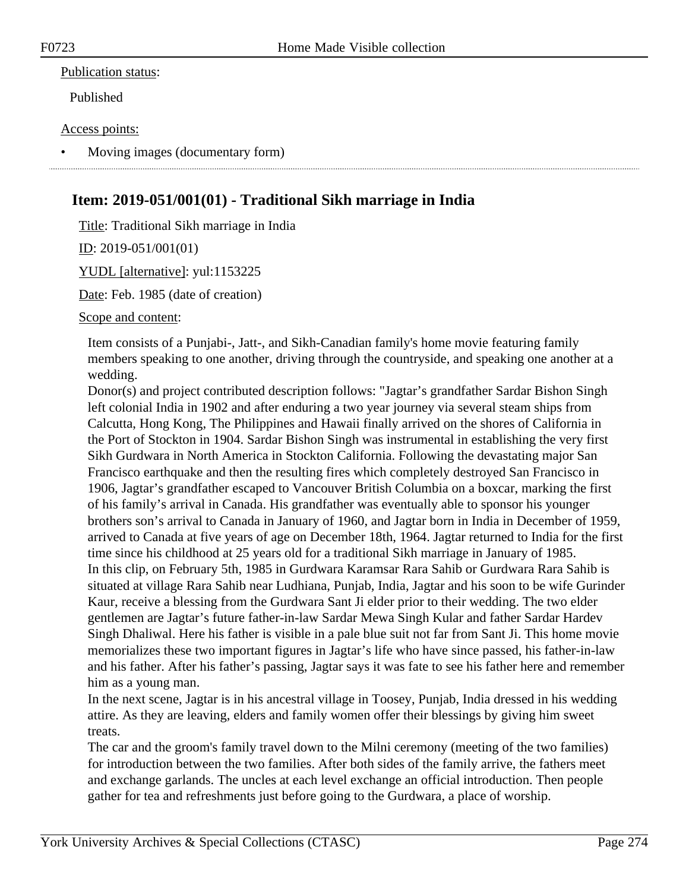Publication status:

Published

Access points:

- Moving images (documentary form)

## Item: 2019-051/001(01) - Traditional Sikh marriage in India

Title: Traditional Sikh marriage in India

ID: 2019-051/001(01)

YUDL [alternative]: yul:1153225

Date: Feb. 1985 (date of creation)

Scope and content:

Item consists of a Punjabi-, Jatt-, and Sikh-Canadian family's home movie featuring family members speaking to one another, driving through the countryside, and speaking one another at a wedding.
Donor(s) and project contributed description follows: "Jagtar's grandfather Sardar Bishon Singh left colonial India in 1902 and after enduring a two year journey via several steam ships from Calcutta, Hong Kong, The Philippines and Hawaii finally arrived on the shores of California in the Port of Stockton in 1904. Sardar Bishon Singh was instrumental in establishing the very first Sikh Gurdwara in North America in Stockton California. Following the devastating major San Francisco earthquake and then the resulting fires which completely destroyed San Francisco in 1906, Jagtar's grandfather escaped to Vancouver British Columbia on a boxcar, marking the first of his family's arrival in Canada. His grandfather was eventually able to sponsor his younger brothers son's arrival to Canada in January of 1960, and Jagtar born in India in December of 1959, arrived to Canada at five years of age on December 18th, 1964. Jagtar returned to India for the first time since his childhood at 25 years old for a traditional Sikh marriage in January of 1985.
In this clip, on February 5th, 1985 in Gurdwara Karamsar Rara Sahib or Gurdwara Rara Sahib is situated at village Rara Sahib near Ludhiana, Punjab, India, Jagtar and his soon to be wife Gurinder Kaur, receive a blessing from the Gurdwara Sant Ji elder prior to their wedding. The two elder gentlemen are Jagtar's future father-in-law Sardar Mewa Singh Kular and father Sardar Hardev Singh Dhaliwal. Here his father is visible in a pale blue suit not far from Sant Ji. This home movie memorializes these two important figures in Jagtar's life who have since passed, his father-in-law and his father. After his father's passing, Jagtar says it was fate to see his father here and remember him as a young man.
In the next scene, Jagtar is in his ancestral village in Toosey, Punjab, India dressed in his wedding attire. As they are leaving, elders and family women offer their blessings by giving him sweet treats.
The car and the groom's family travel down to the Milni ceremony (meeting of the two families) for introduction between the two families. After both sides of the family arrive, the fathers meet and exchange garlands. The uncles at each level exchange an official introduction. Then people gather for tea and refreshments just before going to the Gurdwara, a place of worship.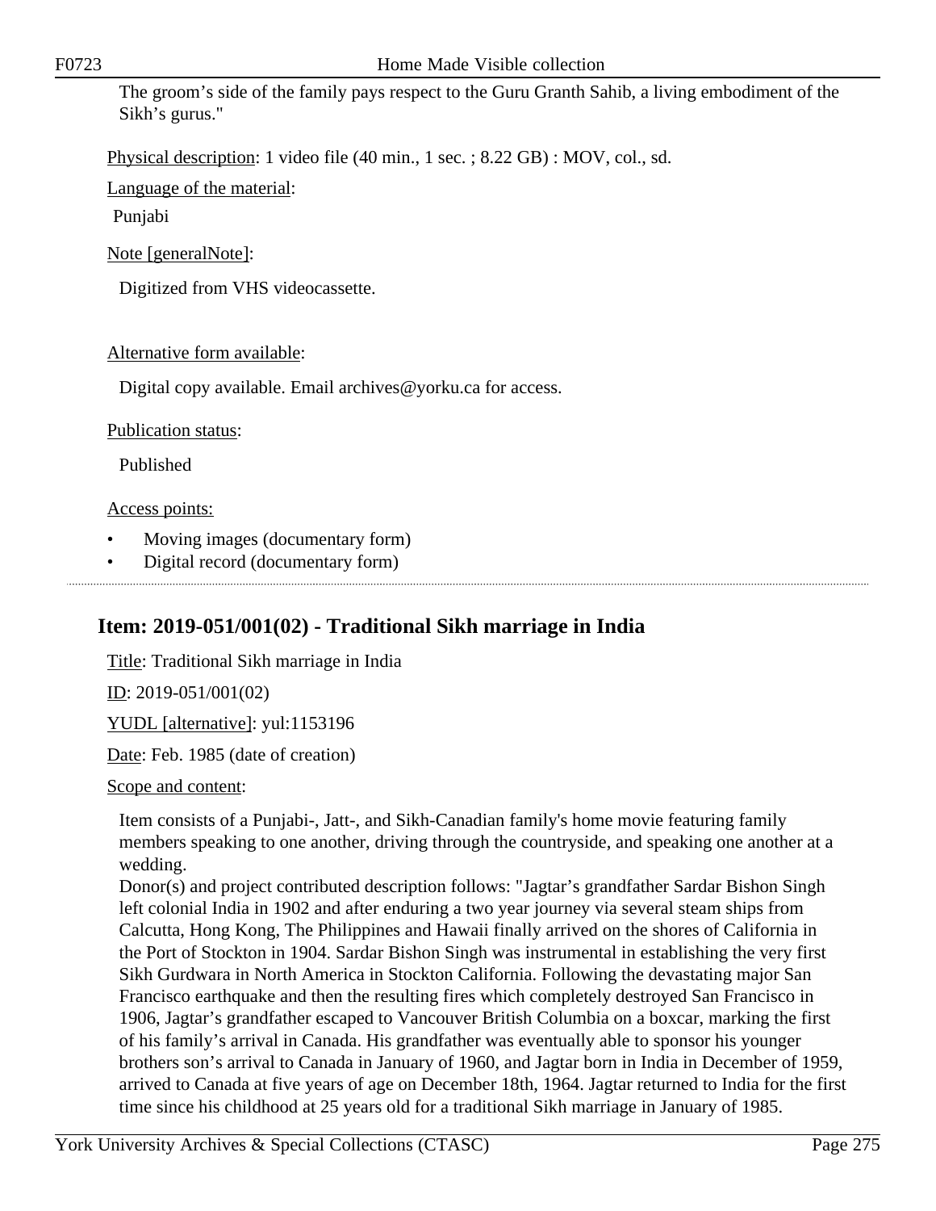The groom's side of the family pays respect to the Guru Granth Sahib, a living embodiment of the Sikh's gurus."

Physical description: 1 video file (40 min., 1 sec. ; 8.22 GB) : MOV, col., sd.

Language of the material:

Punjabi

Note [generalNote]:

Digitized from VHS videocassette.

Alternative form available:

Digital copy available. Email archives@yorku.ca for access.

Publication status:

Published

Access points:

- Moving images (documentary form)
- Digital record (documentary form)

## Item: 2019-051/001(02) - Traditional Sikh marriage in India

Title: Traditional Sikh marriage in India

ID: 2019-051/001(02)

YUDL [alternative]: yul:1153196

Date: Feb. 1985 (date of creation)

Scope and content:

Item consists of a Punjabi-, Jatt-, and Sikh-Canadian family's home movie featuring family members speaking to one another, driving through the countryside, and speaking one another at a wedding.
Donor(s) and project contributed description follows: "Jagtar's grandfather Sardar Bishon Singh left colonial India in 1902 and after enduring a two year journey via several steam ships from Calcutta, Hong Kong, The Philippines and Hawaii finally arrived on the shores of California in the Port of Stockton in 1904. Sardar Bishon Singh was instrumental in establishing the very first Sikh Gurdwara in North America in Stockton California. Following the devastating major San Francisco earthquake and then the resulting fires which completely destroyed San Francisco in 1906, Jagtar's grandfather escaped to Vancouver British Columbia on a boxcar, marking the first of his family's arrival in Canada. His grandfather was eventually able to sponsor his younger brothers son's arrival to Canada in January of 1960, and Jagtar born in India in December of 1959, arrived to Canada at five years of age on December 18th, 1964. Jagtar returned to India for the first time since his childhood at 25 years old for a traditional Sikh marriage in January of 1985.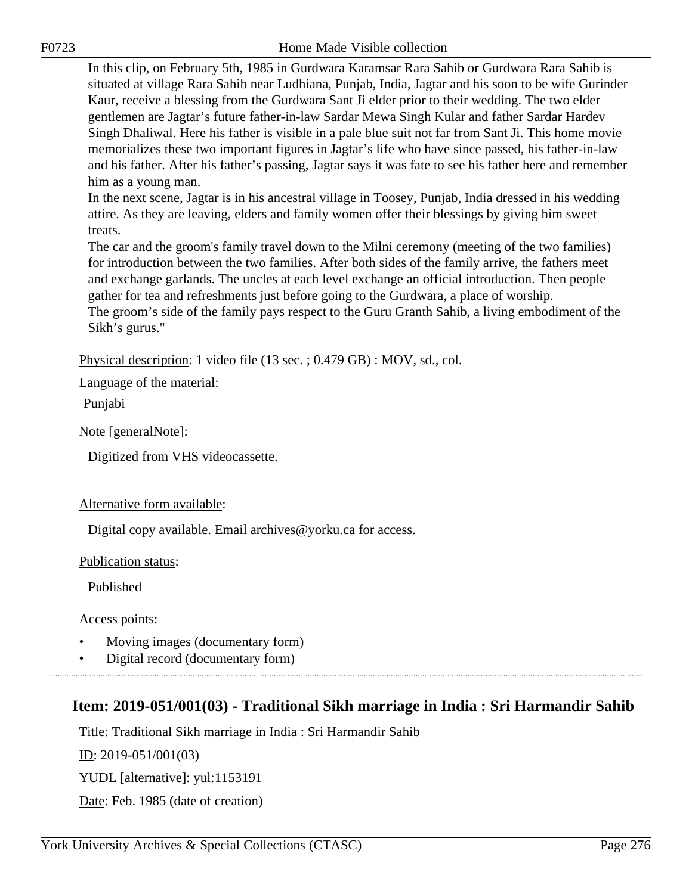In this clip, on February 5th, 1985 in Gurdwara Karamsar Rara Sahib or Gurdwara Rara Sahib is situated at village Rara Sahib near Ludhiana, Punjab, India, Jagtar and his soon to be wife Gurinder Kaur, receive a blessing from the Gurdwara Sant Ji elder prior to their wedding. The two elder gentlemen are Jagtar's future father-in-law Sardar Mewa Singh Kular and father Sardar Hardev Singh Dhaliwal. Here his father is visible in a pale blue suit not far from Sant Ji. This home movie memorializes these two important figures in Jagtar's life who have since passed, his father-in-law and his father. After his father's passing, Jagtar says it was fate to see his father here and remember him as a young man.
In the next scene, Jagtar is in his ancestral village in Toosey, Punjab, India dressed in his wedding attire. As they are leaving, elders and family women offer their blessings by giving him sweet treats.
The car and the groom's family travel down to the Milni ceremony (meeting of the two families) for introduction between the two families. After both sides of the family arrive, the fathers meet and exchange garlands. The uncles at each level exchange an official introduction. Then people gather for tea and refreshments just before going to the Gurdwara, a place of worship.
The groom's side of the family pays respect to the Guru Granth Sahib, a living embodiment of the Sikh's gurus."

Physical description: 1 video file (13 sec. ; 0.479 GB) : MOV, sd., col.

Language of the material:

Punjabi

Note [generalNote]:

Digitized from VHS videocassette.

Alternative form available:

Digital copy available. Email archives@yorku.ca for access.

Publication status:

Published

Access points:

- Moving images (documentary form)
- Digital record (documentary form)

## Item: 2019-051/001(03) - Traditional Sikh marriage in India : Sri Harmandir Sahib

Title: Traditional Sikh marriage in India : Sri Harmandir Sahib

ID: 2019-051/001(03)

YUDL [alternative]: yul:1153191

Date: Feb. 1985 (date of creation)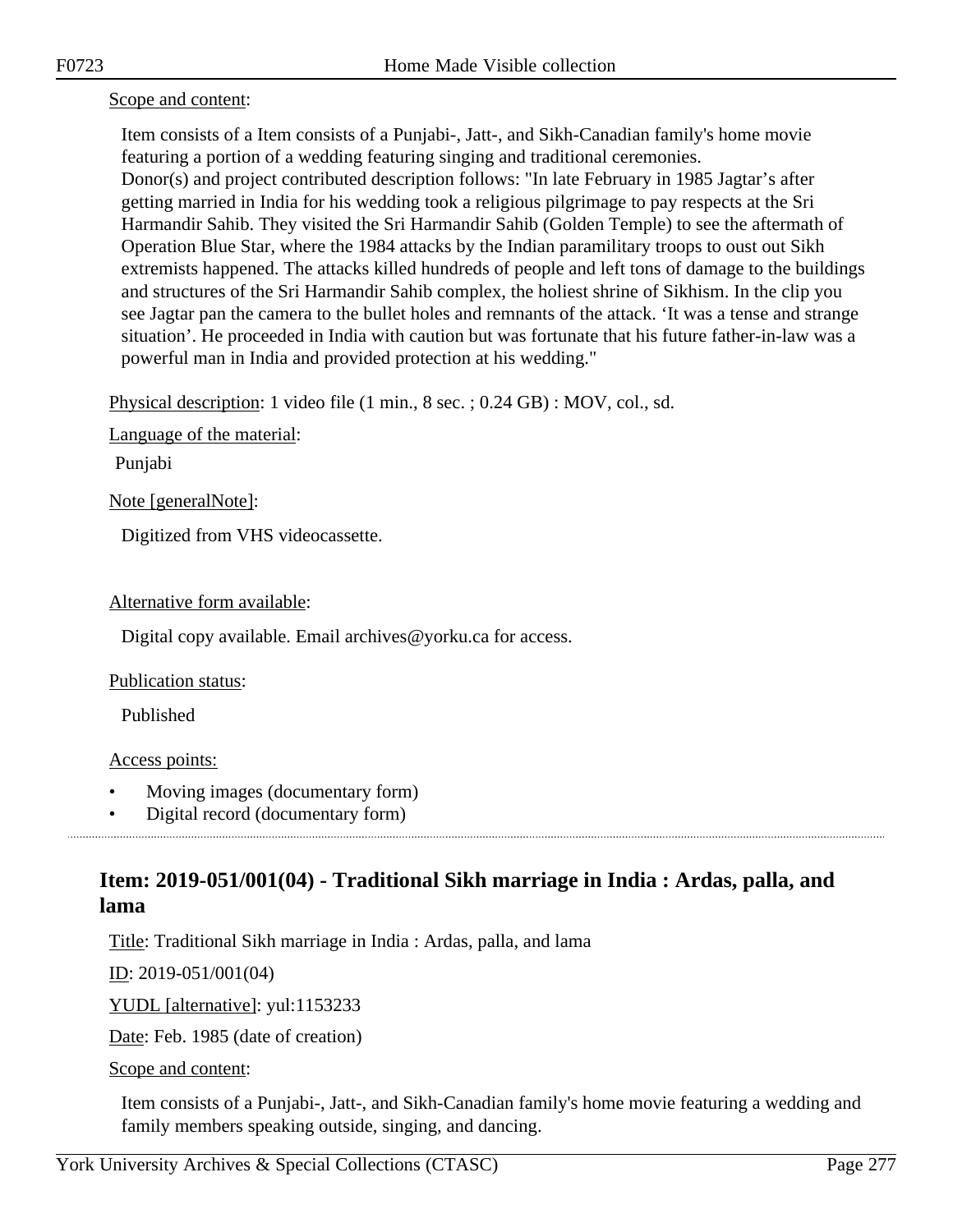Scope and content:

Item consists of a Item consists of a Punjabi-, Jatt-, and Sikh-Canadian family's home movie featuring a portion of a wedding featuring singing and traditional ceremonies.
Donor(s) and project contributed description follows: "In late February in 1985 Jagtar's after getting married in India for his wedding took a religious pilgrimage to pay respects at the Sri Harmandir Sahib. They visited the Sri Harmandir Sahib (Golden Temple) to see the aftermath of Operation Blue Star, where the 1984 attacks by the Indian paramilitary troops to oust out Sikh extremists happened. The attacks killed hundreds of people and left tons of damage to the buildings and structures of the Sri Harmandir Sahib complex, the holiest shrine of Sikhism. In the clip you see Jagtar pan the camera to the bullet holes and remnants of the attack. 'It was a tense and strange situation'. He proceeded in India with caution but was fortunate that his future father-in-law was a powerful man in India and provided protection at his wedding."

Physical description: 1 video file (1 min., 8 sec. ; 0.24 GB) : MOV, col., sd.

Language of the material:

Punjabi

Note [generalNote]:

Digitized from VHS videocassette.

Alternative form available:

Digital copy available. Email archives@yorku.ca for access.

Publication status:

Published

Access points:

- Moving images (documentary form)
- Digital record (documentary form)

## Item: 2019-051/001(04) - Traditional Sikh marriage in India : Ardas, palla, and lama

Title: Traditional Sikh marriage in India : Ardas, palla, and lama

ID: 2019-051/001(04)

YUDL [alternative]: yul:1153233

Date: Feb. 1985 (date of creation)

Scope and content:

Item consists of a Punjabi-, Jatt-, and Sikh-Canadian family's home movie featuring a wedding and family members speaking outside, singing, and dancing.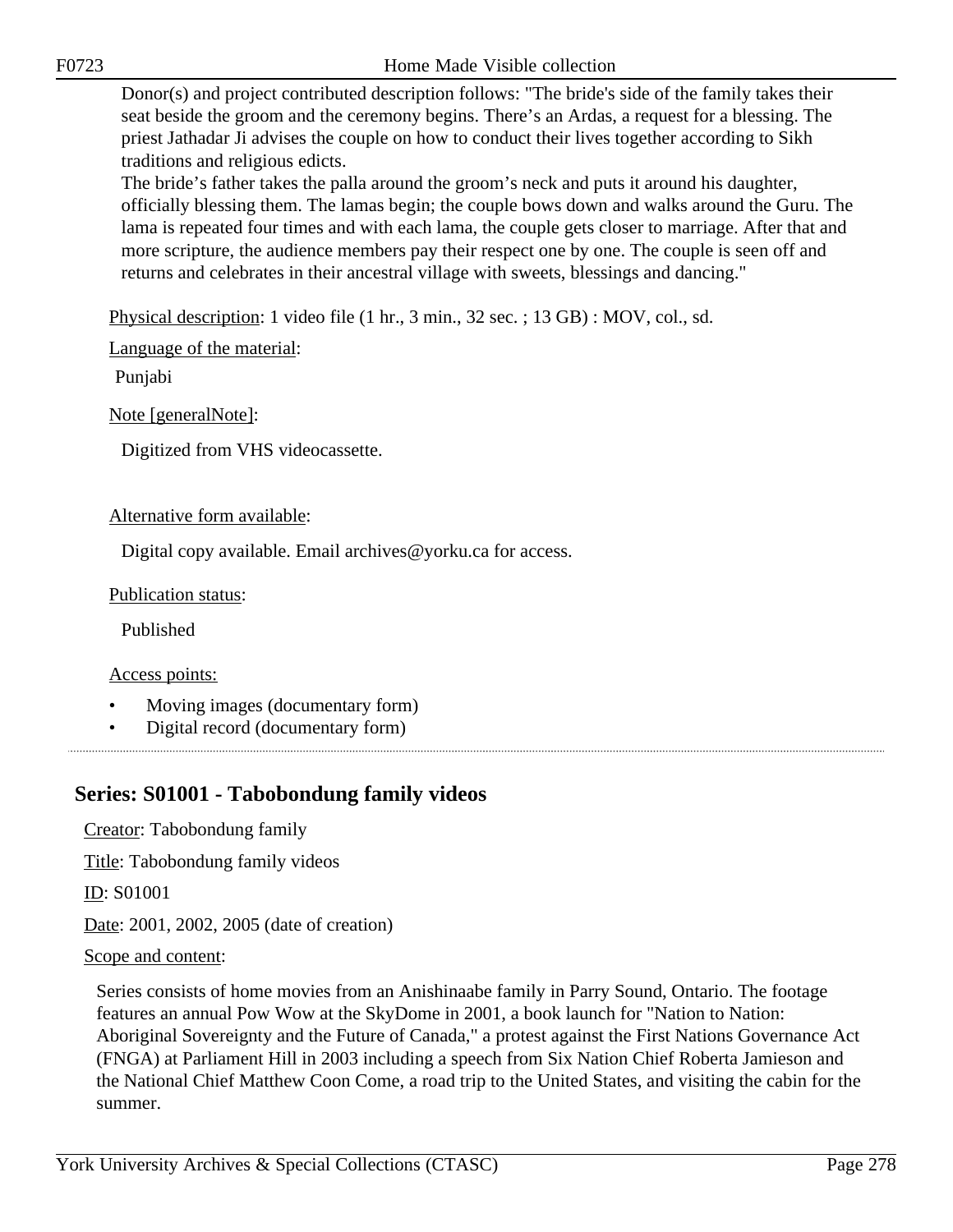Donor(s) and project contributed description follows: "The bride's side of the family takes their seat beside the groom and the ceremony begins. There's an Ardas, a request for a blessing. The priest Jathadar Ji advises the couple on how to conduct their lives together according to Sikh traditions and religious edicts.
The bride's father takes the palla around the groom's neck and puts it around his daughter, officially blessing them. The lamas begin; the couple bows down and walks around the Guru. The lama is repeated four times and with each lama, the couple gets closer to marriage. After that and more scripture, the audience members pay their respect one by one. The couple is seen off and returns and celebrates in their ancestral village with sweets, blessings and dancing."

Physical description: 1 video file (1 hr., 3 min., 32 sec. ; 13 GB) : MOV, col., sd.

Language of the material:

Punjabi

Note [generalNote]:

Digitized from VHS videocassette.

Alternative form available:

Digital copy available. Email archives@yorku.ca for access.

Publication status:

Published

Access points:

- Moving images (documentary form)
- Digital record (documentary form)

## Series: S01001 - Tabobondung family videos

Creator: Tabobondung family

Title: Tabobondung family videos

ID: S01001

Date: 2001, 2002, 2005 (date of creation)

Scope and content:

Series consists of home movies from an Anishinaabe family in Parry Sound, Ontario. The footage features an annual Pow Wow at the SkyDome in 2001, a book launch for "Nation to Nation: Aboriginal Sovereignty and the Future of Canada," a protest against the First Nations Governance Act (FNGA) at Parliament Hill in 2003 including a speech from Six Nation Chief Roberta Jamieson and the National Chief Matthew Coon Come, a road trip to the United States, and visiting the cabin for the summer.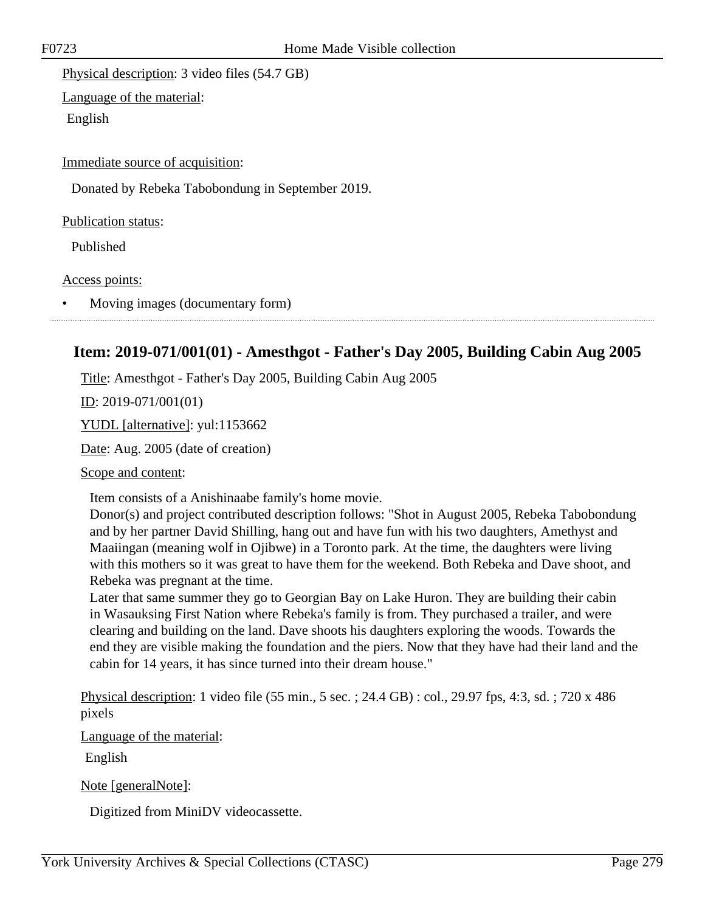Physical description: 3 video files (54.7 GB)

Language of the material:

English

Immediate source of acquisition:

Donated by Rebeka Tabobondung in September 2019.

Publication status:

Published

Access points:

- Moving images (documentary form)

## Item: 2019-071/001(01) - Amesthgot - Father's Day 2005, Building Cabin Aug 2005

Title: Amesthgot - Father's Day 2005, Building Cabin Aug 2005

ID: 2019-071/001(01)

YUDL [alternative]: yul:1153662

Date: Aug. 2005 (date of creation)

Scope and content:

Item consists of a Anishinaabe family's home movie.
Donor(s) and project contributed description follows: "Shot in August 2005, Rebeka Tabobondung and by her partner David Shilling, hang out and have fun with his two daughters, Amethyst and Maaiingan (meaning wolf in Ojibwe) in a Toronto park. At the time, the daughters were living with this mothers so it was great to have them for the weekend. Both Rebeka and Dave shoot, and Rebeka was pregnant at the time.
Later that same summer they go to Georgian Bay on Lake Huron. They are building their cabin in Wasauksing First Nation where Rebeka's family is from. They purchased a trailer, and were clearing and building on the land. Dave shoots his daughters exploring the woods. Towards the end they are visible making the foundation and the piers. Now that they have had their land and the cabin for 14 years, it has since turned into their dream house."

Physical description: 1 video file (55 min., 5 sec. ; 24.4 GB) : col., 29.97 fps, 4:3, sd. ; 720 x 486 pixels

Language of the material:

English

Note [generalNote]:

Digitized from MiniDV videocassette.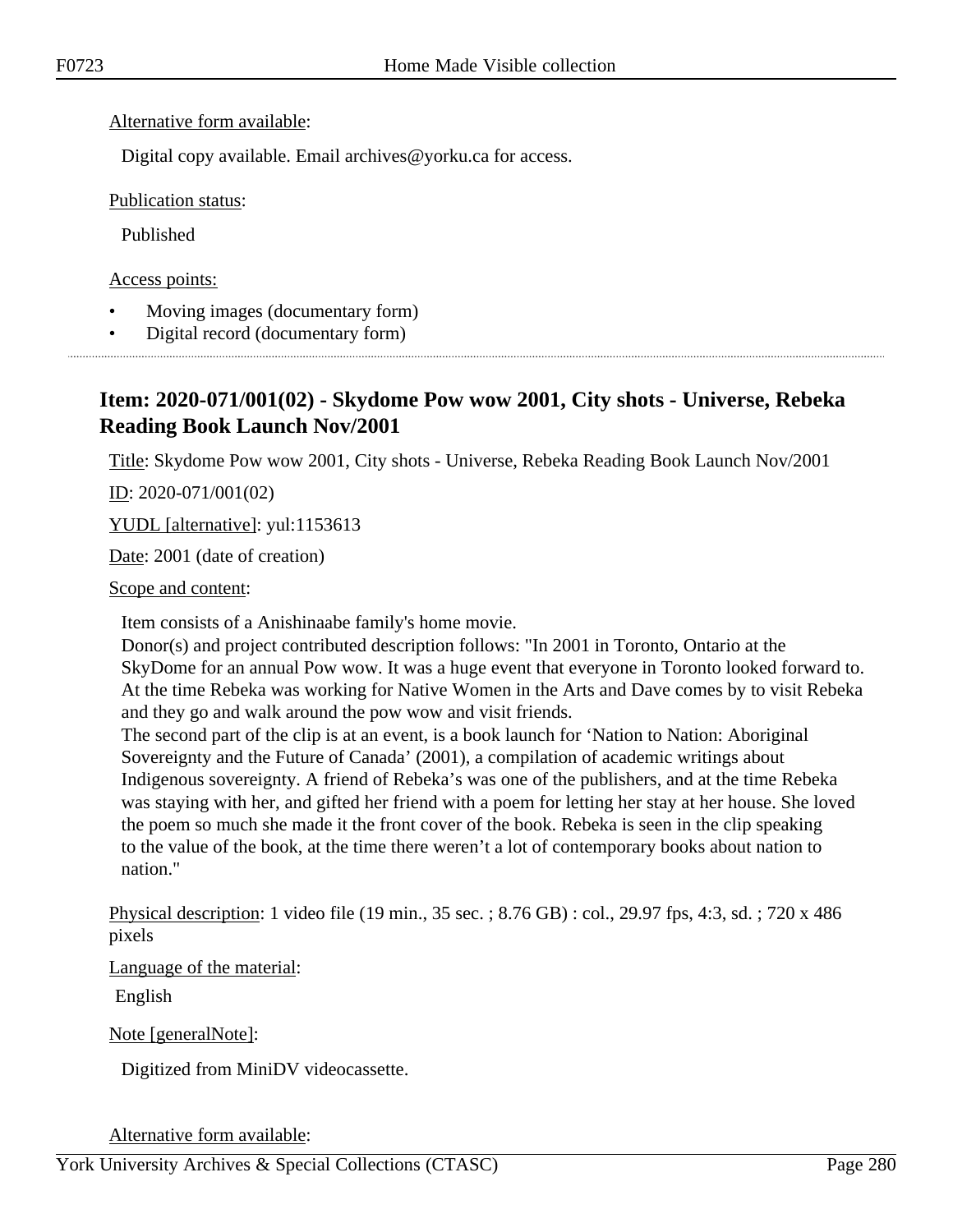Alternative form available:

Digital copy available. Email archives@yorku.ca for access.

Publication status:

Published

Access points:

- Moving images (documentary form)
- Digital record (documentary form)

## Item: 2020-071/001(02) - Skydome Pow wow 2001, City shots - Universe, Rebeka Reading Book Launch Nov/2001

Title: Skydome Pow wow 2001, City shots - Universe, Rebeka Reading Book Launch Nov/2001

ID: 2020-071/001(02)

YUDL [alternative]: yul:1153613

Date: 2001 (date of creation)

Scope and content:

Item consists of a Anishinaabe family's home movie.
Donor(s) and project contributed description follows: "In 2001 in Toronto, Ontario at the SkyDome for an annual Pow wow. It was a huge event that everyone in Toronto looked forward to. At the time Rebeka was working for Native Women in the Arts and Dave comes by to visit Rebeka and they go and walk around the pow wow and visit friends.
The second part of the clip is at an event, is a book launch for 'Nation to Nation: Aboriginal Sovereignty and the Future of Canada' (2001), a compilation of academic writings about Indigenous sovereignty. A friend of Rebeka's was one of the publishers, and at the time Rebeka was staying with her, and gifted her friend with a poem for letting her stay at her house. She loved the poem so much she made it the front cover of the book. Rebeka is seen in the clip speaking to the value of the book, at the time there weren't a lot of contemporary books about nation to nation."

Physical description: 1 video file (19 min., 35 sec. ; 8.76 GB) : col., 29.97 fps, 4:3, sd. ; 720 x 486 pixels

Language of the material:

English

Note [generalNote]:

Digitized from MiniDV videocassette.

Alternative form available: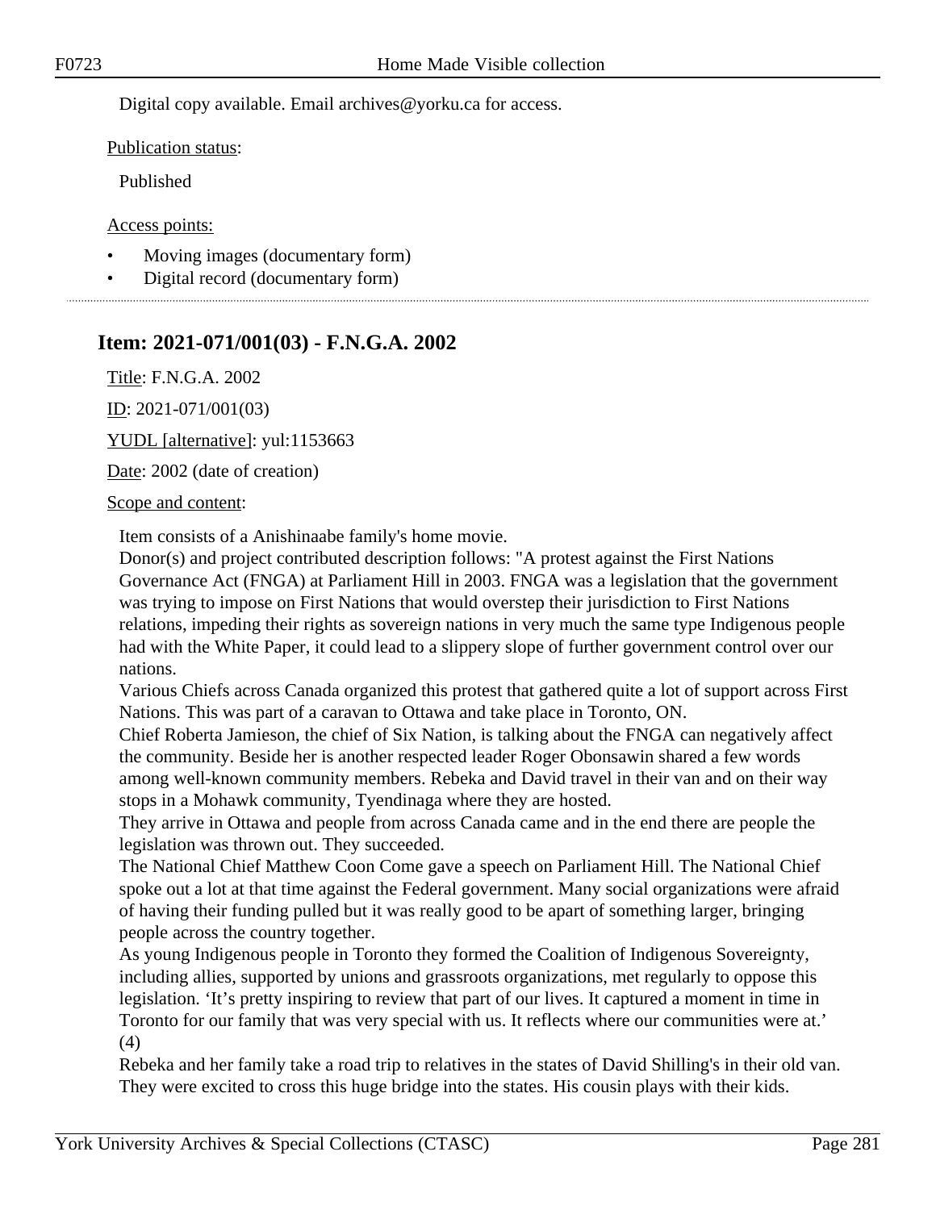Digital copy available. Email archives@yorku.ca for access.

Publication status:

Published

Access points:

- Moving images (documentary form)
- Digital record (documentary form)

## Item: 2021-071/001(03) - F.N.G.A. 2002

Title: F.N.G.A. 2002

ID: 2021-071/001(03)

YUDL [alternative]: yul:1153663

Date: 2002 (date of creation)

Scope and content:

Item consists of a Anishinaabe family's home movie.
Donor(s) and project contributed description follows: "A protest against the First Nations Governance Act (FNGA) at Parliament Hill in 2003. FNGA was a legislation that the government was trying to impose on First Nations that would overstep their jurisdiction to First Nations relations, impeding their rights as sovereign nations in very much the same type Indigenous people had with the White Paper, it could lead to a slippery slope of further government control over our nations.
Various Chiefs across Canada organized this protest that gathered quite a lot of support across First Nations. This was part of a caravan to Ottawa and take place in Toronto, ON.
Chief Roberta Jamieson, the chief of Six Nation, is talking about the FNGA can negatively affect the community. Beside her is another respected leader Roger Obonsawin shared a few words among well-known community members. Rebeka and David travel in their van and on their way stops in a Mohawk community, Tyendinaga where they are hosted.
They arrive in Ottawa and people from across Canada came and in the end there are people the legislation was thrown out. They succeeded.
The National Chief Matthew Coon Come gave a speech on Parliament Hill. The National Chief spoke out a lot at that time against the Federal government. Many social organizations were afraid of having their funding pulled but it was really good to be apart of something larger, bringing people across the country together.
As young Indigenous people in Toronto they formed the Coalition of Indigenous Sovereignty, including allies, supported by unions and grassroots organizations, met regularly to oppose this legislation. 'It's pretty inspiring to review that part of our lives. It captured a moment in time in Toronto for our family that was very special with us. It reflects where our communities were at.' (4)
Rebeka and her family take a road trip to relatives in the states of David Shilling's in their old van. They were excited to cross this huge bridge into the states. His cousin plays with their kids.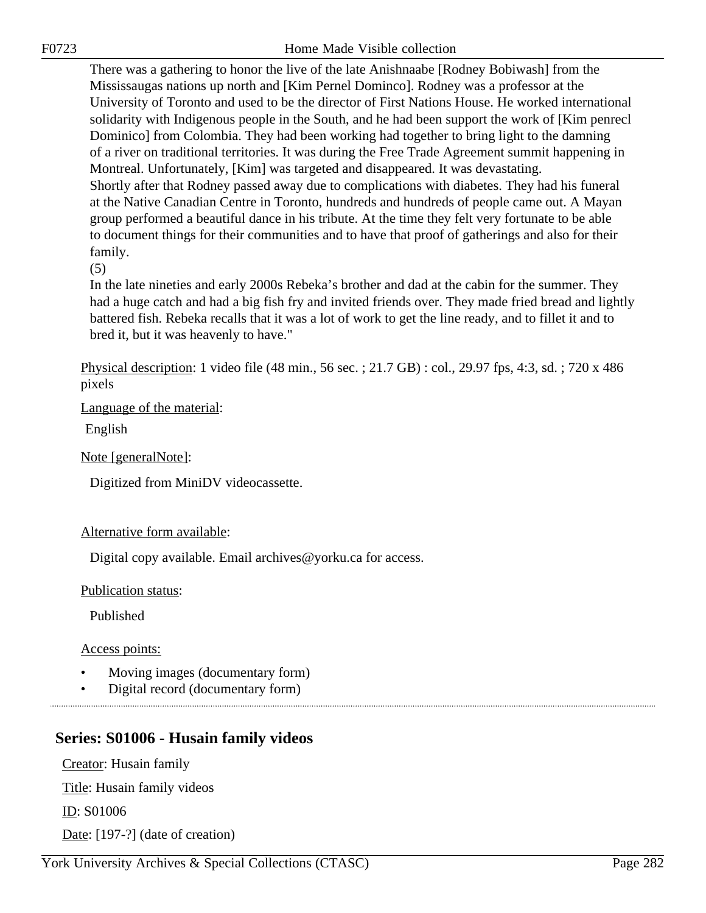There was a gathering to honor the live of the late Anishnaabe [Rodney Bobiwash] from the Mississaugas nations up north and [Kim Pernel Dominco]. Rodney was a professor at the University of Toronto and used to be the director of First Nations House. He worked international solidarity with Indigenous people in the South, and he had been support the work of [Kim penrecl Dominico] from Colombia. They had been working had together to bring light to the damning of a river on traditional territories. It was during the Free Trade Agreement summit happening in Montreal. Unfortunately, [Kim] was targeted and disappeared. It was devastating.
Shortly after that Rodney passed away due to complications with diabetes. They had his funeral at the Native Canadian Centre in Toronto, hundreds and hundreds of people came out. A Mayan group performed a beautiful dance in his tribute. At the time they felt very fortunate to be able to document things for their communities and to have that proof of gatherings and also for their family.
(5)
In the late nineties and early 2000s Rebeka's brother and dad at the cabin for the summer. They had a huge catch and had a big fish fry and invited friends over. They made fried bread and lightly battered fish. Rebeka recalls that it was a lot of work to get the line ready, and to fillet it and to bred it, but it was heavenly to have."

Physical description: 1 video file (48 min., 56 sec. ; 21.7 GB) : col., 29.97 fps, 4:3, sd. ; 720 x 486 pixels

Language of the material:

English

Note [generalNote]:

Digitized from MiniDV videocassette.

Alternative form available:

Digital copy available. Email archives@yorku.ca for access.

Publication status:

Published

Access points:

- Moving images (documentary form)
- Digital record (documentary form)

## Series: S01006 - Husain family videos

Creator: Husain family

Title: Husain family videos

ID: S01006

Date: [197-?] (date of creation)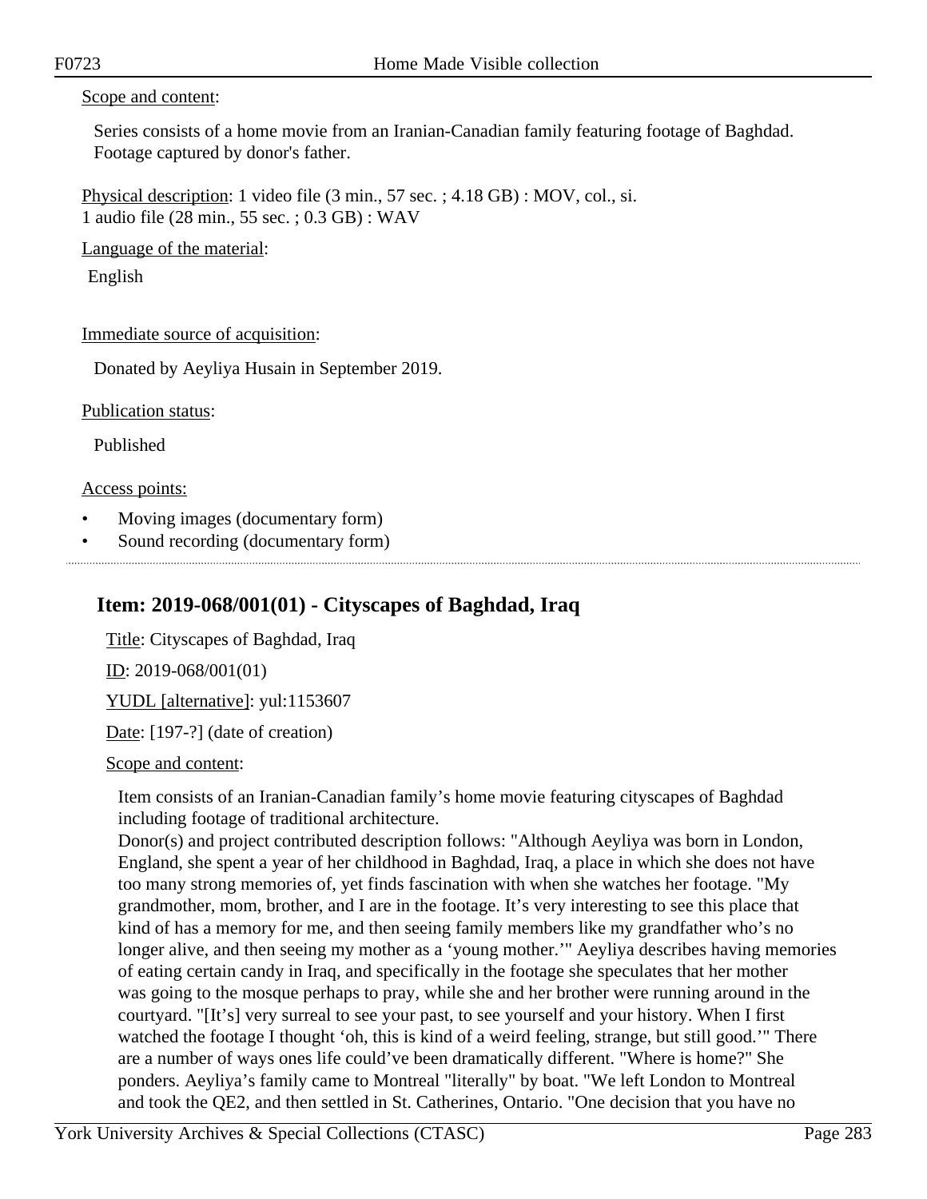Scope and content:

Series consists of a home movie from an Iranian-Canadian family featuring footage of Baghdad. Footage captured by donor's father.

Physical description: 1 video file (3 min., 57 sec. ; 4.18 GB) : MOV, col., si.
1 audio file (28 min., 55 sec. ; 0.3 GB) : WAV

Language of the material:

English

Immediate source of acquisition:

Donated by Aeyliya Husain in September 2019.

Publication status:

Published

Access points:

- Moving images (documentary form)
- Sound recording (documentary form)

## Item: 2019-068/001(01) - Cityscapes of Baghdad, Iraq

Title: Cityscapes of Baghdad, Iraq

ID: 2019-068/001(01)

YUDL [alternative]: yul:1153607

Date: [197-?] (date of creation)

Scope and content:

Item consists of an Iranian-Canadian family's home movie featuring cityscapes of Baghdad including footage of traditional architecture.
Donor(s) and project contributed description follows: "Although Aeyliya was born in London, England, she spent a year of her childhood in Baghdad, Iraq, a place in which she does not have too many strong memories of, yet finds fascination with when she watches her footage. "My grandmother, mom, brother, and I are in the footage. It's very interesting to see this place that kind of has a memory for me, and then seeing family members like my grandfather who's no longer alive, and then seeing my mother as a 'young mother.'" Aeyliya describes having memories of eating certain candy in Iraq, and specifically in the footage she speculates that her mother was going to the mosque perhaps to pray, while she and her brother were running around in the courtyard. "[It's] very surreal to see your past, to see yourself and your history. When I first watched the footage I thought 'oh, this is kind of a weird feeling, strange, but still good.'" There are a number of ways ones life could've been dramatically different. "Where is home?" She ponders. Aeyliya's family came to Montreal "literally" by boat. "We left London to Montreal and took the QE2, and then settled in St. Catherines, Ontario. "One decision that you have no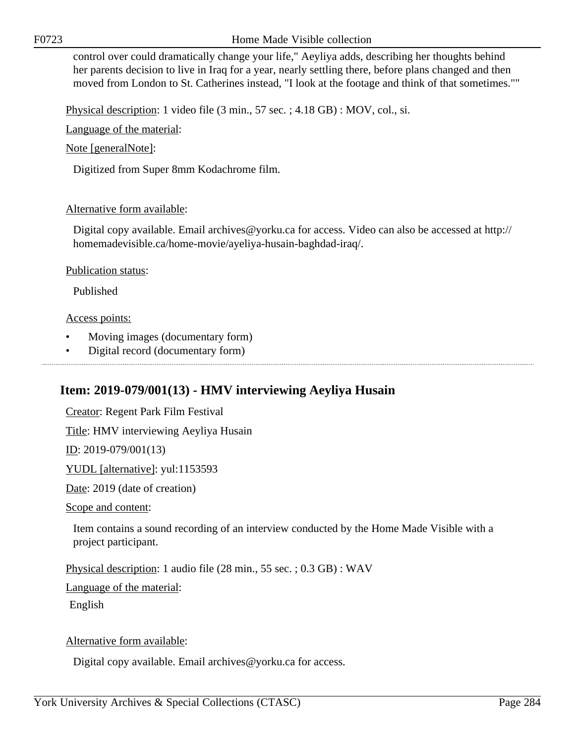control over could dramatically change your life," Aeyliya adds, describing her thoughts behind her parents decision to live in Iraq for a year, nearly settling there, before plans changed and then moved from London to St. Catherines instead, "I look at the footage and think of that sometimes.""

Physical description: 1 video file (3 min., 57 sec. ; 4.18 GB) : MOV, col., si.

Language of the material:

Note [generalNote]:

Digitized from Super 8mm Kodachrome film.

Alternative form available:

Digital copy available. Email archives@yorku.ca for access. Video can also be accessed at http://homemadevisible.ca/home-movie/ayeliya-husain-baghdad-iraq/.

Publication status:

Published

Access points:

- Moving images (documentary form)
- Digital record (documentary form)

---

## Item: 2019-079/001(13) - HMV interviewing Aeyliya Husain

Creator: Regent Park Film Festival

Title: HMV interviewing Aeyliya Husain

ID: 2019-079/001(13)

YUDL [alternative]: yul:1153593

Date: 2019 (date of creation)

Scope and content:

Item contains a sound recording of an interview conducted by the Home Made Visible with a project participant.

Physical description: 1 audio file (28 min., 55 sec. ; 0.3 GB) : WAV

Language of the material:

English

Alternative form available:

Digital copy available. Email archives@yorku.ca for access.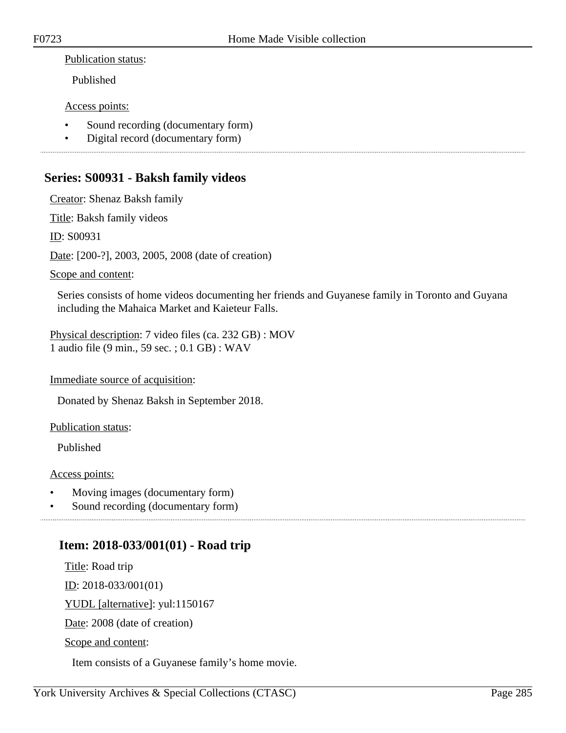Publication status:

Published

Access points:

- Sound recording (documentary form)
- Digital record (documentary form)

## Series: S00931 - Baksh family videos

Creator: Shenaz Baksh family

Title: Baksh family videos

ID: S00931

Date: [200-?], 2003, 2005, 2008 (date of creation)

Scope and content:

Series consists of home videos documenting her friends and Guyanese family in Toronto and Guyana including the Mahaica Market and Kaieteur Falls.

Physical description: 7 video files (ca. 232 GB) : MOV
1 audio file (9 min., 59 sec. ; 0.1 GB) : WAV

Immediate source of acquisition:

Donated by Shenaz Baksh in September 2018.

Publication status:

Published

Access points:

- Moving images (documentary form)
- Sound recording (documentary form)

### Item: 2018-033/001(01) - Road trip

Title: Road trip

ID: 2018-033/001(01)

YUDL [alternative]: yul:1150167

Date: 2008 (date of creation)

Scope and content:

Item consists of a Guyanese family's home movie.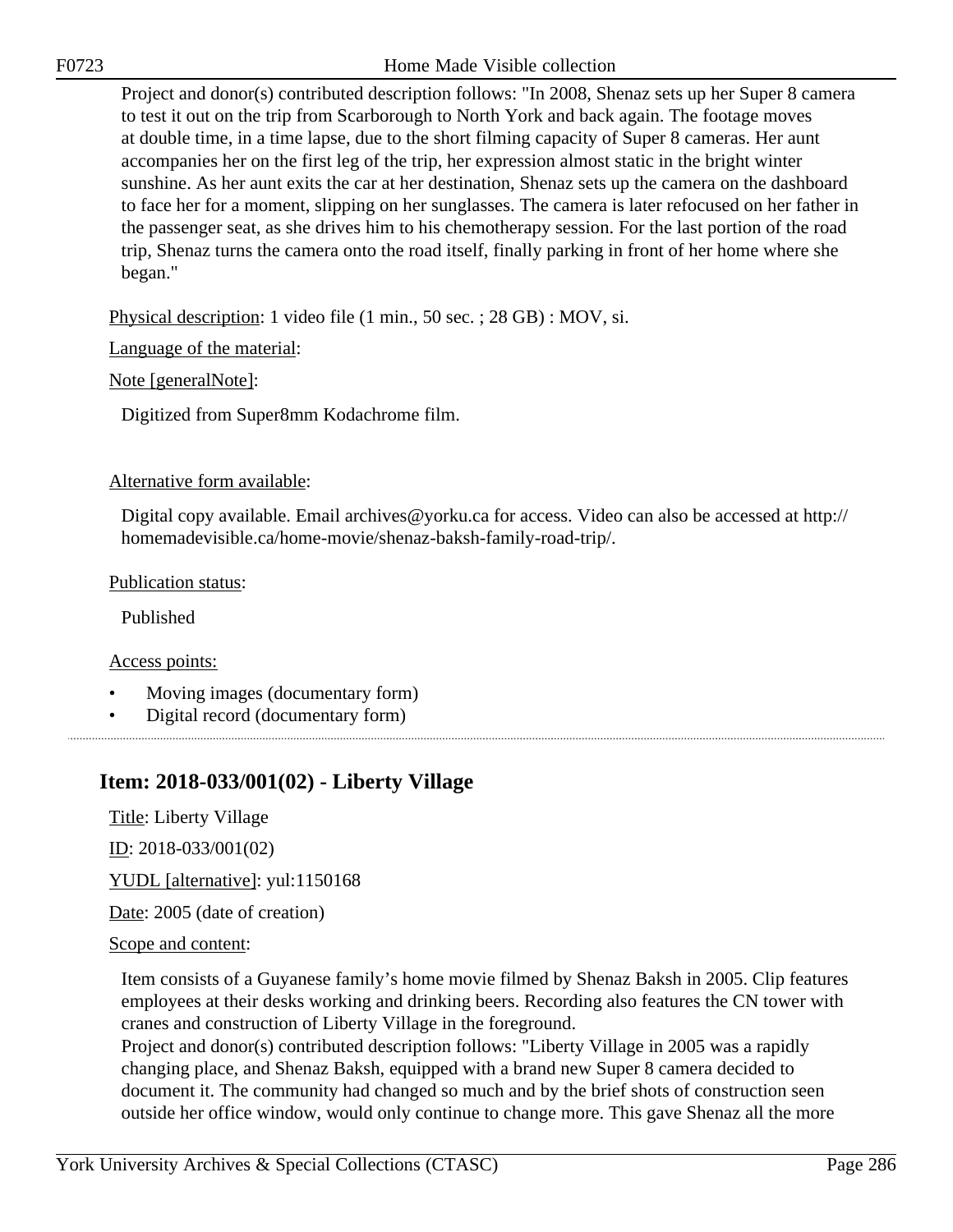Project and donor(s) contributed description follows: "In 2008, Shenaz sets up her Super 8 camera to test it out on the trip from Scarborough to North York and back again. The footage moves at double time, in a time lapse, due to the short filming capacity of Super 8 cameras. Her aunt accompanies her on the first leg of the trip, her expression almost static in the bright winter sunshine. As her aunt exits the car at her destination, Shenaz sets up the camera on the dashboard to face her for a moment, slipping on her sunglasses. The camera is later refocused on her father in the passenger seat, as she drives him to his chemotherapy session. For the last portion of the road trip, Shenaz turns the camera onto the road itself, finally parking in front of her home where she began."

Physical description: 1 video file (1 min., 50 sec. ; 28 GB) : MOV, si.

Language of the material:

Note [generalNote]:

Digitized from Super8mm Kodachrome film.

Alternative form available:

Digital copy available. Email archives@yorku.ca for access. Video can also be accessed at http://homemadevisible.ca/home-movie/shenaz-baksh-family-road-trip/.

Publication status:

Published

Access points:

- Moving images (documentary form)
- Digital record (documentary form)

## Item: 2018-033/001(02) - Liberty Village

Title: Liberty Village

ID: 2018-033/001(02)

YUDL [alternative]: yul:1150168

Date: 2005 (date of creation)

Scope and content:

Item consists of a Guyanese family's home movie filmed by Shenaz Baksh in 2005. Clip features employees at their desks working and drinking beers. Recording also features the CN tower with cranes and construction of Liberty Village in the foreground.
Project and donor(s) contributed description follows: "Liberty Village in 2005 was a rapidly changing place, and Shenaz Baksh, equipped with a brand new Super 8 camera decided to document it. The community had changed so much and by the brief shots of construction seen outside her office window, would only continue to change more. This gave Shenaz all the more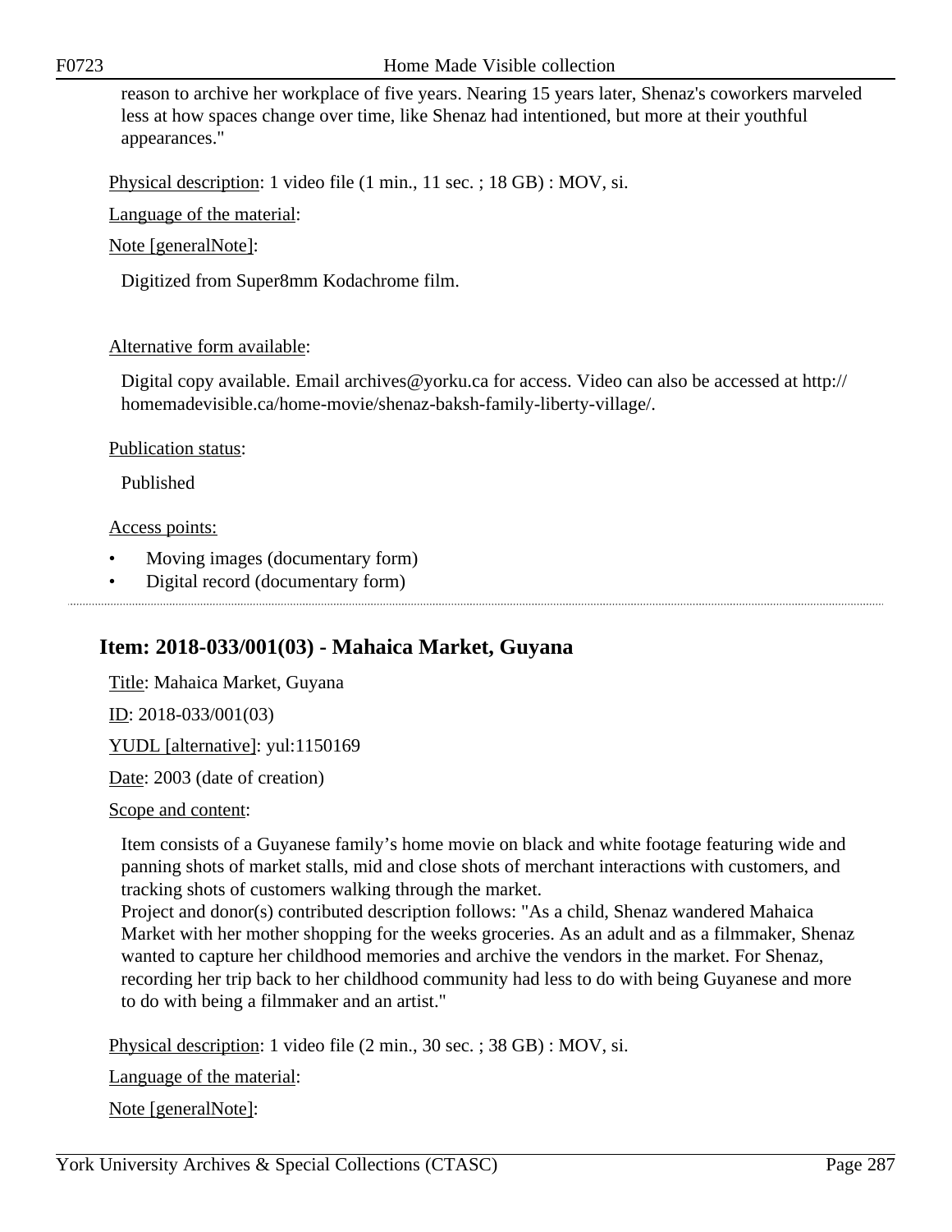reason to archive her workplace of five years. Nearing 15 years later, Shenaz's coworkers marveled less at how spaces change over time, like Shenaz had intentioned, but more at their youthful appearances."

Physical description: 1 video file (1 min., 11 sec. ; 18 GB) : MOV, si.

Language of the material:

Note [generalNote]:

Digitized from Super8mm Kodachrome film.

Alternative form available:

Digital copy available. Email archives@yorku.ca for access. Video can also be accessed at http://homemadevisible.ca/home-movie/shenaz-baksh-family-liberty-village/.

Publication status:

Published

Access points:

- Moving images (documentary form)
- Digital record (documentary form)

## Item: 2018-033/001(03) - Mahaica Market, Guyana

Title: Mahaica Market, Guyana

ID: 2018-033/001(03)

YUDL [alternative]: yul:1150169

Date: 2003 (date of creation)

Scope and content:

Item consists of a Guyanese family's home movie on black and white footage featuring wide and panning shots of market stalls, mid and close shots of merchant interactions with customers, and tracking shots of customers walking through the market.
Project and donor(s) contributed description follows: "As a child, Shenaz wandered Mahaica Market with her mother shopping for the weeks groceries. As an adult and as a filmmaker, Shenaz wanted to capture her childhood memories and archive the vendors in the market. For Shenaz, recording her trip back to her childhood community had less to do with being Guyanese and more to do with being a filmmaker and an artist."

Physical description: 1 video file (2 min., 30 sec. ; 38 GB) : MOV, si.

Language of the material:

Note [generalNote]: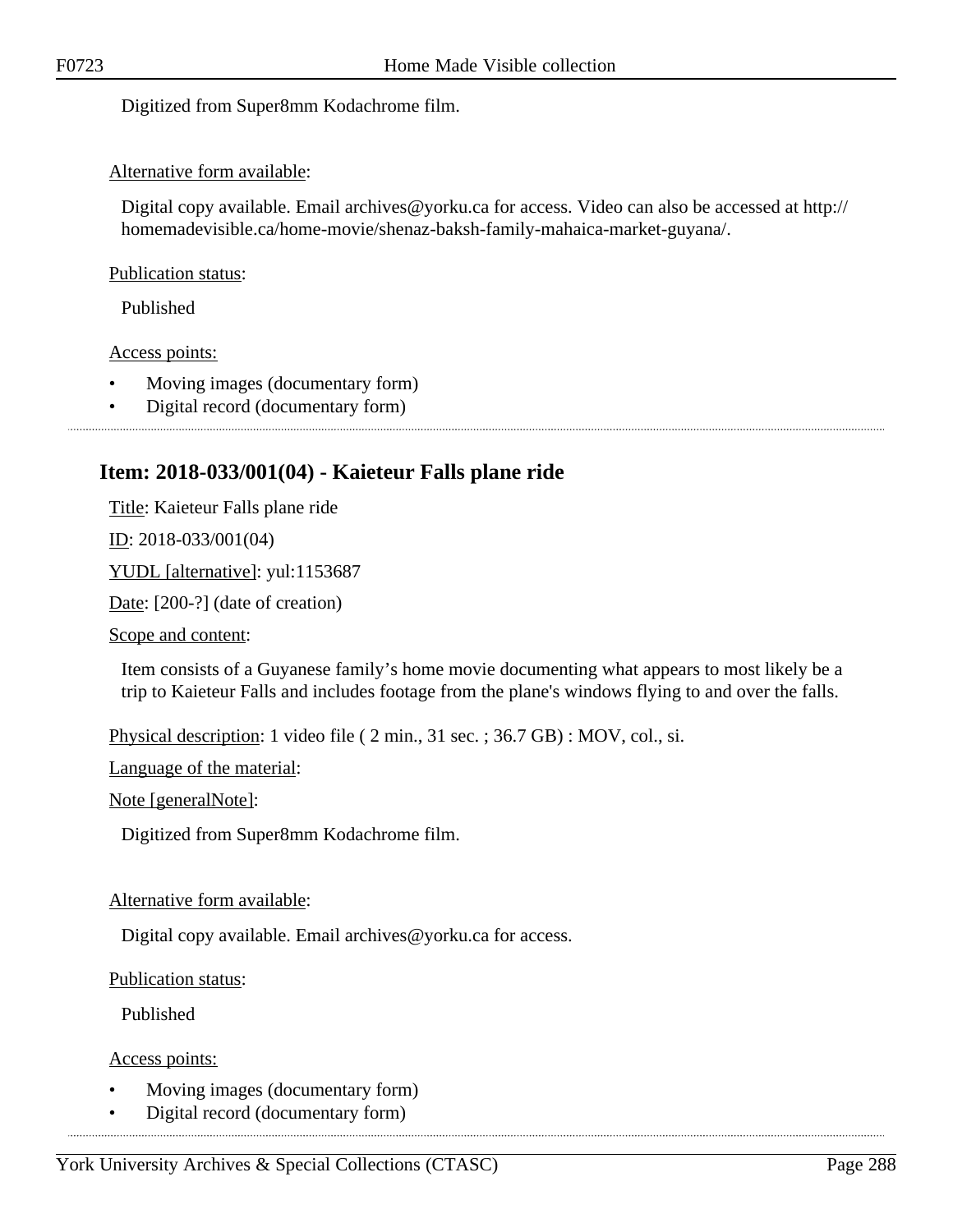Digitized from Super8mm Kodachrome film.

Alternative form available:

Digital copy available. Email archives@yorku.ca for access. Video can also be accessed at http://homemadevisible.ca/home-movie/shenaz-baksh-family-mahaica-market-guyana/.

Publication status:

Published

Access points:

- Moving images (documentary form)
- Digital record (documentary form)

## Item: 2018-033/001(04) - Kaieteur Falls plane ride

Title: Kaieteur Falls plane ride

ID: 2018-033/001(04)

YUDL [alternative]: yul:1153687

Date: [200-?] (date of creation)

Scope and content:

Item consists of a Guyanese family's home movie documenting what appears to most likely be a trip to Kaieteur Falls and includes footage from the plane's windows flying to and over the falls.

Physical description: 1 video file ( 2 min., 31 sec. ; 36.7 GB) : MOV, col., si.

Language of the material:

Note [generalNote]:

Digitized from Super8mm Kodachrome film.

Alternative form available:

Digital copy available. Email archives@yorku.ca for access.

Publication status:

Published

Access points:

- Moving images (documentary form)
- Digital record (documentary form)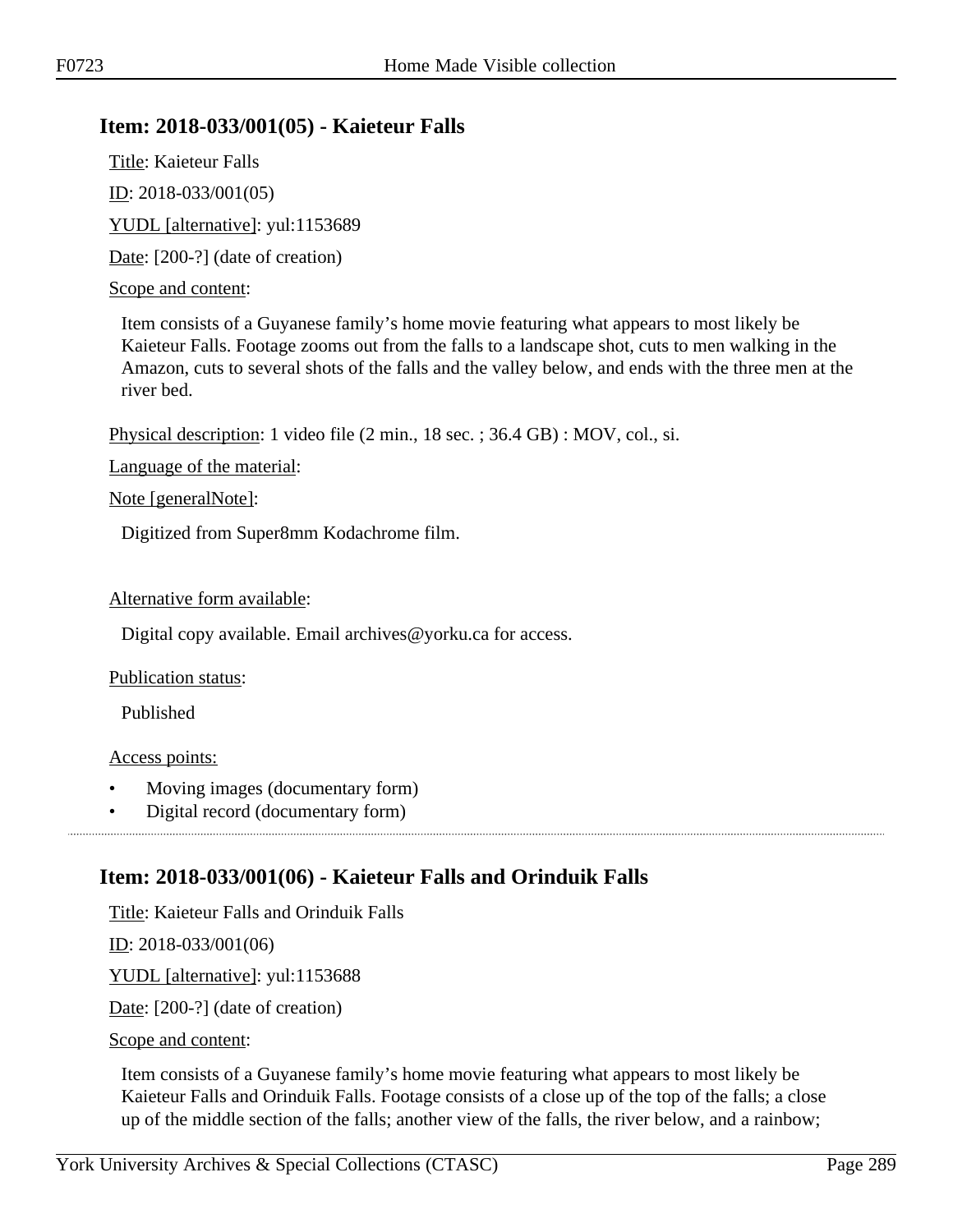## Item: 2018-033/001(05) - Kaieteur Falls

Title: Kaieteur Falls

ID: 2018-033/001(05)

YUDL [alternative]: yul:1153689

Date: [200-?] (date of creation)

Scope and content:

Item consists of a Guyanese family's home movie featuring what appears to most likely be Kaieteur Falls. Footage zooms out from the falls to a landscape shot, cuts to men walking in the Amazon, cuts to several shots of the falls and the valley below, and ends with the three men at the river bed.

Physical description: 1 video file (2 min., 18 sec. ; 36.4 GB) : MOV, col., si.

Language of the material:

Note [generalNote]:

Digitized from Super8mm Kodachrome film.

Alternative form available:

Digital copy available. Email archives@yorku.ca for access.

Publication status:

Published

Access points:

- Moving images (documentary form)
- Digital record (documentary form)

## Item: 2018-033/001(06) - Kaieteur Falls and Orinduik Falls

Title: Kaieteur Falls and Orinduik Falls

ID: 2018-033/001(06)

YUDL [alternative]: yul:1153688

Date: [200-?] (date of creation)

Scope and content:

Item consists of a Guyanese family's home movie featuring what appears to most likely be Kaieteur Falls and Orinduik Falls. Footage consists of a close up of the top of the falls; a close up of the middle section of the falls; another view of the falls, the river below, and a rainbow;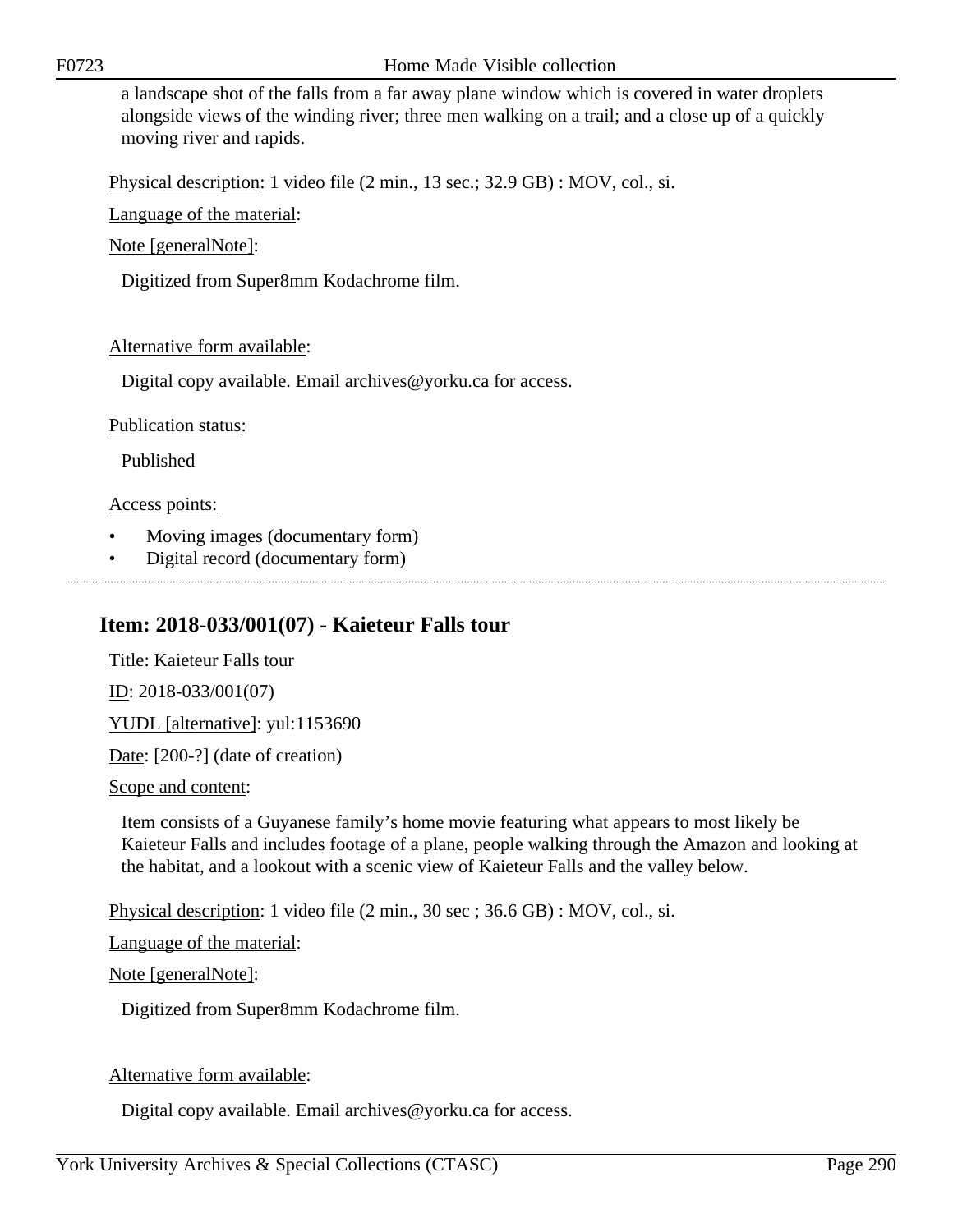a landscape shot of the falls from a far away plane window which is covered in water droplets alongside views of the winding river; three men walking on a trail; and a close up of a quickly moving river and rapids.

Physical description: 1 video file (2 min., 13 sec.; 32.9 GB) : MOV, col., si.

Language of the material:

Note [generalNote]:

Digitized from Super8mm Kodachrome film.

Alternative form available:

Digital copy available. Email archives@yorku.ca for access.

Publication status:

Published

Access points:

- Moving images (documentary form)
- Digital record (documentary form)

---

## Item: 2018-033/001(07) - Kaieteur Falls tour

Title: Kaieteur Falls tour

ID: 2018-033/001(07)

YUDL [alternative]: yul:1153690

Date: [200-?] (date of creation)

Scope and content:

Item consists of a Guyanese family's home movie featuring what appears to most likely be Kaieteur Falls and includes footage of a plane, people walking through the Amazon and looking at the habitat, and a lookout with a scenic view of Kaieteur Falls and the valley below.

Physical description: 1 video file (2 min., 30 sec ; 36.6 GB) : MOV, col., si.

Language of the material:

Note [generalNote]:

Digitized from Super8mm Kodachrome film.

Alternative form available:

Digital copy available. Email archives@yorku.ca for access.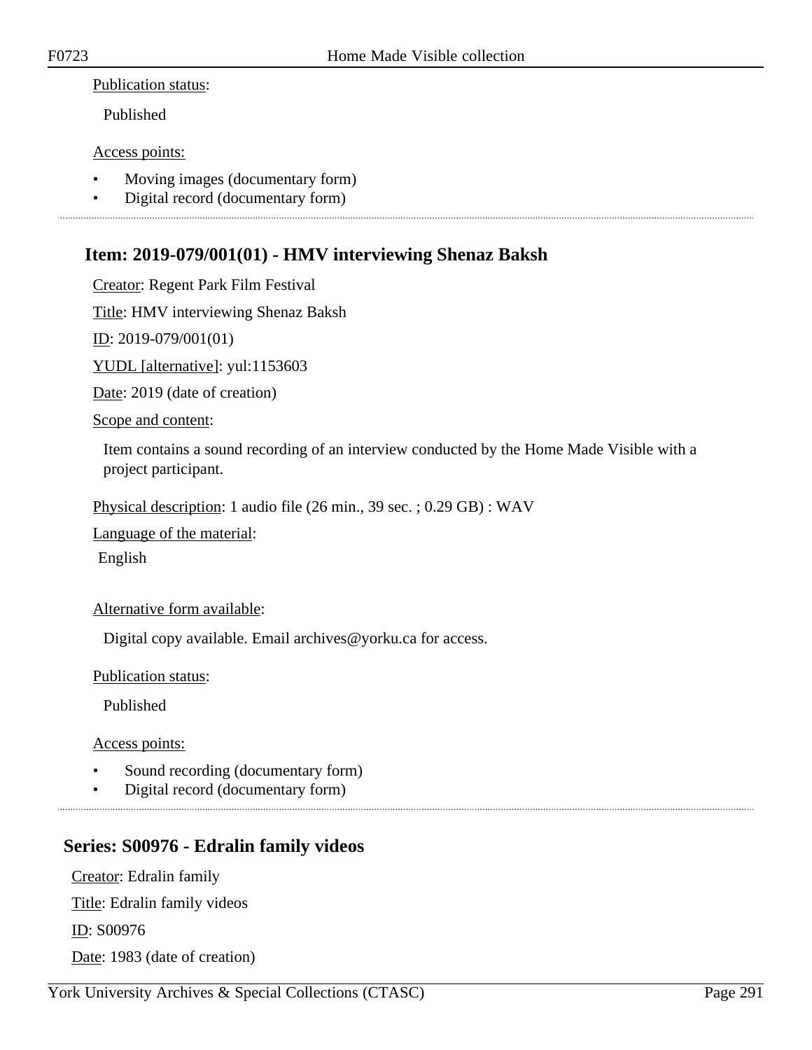Publication status:

Published

Access points:

- Moving images (documentary form)
- Digital record (documentary form)

---

## Item: 2019-079/001(01) - HMV interviewing Shenaz Baksh

Creator: Regent Park Film Festival

Title: HMV interviewing Shenaz Baksh

ID: 2019-079/001(01)

YUDL [alternative]: yul:1153603

Date: 2019 (date of creation)

Scope and content:

Item contains a sound recording of an interview conducted by the Home Made Visible with a project participant.

Physical description: 1 audio file (26 min., 39 sec. ; 0.29 GB) : WAV

Language of the material:

English

Alternative form available:

Digital copy available. Email archives@yorku.ca for access.

Publication status:

Published

Access points:

- Sound recording (documentary form)
- Digital record (documentary form)

---

## Series: S00976 - Edralin family videos

Creator: Edralin family

Title: Edralin family videos

ID: S00976

Date: 1983 (date of creation)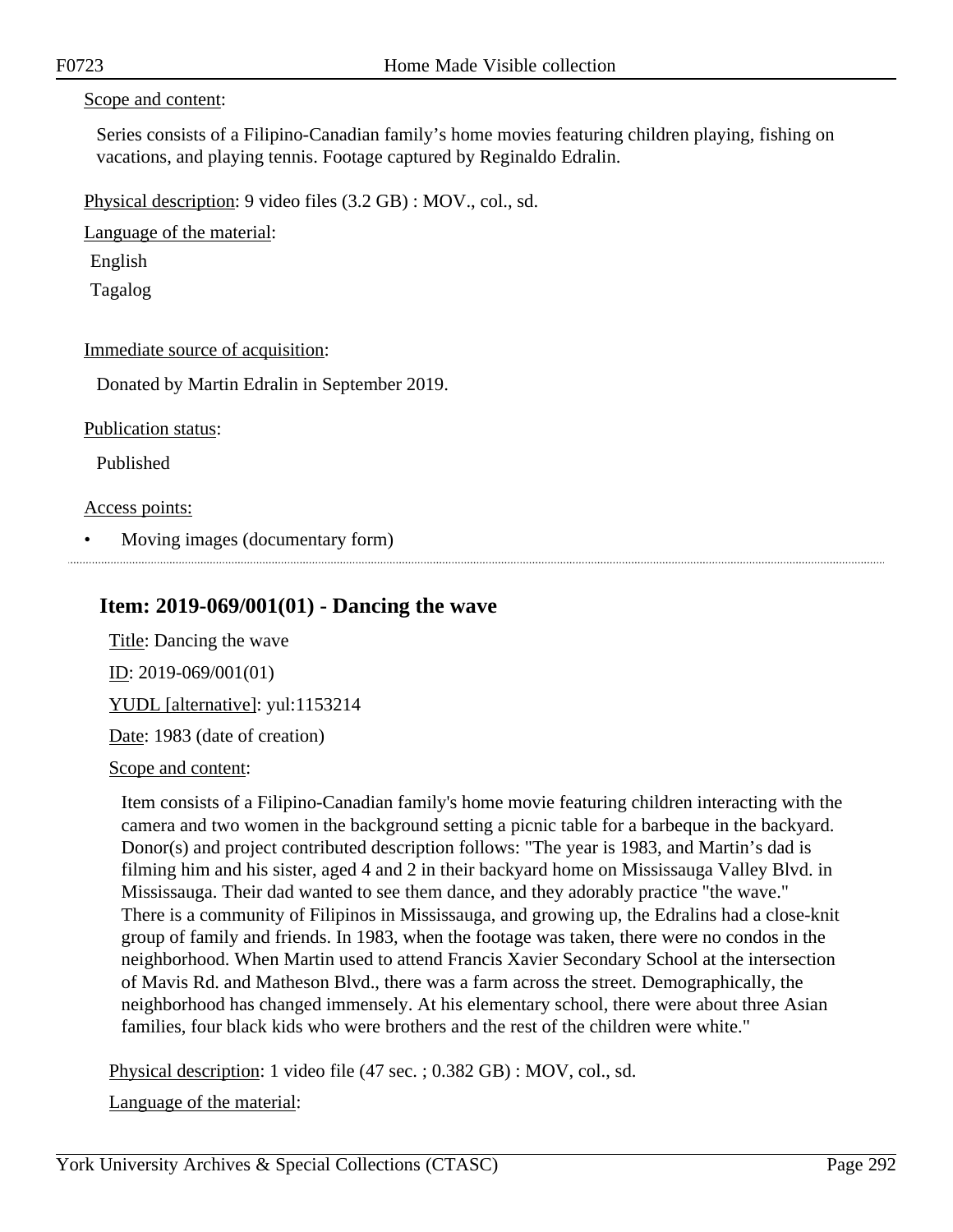Scope and content:

Series consists of a Filipino-Canadian family's home movies featuring children playing, fishing on vacations, and playing tennis. Footage captured by Reginaldo Edralin.

Physical description: 9 video files (3.2 GB) : MOV., col., sd.

Language of the material:

English

Tagalog

Immediate source of acquisition:

Donated by Martin Edralin in September 2019.

Publication status:

Published

Access points:

- Moving images (documentary form)

## Item: 2019-069/001(01) - Dancing the wave

Title: Dancing the wave

ID: 2019-069/001(01)

YUDL [alternative]: yul:1153214

Date: 1983 (date of creation)

Scope and content:

Item consists of a Filipino-Canadian family's home movie featuring children interacting with the camera and two women in the background setting a picnic table for a barbeque in the backyard. Donor(s) and project contributed description follows: "The year is 1983, and Martin's dad is filming him and his sister, aged 4 and 2 in their backyard home on Mississauga Valley Blvd. in Mississauga. Their dad wanted to see them dance, and they adorably practice "the wave." There is a community of Filipinos in Mississauga, and growing up, the Edralins had a close-knit group of family and friends. In 1983, when the footage was taken, there were no condos in the neighborhood. When Martin used to attend Francis Xavier Secondary School at the intersection of Mavis Rd. and Matheson Blvd., there was a farm across the street. Demographically, the neighborhood has changed immensely. At his elementary school, there were about three Asian families, four black kids who were brothers and the rest of the children were white."

Physical description: 1 video file (47 sec. ; 0.382 GB) : MOV, col., sd.

Language of the material: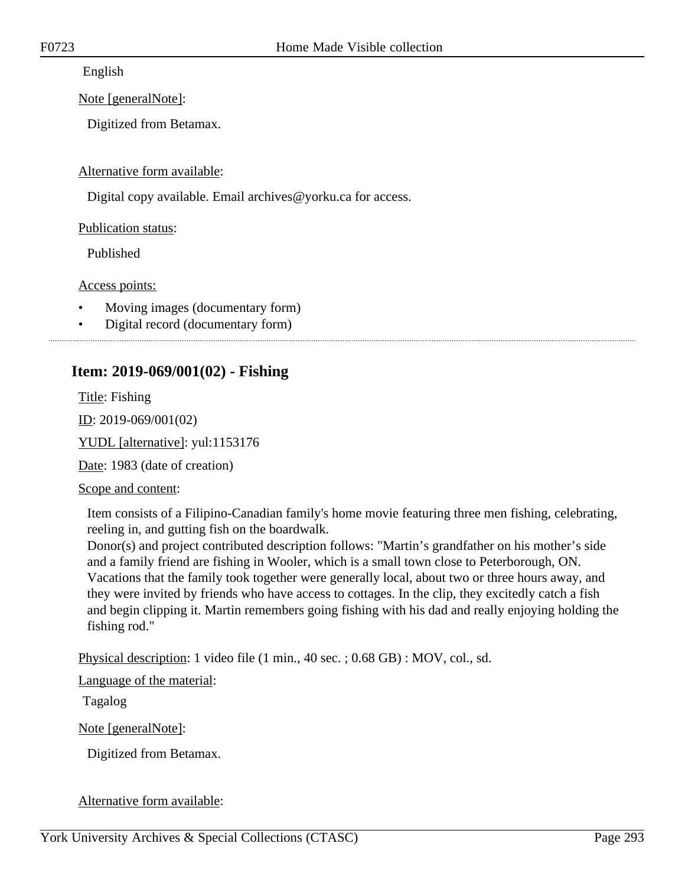English

Note [generalNote]:

Digitized from Betamax.

Alternative form available:

Digital copy available. Email archives@yorku.ca for access.

Publication status:

Published

Access points:

- Moving images (documentary form)
- Digital record (documentary form)

---

## Item: 2019-069/001(02) - Fishing

Title: Fishing

ID: 2019-069/001(02)

YUDL [alternative]: yul:1153176

Date: 1983 (date of creation)

Scope and content:

Item consists of a Filipino-Canadian family's home movie featuring three men fishing, celebrating, reeling in, and gutting fish on the boardwalk.
Donor(s) and project contributed description follows: "Martin's grandfather on his mother's side and a family friend are fishing in Wooler, which is a small town close to Peterborough, ON. Vacations that the family took together were generally local, about two or three hours away, and they were invited by friends who have access to cottages. In the clip, they excitedly catch a fish and begin clipping it. Martin remembers going fishing with his dad and really enjoying holding the fishing rod."

Physical description: 1 video file (1 min., 40 sec. ; 0.68 GB) : MOV, col., sd.

Language of the material:

Tagalog

Note [generalNote]:

Digitized from Betamax.

Alternative form available: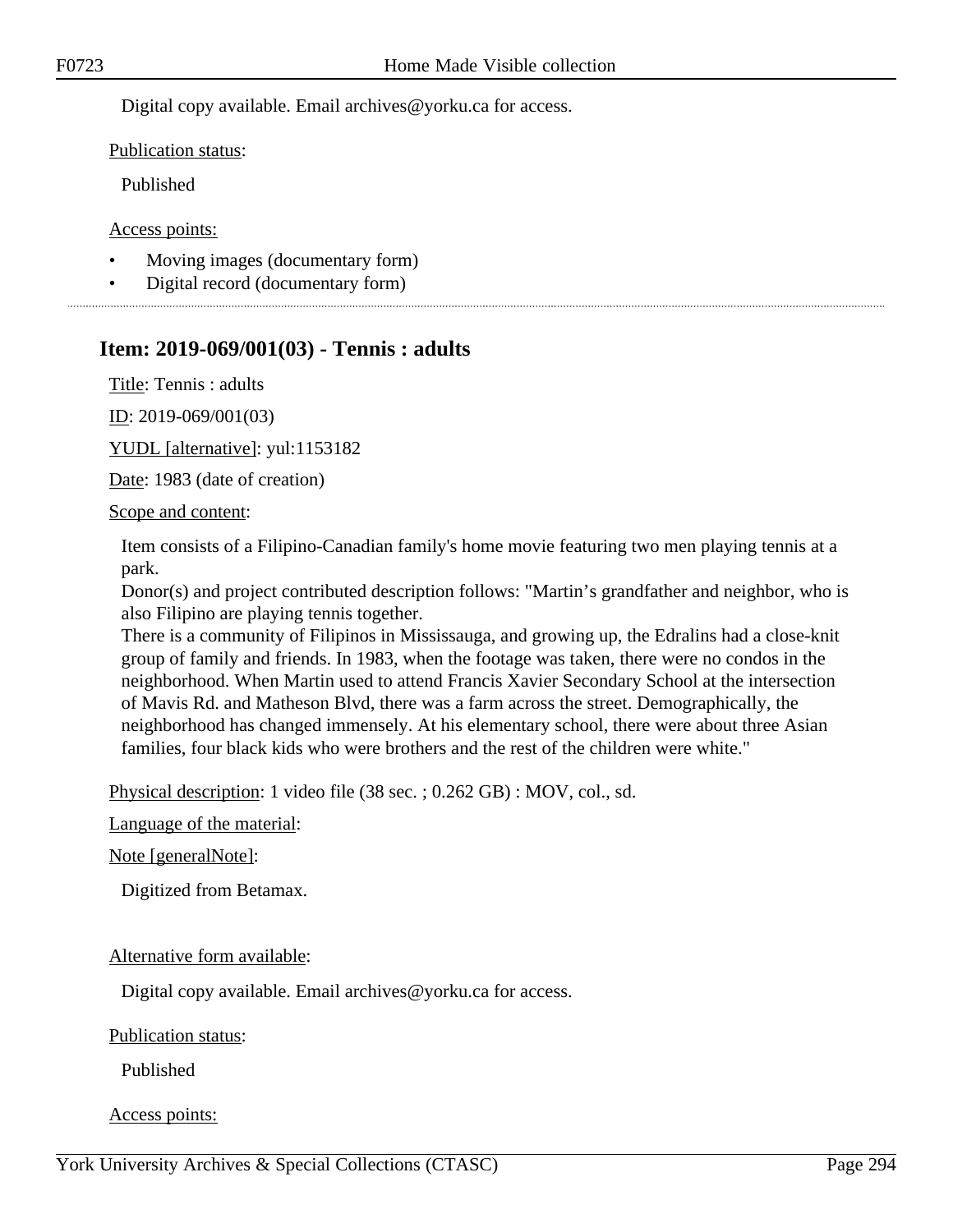Digital copy available. Email archives@yorku.ca for access.

Publication status:

Published

Access points:

- Moving images (documentary form)
- Digital record (documentary form)

---

## Item: 2019-069/001(03) - Tennis : adults

Title: Tennis : adults

ID: 2019-069/001(03)

YUDL [alternative]: yul:1153182

Date: 1983 (date of creation)

Scope and content:

Item consists of a Filipino-Canadian family's home movie featuring two men playing tennis at a park.
Donor(s) and project contributed description follows: "Martin's grandfather and neighbor, who is also Filipino are playing tennis together.
There is a community of Filipinos in Mississauga, and growing up, the Edralins had a close-knit group of family and friends. In 1983, when the footage was taken, there were no condos in the neighborhood. When Martin used to attend Francis Xavier Secondary School at the intersection of Mavis Rd. and Matheson Blvd, there was a farm across the street. Demographically, the neighborhood has changed immensely. At his elementary school, there were about three Asian families, four black kids who were brothers and the rest of the children were white."

Physical description: 1 video file (38 sec. ; 0.262 GB) : MOV, col., sd.

Language of the material:

Note [generalNote]:

Digitized from Betamax.

Alternative form available:

Digital copy available. Email archives@yorku.ca for access.

Publication status:

Published

Access points: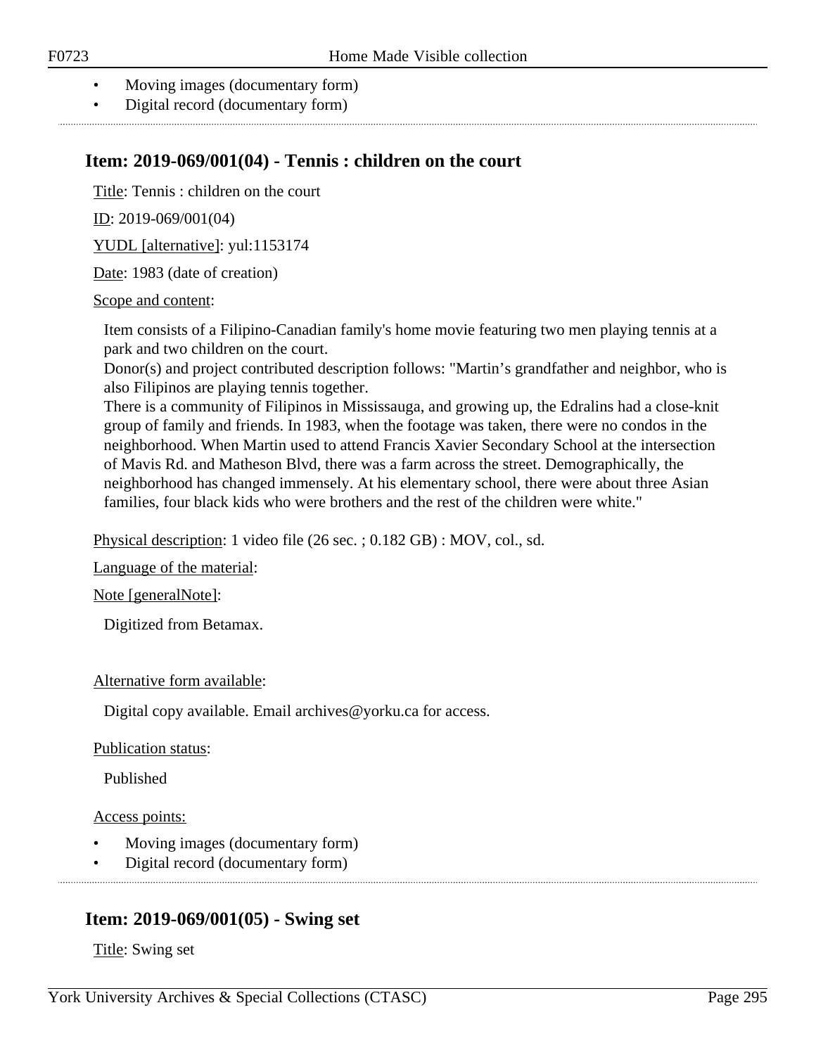- Moving images (documentary form)
- Digital record (documentary form)

## Item: 2019-069/001(04) - Tennis : children on the court

Title: Tennis : children on the court

ID: 2019-069/001(04)

YUDL [alternative]: yul:1153174

Date: 1983 (date of creation)

Scope and content:

Item consists of a Filipino-Canadian family's home movie featuring two men playing tennis at a park and two children on the court.
Donor(s) and project contributed description follows: "Martin's grandfather and neighbor, who is also Filipinos are playing tennis together.
There is a community of Filipinos in Mississauga, and growing up, the Edralins had a close-knit group of family and friends. In 1983, when the footage was taken, there were no condos in the neighborhood. When Martin used to attend Francis Xavier Secondary School at the intersection of Mavis Rd. and Matheson Blvd, there was a farm across the street. Demographically, the neighborhood has changed immensely. At his elementary school, there were about three Asian families, four black kids who were brothers and the rest of the children were white."

Physical description: 1 video file (26 sec. ; 0.182 GB) : MOV, col., sd.

Language of the material:

Note [generalNote]:

Digitized from Betamax.

Alternative form available:

Digital copy available. Email archives@yorku.ca for access.

Publication status:

Published

Access points:

- Moving images (documentary form)
- Digital record (documentary form)

## Item: 2019-069/001(05) - Swing set

Title: Swing set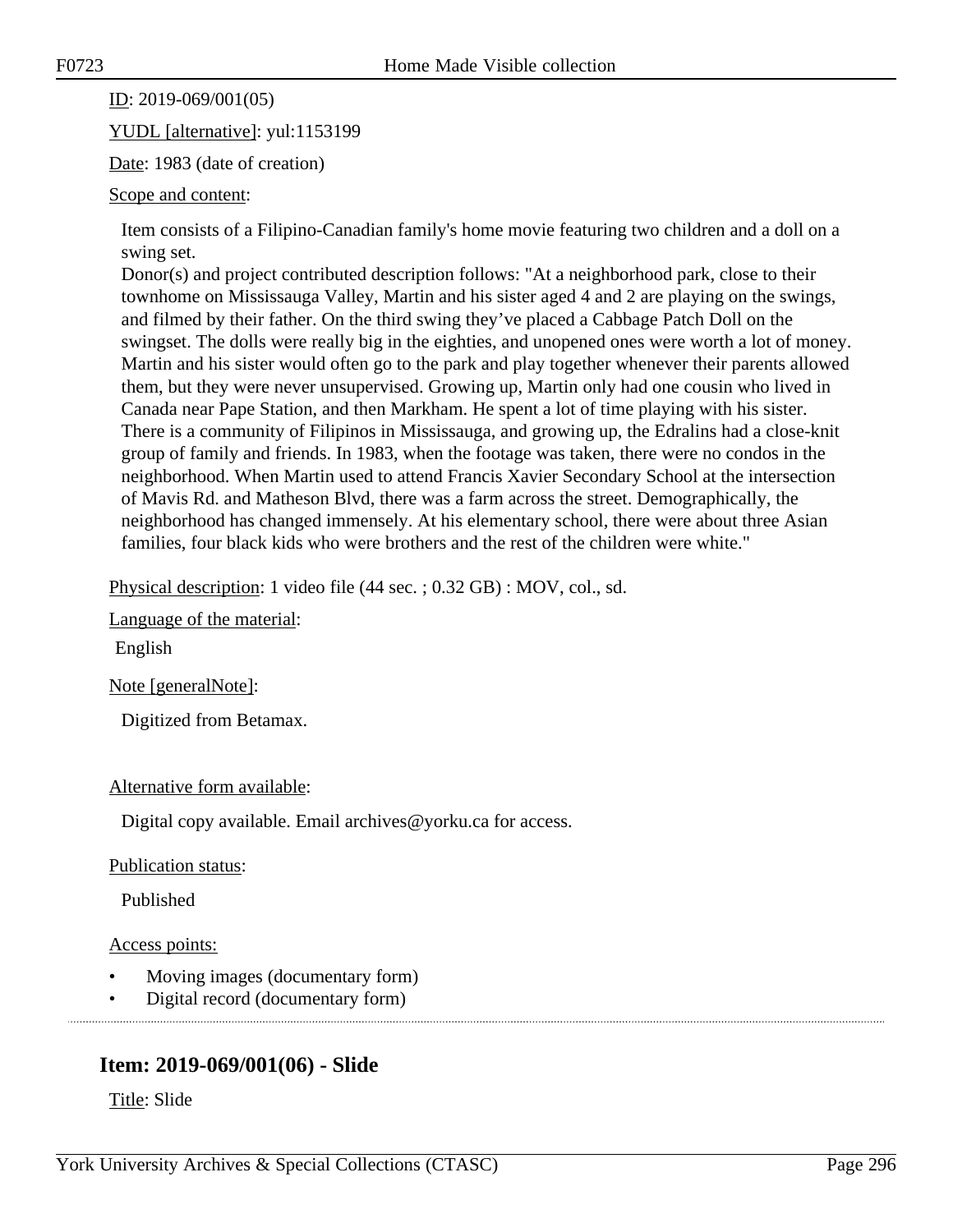ID: 2019-069/001(05)

YUDL [alternative]: yul:1153199

Date: 1983 (date of creation)

Scope and content:

Item consists of a Filipino-Canadian family's home movie featuring two children and a doll on a swing set.
Donor(s) and project contributed description follows: "At a neighborhood park, close to their townhome on Mississauga Valley, Martin and his sister aged 4 and 2 are playing on the swings, and filmed by their father. On the third swing they've placed a Cabbage Patch Doll on the swingset. The dolls were really big in the eighties, and unopened ones were worth a lot of money. Martin and his sister would often go to the park and play together whenever their parents allowed them, but they were never unsupervised. Growing up, Martin only had one cousin who lived in Canada near Pape Station, and then Markham. He spent a lot of time playing with his sister. There is a community of Filipinos in Mississauga, and growing up, the Edralins had a close-knit group of family and friends. In 1983, when the footage was taken, there were no condos in the neighborhood. When Martin used to attend Francis Xavier Secondary School at the intersection of Mavis Rd. and Matheson Blvd, there was a farm across the street. Demographically, the neighborhood has changed immensely. At his elementary school, there were about three Asian families, four black kids who were brothers and the rest of the children were white."

Physical description: 1 video file (44 sec. ; 0.32 GB) : MOV, col., sd.

Language of the material:

English

Note [generalNote]:

Digitized from Betamax.

Alternative form available:

Digital copy available. Email archives@yorku.ca for access.

Publication status:

Published

Access points:

- Moving images (documentary form)
- Digital record (documentary form)

## Item: 2019-069/001(06) - Slide

Title: Slide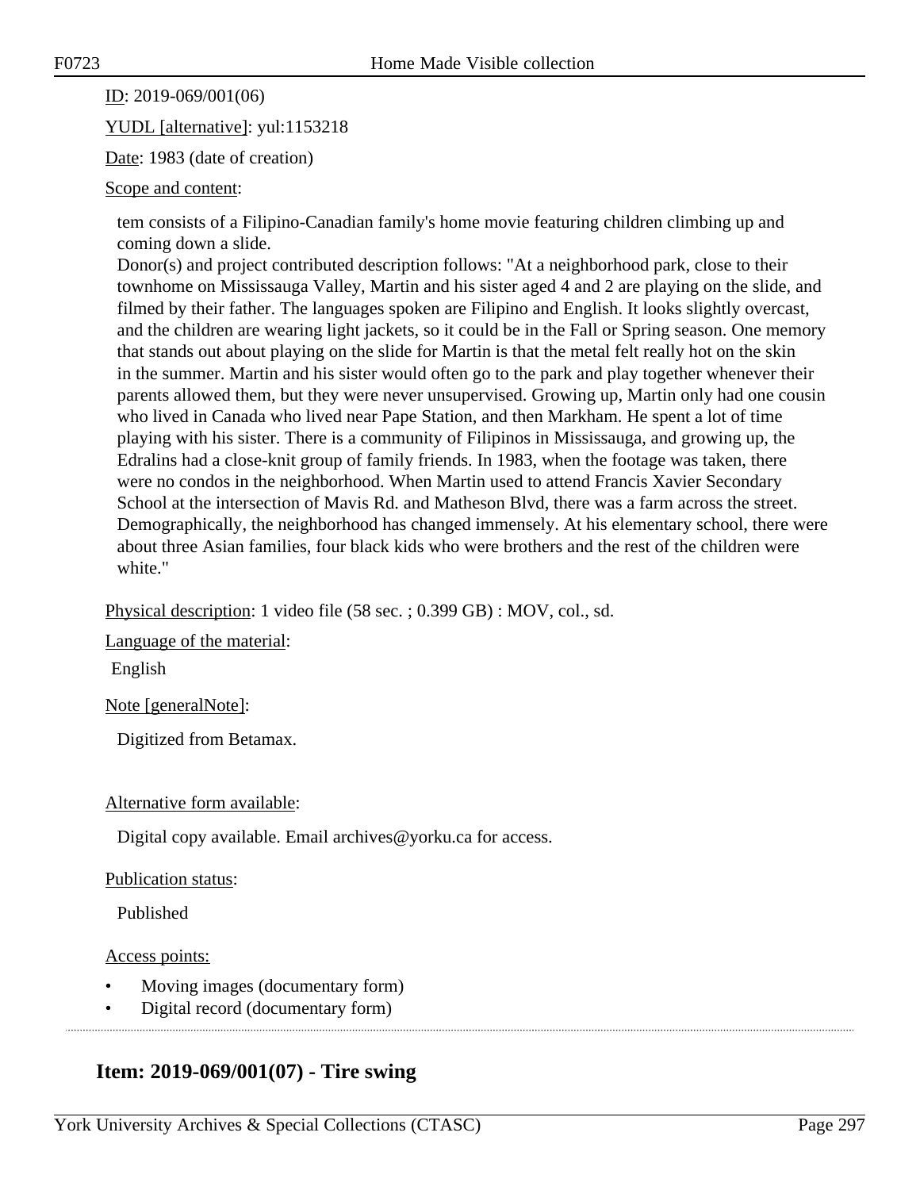ID: 2019-069/001(06)

YUDL [alternative]: yul:1153218

Date: 1983 (date of creation)

Scope and content:

tem consists of a Filipino-Canadian family's home movie featuring children climbing up and coming down a slide.
Donor(s) and project contributed description follows: "At a neighborhood park, close to their townhome on Mississauga Valley, Martin and his sister aged 4 and 2 are playing on the slide, and filmed by their father. The languages spoken are Filipino and English. It looks slightly overcast, and the children are wearing light jackets, so it could be in the Fall or Spring season. One memory that stands out about playing on the slide for Martin is that the metal felt really hot on the skin in the summer. Martin and his sister would often go to the park and play together whenever their parents allowed them, but they were never unsupervised. Growing up, Martin only had one cousin who lived in Canada who lived near Pape Station, and then Markham. He spent a lot of time playing with his sister. There is a community of Filipinos in Mississauga, and growing up, the Edralins had a close-knit group of family friends. In 1983, when the footage was taken, there were no condos in the neighborhood. When Martin used to attend Francis Xavier Secondary School at the intersection of Mavis Rd. and Matheson Blvd, there was a farm across the street. Demographically, the neighborhood has changed immensely. At his elementary school, there were about three Asian families, four black kids who were brothers and the rest of the children were white."

Physical description: 1 video file (58 sec. ; 0.399 GB) : MOV, col., sd.

Language of the material:

English

Note [generalNote]:

Digitized from Betamax.

Alternative form available:

Digital copy available. Email archives@yorku.ca for access.

Publication status:

Published

Access points:

- Moving images (documentary form)
- Digital record (documentary form)

## Item: 2019-069/001(07) - Tire swing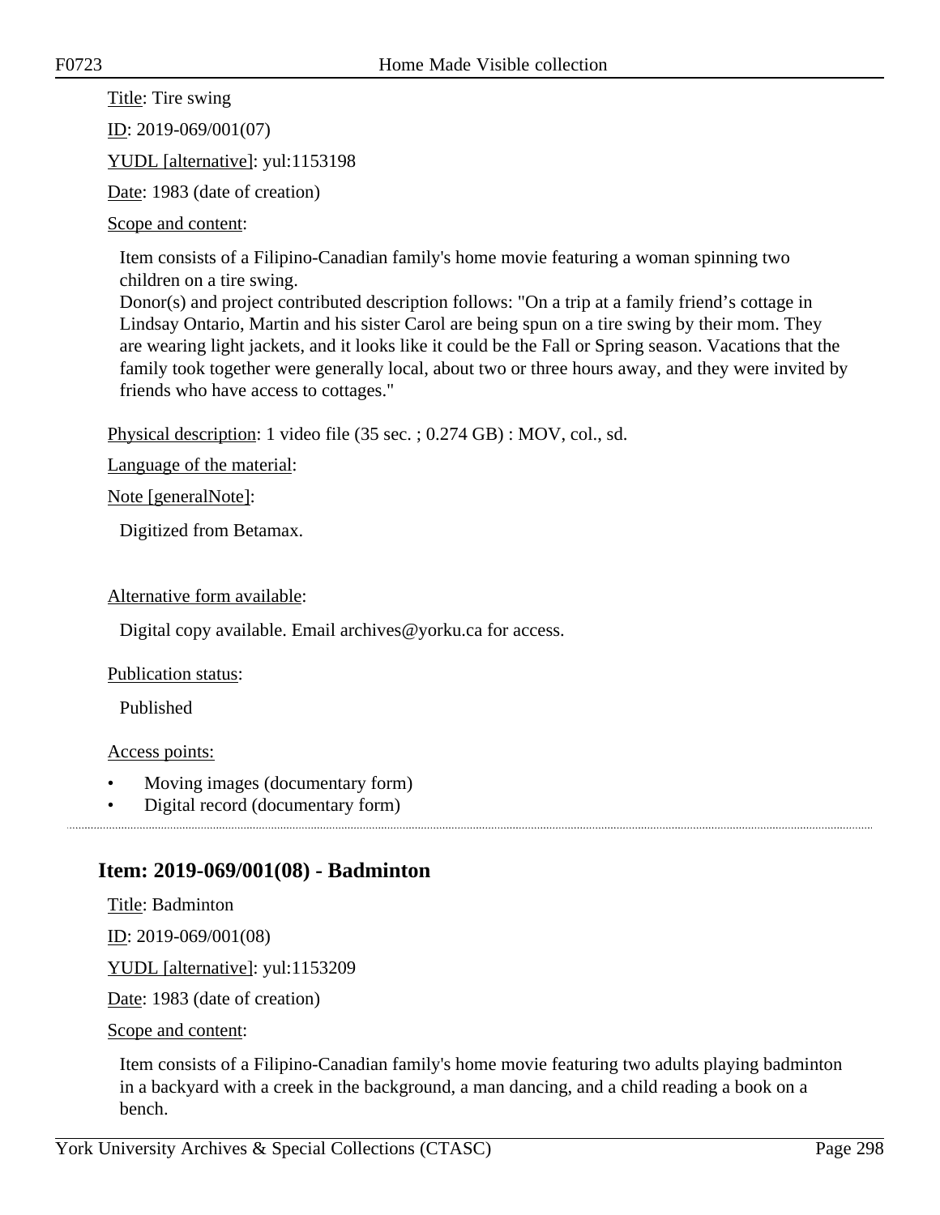Title: Tire swing

ID: 2019-069/001(07)

YUDL [alternative]: yul:1153198

Date: 1983 (date of creation)

Scope and content:

Item consists of a Filipino-Canadian family's home movie featuring a woman spinning two children on a tire swing.
Donor(s) and project contributed description follows: "On a trip at a family friend’s cottage in Lindsay Ontario, Martin and his sister Carol are being spun on a tire swing by their mom. They are wearing light jackets, and it looks like it could be the Fall or Spring season. Vacations that the family took together were generally local, about two or three hours away, and they were invited by friends who have access to cottages."

Physical description: 1 video file (35 sec. ; 0.274 GB) : MOV, col., sd.

Language of the material:

Note [generalNote]:

Digitized from Betamax.

Alternative form available:

Digital copy available. Email archives@yorku.ca for access.

Publication status:

Published

Access points:

- Moving images (documentary form)
- Digital record (documentary form)

---

## Item: 2019-069/001(08) - Badminton

Title: Badminton

ID: 2019-069/001(08)

YUDL [alternative]: yul:1153209

Date: 1983 (date of creation)

Scope and content:

Item consists of a Filipino-Canadian family's home movie featuring two adults playing badminton in a backyard with a creek in the background, a man dancing, and a child reading a book on a bench.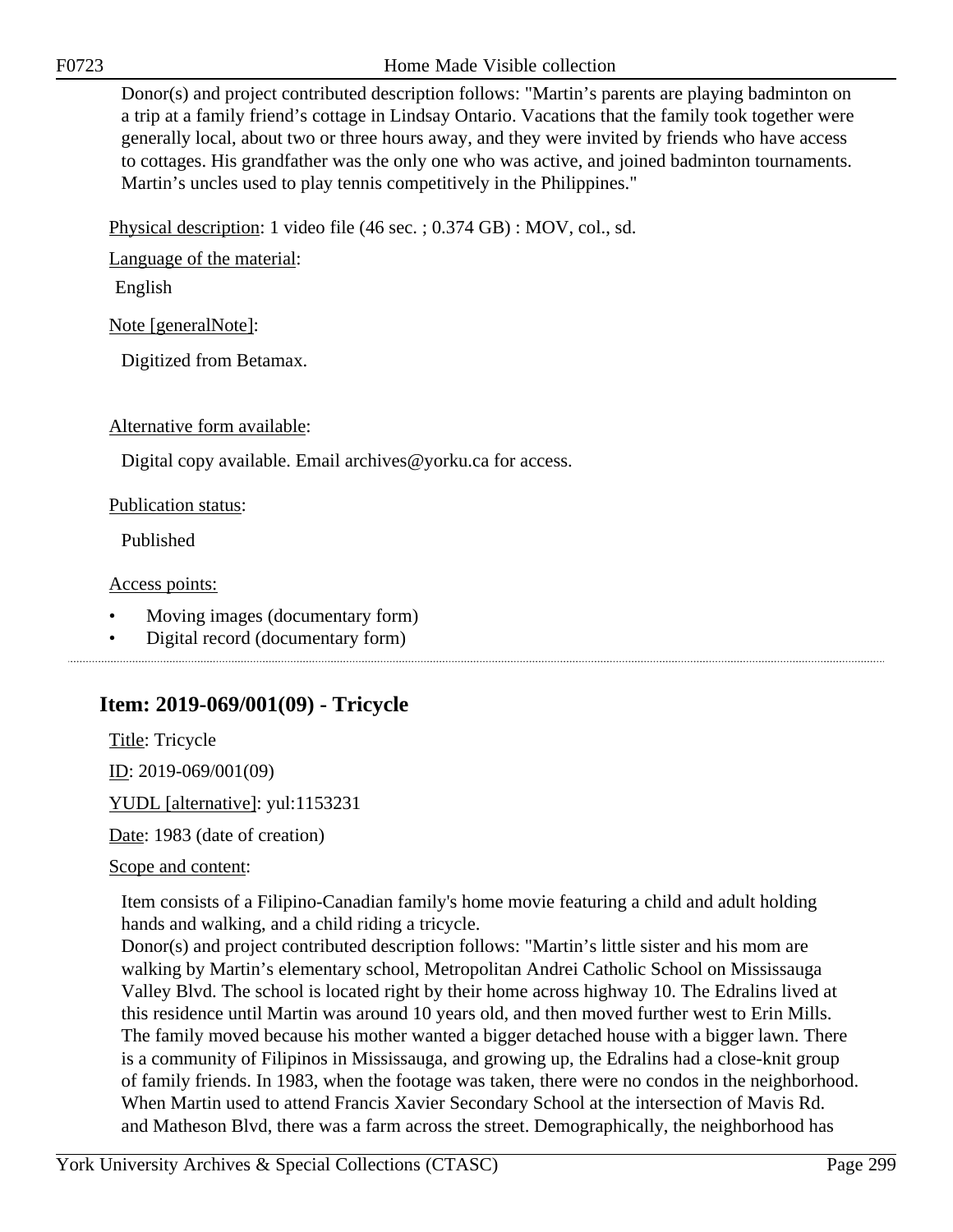Donor(s) and project contributed description follows: "Martin’s parents are playing badminton on a trip at a family friend’s cottage in Lindsay Ontario. Vacations that the family took together were generally local, about two or three hours away, and they were invited by friends who have access to cottages. His grandfather was the only one who was active, and joined badminton tournaments. Martin’s uncles used to play tennis competitively in the Philippines."

Physical description: 1 video file (46 sec. ; 0.374 GB) : MOV, col., sd.

Language of the material:

English

Note [generalNote]:

Digitized from Betamax.

Alternative form available:

Digital copy available. Email archives@yorku.ca for access.

Publication status:

Published

Access points:

- Moving images (documentary form)
- Digital record (documentary form)

## Item: 2019-069/001(09) - Tricycle

Title: Tricycle

ID: 2019-069/001(09)

YUDL [alternative]: yul:1153231

Date: 1983 (date of creation)

Scope and content:

Item consists of a Filipino-Canadian family's home movie featuring a child and adult holding hands and walking, and a child riding a tricycle.
Donor(s) and project contributed description follows: "Martin’s little sister and his mom are walking by Martin’s elementary school, Metropolitan Andrei Catholic School on Mississauga Valley Blvd. The school is located right by their home across highway 10. The Edralins lived at this residence until Martin was around 10 years old, and then moved further west to Erin Mills. The family moved because his mother wanted a bigger detached house with a bigger lawn. There is a community of Filipinos in Mississauga, and growing up, the Edralins had a close-knit group of family friends. In 1983, when the footage was taken, there were no condos in the neighborhood. When Martin used to attend Francis Xavier Secondary School at the intersection of Mavis Rd. and Matheson Blvd, there was a farm across the street. Demographically, the neighborhood has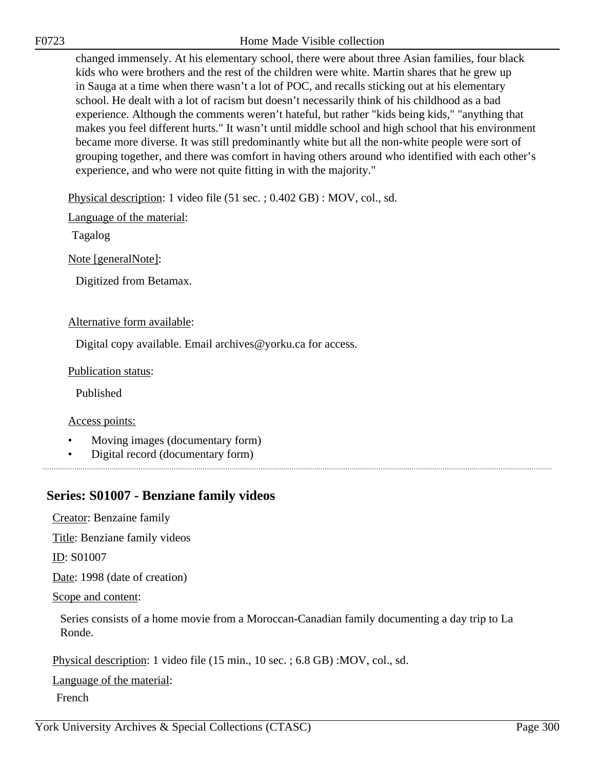changed immensely. At his elementary school, there were about three Asian families, four black kids who were brothers and the rest of the children were white. Martin shares that he grew up in Sauga at a time when there wasn't a lot of POC, and recalls sticking out at his elementary school. He dealt with a lot of racism but doesn't necessarily think of his childhood as a bad experience. Although the comments weren't hateful, but rather "kids being kids," "anything that makes you feel different hurts." It wasn't until middle school and high school that his environment became more diverse. It was still predominantly white but all the non-white people were sort of grouping together, and there was comfort in having others around who identified with each other's experience, and who were not quite fitting in with the majority."

Physical description: 1 video file (51 sec. ; 0.402 GB) : MOV, col., sd.

Language of the material:

Tagalog

Note [generalNote]:

Digitized from Betamax.

Alternative form available:

Digital copy available. Email archives@yorku.ca for access.

Publication status:

Published

Access points:

- Moving images (documentary form)
- Digital record (documentary form)

---

## Series: S01007 - Benziane family videos

Creator: Benzaine family

Title: Benziane family videos

ID: S01007

Date: 1998 (date of creation)

Scope and content:

Series consists of a home movie from a Moroccan-Canadian family documenting a day trip to La Ronde.

Physical description: 1 video file (15 min., 10 sec. ; 6.8 GB) :MOV, col., sd.

Language of the material:

French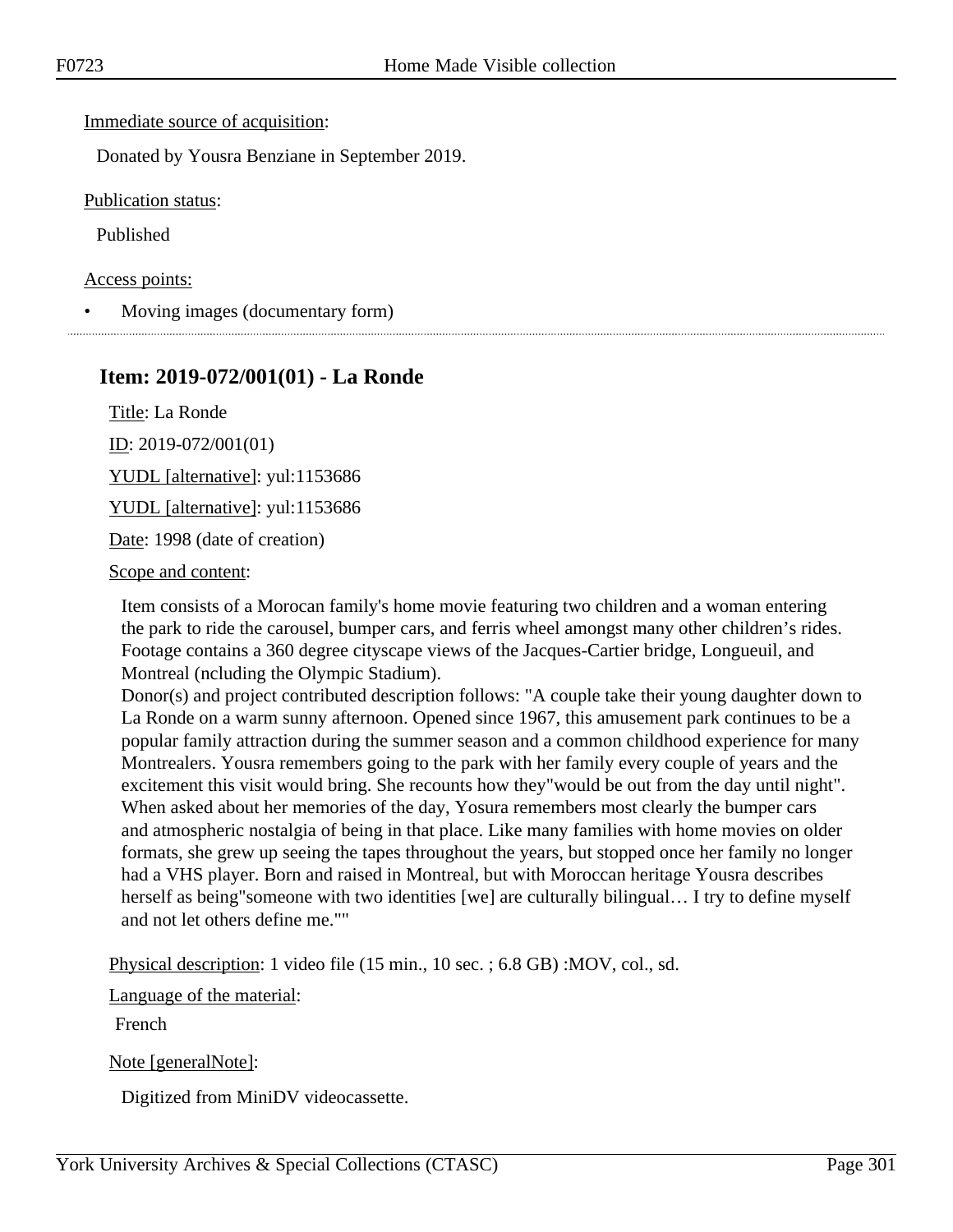Immediate source of acquisition:

Donated by Yousra Benziane in September 2019.

Publication status:

Published

Access points:

- Moving images (documentary form)

---

## Item: 2019-072/001(01) - La Ronde

Title: La Ronde

ID: 2019-072/001(01)

YUDL [alternative]: yul:1153686

YUDL [alternative]: yul:1153686

Date: 1998 (date of creation)

Scope and content:

Item consists of a Morocan family's home movie featuring two children and a woman entering the park to ride the carousel, bumper cars, and ferris wheel amongst many other children's rides. Footage contains a 360 degree cityscape views of the Jacques-Cartier bridge, Longueuil, and Montreal (ncluding the Olympic Stadium).
Donor(s) and project contributed description follows: "A couple take their young daughter down to La Ronde on a warm sunny afternoon. Opened since 1967, this amusement park continues to be a popular family attraction during the summer season and a common childhood experience for many Montrealers. Yousra remembers going to the park with her family every couple of years and the excitement this visit would bring. She recounts how they"would be out from the day until night". When asked about her memories of the day, Yosura remembers most clearly the bumper cars and atmospheric nostalgia of being in that place. Like many families with home movies on older formats, she grew up seeing the tapes throughout the years, but stopped once her family no longer had a VHS player. Born and raised in Montreal, but with Moroccan heritage Yousra describes herself as being"someone with two identities [we] are culturally bilingual… I try to define myself and not let others define me.""

Physical description: 1 video file (15 min., 10 sec. ; 6.8 GB) :MOV, col., sd.

Language of the material:

French

Note [generalNote]:

Digitized from MiniDV videocassette.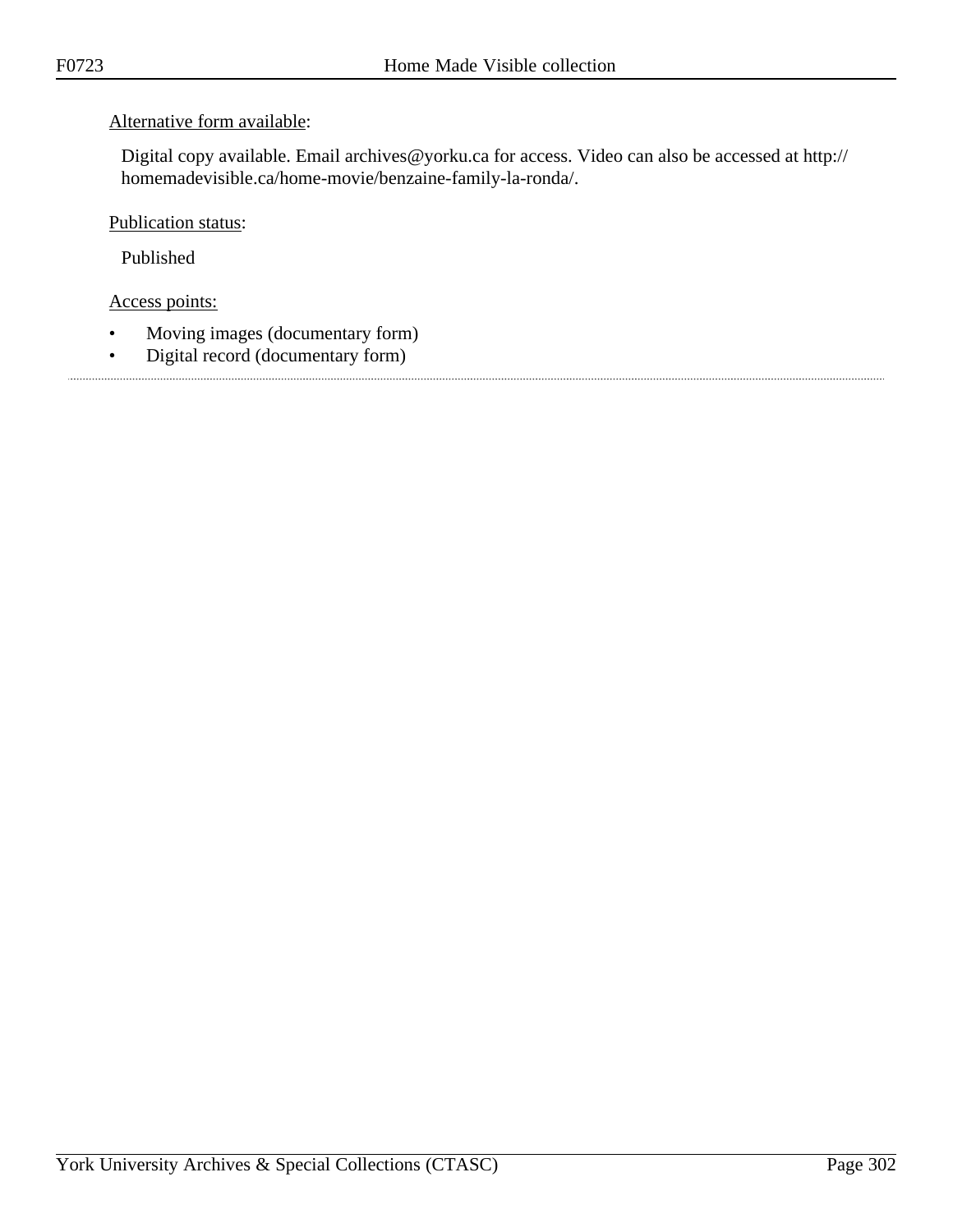Alternative form available:

Digital copy available. Email archives@yorku.ca for access. Video can also be accessed at http://homemadevisible.ca/home-movie/benzaine-family-la-ronda/.

Publication status:

Published

Access points:

- Moving images (documentary form)
- Digital record (documentary form)